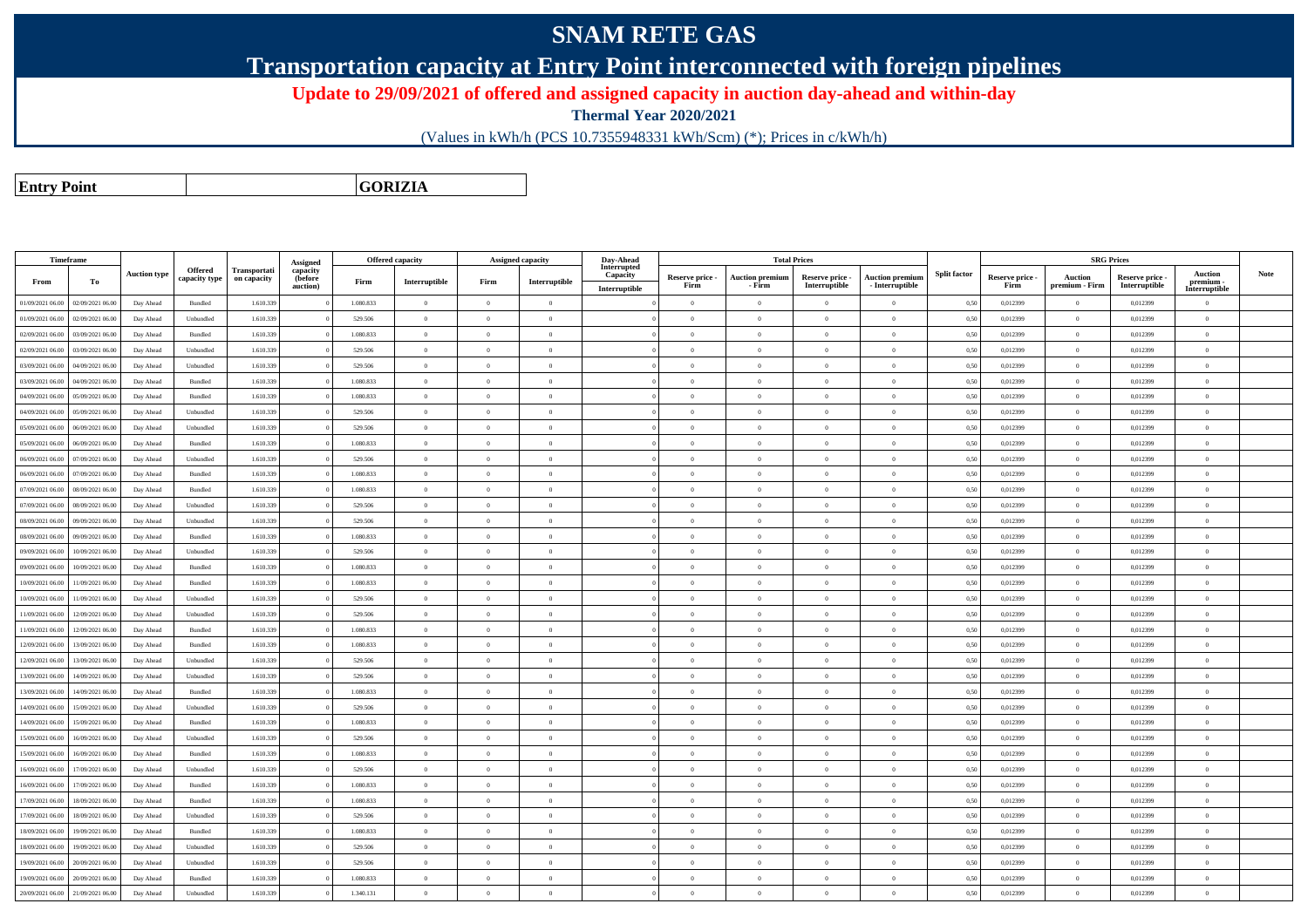# SNAM RETE GAS

## Transportation capacity at Entry Point interconnected with foreign pipelines

**Update to 29/09/2021 of offered and assigned capacity in auction day-ahead and within-day**

**Thermal Year 2020/2021**

(Values in kWh/h (PCS 10.7355948331 kWh/Scm) (*); Prices in c/kWh/h)

| **Entry Point** | **GORIZIA** |
|---|---|

| Timeframe | | Auction type | Offered capacity type | Transportation capacity | Assigned capacity (before auction) | Offered capacity | | Assigned capacity | | Day-Ahead Interrupted Capacity | Total Prices | | | | Split factor | SRG Prices | | | | Note |
|---|---|---|---|---|---|---|---|---|---|---|---|---|---|---|---|---|---|---|---|---|
| From | To | | | | | Firm | Interruptible | Firm | Interruptible | Interruptible | Reserve price - Firm | Auction premium - Firm | Reserve price - Interruptible | Auction premium - Interruptible | | Reserve price - Firm | Auction premium - Firm | Reserve price - Interruptible | Auction premium - Interruptible | |
| 01/09/2021 06.00 | 02/09/2021 06.00 | Day Ahead | Bundled | 1.610.339 | 0 | 1.080.833 | 0 | 0 | 0 | 0 | 0 | 0 | 0 | 0 | 0,50 | 0,012399 | 0 | 0,012399 | 0 | |
| 01/09/2021 06.00 | 02/09/2021 06.00 | Day Ahead | Unbundled | 1.610.339 | 0 | 529.506 | 0 | 0 | 0 | 0 | 0 | 0 | 0 | 0 | 0,50 | 0,012399 | 0 | 0,012399 | 0 | |
| 02/09/2021 06.00 | 03/09/2021 06.00 | Day Ahead | Bundled | 1.610.339 | 0 | 1.080.833 | 0 | 0 | 0 | 0 | 0 | 0 | 0 | 0 | 0,50 | 0,012399 | 0 | 0,012399 | 0 | |
| 02/09/2021 06.00 | 03/09/2021 06.00 | Day Ahead | Unbundled | 1.610.339 | 0 | 529.506 | 0 | 0 | 0 | 0 | 0 | 0 | 0 | 0 | 0,50 | 0,012399 | 0 | 0,012399 | 0 | |
| 03/09/2021 06.00 | 04/09/2021 06.00 | Day Ahead | Unbundled | 1.610.339 | 0 | 529.506 | 0 | 0 | 0 | 0 | 0 | 0 | 0 | 0 | 0,50 | 0,012399 | 0 | 0,012399 | 0 | |
| 03/09/2021 06.00 | 04/09/2021 06.00 | Day Ahead | Bundled | 1.610.339 | 0 | 1.080.833 | 0 | 0 | 0 | 0 | 0 | 0 | 0 | 0 | 0,50 | 0,012399 | 0 | 0,012399 | 0 | |
| 04/09/2021 06.00 | 05/09/2021 06.00 | Day Ahead | Bundled | 1.610.339 | 0 | 1.080.833 | 0 | 0 | 0 | 0 | 0 | 0 | 0 | 0 | 0,50 | 0,012399 | 0 | 0,012399 | 0 | |
| 04/09/2021 06.00 | 05/09/2021 06.00 | Day Ahead | Unbundled | 1.610.339 | 0 | 529.506 | 0 | 0 | 0 | 0 | 0 | 0 | 0 | 0 | 0,50 | 0,012399 | 0 | 0,012399 | 0 | |
| 05/09/2021 06.00 | 06/09/2021 06.00 | Day Ahead | Unbundled | 1.610.339 | 0 | 529.506 | 0 | 0 | 0 | 0 | 0 | 0 | 0 | 0 | 0,50 | 0,012399 | 0 | 0,012399 | 0 | |
| 05/09/2021 06.00 | 06/09/2021 06.00 | Day Ahead | Bundled | 1.610.339 | 0 | 1.080.833 | 0 | 0 | 0 | 0 | 0 | 0 | 0 | 0 | 0,50 | 0,012399 | 0 | 0,012399 | 0 | |
| 06/09/2021 06.00 | 07/09/2021 06.00 | Day Ahead | Unbundled | 1.610.339 | 0 | 529.506 | 0 | 0 | 0 | 0 | 0 | 0 | 0 | 0 | 0,50 | 0,012399 | 0 | 0,012399 | 0 | |
| 06/09/2021 06.00 | 07/09/2021 06.00 | Day Ahead | Bundled | 1.610.339 | 0 | 1.080.833 | 0 | 0 | 0 | 0 | 0 | 0 | 0 | 0 | 0,50 | 0,012399 | 0 | 0,012399 | 0 | |
| 07/09/2021 06.00 | 08/09/2021 06.00 | Day Ahead | Bundled | 1.610.339 | 0 | 1.080.833 | 0 | 0 | 0 | 0 | 0 | 0 | 0 | 0 | 0,50 | 0,012399 | 0 | 0,012399 | 0 | |
| 07/09/2021 06.00 | 08/09/2021 06.00 | Day Ahead | Unbundled | 1.610.339 | 0 | 529.506 | 0 | 0 | 0 | 0 | 0 | 0 | 0 | 0 | 0,50 | 0,012399 | 0 | 0,012399 | 0 | |
| 08/09/2021 06.00 | 09/09/2021 06.00 | Day Ahead | Unbundled | 1.610.339 | 0 | 529.506 | 0 | 0 | 0 | 0 | 0 | 0 | 0 | 0 | 0,50 | 0,012399 | 0 | 0,012399 | 0 | |
| 08/09/2021 06.00 | 09/09/2021 06.00 | Day Ahead | Bundled | 1.610.339 | 0 | 1.080.833 | 0 | 0 | 0 | 0 | 0 | 0 | 0 | 0 | 0,50 | 0,012399 | 0 | 0,012399 | 0 | |
| 09/09/2021 06.00 | 10/09/2021 06.00 | Day Ahead | Unbundled | 1.610.339 | 0 | 529.506 | 0 | 0 | 0 | 0 | 0 | 0 | 0 | 0 | 0,50 | 0,012399 | 0 | 0,012399 | 0 | |
| 09/09/2021 06.00 | 10/09/2021 06.00 | Day Ahead | Bundled | 1.610.339 | 0 | 1.080.833 | 0 | 0 | 0 | 0 | 0 | 0 | 0 | 0 | 0,50 | 0,012399 | 0 | 0,012399 | 0 | |
| 10/09/2021 06.00 | 11/09/2021 06.00 | Day Ahead | Bundled | 1.610.339 | 0 | 1.080.833 | 0 | 0 | 0 | 0 | 0 | 0 | 0 | 0 | 0,50 | 0,012399 | 0 | 0,012399 | 0 | |
| 10/09/2021 06.00 | 11/09/2021 06.00 | Day Ahead | Unbundled | 1.610.339 | 0 | 529.506 | 0 | 0 | 0 | 0 | 0 | 0 | 0 | 0 | 0,50 | 0,012399 | 0 | 0,012399 | 0 | |
| 11/09/2021 06.00 | 12/09/2021 06.00 | Day Ahead | Unbundled | 1.610.339 | 0 | 529.506 | 0 | 0 | 0 | 0 | 0 | 0 | 0 | 0 | 0,50 | 0,012399 | 0 | 0,012399 | 0 | |
| 11/09/2021 06.00 | 12/09/2021 06.00 | Day Ahead | Bundled | 1.610.339 | 0 | 1.080.833 | 0 | 0 | 0 | 0 | 0 | 0 | 0 | 0 | 0,50 | 0,012399 | 0 | 0,012399 | 0 | |
| 12/09/2021 06.00 | 13/09/2021 06.00 | Day Ahead | Bundled | 1.610.339 | 0 | 1.080.833 | 0 | 0 | 0 | 0 | 0 | 0 | 0 | 0 | 0,50 | 0,012399 | 0 | 0,012399 | 0 | |
| 12/09/2021 06.00 | 13/09/2021 06.00 | Day Ahead | Unbundled | 1.610.339 | 0 | 529.506 | 0 | 0 | 0 | 0 | 0 | 0 | 0 | 0 | 0,50 | 0,012399 | 0 | 0,012399 | 0 | |
| 13/09/2021 06.00 | 14/09/2021 06.00 | Day Ahead | Unbundled | 1.610.339 | 0 | 529.506 | 0 | 0 | 0 | 0 | 0 | 0 | 0 | 0 | 0,50 | 0,012399 | 0 | 0,012399 | 0 | |
| 13/09/2021 06.00 | 14/09/2021 06.00 | Day Ahead | Bundled | 1.610.339 | 0 | 1.080.833 | 0 | 0 | 0 | 0 | 0 | 0 | 0 | 0 | 0,50 | 0,012399 | 0 | 0,012399 | 0 | |
| 14/09/2021 06.00 | 15/09/2021 06.00 | Day Ahead | Unbundled | 1.610.339 | 0 | 529.506 | 0 | 0 | 0 | 0 | 0 | 0 | 0 | 0 | 0,50 | 0,012399 | 0 | 0,012399 | 0 | |
| 14/09/2021 06.00 | 15/09/2021 06.00 | Day Ahead | Bundled | 1.610.339 | 0 | 1.080.833 | 0 | 0 | 0 | 0 | 0 | 0 | 0 | 0 | 0,50 | 0,012399 | 0 | 0,012399 | 0 | |
| 15/09/2021 06.00 | 16/09/2021 06.00 | Day Ahead | Unbundled | 1.610.339 | 0 | 529.506 | 0 | 0 | 0 | 0 | 0 | 0 | 0 | 0 | 0,50 | 0,012399 | 0 | 0,012399 | 0 | |
| 15/09/2021 06.00 | 16/09/2021 06.00 | Day Ahead | Bundled | 1.610.339 | 0 | 1.080.833 | 0 | 0 | 0 | 0 | 0 | 0 | 0 | 0 | 0,50 | 0,012399 | 0 | 0,012399 | 0 | |
| 16/09/2021 06.00 | 17/09/2021 06.00 | Day Ahead | Unbundled | 1.610.339 | 0 | 529.506 | 0 | 0 | 0 | 0 | 0 | 0 | 0 | 0 | 0,50 | 0,012399 | 0 | 0,012399 | 0 | |
| 16/09/2021 06.00 | 17/09/2021 06.00 | Day Ahead | Bundled | 1.610.339 | 0 | 1.080.833 | 0 | 0 | 0 | 0 | 0 | 0 | 0 | 0 | 0,50 | 0,012399 | 0 | 0,012399 | 0 | |
| 17/09/2021 06.00 | 18/09/2021 06.00 | Day Ahead | Bundled | 1.610.339 | 0 | 1.080.833 | 0 | 0 | 0 | 0 | 0 | 0 | 0 | 0 | 0,50 | 0,012399 | 0 | 0,012399 | 0 | |
| 17/09/2021 06.00 | 18/09/2021 06.00 | Day Ahead | Unbundled | 1.610.339 | 0 | 529.506 | 0 | 0 | 0 | 0 | 0 | 0 | 0 | 0 | 0,50 | 0,012399 | 0 | 0,012399 | 0 | |
| 18/09/2021 06.00 | 19/09/2021 06.00 | Day Ahead | Bundled | 1.610.339 | 0 | 1.080.833 | 0 | 0 | 0 | 0 | 0 | 0 | 0 | 0 | 0,50 | 0,012399 | 0 | 0,012399 | 0 | |
| 18/09/2021 06.00 | 19/09/2021 06.00 | Day Ahead | Unbundled | 1.610.339 | 0 | 529.506 | 0 | 0 | 0 | 0 | 0 | 0 | 0 | 0 | 0,50 | 0,012399 | 0 | 0,012399 | 0 | |
| 19/09/2021 06.00 | 20/09/2021 06.00 | Day Ahead | Unbundled | 1.610.339 | 0 | 529.506 | 0 | 0 | 0 | 0 | 0 | 0 | 0 | 0 | 0,50 | 0,012399 | 0 | 0,012399 | 0 | |
| 19/09/2021 06.00 | 20/09/2021 06.00 | Day Ahead | Bundled | 1.610.339 | 0 | 1.080.833 | 0 | 0 | 0 | 0 | 0 | 0 | 0 | 0 | 0,50 | 0,012399 | 0 | 0,012399 | 0 | |
| 20/09/2021 06.00 | 21/09/2021 06.00 | Day Ahead | Unbundled | 1.610.339 | 0 | 1.340.131 | 0 | 0 | 0 | 0 | 0 | 0 | 0 | 0 | 0,50 | 0,012399 | 0 | 0,012399 | 0 | |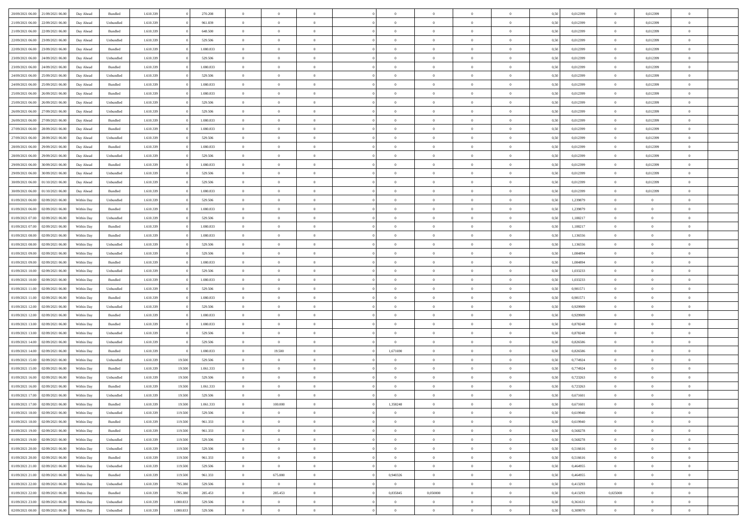| | | | | | | | | | | | | | | | | | | | | | |
|---|---|---|---|---|---|---|---|---|---|---|---|---|---|---|---|---|---|---|---|---|---|
| 20/09/2021 06:00 | 21/09/2021 06:00 | Day Ahead | Bundled | 1.610.339 | 0 | 270.208 | 0 | 0 | 0 | | 0 | 0 | 0 | 0 | 0,50 | 0,012399 | 0 | 0,012399 | 0 | |
| 21/09/2021 06:00 | 22/09/2021 06:00 | Day Ahead | Unbundled | 1.610.339 | 0 | 961.839 | 0 | 0 | 0 | | 0 | 0 | 0 | 0 | 0,50 | 0,012399 | 0 | 0,012399 | 0 | |
| 21/09/2021 06:00 | 22/09/2021 06:00 | Day Ahead | Bundled | 1.610.339 | 0 | 648.500 | 0 | 0 | 0 | | 0 | 0 | 0 | 0 | 0,50 | 0,012399 | 0 | 0,012399 | 0 | |
| 22/09/2021 06:00 | 23/09/2021 06:00 | Day Ahead | Unbundled | 1.610.339 | 0 | 529.506 | 0 | 0 | 0 | | 0 | 0 | 0 | 0 | 0,50 | 0,012399 | 0 | 0,012399 | 0 | |
| 22/09/2021 06:00 | 23/09/2021 06:00 | Day Ahead | Bundled | 1.610.339 | 0 | 1.080.833 | 0 | 0 | 0 | | 0 | 0 | 0 | 0 | 0,50 | 0,012399 | 0 | 0,012399 | 0 | |
| 23/09/2021 06:00 | 24/09/2021 06:00 | Day Ahead | Unbundled | 1.610.339 | 0 | 529.506 | 0 | 0 | 0 | | 0 | 0 | 0 | 0 | 0,50 | 0,012399 | 0 | 0,012399 | 0 | |
| 23/09/2021 06:00 | 24/09/2021 06:00 | Day Ahead | Bundled | 1.610.339 | 0 | 1.080.833 | 0 | 0 | 0 | | 0 | 0 | 0 | 0 | 0,50 | 0,012399 | 0 | 0,012399 | 0 | |
| 24/09/2021 06:00 | 25/09/2021 06:00 | Day Ahead | Unbundled | 1.610.339 | 0 | 529.506 | 0 | 0 | 0 | | 0 | 0 | 0 | 0 | 0,50 | 0,012399 | 0 | 0,012399 | 0 | |
| 24/09/2021 06:00 | 25/09/2021 06:00 | Day Ahead | Bundled | 1.610.339 | 0 | 1.080.833 | 0 | 0 | 0 | | 0 | 0 | 0 | 0 | 0,50 | 0,012399 | 0 | 0,012399 | 0 | |
| 25/09/2021 06:00 | 26/09/2021 06:00 | Day Ahead | Bundled | 1.610.339 | 0 | 1.080.833 | 0 | 0 | 0 | | 0 | 0 | 0 | 0 | 0,50 | 0,012399 | 0 | 0,012399 | 0 | |
| 25/09/2021 06:00 | 26/09/2021 06:00 | Day Ahead | Unbundled | 1.610.339 | 0 | 529.506 | 0 | 0 | 0 | | 0 | 0 | 0 | 0 | 0,50 | 0,012399 | 0 | 0,012399 | 0 | |
| 26/09/2021 06:00 | 27/09/2021 06:00 | Day Ahead | Unbundled | 1.610.339 | 0 | 529.506 | 0 | 0 | 0 | | 0 | 0 | 0 | 0 | 0,50 | 0,012399 | 0 | 0,012399 | 0 | |
| 26/09/2021 06:00 | 27/09/2021 06:00 | Day Ahead | Bundled | 1.610.339 | 0 | 1.080.833 | 0 | 0 | 0 | | 0 | 0 | 0 | 0 | 0,50 | 0,012399 | 0 | 0,012399 | 0 | |
| 27/09/2021 06:00 | 28/09/2021 06:00 | Day Ahead | Bundled | 1.610.339 | 0 | 1.080.833 | 0 | 0 | 0 | | 0 | 0 | 0 | 0 | 0,50 | 0,012399 | 0 | 0,012399 | 0 | |
| 27/09/2021 06:00 | 28/09/2021 06:00 | Day Ahead | Unbundled | 1.610.339 | 0 | 529.506 | 0 | 0 | 0 | | 0 | 0 | 0 | 0 | 0,50 | 0,012399 | 0 | 0,012399 | 0 | |
| 28/09/2021 06:00 | 29/09/2021 06:00 | Day Ahead | Bundled | 1.610.339 | 0 | 1.080.833 | 0 | 0 | 0 | | 0 | 0 | 0 | 0 | 0,50 | 0,012399 | 0 | 0,012399 | 0 | |
| 28/09/2021 06:00 | 29/09/2021 06:00 | Day Ahead | Unbundled | 1.610.339 | 0 | 529.506 | 0 | 0 | 0 | | 0 | 0 | 0 | 0 | 0,50 | 0,012399 | 0 | 0,012399 | 0 | |
| 29/09/2021 06:00 | 30/09/2021 06:00 | Day Ahead | Bundled | 1.610.339 | 0 | 1.080.833 | 0 | 0 | 0 | | 0 | 0 | 0 | 0 | 0,50 | 0,012399 | 0 | 0,012399 | 0 | |
| 29/09/2021 06:00 | 30/09/2021 06:00 | Day Ahead | Unbundled | 1.610.339 | 0 | 529.506 | 0 | 0 | 0 | | 0 | 0 | 0 | 0 | 0,50 | 0,012399 | 0 | 0,012399 | 0 | |
| 30/09/2021 06:00 | 01/10/2021 06:00 | Day Ahead | Unbundled | 1.610.339 | 0 | 529.506 | 0 | 0 | 0 | | 0 | 0 | 0 | 0 | 0,50 | 0,012399 | 0 | 0,012399 | 0 | |
| 30/09/2021 06:00 | 01/10/2021 06:00 | Day Ahead | Bundled | 1.610.339 | 0 | 1.080.833 | 0 | 0 | 0 | | 0 | 0 | 0 | 0 | 0,50 | 0,012399 | 0 | 0,012399 | 0 | |
| 01/09/2021 06:00 | 02/09/2021 06:00 | Within Day | Unbundled | 1.610.339 | 0 | 529.506 | 0 | 0 | 0 | | 0 | 0 | 0 | 0 | 0,50 | 1,239879 | 0 | 0 | 0 | |
| 01/09/2021 06:00 | 02/09/2021 06:00 | Within Day | Bundled | 1.610.339 | 0 | 1.080.833 | 0 | 0 | 0 | | 0 | 0 | 0 | 0 | 0,50 | 1,239879 | 0 | 0 | 0 | |
| 01/09/2021 07:00 | 02/09/2021 06:00 | Within Day | Unbundled | 1.610.339 | 0 | 529.506 | 0 | 0 | 0 | | 0 | 0 | 0 | 0 | 0,50 | 1,188217 | 0 | 0 | 0 | |
| 01/09/2021 07:00 | 02/09/2021 06:00 | Within Day | Bundled | 1.610.339 | 0 | 1.080.833 | 0 | 0 | 0 | | 0 | 0 | 0 | 0 | 0,50 | 1,188217 | 0 | 0 | 0 | |
| 01/09/2021 08:00 | 02/09/2021 06:00 | Within Day | Bundled | 1.610.339 | 0 | 1.080.833 | 0 | 0 | 0 | | 0 | 0 | 0 | 0 | 0,50 | 1,136556 | 0 | 0 | 0 | |
| 01/09/2021 08:00 | 02/09/2021 06:00 | Within Day | Unbundled | 1.610.339 | 0 | 529.506 | 0 | 0 | 0 | | 0 | 0 | 0 | 0 | 0,50 | 1,136556 | 0 | 0 | 0 | |
| 01/09/2021 09:00 | 02/09/2021 06:00 | Within Day | Unbundled | 1.610.339 | 0 | 529.506 | 0 | 0 | 0 | | 0 | 0 | 0 | 0 | 0,50 | 1,084894 | 0 | 0 | 0 | |
| 01/09/2021 09:00 | 02/09/2021 06:00 | Within Day | Bundled | 1.610.339 | 0 | 1.080.833 | 0 | 0 | 0 | | 0 | 0 | 0 | 0 | 0,50 | 1,084894 | 0 | 0 | 0 | |
| 01/09/2021 10:00 | 02/09/2021 06:00 | Within Day | Unbundled | 1.610.339 | 0 | 529.506 | 0 | 0 | 0 | | 0 | 0 | 0 | 0 | 0,50 | 1,033233 | 0 | 0 | 0 | |
| 01/09/2021 10:00 | 02/09/2021 06:00 | Within Day | Bundled | 1.610.339 | 0 | 1.080.833 | 0 | 0 | 0 | | 0 | 0 | 0 | 0 | 0,50 | 1,033233 | 0 | 0 | 0 | |
| 01/09/2021 11:00 | 02/09/2021 06:00 | Within Day | Unbundled | 1.610.339 | 0 | 529.506 | 0 | 0 | 0 | | 0 | 0 | 0 | 0 | 0,50 | 0,981571 | 0 | 0 | 0 | |
| 01/09/2021 11:00 | 02/09/2021 06:00 | Within Day | Bundled | 1.610.339 | 0 | 1.080.833 | 0 | 0 | 0 | | 0 | 0 | 0 | 0 | 0,50 | 0,981571 | 0 | 0 | 0 | |
| 01/09/2021 12:00 | 02/09/2021 06:00 | Within Day | Unbundled | 1.610.339 | 0 | 529.506 | 0 | 0 | 0 | | 0 | 0 | 0 | 0 | 0,50 | 0,929909 | 0 | 0 | 0 | |
| 01/09/2021 12:00 | 02/09/2021 06:00 | Within Day | Bundled | 1.610.339 | 0 | 1.080.833 | 0 | 0 | 0 | | 0 | 0 | 0 | 0 | 0,50 | 0,929909 | 0 | 0 | 0 | |
| 01/09/2021 13:00 | 02/09/2021 06:00 | Within Day | Bundled | 1.610.339 | 0 | 1.080.833 | 0 | 0 | 0 | | 0 | 0 | 0 | 0 | 0,50 | 0,878248 | 0 | 0 | 0 | |
| 01/09/2021 13:00 | 02/09/2021 06:00 | Within Day | Unbundled | 1.610.339 | 0 | 529.506 | 0 | 0 | 0 | | 0 | 0 | 0 | 0 | 0,50 | 0,878248 | 0 | 0 | 0 | |
| 01/09/2021 14:00 | 02/09/2021 06:00 | Within Day | Unbundled | 1.610.339 | 0 | 529.506 | 0 | 0 | 0 | | 0 | 0 | 0 | 0 | 0,50 | 0,826586 | 0 | 0 | 0 | |
| 01/09/2021 14:00 | 02/09/2021 06:00 | Within Day | Bundled | 1.610.339 | 0 | 1.080.833 | 0 | 19.500 | 0 | | 1,671690 | 0 | 0 | 0 | 0,50 | 0,826586 | 0 | 0 | 0 | |
| 01/09/2021 15:00 | 02/09/2021 06:00 | Within Day | Unbundled | 1.610.339 | 19.500 | 529.506 | 0 | 0 | 0 | | 0 | 0 | 0 | 0 | 0,50 | 0,774924 | 0 | 0 | 0 | |
| 01/09/2021 15:00 | 02/09/2021 06:00 | Within Day | Bundled | 1.610.339 | 19.500 | 1.061.333 | 0 | 0 | 0 | | 0 | 0 | 0 | 0 | 0,50 | 0,774924 | 0 | 0 | 0 | |
| 01/09/2021 16:00 | 02/09/2021 06:00 | Within Day | Unbundled | 1.610.339 | 19.500 | 529.506 | 0 | 0 | 0 | | 0 | 0 | 0 | 0 | 0,50 | 0,723263 | 0 | 0 | 0 | |
| 01/09/2021 16:00 | 02/09/2021 06:00 | Within Day | Bundled | 1.610.339 | 19.500 | 1.061.333 | 0 | 0 | 0 | | 0 | 0 | 0 | 0 | 0,50 | 0,723263 | 0 | 0 | 0 | |
| 01/09/2021 17:00 | 02/09/2021 06:00 | Within Day | Unbundled | 1.610.339 | 19.500 | 529.506 | 0 | 0 | 0 | | 0 | 0 | 0 | 0 | 0,50 | 0,671601 | 0 | 0 | 0 | |
| 01/09/2021 17:00 | 02/09/2021 06:00 | Within Day | Bundled | 1.610.339 | 19.500 | 1.061.333 | 0 | 100.000 | 0 | | 1,358248 | 0 | 0 | 0 | 0,50 | 0,671601 | 0 | 0 | 0 | |
| 01/09/2021 18:00 | 02/09/2021 06:00 | Within Day | Unbundled | 1.610.339 | 119.500 | 529.506 | 0 | 0 | 0 | | 0 | 0 | 0 | 0 | 0,50 | 0,619940 | 0 | 0 | 0 | |
| 01/09/2021 18:00 | 02/09/2021 06:00 | Within Day | Bundled | 1.610.339 | 119.500 | 961.333 | 0 | 0 | 0 | | 0 | 0 | 0 | 0 | 0,50 | 0,619940 | 0 | 0 | 0 | |
| 01/09/2021 19:00 | 02/09/2021 06:00 | Within Day | Bundled | 1.610.339 | 119.500 | 961.333 | 0 | 0 | 0 | | 0 | 0 | 0 | 0 | 0,50 | 0,568278 | 0 | 0 | 0 | |
| 01/09/2021 19:00 | 02/09/2021 06:00 | Within Day | Unbundled | 1.610.339 | 119.500 | 529.506 | 0 | 0 | 0 | | 0 | 0 | 0 | 0 | 0,50 | 0,568278 | 0 | 0 | 0 | |
| 01/09/2021 20:00 | 02/09/2021 06:00 | Within Day | Unbundled | 1.610.339 | 119.500 | 529.506 | 0 | 0 | 0 | | 0 | 0 | 0 | 0 | 0,50 | 0,516616 | 0 | 0 | 0 | |
| 01/09/2021 20:00 | 02/09/2021 06:00 | Within Day | Bundled | 1.610.339 | 119.500 | 961.333 | 0 | 0 | 0 | | 0 | 0 | 0 | 0 | 0,50 | 0,516616 | 0 | 0 | 0 | |
| 01/09/2021 21:00 | 02/09/2021 06:00 | Within Day | Unbundled | 1.610.339 | 119.500 | 529.506 | 0 | 0 | 0 | | 0 | 0 | 0 | 0 | 0,50 | 0,464955 | 0 | 0 | 0 | |
| 01/09/2021 21:00 | 02/09/2021 06:00 | Within Day | Bundled | 1.610.339 | 119.500 | 961.333 | 0 | 675.880 | 0 | | 0,940326 | 0 | 0 | 0 | 0,50 | 0,464955 | 0 | 0 | 0 | |
| 01/09/2021 22:00 | 02/09/2021 06:00 | Within Day | Unbundled | 1.610.339 | 795.380 | 529.506 | 0 | 0 | 0 | | 0 | 0 | 0 | 0 | 0,50 | 0,413293 | 0 | 0 | 0 | |
| 01/09/2021 22:00 | 02/09/2021 06:00 | Within Day | Bundled | 1.610.339 | 795.380 | 285.453 | 0 | 285.453 | 0 | | 0,835845 | 0,050000 | 0 | 0 | 0,50 | 0,413293 | 0,025000 | 0 | 0 | |
| 01/09/2021 23:00 | 02/09/2021 06:00 | Within Day | Unbundled | 1.610.339 | 1.080.833 | 529.506 | 0 | 0 | 0 | | 0 | 0 | 0 | 0 | 0,50 | 0,361631 | 0 | 0 | 0 | |
| 02/09/2021 00:00 | 02/09/2021 06:00 | Within Day | Unbundled | 1.610.339 | 1.080.833 | 529.506 | 0 | 0 | 0 | | 0 | 0 | 0 | 0 | 0,50 | 0,309970 | 0 | 0 | 0 | |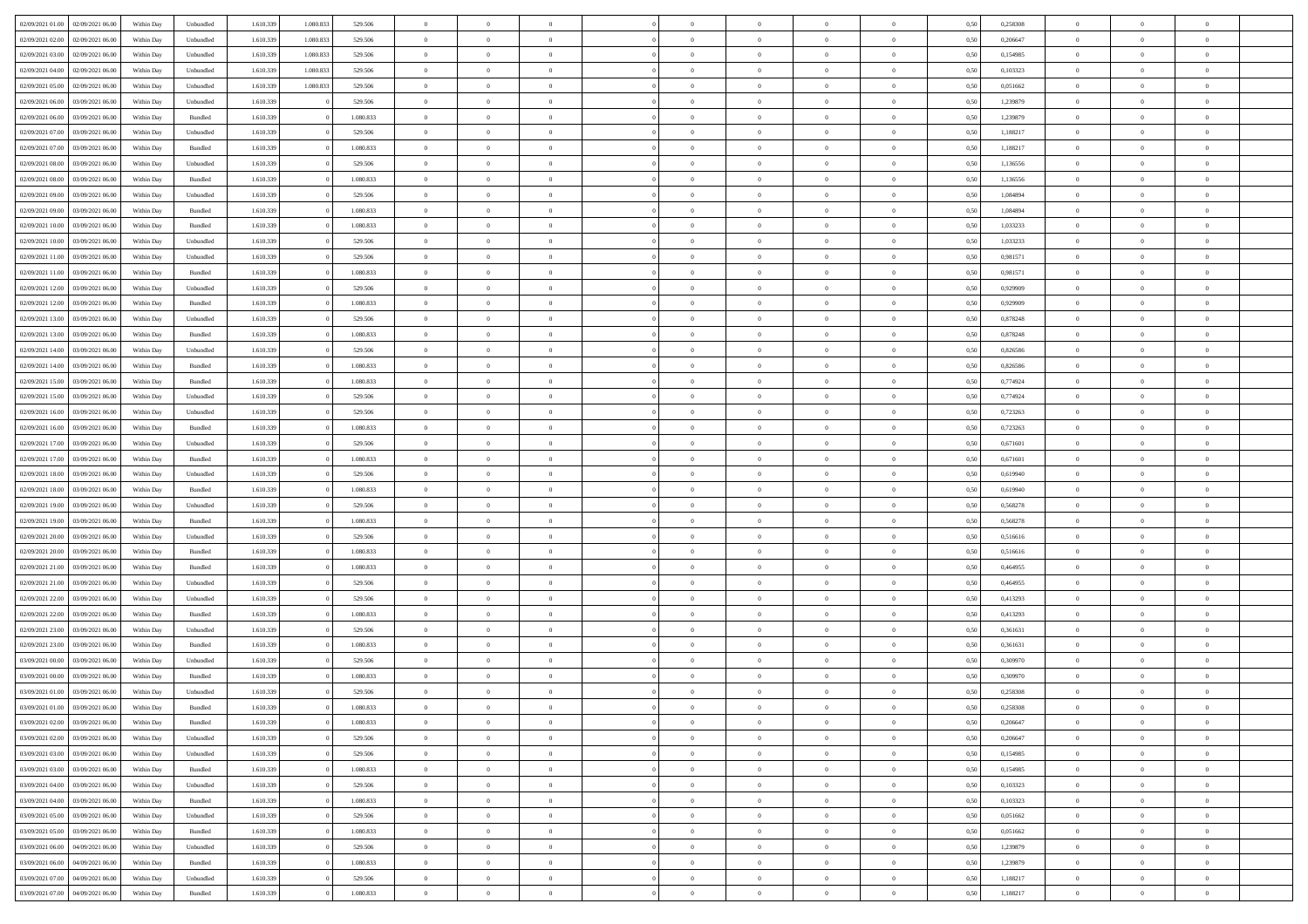| | | | | | | | | | | | | | | | | | | | | | |
|---|---|---|---|---|---|---|---|---|---|---|---|---|---|---|---|---|---|---|---|---|---|
| 02/09/2021 01:00 | 02/09/2021 06:00 | Within Day | Unbundled | 1.610.339 | 1.080.833 | 529.506 | 0 | 0 | 0 | | 0 | 0 | 0 | 0 | 0 | 0,50 | 0,258308 | 0 | 0 | 0 | |
| 02/09/2021 02:00 | 02/09/2021 06:00 | Within Day | Unbundled | 1.610.339 | 1.080.833 | 529.506 | 0 | 0 | 0 | | 0 | 0 | 0 | 0 | 0 | 0,50 | 0,206647 | 0 | 0 | 0 | |
| 02/09/2021 03:00 | 02/09/2021 06:00 | Within Day | Unbundled | 1.610.339 | 1.080.833 | 529.506 | 0 | 0 | 0 | | 0 | 0 | 0 | 0 | 0 | 0,50 | 0,154985 | 0 | 0 | 0 | |
| 02/09/2021 04:00 | 02/09/2021 06:00 | Within Day | Unbundled | 1.610.339 | 1.080.833 | 529.506 | 0 | 0 | 0 | | 0 | 0 | 0 | 0 | 0 | 0,50 | 0,103323 | 0 | 0 | 0 | |
| 02/09/2021 05:00 | 02/09/2021 06:00 | Within Day | Unbundled | 1.610.339 | 1.080.833 | 529.506 | 0 | 0 | 0 | | 0 | 0 | 0 | 0 | 0 | 0,50 | 0,051662 | 0 | 0 | 0 | |
| 02/09/2021 06:00 | 03/09/2021 06:00 | Within Day | Unbundled | 1.610.339 | 0 | 529.506 | 0 | 0 | 0 | | 0 | 0 | 0 | 0 | 0 | 0,50 | 1,239879 | 0 | 0 | 0 | |
| 02/09/2021 06:00 | 03/09/2021 06:00 | Within Day | Bundled | 1.610.339 | 0 | 1.080.833 | 0 | 0 | 0 | | 0 | 0 | 0 | 0 | 0 | 0,50 | 1,239879 | 0 | 0 | 0 | |
| 02/09/2021 07:00 | 03/09/2021 06:00 | Within Day | Unbundled | 1.610.339 | 0 | 529.506 | 0 | 0 | 0 | | 0 | 0 | 0 | 0 | 0 | 0,50 | 1,188217 | 0 | 0 | 0 | |
| 02/09/2021 07:00 | 03/09/2021 06:00 | Within Day | Bundled | 1.610.339 | 0 | 1.080.833 | 0 | 0 | 0 | | 0 | 0 | 0 | 0 | 0 | 0,50 | 1,188217 | 0 | 0 | 0 | |
| 02/09/2021 08:00 | 03/09/2021 06:00 | Within Day | Unbundled | 1.610.339 | 0 | 529.506 | 0 | 0 | 0 | | 0 | 0 | 0 | 0 | 0 | 0,50 | 1,136556 | 0 | 0 | 0 | |
| 02/09/2021 08:00 | 03/09/2021 06:00 | Within Day | Bundled | 1.610.339 | 0 | 1.080.833 | 0 | 0 | 0 | | 0 | 0 | 0 | 0 | 0 | 0,50 | 1,136556 | 0 | 0 | 0 | |
| 02/09/2021 09:00 | 03/09/2021 06:00 | Within Day | Unbundled | 1.610.339 | 0 | 529.506 | 0 | 0 | 0 | | 0 | 0 | 0 | 0 | 0 | 0,50 | 1,084894 | 0 | 0 | 0 | |
| 02/09/2021 09:00 | 03/09/2021 06:00 | Within Day | Bundled | 1.610.339 | 0 | 1.080.833 | 0 | 0 | 0 | | 0 | 0 | 0 | 0 | 0 | 0,50 | 1,084894 | 0 | 0 | 0 | |
| 02/09/2021 10:00 | 03/09/2021 06:00 | Within Day | Bundled | 1.610.339 | 0 | 1.080.833 | 0 | 0 | 0 | | 0 | 0 | 0 | 0 | 0 | 0,50 | 1,033233 | 0 | 0 | 0 | |
| 02/09/2021 10:00 | 03/09/2021 06:00 | Within Day | Unbundled | 1.610.339 | 0 | 529.506 | 0 | 0 | 0 | | 0 | 0 | 0 | 0 | 0 | 0,50 | 1,033233 | 0 | 0 | 0 | |
| 02/09/2021 11:00 | 03/09/2021 06:00 | Within Day | Unbundled | 1.610.339 | 0 | 529.506 | 0 | 0 | 0 | | 0 | 0 | 0 | 0 | 0 | 0,50 | 0,981571 | 0 | 0 | 0 | |
| 02/09/2021 11:00 | 03/09/2021 06:00 | Within Day | Bundled | 1.610.339 | 0 | 1.080.833 | 0 | 0 | 0 | | 0 | 0 | 0 | 0 | 0 | 0,50 | 0,981571 | 0 | 0 | 0 | |
| 02/09/2021 12:00 | 03/09/2021 06:00 | Within Day | Unbundled | 1.610.339 | 0 | 529.506 | 0 | 0 | 0 | | 0 | 0 | 0 | 0 | 0 | 0,50 | 0,929909 | 0 | 0 | 0 | |
| 02/09/2021 12:00 | 03/09/2021 06:00 | Within Day | Bundled | 1.610.339 | 0 | 1.080.833 | 0 | 0 | 0 | | 0 | 0 | 0 | 0 | 0 | 0,50 | 0,929909 | 0 | 0 | 0 | |
| 02/09/2021 13:00 | 03/09/2021 06:00 | Within Day | Unbundled | 1.610.339 | 0 | 529.506 | 0 | 0 | 0 | | 0 | 0 | 0 | 0 | 0 | 0,50 | 0,878248 | 0 | 0 | 0 | |
| 02/09/2021 13:00 | 03/09/2021 06:00 | Within Day | Bundled | 1.610.339 | 0 | 1.080.833 | 0 | 0 | 0 | | 0 | 0 | 0 | 0 | 0 | 0,50 | 0,878248 | 0 | 0 | 0 | |
| 02/09/2021 14:00 | 03/09/2021 06:00 | Within Day | Unbundled | 1.610.339 | 0 | 529.506 | 0 | 0 | 0 | | 0 | 0 | 0 | 0 | 0 | 0,50 | 0,826586 | 0 | 0 | 0 | |
| 02/09/2021 14:00 | 03/09/2021 06:00 | Within Day | Bundled | 1.610.339 | 0 | 1.080.833 | 0 | 0 | 0 | | 0 | 0 | 0 | 0 | 0 | 0,50 | 0,826586 | 0 | 0 | 0 | |
| 02/09/2021 15:00 | 03/09/2021 06:00 | Within Day | Bundled | 1.610.339 | 0 | 1.080.833 | 0 | 0 | 0 | | 0 | 0 | 0 | 0 | 0 | 0,50 | 0,774924 | 0 | 0 | 0 | |
| 02/09/2021 15:00 | 03/09/2021 06:00 | Within Day | Unbundled | 1.610.339 | 0 | 529.506 | 0 | 0 | 0 | | 0 | 0 | 0 | 0 | 0 | 0,50 | 0,774924 | 0 | 0 | 0 | |
| 02/09/2021 16:00 | 03/09/2021 06:00 | Within Day | Unbundled | 1.610.339 | 0 | 529.506 | 0 | 0 | 0 | | 0 | 0 | 0 | 0 | 0 | 0,50 | 0,723263 | 0 | 0 | 0 | |
| 02/09/2021 16:00 | 03/09/2021 06:00 | Within Day | Bundled | 1.610.339 | 0 | 1.080.833 | 0 | 0 | 0 | | 0 | 0 | 0 | 0 | 0 | 0,50 | 0,723263 | 0 | 0 | 0 | |
| 02/09/2021 17:00 | 03/09/2021 06:00 | Within Day | Unbundled | 1.610.339 | 0 | 529.506 | 0 | 0 | 0 | | 0 | 0 | 0 | 0 | 0 | 0,50 | 0,671601 | 0 | 0 | 0 | |
| 02/09/2021 17:00 | 03/09/2021 06:00 | Within Day | Bundled | 1.610.339 | 0 | 1.080.833 | 0 | 0 | 0 | | 0 | 0 | 0 | 0 | 0 | 0,50 | 0,671601 | 0 | 0 | 0 | |
| 02/09/2021 18:00 | 03/09/2021 06:00 | Within Day | Unbundled | 1.610.339 | 0 | 529.506 | 0 | 0 | 0 | | 0 | 0 | 0 | 0 | 0 | 0,50 | 0,619940 | 0 | 0 | 0 | |
| 02/09/2021 18:00 | 03/09/2021 06:00 | Within Day | Bundled | 1.610.339 | 0 | 1.080.833 | 0 | 0 | 0 | | 0 | 0 | 0 | 0 | 0 | 0,50 | 0,619940 | 0 | 0 | 0 | |
| 02/09/2021 19:00 | 03/09/2021 06:00 | Within Day | Unbundled | 1.610.339 | 0 | 529.506 | 0 | 0 | 0 | | 0 | 0 | 0 | 0 | 0 | 0,50 | 0,568278 | 0 | 0 | 0 | |
| 02/09/2021 19:00 | 03/09/2021 06:00 | Within Day | Bundled | 1.610.339 | 0 | 1.080.833 | 0 | 0 | 0 | | 0 | 0 | 0 | 0 | 0 | 0,50 | 0,568278 | 0 | 0 | 0 | |
| 02/09/2021 20:00 | 03/09/2021 06:00 | Within Day | Unbundled | 1.610.339 | 0 | 529.506 | 0 | 0 | 0 | | 0 | 0 | 0 | 0 | 0 | 0,50 | 0,516616 | 0 | 0 | 0 | |
| 02/09/2021 20:00 | 03/09/2021 06:00 | Within Day | Bundled | 1.610.339 | 0 | 1.080.833 | 0 | 0 | 0 | | 0 | 0 | 0 | 0 | 0 | 0,50 | 0,516616 | 0 | 0 | 0 | |
| 02/09/2021 21:00 | 03/09/2021 06:00 | Within Day | Bundled | 1.610.339 | 0 | 1.080.833 | 0 | 0 | 0 | | 0 | 0 | 0 | 0 | 0 | 0,50 | 0,464955 | 0 | 0 | 0 | |
| 02/09/2021 21:00 | 03/09/2021 06:00 | Within Day | Unbundled | 1.610.339 | 0 | 529.506 | 0 | 0 | 0 | | 0 | 0 | 0 | 0 | 0 | 0,50 | 0,464955 | 0 | 0 | 0 | |
| 02/09/2021 22:00 | 03/09/2021 06:00 | Within Day | Unbundled | 1.610.339 | 0 | 529.506 | 0 | 0 | 0 | | 0 | 0 | 0 | 0 | 0 | 0,50 | 0,413293 | 0 | 0 | 0 | |
| 02/09/2021 22:00 | 03/09/2021 06:00 | Within Day | Bundled | 1.610.339 | 0 | 1.080.833 | 0 | 0 | 0 | | 0 | 0 | 0 | 0 | 0 | 0,50 | 0,413293 | 0 | 0 | 0 | |
| 02/09/2021 23:00 | 03/09/2021 06:00 | Within Day | Unbundled | 1.610.339 | 0 | 529.506 | 0 | 0 | 0 | | 0 | 0 | 0 | 0 | 0 | 0,50 | 0,361631 | 0 | 0 | 0 | |
| 02/09/2021 23:00 | 03/09/2021 06:00 | Within Day | Bundled | 1.610.339 | 0 | 1.080.833 | 0 | 0 | 0 | | 0 | 0 | 0 | 0 | 0 | 0,50 | 0,361631 | 0 | 0 | 0 | |
| 03/09/2021 00:00 | 03/09/2021 06:00 | Within Day | Unbundled | 1.610.339 | 0 | 529.506 | 0 | 0 | 0 | | 0 | 0 | 0 | 0 | 0 | 0,50 | 0,309970 | 0 | 0 | 0 | |
| 03/09/2021 00:00 | 03/09/2021 06:00 | Within Day | Bundled | 1.610.339 | 0 | 1.080.833 | 0 | 0 | 0 | | 0 | 0 | 0 | 0 | 0 | 0,50 | 0,309970 | 0 | 0 | 0 | |
| 03/09/2021 01:00 | 03/09/2021 06:00 | Within Day | Unbundled | 1.610.339 | 0 | 529.506 | 0 | 0 | 0 | | 0 | 0 | 0 | 0 | 0 | 0,50 | 0,258308 | 0 | 0 | 0 | |
| 03/09/2021 01:00 | 03/09/2021 06:00 | Within Day | Bundled | 1.610.339 | 0 | 1.080.833 | 0 | 0 | 0 | | 0 | 0 | 0 | 0 | 0 | 0,50 | 0,258308 | 0 | 0 | 0 | |
| 03/09/2021 02:00 | 03/09/2021 06:00 | Within Day | Bundled | 1.610.339 | 0 | 1.080.833 | 0 | 0 | 0 | | 0 | 0 | 0 | 0 | 0 | 0,50 | 0,206647 | 0 | 0 | 0 | |
| 03/09/2021 02:00 | 03/09/2021 06:00 | Within Day | Unbundled | 1.610.339 | 0 | 529.506 | 0 | 0 | 0 | | 0 | 0 | 0 | 0 | 0 | 0,50 | 0,206647 | 0 | 0 | 0 | |
| 03/09/2021 03:00 | 03/09/2021 06:00 | Within Day | Unbundled | 1.610.339 | 0 | 529.506 | 0 | 0 | 0 | | 0 | 0 | 0 | 0 | 0 | 0,50 | 0,154985 | 0 | 0 | 0 | |
| 03/09/2021 03:00 | 03/09/2021 06:00 | Within Day | Bundled | 1.610.339 | 0 | 1.080.833 | 0 | 0 | 0 | | 0 | 0 | 0 | 0 | 0 | 0,50 | 0,154985 | 0 | 0 | 0 | |
| 03/09/2021 04:00 | 03/09/2021 06:00 | Within Day | Unbundled | 1.610.339 | 0 | 529.506 | 0 | 0 | 0 | | 0 | 0 | 0 | 0 | 0 | 0,50 | 0,103323 | 0 | 0 | 0 | |
| 03/09/2021 04:00 | 03/09/2021 06:00 | Within Day | Bundled | 1.610.339 | 0 | 1.080.833 | 0 | 0 | 0 | | 0 | 0 | 0 | 0 | 0 | 0,50 | 0,103323 | 0 | 0 | 0 | |
| 03/09/2021 05:00 | 03/09/2021 06:00 | Within Day | Unbundled | 1.610.339 | 0 | 529.506 | 0 | 0 | 0 | | 0 | 0 | 0 | 0 | 0 | 0,50 | 0,051662 | 0 | 0 | 0 | |
| 03/09/2021 05:00 | 03/09/2021 06:00 | Within Day | Bundled | 1.610.339 | 0 | 1.080.833 | 0 | 0 | 0 | | 0 | 0 | 0 | 0 | 0 | 0,50 | 0,051662 | 0 | 0 | 0 | |
| 03/09/2021 06:00 | 04/09/2021 06:00 | Within Day | Unbundled | 1.610.339 | 0 | 529.506 | 0 | 0 | 0 | | 0 | 0 | 0 | 0 | 0 | 0,50 | 1,239879 | 0 | 0 | 0 | |
| 03/09/2021 06:00 | 04/09/2021 06:00 | Within Day | Bundled | 1.610.339 | 0 | 1.080.833 | 0 | 0 | 0 | | 0 | 0 | 0 | 0 | 0 | 0,50 | 1,239879 | 0 | 0 | 0 | |
| 03/09/2021 07:00 | 04/09/2021 06:00 | Within Day | Unbundled | 1.610.339 | 0 | 529.506 | 0 | 0 | 0 | | 0 | 0 | 0 | 0 | 0 | 0,50 | 1,188217 | 0 | 0 | 0 | |
| 03/09/2021 07:00 | 04/09/2021 06:00 | Within Day | Bundled | 1.610.339 | 0 | 1.080.833 | 0 | 0 | 0 | | 0 | 0 | 0 | 0 | 0 | 0,50 | 1,188217 | 0 | 0 | 0 | |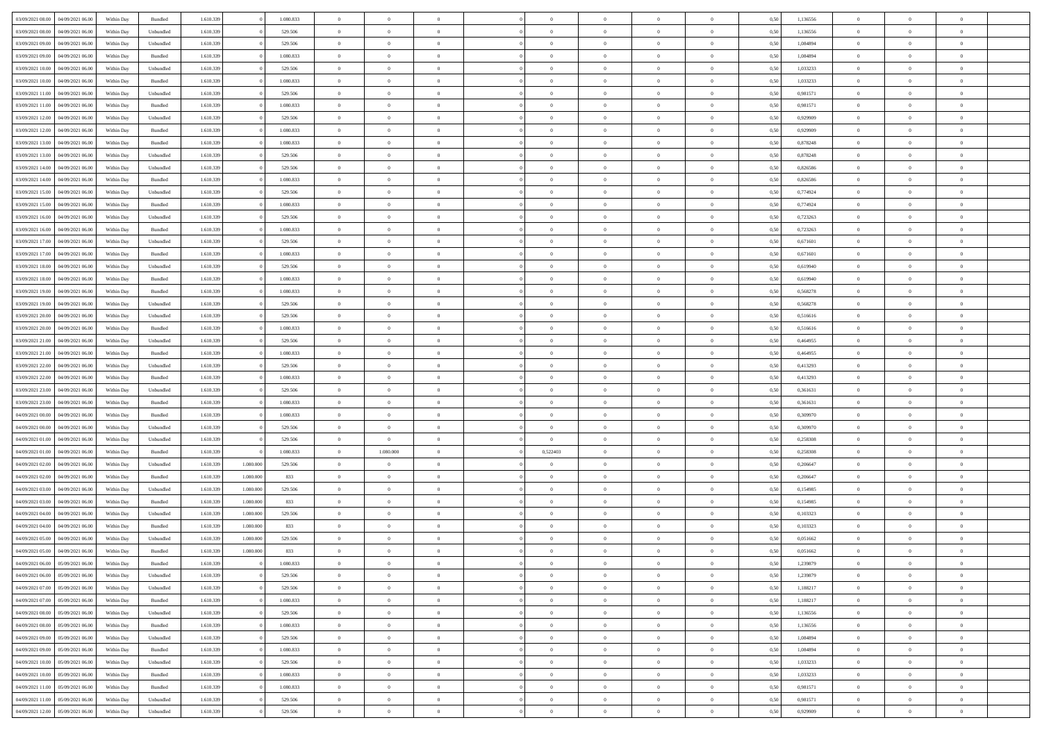| | | | | | | | | | | | | | | | | | | | | |
|---|---|---|---|---|---|---|---|---|---|---|---|---|---|---|---|---|---|---|---|---|
| 03/09/2021 08.00 | 04/09/2021 06.00 | Within Day | Bundled | 1.610.339 | 0 | 1.080.833 | 0 | 0 | 0 | | 0 | 0 | 0 | 0 | 0,50 | 1,136556 | 0 | 0 | 0 | |
| 03/09/2021 08.00 | 04/09/2021 06.00 | Within Day | Unbundled | 1.610.339 | 0 | 529.506 | 0 | 0 | 0 | | 0 | 0 | 0 | 0 | 0,50 | 1,136556 | 0 | 0 | 0 | |
| 03/09/2021 09.00 | 04/09/2021 06.00 | Within Day | Unbundled | 1.610.339 | 0 | 529.506 | 0 | 0 | 0 | | 0 | 0 | 0 | 0 | 0,50 | 1,084894 | 0 | 0 | 0 | |
| 03/09/2021 09.00 | 04/09/2021 06.00 | Within Day | Bundled | 1.610.339 | 0 | 1.080.833 | 0 | 0 | 0 | | 0 | 0 | 0 | 0 | 0,50 | 1,084894 | 0 | 0 | 0 | |
| 03/09/2021 10.00 | 04/09/2021 06.00 | Within Day | Unbundled | 1.610.339 | 0 | 529.506 | 0 | 0 | 0 | | 0 | 0 | 0 | 0 | 0,50 | 1,033233 | 0 | 0 | 0 | |
| 03/09/2021 10.00 | 04/09/2021 06.00 | Within Day | Bundled | 1.610.339 | 0 | 1.080.833 | 0 | 0 | 0 | | 0 | 0 | 0 | 0 | 0,50 | 1,033233 | 0 | 0 | 0 | |
| 03/09/2021 11.00 | 04/09/2021 06.00 | Within Day | Unbundled | 1.610.339 | 0 | 529.506 | 0 | 0 | 0 | | 0 | 0 | 0 | 0 | 0,50 | 0,981571 | 0 | 0 | 0 | |
| 03/09/2021 11.00 | 04/09/2021 06.00 | Within Day | Bundled | 1.610.339 | 0 | 1.080.833 | 0 | 0 | 0 | | 0 | 0 | 0 | 0 | 0,50 | 0,981571 | 0 | 0 | 0 | |
| 03/09/2021 12.00 | 04/09/2021 06.00 | Within Day | Unbundled | 1.610.339 | 0 | 529.506 | 0 | 0 | 0 | | 0 | 0 | 0 | 0 | 0,50 | 0,929909 | 0 | 0 | 0 | |
| 03/09/2021 12.00 | 04/09/2021 06.00 | Within Day | Bundled | 1.610.339 | 0 | 1.080.833 | 0 | 0 | 0 | | 0 | 0 | 0 | 0 | 0,50 | 0,929909 | 0 | 0 | 0 | |
| 03/09/2021 13.00 | 04/09/2021 06.00 | Within Day | Bundled | 1.610.339 | 0 | 1.080.833 | 0 | 0 | 0 | | 0 | 0 | 0 | 0 | 0,50 | 0,878248 | 0 | 0 | 0 | |
| 03/09/2021 13.00 | 04/09/2021 06.00 | Within Day | Unbundled | 1.610.339 | 0 | 529.506 | 0 | 0 | 0 | | 0 | 0 | 0 | 0 | 0,50 | 0,878248 | 0 | 0 | 0 | |
| 03/09/2021 14.00 | 04/09/2021 06.00 | Within Day | Unbundled | 1.610.339 | 0 | 529.506 | 0 | 0 | 0 | | 0 | 0 | 0 | 0 | 0,50 | 0,826586 | 0 | 0 | 0 | |
| 03/09/2021 14.00 | 04/09/2021 06.00 | Within Day | Bundled | 1.610.339 | 0 | 1.080.833 | 0 | 0 | 0 | | 0 | 0 | 0 | 0 | 0,50 | 0,826586 | 0 | 0 | 0 | |
| 03/09/2021 15.00 | 04/09/2021 06.00 | Within Day | Unbundled | 1.610.339 | 0 | 529.506 | 0 | 0 | 0 | | 0 | 0 | 0 | 0 | 0,50 | 0,774924 | 0 | 0 | 0 | |
| 03/09/2021 15.00 | 04/09/2021 06.00 | Within Day | Bundled | 1.610.339 | 0 | 1.080.833 | 0 | 0 | 0 | | 0 | 0 | 0 | 0 | 0,50 | 0,774924 | 0 | 0 | 0 | |
| 03/09/2021 16.00 | 04/09/2021 06.00 | Within Day | Unbundled | 1.610.339 | 0 | 529.506 | 0 | 0 | 0 | | 0 | 0 | 0 | 0 | 0,50 | 0,723263 | 0 | 0 | 0 | |
| 03/09/2021 16.00 | 04/09/2021 06.00 | Within Day | Bundled | 1.610.339 | 0 | 1.080.833 | 0 | 0 | 0 | | 0 | 0 | 0 | 0 | 0,50 | 0,723263 | 0 | 0 | 0 | |
| 03/09/2021 17.00 | 04/09/2021 06.00 | Within Day | Unbundled | 1.610.339 | 0 | 529.506 | 0 | 0 | 0 | | 0 | 0 | 0 | 0 | 0,50 | 0,671601 | 0 | 0 | 0 | |
| 03/09/2021 17.00 | 04/09/2021 06.00 | Within Day | Bundled | 1.610.339 | 0 | 1.080.833 | 0 | 0 | 0 | | 0 | 0 | 0 | 0 | 0,50 | 0,671601 | 0 | 0 | 0 | |
| 03/09/2021 18.00 | 04/09/2021 06.00 | Within Day | Unbundled | 1.610.339 | 0 | 529.506 | 0 | 0 | 0 | | 0 | 0 | 0 | 0 | 0,50 | 0,619940 | 0 | 0 | 0 | |
| 03/09/2021 18.00 | 04/09/2021 06.00 | Within Day | Bundled | 1.610.339 | 0 | 1.080.833 | 0 | 0 | 0 | | 0 | 0 | 0 | 0 | 0,50 | 0,619940 | 0 | 0 | 0 | |
| 03/09/2021 19.00 | 04/09/2021 06.00 | Within Day | Bundled | 1.610.339 | 0 | 1.080.833 | 0 | 0 | 0 | | 0 | 0 | 0 | 0 | 0,50 | 0,568278 | 0 | 0 | 0 | |
| 03/09/2021 19.00 | 04/09/2021 06.00 | Within Day | Unbundled | 1.610.339 | 0 | 529.506 | 0 | 0 | 0 | | 0 | 0 | 0 | 0 | 0,50 | 0,568278 | 0 | 0 | 0 | |
| 03/09/2021 20.00 | 04/09/2021 06.00 | Within Day | Unbundled | 1.610.339 | 0 | 529.506 | 0 | 0 | 0 | | 0 | 0 | 0 | 0 | 0,50 | 0,516616 | 0 | 0 | 0 | |
| 03/09/2021 20.00 | 04/09/2021 06.00 | Within Day | Bundled | 1.610.339 | 0 | 1.080.833 | 0 | 0 | 0 | | 0 | 0 | 0 | 0 | 0,50 | 0,516616 | 0 | 0 | 0 | |
| 03/09/2021 21.00 | 04/09/2021 06.00 | Within Day | Unbundled | 1.610.339 | 0 | 529.506 | 0 | 0 | 0 | | 0 | 0 | 0 | 0 | 0,50 | 0,464955 | 0 | 0 | 0 | |
| 03/09/2021 21.00 | 04/09/2021 06.00 | Within Day | Bundled | 1.610.339 | 0 | 1.080.833 | 0 | 0 | 0 | | 0 | 0 | 0 | 0 | 0,50 | 0,464955 | 0 | 0 | 0 | |
| 03/09/2021 22.00 | 04/09/2021 06.00 | Within Day | Unbundled | 1.610.339 | 0 | 529.506 | 0 | 0 | 0 | | 0 | 0 | 0 | 0 | 0,50 | 0,413293 | 0 | 0 | 0 | |
| 03/09/2021 22.00 | 04/09/2021 06.00 | Within Day | Bundled | 1.610.339 | 0 | 1.080.833 | 0 | 0 | 0 | | 0 | 0 | 0 | 0 | 0,50 | 0,413293 | 0 | 0 | 0 | |
| 03/09/2021 23.00 | 04/09/2021 06.00 | Within Day | Unbundled | 1.610.339 | 0 | 529.506 | 0 | 0 | 0 | | 0 | 0 | 0 | 0 | 0,50 | 0,361631 | 0 | 0 | 0 | |
| 03/09/2021 23.00 | 04/09/2021 06.00 | Within Day | Bundled | 1.610.339 | 0 | 1.080.833 | 0 | 0 | 0 | | 0 | 0 | 0 | 0 | 0,50 | 0,361631 | 0 | 0 | 0 | |
| 04/09/2021 00.00 | 04/09/2021 06.00 | Within Day | Bundled | 1.610.339 | 0 | 1.080.833 | 0 | 0 | 0 | | 0 | 0 | 0 | 0 | 0,50 | 0,309970 | 0 | 0 | 0 | |
| 04/09/2021 00.00 | 04/09/2021 06.00 | Within Day | Unbundled | 1.610.339 | 0 | 529.506 | 0 | 0 | 0 | | 0 | 0 | 0 | 0 | 0,50 | 0,309970 | 0 | 0 | 0 | |
| 04/09/2021 01.00 | 04/09/2021 06.00 | Within Day | Unbundled | 1.610.339 | 0 | 529.506 | 0 | 0 | 0 | | 0 | 0 | 0 | 0 | 0,50 | 0,258308 | 0 | 0 | 0 | |
| 04/09/2021 01.00 | 04/09/2021 06.00 | Within Day | Bundled | 1.610.339 | 0 | 1.080.833 | 0 | 1.080.000 | 0 | | 0,522403 | 0 | 0 | 0 | 0,50 | 0,258308 | 0 | 0 | 0 | |
| 04/09/2021 02.00 | 04/09/2021 06.00 | Within Day | Unbundled | 1.610.339 | 1.080.000 | 529.506 | 0 | 0 | 0 | | 0 | 0 | 0 | 0 | 0,50 | 0,206647 | 0 | 0 | 0 | |
| 04/09/2021 02.00 | 04/09/2021 06.00 | Within Day | Bundled | 1.610.339 | 1.080.000 | 833 | 0 | 0 | 0 | | 0 | 0 | 0 | 0 | 0,50 | 0,206647 | 0 | 0 | 0 | |
| 04/09/2021 03.00 | 04/09/2021 06.00 | Within Day | Unbundled | 1.610.339 | 1.080.000 | 529.506 | 0 | 0 | 0 | | 0 | 0 | 0 | 0 | 0,50 | 0,154985 | 0 | 0 | 0 | |
| 04/09/2021 03.00 | 04/09/2021 06.00 | Within Day | Bundled | 1.610.339 | 1.080.000 | 833 | 0 | 0 | 0 | | 0 | 0 | 0 | 0 | 0,50 | 0,154985 | 0 | 0 | 0 | |
| 04/09/2021 04.00 | 04/09/2021 06.00 | Within Day | Unbundled | 1.610.339 | 1.080.000 | 529.506 | 0 | 0 | 0 | | 0 | 0 | 0 | 0 | 0,50 | 0,103323 | 0 | 0 | 0 | |
| 04/09/2021 04.00 | 04/09/2021 06.00 | Within Day | Bundled | 1.610.339 | 1.080.000 | 833 | 0 | 0 | 0 | | 0 | 0 | 0 | 0 | 0,50 | 0,103323 | 0 | 0 | 0 | |
| 04/09/2021 05.00 | 04/09/2021 06.00 | Within Day | Unbundled | 1.610.339 | 1.080.000 | 529.506 | 0 | 0 | 0 | | 0 | 0 | 0 | 0 | 0,50 | 0,051662 | 0 | 0 | 0 | |
| 04/09/2021 05.00 | 04/09/2021 06.00 | Within Day | Bundled | 1.610.339 | 1.080.000 | 833 | 0 | 0 | 0 | | 0 | 0 | 0 | 0 | 0,50 | 0,051662 | 0 | 0 | 0 | |
| 04/09/2021 06.00 | 05/09/2021 06.00 | Within Day | Bundled | 1.610.339 | 0 | 1.080.833 | 0 | 0 | 0 | | 0 | 0 | 0 | 0 | 0,50 | 1,239879 | 0 | 0 | 0 | |
| 04/09/2021 06.00 | 05/09/2021 06.00 | Within Day | Unbundled | 1.610.339 | 0 | 529.506 | 0 | 0 | 0 | | 0 | 0 | 0 | 0 | 0,50 | 1,239879 | 0 | 0 | 0 | |
| 04/09/2021 07.00 | 05/09/2021 06.00 | Within Day | Unbundled | 1.610.339 | 0 | 529.506 | 0 | 0 | 0 | | 0 | 0 | 0 | 0 | 0,50 | 1,188217 | 0 | 0 | 0 | |
| 04/09/2021 07.00 | 05/09/2021 06.00 | Within Day | Bundled | 1.610.339 | 0 | 1.080.833 | 0 | 0 | 0 | | 0 | 0 | 0 | 0 | 0,50 | 1,188217 | 0 | 0 | 0 | |
| 04/09/2021 08.00 | 05/09/2021 06.00 | Within Day | Unbundled | 1.610.339 | 0 | 529.506 | 0 | 0 | 0 | | 0 | 0 | 0 | 0 | 0,50 | 1,136556 | 0 | 0 | 0 | |
| 04/09/2021 08.00 | 05/09/2021 06.00 | Within Day | Bundled | 1.610.339 | 0 | 1.080.833 | 0 | 0 | 0 | | 0 | 0 | 0 | 0 | 0,50 | 1,136556 | 0 | 0 | 0 | |
| 04/09/2021 09.00 | 05/09/2021 06.00 | Within Day | Unbundled | 1.610.339 | 0 | 529.506 | 0 | 0 | 0 | | 0 | 0 | 0 | 0 | 0,50 | 1,084894 | 0 | 0 | 0 | |
| 04/09/2021 09.00 | 05/09/2021 06.00 | Within Day | Bundled | 1.610.339 | 0 | 1.080.833 | 0 | 0 | 0 | | 0 | 0 | 0 | 0 | 0,50 | 1,084894 | 0 | 0 | 0 | |
| 04/09/2021 10.00 | 05/09/2021 06.00 | Within Day | Unbundled | 1.610.339 | 0 | 529.506 | 0 | 0 | 0 | | 0 | 0 | 0 | 0 | 0,50 | 1,033233 | 0 | 0 | 0 | |
| 04/09/2021 10.00 | 05/09/2021 06.00 | Within Day | Bundled | 1.610.339 | 0 | 1.080.833 | 0 | 0 | 0 | | 0 | 0 | 0 | 0 | 0,50 | 1,033233 | 0 | 0 | 0 | |
| 04/09/2021 11.00 | 05/09/2021 06.00 | Within Day | Bundled | 1.610.339 | 0 | 1.080.833 | 0 | 0 | 0 | | 0 | 0 | 0 | 0 | 0,50 | 0,981571 | 0 | 0 | 0 | |
| 04/09/2021 11.00 | 05/09/2021 06.00 | Within Day | Unbundled | 1.610.339 | 0 | 529.506 | 0 | 0 | 0 | | 0 | 0 | 0 | 0 | 0,50 | 0,981571 | 0 | 0 | 0 | |
| 04/09/2021 12.00 | 05/09/2021 06.00 | Within Day | Unbundled | 1.610.339 | 0 | 529.506 | 0 | 0 | 0 | | 0 | 0 | 0 | 0 | 0,50 | 0,929909 | 0 | 0 | 0 | |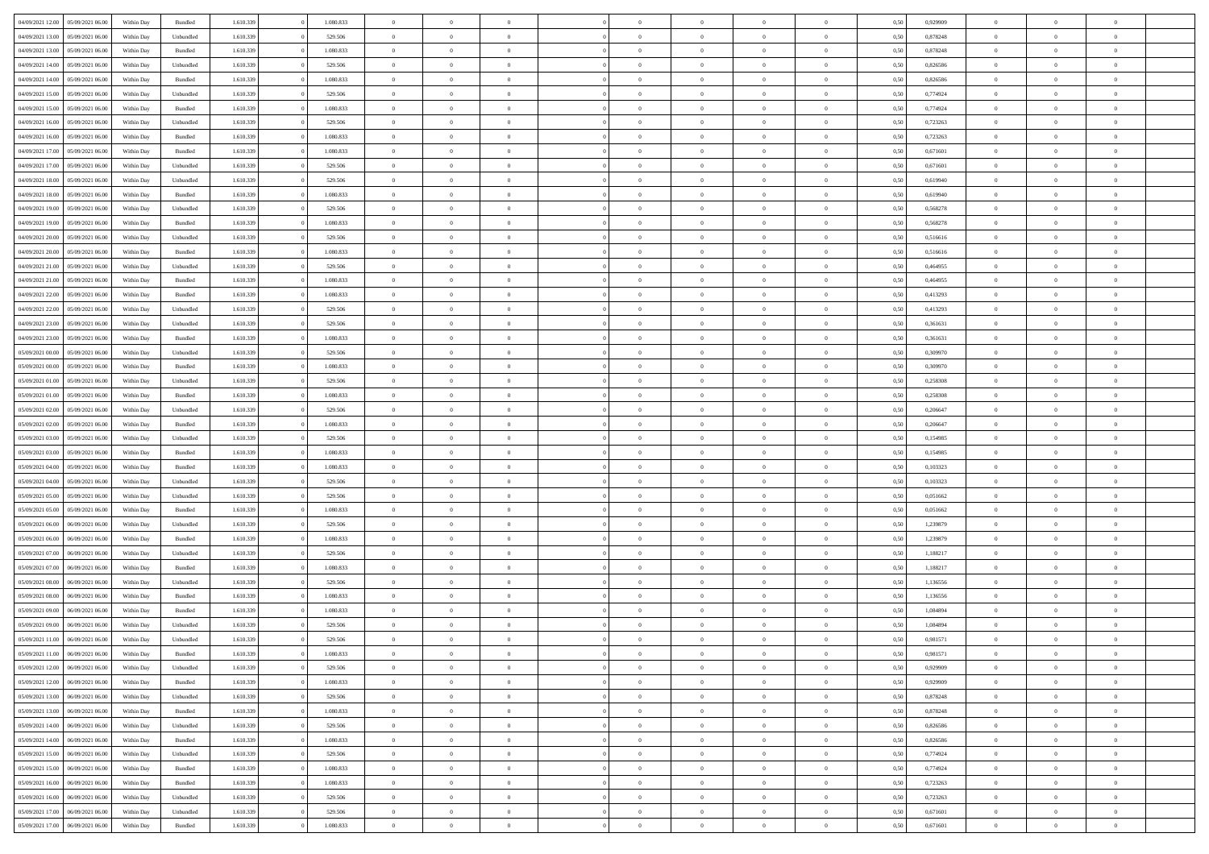| 04/09/2021 12:00 | 05/09/2021 06:00 | Within Day | Bundled | 1.610.339 | 0 | 1.080.833 | 0 | 0 | 0 | | 0 | 0 | 0 | 0 | 0,50 | 0,929909 | 0 | 0 | 0 | |
|---|---|---|---|---|---|---|---|---|---|---|---|---|---|---|---|---|---|---|---|---|
| 04/09/2021 13:00 | 05/09/2021 06:00 | Within Day | Unbundled | 1.610.339 | 0 | 529.506 | 0 | 0 | 0 | | 0 | 0 | 0 | 0 | 0,50 | 0,878248 | 0 | 0 | 0 | |
| 04/09/2021 13:00 | 05/09/2021 06:00 | Within Day | Bundled | 1.610.339 | 0 | 1.080.833 | 0 | 0 | 0 | | 0 | 0 | 0 | 0 | 0,50 | 0,878248 | 0 | 0 | 0 | |
| 04/09/2021 14:00 | 05/09/2021 06:00 | Within Day | Unbundled | 1.610.339 | 0 | 529.506 | 0 | 0 | 0 | | 0 | 0 | 0 | 0 | 0,50 | 0,826586 | 0 | 0 | 0 | |
| 04/09/2021 14:00 | 05/09/2021 06:00 | Within Day | Bundled | 1.610.339 | 0 | 1.080.833 | 0 | 0 | 0 | | 0 | 0 | 0 | 0 | 0,50 | 0,826586 | 0 | 0 | 0 | |
| 04/09/2021 15:00 | 05/09/2021 06:00 | Within Day | Unbundled | 1.610.339 | 0 | 529.506 | 0 | 0 | 0 | | 0 | 0 | 0 | 0 | 0,50 | 0,774924 | 0 | 0 | 0 | |
| 04/09/2021 15:00 | 05/09/2021 06:00 | Within Day | Bundled | 1.610.339 | 0 | 1.080.833 | 0 | 0 | 0 | | 0 | 0 | 0 | 0 | 0,50 | 0,774924 | 0 | 0 | 0 | |
| 04/09/2021 16:00 | 05/09/2021 06:00 | Within Day | Unbundled | 1.610.339 | 0 | 529.506 | 0 | 0 | 0 | | 0 | 0 | 0 | 0 | 0,50 | 0,723263 | 0 | 0 | 0 | |
| 04/09/2021 16:00 | 05/09/2021 06:00 | Within Day | Bundled | 1.610.339 | 0 | 1.080.833 | 0 | 0 | 0 | | 0 | 0 | 0 | 0 | 0,50 | 0,723263 | 0 | 0 | 0 | |
| 04/09/2021 17:00 | 05/09/2021 06:00 | Within Day | Bundled | 1.610.339 | 0 | 1.080.833 | 0 | 0 | 0 | | 0 | 0 | 0 | 0 | 0,50 | 0,671601 | 0 | 0 | 0 | |
| 04/09/2021 17:00 | 05/09/2021 06:00 | Within Day | Unbundled | 1.610.339 | 0 | 529.506 | 0 | 0 | 0 | | 0 | 0 | 0 | 0 | 0,50 | 0,671601 | 0 | 0 | 0 | |
| 04/09/2021 18:00 | 05/09/2021 06:00 | Within Day | Unbundled | 1.610.339 | 0 | 529.506 | 0 | 0 | 0 | | 0 | 0 | 0 | 0 | 0,50 | 0,619940 | 0 | 0 | 0 | |
| 04/09/2021 18:00 | 05/09/2021 06:00 | Within Day | Bundled | 1.610.339 | 0 | 1.080.833 | 0 | 0 | 0 | | 0 | 0 | 0 | 0 | 0,50 | 0,619940 | 0 | 0 | 0 | |
| 04/09/2021 19:00 | 05/09/2021 06:00 | Within Day | Unbundled | 1.610.339 | 0 | 529.506 | 0 | 0 | 0 | | 0 | 0 | 0 | 0 | 0,50 | 0,568278 | 0 | 0 | 0 | |
| 04/09/2021 19:00 | 05/09/2021 06:00 | Within Day | Bundled | 1.610.339 | 0 | 1.080.833 | 0 | 0 | 0 | | 0 | 0 | 0 | 0 | 0,50 | 0,568278 | 0 | 0 | 0 | |
| 04/09/2021 20:00 | 05/09/2021 06:00 | Within Day | Unbundled | 1.610.339 | 0 | 529.506 | 0 | 0 | 0 | | 0 | 0 | 0 | 0 | 0,50 | 0,516616 | 0 | 0 | 0 | |
| 04/09/2021 20:00 | 05/09/2021 06:00 | Within Day | Bundled | 1.610.339 | 0 | 1.080.833 | 0 | 0 | 0 | | 0 | 0 | 0 | 0 | 0,50 | 0,516616 | 0 | 0 | 0 | |
| 04/09/2021 21:00 | 05/09/2021 06:00 | Within Day | Unbundled | 1.610.339 | 0 | 529.506 | 0 | 0 | 0 | | 0 | 0 | 0 | 0 | 0,50 | 0,464955 | 0 | 0 | 0 | |
| 04/09/2021 21:00 | 05/09/2021 06:00 | Within Day | Bundled | 1.610.339 | 0 | 1.080.833 | 0 | 0 | 0 | | 0 | 0 | 0 | 0 | 0,50 | 0,464955 | 0 | 0 | 0 | |
| 04/09/2021 22:00 | 05/09/2021 06:00 | Within Day | Bundled | 1.610.339 | 0 | 1.080.833 | 0 | 0 | 0 | | 0 | 0 | 0 | 0 | 0,50 | 0,413293 | 0 | 0 | 0 | |
| 04/09/2021 22:00 | 05/09/2021 06:00 | Within Day | Unbundled | 1.610.339 | 0 | 529.506 | 0 | 0 | 0 | | 0 | 0 | 0 | 0 | 0,50 | 0,413293 | 0 | 0 | 0 | |
| 04/09/2021 23:00 | 05/09/2021 06:00 | Within Day | Unbundled | 1.610.339 | 0 | 529.506 | 0 | 0 | 0 | | 0 | 0 | 0 | 0 | 0,50 | 0,361631 | 0 | 0 | 0 | |
| 04/09/2021 23:00 | 05/09/2021 06:00 | Within Day | Bundled | 1.610.339 | 0 | 1.080.833 | 0 | 0 | 0 | | 0 | 0 | 0 | 0 | 0,50 | 0,361631 | 0 | 0 | 0 | |
| 05/09/2021 00:00 | 05/09/2021 06:00 | Within Day | Unbundled | 1.610.339 | 0 | 529.506 | 0 | 0 | 0 | | 0 | 0 | 0 | 0 | 0,50 | 0,309970 | 0 | 0 | 0 | |
| 05/09/2021 00:00 | 05/09/2021 06:00 | Within Day | Bundled | 1.610.339 | 0 | 1.080.833 | 0 | 0 | 0 | | 0 | 0 | 0 | 0 | 0,50 | 0,309970 | 0 | 0 | 0 | |
| 05/09/2021 01:00 | 05/09/2021 06:00 | Within Day | Unbundled | 1.610.339 | 0 | 529.506 | 0 | 0 | 0 | | 0 | 0 | 0 | 0 | 0,50 | 0,258308 | 0 | 0 | 0 | |
| 05/09/2021 01:00 | 05/09/2021 06:00 | Within Day | Bundled | 1.610.339 | 0 | 1.080.833 | 0 | 0 | 0 | | 0 | 0 | 0 | 0 | 0,50 | 0,258308 | 0 | 0 | 0 | |
| 05/09/2021 02:00 | 05/09/2021 06:00 | Within Day | Unbundled | 1.610.339 | 0 | 529.506 | 0 | 0 | 0 | | 0 | 0 | 0 | 0 | 0,50 | 0,206647 | 0 | 0 | 0 | |
| 05/09/2021 02:00 | 05/09/2021 06:00 | Within Day | Bundled | 1.610.339 | 0 | 1.080.833 | 0 | 0 | 0 | | 0 | 0 | 0 | 0 | 0,50 | 0,206647 | 0 | 0 | 0 | |
| 05/09/2021 03:00 | 05/09/2021 06:00 | Within Day | Unbundled | 1.610.339 | 0 | 529.506 | 0 | 0 | 0 | | 0 | 0 | 0 | 0 | 0,50 | 0,154985 | 0 | 0 | 0 | |
| 05/09/2021 03:00 | 05/09/2021 06:00 | Within Day | Bundled | 1.610.339 | 0 | 1.080.833 | 0 | 0 | 0 | | 0 | 0 | 0 | 0 | 0,50 | 0,154985 | 0 | 0 | 0 | |
| 05/09/2021 04:00 | 05/09/2021 06:00 | Within Day | Bundled | 1.610.339 | 0 | 1.080.833 | 0 | 0 | 0 | | 0 | 0 | 0 | 0 | 0,50 | 0,103323 | 0 | 0 | 0 | |
| 05/09/2021 04:00 | 05/09/2021 06:00 | Within Day | Unbundled | 1.610.339 | 0 | 529.506 | 0 | 0 | 0 | | 0 | 0 | 0 | 0 | 0,50 | 0,103323 | 0 | 0 | 0 | |
| 05/09/2021 05:00 | 05/09/2021 06:00 | Within Day | Unbundled | 1.610.339 | 0 | 529.506 | 0 | 0 | 0 | | 0 | 0 | 0 | 0 | 0,50 | 0,051662 | 0 | 0 | 0 | |
| 05/09/2021 05:00 | 05/09/2021 06:00 | Within Day | Bundled | 1.610.339 | 0 | 1.080.833 | 0 | 0 | 0 | | 0 | 0 | 0 | 0 | 0,50 | 0,051662 | 0 | 0 | 0 | |
| 05/09/2021 06:00 | 06/09/2021 06:00 | Within Day | Unbundled | 1.610.339 | 0 | 529.506 | 0 | 0 | 0 | | 0 | 0 | 0 | 0 | 0,50 | 1,239879 | 0 | 0 | 0 | |
| 05/09/2021 06:00 | 06/09/2021 06:00 | Within Day | Bundled | 1.610.339 | 0 | 1.080.833 | 0 | 0 | 0 | | 0 | 0 | 0 | 0 | 0,50 | 1,239879 | 0 | 0 | 0 | |
| 05/09/2021 07:00 | 06/09/2021 06:00 | Within Day | Unbundled | 1.610.339 | 0 | 529.506 | 0 | 0 | 0 | | 0 | 0 | 0 | 0 | 0,50 | 1,188217 | 0 | 0 | 0 | |
| 05/09/2021 07:00 | 06/09/2021 06:00 | Within Day | Bundled | 1.610.339 | 0 | 1.080.833 | 0 | 0 | 0 | | 0 | 0 | 0 | 0 | 0,50 | 1,188217 | 0 | 0 | 0 | |
| 05/09/2021 08:00 | 06/09/2021 06:00 | Within Day | Unbundled | 1.610.339 | 0 | 529.506 | 0 | 0 | 0 | | 0 | 0 | 0 | 0 | 0,50 | 1,136556 | 0 | 0 | 0 | |
| 05/09/2021 08:00 | 06/09/2021 06:00 | Within Day | Bundled | 1.610.339 | 0 | 1.080.833 | 0 | 0 | 0 | | 0 | 0 | 0 | 0 | 0,50 | 1,136556 | 0 | 0 | 0 | |
| 05/09/2021 09:00 | 06/09/2021 06:00 | Within Day | Bundled | 1.610.339 | 0 | 1.080.833 | 0 | 0 | 0 | | 0 | 0 | 0 | 0 | 0,50 | 1,084894 | 0 | 0 | 0 | |
| 05/09/2021 09:00 | 06/09/2021 06:00 | Within Day | Unbundled | 1.610.339 | 0 | 529.506 | 0 | 0 | 0 | | 0 | 0 | 0 | 0 | 0,50 | 1,084894 | 0 | 0 | 0 | |
| 05/09/2021 11:00 | 06/09/2021 06:00 | Within Day | Unbundled | 1.610.339 | 0 | 529.506 | 0 | 0 | 0 | | 0 | 0 | 0 | 0 | 0,50 | 0,981571 | 0 | 0 | 0 | |
| 05/09/2021 11:00 | 06/09/2021 06:00 | Within Day | Bundled | 1.610.339 | 0 | 1.080.833 | 0 | 0 | 0 | | 0 | 0 | 0 | 0 | 0,50 | 0,981571 | 0 | 0 | 0 | |
| 05/09/2021 12:00 | 06/09/2021 06:00 | Within Day | Unbundled | 1.610.339 | 0 | 529.506 | 0 | 0 | 0 | | 0 | 0 | 0 | 0 | 0,50 | 0,929909 | 0 | 0 | 0 | |
| 05/09/2021 12:00 | 06/09/2021 06:00 | Within Day | Bundled | 1.610.339 | 0 | 1.080.833 | 0 | 0 | 0 | | 0 | 0 | 0 | 0 | 0,50 | 0,929909 | 0 | 0 | 0 | |
| 05/09/2021 13:00 | 06/09/2021 06:00 | Within Day | Unbundled | 1.610.339 | 0 | 529.506 | 0 | 0 | 0 | | 0 | 0 | 0 | 0 | 0,50 | 0,878248 | 0 | 0 | 0 | |
| 05/09/2021 13:00 | 06/09/2021 06:00 | Within Day | Bundled | 1.610.339 | 0 | 1.080.833 | 0 | 0 | 0 | | 0 | 0 | 0 | 0 | 0,50 | 0,878248 | 0 | 0 | 0 | |
| 05/09/2021 14:00 | 06/09/2021 06:00 | Within Day | Unbundled | 1.610.339 | 0 | 529.506 | 0 | 0 | 0 | | 0 | 0 | 0 | 0 | 0,50 | 0,826586 | 0 | 0 | 0 | |
| 05/09/2021 14:00 | 06/09/2021 06:00 | Within Day | Bundled | 1.610.339 | 0 | 1.080.833 | 0 | 0 | 0 | | 0 | 0 | 0 | 0 | 0,50 | 0,826586 | 0 | 0 | 0 | |
| 05/09/2021 15:00 | 06/09/2021 06:00 | Within Day | Unbundled | 1.610.339 | 0 | 529.506 | 0 | 0 | 0 | | 0 | 0 | 0 | 0 | 0,50 | 0,774924 | 0 | 0 | 0 | |
| 05/09/2021 15:00 | 06/09/2021 06:00 | Within Day | Bundled | 1.610.339 | 0 | 1.080.833 | 0 | 0 | 0 | | 0 | 0 | 0 | 0 | 0,50 | 0,774924 | 0 | 0 | 0 | |
| 05/09/2021 16:00 | 06/09/2021 06:00 | Within Day | Bundled | 1.610.339 | 0 | 1.080.833 | 0 | 0 | 0 | | 0 | 0 | 0 | 0 | 0,50 | 0,723263 | 0 | 0 | 0 | |
| 05/09/2021 16:00 | 06/09/2021 06:00 | Within Day | Unbundled | 1.610.339 | 0 | 529.506 | 0 | 0 | 0 | | 0 | 0 | 0 | 0 | 0,50 | 0,723263 | 0 | 0 | 0 | |
| 05/09/2021 17:00 | 06/09/2021 06:00 | Within Day | Unbundled | 1.610.339 | 0 | 529.506 | 0 | 0 | 0 | | 0 | 0 | 0 | 0 | 0,50 | 0,671601 | 0 | 0 | 0 | |
| 05/09/2021 17:00 | 06/09/2021 06:00 | Within Day | Bundled | 1.610.339 | 0 | 1.080.833 | 0 | 0 | 0 | | 0 | 0 | 0 | 0 | 0,50 | 0,671601 | 0 | 0 | 0 | |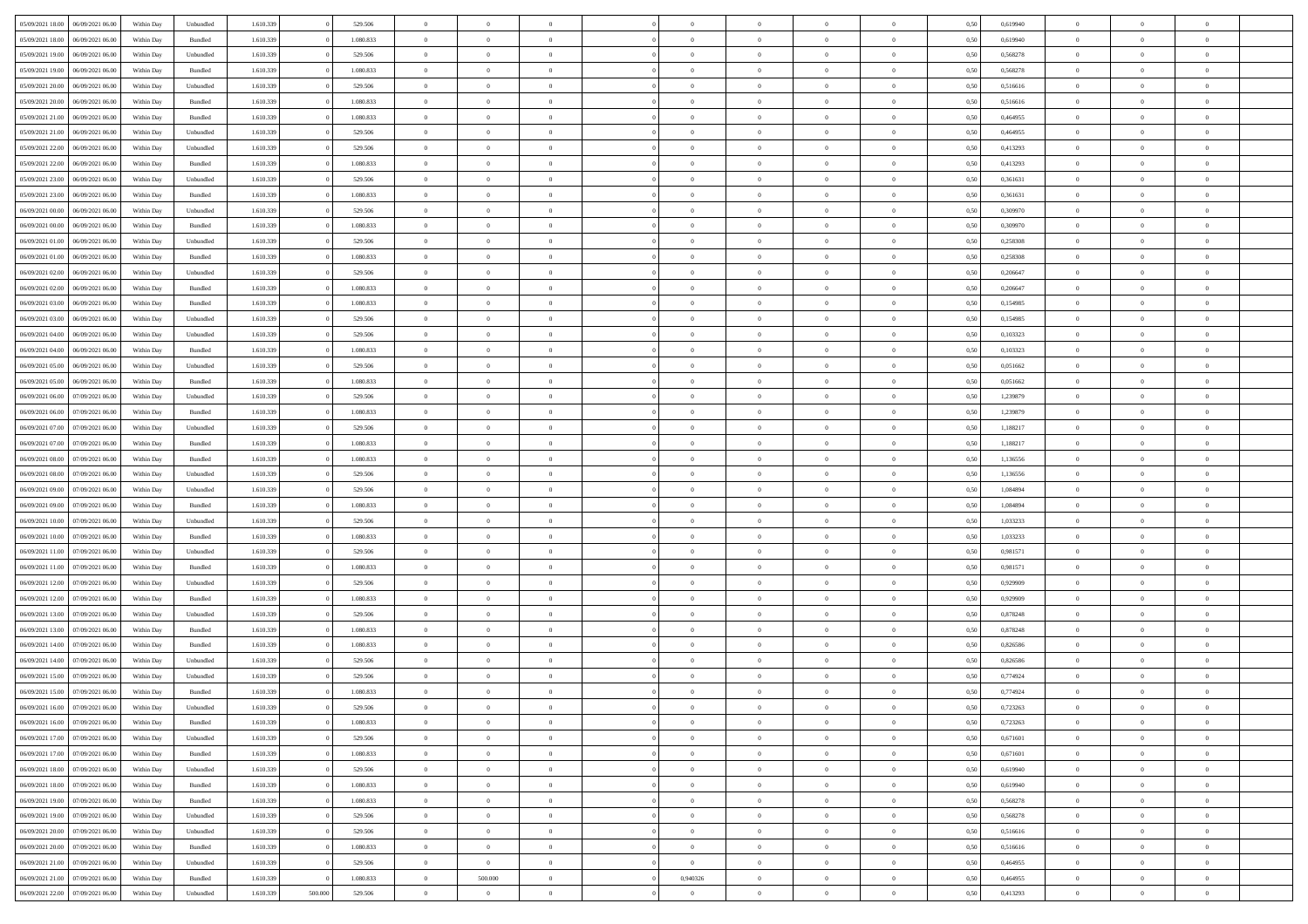| | | | | | | | | | | | | | | | | | | | | | | |
|---|---|---|---|---|---|---|---|---|---|---|---|---|---|---|---|---|---|---|---|---|---|---|
| 05/09/2021 18:00 | 06/09/2021 06:00 | Within Day | Unbundled | 1.610.339 | 0 | 529.506 | 0 | 0 | 0 | | 0 | 0 | 0 | 0 | 0 | 0,50 | 0,619940 | 0 | 0 | 0 | |
| 05/09/2021 18:00 | 06/09/2021 06:00 | Within Day | Bundled | 1.610.339 | 0 | 1.080.833 | 0 | 0 | 0 | | 0 | 0 | 0 | 0 | 0 | 0,50 | 0,619940 | 0 | 0 | 0 | |
| 05/09/2021 19:00 | 06/09/2021 06:00 | Within Day | Unbundled | 1.610.339 | 0 | 529.506 | 0 | 0 | 0 | | 0 | 0 | 0 | 0 | 0 | 0,50 | 0,568278 | 0 | 0 | 0 | |
| 05/09/2021 19:00 | 06/09/2021 06:00 | Within Day | Bundled | 1.610.339 | 0 | 1.080.833 | 0 | 0 | 0 | | 0 | 0 | 0 | 0 | 0 | 0,50 | 0,568278 | 0 | 0 | 0 | |
| 05/09/2021 20:00 | 06/09/2021 06:00 | Within Day | Unbundled | 1.610.339 | 0 | 529.506 | 0 | 0 | 0 | | 0 | 0 | 0 | 0 | 0 | 0,50 | 0,516616 | 0 | 0 | 0 | |
| 05/09/2021 20:00 | 06/09/2021 06:00 | Within Day | Bundled | 1.610.339 | 0 | 1.080.833 | 0 | 0 | 0 | | 0 | 0 | 0 | 0 | 0 | 0,50 | 0,516616 | 0 | 0 | 0 | |
| 05/09/2021 21:00 | 06/09/2021 06:00 | Within Day | Bundled | 1.610.339 | 0 | 1.080.833 | 0 | 0 | 0 | | 0 | 0 | 0 | 0 | 0 | 0,50 | 0,464955 | 0 | 0 | 0 | |
| 05/09/2021 21:00 | 06/09/2021 06:00 | Within Day | Unbundled | 1.610.339 | 0 | 529.506 | 0 | 0 | 0 | | 0 | 0 | 0 | 0 | 0 | 0,50 | 0,464955 | 0 | 0 | 0 | |
| 05/09/2021 22:00 | 06/09/2021 06:00 | Within Day | Unbundled | 1.610.339 | 0 | 529.506 | 0 | 0 | 0 | | 0 | 0 | 0 | 0 | 0 | 0,50 | 0,413293 | 0 | 0 | 0 | |
| 05/09/2021 22:00 | 06/09/2021 06:00 | Within Day | Bundled | 1.610.339 | 0 | 1.080.833 | 0 | 0 | 0 | | 0 | 0 | 0 | 0 | 0 | 0,50 | 0,413293 | 0 | 0 | 0 | |
| 05/09/2021 23:00 | 06/09/2021 06:00 | Within Day | Unbundled | 1.610.339 | 0 | 529.506 | 0 | 0 | 0 | | 0 | 0 | 0 | 0 | 0 | 0,50 | 0,361631 | 0 | 0 | 0 | |
| 05/09/2021 23:00 | 06/09/2021 06:00 | Within Day | Bundled | 1.610.339 | 0 | 1.080.833 | 0 | 0 | 0 | | 0 | 0 | 0 | 0 | 0 | 0,50 | 0,361631 | 0 | 0 | 0 | |
| 06/09/2021 00:00 | 06/09/2021 06:00 | Within Day | Unbundled | 1.610.339 | 0 | 529.506 | 0 | 0 | 0 | | 0 | 0 | 0 | 0 | 0 | 0,50 | 0,309970 | 0 | 0 | 0 | |
| 06/09/2021 00:00 | 06/09/2021 06:00 | Within Day | Bundled | 1.610.339 | 0 | 1.080.833 | 0 | 0 | 0 | | 0 | 0 | 0 | 0 | 0 | 0,50 | 0,309970 | 0 | 0 | 0 | |
| 06/09/2021 01:00 | 06/09/2021 06:00 | Within Day | Unbundled | 1.610.339 | 0 | 529.506 | 0 | 0 | 0 | | 0 | 0 | 0 | 0 | 0 | 0,50 | 0,258308 | 0 | 0 | 0 | |
| 06/09/2021 01:00 | 06/09/2021 06:00 | Within Day | Bundled | 1.610.339 | 0 | 1.080.833 | 0 | 0 | 0 | | 0 | 0 | 0 | 0 | 0 | 0,50 | 0,258308 | 0 | 0 | 0 | |
| 06/09/2021 02:00 | 06/09/2021 06:00 | Within Day | Unbundled | 1.610.339 | 0 | 529.506 | 0 | 0 | 0 | | 0 | 0 | 0 | 0 | 0 | 0,50 | 0,206647 | 0 | 0 | 0 | |
| 06/09/2021 02:00 | 06/09/2021 06:00 | Within Day | Bundled | 1.610.339 | 0 | 1.080.833 | 0 | 0 | 0 | | 0 | 0 | 0 | 0 | 0 | 0,50 | 0,206647 | 0 | 0 | 0 | |
| 06/09/2021 03:00 | 06/09/2021 06:00 | Within Day | Bundled | 1.610.339 | 0 | 1.080.833 | 0 | 0 | 0 | | 0 | 0 | 0 | 0 | 0 | 0,50 | 0,154985 | 0 | 0 | 0 | |
| 06/09/2021 03:00 | 06/09/2021 06:00 | Within Day | Unbundled | 1.610.339 | 0 | 529.506 | 0 | 0 | 0 | | 0 | 0 | 0 | 0 | 0 | 0,50 | 0,154985 | 0 | 0 | 0 | |
| 06/09/2021 04:00 | 06/09/2021 06:00 | Within Day | Unbundled | 1.610.339 | 0 | 529.506 | 0 | 0 | 0 | | 0 | 0 | 0 | 0 | 0 | 0,50 | 0,103323 | 0 | 0 | 0 | |
| 06/09/2021 04:00 | 06/09/2021 06:00 | Within Day | Bundled | 1.610.339 | 0 | 1.080.833 | 0 | 0 | 0 | | 0 | 0 | 0 | 0 | 0 | 0,50 | 0,103323 | 0 | 0 | 0 | |
| 06/09/2021 05:00 | 06/09/2021 06:00 | Within Day | Unbundled | 1.610.339 | 0 | 529.506 | 0 | 0 | 0 | | 0 | 0 | 0 | 0 | 0 | 0,50 | 0,051662 | 0 | 0 | 0 | |
| 06/09/2021 05:00 | 06/09/2021 06:00 | Within Day | Bundled | 1.610.339 | 0 | 1.080.833 | 0 | 0 | 0 | | 0 | 0 | 0 | 0 | 0 | 0,50 | 0,051662 | 0 | 0 | 0 | |
| 06/09/2021 06:00 | 07/09/2021 06:00 | Within Day | Unbundled | 1.610.339 | 0 | 529.506 | 0 | 0 | 0 | | 0 | 0 | 0 | 0 | 0 | 0,50 | 1,239879 | 0 | 0 | 0 | |
| 06/09/2021 06:00 | 07/09/2021 06:00 | Within Day | Bundled | 1.610.339 | 0 | 1.080.833 | 0 | 0 | 0 | | 0 | 0 | 0 | 0 | 0 | 0,50 | 1,239879 | 0 | 0 | 0 | |
| 06/09/2021 07:00 | 07/09/2021 06:00 | Within Day | Unbundled | 1.610.339 | 0 | 529.506 | 0 | 0 | 0 | | 0 | 0 | 0 | 0 | 0 | 0,50 | 1,188217 | 0 | 0 | 0 | |
| 06/09/2021 07:00 | 07/09/2021 06:00 | Within Day | Bundled | 1.610.339 | 0 | 1.080.833 | 0 | 0 | 0 | | 0 | 0 | 0 | 0 | 0 | 0,50 | 1,188217 | 0 | 0 | 0 | |
| 06/09/2021 08:00 | 07/09/2021 06:00 | Within Day | Bundled | 1.610.339 | 0 | 1.080.833 | 0 | 0 | 0 | | 0 | 0 | 0 | 0 | 0 | 0,50 | 1,136556 | 0 | 0 | 0 | |
| 06/09/2021 08:00 | 07/09/2021 06:00 | Within Day | Unbundled | 1.610.339 | 0 | 529.506 | 0 | 0 | 0 | | 0 | 0 | 0 | 0 | 0 | 0,50 | 1,136556 | 0 | 0 | 0 | |
| 06/09/2021 09:00 | 07/09/2021 06:00 | Within Day | Unbundled | 1.610.339 | 0 | 529.506 | 0 | 0 | 0 | | 0 | 0 | 0 | 0 | 0 | 0,50 | 1,084894 | 0 | 0 | 0 | |
| 06/09/2021 09:00 | 07/09/2021 06:00 | Within Day | Bundled | 1.610.339 | 0 | 1.080.833 | 0 | 0 | 0 | | 0 | 0 | 0 | 0 | 0 | 0,50 | 1,084894 | 0 | 0 | 0 | |
| 06/09/2021 10:00 | 07/09/2021 06:00 | Within Day | Unbundled | 1.610.339 | 0 | 529.506 | 0 | 0 | 0 | | 0 | 0 | 0 | 0 | 0 | 0,50 | 1,033233 | 0 | 0 | 0 | |
| 06/09/2021 10:00 | 07/09/2021 06:00 | Within Day | Bundled | 1.610.339 | 0 | 1.080.833 | 0 | 0 | 0 | | 0 | 0 | 0 | 0 | 0 | 0,50 | 1,033233 | 0 | 0 | 0 | |
| 06/09/2021 11:00 | 07/09/2021 06:00 | Within Day | Unbundled | 1.610.339 | 0 | 529.506 | 0 | 0 | 0 | | 0 | 0 | 0 | 0 | 0 | 0,50 | 0,981571 | 0 | 0 | 0 | |
| 06/09/2021 11:00 | 07/09/2021 06:00 | Within Day | Bundled | 1.610.339 | 0 | 1.080.833 | 0 | 0 | 0 | | 0 | 0 | 0 | 0 | 0 | 0,50 | 0,981571 | 0 | 0 | 0 | |
| 06/09/2021 12:00 | 07/09/2021 06:00 | Within Day | Unbundled | 1.610.339 | 0 | 529.506 | 0 | 0 | 0 | | 0 | 0 | 0 | 0 | 0 | 0,50 | 0,929909 | 0 | 0 | 0 | |
| 06/09/2021 12:00 | 07/09/2021 06:00 | Within Day | Bundled | 1.610.339 | 0 | 1.080.833 | 0 | 0 | 0 | | 0 | 0 | 0 | 0 | 0 | 0,50 | 0,929909 | 0 | 0 | 0 | |
| 06/09/2021 13:00 | 07/09/2021 06:00 | Within Day | Unbundled | 1.610.339 | 0 | 529.506 | 0 | 0 | 0 | | 0 | 0 | 0 | 0 | 0 | 0,50 | 0,878248 | 0 | 0 | 0 | |
| 06/09/2021 13:00 | 07/09/2021 06:00 | Within Day | Bundled | 1.610.339 | 0 | 1.080.833 | 0 | 0 | 0 | | 0 | 0 | 0 | 0 | 0 | 0,50 | 0,878248 | 0 | 0 | 0 | |
| 06/09/2021 14:00 | 07/09/2021 06:00 | Within Day | Bundled | 1.610.339 | 0 | 1.080.833 | 0 | 0 | 0 | | 0 | 0 | 0 | 0 | 0 | 0,50 | 0,826586 | 0 | 0 | 0 | |
| 06/09/2021 14:00 | 07/09/2021 06:00 | Within Day | Unbundled | 1.610.339 | 0 | 529.506 | 0 | 0 | 0 | | 0 | 0 | 0 | 0 | 0 | 0,50 | 0,826586 | 0 | 0 | 0 | |
| 06/09/2021 15:00 | 07/09/2021 06:00 | Within Day | Unbundled | 1.610.339 | 0 | 529.506 | 0 | 0 | 0 | | 0 | 0 | 0 | 0 | 0 | 0,50 | 0,774924 | 0 | 0 | 0 | |
| 06/09/2021 15:00 | 07/09/2021 06:00 | Within Day | Bundled | 1.610.339 | 0 | 1.080.833 | 0 | 0 | 0 | | 0 | 0 | 0 | 0 | 0 | 0,50 | 0,774924 | 0 | 0 | 0 | |
| 06/09/2021 16:00 | 07/09/2021 06:00 | Within Day | Unbundled | 1.610.339 | 0 | 529.506 | 0 | 0 | 0 | | 0 | 0 | 0 | 0 | 0 | 0,50 | 0,723263 | 0 | 0 | 0 | |
| 06/09/2021 16:00 | 07/09/2021 06:00 | Within Day | Bundled | 1.610.339 | 0 | 1.080.833 | 0 | 0 | 0 | | 0 | 0 | 0 | 0 | 0 | 0,50 | 0,723263 | 0 | 0 | 0 | |
| 06/09/2021 17:00 | 07/09/2021 06:00 | Within Day | Unbundled | 1.610.339 | 0 | 529.506 | 0 | 0 | 0 | | 0 | 0 | 0 | 0 | 0 | 0,50 | 0,671601 | 0 | 0 | 0 | |
| 06/09/2021 17:00 | 07/09/2021 06:00 | Within Day | Bundled | 1.610.339 | 0 | 1.080.833 | 0 | 0 | 0 | | 0 | 0 | 0 | 0 | 0 | 0,50 | 0,671601 | 0 | 0 | 0 | |
| 06/09/2021 18:00 | 07/09/2021 06:00 | Within Day | Unbundled | 1.610.339 | 0 | 529.506 | 0 | 0 | 0 | | 0 | 0 | 0 | 0 | 0 | 0,50 | 0,619940 | 0 | 0 | 0 | |
| 06/09/2021 18:00 | 07/09/2021 06:00 | Within Day | Bundled | 1.610.339 | 0 | 1.080.833 | 0 | 0 | 0 | | 0 | 0 | 0 | 0 | 0 | 0,50 | 0,619940 | 0 | 0 | 0 | |
| 06/09/2021 19:00 | 07/09/2021 06:00 | Within Day | Bundled | 1.610.339 | 0 | 1.080.833 | 0 | 0 | 0 | | 0 | 0 | 0 | 0 | 0 | 0,50 | 0,568278 | 0 | 0 | 0 | |
| 06/09/2021 19:00 | 07/09/2021 06:00 | Within Day | Unbundled | 1.610.339 | 0 | 529.506 | 0 | 0 | 0 | | 0 | 0 | 0 | 0 | 0 | 0,50 | 0,568278 | 0 | 0 | 0 | |
| 06/09/2021 20:00 | 07/09/2021 06:00 | Within Day | Unbundled | 1.610.339 | 0 | 529.506 | 0 | 0 | 0 | | 0 | 0 | 0 | 0 | 0 | 0,50 | 0,516616 | 0 | 0 | 0 | |
| 06/09/2021 20:00 | 07/09/2021 06:00 | Within Day | Bundled | 1.610.339 | 0 | 1.080.833 | 0 | 0 | 0 | | 0 | 0 | 0 | 0 | 0 | 0,50 | 0,516616 | 0 | 0 | 0 | |
| 06/09/2021 21:00 | 07/09/2021 06:00 | Within Day | Unbundled | 1.610.339 | 0 | 529.506 | 0 | 0 | 0 | | 0 | 0 | 0 | 0 | 0 | 0,50 | 0,464955 | 0 | 0 | 0 | |
| 06/09/2021 21:00 | 07/09/2021 06:00 | Within Day | Bundled | 1.610.339 | 0 | 1.080.833 | 0 | 500.000 | 0 | | 0,940326 | 0 | 0 | 0 | 0 | 0,50 | 0,464955 | 0 | 0 | 0 | |
| 06/09/2021 22:00 | 07/09/2021 06:00 | Within Day | Unbundled | 1.610.339 | 500.000 | 529.506 | 0 | 0 | 0 | | 0 | 0 | 0 | 0 | 0 | 0,50 | 0,413293 | 0 | 0 | 0 | |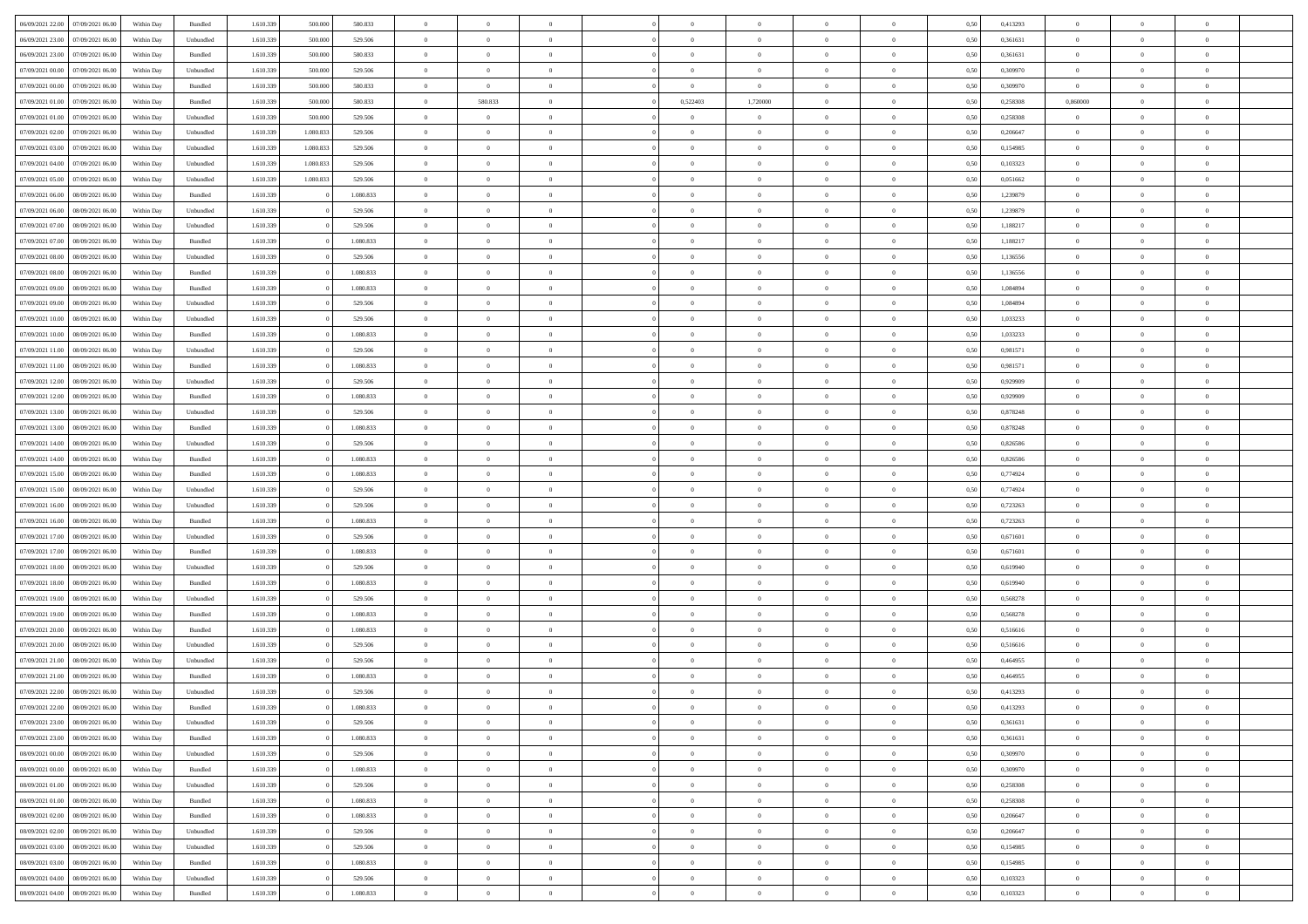| | | | | | | | | | | | | | | | | | | | | |
|---|---|---|---|---|---|---|---|---|---|---|---|---|---|---|---|---|---|---|---|---|
| 06/09/2021 22.00 | 07/09/2021 06.00 | Within Day | Bundled | 1.610.339 | 500.000 | 580.833 | 0 | 0 | 0 | | 0 | 0 | 0 | 0 | 0,50 | 0,413293 | 0 | 0 | 0 | |
| 06/09/2021 23.00 | 07/09/2021 06.00 | Within Day | Unbundled | 1.610.339 | 500.000 | 529.506 | 0 | 0 | 0 | | 0 | 0 | 0 | 0 | 0,50 | 0,361631 | 0 | 0 | 0 | |
| 06/09/2021 23.00 | 07/09/2021 06.00 | Within Day | Bundled | 1.610.339 | 500.000 | 580.833 | 0 | 0 | 0 | | 0 | 0 | 0 | 0 | 0,50 | 0,361631 | 0 | 0 | 0 | |
| 07/09/2021 00.00 | 07/09/2021 06.00 | Within Day | Unbundled | 1.610.339 | 500.000 | 529.506 | 0 | 0 | 0 | | 0 | 0 | 0 | 0 | 0,50 | 0,309970 | 0 | 0 | 0 | |
| 07/09/2021 00.00 | 07/09/2021 06.00 | Within Day | Bundled | 1.610.339 | 500.000 | 580.833 | 0 | 0 | 0 | | 0 | 0 | 0 | 0 | 0,50 | 0,309970 | 0 | 0 | 0 | |
| 07/09/2021 01.00 | 07/09/2021 06.00 | Within Day | Bundled | 1.610.339 | 500.000 | 580.833 | 0 | 580.833 | 0 | | 0,522403 | 1,720000 | 0 | 0 | 0,50 | 0,258308 | 0,060000 | 0 | 0 | |
| 07/09/2021 01.00 | 07/09/2021 06.00 | Within Day | Unbundled | 1.610.339 | 500.000 | 529.506 | 0 | 0 | 0 | | 0 | 0 | 0 | 0 | 0,50 | 0,258308 | 0 | 0 | 0 | |
| 07/09/2021 02.00 | 07/09/2021 06.00 | Within Day | Unbundled | 1.610.339 | 1.080.833 | 529.506 | 0 | 0 | 0 | | 0 | 0 | 0 | 0 | 0,50 | 0,206647 | 0 | 0 | 0 | |
| 07/09/2021 03.00 | 07/09/2021 06.00 | Within Day | Unbundled | 1.610.339 | 1.080.833 | 529.506 | 0 | 0 | 0 | | 0 | 0 | 0 | 0 | 0,50 | 0,154985 | 0 | 0 | 0 | |
| 07/09/2021 04.00 | 07/09/2021 06.00 | Within Day | Unbundled | 1.610.339 | 1.080.833 | 529.506 | 0 | 0 | 0 | | 0 | 0 | 0 | 0 | 0,50 | 0,103323 | 0 | 0 | 0 | |
| 07/09/2021 05.00 | 07/09/2021 06.00 | Within Day | Unbundled | 1.610.339 | 1.080.833 | 529.506 | 0 | 0 | 0 | | 0 | 0 | 0 | 0 | 0,50 | 0,051662 | 0 | 0 | 0 | |
| 07/09/2021 06.00 | 08/09/2021 06.00 | Within Day | Bundled | 1.610.339 | 0 | 1.080.833 | 0 | 0 | 0 | | 0 | 0 | 0 | 0 | 0,50 | 1,239879 | 0 | 0 | 0 | |
| 07/09/2021 06.00 | 08/09/2021 06.00 | Within Day | Unbundled | 1.610.339 | 0 | 529.506 | 0 | 0 | 0 | | 0 | 0 | 0 | 0 | 0,50 | 1,239879 | 0 | 0 | 0 | |
| 07/09/2021 07.00 | 08/09/2021 06.00 | Within Day | Unbundled | 1.610.339 | 0 | 529.506 | 0 | 0 | 0 | | 0 | 0 | 0 | 0 | 0,50 | 1,188217 | 0 | 0 | 0 | |
| 07/09/2021 07.00 | 08/09/2021 06.00 | Within Day | Bundled | 1.610.339 | 0 | 1.080.833 | 0 | 0 | 0 | | 0 | 0 | 0 | 0 | 0,50 | 1,188217 | 0 | 0 | 0 | |
| 07/09/2021 08.00 | 08/09/2021 06.00 | Within Day | Unbundled | 1.610.339 | 0 | 529.506 | 0 | 0 | 0 | | 0 | 0 | 0 | 0 | 0,50 | 1,136556 | 0 | 0 | 0 | |
| 07/09/2021 08.00 | 08/09/2021 06.00 | Within Day | Bundled | 1.610.339 | 0 | 1.080.833 | 0 | 0 | 0 | | 0 | 0 | 0 | 0 | 0,50 | 1,136556 | 0 | 0 | 0 | |
| 07/09/2021 09.00 | 08/09/2021 06.00 | Within Day | Bundled | 1.610.339 | 0 | 1.080.833 | 0 | 0 | 0 | | 0 | 0 | 0 | 0 | 0,50 | 1,084894 | 0 | 0 | 0 | |
| 07/09/2021 09.00 | 08/09/2021 06.00 | Within Day | Unbundled | 1.610.339 | 0 | 529.506 | 0 | 0 | 0 | | 0 | 0 | 0 | 0 | 0,50 | 1,084894 | 0 | 0 | 0 | |
| 07/09/2021 10.00 | 08/09/2021 06.00 | Within Day | Unbundled | 1.610.339 | 0 | 529.506 | 0 | 0 | 0 | | 0 | 0 | 0 | 0 | 0,50 | 1,033233 | 0 | 0 | 0 | |
| 07/09/2021 10.00 | 08/09/2021 06.00 | Within Day | Bundled | 1.610.339 | 0 | 1.080.833 | 0 | 0 | 0 | | 0 | 0 | 0 | 0 | 0,50 | 1,033233 | 0 | 0 | 0 | |
| 07/09/2021 11.00 | 08/09/2021 06.00 | Within Day | Unbundled | 1.610.339 | 0 | 529.506 | 0 | 0 | 0 | | 0 | 0 | 0 | 0 | 0,50 | 0,981571 | 0 | 0 | 0 | |
| 07/09/2021 11.00 | 08/09/2021 06.00 | Within Day | Bundled | 1.610.339 | 0 | 1.080.833 | 0 | 0 | 0 | | 0 | 0 | 0 | 0 | 0,50 | 0,981571 | 0 | 0 | 0 | |
| 07/09/2021 12.00 | 08/09/2021 06.00 | Within Day | Unbundled | 1.610.339 | 0 | 529.506 | 0 | 0 | 0 | | 0 | 0 | 0 | 0 | 0,50 | 0,929909 | 0 | 0 | 0 | |
| 07/09/2021 12.00 | 08/09/2021 06.00 | Within Day | Bundled | 1.610.339 | 0 | 1.080.833 | 0 | 0 | 0 | | 0 | 0 | 0 | 0 | 0,50 | 0,929909 | 0 | 0 | 0 | |
| 07/09/2021 13.00 | 08/09/2021 06.00 | Within Day | Unbundled | 1.610.339 | 0 | 529.506 | 0 | 0 | 0 | | 0 | 0 | 0 | 0 | 0,50 | 0,878248 | 0 | 0 | 0 | |
| 07/09/2021 13.00 | 08/09/2021 06.00 | Within Day | Bundled | 1.610.339 | 0 | 1.080.833 | 0 | 0 | 0 | | 0 | 0 | 0 | 0 | 0,50 | 0,878248 | 0 | 0 | 0 | |
| 07/09/2021 14.00 | 08/09/2021 06.00 | Within Day | Unbundled | 1.610.339 | 0 | 529.506 | 0 | 0 | 0 | | 0 | 0 | 0 | 0 | 0,50 | 0,826586 | 0 | 0 | 0 | |
| 07/09/2021 14.00 | 08/09/2021 06.00 | Within Day | Bundled | 1.610.339 | 0 | 1.080.833 | 0 | 0 | 0 | | 0 | 0 | 0 | 0 | 0,50 | 0,826586 | 0 | 0 | 0 | |
| 07/09/2021 15.00 | 08/09/2021 06.00 | Within Day | Bundled | 1.610.339 | 0 | 1.080.833 | 0 | 0 | 0 | | 0 | 0 | 0 | 0 | 0,50 | 0,774924 | 0 | 0 | 0 | |
| 07/09/2021 15.00 | 08/09/2021 06.00 | Within Day | Unbundled | 1.610.339 | 0 | 529.506 | 0 | 0 | 0 | | 0 | 0 | 0 | 0 | 0,50 | 0,774924 | 0 | 0 | 0 | |
| 07/09/2021 16.00 | 08/09/2021 06.00 | Within Day | Unbundled | 1.610.339 | 0 | 529.506 | 0 | 0 | 0 | | 0 | 0 | 0 | 0 | 0,50 | 0,723263 | 0 | 0 | 0 | |
| 07/09/2021 16.00 | 08/09/2021 06.00 | Within Day | Bundled | 1.610.339 | 0 | 1.080.833 | 0 | 0 | 0 | | 0 | 0 | 0 | 0 | 0,50 | 0,723263 | 0 | 0 | 0 | |
| 07/09/2021 17.00 | 08/09/2021 06.00 | Within Day | Unbundled | 1.610.339 | 0 | 529.506 | 0 | 0 | 0 | | 0 | 0 | 0 | 0 | 0,50 | 0,671601 | 0 | 0 | 0 | |
| 07/09/2021 17.00 | 08/09/2021 06.00 | Within Day | Bundled | 1.610.339 | 0 | 1.080.833 | 0 | 0 | 0 | | 0 | 0 | 0 | 0 | 0,50 | 0,671601 | 0 | 0 | 0 | |
| 07/09/2021 18.00 | 08/09/2021 06.00 | Within Day | Unbundled | 1.610.339 | 0 | 529.506 | 0 | 0 | 0 | | 0 | 0 | 0 | 0 | 0,50 | 0,619940 | 0 | 0 | 0 | |
| 07/09/2021 18.00 | 08/09/2021 06.00 | Within Day | Bundled | 1.610.339 | 0 | 1.080.833 | 0 | 0 | 0 | | 0 | 0 | 0 | 0 | 0,50 | 0,619940 | 0 | 0 | 0 | |
| 07/09/2021 19.00 | 08/09/2021 06.00 | Within Day | Unbundled | 1.610.339 | 0 | 529.506 | 0 | 0 | 0 | | 0 | 0 | 0 | 0 | 0,50 | 0,568278 | 0 | 0 | 0 | |
| 07/09/2021 19.00 | 08/09/2021 06.00 | Within Day | Bundled | 1.610.339 | 0 | 1.080.833 | 0 | 0 | 0 | | 0 | 0 | 0 | 0 | 0,50 | 0,568278 | 0 | 0 | 0 | |
| 07/09/2021 20.00 | 08/09/2021 06.00 | Within Day | Bundled | 1.610.339 | 0 | 1.080.833 | 0 | 0 | 0 | | 0 | 0 | 0 | 0 | 0,50 | 0,516616 | 0 | 0 | 0 | |
| 07/09/2021 20.00 | 08/09/2021 06.00 | Within Day | Unbundled | 1.610.339 | 0 | 529.506 | 0 | 0 | 0 | | 0 | 0 | 0 | 0 | 0,50 | 0,516616 | 0 | 0 | 0 | |
| 07/09/2021 21.00 | 08/09/2021 06.00 | Within Day | Unbundled | 1.610.339 | 0 | 529.506 | 0 | 0 | 0 | | 0 | 0 | 0 | 0 | 0,50 | 0,464955 | 0 | 0 | 0 | |
| 07/09/2021 21.00 | 08/09/2021 06.00 | Within Day | Bundled | 1.610.339 | 0 | 1.080.833 | 0 | 0 | 0 | | 0 | 0 | 0 | 0 | 0,50 | 0,464955 | 0 | 0 | 0 | |
| 07/09/2021 22.00 | 08/09/2021 06.00 | Within Day | Unbundled | 1.610.339 | 0 | 529.506 | 0 | 0 | 0 | | 0 | 0 | 0 | 0 | 0,50 | 0,413293 | 0 | 0 | 0 | |
| 07/09/2021 22.00 | 08/09/2021 06.00 | Within Day | Bundled | 1.610.339 | 0 | 1.080.833 | 0 | 0 | 0 | | 0 | 0 | 0 | 0 | 0,50 | 0,413293 | 0 | 0 | 0 | |
| 07/09/2021 23.00 | 08/09/2021 06.00 | Within Day | Unbundled | 1.610.339 | 0 | 529.506 | 0 | 0 | 0 | | 0 | 0 | 0 | 0 | 0,50 | 0,361631 | 0 | 0 | 0 | |
| 07/09/2021 23.00 | 08/09/2021 06.00 | Within Day | Bundled | 1.610.339 | 0 | 1.080.833 | 0 | 0 | 0 | | 0 | 0 | 0 | 0 | 0,50 | 0,361631 | 0 | 0 | 0 | |
| 08/09/2021 00.00 | 08/09/2021 06.00 | Within Day | Unbundled | 1.610.339 | 0 | 529.506 | 0 | 0 | 0 | | 0 | 0 | 0 | 0 | 0,50 | 0,309970 | 0 | 0 | 0 | |
| 08/09/2021 00.00 | 08/09/2021 06.00 | Within Day | Bundled | 1.610.339 | 0 | 1.080.833 | 0 | 0 | 0 | | 0 | 0 | 0 | 0 | 0,50 | 0,309970 | 0 | 0 | 0 | |
| 08/09/2021 01.00 | 08/09/2021 06.00 | Within Day | Unbundled | 1.610.339 | 0 | 529.506 | 0 | 0 | 0 | | 0 | 0 | 0 | 0 | 0,50 | 0,258308 | 0 | 0 | 0 | |
| 08/09/2021 01.00 | 08/09/2021 06.00 | Within Day | Bundled | 1.610.339 | 0 | 1.080.833 | 0 | 0 | 0 | | 0 | 0 | 0 | 0 | 0,50 | 0,258308 | 0 | 0 | 0 | |
| 08/09/2021 02.00 | 08/09/2021 06.00 | Within Day | Bundled | 1.610.339 | 0 | 1.080.833 | 0 | 0 | 0 | | 0 | 0 | 0 | 0 | 0,50 | 0,206647 | 0 | 0 | 0 | |
| 08/09/2021 02.00 | 08/09/2021 06.00 | Within Day | Unbundled | 1.610.339 | 0 | 529.506 | 0 | 0 | 0 | | 0 | 0 | 0 | 0 | 0,50 | 0,206647 | 0 | 0 | 0 | |
| 08/09/2021 03.00 | 08/09/2021 06.00 | Within Day | Unbundled | 1.610.339 | 0 | 529.506 | 0 | 0 | 0 | | 0 | 0 | 0 | 0 | 0,50 | 0,154985 | 0 | 0 | 0 | |
| 08/09/2021 03.00 | 08/09/2021 06.00 | Within Day | Bundled | 1.610.339 | 0 | 1.080.833 | 0 | 0 | 0 | | 0 | 0 | 0 | 0 | 0,50 | 0,154985 | 0 | 0 | 0 | |
| 08/09/2021 04.00 | 08/09/2021 06.00 | Within Day | Unbundled | 1.610.339 | 0 | 529.506 | 0 | 0 | 0 | | 0 | 0 | 0 | 0 | 0,50 | 0,103323 | 0 | 0 | 0 | |
| 08/09/2021 04.00 | 08/09/2021 06.00 | Within Day | Bundled | 1.610.339 | 0 | 1.080.833 | 0 | 0 | 0 | | 0 | 0 | 0 | 0 | 0,50 | 0,103323 | 0 | 0 | 0 | |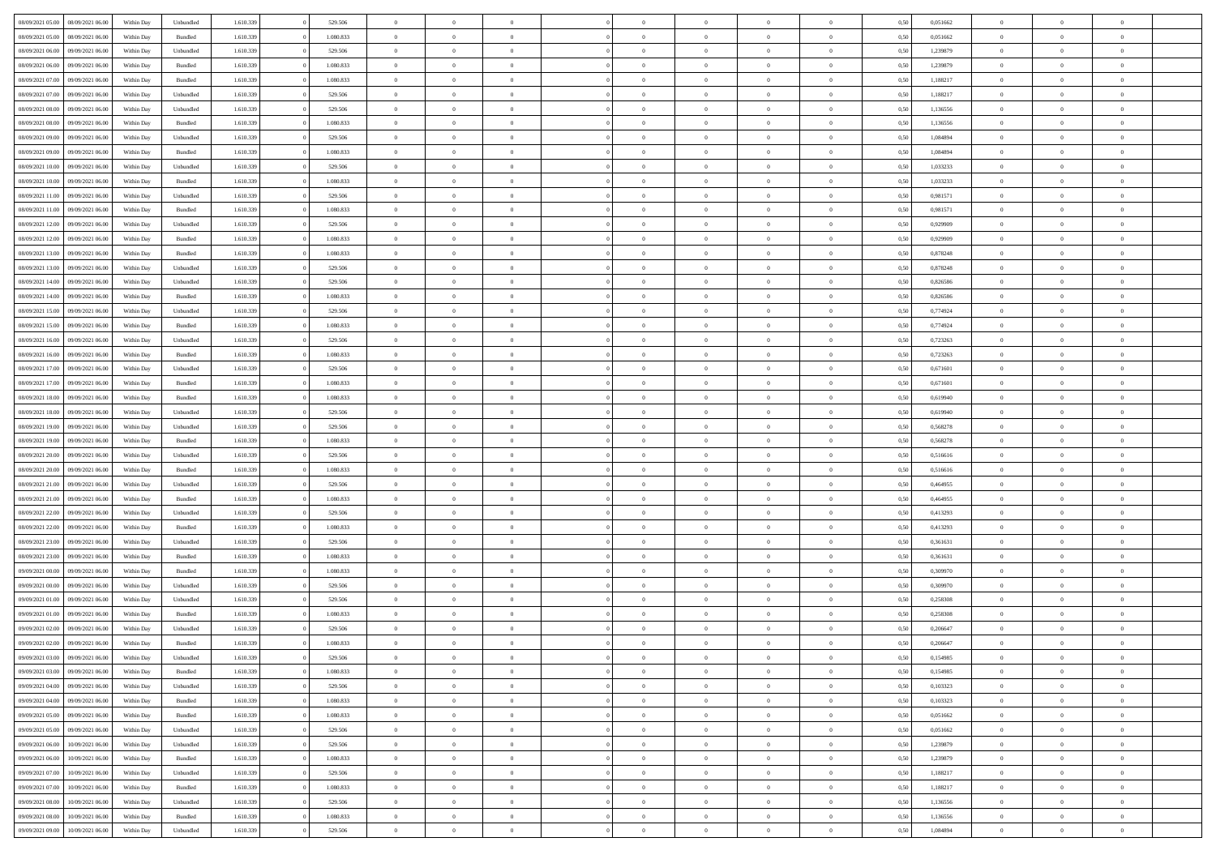| 08/09/2021 05:00 | 08/09/2021 06:00 | Within Day | Unbundled | 1.610.339 | 0 | 529.506 | 0 | 0 | 0 | | 0 | 0 | 0 | 0 | 0,50 | 0,051662 | 0 | 0 | 0 | |
|---|---|---|---|---|---|---|---|---|---|---|---|---|---|---|---|---|---|---|---|---|
| 08/09/2021 05:00 | 08/09/2021 06:00 | Within Day | Bundled | 1.610.339 | 0 | 1.080.833 | 0 | 0 | 0 | | 0 | 0 | 0 | 0 | 0,50 | 0,051662 | 0 | 0 | 0 | |
| 08/09/2021 06:00 | 09/09/2021 06:00 | Within Day | Unbundled | 1.610.339 | 0 | 529.506 | 0 | 0 | 0 | | 0 | 0 | 0 | 0 | 0,50 | 1,239879 | 0 | 0 | 0 | |
| 08/09/2021 06:00 | 09/09/2021 06:00 | Within Day | Bundled | 1.610.339 | 0 | 1.080.833 | 0 | 0 | 0 | | 0 | 0 | 0 | 0 | 0,50 | 1,239879 | 0 | 0 | 0 | |
| 08/09/2021 07:00 | 09/09/2021 06:00 | Within Day | Bundled | 1.610.339 | 0 | 1.080.833 | 0 | 0 | 0 | | 0 | 0 | 0 | 0 | 0,50 | 1,188217 | 0 | 0 | 0 | |
| 08/09/2021 07:00 | 09/09/2021 06:00 | Within Day | Unbundled | 1.610.339 | 0 | 529.506 | 0 | 0 | 0 | | 0 | 0 | 0 | 0 | 0,50 | 1,188217 | 0 | 0 | 0 | |
| 08/09/2021 08:00 | 09/09/2021 06:00 | Within Day | Unbundled | 1.610.339 | 0 | 529.506 | 0 | 0 | 0 | | 0 | 0 | 0 | 0 | 0,50 | 1,136556 | 0 | 0 | 0 | |
| 08/09/2021 08:00 | 09/09/2021 06:00 | Within Day | Bundled | 1.610.339 | 0 | 1.080.833 | 0 | 0 | 0 | | 0 | 0 | 0 | 0 | 0,50 | 1,136556 | 0 | 0 | 0 | |
| 08/09/2021 09:00 | 09/09/2021 06:00 | Within Day | Unbundled | 1.610.339 | 0 | 529.506 | 0 | 0 | 0 | | 0 | 0 | 0 | 0 | 0,50 | 1,084894 | 0 | 0 | 0 | |
| 08/09/2021 09:00 | 09/09/2021 06:00 | Within Day | Bundled | 1.610.339 | 0 | 1.080.833 | 0 | 0 | 0 | | 0 | 0 | 0 | 0 | 0,50 | 1,084894 | 0 | 0 | 0 | |
| 08/09/2021 10:00 | 09/09/2021 06:00 | Within Day | Unbundled | 1.610.339 | 0 | 529.506 | 0 | 0 | 0 | | 0 | 0 | 0 | 0 | 0,50 | 1,033233 | 0 | 0 | 0 | |
| 08/09/2021 10:00 | 09/09/2021 06:00 | Within Day | Bundled | 1.610.339 | 0 | 1.080.833 | 0 | 0 | 0 | | 0 | 0 | 0 | 0 | 0,50 | 1,033233 | 0 | 0 | 0 | |
| 08/09/2021 11:00 | 09/09/2021 06:00 | Within Day | Unbundled | 1.610.339 | 0 | 529.506 | 0 | 0 | 0 | | 0 | 0 | 0 | 0 | 0,50 | 0,981571 | 0 | 0 | 0 | |
| 08/09/2021 11:00 | 09/09/2021 06:00 | Within Day | Bundled | 1.610.339 | 0 | 1.080.833 | 0 | 0 | 0 | | 0 | 0 | 0 | 0 | 0,50 | 0,981571 | 0 | 0 | 0 | |
| 08/09/2021 12:00 | 09/09/2021 06:00 | Within Day | Unbundled | 1.610.339 | 0 | 529.506 | 0 | 0 | 0 | | 0 | 0 | 0 | 0 | 0,50 | 0,929909 | 0 | 0 | 0 | |
| 08/09/2021 12:00 | 09/09/2021 06:00 | Within Day | Bundled | 1.610.339 | 0 | 1.080.833 | 0 | 0 | 0 | | 0 | 0 | 0 | 0 | 0,50 | 0,929909 | 0 | 0 | 0 | |
| 08/09/2021 13:00 | 09/09/2021 06:00 | Within Day | Bundled | 1.610.339 | 0 | 1.080.833 | 0 | 0 | 0 | | 0 | 0 | 0 | 0 | 0,50 | 0,878248 | 0 | 0 | 0 | |
| 08/09/2021 13:00 | 09/09/2021 06:00 | Within Day | Unbundled | 1.610.339 | 0 | 529.506 | 0 | 0 | 0 | | 0 | 0 | 0 | 0 | 0,50 | 0,878248 | 0 | 0 | 0 | |
| 08/09/2021 14:00 | 09/09/2021 06:00 | Within Day | Unbundled | 1.610.339 | 0 | 529.506 | 0 | 0 | 0 | | 0 | 0 | 0 | 0 | 0,50 | 0,826586 | 0 | 0 | 0 | |
| 08/09/2021 14:00 | 09/09/2021 06:00 | Within Day | Bundled | 1.610.339 | 0 | 1.080.833 | 0 | 0 | 0 | | 0 | 0 | 0 | 0 | 0,50 | 0,826586 | 0 | 0 | 0 | |
| 08/09/2021 15:00 | 09/09/2021 06:00 | Within Day | Unbundled | 1.610.339 | 0 | 529.506 | 0 | 0 | 0 | | 0 | 0 | 0 | 0 | 0,50 | 0,774924 | 0 | 0 | 0 | |
| 08/09/2021 15:00 | 09/09/2021 06:00 | Within Day | Bundled | 1.610.339 | 0 | 1.080.833 | 0 | 0 | 0 | | 0 | 0 | 0 | 0 | 0,50 | 0,774924 | 0 | 0 | 0 | |
| 08/09/2021 16:00 | 09/09/2021 06:00 | Within Day | Unbundled | 1.610.339 | 0 | 529.506 | 0 | 0 | 0 | | 0 | 0 | 0 | 0 | 0,50 | 0,723263 | 0 | 0 | 0 | |
| 08/09/2021 16:00 | 09/09/2021 06:00 | Within Day | Bundled | 1.610.339 | 0 | 1.080.833 | 0 | 0 | 0 | | 0 | 0 | 0 | 0 | 0,50 | 0,723263 | 0 | 0 | 0 | |
| 08/09/2021 17:00 | 09/09/2021 06:00 | Within Day | Unbundled | 1.610.339 | 0 | 529.506 | 0 | 0 | 0 | | 0 | 0 | 0 | 0 | 0,50 | 0,671601 | 0 | 0 | 0 | |
| 08/09/2021 17:00 | 09/09/2021 06:00 | Within Day | Bundled | 1.610.339 | 0 | 1.080.833 | 0 | 0 | 0 | | 0 | 0 | 0 | 0 | 0,50 | 0,671601 | 0 | 0 | 0 | |
| 08/09/2021 18:00 | 09/09/2021 06:00 | Within Day | Bundled | 1.610.339 | 0 | 1.080.833 | 0 | 0 | 0 | | 0 | 0 | 0 | 0 | 0,50 | 0,619940 | 0 | 0 | 0 | |
| 08/09/2021 18:00 | 09/09/2021 06:00 | Within Day | Unbundled | 1.610.339 | 0 | 529.506 | 0 | 0 | 0 | | 0 | 0 | 0 | 0 | 0,50 | 0,619940 | 0 | 0 | 0 | |
| 08/09/2021 19:00 | 09/09/2021 06:00 | Within Day | Unbundled | 1.610.339 | 0 | 529.506 | 0 | 0 | 0 | | 0 | 0 | 0 | 0 | 0,50 | 0,568278 | 0 | 0 | 0 | |
| 08/09/2021 19:00 | 09/09/2021 06:00 | Within Day | Bundled | 1.610.339 | 0 | 1.080.833 | 0 | 0 | 0 | | 0 | 0 | 0 | 0 | 0,50 | 0,568278 | 0 | 0 | 0 | |
| 08/09/2021 20:00 | 09/09/2021 06:00 | Within Day | Unbundled | 1.610.339 | 0 | 529.506 | 0 | 0 | 0 | | 0 | 0 | 0 | 0 | 0,50 | 0,516616 | 0 | 0 | 0 | |
| 08/09/2021 20:00 | 09/09/2021 06:00 | Within Day | Bundled | 1.610.339 | 0 | 1.080.833 | 0 | 0 | 0 | | 0 | 0 | 0 | 0 | 0,50 | 0,516616 | 0 | 0 | 0 | |
| 08/09/2021 21:00 | 09/09/2021 06:00 | Within Day | Unbundled | 1.610.339 | 0 | 529.506 | 0 | 0 | 0 | | 0 | 0 | 0 | 0 | 0,50 | 0,464955 | 0 | 0 | 0 | |
| 08/09/2021 21:00 | 09/09/2021 06:00 | Within Day | Bundled | 1.610.339 | 0 | 1.080.833 | 0 | 0 | 0 | | 0 | 0 | 0 | 0 | 0,50 | 0,464955 | 0 | 0 | 0 | |
| 08/09/2021 22:00 | 09/09/2021 06:00 | Within Day | Unbundled | 1.610.339 | 0 | 529.506 | 0 | 0 | 0 | | 0 | 0 | 0 | 0 | 0,50 | 0,413293 | 0 | 0 | 0 | |
| 08/09/2021 22:00 | 09/09/2021 06:00 | Within Day | Bundled | 1.610.339 | 0 | 1.080.833 | 0 | 0 | 0 | | 0 | 0 | 0 | 0 | 0,50 | 0,413293 | 0 | 0 | 0 | |
| 08/09/2021 23:00 | 09/09/2021 06:00 | Within Day | Unbundled | 1.610.339 | 0 | 529.506 | 0 | 0 | 0 | | 0 | 0 | 0 | 0 | 0,50 | 0,361631 | 0 | 0 | 0 | |
| 08/09/2021 23:00 | 09/09/2021 06:00 | Within Day | Bundled | 1.610.339 | 0 | 1.080.833 | 0 | 0 | 0 | | 0 | 0 | 0 | 0 | 0,50 | 0,361631 | 0 | 0 | 0 | |
| 09/09/2021 00:00 | 09/09/2021 06:00 | Within Day | Bundled | 1.610.339 | 0 | 1.080.833 | 0 | 0 | 0 | | 0 | 0 | 0 | 0 | 0,50 | 0,309970 | 0 | 0 | 0 | |
| 09/09/2021 00:00 | 09/09/2021 06:00 | Within Day | Unbundled | 1.610.339 | 0 | 529.506 | 0 | 0 | 0 | | 0 | 0 | 0 | 0 | 0,50 | 0,309970 | 0 | 0 | 0 | |
| 09/09/2021 01:00 | 09/09/2021 06:00 | Within Day | Unbundled | 1.610.339 | 0 | 529.506 | 0 | 0 | 0 | | 0 | 0 | 0 | 0 | 0,50 | 0,258308 | 0 | 0 | 0 | |
| 09/09/2021 01:00 | 09/09/2021 06:00 | Within Day | Bundled | 1.610.339 | 0 | 1.080.833 | 0 | 0 | 0 | | 0 | 0 | 0 | 0 | 0,50 | 0,258308 | 0 | 0 | 0 | |
| 09/09/2021 02:00 | 09/09/2021 06:00 | Within Day | Unbundled | 1.610.339 | 0 | 529.506 | 0 | 0 | 0 | | 0 | 0 | 0 | 0 | 0,50 | 0,206647 | 0 | 0 | 0 | |
| 09/09/2021 02:00 | 09/09/2021 06:00 | Within Day | Bundled | 1.610.339 | 0 | 1.080.833 | 0 | 0 | 0 | | 0 | 0 | 0 | 0 | 0,50 | 0,206647 | 0 | 0 | 0 | |
| 09/09/2021 03:00 | 09/09/2021 06:00 | Within Day | Unbundled | 1.610.339 | 0 | 529.506 | 0 | 0 | 0 | | 0 | 0 | 0 | 0 | 0,50 | 0,154985 | 0 | 0 | 0 | |
| 09/09/2021 03:00 | 09/09/2021 06:00 | Within Day | Bundled | 1.610.339 | 0 | 1.080.833 | 0 | 0 | 0 | | 0 | 0 | 0 | 0 | 0,50 | 0,154985 | 0 | 0 | 0 | |
| 09/09/2021 04:00 | 09/09/2021 06:00 | Within Day | Unbundled | 1.610.339 | 0 | 529.506 | 0 | 0 | 0 | | 0 | 0 | 0 | 0 | 0,50 | 0,103323 | 0 | 0 | 0 | |
| 09/09/2021 04:00 | 09/09/2021 06:00 | Within Day | Bundled | 1.610.339 | 0 | 1.080.833 | 0 | 0 | 0 | | 0 | 0 | 0 | 0 | 0,50 | 0,103323 | 0 | 0 | 0 | |
| 09/09/2021 05:00 | 09/09/2021 06:00 | Within Day | Bundled | 1.610.339 | 0 | 1.080.833 | 0 | 0 | 0 | | 0 | 0 | 0 | 0 | 0,50 | 0,051662 | 0 | 0 | 0 | |
| 09/09/2021 05:00 | 09/09/2021 06:00 | Within Day | Unbundled | 1.610.339 | 0 | 529.506 | 0 | 0 | 0 | | 0 | 0 | 0 | 0 | 0,50 | 0,051662 | 0 | 0 | 0 | |
| 09/09/2021 06:00 | 10/09/2021 06:00 | Within Day | Unbundled | 1.610.339 | 0 | 529.506 | 0 | 0 | 0 | | 0 | 0 | 0 | 0 | 0,50 | 1,239879 | 0 | 0 | 0 | |
| 09/09/2021 06:00 | 10/09/2021 06:00 | Within Day | Bundled | 1.610.339 | 0 | 1.080.833 | 0 | 0 | 0 | | 0 | 0 | 0 | 0 | 0,50 | 1,239879 | 0 | 0 | 0 | |
| 09/09/2021 07:00 | 10/09/2021 06:00 | Within Day | Unbundled | 1.610.339 | 0 | 529.506 | 0 | 0 | 0 | | 0 | 0 | 0 | 0 | 0,50 | 1,188217 | 0 | 0 | 0 | |
| 09/09/2021 07:00 | 10/09/2021 06:00 | Within Day | Bundled | 1.610.339 | 0 | 1.080.833 | 0 | 0 | 0 | | 0 | 0 | 0 | 0 | 0,50 | 1,188217 | 0 | 0 | 0 | |
| 09/09/2021 08:00 | 10/09/2021 06:00 | Within Day | Unbundled | 1.610.339 | 0 | 529.506 | 0 | 0 | 0 | | 0 | 0 | 0 | 0 | 0,50 | 1,136556 | 0 | 0 | 0 | |
| 09/09/2021 08:00 | 10/09/2021 06:00 | Within Day | Bundled | 1.610.339 | 0 | 1.080.833 | 0 | 0 | 0 | | 0 | 0 | 0 | 0 | 0,50 | 1,136556 | 0 | 0 | 0 | |
| 09/09/2021 09:00 | 10/09/2021 06:00 | Within Day | Unbundled | 1.610.339 | 0 | 529.506 | 0 | 0 | 0 | | 0 | 0 | 0 | 0 | 0,50 | 1,084894 | 0 | 0 | 0 | |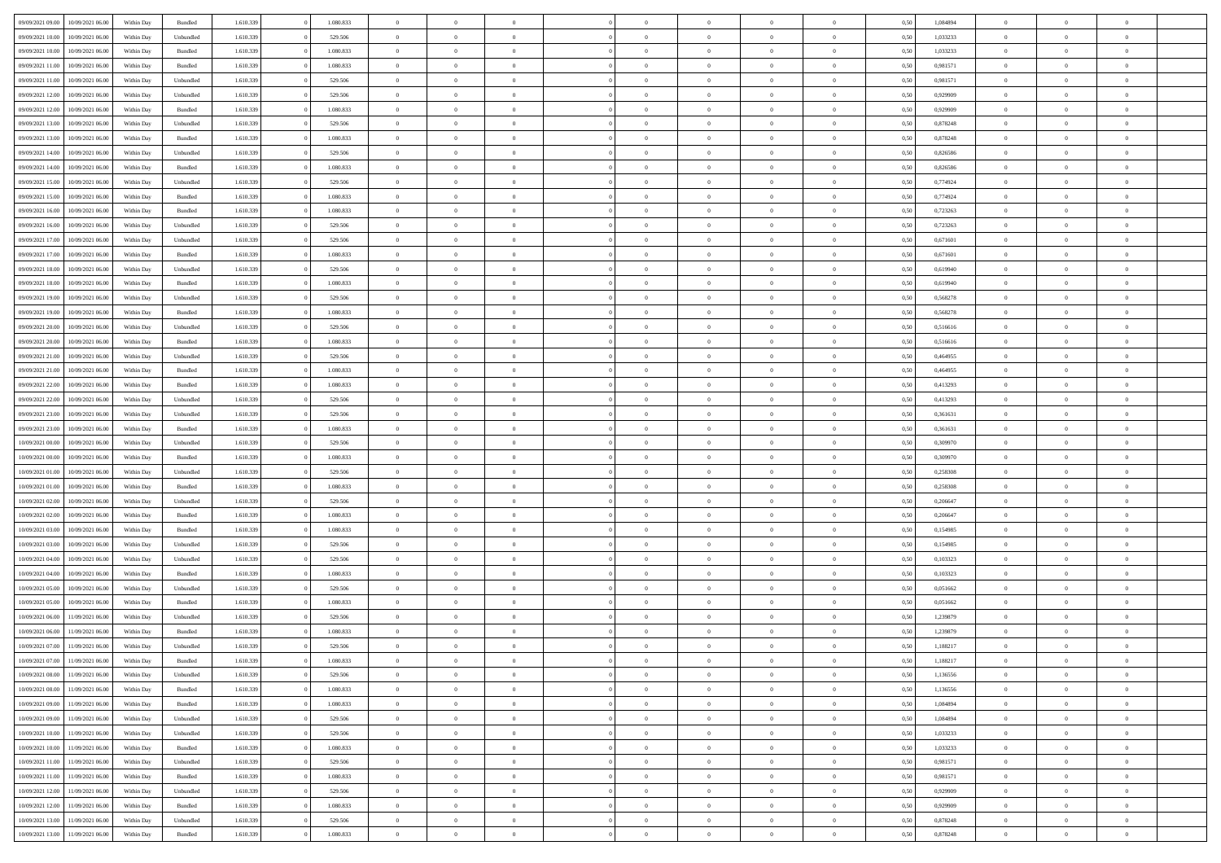| | | | | | | | | | | | | | | | | | | | | |
|---|---|---|---|---|---|---|---|---|---|---|---|---|---|---|---|---|---|---|---|---|
| 09/09/2021 09:00 | 10/09/2021 06:00 | Within Day | Bundled | 1.610.339 | 0 | 1.080.833 | 0 | 0 | 0 | | 0 | 0 | 0 | 0 | 0 | 0,50 | 1,084894 | 0 | 0 | 0 |
| 09/09/2021 10:00 | 10/09/2021 06:00 | Within Day | Unbundled | 1.610.339 | 0 | 529.506 | 0 | 0 | 0 | | 0 | 0 | 0 | 0 | 0 | 0,50 | 1,033233 | 0 | 0 | 0 |
| 09/09/2021 10:00 | 10/09/2021 06:00 | Within Day | Bundled | 1.610.339 | 0 | 1.080.833 | 0 | 0 | 0 | | 0 | 0 | 0 | 0 | 0 | 0,50 | 1,033233 | 0 | 0 | 0 |
| 09/09/2021 11:00 | 10/09/2021 06:00 | Within Day | Bundled | 1.610.339 | 0 | 1.080.833 | 0 | 0 | 0 | | 0 | 0 | 0 | 0 | 0 | 0,50 | 0,981571 | 0 | 0 | 0 |
| 09/09/2021 11:00 | 10/09/2021 06:00 | Within Day | Unbundled | 1.610.339 | 0 | 529.506 | 0 | 0 | 0 | | 0 | 0 | 0 | 0 | 0 | 0,50 | 0,981571 | 0 | 0 | 0 |
| 09/09/2021 12:00 | 10/09/2021 06:00 | Within Day | Unbundled | 1.610.339 | 0 | 529.506 | 0 | 0 | 0 | | 0 | 0 | 0 | 0 | 0 | 0,50 | 0,929909 | 0 | 0 | 0 |
| 09/09/2021 12:00 | 10/09/2021 06:00 | Within Day | Bundled | 1.610.339 | 0 | 1.080.833 | 0 | 0 | 0 | | 0 | 0 | 0 | 0 | 0 | 0,50 | 0,929909 | 0 | 0 | 0 |
| 09/09/2021 13:00 | 10/09/2021 06:00 | Within Day | Unbundled | 1.610.339 | 0 | 529.506 | 0 | 0 | 0 | | 0 | 0 | 0 | 0 | 0 | 0,50 | 0,878248 | 0 | 0 | 0 |
| 09/09/2021 13:00 | 10/09/2021 06:00 | Within Day | Bundled | 1.610.339 | 0 | 1.080.833 | 0 | 0 | 0 | | 0 | 0 | 0 | 0 | 0 | 0,50 | 0,878248 | 0 | 0 | 0 |
| 09/09/2021 14:00 | 10/09/2021 06:00 | Within Day | Unbundled | 1.610.339 | 0 | 529.506 | 0 | 0 | 0 | | 0 | 0 | 0 | 0 | 0 | 0,50 | 0,826586 | 0 | 0 | 0 |
| 09/09/2021 14:00 | 10/09/2021 06:00 | Within Day | Bundled | 1.610.339 | 0 | 1.080.833 | 0 | 0 | 0 | | 0 | 0 | 0 | 0 | 0 | 0,50 | 0,826586 | 0 | 0 | 0 |
| 09/09/2021 15:00 | 10/09/2021 06:00 | Within Day | Unbundled | 1.610.339 | 0 | 529.506 | 0 | 0 | 0 | | 0 | 0 | 0 | 0 | 0 | 0,50 | 0,774924 | 0 | 0 | 0 |
| 09/09/2021 15:00 | 10/09/2021 06:00 | Within Day | Bundled | 1.610.339 | 0 | 1.080.833 | 0 | 0 | 0 | | 0 | 0 | 0 | 0 | 0 | 0,50 | 0,774924 | 0 | 0 | 0 |
| 09/09/2021 16:00 | 10/09/2021 06:00 | Within Day | Bundled | 1.610.339 | 0 | 1.080.833 | 0 | 0 | 0 | | 0 | 0 | 0 | 0 | 0 | 0,50 | 0,723263 | 0 | 0 | 0 |
| 09/09/2021 16:00 | 10/09/2021 06:00 | Within Day | Unbundled | 1.610.339 | 0 | 529.506 | 0 | 0 | 0 | | 0 | 0 | 0 | 0 | 0 | 0,50 | 0,723263 | 0 | 0 | 0 |
| 09/09/2021 17:00 | 10/09/2021 06:00 | Within Day | Unbundled | 1.610.339 | 0 | 529.506 | 0 | 0 | 0 | | 0 | 0 | 0 | 0 | 0 | 0,50 | 0,671601 | 0 | 0 | 0 |
| 09/09/2021 17:00 | 10/09/2021 06:00 | Within Day | Bundled | 1.610.339 | 0 | 1.080.833 | 0 | 0 | 0 | | 0 | 0 | 0 | 0 | 0 | 0,50 | 0,671601 | 0 | 0 | 0 |
| 09/09/2021 18:00 | 10/09/2021 06:00 | Within Day | Unbundled | 1.610.339 | 0 | 529.506 | 0 | 0 | 0 | | 0 | 0 | 0 | 0 | 0 | 0,50 | 0,619940 | 0 | 0 | 0 |
| 09/09/2021 18:00 | 10/09/2021 06:00 | Within Day | Bundled | 1.610.339 | 0 | 1.080.833 | 0 | 0 | 0 | | 0 | 0 | 0 | 0 | 0 | 0,50 | 0,619940 | 0 | 0 | 0 |
| 09/09/2021 19:00 | 10/09/2021 06:00 | Within Day | Unbundled | 1.610.339 | 0 | 529.506 | 0 | 0 | 0 | | 0 | 0 | 0 | 0 | 0 | 0,50 | 0,568278 | 0 | 0 | 0 |
| 09/09/2021 19:00 | 10/09/2021 06:00 | Within Day | Bundled | 1.610.339 | 0 | 1.080.833 | 0 | 0 | 0 | | 0 | 0 | 0 | 0 | 0 | 0,50 | 0,568278 | 0 | 0 | 0 |
| 09/09/2021 20:00 | 10/09/2021 06:00 | Within Day | Unbundled | 1.610.339 | 0 | 529.506 | 0 | 0 | 0 | | 0 | 0 | 0 | 0 | 0 | 0,50 | 0,516616 | 0 | 0 | 0 |
| 09/09/2021 20:00 | 10/09/2021 06:00 | Within Day | Bundled | 1.610.339 | 0 | 1.080.833 | 0 | 0 | 0 | | 0 | 0 | 0 | 0 | 0 | 0,50 | 0,516616 | 0 | 0 | 0 |
| 09/09/2021 21:00 | 10/09/2021 06:00 | Within Day | Unbundled | 1.610.339 | 0 | 529.506 | 0 | 0 | 0 | | 0 | 0 | 0 | 0 | 0 | 0,50 | 0,464955 | 0 | 0 | 0 |
| 09/09/2021 21:00 | 10/09/2021 06:00 | Within Day | Bundled | 1.610.339 | 0 | 1.080.833 | 0 | 0 | 0 | | 0 | 0 | 0 | 0 | 0 | 0,50 | 0,464955 | 0 | 0 | 0 |
| 09/09/2021 22:00 | 10/09/2021 06:00 | Within Day | Bundled | 1.610.339 | 0 | 1.080.833 | 0 | 0 | 0 | | 0 | 0 | 0 | 0 | 0 | 0,50 | 0,413293 | 0 | 0 | 0 |
| 09/09/2021 22:00 | 10/09/2021 06:00 | Within Day | Unbundled | 1.610.339 | 0 | 529.506 | 0 | 0 | 0 | | 0 | 0 | 0 | 0 | 0 | 0,50 | 0,413293 | 0 | 0 | 0 |
| 09/09/2021 23:00 | 10/09/2021 06:00 | Within Day | Unbundled | 1.610.339 | 0 | 529.506 | 0 | 0 | 0 | | 0 | 0 | 0 | 0 | 0 | 0,50 | 0,361631 | 0 | 0 | 0 |
| 09/09/2021 23:00 | 10/09/2021 06:00 | Within Day | Bundled | 1.610.339 | 0 | 1.080.833 | 0 | 0 | 0 | | 0 | 0 | 0 | 0 | 0 | 0,50 | 0,361631 | 0 | 0 | 0 |
| 10/09/2021 00:00 | 10/09/2021 06:00 | Within Day | Unbundled | 1.610.339 | 0 | 529.506 | 0 | 0 | 0 | | 0 | 0 | 0 | 0 | 0 | 0,50 | 0,309970 | 0 | 0 | 0 |
| 10/09/2021 00:00 | 10/09/2021 06:00 | Within Day | Bundled | 1.610.339 | 0 | 1.080.833 | 0 | 0 | 0 | | 0 | 0 | 0 | 0 | 0 | 0,50 | 0,309970 | 0 | 0 | 0 |
| 10/09/2021 01:00 | 10/09/2021 06:00 | Within Day | Unbundled | 1.610.339 | 0 | 529.506 | 0 | 0 | 0 | | 0 | 0 | 0 | 0 | 0 | 0,50 | 0,258308 | 0 | 0 | 0 |
| 10/09/2021 01:00 | 10/09/2021 06:00 | Within Day | Bundled | 1.610.339 | 0 | 1.080.833 | 0 | 0 | 0 | | 0 | 0 | 0 | 0 | 0 | 0,50 | 0,258308 | 0 | 0 | 0 |
| 10/09/2021 02:00 | 10/09/2021 06:00 | Within Day | Unbundled | 1.610.339 | 0 | 529.506 | 0 | 0 | 0 | | 0 | 0 | 0 | 0 | 0 | 0,50 | 0,206647 | 0 | 0 | 0 |
| 10/09/2021 02:00 | 10/09/2021 06:00 | Within Day | Bundled | 1.610.339 | 0 | 1.080.833 | 0 | 0 | 0 | | 0 | 0 | 0 | 0 | 0 | 0,50 | 0,206647 | 0 | 0 | 0 |
| 10/09/2021 03:00 | 10/09/2021 06:00 | Within Day | Bundled | 1.610.339 | 0 | 1.080.833 | 0 | 0 | 0 | | 0 | 0 | 0 | 0 | 0 | 0,50 | 0,154985 | 0 | 0 | 0 |
| 10/09/2021 03:00 | 10/09/2021 06:00 | Within Day | Unbundled | 1.610.339 | 0 | 529.506 | 0 | 0 | 0 | | 0 | 0 | 0 | 0 | 0 | 0,50 | 0,154985 | 0 | 0 | 0 |
| 10/09/2021 04:00 | 10/09/2021 06:00 | Within Day | Unbundled | 1.610.339 | 0 | 529.506 | 0 | 0 | 0 | | 0 | 0 | 0 | 0 | 0 | 0,50 | 0,103323 | 0 | 0 | 0 |
| 10/09/2021 04:00 | 10/09/2021 06:00 | Within Day | Bundled | 1.610.339 | 0 | 1.080.833 | 0 | 0 | 0 | | 0 | 0 | 0 | 0 | 0 | 0,50 | 0,103323 | 0 | 0 | 0 |
| 10/09/2021 05:00 | 10/09/2021 06:00 | Within Day | Unbundled | 1.610.339 | 0 | 529.506 | 0 | 0 | 0 | | 0 | 0 | 0 | 0 | 0 | 0,50 | 0,051662 | 0 | 0 | 0 |
| 10/09/2021 05:00 | 10/09/2021 06:00 | Within Day | Bundled | 1.610.339 | 0 | 1.080.833 | 0 | 0 | 0 | | 0 | 0 | 0 | 0 | 0 | 0,50 | 0,051662 | 0 | 0 | 0 |
| 10/09/2021 06:00 | 11/09/2021 06:00 | Within Day | Unbundled | 1.610.339 | 0 | 529.506 | 0 | 0 | 0 | | 0 | 0 | 0 | 0 | 0 | 0,50 | 1,239879 | 0 | 0 | 0 |
| 10/09/2021 06:00 | 11/09/2021 06:00 | Within Day | Bundled | 1.610.339 | 0 | 1.080.833 | 0 | 0 | 0 | | 0 | 0 | 0 | 0 | 0 | 0,50 | 1,239879 | 0 | 0 | 0 |
| 10/09/2021 07:00 | 11/09/2021 06:00 | Within Day | Unbundled | 1.610.339 | 0 | 529.506 | 0 | 0 | 0 | | 0 | 0 | 0 | 0 | 0 | 0,50 | 1,188217 | 0 | 0 | 0 |
| 10/09/2021 07:00 | 11/09/2021 06:00 | Within Day | Bundled | 1.610.339 | 0 | 1.080.833 | 0 | 0 | 0 | | 0 | 0 | 0 | 0 | 0 | 0,50 | 1,188217 | 0 | 0 | 0 |
| 10/09/2021 08:00 | 11/09/2021 06:00 | Within Day | Unbundled | 1.610.339 | 0 | 529.506 | 0 | 0 | 0 | | 0 | 0 | 0 | 0 | 0 | 0,50 | 1,136556 | 0 | 0 | 0 |
| 10/09/2021 08:00 | 11/09/2021 06:00 | Within Day | Bundled | 1.610.339 | 0 | 1.080.833 | 0 | 0 | 0 | | 0 | 0 | 0 | 0 | 0 | 0,50 | 1,136556 | 0 | 0 | 0 |
| 10/09/2021 09:00 | 11/09/2021 06:00 | Within Day | Bundled | 1.610.339 | 0 | 1.080.833 | 0 | 0 | 0 | | 0 | 0 | 0 | 0 | 0 | 0,50 | 1,084894 | 0 | 0 | 0 |
| 10/09/2021 09:00 | 11/09/2021 06:00 | Within Day | Unbundled | 1.610.339 | 0 | 529.506 | 0 | 0 | 0 | | 0 | 0 | 0 | 0 | 0 | 0,50 | 1,084894 | 0 | 0 | 0 |
| 10/09/2021 10:00 | 11/09/2021 06:00 | Within Day | Unbundled | 1.610.339 | 0 | 529.506 | 0 | 0 | 0 | | 0 | 0 | 0 | 0 | 0 | 0,50 | 1,033233 | 0 | 0 | 0 |
| 10/09/2021 10:00 | 11/09/2021 06:00 | Within Day | Bundled | 1.610.339 | 0 | 1.080.833 | 0 | 0 | 0 | | 0 | 0 | 0 | 0 | 0 | 0,50 | 1,033233 | 0 | 0 | 0 |
| 10/09/2021 11:00 | 11/09/2021 06:00 | Within Day | Unbundled | 1.610.339 | 0 | 529.506 | 0 | 0 | 0 | | 0 | 0 | 0 | 0 | 0 | 0,50 | 0,981571 | 0 | 0 | 0 |
| 10/09/2021 11:00 | 11/09/2021 06:00 | Within Day | Bundled | 1.610.339 | 0 | 1.080.833 | 0 | 0 | 0 | | 0 | 0 | 0 | 0 | 0 | 0,50 | 0,981571 | 0 | 0 | 0 |
| 10/09/2021 12:00 | 11/09/2021 06:00 | Within Day | Unbundled | 1.610.339 | 0 | 529.506 | 0 | 0 | 0 | | 0 | 0 | 0 | 0 | 0 | 0,50 | 0,929909 | 0 | 0 | 0 |
| 10/09/2021 12:00 | 11/09/2021 06:00 | Within Day | Bundled | 1.610.339 | 0 | 1.080.833 | 0 | 0 | 0 | | 0 | 0 | 0 | 0 | 0 | 0,50 | 0,929909 | 0 | 0 | 0 |
| 10/09/2021 13:00 | 11/09/2021 06:00 | Within Day | Unbundled | 1.610.339 | 0 | 529.506 | 0 | 0 | 0 | | 0 | 0 | 0 | 0 | 0 | 0,50 | 0,878248 | 0 | 0 | 0 |
| 10/09/2021 13:00 | 11/09/2021 06:00 | Within Day | Bundled | 1.610.339 | 0 | 1.080.833 | 0 | 0 | 0 | | 0 | 0 | 0 | 0 | 0 | 0,50 | 0,878248 | 0 | 0 | 0 |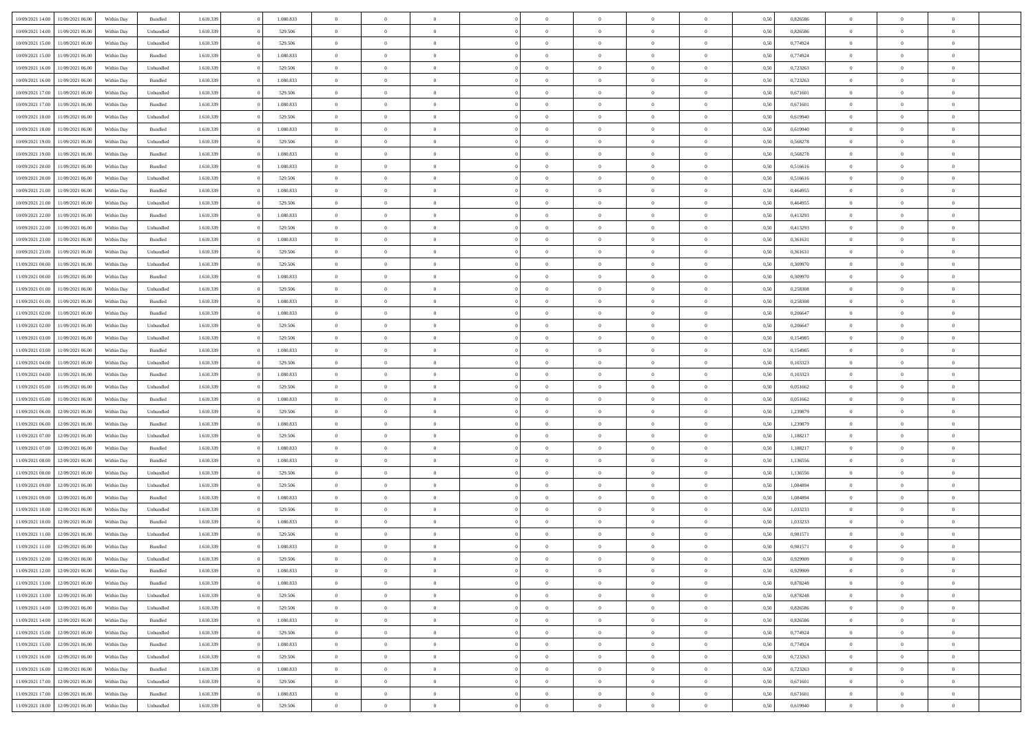| | | | | | | | | | | | | | | | | | | | | | |
|---|---|---|---|---|---|---|---|---|---|---|---|---|---|---|---|---|---|---|---|---|---|
| 10/09/2021 14:00 | 11/09/2021 06:00 | Within Day | Bundled | 1.610.339 | 0 | 1.080.833 | 0 | 0 | 0 | | 0 | 0 | 0 | 0 | 0 | 0,50 | 0,826586 | 0 | 0 | 0 | |
| 10/09/2021 14:00 | 11/09/2021 06:00 | Within Day | Unbundled | 1.610.339 | 0 | 529.506 | 0 | 0 | 0 | | 0 | 0 | 0 | 0 | 0 | 0,50 | 0,826586 | 0 | 0 | 0 | |
| 10/09/2021 15:00 | 11/09/2021 06:00 | Within Day | Unbundled | 1.610.339 | 0 | 529.506 | 0 | 0 | 0 | | 0 | 0 | 0 | 0 | 0 | 0,50 | 0,774924 | 0 | 0 | 0 | |
| 10/09/2021 15:00 | 11/09/2021 06:00 | Within Day | Bundled | 1.610.339 | 0 | 1.080.833 | 0 | 0 | 0 | | 0 | 0 | 0 | 0 | 0 | 0,50 | 0,774924 | 0 | 0 | 0 | |
| 10/09/2021 16:00 | 11/09/2021 06:00 | Within Day | Unbundled | 1.610.339 | 0 | 529.506 | 0 | 0 | 0 | | 0 | 0 | 0 | 0 | 0 | 0,50 | 0,723263 | 0 | 0 | 0 | |
| 10/09/2021 16:00 | 11/09/2021 06:00 | Within Day | Bundled | 1.610.339 | 0 | 1.080.833 | 0 | 0 | 0 | | 0 | 0 | 0 | 0 | 0 | 0,50 | 0,723263 | 0 | 0 | 0 | |
| 10/09/2021 17:00 | 11/09/2021 06:00 | Within Day | Unbundled | 1.610.339 | 0 | 529.506 | 0 | 0 | 0 | | 0 | 0 | 0 | 0 | 0 | 0,50 | 0,671601 | 0 | 0 | 0 | |
| 10/09/2021 17:00 | 11/09/2021 06:00 | Within Day | Bundled | 1.610.339 | 0 | 1.080.833 | 0 | 0 | 0 | | 0 | 0 | 0 | 0 | 0 | 0,50 | 0,671601 | 0 | 0 | 0 | |
| 10/09/2021 18:00 | 11/09/2021 06:00 | Within Day | Unbundled | 1.610.339 | 0 | 529.506 | 0 | 0 | 0 | | 0 | 0 | 0 | 0 | 0 | 0,50 | 0,619940 | 0 | 0 | 0 | |
| 10/09/2021 18:00 | 11/09/2021 06:00 | Within Day | Bundled | 1.610.339 | 0 | 1.080.833 | 0 | 0 | 0 | | 0 | 0 | 0 | 0 | 0 | 0,50 | 0,619940 | 0 | 0 | 0 | |
| 10/09/2021 19:00 | 11/09/2021 06:00 | Within Day | Unbundled | 1.610.339 | 0 | 529.506 | 0 | 0 | 0 | | 0 | 0 | 0 | 0 | 0 | 0,50 | 0,568278 | 0 | 0 | 0 | |
| 10/09/2021 19:00 | 11/09/2021 06:00 | Within Day | Bundled | 1.610.339 | 0 | 1.080.833 | 0 | 0 | 0 | | 0 | 0 | 0 | 0 | 0 | 0,50 | 0,568278 | 0 | 0 | 0 | |
| 10/09/2021 20:00 | 11/09/2021 06:00 | Within Day | Bundled | 1.610.339 | 0 | 1.080.833 | 0 | 0 | 0 | | 0 | 0 | 0 | 0 | 0 | 0,50 | 0,516616 | 0 | 0 | 0 | |
| 10/09/2021 20:00 | 11/09/2021 06:00 | Within Day | Unbundled | 1.610.339 | 0 | 529.506 | 0 | 0 | 0 | | 0 | 0 | 0 | 0 | 0 | 0,50 | 0,516616 | 0 | 0 | 0 | |
| 10/09/2021 21:00 | 11/09/2021 06:00 | Within Day | Bundled | 1.610.339 | 0 | 1.080.833 | 0 | 0 | 0 | | 0 | 0 | 0 | 0 | 0 | 0,50 | 0,464955 | 0 | 0 | 0 | |
| 10/09/2021 21:00 | 11/09/2021 06:00 | Within Day | Unbundled | 1.610.339 | 0 | 529.506 | 0 | 0 | 0 | | 0 | 0 | 0 | 0 | 0 | 0,50 | 0,464955 | 0 | 0 | 0 | |
| 10/09/2021 22:00 | 11/09/2021 06:00 | Within Day | Bundled | 1.610.339 | 0 | 1.080.833 | 0 | 0 | 0 | | 0 | 0 | 0 | 0 | 0 | 0,50 | 0,413293 | 0 | 0 | 0 | |
| 10/09/2021 22:00 | 11/09/2021 06:00 | Within Day | Unbundled | 1.610.339 | 0 | 529.506 | 0 | 0 | 0 | | 0 | 0 | 0 | 0 | 0 | 0,50 | 0,413293 | 0 | 0 | 0 | |
| 10/09/2021 23:00 | 11/09/2021 06:00 | Within Day | Bundled | 1.610.339 | 0 | 1.080.833 | 0 | 0 | 0 | | 0 | 0 | 0 | 0 | 0 | 0,50 | 0,361631 | 0 | 0 | 0 | |
| 10/09/2021 23:00 | 11/09/2021 06:00 | Within Day | Unbundled | 1.610.339 | 0 | 529.506 | 0 | 0 | 0 | | 0 | 0 | 0 | 0 | 0 | 0,50 | 0,361631 | 0 | 0 | 0 | |
| 11/09/2021 00:00 | 11/09/2021 06:00 | Within Day | Unbundled | 1.610.339 | 0 | 529.506 | 0 | 0 | 0 | | 0 | 0 | 0 | 0 | 0 | 0,50 | 0,309970 | 0 | 0 | 0 | |
| 11/09/2021 00:00 | 11/09/2021 06:00 | Within Day | Bundled | 1.610.339 | 0 | 1.080.833 | 0 | 0 | 0 | | 0 | 0 | 0 | 0 | 0 | 0,50 | 0,309970 | 0 | 0 | 0 | |
| 11/09/2021 01:00 | 11/09/2021 06:00 | Within Day | Unbundled | 1.610.339 | 0 | 529.506 | 0 | 0 | 0 | | 0 | 0 | 0 | 0 | 0 | 0,50 | 0,258308 | 0 | 0 | 0 | |
| 11/09/2021 01:00 | 11/09/2021 06:00 | Within Day | Bundled | 1.610.339 | 0 | 1.080.833 | 0 | 0 | 0 | | 0 | 0 | 0 | 0 | 0 | 0,50 | 0,258308 | 0 | 0 | 0 | |
| 11/09/2021 02:00 | 11/09/2021 06:00 | Within Day | Bundled | 1.610.339 | 0 | 1.080.833 | 0 | 0 | 0 | | 0 | 0 | 0 | 0 | 0 | 0,50 | 0,206647 | 0 | 0 | 0 | |
| 11/09/2021 02:00 | 11/09/2021 06:00 | Within Day | Unbundled | 1.610.339 | 0 | 529.506 | 0 | 0 | 0 | | 0 | 0 | 0 | 0 | 0 | 0,50 | 0,206647 | 0 | 0 | 0 | |
| 11/09/2021 03:00 | 11/09/2021 06:00 | Within Day | Unbundled | 1.610.339 | 0 | 529.506 | 0 | 0 | 0 | | 0 | 0 | 0 | 0 | 0 | 0,50 | 0,154985 | 0 | 0 | 0 | |
| 11/09/2021 03:00 | 11/09/2021 06:00 | Within Day | Bundled | 1.610.339 | 0 | 1.080.833 | 0 | 0 | 0 | | 0 | 0 | 0 | 0 | 0 | 0,50 | 0,154985 | 0 | 0 | 0 | |
| 11/09/2021 04:00 | 11/09/2021 06:00 | Within Day | Unbundled | 1.610.339 | 0 | 529.506 | 0 | 0 | 0 | | 0 | 0 | 0 | 0 | 0 | 0,50 | 0,103323 | 0 | 0 | 0 | |
| 11/09/2021 04:00 | 11/09/2021 06:00 | Within Day | Bundled | 1.610.339 | 0 | 1.080.833 | 0 | 0 | 0 | | 0 | 0 | 0 | 0 | 0 | 0,50 | 0,103323 | 0 | 0 | 0 | |
| 11/09/2021 05:00 | 11/09/2021 06:00 | Within Day | Unbundled | 1.610.339 | 0 | 529.506 | 0 | 0 | 0 | | 0 | 0 | 0 | 0 | 0 | 0,50 | 0,051662 | 0 | 0 | 0 | |
| 11/09/2021 05:00 | 11/09/2021 06:00 | Within Day | Bundled | 1.610.339 | 0 | 1.080.833 | 0 | 0 | 0 | | 0 | 0 | 0 | 0 | 0 | 0,50 | 0,051662 | 0 | 0 | 0 | |
| 11/09/2021 06:00 | 12/09/2021 06:00 | Within Day | Unbundled | 1.610.339 | 0 | 529.506 | 0 | 0 | 0 | | 0 | 0 | 0 | 0 | 0 | 0,50 | 1,239879 | 0 | 0 | 0 | |
| 11/09/2021 06:00 | 12/09/2021 06:00 | Within Day | Bundled | 1.610.339 | 0 | 1.080.833 | 0 | 0 | 0 | | 0 | 0 | 0 | 0 | 0 | 0,50 | 1,239879 | 0 | 0 | 0 | |
| 11/09/2021 07:00 | 12/09/2021 06:00 | Within Day | Unbundled | 1.610.339 | 0 | 529.506 | 0 | 0 | 0 | | 0 | 0 | 0 | 0 | 0 | 0,50 | 1,188217 | 0 | 0 | 0 | |
| 11/09/2021 07:00 | 12/09/2021 06:00 | Within Day | Bundled | 1.610.339 | 0 | 1.080.833 | 0 | 0 | 0 | | 0 | 0 | 0 | 0 | 0 | 0,50 | 1,188217 | 0 | 0 | 0 | |
| 11/09/2021 08:00 | 12/09/2021 06:00 | Within Day | Bundled | 1.610.339 | 0 | 1.080.833 | 0 | 0 | 0 | | 0 | 0 | 0 | 0 | 0 | 0,50 | 1,136556 | 0 | 0 | 0 | |
| 11/09/2021 08:00 | 12/09/2021 06:00 | Within Day | Unbundled | 1.610.339 | 0 | 529.506 | 0 | 0 | 0 | | 0 | 0 | 0 | 0 | 0 | 0,50 | 1,136556 | 0 | 0 | 0 | |
| 11/09/2021 09:00 | 12/09/2021 06:00 | Within Day | Unbundled | 1.610.339 | 0 | 529.506 | 0 | 0 | 0 | | 0 | 0 | 0 | 0 | 0 | 0,50 | 1,084894 | 0 | 0 | 0 | |
| 11/09/2021 09:00 | 12/09/2021 06:00 | Within Day | Bundled | 1.610.339 | 0 | 1.080.833 | 0 | 0 | 0 | | 0 | 0 | 0 | 0 | 0 | 0,50 | 1,084894 | 0 | 0 | 0 | |
| 11/09/2021 10:00 | 12/09/2021 06:00 | Within Day | Unbundled | 1.610.339 | 0 | 529.506 | 0 | 0 | 0 | | 0 | 0 | 0 | 0 | 0 | 0,50 | 1,033233 | 0 | 0 | 0 | |
| 11/09/2021 10:00 | 12/09/2021 06:00 | Within Day | Bundled | 1.610.339 | 0 | 1.080.833 | 0 | 0 | 0 | | 0 | 0 | 0 | 0 | 0 | 0,50 | 1,033233 | 0 | 0 | 0 | |
| 11/09/2021 11:00 | 12/09/2021 06:00 | Within Day | Unbundled | 1.610.339 | 0 | 529.506 | 0 | 0 | 0 | | 0 | 0 | 0 | 0 | 0 | 0,50 | 0,981571 | 0 | 0 | 0 | |
| 11/09/2021 11:00 | 12/09/2021 06:00 | Within Day | Bundled | 1.610.339 | 0 | 1.080.833 | 0 | 0 | 0 | | 0 | 0 | 0 | 0 | 0 | 0,50 | 0,981571 | 0 | 0 | 0 | |
| 11/09/2021 12:00 | 12/09/2021 06:00 | Within Day | Unbundled | 1.610.339 | 0 | 529.506 | 0 | 0 | 0 | | 0 | 0 | 0 | 0 | 0 | 0,50 | 0,929909 | 0 | 0 | 0 | |
| 11/09/2021 12:00 | 12/09/2021 06:00 | Within Day | Bundled | 1.610.339 | 0 | 1.080.833 | 0 | 0 | 0 | | 0 | 0 | 0 | 0 | 0 | 0,50 | 0,929909 | 0 | 0 | 0 | |
| 11/09/2021 13:00 | 12/09/2021 06:00 | Within Day | Bundled | 1.610.339 | 0 | 1.080.833 | 0 | 0 | 0 | | 0 | 0 | 0 | 0 | 0 | 0,50 | 0,878248 | 0 | 0 | 0 | |
| 11/09/2021 13:00 | 12/09/2021 06:00 | Within Day | Unbundled | 1.610.339 | 0 | 529.506 | 0 | 0 | 0 | | 0 | 0 | 0 | 0 | 0 | 0,50 | 0,878248 | 0 | 0 | 0 | |
| 11/09/2021 14:00 | 12/09/2021 06:00 | Within Day | Unbundled | 1.610.339 | 0 | 529.506 | 0 | 0 | 0 | | 0 | 0 | 0 | 0 | 0 | 0,50 | 0,826586 | 0 | 0 | 0 | |
| 11/09/2021 14:00 | 12/09/2021 06:00 | Within Day | Bundled | 1.610.339 | 0 | 1.080.833 | 0 | 0 | 0 | | 0 | 0 | 0 | 0 | 0 | 0,50 | 0,826586 | 0 | 0 | 0 | |
| 11/09/2021 15:00 | 12/09/2021 06:00 | Within Day | Unbundled | 1.610.339 | 0 | 529.506 | 0 | 0 | 0 | | 0 | 0 | 0 | 0 | 0 | 0,50 | 0,774924 | 0 | 0 | 0 | |
| 11/09/2021 15:00 | 12/09/2021 06:00 | Within Day | Bundled | 1.610.339 | 0 | 1.080.833 | 0 | 0 | 0 | | 0 | 0 | 0 | 0 | 0 | 0,50 | 0,774924 | 0 | 0 | 0 | |
| 11/09/2021 16:00 | 12/09/2021 06:00 | Within Day | Unbundled | 1.610.339 | 0 | 529.506 | 0 | 0 | 0 | | 0 | 0 | 0 | 0 | 0 | 0,50 | 0,723263 | 0 | 0 | 0 | |
| 11/09/2021 16:00 | 12/09/2021 06:00 | Within Day | Bundled | 1.610.339 | 0 | 1.080.833 | 0 | 0 | 0 | | 0 | 0 | 0 | 0 | 0 | 0,50 | 0,723263 | 0 | 0 | 0 | |
| 11/09/2021 17:00 | 12/09/2021 06:00 | Within Day | Unbundled | 1.610.339 | 0 | 529.506 | 0 | 0 | 0 | | 0 | 0 | 0 | 0 | 0 | 0,50 | 0,671601 | 0 | 0 | 0 | |
| 11/09/2021 17:00 | 12/09/2021 06:00 | Within Day | Bundled | 1.610.339 | 0 | 1.080.833 | 0 | 0 | 0 | | 0 | 0 | 0 | 0 | 0 | 0,50 | 0,671601 | 0 | 0 | 0 | |
| 11/09/2021 18:00 | 12/09/2021 06:00 | Within Day | Unbundled | 1.610.339 | 0 | 529.506 | 0 | 0 | 0 | | 0 | 0 | 0 | 0 | 0 | 0,50 | 0,619940 | 0 | 0 | 0 | |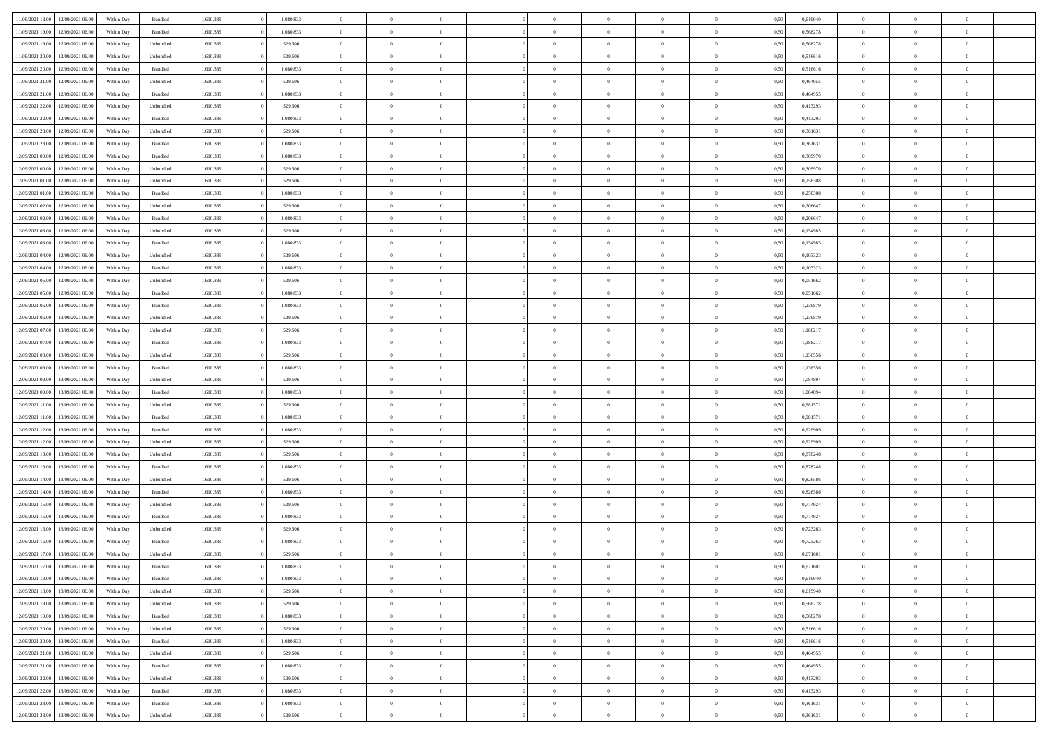| | | | | | | | | | | | | | | | | | | | | | |
|---|---|---|---|---|---|---|---|---|---|---|---|---|---|---|---|---|---|---|---|---|---|
| 11/09/2021 18:00 | 12/09/2021 06:00 | Within Day | Bundled | 1.610.339 | 0 | 1.080.833 | 0 | 0 | 0 | | 0 | 0 | 0 | 0 | 0 | 0,50 | 0,619940 | 0 | 0 | 0 | |
| 11/09/2021 19:00 | 12/09/2021 06:00 | Within Day | Bundled | 1.610.339 | 0 | 1.080.833 | 0 | 0 | 0 | | 0 | 0 | 0 | 0 | 0 | 0,50 | 0,568278 | 0 | 0 | 0 | |
| 11/09/2021 19:00 | 12/09/2021 06:00 | Within Day | Unbundled | 1.610.339 | 0 | 529.506 | 0 | 0 | 0 | | 0 | 0 | 0 | 0 | 0 | 0,50 | 0,568278 | 0 | 0 | 0 | |
| 11/09/2021 20:00 | 12/09/2021 06:00 | Within Day | Unbundled | 1.610.339 | 0 | 529.506 | 0 | 0 | 0 | | 0 | 0 | 0 | 0 | 0 | 0,50 | 0,516616 | 0 | 0 | 0 | |
| 11/09/2021 20:00 | 12/09/2021 06:00 | Within Day | Bundled | 1.610.339 | 0 | 1.080.833 | 0 | 0 | 0 | | 0 | 0 | 0 | 0 | 0 | 0,50 | 0,516616 | 0 | 0 | 0 | |
| 11/09/2021 21:00 | 12/09/2021 06:00 | Within Day | Unbundled | 1.610.339 | 0 | 529.506 | 0 | 0 | 0 | | 0 | 0 | 0 | 0 | 0 | 0,50 | 0,464955 | 0 | 0 | 0 | |
| 11/09/2021 21:00 | 12/09/2021 06:00 | Within Day | Bundled | 1.610.339 | 0 | 1.080.833 | 0 | 0 | 0 | | 0 | 0 | 0 | 0 | 0 | 0,50 | 0,464955 | 0 | 0 | 0 | |
| 11/09/2021 22:00 | 12/09/2021 06:00 | Within Day | Unbundled | 1.610.339 | 0 | 529.506 | 0 | 0 | 0 | | 0 | 0 | 0 | 0 | 0 | 0,50 | 0,413293 | 0 | 0 | 0 | |
| 11/09/2021 22:00 | 12/09/2021 06:00 | Within Day | Bundled | 1.610.339 | 0 | 1.080.833 | 0 | 0 | 0 | | 0 | 0 | 0 | 0 | 0 | 0,50 | 0,413293 | 0 | 0 | 0 | |
| 11/09/2021 23:00 | 12/09/2021 06:00 | Within Day | Unbundled | 1.610.339 | 0 | 529.506 | 0 | 0 | 0 | | 0 | 0 | 0 | 0 | 0 | 0,50 | 0,361631 | 0 | 0 | 0 | |
| 11/09/2021 23:00 | 12/09/2021 06:00 | Within Day | Bundled | 1.610.339 | 0 | 1.080.833 | 0 | 0 | 0 | | 0 | 0 | 0 | 0 | 0 | 0,50 | 0,361631 | 0 | 0 | 0 | |
| 12/09/2021 00:00 | 12/09/2021 06:00 | Within Day | Bundled | 1.610.339 | 0 | 1.080.833 | 0 | 0 | 0 | | 0 | 0 | 0 | 0 | 0 | 0,50 | 0,309970 | 0 | 0 | 0 | |
| 12/09/2021 00:00 | 12/09/2021 06:00 | Within Day | Unbundled | 1.610.339 | 0 | 529.506 | 0 | 0 | 0 | | 0 | 0 | 0 | 0 | 0 | 0,50 | 0,309970 | 0 | 0 | 0 | |
| 12/09/2021 01:00 | 12/09/2021 06:00 | Within Day | Unbundled | 1.610.339 | 0 | 529.506 | 0 | 0 | 0 | | 0 | 0 | 0 | 0 | 0 | 0,50 | 0,258308 | 0 | 0 | 0 | |
| 12/09/2021 01:00 | 12/09/2021 06:00 | Within Day | Bundled | 1.610.339 | 0 | 1.080.833 | 0 | 0 | 0 | | 0 | 0 | 0 | 0 | 0 | 0,50 | 0,258308 | 0 | 0 | 0 | |
| 12/09/2021 02:00 | 12/09/2021 06:00 | Within Day | Unbundled | 1.610.339 | 0 | 529.506 | 0 | 0 | 0 | | 0 | 0 | 0 | 0 | 0 | 0,50 | 0,206647 | 0 | 0 | 0 | |
| 12/09/2021 02:00 | 12/09/2021 06:00 | Within Day | Bundled | 1.610.339 | 0 | 1.080.833 | 0 | 0 | 0 | | 0 | 0 | 0 | 0 | 0 | 0,50 | 0,206647 | 0 | 0 | 0 | |
| 12/09/2021 03:00 | 12/09/2021 06:00 | Within Day | Unbundled | 1.610.339 | 0 | 529.506 | 0 | 0 | 0 | | 0 | 0 | 0 | 0 | 0 | 0,50 | 0,154985 | 0 | 0 | 0 | |
| 12/09/2021 03:00 | 12/09/2021 06:00 | Within Day | Bundled | 1.610.339 | 0 | 1.080.833 | 0 | 0 | 0 | | 0 | 0 | 0 | 0 | 0 | 0,50 | 0,154985 | 0 | 0 | 0 | |
| 12/09/2021 04:00 | 12/09/2021 06:00 | Within Day | Unbundled | 1.610.339 | 0 | 529.506 | 0 | 0 | 0 | | 0 | 0 | 0 | 0 | 0 | 0,50 | 0,103323 | 0 | 0 | 0 | |
| 12/09/2021 04:00 | 12/09/2021 06:00 | Within Day | Bundled | 1.610.339 | 0 | 1.080.833 | 0 | 0 | 0 | | 0 | 0 | 0 | 0 | 0 | 0,50 | 0,103323 | 0 | 0 | 0 | |
| 12/09/2021 05:00 | 12/09/2021 06:00 | Within Day | Unbundled | 1.610.339 | 0 | 529.506 | 0 | 0 | 0 | | 0 | 0 | 0 | 0 | 0 | 0,50 | 0,051662 | 0 | 0 | 0 | |
| 12/09/2021 05:00 | 12/09/2021 06:00 | Within Day | Bundled | 1.610.339 | 0 | 1.080.833 | 0 | 0 | 0 | | 0 | 0 | 0 | 0 | 0 | 0,50 | 0,051662 | 0 | 0 | 0 | |
| 12/09/2021 06:00 | 13/09/2021 06:00 | Within Day | Bundled | 1.610.339 | 0 | 1.080.833 | 0 | 0 | 0 | | 0 | 0 | 0 | 0 | 0 | 0,50 | 1,239879 | 0 | 0 | 0 | |
| 12/09/2021 06:00 | 13/09/2021 06:00 | Within Day | Unbundled | 1.610.339 | 0 | 529.506 | 0 | 0 | 0 | | 0 | 0 | 0 | 0 | 0 | 0,50 | 1,239879 | 0 | 0 | 0 | |
| 12/09/2021 07:00 | 13/09/2021 06:00 | Within Day | Unbundled | 1.610.339 | 0 | 529.506 | 0 | 0 | 0 | | 0 | 0 | 0 | 0 | 0 | 0,50 | 1,188217 | 0 | 0 | 0 | |
| 12/09/2021 07:00 | 13/09/2021 06:00 | Within Day | Bundled | 1.610.339 | 0 | 1.080.833 | 0 | 0 | 0 | | 0 | 0 | 0 | 0 | 0 | 0,50 | 1,188217 | 0 | 0 | 0 | |
| 12/09/2021 08:00 | 13/09/2021 06:00 | Within Day | Unbundled | 1.610.339 | 0 | 529.506 | 0 | 0 | 0 | | 0 | 0 | 0 | 0 | 0 | 0,50 | 1,136556 | 0 | 0 | 0 | |
| 12/09/2021 08:00 | 13/09/2021 06:00 | Within Day | Bundled | 1.610.339 | 0 | 1.080.833 | 0 | 0 | 0 | | 0 | 0 | 0 | 0 | 0 | 0,50 | 1,136556 | 0 | 0 | 0 | |
| 12/09/2021 09:00 | 13/09/2021 06:00 | Within Day | Unbundled | 1.610.339 | 0 | 529.506 | 0 | 0 | 0 | | 0 | 0 | 0 | 0 | 0 | 0,50 | 1,084894 | 0 | 0 | 0 | |
| 12/09/2021 09:00 | 13/09/2021 06:00 | Within Day | Bundled | 1.610.339 | 0 | 1.080.833 | 0 | 0 | 0 | | 0 | 0 | 0 | 0 | 0 | 0,50 | 1,084894 | 0 | 0 | 0 | |
| 12/09/2021 11:00 | 13/09/2021 06:00 | Within Day | Unbundled | 1.610.339 | 0 | 529.506 | 0 | 0 | 0 | | 0 | 0 | 0 | 0 | 0 | 0,50 | 0,981571 | 0 | 0 | 0 | |
| 12/09/2021 11:00 | 13/09/2021 06:00 | Within Day | Bundled | 1.610.339 | 0 | 1.080.833 | 0 | 0 | 0 | | 0 | 0 | 0 | 0 | 0 | 0,50 | 0,981571 | 0 | 0 | 0 | |
| 12/09/2021 12:00 | 13/09/2021 06:00 | Within Day | Bundled | 1.610.339 | 0 | 1.080.833 | 0 | 0 | 0 | | 0 | 0 | 0 | 0 | 0 | 0,50 | 0,929909 | 0 | 0 | 0 | |
| 12/09/2021 12:00 | 13/09/2021 06:00 | Within Day | Unbundled | 1.610.339 | 0 | 529.506 | 0 | 0 | 0 | | 0 | 0 | 0 | 0 | 0 | 0,50 | 0,929909 | 0 | 0 | 0 | |
| 12/09/2021 13:00 | 13/09/2021 06:00 | Within Day | Unbundled | 1.610.339 | 0 | 529.506 | 0 | 0 | 0 | | 0 | 0 | 0 | 0 | 0 | 0,50 | 0,878248 | 0 | 0 | 0 | |
| 12/09/2021 13:00 | 13/09/2021 06:00 | Within Day | Bundled | 1.610.339 | 0 | 1.080.833 | 0 | 0 | 0 | | 0 | 0 | 0 | 0 | 0 | 0,50 | 0,878248 | 0 | 0 | 0 | |
| 12/09/2021 14:00 | 13/09/2021 06:00 | Within Day | Unbundled | 1.610.339 | 0 | 529.506 | 0 | 0 | 0 | | 0 | 0 | 0 | 0 | 0 | 0,50 | 0,826586 | 0 | 0 | 0 | |
| 12/09/2021 14:00 | 13/09/2021 06:00 | Within Day | Bundled | 1.610.339 | 0 | 1.080.833 | 0 | 0 | 0 | | 0 | 0 | 0 | 0 | 0 | 0,50 | 0,826586 | 0 | 0 | 0 | |
| 12/09/2021 15:00 | 13/09/2021 06:00 | Within Day | Unbundled | 1.610.339 | 0 | 529.506 | 0 | 0 | 0 | | 0 | 0 | 0 | 0 | 0 | 0,50 | 0,774924 | 0 | 0 | 0 | |
| 12/09/2021 15:00 | 13/09/2021 06:00 | Within Day | Bundled | 1.610.339 | 0 | 1.080.833 | 0 | 0 | 0 | | 0 | 0 | 0 | 0 | 0 | 0,50 | 0,774924 | 0 | 0 | 0 | |
| 12/09/2021 16:00 | 13/09/2021 06:00 | Within Day | Unbundled | 1.610.339 | 0 | 529.506 | 0 | 0 | 0 | | 0 | 0 | 0 | 0 | 0 | 0,50 | 0,723263 | 0 | 0 | 0 | |
| 12/09/2021 16:00 | 13/09/2021 06:00 | Within Day | Bundled | 1.610.339 | 0 | 1.080.833 | 0 | 0 | 0 | | 0 | 0 | 0 | 0 | 0 | 0,50 | 0,723263 | 0 | 0 | 0 | |
| 12/09/2021 17:00 | 13/09/2021 06:00 | Within Day | Unbundled | 1.610.339 | 0 | 529.506 | 0 | 0 | 0 | | 0 | 0 | 0 | 0 | 0 | 0,50 | 0,671601 | 0 | 0 | 0 | |
| 12/09/2021 17:00 | 13/09/2021 06:00 | Within Day | Bundled | 1.610.339 | 0 | 1.080.833 | 0 | 0 | 0 | | 0 | 0 | 0 | 0 | 0 | 0,50 | 0,671601 | 0 | 0 | 0 | |
| 12/09/2021 18:00 | 13/09/2021 06:00 | Within Day | Bundled | 1.610.339 | 0 | 1.080.833 | 0 | 0 | 0 | | 0 | 0 | 0 | 0 | 0 | 0,50 | 0,619940 | 0 | 0 | 0 | |
| 12/09/2021 18:00 | 13/09/2021 06:00 | Within Day | Unbundled | 1.610.339 | 0 | 529.506 | 0 | 0 | 0 | | 0 | 0 | 0 | 0 | 0 | 0,50 | 0,619940 | 0 | 0 | 0 | |
| 12/09/2021 19:00 | 13/09/2021 06:00 | Within Day | Unbundled | 1.610.339 | 0 | 529.506 | 0 | 0 | 0 | | 0 | 0 | 0 | 0 | 0 | 0,50 | 0,568278 | 0 | 0 | 0 | |
| 12/09/2021 19:00 | 13/09/2021 06:00 | Within Day | Bundled | 1.610.339 | 0 | 1.080.833 | 0 | 0 | 0 | | 0 | 0 | 0 | 0 | 0 | 0,50 | 0,568278 | 0 | 0 | 0 | |
| 12/09/2021 20:00 | 13/09/2021 06:00 | Within Day | Unbundled | 1.610.339 | 0 | 529.506 | 0 | 0 | 0 | | 0 | 0 | 0 | 0 | 0 | 0,50 | 0,516616 | 0 | 0 | 0 | |
| 12/09/2021 20:00 | 13/09/2021 06:00 | Within Day | Bundled | 1.610.339 | 0 | 1.080.833 | 0 | 0 | 0 | | 0 | 0 | 0 | 0 | 0 | 0,50 | 0,516616 | 0 | 0 | 0 | |
| 12/09/2021 21:00 | 13/09/2021 06:00 | Within Day | Unbundled | 1.610.339 | 0 | 529.506 | 0 | 0 | 0 | | 0 | 0 | 0 | 0 | 0 | 0,50 | 0,464955 | 0 | 0 | 0 | |
| 12/09/2021 21:00 | 13/09/2021 06:00 | Within Day | Bundled | 1.610.339 | 0 | 1.080.833 | 0 | 0 | 0 | | 0 | 0 | 0 | 0 | 0 | 0,50 | 0,464955 | 0 | 0 | 0 | |
| 12/09/2021 22:00 | 13/09/2021 06:00 | Within Day | Unbundled | 1.610.339 | 0 | 529.506 | 0 | 0 | 0 | | 0 | 0 | 0 | 0 | 0 | 0,50 | 0,413293 | 0 | 0 | 0 | |
| 12/09/2021 22:00 | 13/09/2021 06:00 | Within Day | Bundled | 1.610.339 | 0 | 1.080.833 | 0 | 0 | 0 | | 0 | 0 | 0 | 0 | 0 | 0,50 | 0,413293 | 0 | 0 | 0 | |
| 12/09/2021 23:00 | 13/09/2021 06:00 | Within Day | Bundled | 1.610.339 | 0 | 1.080.833 | 0 | 0 | 0 | | 0 | 0 | 0 | 0 | 0 | 0,50 | 0,361631 | 0 | 0 | 0 | |
| 12/09/2021 23:00 | 13/09/2021 06:00 | Within Day | Unbundled | 1.610.339 | 0 | 529.506 | 0 | 0 | 0 | | 0 | 0 | 0 | 0 | 0 | 0,50 | 0,361631 | 0 | 0 | 0 | |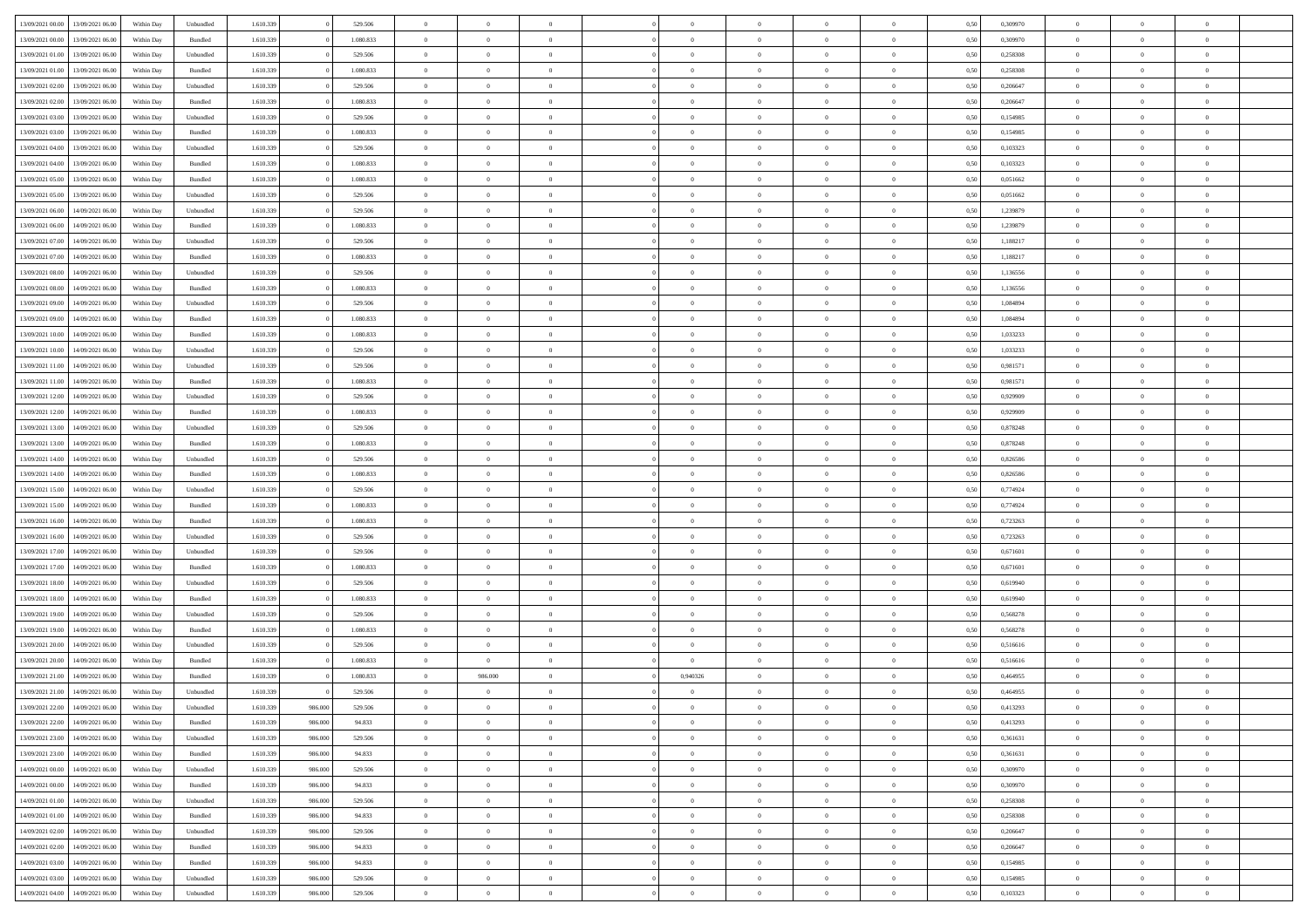| | | | | | | | | | | | | | | | | | | | | | |
|---|---|---|---|---|---|---|---|---|---|---|---|---|---|---|---|---|---|---|---|---|---|
| 13/09/2021 00:00 | 13/09/2021 06:00 | Within Day | Unbundled | 1.610.339 | 0 | 529.506 | 0 | 0 | 0 | | 0 | 0 | 0 | 0 | 0 | 0,50 | 0,309970 | 0 | 0 | 0 | |
| 13/09/2021 00:00 | 13/09/2021 06:00 | Within Day | Bundled | 1.610.339 | 0 | 1.080.833 | 0 | 0 | 0 | | 0 | 0 | 0 | 0 | 0 | 0,50 | 0,309970 | 0 | 0 | 0 | |
| 13/09/2021 01:00 | 13/09/2021 06:00 | Within Day | Unbundled | 1.610.339 | 0 | 529.506 | 0 | 0 | 0 | | 0 | 0 | 0 | 0 | 0 | 0,50 | 0,258308 | 0 | 0 | 0 | |
| 13/09/2021 01:00 | 13/09/2021 06:00 | Within Day | Bundled | 1.610.339 | 0 | 1.080.833 | 0 | 0 | 0 | | 0 | 0 | 0 | 0 | 0 | 0,50 | 0,258308 | 0 | 0 | 0 | |
| 13/09/2021 02:00 | 13/09/2021 06:00 | Within Day | Unbundled | 1.610.339 | 0 | 529.506 | 0 | 0 | 0 | | 0 | 0 | 0 | 0 | 0 | 0,50 | 0,206647 | 0 | 0 | 0 | |
| 13/09/2021 02:00 | 13/09/2021 06:00 | Within Day | Bundled | 1.610.339 | 0 | 1.080.833 | 0 | 0 | 0 | | 0 | 0 | 0 | 0 | 0 | 0,50 | 0,206647 | 0 | 0 | 0 | |
| 13/09/2021 03:00 | 13/09/2021 06:00 | Within Day | Unbundled | 1.610.339 | 0 | 529.506 | 0 | 0 | 0 | | 0 | 0 | 0 | 0 | 0 | 0,50 | 0,154985 | 0 | 0 | 0 | |
| 13/09/2021 03:00 | 13/09/2021 06:00 | Within Day | Bundled | 1.610.339 | 0 | 1.080.833 | 0 | 0 | 0 | | 0 | 0 | 0 | 0 | 0 | 0,50 | 0,154985 | 0 | 0 | 0 | |
| 13/09/2021 04:00 | 13/09/2021 06:00 | Within Day | Unbundled | 1.610.339 | 0 | 529.506 | 0 | 0 | 0 | | 0 | 0 | 0 | 0 | 0 | 0,50 | 0,103323 | 0 | 0 | 0 | |
| 13/09/2021 04:00 | 13/09/2021 06:00 | Within Day | Bundled | 1.610.339 | 0 | 1.080.833 | 0 | 0 | 0 | | 0 | 0 | 0 | 0 | 0 | 0,50 | 0,103323 | 0 | 0 | 0 | |
| 13/09/2021 05:00 | 13/09/2021 06:00 | Within Day | Bundled | 1.610.339 | 0 | 1.080.833 | 0 | 0 | 0 | | 0 | 0 | 0 | 0 | 0 | 0,50 | 0,051662 | 0 | 0 | 0 | |
| 13/09/2021 05:00 | 13/09/2021 06:00 | Within Day | Unbundled | 1.610.339 | 0 | 529.506 | 0 | 0 | 0 | | 0 | 0 | 0 | 0 | 0 | 0,50 | 0,051662 | 0 | 0 | 0 | |
| 13/09/2021 06:00 | 14/09/2021 06:00 | Within Day | Unbundled | 1.610.339 | 0 | 529.506 | 0 | 0 | 0 | | 0 | 0 | 0 | 0 | 0 | 0,50 | 1,239879 | 0 | 0 | 0 | |
| 13/09/2021 06:00 | 14/09/2021 06:00 | Within Day | Bundled | 1.610.339 | 0 | 1.080.833 | 0 | 0 | 0 | | 0 | 0 | 0 | 0 | 0 | 0,50 | 1,239879 | 0 | 0 | 0 | |
| 13/09/2021 07:00 | 14/09/2021 06:00 | Within Day | Unbundled | 1.610.339 | 0 | 529.506 | 0 | 0 | 0 | | 0 | 0 | 0 | 0 | 0 | 0,50 | 1,188217 | 0 | 0 | 0 | |
| 13/09/2021 07:00 | 14/09/2021 06:00 | Within Day | Bundled | 1.610.339 | 0 | 1.080.833 | 0 | 0 | 0 | | 0 | 0 | 0 | 0 | 0 | 0,50 | 1,188217 | 0 | 0 | 0 | |
| 13/09/2021 08:00 | 14/09/2021 06:00 | Within Day | Unbundled | 1.610.339 | 0 | 529.506 | 0 | 0 | 0 | | 0 | 0 | 0 | 0 | 0 | 0,50 | 1,136556 | 0 | 0 | 0 | |
| 13/09/2021 08:00 | 14/09/2021 06:00 | Within Day | Bundled | 1.610.339 | 0 | 1.080.833 | 0 | 0 | 0 | | 0 | 0 | 0 | 0 | 0 | 0,50 | 1,136556 | 0 | 0 | 0 | |
| 13/09/2021 09:00 | 14/09/2021 06:00 | Within Day | Unbundled | 1.610.339 | 0 | 529.506 | 0 | 0 | 0 | | 0 | 0 | 0 | 0 | 0 | 0,50 | 1,084894 | 0 | 0 | 0 | |
| 13/09/2021 09:00 | 14/09/2021 06:00 | Within Day | Bundled | 1.610.339 | 0 | 1.080.833 | 0 | 0 | 0 | | 0 | 0 | 0 | 0 | 0 | 0,50 | 1,084894 | 0 | 0 | 0 | |
| 13/09/2021 10:00 | 14/09/2021 06:00 | Within Day | Bundled | 1.610.339 | 0 | 1.080.833 | 0 | 0 | 0 | | 0 | 0 | 0 | 0 | 0 | 0,50 | 1,033233 | 0 | 0 | 0 | |
| 13/09/2021 10:00 | 14/09/2021 06:00 | Within Day | Unbundled | 1.610.339 | 0 | 529.506 | 0 | 0 | 0 | | 0 | 0 | 0 | 0 | 0 | 0,50 | 1,033233 | 0 | 0 | 0 | |
| 13/09/2021 11:00 | 14/09/2021 06:00 | Within Day | Unbundled | 1.610.339 | 0 | 529.506 | 0 | 0 | 0 | | 0 | 0 | 0 | 0 | 0 | 0,50 | 0,981571 | 0 | 0 | 0 | |
| 13/09/2021 11:00 | 14/09/2021 06:00 | Within Day | Bundled | 1.610.339 | 0 | 1.080.833 | 0 | 0 | 0 | | 0 | 0 | 0 | 0 | 0 | 0,50 | 0,981571 | 0 | 0 | 0 | |
| 13/09/2021 12:00 | 14/09/2021 06:00 | Within Day | Unbundled | 1.610.339 | 0 | 529.506 | 0 | 0 | 0 | | 0 | 0 | 0 | 0 | 0 | 0,50 | 0,929909 | 0 | 0 | 0 | |
| 13/09/2021 12:00 | 14/09/2021 06:00 | Within Day | Bundled | 1.610.339 | 0 | 1.080.833 | 0 | 0 | 0 | | 0 | 0 | 0 | 0 | 0 | 0,50 | 0,929909 | 0 | 0 | 0 | |
| 13/09/2021 13:00 | 14/09/2021 06:00 | Within Day | Unbundled | 1.610.339 | 0 | 529.506 | 0 | 0 | 0 | | 0 | 0 | 0 | 0 | 0 | 0,50 | 0,878248 | 0 | 0 | 0 | |
| 13/09/2021 13:00 | 14/09/2021 06:00 | Within Day | Bundled | 1.610.339 | 0 | 1.080.833 | 0 | 0 | 0 | | 0 | 0 | 0 | 0 | 0 | 0,50 | 0,878248 | 0 | 0 | 0 | |
| 13/09/2021 14:00 | 14/09/2021 06:00 | Within Day | Unbundled | 1.610.339 | 0 | 529.506 | 0 | 0 | 0 | | 0 | 0 | 0 | 0 | 0 | 0,50 | 0,826586 | 0 | 0 | 0 | |
| 13/09/2021 14:00 | 14/09/2021 06:00 | Within Day | Bundled | 1.610.339 | 0 | 1.080.833 | 0 | 0 | 0 | | 0 | 0 | 0 | 0 | 0 | 0,50 | 0,826586 | 0 | 0 | 0 | |
| 13/09/2021 15:00 | 14/09/2021 06:00 | Within Day | Unbundled | 1.610.339 | 0 | 529.506 | 0 | 0 | 0 | | 0 | 0 | 0 | 0 | 0 | 0,50 | 0,774924 | 0 | 0 | 0 | |
| 13/09/2021 15:00 | 14/09/2021 06:00 | Within Day | Bundled | 1.610.339 | 0 | 1.080.833 | 0 | 0 | 0 | | 0 | 0 | 0 | 0 | 0 | 0,50 | 0,774924 | 0 | 0 | 0 | |
| 13/09/2021 16:00 | 14/09/2021 06:00 | Within Day | Bundled | 1.610.339 | 0 | 1.080.833 | 0 | 0 | 0 | | 0 | 0 | 0 | 0 | 0 | 0,50 | 0,723263 | 0 | 0 | 0 | |
| 13/09/2021 16:00 | 14/09/2021 06:00 | Within Day | Unbundled | 1.610.339 | 0 | 529.506 | 0 | 0 | 0 | | 0 | 0 | 0 | 0 | 0 | 0,50 | 0,723263 | 0 | 0 | 0 | |
| 13/09/2021 17:00 | 14/09/2021 06:00 | Within Day | Unbundled | 1.610.339 | 0 | 529.506 | 0 | 0 | 0 | | 0 | 0 | 0 | 0 | 0 | 0,50 | 0,671601 | 0 | 0 | 0 | |
| 13/09/2021 17:00 | 14/09/2021 06:00 | Within Day | Bundled | 1.610.339 | 0 | 1.080.833 | 0 | 0 | 0 | | 0 | 0 | 0 | 0 | 0 | 0,50 | 0,671601 | 0 | 0 | 0 | |
| 13/09/2021 18:00 | 14/09/2021 06:00 | Within Day | Unbundled | 1.610.339 | 0 | 529.506 | 0 | 0 | 0 | | 0 | 0 | 0 | 0 | 0 | 0,50 | 0,619940 | 0 | 0 | 0 | |
| 13/09/2021 18:00 | 14/09/2021 06:00 | Within Day | Bundled | 1.610.339 | 0 | 1.080.833 | 0 | 0 | 0 | | 0 | 0 | 0 | 0 | 0 | 0,50 | 0,619940 | 0 | 0 | 0 | |
| 13/09/2021 19:00 | 14/09/2021 06:00 | Within Day | Unbundled | 1.610.339 | 0 | 529.506 | 0 | 0 | 0 | | 0 | 0 | 0 | 0 | 0 | 0,50 | 0,568278 | 0 | 0 | 0 | |
| 13/09/2021 19:00 | 14/09/2021 06:00 | Within Day | Bundled | 1.610.339 | 0 | 1.080.833 | 0 | 0 | 0 | | 0 | 0 | 0 | 0 | 0 | 0,50 | 0,568278 | 0 | 0 | 0 | |
| 13/09/2021 20:00 | 14/09/2021 06:00 | Within Day | Unbundled | 1.610.339 | 0 | 529.506 | 0 | 0 | 0 | | 0 | 0 | 0 | 0 | 0 | 0,50 | 0,516616 | 0 | 0 | 0 | |
| 13/09/2021 20:00 | 14/09/2021 06:00 | Within Day | Bundled | 1.610.339 | 0 | 1.080.833 | 0 | 0 | 0 | | 0 | 0 | 0 | 0 | 0 | 0,50 | 0,516616 | 0 | 0 | 0 | |
| 13/09/2021 21:00 | 14/09/2021 06:00 | Within Day | Bundled | 1.610.339 | 0 | 1.080.833 | 0 | 986.000 | 0 | | 0,940326 | 0 | 0 | 0 | 0 | 0,50 | 0,464955 | 0 | 0 | 0 | |
| 13/09/2021 21:00 | 14/09/2021 06:00 | Within Day | Unbundled | 1.610.339 | 0 | 529.506 | 0 | 0 | 0 | | 0 | 0 | 0 | 0 | 0 | 0,50 | 0,464955 | 0 | 0 | 0 | |
| 13/09/2021 22:00 | 14/09/2021 06:00 | Within Day | Unbundled | 1.610.339 | 986.000 | 529.506 | 0 | 0 | 0 | | 0 | 0 | 0 | 0 | 0 | 0,50 | 0,413293 | 0 | 0 | 0 | |
| 13/09/2021 22:00 | 14/09/2021 06:00 | Within Day | Bundled | 1.610.339 | 986.000 | 94.833 | 0 | 0 | 0 | | 0 | 0 | 0 | 0 | 0 | 0,50 | 0,413293 | 0 | 0 | 0 | |
| 13/09/2021 23:00 | 14/09/2021 06:00 | Within Day | Unbundled | 1.610.339 | 986.000 | 529.506 | 0 | 0 | 0 | | 0 | 0 | 0 | 0 | 0 | 0,50 | 0,361631 | 0 | 0 | 0 | |
| 13/09/2021 23:00 | 14/09/2021 06:00 | Within Day | Bundled | 1.610.339 | 986.000 | 94.833 | 0 | 0 | 0 | | 0 | 0 | 0 | 0 | 0 | 0,50 | 0,361631 | 0 | 0 | 0 | |
| 14/09/2021 00:00 | 14/09/2021 06:00 | Within Day | Unbundled | 1.610.339 | 986.000 | 529.506 | 0 | 0 | 0 | | 0 | 0 | 0 | 0 | 0 | 0,50 | 0,309970 | 0 | 0 | 0 | |
| 14/09/2021 00:00 | 14/09/2021 06:00 | Within Day | Bundled | 1.610.339 | 986.000 | 94.833 | 0 | 0 | 0 | | 0 | 0 | 0 | 0 | 0 | 0,50 | 0,309970 | 0 | 0 | 0 | |
| 14/09/2021 01:00 | 14/09/2021 06:00 | Within Day | Unbundled | 1.610.339 | 986.000 | 529.506 | 0 | 0 | 0 | | 0 | 0 | 0 | 0 | 0 | 0,50 | 0,258308 | 0 | 0 | 0 | |
| 14/09/2021 01:00 | 14/09/2021 06:00 | Within Day | Bundled | 1.610.339 | 986.000 | 94.833 | 0 | 0 | 0 | | 0 | 0 | 0 | 0 | 0 | 0,50 | 0,258308 | 0 | 0 | 0 | |
| 14/09/2021 02:00 | 14/09/2021 06:00 | Within Day | Unbundled | 1.610.339 | 986.000 | 529.506 | 0 | 0 | 0 | | 0 | 0 | 0 | 0 | 0 | 0,50 | 0,206647 | 0 | 0 | 0 | |
| 14/09/2021 02:00 | 14/09/2021 06:00 | Within Day | Bundled | 1.610.339 | 986.000 | 94.833 | 0 | 0 | 0 | | 0 | 0 | 0 | 0 | 0 | 0,50 | 0,206647 | 0 | 0 | 0 | |
| 14/09/2021 03:00 | 14/09/2021 06:00 | Within Day | Bundled | 1.610.339 | 986.000 | 94.833 | 0 | 0 | 0 | | 0 | 0 | 0 | 0 | 0 | 0,50 | 0,154985 | 0 | 0 | 0 | |
| 14/09/2021 03:00 | 14/09/2021 06:00 | Within Day | Unbundled | 1.610.339 | 986.000 | 529.506 | 0 | 0 | 0 | | 0 | 0 | 0 | 0 | 0 | 0,50 | 0,154985 | 0 | 0 | 0 | |
| 14/09/2021 04:00 | 14/09/2021 06:00 | Within Day | Unbundled | 1.610.339 | 986.000 | 529.506 | 0 | 0 | 0 | | 0 | 0 | 0 | 0 | 0 | 0,50 | 0,103323 | 0 | 0 | 0 | |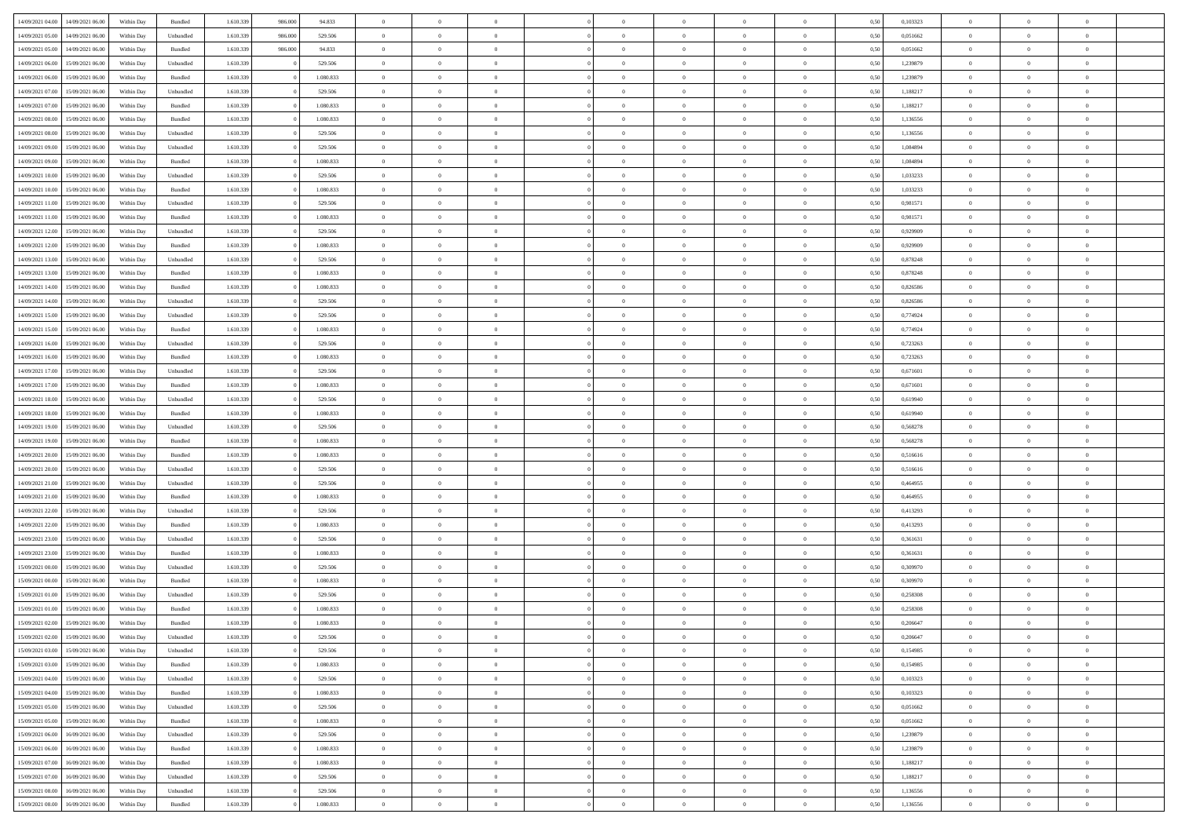| | | | | | | | | | | | | | | | | | | | | | |
|---|---|---|---|---|---|---|---|---|---|---|---|---|---|---|---|---|---|---|---|---|---|
| 14/09/2021 04:00 | 14/09/2021 06:00 | Within Day | Bundled | 1.610.339 | 986.000 | 94.833 | 0 | 0 | 0 | | 0 | 0 | 0 | 0 | 0,50 | 0,103323 | 0 | 0 | 0 | |
| 14/09/2021 05:00 | 14/09/2021 06:00 | Within Day | Unbundled | 1.610.339 | 986.000 | 529.506 | 0 | 0 | 0 | | 0 | 0 | 0 | 0 | 0,50 | 0,051662 | 0 | 0 | 0 | |
| 14/09/2021 05:00 | 14/09/2021 06:00 | Within Day | Bundled | 1.610.339 | 986.000 | 94.833 | 0 | 0 | 0 | | 0 | 0 | 0 | 0 | 0,50 | 0,051662 | 0 | 0 | 0 | |
| 14/09/2021 06:00 | 15/09/2021 06:00 | Within Day | Unbundled | 1.610.339 | 0 | 529.506 | 0 | 0 | 0 | | 0 | 0 | 0 | 0 | 0,50 | 1,239879 | 0 | 0 | 0 | |
| 14/09/2021 06:00 | 15/09/2021 06:00 | Within Day | Bundled | 1.610.339 | 0 | 1.080.833 | 0 | 0 | 0 | | 0 | 0 | 0 | 0 | 0,50 | 1,239879 | 0 | 0 | 0 | |
| 14/09/2021 07:00 | 15/09/2021 06:00 | Within Day | Unbundled | 1.610.339 | 0 | 529.506 | 0 | 0 | 0 | | 0 | 0 | 0 | 0 | 0,50 | 1,188217 | 0 | 0 | 0 | |
| 14/09/2021 07:00 | 15/09/2021 06:00 | Within Day | Bundled | 1.610.339 | 0 | 1.080.833 | 0 | 0 | 0 | | 0 | 0 | 0 | 0 | 0,50 | 1,188217 | 0 | 0 | 0 | |
| 14/09/2021 08:00 | 15/09/2021 06:00 | Within Day | Bundled | 1.610.339 | 0 | 1.080.833 | 0 | 0 | 0 | | 0 | 0 | 0 | 0 | 0,50 | 1,136556 | 0 | 0 | 0 | |
| 14/09/2021 08:00 | 15/09/2021 06:00 | Within Day | Unbundled | 1.610.339 | 0 | 529.506 | 0 | 0 | 0 | | 0 | 0 | 0 | 0 | 0,50 | 1,136556 | 0 | 0 | 0 | |
| 14/09/2021 09:00 | 15/09/2021 06:00 | Within Day | Unbundled | 1.610.339 | 0 | 529.506 | 0 | 0 | 0 | | 0 | 0 | 0 | 0 | 0,50 | 1,084894 | 0 | 0 | 0 | |
| 14/09/2021 09:00 | 15/09/2021 06:00 | Within Day | Bundled | 1.610.339 | 0 | 1.080.833 | 0 | 0 | 0 | | 0 | 0 | 0 | 0 | 0,50 | 1,084894 | 0 | 0 | 0 | |
| 14/09/2021 10:00 | 15/09/2021 06:00 | Within Day | Unbundled | 1.610.339 | 0 | 529.506 | 0 | 0 | 0 | | 0 | 0 | 0 | 0 | 0,50 | 1,033233 | 0 | 0 | 0 | |
| 14/09/2021 10:00 | 15/09/2021 06:00 | Within Day | Bundled | 1.610.339 | 0 | 1.080.833 | 0 | 0 | 0 | | 0 | 0 | 0 | 0 | 0,50 | 1,033233 | 0 | 0 | 0 | |
| 14/09/2021 11:00 | 15/09/2021 06:00 | Within Day | Unbundled | 1.610.339 | 0 | 529.506 | 0 | 0 | 0 | | 0 | 0 | 0 | 0 | 0,50 | 0,981571 | 0 | 0 | 0 | |
| 14/09/2021 11:00 | 15/09/2021 06:00 | Within Day | Bundled | 1.610.339 | 0 | 1.080.833 | 0 | 0 | 0 | | 0 | 0 | 0 | 0 | 0,50 | 0,981571 | 0 | 0 | 0 | |
| 14/09/2021 12:00 | 15/09/2021 06:00 | Within Day | Unbundled | 1.610.339 | 0 | 529.506 | 0 | 0 | 0 | | 0 | 0 | 0 | 0 | 0,50 | 0,929909 | 0 | 0 | 0 | |
| 14/09/2021 12:00 | 15/09/2021 06:00 | Within Day | Bundled | 1.610.339 | 0 | 1.080.833 | 0 | 0 | 0 | | 0 | 0 | 0 | 0 | 0,50 | 0,929909 | 0 | 0 | 0 | |
| 14/09/2021 13:00 | 15/09/2021 06:00 | Within Day | Unbundled | 1.610.339 | 0 | 529.506 | 0 | 0 | 0 | | 0 | 0 | 0 | 0 | 0,50 | 0,878248 | 0 | 0 | 0 | |
| 14/09/2021 13:00 | 15/09/2021 06:00 | Within Day | Bundled | 1.610.339 | 0 | 1.080.833 | 0 | 0 | 0 | | 0 | 0 | 0 | 0 | 0,50 | 0,878248 | 0 | 0 | 0 | |
| 14/09/2021 14:00 | 15/09/2021 06:00 | Within Day | Bundled | 1.610.339 | 0 | 1.080.833 | 0 | 0 | 0 | | 0 | 0 | 0 | 0 | 0,50 | 0,826586 | 0 | 0 | 0 | |
| 14/09/2021 14:00 | 15/09/2021 06:00 | Within Day | Unbundled | 1.610.339 | 0 | 529.506 | 0 | 0 | 0 | | 0 | 0 | 0 | 0 | 0,50 | 0,826586 | 0 | 0 | 0 | |
| 14/09/2021 15:00 | 15/09/2021 06:00 | Within Day | Unbundled | 1.610.339 | 0 | 529.506 | 0 | 0 | 0 | | 0 | 0 | 0 | 0 | 0,50 | 0,774924 | 0 | 0 | 0 | |
| 14/09/2021 15:00 | 15/09/2021 06:00 | Within Day | Bundled | 1.610.339 | 0 | 1.080.833 | 0 | 0 | 0 | | 0 | 0 | 0 | 0 | 0,50 | 0,774924 | 0 | 0 | 0 | |
| 14/09/2021 16:00 | 15/09/2021 06:00 | Within Day | Unbundled | 1.610.339 | 0 | 529.506 | 0 | 0 | 0 | | 0 | 0 | 0 | 0 | 0,50 | 0,723263 | 0 | 0 | 0 | |
| 14/09/2021 16:00 | 15/09/2021 06:00 | Within Day | Bundled | 1.610.339 | 0 | 1.080.833 | 0 | 0 | 0 | | 0 | 0 | 0 | 0 | 0,50 | 0,723263 | 0 | 0 | 0 | |
| 14/09/2021 17:00 | 15/09/2021 06:00 | Within Day | Unbundled | 1.610.339 | 0 | 529.506 | 0 | 0 | 0 | | 0 | 0 | 0 | 0 | 0,50 | 0,671601 | 0 | 0 | 0 | |
| 14/09/2021 17:00 | 15/09/2021 06:00 | Within Day | Bundled | 1.610.339 | 0 | 1.080.833 | 0 | 0 | 0 | | 0 | 0 | 0 | 0 | 0,50 | 0,671601 | 0 | 0 | 0 | |
| 14/09/2021 18:00 | 15/09/2021 06:00 | Within Day | Unbundled | 1.610.339 | 0 | 529.506 | 0 | 0 | 0 | | 0 | 0 | 0 | 0 | 0,50 | 0,619940 | 0 | 0 | 0 | |
| 14/09/2021 18:00 | 15/09/2021 06:00 | Within Day | Bundled | 1.610.339 | 0 | 1.080.833 | 0 | 0 | 0 | | 0 | 0 | 0 | 0 | 0,50 | 0,619940 | 0 | 0 | 0 | |
| 14/09/2021 19:00 | 15/09/2021 06:00 | Within Day | Unbundled | 1.610.339 | 0 | 529.506 | 0 | 0 | 0 | | 0 | 0 | 0 | 0 | 0,50 | 0,568278 | 0 | 0 | 0 | |
| 14/09/2021 19:00 | 15/09/2021 06:00 | Within Day | Bundled | 1.610.339 | 0 | 1.080.833 | 0 | 0 | 0 | | 0 | 0 | 0 | 0 | 0,50 | 0,568278 | 0 | 0 | 0 | |
| 14/09/2021 20:00 | 15/09/2021 06:00 | Within Day | Bundled | 1.610.339 | 0 | 1.080.833 | 0 | 0 | 0 | | 0 | 0 | 0 | 0 | 0,50 | 0,516616 | 0 | 0 | 0 | |
| 14/09/2021 20:00 | 15/09/2021 06:00 | Within Day | Unbundled | 1.610.339 | 0 | 529.506 | 0 | 0 | 0 | | 0 | 0 | 0 | 0 | 0,50 | 0,516616 | 0 | 0 | 0 | |
| 14/09/2021 21:00 | 15/09/2021 06:00 | Within Day | Unbundled | 1.610.339 | 0 | 529.506 | 0 | 0 | 0 | | 0 | 0 | 0 | 0 | 0,50 | 0,464955 | 0 | 0 | 0 | |
| 14/09/2021 21:00 | 15/09/2021 06:00 | Within Day | Bundled | 1.610.339 | 0 | 1.080.833 | 0 | 0 | 0 | | 0 | 0 | 0 | 0 | 0,50 | 0,464955 | 0 | 0 | 0 | |
| 14/09/2021 22:00 | 15/09/2021 06:00 | Within Day | Unbundled | 1.610.339 | 0 | 529.506 | 0 | 0 | 0 | | 0 | 0 | 0 | 0 | 0,50 | 0,413293 | 0 | 0 | 0 | |
| 14/09/2021 22:00 | 15/09/2021 06:00 | Within Day | Bundled | 1.610.339 | 0 | 1.080.833 | 0 | 0 | 0 | | 0 | 0 | 0 | 0 | 0,50 | 0,413293 | 0 | 0 | 0 | |
| 14/09/2021 23:00 | 15/09/2021 06:00 | Within Day | Unbundled | 1.610.339 | 0 | 529.506 | 0 | 0 | 0 | | 0 | 0 | 0 | 0 | 0,50 | 0,361631 | 0 | 0 | 0 | |
| 14/09/2021 23:00 | 15/09/2021 06:00 | Within Day | Bundled | 1.610.339 | 0 | 1.080.833 | 0 | 0 | 0 | | 0 | 0 | 0 | 0 | 0,50 | 0,361631 | 0 | 0 | 0 | |
| 15/09/2021 00:00 | 15/09/2021 06:00 | Within Day | Unbundled | 1.610.339 | 0 | 529.506 | 0 | 0 | 0 | | 0 | 0 | 0 | 0 | 0,50 | 0,309970 | 0 | 0 | 0 | |
| 15/09/2021 00:00 | 15/09/2021 06:00 | Within Day | Bundled | 1.610.339 | 0 | 1.080.833 | 0 | 0 | 0 | | 0 | 0 | 0 | 0 | 0,50 | 0,309970 | 0 | 0 | 0 | |
| 15/09/2021 01:00 | 15/09/2021 06:00 | Within Day | Unbundled | 1.610.339 | 0 | 529.506 | 0 | 0 | 0 | | 0 | 0 | 0 | 0 | 0,50 | 0,258308 | 0 | 0 | 0 | |
| 15/09/2021 01:00 | 15/09/2021 06:00 | Within Day | Bundled | 1.610.339 | 0 | 1.080.833 | 0 | 0 | 0 | | 0 | 0 | 0 | 0 | 0,50 | 0,258308 | 0 | 0 | 0 | |
| 15/09/2021 02:00 | 15/09/2021 06:00 | Within Day | Bundled | 1.610.339 | 0 | 1.080.833 | 0 | 0 | 0 | | 0 | 0 | 0 | 0 | 0,50 | 0,206647 | 0 | 0 | 0 | |
| 15/09/2021 02:00 | 15/09/2021 06:00 | Within Day | Unbundled | 1.610.339 | 0 | 529.506 | 0 | 0 | 0 | | 0 | 0 | 0 | 0 | 0,50 | 0,206647 | 0 | 0 | 0 | |
| 15/09/2021 03:00 | 15/09/2021 06:00 | Within Day | Unbundled | 1.610.339 | 0 | 529.506 | 0 | 0 | 0 | | 0 | 0 | 0 | 0 | 0,50 | 0,154985 | 0 | 0 | 0 | |
| 15/09/2021 03:00 | 15/09/2021 06:00 | Within Day | Bundled | 1.610.339 | 0 | 1.080.833 | 0 | 0 | 0 | | 0 | 0 | 0 | 0 | 0,50 | 0,154985 | 0 | 0 | 0 | |
| 15/09/2021 04:00 | 15/09/2021 06:00 | Within Day | Unbundled | 1.610.339 | 0 | 529.506 | 0 | 0 | 0 | | 0 | 0 | 0 | 0 | 0,50 | 0,103323 | 0 | 0 | 0 | |
| 15/09/2021 04:00 | 15/09/2021 06:00 | Within Day | Bundled | 1.610.339 | 0 | 1.080.833 | 0 | 0 | 0 | | 0 | 0 | 0 | 0 | 0,50 | 0,103323 | 0 | 0 | 0 | |
| 15/09/2021 05:00 | 15/09/2021 06:00 | Within Day | Unbundled | 1.610.339 | 0 | 529.506 | 0 | 0 | 0 | | 0 | 0 | 0 | 0 | 0,50 | 0,051662 | 0 | 0 | 0 | |
| 15/09/2021 05:00 | 15/09/2021 06:00 | Within Day | Bundled | 1.610.339 | 0 | 1.080.833 | 0 | 0 | 0 | | 0 | 0 | 0 | 0 | 0,50 | 0,051662 | 0 | 0 | 0 | |
| 15/09/2021 06:00 | 16/09/2021 06:00 | Within Day | Unbundled | 1.610.339 | 0 | 529.506 | 0 | 0 | 0 | | 0 | 0 | 0 | 0 | 0,50 | 1,239879 | 0 | 0 | 0 | |
| 15/09/2021 06:00 | 16/09/2021 06:00 | Within Day | Bundled | 1.610.339 | 0 | 1.080.833 | 0 | 0 | 0 | | 0 | 0 | 0 | 0 | 0,50 | 1,239879 | 0 | 0 | 0 | |
| 15/09/2021 07:00 | 16/09/2021 06:00 | Within Day | Bundled | 1.610.339 | 0 | 1.080.833 | 0 | 0 | 0 | | 0 | 0 | 0 | 0 | 0,50 | 1,188217 | 0 | 0 | 0 | |
| 15/09/2021 07:00 | 16/09/2021 06:00 | Within Day | Unbundled | 1.610.339 | 0 | 529.506 | 0 | 0 | 0 | | 0 | 0 | 0 | 0 | 0,50 | 1,188217 | 0 | 0 | 0 | |
| 15/09/2021 08:00 | 16/09/2021 06:00 | Within Day | Unbundled | 1.610.339 | 0 | 529.506 | 0 | 0 | 0 | | 0 | 0 | 0 | 0 | 0,50 | 1,136556 | 0 | 0 | 0 | |
| 15/09/2021 08:00 | 16/09/2021 06:00 | Within Day | Bundled | 1.610.339 | 0 | 1.080.833 | 0 | 0 | 0 | | 0 | 0 | 0 | 0 | 0,50 | 1,136556 | 0 | 0 | 0 | |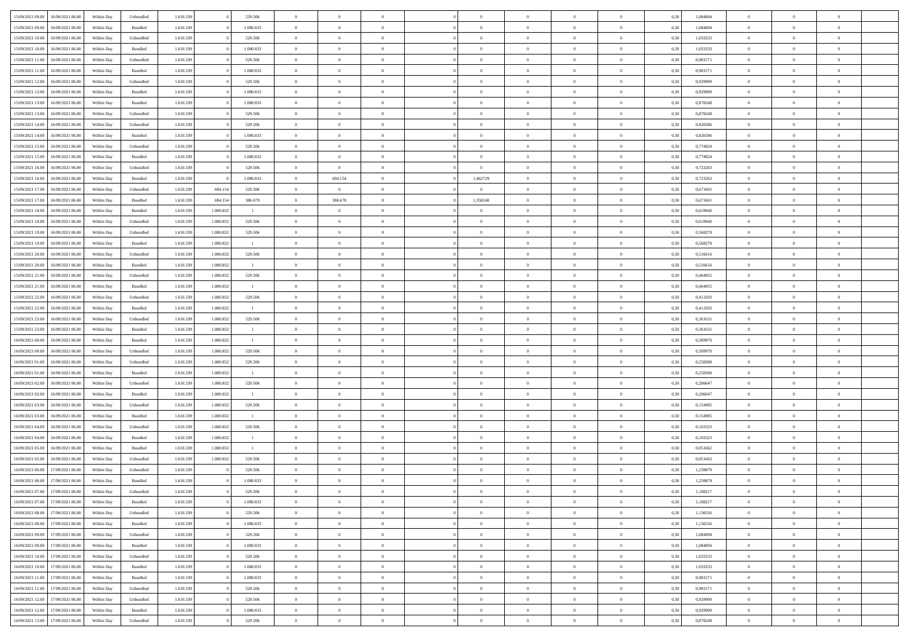| | | | | | | | | | | | | | | | | | | | | | |
|---|---|---|---|---|---|---|---|---|---|---|---|---|---|---|---|---|---|---|---|---|---|
| 15/09/2021 09:00 | 16/09/2021 06:00 | Within Day | Unbundled | 1.610.339 | 0 | 529.506 | 0 | 0 | 0 | | 0 | 0 | 0 | 0 | 0 | 0,50 | 1,084894 | 0 | 0 | 0 | |
| 15/09/2021 09:00 | 16/09/2021 06:00 | Within Day | Bundled | 1.610.339 | 0 | 1.080.833 | 0 | 0 | 0 | | 0 | 0 | 0 | 0 | 0 | 0,50 | 1,084894 | 0 | 0 | 0 | |
| 15/09/2021 10:00 | 16/09/2021 06:00 | Within Day | Unbundled | 1.610.339 | 0 | 529.506 | 0 | 0 | 0 | | 0 | 0 | 0 | 0 | 0 | 0,50 | 1,033233 | 0 | 0 | 0 | |
| 15/09/2021 10:00 | 16/09/2021 06:00 | Within Day | Bundled | 1.610.339 | 0 | 1.080.833 | 0 | 0 | 0 | | 0 | 0 | 0 | 0 | 0 | 0,50 | 1,033233 | 0 | 0 | 0 | |
| 15/09/2021 11:00 | 16/09/2021 06:00 | Within Day | Unbundled | 1.610.339 | 0 | 529.506 | 0 | 0 | 0 | | 0 | 0 | 0 | 0 | 0 | 0,50 | 0,981571 | 0 | 0 | 0 | |
| 15/09/2021 11:00 | 16/09/2021 06:00 | Within Day | Bundled | 1.610.339 | 0 | 1.080.833 | 0 | 0 | 0 | | 0 | 0 | 0 | 0 | 0 | 0,50 | 0,981571 | 0 | 0 | 0 | |
| 15/09/2021 12:00 | 16/09/2021 06:00 | Within Day | Unbundled | 1.610.339 | 0 | 529.506 | 0 | 0 | 0 | | 0 | 0 | 0 | 0 | 0 | 0,50 | 0,929909 | 0 | 0 | 0 | |
| 15/09/2021 12:00 | 16/09/2021 06:00 | Within Day | Bundled | 1.610.339 | 0 | 1.080.833 | 0 | 0 | 0 | | 0 | 0 | 0 | 0 | 0 | 0,50 | 0,929909 | 0 | 0 | 0 | |
| 15/09/2021 13:00 | 16/09/2021 06:00 | Within Day | Bundled | 1.610.339 | 0 | 1.080.833 | 0 | 0 | 0 | | 0 | 0 | 0 | 0 | 0 | 0,50 | 0,878248 | 0 | 0 | 0 | |
| 15/09/2021 13:00 | 16/09/2021 06:00 | Within Day | Unbundled | 1.610.339 | 0 | 529.506 | 0 | 0 | 0 | | 0 | 0 | 0 | 0 | 0 | 0,50 | 0,878248 | 0 | 0 | 0 | |
| 15/09/2021 14:00 | 16/09/2021 06:00 | Within Day | Unbundled | 1.610.339 | 0 | 529.506 | 0 | 0 | 0 | | 0 | 0 | 0 | 0 | 0 | 0,50 | 0,826586 | 0 | 0 | 0 | |
| 15/09/2021 14:00 | 16/09/2021 06:00 | Within Day | Bundled | 1.610.339 | 0 | 1.080.833 | 0 | 0 | 0 | | 0 | 0 | 0 | 0 | 0 | 0,50 | 0,826586 | 0 | 0 | 0 | |
| 15/09/2021 15:00 | 16/09/2021 06:00 | Within Day | Unbundled | 1.610.339 | 0 | 529.506 | 0 | 0 | 0 | | 0 | 0 | 0 | 0 | 0 | 0,50 | 0,774924 | 0 | 0 | 0 | |
| 15/09/2021 15:00 | 16/09/2021 06:00 | Within Day | Bundled | 1.610.339 | 0 | 1.080.833 | 0 | 0 | 0 | | 0 | 0 | 0 | 0 | 0 | 0,50 | 0,774924 | 0 | 0 | 0 | |
| 15/09/2021 16:00 | 16/09/2021 06:00 | Within Day | Unbundled | 1.610.339 | 0 | 529.506 | 0 | 0 | 0 | | 0 | 0 | 0 | 0 | 0 | 0,50 | 0,723263 | 0 | 0 | 0 | |
| 15/09/2021 16:00 | 16/09/2021 06:00 | Within Day | Bundled | 1.610.339 | 0 | 1.080.833 | 0 | 694.154 | 0 | | 1,462729 | 0 | 0 | 0 | 0 | 0,50 | 0,723263 | 0 | 0 | 0 | |
| 15/09/2021 17:00 | 16/09/2021 06:00 | Within Day | Unbundled | 1.610.339 | 694.154 | 529.506 | 0 | 0 | 0 | | 0 | 0 | 0 | 0 | 0 | 0,50 | 0,671601 | 0 | 0 | 0 | |
| 15/09/2021 17:00 | 16/09/2021 06:00 | Within Day | Bundled | 1.610.339 | 694.154 | 386.679 | 0 | 386.678 | 0 | | 1,358248 | 0 | 0 | 0 | 0 | 0,50 | 0,671601 | 0 | 0 | 0 | |
| 15/09/2021 18:00 | 16/09/2021 06:00 | Within Day | Bundled | 1.610.339 | 1.080.832 | 1 | 0 | 0 | 0 | | 0 | 0 | 0 | 0 | 0 | 0,50 | 0,619940 | 0 | 0 | 0 | |
| 15/09/2021 18:00 | 16/09/2021 06:00 | Within Day | Unbundled | 1.610.339 | 1.080.832 | 529.506 | 0 | 0 | 0 | | 0 | 0 | 0 | 0 | 0 | 0,50 | 0,619940 | 0 | 0 | 0 | |
| 15/09/2021 19:00 | 16/09/2021 06:00 | Within Day | Unbundled | 1.610.339 | 1.080.832 | 529.506 | 0 | 0 | 0 | | 0 | 0 | 0 | 0 | 0 | 0,50 | 0,568278 | 0 | 0 | 0 | |
| 15/09/2021 19:00 | 16/09/2021 06:00 | Within Day | Bundled | 1.610.339 | 1.080.832 | 1 | 0 | 0 | 0 | | 0 | 0 | 0 | 0 | 0 | 0,50 | 0,568278 | 0 | 0 | 0 | |
| 15/09/2021 20:00 | 16/09/2021 06:00 | Within Day | Unbundled | 1.610.339 | 1.080.832 | 529.506 | 0 | 0 | 0 | | 0 | 0 | 0 | 0 | 0 | 0,50 | 0,516616 | 0 | 0 | 0 | |
| 15/09/2021 20:00 | 16/09/2021 06:00 | Within Day | Bundled | 1.610.339 | 1.080.832 | 1 | 0 | 0 | 0 | | 0 | 0 | 0 | 0 | 0 | 0,50 | 0,516616 | 0 | 0 | 0 | |
| 15/09/2021 21:00 | 16/09/2021 06:00 | Within Day | Unbundled | 1.610.339 | 1.080.832 | 529.506 | 0 | 0 | 0 | | 0 | 0 | 0 | 0 | 0 | 0,50 | 0,464955 | 0 | 0 | 0 | |
| 15/09/2021 21:00 | 16/09/2021 06:00 | Within Day | Bundled | 1.610.339 | 1.080.832 | 1 | 0 | 0 | 0 | | 0 | 0 | 0 | 0 | 0 | 0,50 | 0,464955 | 0 | 0 | 0 | |
| 15/09/2021 22:00 | 16/09/2021 06:00 | Within Day | Unbundled | 1.610.339 | 1.080.832 | 529.506 | 0 | 0 | 0 | | 0 | 0 | 0 | 0 | 0 | 0,50 | 0,413293 | 0 | 0 | 0 | |
| 15/09/2021 22:00 | 16/09/2021 06:00 | Within Day | Bundled | 1.610.339 | 1.080.832 | 1 | 0 | 0 | 0 | | 0 | 0 | 0 | 0 | 0 | 0,50 | 0,413293 | 0 | 0 | 0 | |
| 15/09/2021 23:00 | 16/09/2021 06:00 | Within Day | Unbundled | 1.610.339 | 1.080.832 | 529.506 | 0 | 0 | 0 | | 0 | 0 | 0 | 0 | 0 | 0,50 | 0,361631 | 0 | 0 | 0 | |
| 15/09/2021 23:00 | 16/09/2021 06:00 | Within Day | Bundled | 1.610.339 | 1.080.832 | 1 | 0 | 0 | 0 | | 0 | 0 | 0 | 0 | 0 | 0,50 | 0,361631 | 0 | 0 | 0 | |
| 16/09/2021 00:00 | 16/09/2021 06:00 | Within Day | Bundled | 1.610.339 | 1.080.832 | 1 | 0 | 0 | 0 | | 0 | 0 | 0 | 0 | 0 | 0,50 | 0,309970 | 0 | 0 | 0 | |
| 16/09/2021 00:00 | 16/09/2021 06:00 | Within Day | Unbundled | 1.610.339 | 1.080.832 | 529.506 | 0 | 0 | 0 | | 0 | 0 | 0 | 0 | 0 | 0,50 | 0,309970 | 0 | 0 | 0 | |
| 16/09/2021 01:00 | 16/09/2021 06:00 | Within Day | Unbundled | 1.610.339 | 1.080.832 | 529.506 | 0 | 0 | 0 | | 0 | 0 | 0 | 0 | 0 | 0,50 | 0,258308 | 0 | 0 | 0 | |
| 16/09/2021 01:00 | 16/09/2021 06:00 | Within Day | Bundled | 1.610.339 | 1.080.832 | 1 | 0 | 0 | 0 | | 0 | 0 | 0 | 0 | 0 | 0,50 | 0,258308 | 0 | 0 | 0 | |
| 16/09/2021 02:00 | 16/09/2021 06:00 | Within Day | Unbundled | 1.610.339 | 1.080.832 | 529.506 | 0 | 0 | 0 | | 0 | 0 | 0 | 0 | 0 | 0,50 | 0,206647 | 0 | 0 | 0 | |
| 16/09/2021 02:00 | 16/09/2021 06:00 | Within Day | Bundled | 1.610.339 | 1.080.832 | 1 | 0 | 0 | 0 | | 0 | 0 | 0 | 0 | 0 | 0,50 | 0,206647 | 0 | 0 | 0 | |
| 16/09/2021 03:00 | 16/09/2021 06:00 | Within Day | Unbundled | 1.610.339 | 1.080.832 | 529.506 | 0 | 0 | 0 | | 0 | 0 | 0 | 0 | 0 | 0,50 | 0,154985 | 0 | 0 | 0 | |
| 16/09/2021 03:00 | 16/09/2021 06:00 | Within Day | Bundled | 1.610.339 | 1.080.832 | 1 | 0 | 0 | 0 | | 0 | 0 | 0 | 0 | 0 | 0,50 | 0,154985 | 0 | 0 | 0 | |
| 16/09/2021 04:00 | 16/09/2021 06:00 | Within Day | Unbundled | 1.610.339 | 1.080.832 | 529.506 | 0 | 0 | 0 | | 0 | 0 | 0 | 0 | 0 | 0,50 | 0,103323 | 0 | 0 | 0 | |
| 16/09/2021 04:00 | 16/09/2021 06:00 | Within Day | Bundled | 1.610.339 | 1.080.832 | 1 | 0 | 0 | 0 | | 0 | 0 | 0 | 0 | 0 | 0,50 | 0,103323 | 0 | 0 | 0 | |
| 16/09/2021 05:00 | 16/09/2021 06:00 | Within Day | Bundled | 1.610.339 | 1.080.832 | 1 | 0 | 0 | 0 | | 0 | 0 | 0 | 0 | 0 | 0,50 | 0,051662 | 0 | 0 | 0 | |
| 16/09/2021 05:00 | 16/09/2021 06:00 | Within Day | Unbundled | 1.610.339 | 1.080.832 | 529.506 | 0 | 0 | 0 | | 0 | 0 | 0 | 0 | 0 | 0,50 | 0,051662 | 0 | 0 | 0 | |
| 16/09/2021 06:00 | 17/09/2021 06:00 | Within Day | Unbundled | 1.610.339 | 0 | 529.506 | 0 | 0 | 0 | | 0 | 0 | 0 | 0 | 0 | 0,50 | 1,239879 | 0 | 0 | 0 | |
| 16/09/2021 06:00 | 17/09/2021 06:00 | Within Day | Bundled | 1.610.339 | 0 | 1.080.833 | 0 | 0 | 0 | | 0 | 0 | 0 | 0 | 0 | 0,50 | 1,239879 | 0 | 0 | 0 | |
| 16/09/2021 07:00 | 17/09/2021 06:00 | Within Day | Unbundled | 1.610.339 | 0 | 529.506 | 0 | 0 | 0 | | 0 | 0 | 0 | 0 | 0 | 0,50 | 1,188217 | 0 | 0 | 0 | |
| 16/09/2021 07:00 | 17/09/2021 06:00 | Within Day | Bundled | 1.610.339 | 0 | 1.080.833 | 0 | 0 | 0 | | 0 | 0 | 0 | 0 | 0 | 0,50 | 1,188217 | 0 | 0 | 0 | |
| 16/09/2021 08:00 | 17/09/2021 06:00 | Within Day | Unbundled | 1.610.339 | 0 | 529.506 | 0 | 0 | 0 | | 0 | 0 | 0 | 0 | 0 | 0,50 | 1,136556 | 0 | 0 | 0 | |
| 16/09/2021 08:00 | 17/09/2021 06:00 | Within Day | Bundled | 1.610.339 | 0 | 1.080.833 | 0 | 0 | 0 | | 0 | 0 | 0 | 0 | 0 | 0,50 | 1,136556 | 0 | 0 | 0 | |
| 16/09/2021 09:00 | 17/09/2021 06:00 | Within Day | Unbundled | 1.610.339 | 0 | 529.506 | 0 | 0 | 0 | | 0 | 0 | 0 | 0 | 0 | 0,50 | 1,084894 | 0 | 0 | 0 | |
| 16/09/2021 09:00 | 17/09/2021 06:00 | Within Day | Bundled | 1.610.339 | 0 | 1.080.833 | 0 | 0 | 0 | | 0 | 0 | 0 | 0 | 0 | 0,50 | 1,084894 | 0 | 0 | 0 | |
| 16/09/2021 10:00 | 17/09/2021 06:00 | Within Day | Unbundled | 1.610.339 | 0 | 529.506 | 0 | 0 | 0 | | 0 | 0 | 0 | 0 | 0 | 0,50 | 1,033233 | 0 | 0 | 0 | |
| 16/09/2021 10:00 | 17/09/2021 06:00 | Within Day | Bundled | 1.610.339 | 0 | 1.080.833 | 0 | 0 | 0 | | 0 | 0 | 0 | 0 | 0 | 0,50 | 1,033233 | 0 | 0 | 0 | |
| 16/09/2021 11:00 | 17/09/2021 06:00 | Within Day | Bundled | 1.610.339 | 0 | 1.080.833 | 0 | 0 | 0 | | 0 | 0 | 0 | 0 | 0 | 0,50 | 0,981571 | 0 | 0 | 0 | |
| 16/09/2021 11:00 | 17/09/2021 06:00 | Within Day | Unbundled | 1.610.339 | 0 | 529.506 | 0 | 0 | 0 | | 0 | 0 | 0 | 0 | 0 | 0,50 | 0,981571 | 0 | 0 | 0 | |
| 16/09/2021 12:00 | 17/09/2021 06:00 | Within Day | Unbundled | 1.610.339 | 0 | 529.506 | 0 | 0 | 0 | | 0 | 0 | 0 | 0 | 0 | 0,50 | 0,929909 | 0 | 0 | 0 | |
| 16/09/2021 12:00 | 17/09/2021 06:00 | Within Day | Bundled | 1.610.339 | 0 | 1.080.833 | 0 | 0 | 0 | | 0 | 0 | 0 | 0 | 0 | 0,50 | 0,929909 | 0 | 0 | 0 | |
| 16/09/2021 13:00 | 17/09/2021 06:00 | Within Day | Unbundled | 1.610.339 | 0 | 529.506 | 0 | 0 | 0 | | 0 | 0 | 0 | 0 | 0 | 0,50 | 0,878248 | 0 | 0 | 0 | |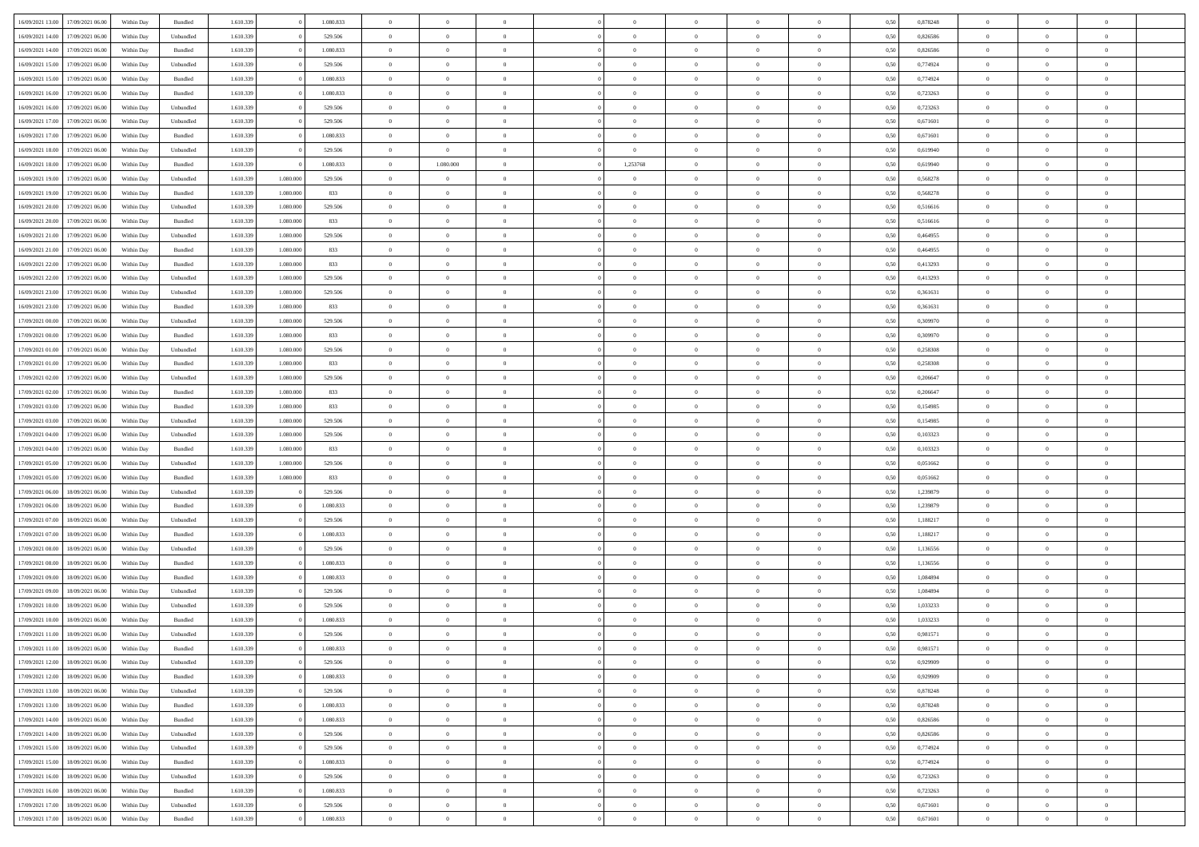| | | | | | | | | | | | | | | | | | | | | |
|---|---|---|---|---|---|---|---|---|---|---|---|---|---|---|---|---|---|---|---|---|
| 16/09/2021 13:00 | 17/09/2021 06:00 | Within Day | Bundled | 1.610.339 | 0 | 1.080.833 | 0 | 0 | 0 | | 0 | 0 | 0 | 0 | 0 | 0,50 | 0,878248 | 0 | 0 | 0 |
| 16/09/2021 14:00 | 17/09/2021 06:00 | Within Day | Unbundled | 1.610.339 | 0 | 529.506 | 0 | 0 | 0 | | 0 | 0 | 0 | 0 | 0 | 0,50 | 0,826586 | 0 | 0 | 0 |
| 16/09/2021 14:00 | 17/09/2021 06:00 | Within Day | Bundled | 1.610.339 | 0 | 1.080.833 | 0 | 0 | 0 | | 0 | 0 | 0 | 0 | 0 | 0,50 | 0,826586 | 0 | 0 | 0 |
| 16/09/2021 15:00 | 17/09/2021 06:00 | Within Day | Unbundled | 1.610.339 | 0 | 529.506 | 0 | 0 | 0 | | 0 | 0 | 0 | 0 | 0 | 0,50 | 0,774924 | 0 | 0 | 0 |
| 16/09/2021 15:00 | 17/09/2021 06:00 | Within Day | Bundled | 1.610.339 | 0 | 1.080.833 | 0 | 0 | 0 | | 0 | 0 | 0 | 0 | 0 | 0,50 | 0,774924 | 0 | 0 | 0 |
| 16/09/2021 16:00 | 17/09/2021 06:00 | Within Day | Bundled | 1.610.339 | 0 | 1.080.833 | 0 | 0 | 0 | | 0 | 0 | 0 | 0 | 0 | 0,50 | 0,723263 | 0 | 0 | 0 |
| 16/09/2021 16:00 | 17/09/2021 06:00 | Within Day | Unbundled | 1.610.339 | 0 | 529.506 | 0 | 0 | 0 | | 0 | 0 | 0 | 0 | 0 | 0,50 | 0,723263 | 0 | 0 | 0 |
| 16/09/2021 17:00 | 17/09/2021 06:00 | Within Day | Unbundled | 1.610.339 | 0 | 529.506 | 0 | 0 | 0 | | 0 | 0 | 0 | 0 | 0 | 0,50 | 0,671601 | 0 | 0 | 0 |
| 16/09/2021 17:00 | 17/09/2021 06:00 | Within Day | Bundled | 1.610.339 | 0 | 1.080.833 | 0 | 0 | 0 | | 0 | 0 | 0 | 0 | 0 | 0,50 | 0,671601 | 0 | 0 | 0 |
| 16/09/2021 18:00 | 17/09/2021 06:00 | Within Day | Unbundled | 1.610.339 | 0 | 529.506 | 0 | 0 | 0 | | 0 | 0 | 0 | 0 | 0 | 0,50 | 0,619940 | 0 | 0 | 0 |
| 16/09/2021 18:00 | 17/09/2021 06:00 | Within Day | Bundled | 1.610.339 | 0 | 1.080.833 | 0 | 1.080.000 | 0 | | 1,253768 | 0 | 0 | 0 | 0 | 0,50 | 0,619940 | 0 | 0 | 0 |
| 16/09/2021 19:00 | 17/09/2021 06:00 | Within Day | Unbundled | 1.610.339 | 1.080.000 | 529.506 | 0 | 0 | 0 | | 0 | 0 | 0 | 0 | 0 | 0,50 | 0,568278 | 0 | 0 | 0 |
| 16/09/2021 19:00 | 17/09/2021 06:00 | Within Day | Bundled | 1.610.339 | 1.080.000 | 833 | 0 | 0 | 0 | | 0 | 0 | 0 | 0 | 0 | 0,50 | 0,568278 | 0 | 0 | 0 |
| 16/09/2021 20:00 | 17/09/2021 06:00 | Within Day | Unbundled | 1.610.339 | 1.080.000 | 529.506 | 0 | 0 | 0 | | 0 | 0 | 0 | 0 | 0 | 0,50 | 0,516616 | 0 | 0 | 0 |
| 16/09/2021 20:00 | 17/09/2021 06:00 | Within Day | Bundled | 1.610.339 | 1.080.000 | 833 | 0 | 0 | 0 | | 0 | 0 | 0 | 0 | 0 | 0,50 | 0,516616 | 0 | 0 | 0 |
| 16/09/2021 21:00 | 17/09/2021 06:00 | Within Day | Unbundled | 1.610.339 | 1.080.000 | 529.506 | 0 | 0 | 0 | | 0 | 0 | 0 | 0 | 0 | 0,50 | 0,464955 | 0 | 0 | 0 |
| 16/09/2021 21:00 | 17/09/2021 06:00 | Within Day | Bundled | 1.610.339 | 1.080.000 | 833 | 0 | 0 | 0 | | 0 | 0 | 0 | 0 | 0 | 0,50 | 0,464955 | 0 | 0 | 0 |
| 16/09/2021 22:00 | 17/09/2021 06:00 | Within Day | Bundled | 1.610.339 | 1.080.000 | 833 | 0 | 0 | 0 | | 0 | 0 | 0 | 0 | 0 | 0,50 | 0,413293 | 0 | 0 | 0 |
| 16/09/2021 22:00 | 17/09/2021 06:00 | Within Day | Unbundled | 1.610.339 | 1.080.000 | 529.506 | 0 | 0 | 0 | | 0 | 0 | 0 | 0 | 0 | 0,50 | 0,413293 | 0 | 0 | 0 |
| 16/09/2021 23:00 | 17/09/2021 06:00 | Within Day | Unbundled | 1.610.339 | 1.080.000 | 529.506 | 0 | 0 | 0 | | 0 | 0 | 0 | 0 | 0 | 0,50 | 0,361631 | 0 | 0 | 0 |
| 16/09/2021 23:00 | 17/09/2021 06:00 | Within Day | Bundled | 1.610.339 | 1.080.000 | 833 | 0 | 0 | 0 | | 0 | 0 | 0 | 0 | 0 | 0,50 | 0,361631 | 0 | 0 | 0 |
| 17/09/2021 00:00 | 17/09/2021 06:00 | Within Day | Unbundled | 1.610.339 | 1.080.000 | 529.506 | 0 | 0 | 0 | | 0 | 0 | 0 | 0 | 0 | 0,50 | 0,309970 | 0 | 0 | 0 |
| 17/09/2021 00:00 | 17/09/2021 06:00 | Within Day | Bundled | 1.610.339 | 1.080.000 | 833 | 0 | 0 | 0 | | 0 | 0 | 0 | 0 | 0 | 0,50 | 0,309970 | 0 | 0 | 0 |
| 17/09/2021 01:00 | 17/09/2021 06:00 | Within Day | Unbundled | 1.610.339 | 1.080.000 | 529.506 | 0 | 0 | 0 | | 0 | 0 | 0 | 0 | 0 | 0,50 | 0,258308 | 0 | 0 | 0 |
| 17/09/2021 01:00 | 17/09/2021 06:00 | Within Day | Bundled | 1.610.339 | 1.080.000 | 833 | 0 | 0 | 0 | | 0 | 0 | 0 | 0 | 0 | 0,50 | 0,258308 | 0 | 0 | 0 |
| 17/09/2021 02:00 | 17/09/2021 06:00 | Within Day | Unbundled | 1.610.339 | 1.080.000 | 529.506 | 0 | 0 | 0 | | 0 | 0 | 0 | 0 | 0 | 0,50 | 0,206647 | 0 | 0 | 0 |
| 17/09/2021 02:00 | 17/09/2021 06:00 | Within Day | Bundled | 1.610.339 | 1.080.000 | 833 | 0 | 0 | 0 | | 0 | 0 | 0 | 0 | 0 | 0,50 | 0,206647 | 0 | 0 | 0 |
| 17/09/2021 03:00 | 17/09/2021 06:00 | Within Day | Bundled | 1.610.339 | 1.080.000 | 833 | 0 | 0 | 0 | | 0 | 0 | 0 | 0 | 0 | 0,50 | 0,154985 | 0 | 0 | 0 |
| 17/09/2021 03:00 | 17/09/2021 06:00 | Within Day | Unbundled | 1.610.339 | 1.080.000 | 529.506 | 0 | 0 | 0 | | 0 | 0 | 0 | 0 | 0 | 0,50 | 0,154985 | 0 | 0 | 0 |
| 17/09/2021 04:00 | 17/09/2021 06:00 | Within Day | Unbundled | 1.610.339 | 1.080.000 | 529.506 | 0 | 0 | 0 | | 0 | 0 | 0 | 0 | 0 | 0,50 | 0,103323 | 0 | 0 | 0 |
| 17/09/2021 04:00 | 17/09/2021 06:00 | Within Day | Bundled | 1.610.339 | 1.080.000 | 833 | 0 | 0 | 0 | | 0 | 0 | 0 | 0 | 0 | 0,50 | 0,103323 | 0 | 0 | 0 |
| 17/09/2021 05:00 | 17/09/2021 06:00 | Within Day | Unbundled | 1.610.339 | 1.080.000 | 529.506 | 0 | 0 | 0 | | 0 | 0 | 0 | 0 | 0 | 0,50 | 0,051662 | 0 | 0 | 0 |
| 17/09/2021 05:00 | 17/09/2021 06:00 | Within Day | Bundled | 1.610.339 | 1.080.000 | 833 | 0 | 0 | 0 | | 0 | 0 | 0 | 0 | 0 | 0,50 | 0,051662 | 0 | 0 | 0 |
| 17/09/2021 06:00 | 18/09/2021 06:00 | Within Day | Unbundled | 1.610.339 | 0 | 529.506 | 0 | 0 | 0 | | 0 | 0 | 0 | 0 | 0 | 0,50 | 1,239879 | 0 | 0 | 0 |
| 17/09/2021 06:00 | 18/09/2021 06:00 | Within Day | Bundled | 1.610.339 | 0 | 1.080.833 | 0 | 0 | 0 | | 0 | 0 | 0 | 0 | 0 | 0,50 | 1,239879 | 0 | 0 | 0 |
| 17/09/2021 07:00 | 18/09/2021 06:00 | Within Day | Unbundled | 1.610.339 | 0 | 529.506 | 0 | 0 | 0 | | 0 | 0 | 0 | 0 | 0 | 0,50 | 1,188217 | 0 | 0 | 0 |
| 17/09/2021 07:00 | 18/09/2021 06:00 | Within Day | Bundled | 1.610.339 | 0 | 1.080.833 | 0 | 0 | 0 | | 0 | 0 | 0 | 0 | 0 | 0,50 | 1,188217 | 0 | 0 | 0 |
| 17/09/2021 08:00 | 18/09/2021 06:00 | Within Day | Unbundled | 1.610.339 | 0 | 529.506 | 0 | 0 | 0 | | 0 | 0 | 0 | 0 | 0 | 0,50 | 1,136556 | 0 | 0 | 0 |
| 17/09/2021 08:00 | 18/09/2021 06:00 | Within Day | Bundled | 1.610.339 | 0 | 1.080.833 | 0 | 0 | 0 | | 0 | 0 | 0 | 0 | 0 | 0,50 | 1,136556 | 0 | 0 | 0 |
| 17/09/2021 09:00 | 18/09/2021 06:00 | Within Day | Bundled | 1.610.339 | 0 | 1.080.833 | 0 | 0 | 0 | | 0 | 0 | 0 | 0 | 0 | 0,50 | 1,084894 | 0 | 0 | 0 |
| 17/09/2021 09:00 | 18/09/2021 06:00 | Within Day | Unbundled | 1.610.339 | 0 | 529.506 | 0 | 0 | 0 | | 0 | 0 | 0 | 0 | 0 | 0,50 | 1,084894 | 0 | 0 | 0 |
| 17/09/2021 10:00 | 18/09/2021 06:00 | Within Day | Unbundled | 1.610.339 | 0 | 529.506 | 0 | 0 | 0 | | 0 | 0 | 0 | 0 | 0 | 0,50 | 1,033233 | 0 | 0 | 0 |
| 17/09/2021 10:00 | 18/09/2021 06:00 | Within Day | Bundled | 1.610.339 | 0 | 1.080.833 | 0 | 0 | 0 | | 0 | 0 | 0 | 0 | 0 | 0,50 | 1,033233 | 0 | 0 | 0 |
| 17/09/2021 11:00 | 18/09/2021 06:00 | Within Day | Unbundled | 1.610.339 | 0 | 529.506 | 0 | 0 | 0 | | 0 | 0 | 0 | 0 | 0 | 0,50 | 0,981571 | 0 | 0 | 0 |
| 17/09/2021 11:00 | 18/09/2021 06:00 | Within Day | Bundled | 1.610.339 | 0 | 1.080.833 | 0 | 0 | 0 | | 0 | 0 | 0 | 0 | 0 | 0,50 | 0,981571 | 0 | 0 | 0 |
| 17/09/2021 12:00 | 18/09/2021 06:00 | Within Day | Unbundled | 1.610.339 | 0 | 529.506 | 0 | 0 | 0 | | 0 | 0 | 0 | 0 | 0 | 0,50 | 0,929909 | 0 | 0 | 0 |
| 17/09/2021 12:00 | 18/09/2021 06:00 | Within Day | Bundled | 1.610.339 | 0 | 1.080.833 | 0 | 0 | 0 | | 0 | 0 | 0 | 0 | 0 | 0,50 | 0,929909 | 0 | 0 | 0 |
| 17/09/2021 13:00 | 18/09/2021 06:00 | Within Day | Unbundled | 1.610.339 | 0 | 529.506 | 0 | 0 | 0 | | 0 | 0 | 0 | 0 | 0 | 0,50 | 0,878248 | 0 | 0 | 0 |
| 17/09/2021 13:00 | 18/09/2021 06:00 | Within Day | Bundled | 1.610.339 | 0 | 1.080.833 | 0 | 0 | 0 | | 0 | 0 | 0 | 0 | 0 | 0,50 | 0,878248 | 0 | 0 | 0 |
| 17/09/2021 14:00 | 18/09/2021 06:00 | Within Day | Bundled | 1.610.339 | 0 | 1.080.833 | 0 | 0 | 0 | | 0 | 0 | 0 | 0 | 0 | 0,50 | 0,826586 | 0 | 0 | 0 |
| 17/09/2021 14:00 | 18/09/2021 06:00 | Within Day | Unbundled | 1.610.339 | 0 | 529.506 | 0 | 0 | 0 | | 0 | 0 | 0 | 0 | 0 | 0,50 | 0,826586 | 0 | 0 | 0 |
| 17/09/2021 15:00 | 18/09/2021 06:00 | Within Day | Unbundled | 1.610.339 | 0 | 529.506 | 0 | 0 | 0 | | 0 | 0 | 0 | 0 | 0 | 0,50 | 0,774924 | 0 | 0 | 0 |
| 17/09/2021 15:00 | 18/09/2021 06:00 | Within Day | Bundled | 1.610.339 | 0 | 1.080.833 | 0 | 0 | 0 | | 0 | 0 | 0 | 0 | 0 | 0,50 | 0,774924 | 0 | 0 | 0 |
| 17/09/2021 16:00 | 18/09/2021 06:00 | Within Day | Unbundled | 1.610.339 | 0 | 529.506 | 0 | 0 | 0 | | 0 | 0 | 0 | 0 | 0 | 0,50 | 0,723263 | 0 | 0 | 0 |
| 17/09/2021 16:00 | 18/09/2021 06:00 | Within Day | Bundled | 1.610.339 | 0 | 1.080.833 | 0 | 0 | 0 | | 0 | 0 | 0 | 0 | 0 | 0,50 | 0,723263 | 0 | 0 | 0 |
| 17/09/2021 17:00 | 18/09/2021 06:00 | Within Day | Unbundled | 1.610.339 | 0 | 529.506 | 0 | 0 | 0 | | 0 | 0 | 0 | 0 | 0 | 0,50 | 0,671601 | 0 | 0 | 0 |
| 17/09/2021 17:00 | 18/09/2021 06:00 | Within Day | Bundled | 1.610.339 | 0 | 1.080.833 | 0 | 0 | 0 | | 0 | 0 | 0 | 0 | 0 | 0,50 | 0,671601 | 0 | 0 | 0 |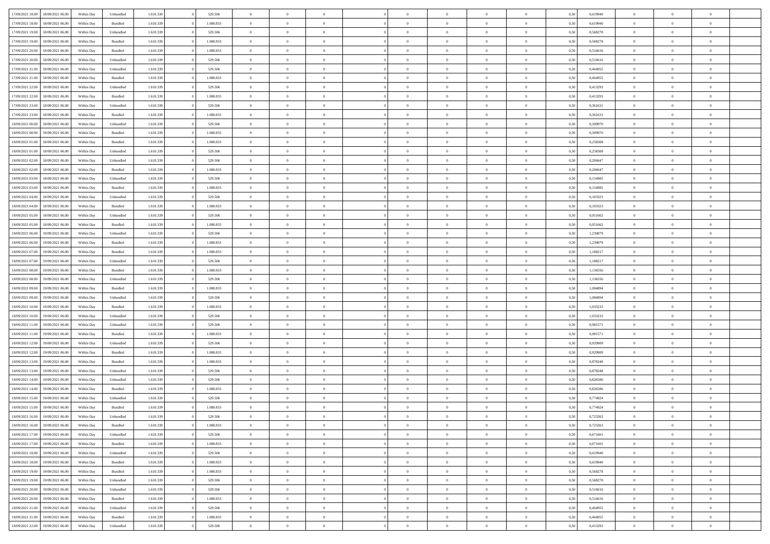| | | | | | | | | | | | | | | | | | | | | | |
|---|---|---|---|---|---|---|---|---|---|---|---|---|---|---|---|---|---|---|---|---|---|
| 17/09/2021 18:00 | 18/09/2021 06:00 | Within Day | Unbundled | 1.610.339 | 0 | 529.506 | 0 | 0 | 0 | | 0 | 0 | 0 | 0 | 0,50 | 0,619940 | 0 | 0 | 0 | |
| 17/09/2021 18:00 | 18/09/2021 06:00 | Within Day | Bundled | 1.610.339 | 0 | 1.080.833 | 0 | 0 | 0 | | 0 | 0 | 0 | 0 | 0,50 | 0,619940 | 0 | 0 | 0 | |
| 17/09/2021 19:00 | 18/09/2021 06:00 | Within Day | Unbundled | 1.610.339 | 0 | 529.506 | 0 | 0 | 0 | | 0 | 0 | 0 | 0 | 0,50 | 0,568278 | 0 | 0 | 0 | |
| 17/09/2021 19:00 | 18/09/2021 06:00 | Within Day | Bundled | 1.610.339 | 0 | 1.080.833 | 0 | 0 | 0 | | 0 | 0 | 0 | 0 | 0,50 | 0,568278 | 0 | 0 | 0 | |
| 17/09/2021 20:00 | 18/09/2021 06:00 | Within Day | Bundled | 1.610.339 | 0 | 1.080.833 | 0 | 0 | 0 | | 0 | 0 | 0 | 0 | 0,50 | 0,516616 | 0 | 0 | 0 | |
| 17/09/2021 20:00 | 18/09/2021 06:00 | Within Day | Unbundled | 1.610.339 | 0 | 529.506 | 0 | 0 | 0 | | 0 | 0 | 0 | 0 | 0,50 | 0,516616 | 0 | 0 | 0 | |
| 17/09/2021 21:00 | 18/09/2021 06:00 | Within Day | Unbundled | 1.610.339 | 0 | 529.506 | 0 | 0 | 0 | | 0 | 0 | 0 | 0 | 0,50 | 0,464955 | 0 | 0 | 0 | |
| 17/09/2021 21:00 | 18/09/2021 06:00 | Within Day | Bundled | 1.610.339 | 0 | 1.080.833 | 0 | 0 | 0 | | 0 | 0 | 0 | 0 | 0,50 | 0,464955 | 0 | 0 | 0 | |
| 17/09/2021 22:00 | 18/09/2021 06:00 | Within Day | Unbundled | 1.610.339 | 0 | 529.506 | 0 | 0 | 0 | | 0 | 0 | 0 | 0 | 0,50 | 0,413293 | 0 | 0 | 0 | |
| 17/09/2021 22:00 | 18/09/2021 06:00 | Within Day | Bundled | 1.610.339 | 0 | 1.080.833 | 0 | 0 | 0 | | 0 | 0 | 0 | 0 | 0,50 | 0,413293 | 0 | 0 | 0 | |
| 17/09/2021 23:00 | 18/09/2021 06:00 | Within Day | Unbundled | 1.610.339 | 0 | 529.506 | 0 | 0 | 0 | | 0 | 0 | 0 | 0 | 0,50 | 0,361631 | 0 | 0 | 0 | |
| 17/09/2021 23:00 | 18/09/2021 06:00 | Within Day | Bundled | 1.610.339 | 0 | 1.080.833 | 0 | 0 | 0 | | 0 | 0 | 0 | 0 | 0,50 | 0,361631 | 0 | 0 | 0 | |
| 18/09/2021 00:00 | 18/09/2021 06:00 | Within Day | Unbundled | 1.610.339 | 0 | 529.506 | 0 | 0 | 0 | | 0 | 0 | 0 | 0 | 0,50 | 0,309970 | 0 | 0 | 0 | |
| 18/09/2021 00:00 | 18/09/2021 06:00 | Within Day | Bundled | 1.610.339 | 0 | 1.080.833 | 0 | 0 | 0 | | 0 | 0 | 0 | 0 | 0,50 | 0,309970 | 0 | 0 | 0 | |
| 18/09/2021 01:00 | 18/09/2021 06:00 | Within Day | Bundled | 1.610.339 | 0 | 1.080.833 | 0 | 0 | 0 | | 0 | 0 | 0 | 0 | 0,50 | 0,258308 | 0 | 0 | 0 | |
| 18/09/2021 01:00 | 18/09/2021 06:00 | Within Day | Unbundled | 1.610.339 | 0 | 529.506 | 0 | 0 | 0 | | 0 | 0 | 0 | 0 | 0,50 | 0,258308 | 0 | 0 | 0 | |
| 18/09/2021 02:00 | 18/09/2021 06:00 | Within Day | Unbundled | 1.610.339 | 0 | 529.506 | 0 | 0 | 0 | | 0 | 0 | 0 | 0 | 0,50 | 0,206647 | 0 | 0 | 0 | |
| 18/09/2021 02:00 | 18/09/2021 06:00 | Within Day | Bundled | 1.610.339 | 0 | 1.080.833 | 0 | 0 | 0 | | 0 | 0 | 0 | 0 | 0,50 | 0,206647 | 0 | 0 | 0 | |
| 18/09/2021 03:00 | 18/09/2021 06:00 | Within Day | Unbundled | 1.610.339 | 0 | 529.506 | 0 | 0 | 0 | | 0 | 0 | 0 | 0 | 0,50 | 0,154985 | 0 | 0 | 0 | |
| 18/09/2021 03:00 | 18/09/2021 06:00 | Within Day | Bundled | 1.610.339 | 0 | 1.080.833 | 0 | 0 | 0 | | 0 | 0 | 0 | 0 | 0,50 | 0,154985 | 0 | 0 | 0 | |
| 18/09/2021 04:00 | 18/09/2021 06:00 | Within Day | Unbundled | 1.610.339 | 0 | 529.506 | 0 | 0 | 0 | | 0 | 0 | 0 | 0 | 0,50 | 0,103323 | 0 | 0 | 0 | |
| 18/09/2021 04:00 | 18/09/2021 06:00 | Within Day | Bundled | 1.610.339 | 0 | 1.080.833 | 0 | 0 | 0 | | 0 | 0 | 0 | 0 | 0,50 | 0,103323 | 0 | 0 | 0 | |
| 18/09/2021 05:00 | 18/09/2021 06:00 | Within Day | Unbundled | 1.610.339 | 0 | 529.506 | 0 | 0 | 0 | | 0 | 0 | 0 | 0 | 0,50 | 0,051662 | 0 | 0 | 0 | |
| 18/09/2021 05:00 | 18/09/2021 06:00 | Within Day | Bundled | 1.610.339 | 0 | 1.080.833 | 0 | 0 | 0 | | 0 | 0 | 0 | 0 | 0,50 | 0,051662 | 0 | 0 | 0 | |
| 18/09/2021 06:00 | 19/09/2021 06:00 | Within Day | Unbundled | 1.610.339 | 0 | 529.506 | 0 | 0 | 0 | | 0 | 0 | 0 | 0 | 0,50 | 1,239879 | 0 | 0 | 0 | |
| 18/09/2021 06:00 | 19/09/2021 06:00 | Within Day | Bundled | 1.610.339 | 0 | 1.080.833 | 0 | 0 | 0 | | 0 | 0 | 0 | 0 | 0,50 | 1,239879 | 0 | 0 | 0 | |
| 18/09/2021 07:00 | 19/09/2021 06:00 | Within Day | Bundled | 1.610.339 | 0 | 1.080.833 | 0 | 0 | 0 | | 0 | 0 | 0 | 0 | 0,50 | 1,188217 | 0 | 0 | 0 | |
| 18/09/2021 07:00 | 19/09/2021 06:00 | Within Day | Unbundled | 1.610.339 | 0 | 529.506 | 0 | 0 | 0 | | 0 | 0 | 0 | 0 | 0,50 | 1,188217 | 0 | 0 | 0 | |
| 18/09/2021 08:00 | 19/09/2021 06:00 | Within Day | Bundled | 1.610.339 | 0 | 1.080.833 | 0 | 0 | 0 | | 0 | 0 | 0 | 0 | 0,50 | 1,136556 | 0 | 0 | 0 | |
| 18/09/2021 08:00 | 19/09/2021 06:00 | Within Day | Unbundled | 1.610.339 | 0 | 529.506 | 0 | 0 | 0 | | 0 | 0 | 0 | 0 | 0,50 | 1,136556 | 0 | 0 | 0 | |
| 18/09/2021 09:00 | 19/09/2021 06:00 | Within Day | Bundled | 1.610.339 | 0 | 1.080.833 | 0 | 0 | 0 | | 0 | 0 | 0 | 0 | 0,50 | 1,084894 | 0 | 0 | 0 | |
| 18/09/2021 09:00 | 19/09/2021 06:00 | Within Day | Unbundled | 1.610.339 | 0 | 529.506 | 0 | 0 | 0 | | 0 | 0 | 0 | 0 | 0,50 | 1,084894 | 0 | 0 | 0 | |
| 18/09/2021 10:00 | 19/09/2021 06:00 | Within Day | Bundled | 1.610.339 | 0 | 1.080.833 | 0 | 0 | 0 | | 0 | 0 | 0 | 0 | 0,50 | 1,033233 | 0 | 0 | 0 | |
| 18/09/2021 10:00 | 19/09/2021 06:00 | Within Day | Unbundled | 1.610.339 | 0 | 529.506 | 0 | 0 | 0 | | 0 | 0 | 0 | 0 | 0,50 | 1,033233 | 0 | 0 | 0 | |
| 18/09/2021 11:00 | 19/09/2021 06:00 | Within Day | Unbundled | 1.610.339 | 0 | 529.506 | 0 | 0 | 0 | | 0 | 0 | 0 | 0 | 0,50 | 0,981571 | 0 | 0 | 0 | |
| 18/09/2021 11:00 | 19/09/2021 06:00 | Within Day | Bundled | 1.610.339 | 0 | 1.080.833 | 0 | 0 | 0 | | 0 | 0 | 0 | 0 | 0,50 | 0,981571 | 0 | 0 | 0 | |
| 18/09/2021 12:00 | 19/09/2021 06:00 | Within Day | Unbundled | 1.610.339 | 0 | 529.506 | 0 | 0 | 0 | | 0 | 0 | 0 | 0 | 0,50 | 0,929909 | 0 | 0 | 0 | |
| 18/09/2021 12:00 | 19/09/2021 06:00 | Within Day | Bundled | 1.610.339 | 0 | 1.080.833 | 0 | 0 | 0 | | 0 | 0 | 0 | 0 | 0,50 | 0,929909 | 0 | 0 | 0 | |
| 18/09/2021 13:00 | 19/09/2021 06:00 | Within Day | Bundled | 1.610.339 | 0 | 1.080.833 | 0 | 0 | 0 | | 0 | 0 | 0 | 0 | 0,50 | 0,878248 | 0 | 0 | 0 | |
| 18/09/2021 13:00 | 19/09/2021 06:00 | Within Day | Unbundled | 1.610.339 | 0 | 529.506 | 0 | 0 | 0 | | 0 | 0 | 0 | 0 | 0,50 | 0,878248 | 0 | 0 | 0 | |
| 18/09/2021 14:00 | 19/09/2021 06:00 | Within Day | Unbundled | 1.610.339 | 0 | 529.506 | 0 | 0 | 0 | | 0 | 0 | 0 | 0 | 0,50 | 0,826586 | 0 | 0 | 0 | |
| 18/09/2021 14:00 | 19/09/2021 06:00 | Within Day | Bundled | 1.610.339 | 0 | 1.080.833 | 0 | 0 | 0 | | 0 | 0 | 0 | 0 | 0,50 | 0,826586 | 0 | 0 | 0 | |
| 18/09/2021 15:00 | 19/09/2021 06:00 | Within Day | Unbundled | 1.610.339 | 0 | 529.506 | 0 | 0 | 0 | | 0 | 0 | 0 | 0 | 0,50 | 0,774924 | 0 | 0 | 0 | |
| 18/09/2021 15:00 | 19/09/2021 06:00 | Within Day | Bundled | 1.610.339 | 0 | 1.080.833 | 0 | 0 | 0 | | 0 | 0 | 0 | 0 | 0,50 | 0,774924 | 0 | 0 | 0 | |
| 18/09/2021 16:00 | 19/09/2021 06:00 | Within Day | Unbundled | 1.610.339 | 0 | 529.506 | 0 | 0 | 0 | | 0 | 0 | 0 | 0 | 0,50 | 0,723263 | 0 | 0 | 0 | |
| 18/09/2021 16:00 | 19/09/2021 06:00 | Within Day | Bundled | 1.610.339 | 0 | 1.080.833 | 0 | 0 | 0 | | 0 | 0 | 0 | 0 | 0,50 | 0,723263 | 0 | 0 | 0 | |
| 18/09/2021 17:00 | 19/09/2021 06:00 | Within Day | Unbundled | 1.610.339 | 0 | 529.506 | 0 | 0 | 0 | | 0 | 0 | 0 | 0 | 0,50 | 0,671601 | 0 | 0 | 0 | |
| 18/09/2021 17:00 | 19/09/2021 06:00 | Within Day | Bundled | 1.610.339 | 0 | 1.080.833 | 0 | 0 | 0 | | 0 | 0 | 0 | 0 | 0,50 | 0,671601 | 0 | 0 | 0 | |
| 18/09/2021 18:00 | 19/09/2021 06:00 | Within Day | Unbundled | 1.610.339 | 0 | 529.506 | 0 | 0 | 0 | | 0 | 0 | 0 | 0 | 0,50 | 0,619940 | 0 | 0 | 0 | |
| 18/09/2021 18:00 | 19/09/2021 06:00 | Within Day | Bundled | 1.610.339 | 0 | 1.080.833 | 0 | 0 | 0 | | 0 | 0 | 0 | 0 | 0,50 | 0,619940 | 0 | 0 | 0 | |
| 18/09/2021 19:00 | 19/09/2021 06:00 | Within Day | Bundled | 1.610.339 | 0 | 1.080.833 | 0 | 0 | 0 | | 0 | 0 | 0 | 0 | 0,50 | 0,568278 | 0 | 0 | 0 | |
| 18/09/2021 19:00 | 19/09/2021 06:00 | Within Day | Unbundled | 1.610.339 | 0 | 529.506 | 0 | 0 | 0 | | 0 | 0 | 0 | 0 | 0,50 | 0,568278 | 0 | 0 | 0 | |
| 18/09/2021 20:00 | 19/09/2021 06:00 | Within Day | Unbundled | 1.610.339 | 0 | 529.506 | 0 | 0 | 0 | | 0 | 0 | 0 | 0 | 0,50 | 0,516616 | 0 | 0 | 0 | |
| 18/09/2021 20:00 | 19/09/2021 06:00 | Within Day | Bundled | 1.610.339 | 0 | 1.080.833 | 0 | 0 | 0 | | 0 | 0 | 0 | 0 | 0,50 | 0,516616 | 0 | 0 | 0 | |
| 18/09/2021 21:00 | 19/09/2021 06:00 | Within Day | Unbundled | 1.610.339 | 0 | 529.506 | 0 | 0 | 0 | | 0 | 0 | 0 | 0 | 0,50 | 0,464955 | 0 | 0 | 0 | |
| 18/09/2021 21:00 | 19/09/2021 06:00 | Within Day | Bundled | 1.610.339 | 0 | 1.080.833 | 0 | 0 | 0 | | 0 | 0 | 0 | 0 | 0,50 | 0,464955 | 0 | 0 | 0 | |
| 18/09/2021 22:00 | 19/09/2021 06:00 | Within Day | Unbundled | 1.610.339 | 0 | 529.506 | 0 | 0 | 0 | | 0 | 0 | 0 | 0 | 0,50 | 0,413293 | 0 | 0 | 0 | |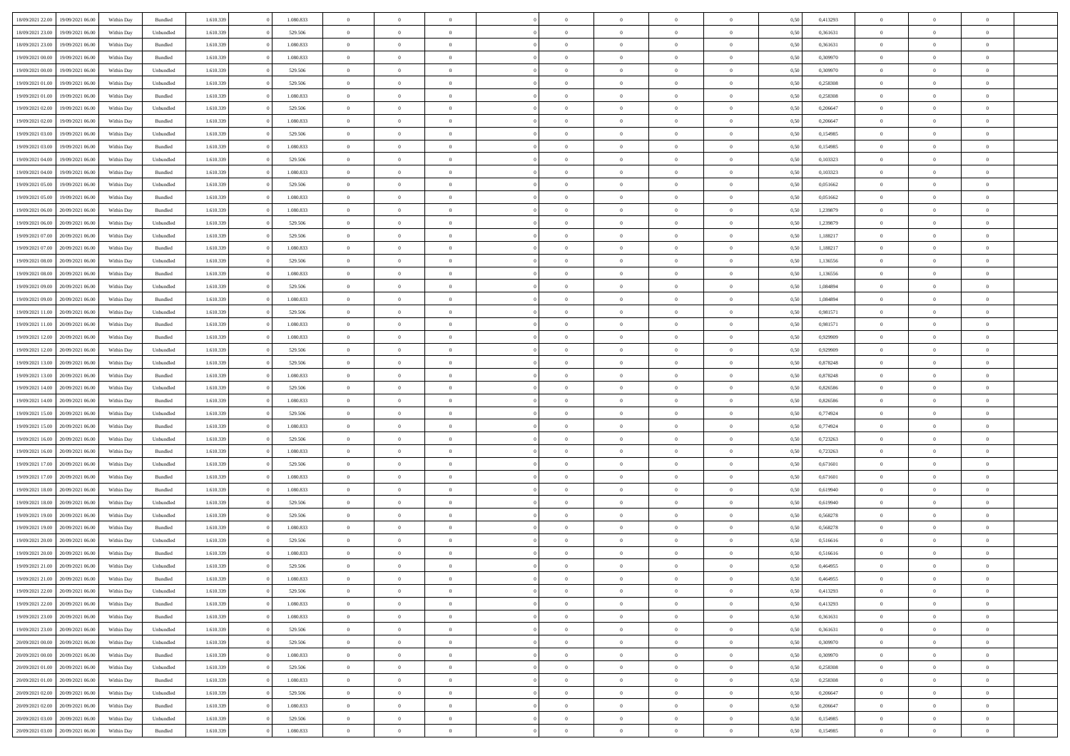| | | | | | | | | | | | | | | | | | | | | |
|---|---|---|---|---|---|---|---|---|---|---|---|---|---|---|---|---|---|---|---|---|
| 18/09/2021 22:00 | 19/09/2021 06:00 | Within Day | Bundled | 1.610.339 | 0 | 1.080.833 | 0 | 0 | 0 | 0 | 0 | 0 | 0 | 0 | 0,50 | 0,413293 | 0 | 0 | 0 | |
| 18/09/2021 23:00 | 19/09/2021 06:00 | Within Day | Unbundled | 1.610.339 | 0 | 529.506 | 0 | 0 | 0 | 0 | 0 | 0 | 0 | 0 | 0,50 | 0,361631 | 0 | 0 | 0 | |
| 18/09/2021 23:00 | 19/09/2021 06:00 | Within Day | Bundled | 1.610.339 | 0 | 1.080.833 | 0 | 0 | 0 | 0 | 0 | 0 | 0 | 0 | 0,50 | 0,361631 | 0 | 0 | 0 | |
| 19/09/2021 00:00 | 19/09/2021 06:00 | Within Day | Bundled | 1.610.339 | 0 | 1.080.833 | 0 | 0 | 0 | 0 | 0 | 0 | 0 | 0 | 0,50 | 0,309970 | 0 | 0 | 0 | |
| 19/09/2021 00:00 | 19/09/2021 06:00 | Within Day | Unbundled | 1.610.339 | 0 | 529.506 | 0 | 0 | 0 | 0 | 0 | 0 | 0 | 0 | 0,50 | 0,309970 | 0 | 0 | 0 | |
| 19/09/2021 01:00 | 19/09/2021 06:00 | Within Day | Unbundled | 1.610.339 | 0 | 529.506 | 0 | 0 | 0 | 0 | 0 | 0 | 0 | 0 | 0,50 | 0,258308 | 0 | 0 | 0 | |
| 19/09/2021 01:00 | 19/09/2021 06:00 | Within Day | Bundled | 1.610.339 | 0 | 1.080.833 | 0 | 0 | 0 | 0 | 0 | 0 | 0 | 0 | 0,50 | 0,258308 | 0 | 0 | 0 | |
| 19/09/2021 02:00 | 19/09/2021 06:00 | Within Day | Unbundled | 1.610.339 | 0 | 529.506 | 0 | 0 | 0 | 0 | 0 | 0 | 0 | 0 | 0,50 | 0,206647 | 0 | 0 | 0 | |
| 19/09/2021 02:00 | 19/09/2021 06:00 | Within Day | Bundled | 1.610.339 | 0 | 1.080.833 | 0 | 0 | 0 | 0 | 0 | 0 | 0 | 0 | 0,50 | 0,206647 | 0 | 0 | 0 | |
| 19/09/2021 03:00 | 19/09/2021 06:00 | Within Day | Unbundled | 1.610.339 | 0 | 529.506 | 0 | 0 | 0 | 0 | 0 | 0 | 0 | 0 | 0,50 | 0,154985 | 0 | 0 | 0 | |
| 19/09/2021 03:00 | 19/09/2021 06:00 | Within Day | Bundled | 1.610.339 | 0 | 1.080.833 | 0 | 0 | 0 | 0 | 0 | 0 | 0 | 0 | 0,50 | 0,154985 | 0 | 0 | 0 | |
| 19/09/2021 04:00 | 19/09/2021 06:00 | Within Day | Unbundled | 1.610.339 | 0 | 529.506 | 0 | 0 | 0 | 0 | 0 | 0 | 0 | 0 | 0,50 | 0,103323 | 0 | 0 | 0 | |
| 19/09/2021 04:00 | 19/09/2021 06:00 | Within Day | Bundled | 1.610.339 | 0 | 1.080.833 | 0 | 0 | 0 | 0 | 0 | 0 | 0 | 0 | 0,50 | 0,103323 | 0 | 0 | 0 | |
| 19/09/2021 05:00 | 19/09/2021 06:00 | Within Day | Unbundled | 1.610.339 | 0 | 529.506 | 0 | 0 | 0 | 0 | 0 | 0 | 0 | 0 | 0,50 | 0,051662 | 0 | 0 | 0 | |
| 19/09/2021 05:00 | 19/09/2021 06:00 | Within Day | Bundled | 1.610.339 | 0 | 1.080.833 | 0 | 0 | 0 | 0 | 0 | 0 | 0 | 0 | 0,50 | 0,051662 | 0 | 0 | 0 | |
| 19/09/2021 06:00 | 20/09/2021 06:00 | Within Day | Bundled | 1.610.339 | 0 | 1.080.833 | 0 | 0 | 0 | 0 | 0 | 0 | 0 | 0 | 0,50 | 1,239879 | 0 | 0 | 0 | |
| 19/09/2021 06:00 | 20/09/2021 06:00 | Within Day | Unbundled | 1.610.339 | 0 | 529.506 | 0 | 0 | 0 | 0 | 0 | 0 | 0 | 0 | 0,50 | 1,239879 | 0 | 0 | 0 | |
| 19/09/2021 07:00 | 20/09/2021 06:00 | Within Day | Unbundled | 1.610.339 | 0 | 529.506 | 0 | 0 | 0 | 0 | 0 | 0 | 0 | 0 | 0,50 | 1,188217 | 0 | 0 | 0 | |
| 19/09/2021 07:00 | 20/09/2021 06:00 | Within Day | Bundled | 1.610.339 | 0 | 1.080.833 | 0 | 0 | 0 | 0 | 0 | 0 | 0 | 0 | 0,50 | 1,188217 | 0 | 0 | 0 | |
| 19/09/2021 08:00 | 20/09/2021 06:00 | Within Day | Unbundled | 1.610.339 | 0 | 529.506 | 0 | 0 | 0 | 0 | 0 | 0 | 0 | 0 | 0,50 | 1,136556 | 0 | 0 | 0 | |
| 19/09/2021 08:00 | 20/09/2021 06:00 | Within Day | Bundled | 1.610.339 | 0 | 1.080.833 | 0 | 0 | 0 | 0 | 0 | 0 | 0 | 0 | 0,50 | 1,136556 | 0 | 0 | 0 | |
| 19/09/2021 09:00 | 20/09/2021 06:00 | Within Day | Unbundled | 1.610.339 | 0 | 529.506 | 0 | 0 | 0 | 0 | 0 | 0 | 0 | 0 | 0,50 | 1,084894 | 0 | 0 | 0 | |
| 19/09/2021 09:00 | 20/09/2021 06:00 | Within Day | Bundled | 1.610.339 | 0 | 1.080.833 | 0 | 0 | 0 | 0 | 0 | 0 | 0 | 0 | 0,50 | 1,084894 | 0 | 0 | 0 | |
| 19/09/2021 11:00 | 20/09/2021 06:00 | Within Day | Unbundled | 1.610.339 | 0 | 529.506 | 0 | 0 | 0 | 0 | 0 | 0 | 0 | 0 | 0,50 | 0,981571 | 0 | 0 | 0 | |
| 19/09/2021 11:00 | 20/09/2021 06:00 | Within Day | Bundled | 1.610.339 | 0 | 1.080.833 | 0 | 0 | 0 | 0 | 0 | 0 | 0 | 0 | 0,50 | 0,981571 | 0 | 0 | 0 | |
| 19/09/2021 12:00 | 20/09/2021 06:00 | Within Day | Bundled | 1.610.339 | 0 | 1.080.833 | 0 | 0 | 0 | 0 | 0 | 0 | 0 | 0 | 0,50 | 0,929909 | 0 | 0 | 0 | |
| 19/09/2021 12:00 | 20/09/2021 06:00 | Within Day | Unbundled | 1.610.339 | 0 | 529.506 | 0 | 0 | 0 | 0 | 0 | 0 | 0 | 0 | 0,50 | 0,929909 | 0 | 0 | 0 | |
| 19/09/2021 13:00 | 20/09/2021 06:00 | Within Day | Unbundled | 1.610.339 | 0 | 529.506 | 0 | 0 | 0 | 0 | 0 | 0 | 0 | 0 | 0,50 | 0,878248 | 0 | 0 | 0 | |
| 19/09/2021 13:00 | 20/09/2021 06:00 | Within Day | Bundled | 1.610.339 | 0 | 1.080.833 | 0 | 0 | 0 | 0 | 0 | 0 | 0 | 0 | 0,50 | 0,878248 | 0 | 0 | 0 | |
| 19/09/2021 14:00 | 20/09/2021 06:00 | Within Day | Unbundled | 1.610.339 | 0 | 529.506 | 0 | 0 | 0 | 0 | 0 | 0 | 0 | 0 | 0,50 | 0,826586 | 0 | 0 | 0 | |
| 19/09/2021 14:00 | 20/09/2021 06:00 | Within Day | Bundled | 1.610.339 | 0 | 1.080.833 | 0 | 0 | 0 | 0 | 0 | 0 | 0 | 0 | 0,50 | 0,826586 | 0 | 0 | 0 | |
| 19/09/2021 15:00 | 20/09/2021 06:00 | Within Day | Unbundled | 1.610.339 | 0 | 529.506 | 0 | 0 | 0 | 0 | 0 | 0 | 0 | 0 | 0,50 | 0,774924 | 0 | 0 | 0 | |
| 19/09/2021 15:00 | 20/09/2021 06:00 | Within Day | Bundled | 1.610.339 | 0 | 1.080.833 | 0 | 0 | 0 | 0 | 0 | 0 | 0 | 0 | 0,50 | 0,774924 | 0 | 0 | 0 | |
| 19/09/2021 16:00 | 20/09/2021 06:00 | Within Day | Unbundled | 1.610.339 | 0 | 529.506 | 0 | 0 | 0 | 0 | 0 | 0 | 0 | 0 | 0,50 | 0,723263 | 0 | 0 | 0 | |
| 19/09/2021 16:00 | 20/09/2021 06:00 | Within Day | Bundled | 1.610.339 | 0 | 1.080.833 | 0 | 0 | 0 | 0 | 0 | 0 | 0 | 0 | 0,50 | 0,723263 | 0 | 0 | 0 | |
| 19/09/2021 17:00 | 20/09/2021 06:00 | Within Day | Unbundled | 1.610.339 | 0 | 529.506 | 0 | 0 | 0 | 0 | 0 | 0 | 0 | 0 | 0,50 | 0,671601 | 0 | 0 | 0 | |
| 19/09/2021 17:00 | 20/09/2021 06:00 | Within Day | Bundled | 1.610.339 | 0 | 1.080.833 | 0 | 0 | 0 | 0 | 0 | 0 | 0 | 0 | 0,50 | 0,671601 | 0 | 0 | 0 | |
| 19/09/2021 18:00 | 20/09/2021 06:00 | Within Day | Bundled | 1.610.339 | 0 | 1.080.833 | 0 | 0 | 0 | 0 | 0 | 0 | 0 | 0 | 0,50 | 0,619940 | 0 | 0 | 0 | |
| 19/09/2021 18:00 | 20/09/2021 06:00 | Within Day | Unbundled | 1.610.339 | 0 | 529.506 | 0 | 0 | 0 | 0 | 0 | 0 | 0 | 0 | 0,50 | 0,619940 | 0 | 0 | 0 | |
| 19/09/2021 19:00 | 20/09/2021 06:00 | Within Day | Unbundled | 1.610.339 | 0 | 529.506 | 0 | 0 | 0 | 0 | 0 | 0 | 0 | 0 | 0,50 | 0,568278 | 0 | 0 | 0 | |
| 19/09/2021 19:00 | 20/09/2021 06:00 | Within Day | Bundled | 1.610.339 | 0 | 1.080.833 | 0 | 0 | 0 | 0 | 0 | 0 | 0 | 0 | 0,50 | 0,568278 | 0 | 0 | 0 | |
| 19/09/2021 20:00 | 20/09/2021 06:00 | Within Day | Unbundled | 1.610.339 | 0 | 529.506 | 0 | 0 | 0 | 0 | 0 | 0 | 0 | 0 | 0,50 | 0,516616 | 0 | 0 | 0 | |
| 19/09/2021 20:00 | 20/09/2021 06:00 | Within Day | Bundled | 1.610.339 | 0 | 1.080.833 | 0 | 0 | 0 | 0 | 0 | 0 | 0 | 0 | 0,50 | 0,516616 | 0 | 0 | 0 | |
| 19/09/2021 21:00 | 20/09/2021 06:00 | Within Day | Unbundled | 1.610.339 | 0 | 529.506 | 0 | 0 | 0 | 0 | 0 | 0 | 0 | 0 | 0,50 | 0,464955 | 0 | 0 | 0 | |
| 19/09/2021 21:00 | 20/09/2021 06:00 | Within Day | Bundled | 1.610.339 | 0 | 1.080.833 | 0 | 0 | 0 | 0 | 0 | 0 | 0 | 0 | 0,50 | 0,464955 | 0 | 0 | 0 | |
| 19/09/2021 22:00 | 20/09/2021 06:00 | Within Day | Unbundled | 1.610.339 | 0 | 529.506 | 0 | 0 | 0 | 0 | 0 | 0 | 0 | 0 | 0,50 | 0,413293 | 0 | 0 | 0 | |
| 19/09/2021 22:00 | 20/09/2021 06:00 | Within Day | Bundled | 1.610.339 | 0 | 1.080.833 | 0 | 0 | 0 | 0 | 0 | 0 | 0 | 0 | 0,50 | 0,413293 | 0 | 0 | 0 | |
| 19/09/2021 23:00 | 20/09/2021 06:00 | Within Day | Bundled | 1.610.339 | 0 | 1.080.833 | 0 | 0 | 0 | 0 | 0 | 0 | 0 | 0 | 0,50 | 0,361631 | 0 | 0 | 0 | |
| 19/09/2021 23:00 | 20/09/2021 06:00 | Within Day | Unbundled | 1.610.339 | 0 | 529.506 | 0 | 0 | 0 | 0 | 0 | 0 | 0 | 0 | 0,50 | 0,361631 | 0 | 0 | 0 | |
| 20/09/2021 00:00 | 20/09/2021 06:00 | Within Day | Unbundled | 1.610.339 | 0 | 529.506 | 0 | 0 | 0 | 0 | 0 | 0 | 0 | 0 | 0,50 | 0,309970 | 0 | 0 | 0 | |
| 20/09/2021 00:00 | 20/09/2021 06:00 | Within Day | Bundled | 1.610.339 | 0 | 1.080.833 | 0 | 0 | 0 | 0 | 0 | 0 | 0 | 0 | 0,50 | 0,309970 | 0 | 0 | 0 | |
| 20/09/2021 01:00 | 20/09/2021 06:00 | Within Day | Unbundled | 1.610.339 | 0 | 529.506 | 0 | 0 | 0 | 0 | 0 | 0 | 0 | 0 | 0,50 | 0,258308 | 0 | 0 | 0 | |
| 20/09/2021 01:00 | 20/09/2021 06:00 | Within Day | Bundled | 1.610.339 | 0 | 1.080.833 | 0 | 0 | 0 | 0 | 0 | 0 | 0 | 0 | 0,50 | 0,258308 | 0 | 0 | 0 | |
| 20/09/2021 02:00 | 20/09/2021 06:00 | Within Day | Unbundled | 1.610.339 | 0 | 529.506 | 0 | 0 | 0 | 0 | 0 | 0 | 0 | 0 | 0,50 | 0,206647 | 0 | 0 | 0 | |
| 20/09/2021 02:00 | 20/09/2021 06:00 | Within Day | Bundled | 1.610.339 | 0 | 1.080.833 | 0 | 0 | 0 | 0 | 0 | 0 | 0 | 0 | 0,50 | 0,206647 | 0 | 0 | 0 | |
| 20/09/2021 03:00 | 20/09/2021 06:00 | Within Day | Unbundled | 1.610.339 | 0 | 529.506 | 0 | 0 | 0 | 0 | 0 | 0 | 0 | 0 | 0,50 | 0,154985 | 0 | 0 | 0 | |
| 20/09/2021 03:00 | 20/09/2021 06:00 | Within Day | Bundled | 1.610.339 | 0 | 1.080.833 | 0 | 0 | 0 | 0 | 0 | 0 | 0 | 0 | 0,50 | 0,154985 | 0 | 0 | 0 | |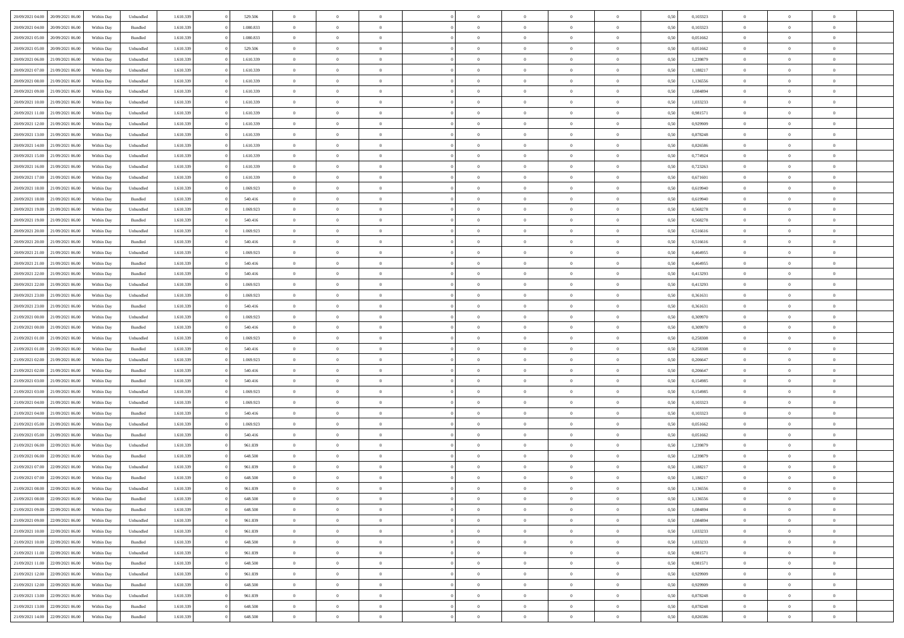| | | | | | | | | | | | | | | | | | | | | |
|---|---|---|---|---|---|---|---|---|---|---|---|---|---|---|---|---|---|---|---|---|
| 20/09/2021 04:00 | 20/09/2021 06:00 | Within Day | Unbundled | 1.610.339 | 0 | 529.506 | 0 | 0 | 0 | | 0 | 0 | 0 | 0 | 0,50 | 0,103323 | 0 | 0 | 0 | |
| 20/09/2021 04:00 | 20/09/2021 06:00 | Within Day | Bundled | 1.610.339 | 0 | 1.080.833 | 0 | 0 | 0 | | 0 | 0 | 0 | 0 | 0,50 | 0,103323 | 0 | 0 | 0 | |
| 20/09/2021 05:00 | 20/09/2021 06:00 | Within Day | Bundled | 1.610.339 | 0 | 1.080.833 | 0 | 0 | 0 | | 0 | 0 | 0 | 0 | 0,50 | 0,051662 | 0 | 0 | 0 | |
| 20/09/2021 05:00 | 20/09/2021 06:00 | Within Day | Unbundled | 1.610.339 | 0 | 529.506 | 0 | 0 | 0 | | 0 | 0 | 0 | 0 | 0,50 | 0,051662 | 0 | 0 | 0 | |
| 20/09/2021 06:00 | 21/09/2021 06:00 | Within Day | Unbundled | 1.610.339 | 0 | 1.610.339 | 0 | 0 | 0 | | 0 | 0 | 0 | 0 | 0,50 | 1,239879 | 0 | 0 | 0 | |
| 20/09/2021 07:00 | 21/09/2021 06:00 | Within Day | Unbundled | 1.610.339 | 0 | 1.610.339 | 0 | 0 | 0 | | 0 | 0 | 0 | 0 | 0,50 | 1,188217 | 0 | 0 | 0 | |
| 20/09/2021 08:00 | 21/09/2021 06:00 | Within Day | Unbundled | 1.610.339 | 0 | 1.610.339 | 0 | 0 | 0 | | 0 | 0 | 0 | 0 | 0,50 | 1,136556 | 0 | 0 | 0 | |
| 20/09/2021 09:00 | 21/09/2021 06:00 | Within Day | Unbundled | 1.610.339 | 0 | 1.610.339 | 0 | 0 | 0 | | 0 | 0 | 0 | 0 | 0,50 | 1,084894 | 0 | 0 | 0 | |
| 20/09/2021 10:00 | 21/09/2021 06:00 | Within Day | Unbundled | 1.610.339 | 0 | 1.610.339 | 0 | 0 | 0 | | 0 | 0 | 0 | 0 | 0,50 | 1,033233 | 0 | 0 | 0 | |
| 20/09/2021 11:00 | 21/09/2021 06:00 | Within Day | Unbundled | 1.610.339 | 0 | 1.610.339 | 0 | 0 | 0 | | 0 | 0 | 0 | 0 | 0,50 | 0,981571 | 0 | 0 | 0 | |
| 20/09/2021 12:00 | 21/09/2021 06:00 | Within Day | Unbundled | 1.610.339 | 0 | 1.610.339 | 0 | 0 | 0 | | 0 | 0 | 0 | 0 | 0,50 | 0,929909 | 0 | 0 | 0 | |
| 20/09/2021 13:00 | 21/09/2021 06:00 | Within Day | Unbundled | 1.610.339 | 0 | 1.610.339 | 0 | 0 | 0 | | 0 | 0 | 0 | 0 | 0,50 | 0,878248 | 0 | 0 | 0 | |
| 20/09/2021 14:00 | 21/09/2021 06:00 | Within Day | Unbundled | 1.610.339 | 0 | 1.610.339 | 0 | 0 | 0 | | 0 | 0 | 0 | 0 | 0,50 | 0,826586 | 0 | 0 | 0 | |
| 20/09/2021 15:00 | 21/09/2021 06:00 | Within Day | Unbundled | 1.610.339 | 0 | 1.610.339 | 0 | 0 | 0 | | 0 | 0 | 0 | 0 | 0,50 | 0,774924 | 0 | 0 | 0 | |
| 20/09/2021 16:00 | 21/09/2021 06:00 | Within Day | Unbundled | 1.610.339 | 0 | 1.610.339 | 0 | 0 | 0 | | 0 | 0 | 0 | 0 | 0,50 | 0,723263 | 0 | 0 | 0 | |
| 20/09/2021 17:00 | 21/09/2021 06:00 | Within Day | Unbundled | 1.610.339 | 0 | 1.610.339 | 0 | 0 | 0 | | 0 | 0 | 0 | 0 | 0,50 | 0,671601 | 0 | 0 | 0 | |
| 20/09/2021 18:00 | 21/09/2021 06:00 | Within Day | Unbundled | 1.610.339 | 0 | 1.069.923 | 0 | 0 | 0 | | 0 | 0 | 0 | 0 | 0,50 | 0,619940 | 0 | 0 | 0 | |
| 20/09/2021 18:00 | 21/09/2021 06:00 | Within Day | Bundled | 1.610.339 | 0 | 540.416 | 0 | 0 | 0 | | 0 | 0 | 0 | 0 | 0,50 | 0,619940 | 0 | 0 | 0 | |
| 20/09/2021 19:00 | 21/09/2021 06:00 | Within Day | Unbundled | 1.610.339 | 0 | 1.069.923 | 0 | 0 | 0 | | 0 | 0 | 0 | 0 | 0,50 | 0,568278 | 0 | 0 | 0 | |
| 20/09/2021 19:00 | 21/09/2021 06:00 | Within Day | Bundled | 1.610.339 | 0 | 540.416 | 0 | 0 | 0 | | 0 | 0 | 0 | 0 | 0,50 | 0,568278 | 0 | 0 | 0 | |
| 20/09/2021 20:00 | 21/09/2021 06:00 | Within Day | Unbundled | 1.610.339 | 0 | 1.069.923 | 0 | 0 | 0 | | 0 | 0 | 0 | 0 | 0,50 | 0,516616 | 0 | 0 | 0 | |
| 20/09/2021 20:00 | 21/09/2021 06:00 | Within Day | Bundled | 1.610.339 | 0 | 540.416 | 0 | 0 | 0 | | 0 | 0 | 0 | 0 | 0,50 | 0,516616 | 0 | 0 | 0 | |
| 20/09/2021 21:00 | 21/09/2021 06:00 | Within Day | Unbundled | 1.610.339 | 0 | 1.069.923 | 0 | 0 | 0 | | 0 | 0 | 0 | 0 | 0,50 | 0,464955 | 0 | 0 | 0 | |
| 20/09/2021 21:00 | 21/09/2021 06:00 | Within Day | Bundled | 1.610.339 | 0 | 540.416 | 0 | 0 | 0 | | 0 | 0 | 0 | 0 | 0,50 | 0,464955 | 0 | 0 | 0 | |
| 20/09/2021 22:00 | 21/09/2021 06:00 | Within Day | Bundled | 1.610.339 | 0 | 540.416 | 0 | 0 | 0 | | 0 | 0 | 0 | 0 | 0,50 | 0,413293 | 0 | 0 | 0 | |
| 20/09/2021 22:00 | 21/09/2021 06:00 | Within Day | Unbundled | 1.610.339 | 0 | 1.069.923 | 0 | 0 | 0 | | 0 | 0 | 0 | 0 | 0,50 | 0,413293 | 0 | 0 | 0 | |
| 20/09/2021 23:00 | 21/09/2021 06:00 | Within Day | Unbundled | 1.610.339 | 0 | 1.069.923 | 0 | 0 | 0 | | 0 | 0 | 0 | 0 | 0,50 | 0,361631 | 0 | 0 | 0 | |
| 20/09/2021 23:00 | 21/09/2021 06:00 | Within Day | Bundled | 1.610.339 | 0 | 540.416 | 0 | 0 | 0 | | 0 | 0 | 0 | 0 | 0,50 | 0,361631 | 0 | 0 | 0 | |
| 21/09/2021 00:00 | 21/09/2021 06:00 | Within Day | Unbundled | 1.610.339 | 0 | 1.069.923 | 0 | 0 | 0 | | 0 | 0 | 0 | 0 | 0,50 | 0,309970 | 0 | 0 | 0 | |
| 21/09/2021 00:00 | 21/09/2021 06:00 | Within Day | Bundled | 1.610.339 | 0 | 540.416 | 0 | 0 | 0 | | 0 | 0 | 0 | 0 | 0,50 | 0,309970 | 0 | 0 | 0 | |
| 21/09/2021 01:00 | 21/09/2021 06:00 | Within Day | Unbundled | 1.610.339 | 0 | 1.069.923 | 0 | 0 | 0 | | 0 | 0 | 0 | 0 | 0,50 | 0,258308 | 0 | 0 | 0 | |
| 21/09/2021 01:00 | 21/09/2021 06:00 | Within Day | Bundled | 1.610.339 | 0 | 540.416 | 0 | 0 | 0 | | 0 | 0 | 0 | 0 | 0,50 | 0,258308 | 0 | 0 | 0 | |
| 21/09/2021 02:00 | 21/09/2021 06:00 | Within Day | Unbundled | 1.610.339 | 0 | 1.069.923 | 0 | 0 | 0 | | 0 | 0 | 0 | 0 | 0,50 | 0,206647 | 0 | 0 | 0 | |
| 21/09/2021 02:00 | 21/09/2021 06:00 | Within Day | Bundled | 1.610.339 | 0 | 540.416 | 0 | 0 | 0 | | 0 | 0 | 0 | 0 | 0,50 | 0,206647 | 0 | 0 | 0 | |
| 21/09/2021 03:00 | 21/09/2021 06:00 | Within Day | Bundled | 1.610.339 | 0 | 540.416 | 0 | 0 | 0 | | 0 | 0 | 0 | 0 | 0,50 | 0,154985 | 0 | 0 | 0 | |
| 21/09/2021 03:00 | 21/09/2021 06:00 | Within Day | Unbundled | 1.610.339 | 0 | 1.069.923 | 0 | 0 | 0 | | 0 | 0 | 0 | 0 | 0,50 | 0,154985 | 0 | 0 | 0 | |
| 21/09/2021 04:00 | 21/09/2021 06:00 | Within Day | Unbundled | 1.610.339 | 0 | 1.069.923 | 0 | 0 | 0 | | 0 | 0 | 0 | 0 | 0,50 | 0,103323 | 0 | 0 | 0 | |
| 21/09/2021 04:00 | 21/09/2021 06:00 | Within Day | Bundled | 1.610.339 | 0 | 540.416 | 0 | 0 | 0 | | 0 | 0 | 0 | 0 | 0,50 | 0,103323 | 0 | 0 | 0 | |
| 21/09/2021 05:00 | 21/09/2021 06:00 | Within Day | Unbundled | 1.610.339 | 0 | 1.069.923 | 0 | 0 | 0 | | 0 | 0 | 0 | 0 | 0,50 | 0,051662 | 0 | 0 | 0 | |
| 21/09/2021 05:00 | 21/09/2021 06:00 | Within Day | Bundled | 1.610.339 | 0 | 540.416 | 0 | 0 | 0 | | 0 | 0 | 0 | 0 | 0,50 | 0,051662 | 0 | 0 | 0 | |
| 21/09/2021 06:00 | 22/09/2021 06:00 | Within Day | Unbundled | 1.610.339 | 0 | 961.839 | 0 | 0 | 0 | | 0 | 0 | 0 | 0 | 0,50 | 1,239879 | 0 | 0 | 0 | |
| 21/09/2021 06:00 | 22/09/2021 06:00 | Within Day | Bundled | 1.610.339 | 0 | 648.500 | 0 | 0 | 0 | | 0 | 0 | 0 | 0 | 0,50 | 1,239879 | 0 | 0 | 0 | |
| 21/09/2021 07:00 | 22/09/2021 06:00 | Within Day | Unbundled | 1.610.339 | 0 | 961.839 | 0 | 0 | 0 | | 0 | 0 | 0 | 0 | 0,50 | 1,188217 | 0 | 0 | 0 | |
| 21/09/2021 07:00 | 22/09/2021 06:00 | Within Day | Bundled | 1.610.339 | 0 | 648.500 | 0 | 0 | 0 | | 0 | 0 | 0 | 0 | 0,50 | 1,188217 | 0 | 0 | 0 | |
| 21/09/2021 08:00 | 22/09/2021 06:00 | Within Day | Unbundled | 1.610.339 | 0 | 961.839 | 0 | 0 | 0 | | 0 | 0 | 0 | 0 | 0,50 | 1,136556 | 0 | 0 | 0 | |
| 21/09/2021 08:00 | 22/09/2021 06:00 | Within Day | Bundled | 1.610.339 | 0 | 648.500 | 0 | 0 | 0 | | 0 | 0 | 0 | 0 | 0,50 | 1,136556 | 0 | 0 | 0 | |
| 21/09/2021 09:00 | 22/09/2021 06:00 | Within Day | Bundled | 1.610.339 | 0 | 648.500 | 0 | 0 | 0 | | 0 | 0 | 0 | 0 | 0,50 | 1,084894 | 0 | 0 | 0 | |
| 21/09/2021 09:00 | 22/09/2021 06:00 | Within Day | Unbundled | 1.610.339 | 0 | 961.839 | 0 | 0 | 0 | | 0 | 0 | 0 | 0 | 0,50 | 1,084894 | 0 | 0 | 0 | |
| 21/09/2021 10:00 | 22/09/2021 06:00 | Within Day | Unbundled | 1.610.339 | 0 | 961.839 | 0 | 0 | 0 | | 0 | 0 | 0 | 0 | 0,50 | 1,033233 | 0 | 0 | 0 | |
| 21/09/2021 10:00 | 22/09/2021 06:00 | Within Day | Bundled | 1.610.339 | 0 | 648.500 | 0 | 0 | 0 | | 0 | 0 | 0 | 0 | 0,50 | 1,033233 | 0 | 0 | 0 | |
| 21/09/2021 11:00 | 22/09/2021 06:00 | Within Day | Unbundled | 1.610.339 | 0 | 961.839 | 0 | 0 | 0 | | 0 | 0 | 0 | 0 | 0,50 | 0,981571 | 0 | 0 | 0 | |
| 21/09/2021 11:00 | 22/09/2021 06:00 | Within Day | Bundled | 1.610.339 | 0 | 648.500 | 0 | 0 | 0 | | 0 | 0 | 0 | 0 | 0,50 | 0,981571 | 0 | 0 | 0 | |
| 21/09/2021 12:00 | 22/09/2021 06:00 | Within Day | Unbundled | 1.610.339 | 0 | 961.839 | 0 | 0 | 0 | | 0 | 0 | 0 | 0 | 0,50 | 0,929909 | 0 | 0 | 0 | |
| 21/09/2021 12:00 | 22/09/2021 06:00 | Within Day | Bundled | 1.610.339 | 0 | 648.500 | 0 | 0 | 0 | | 0 | 0 | 0 | 0 | 0,50 | 0,929909 | 0 | 0 | 0 | |
| 21/09/2021 13:00 | 22/09/2021 06:00 | Within Day | Unbundled | 1.610.339 | 0 | 961.839 | 0 | 0 | 0 | | 0 | 0 | 0 | 0 | 0,50 | 0,878248 | 0 | 0 | 0 | |
| 21/09/2021 13:00 | 22/09/2021 06:00 | Within Day | Bundled | 1.610.339 | 0 | 648.500 | 0 | 0 | 0 | | 0 | 0 | 0 | 0 | 0,50 | 0,878248 | 0 | 0 | 0 | |
| 21/09/2021 14:00 | 22/09/2021 06:00 | Within Day | Bundled | 1.610.339 | 0 | 648.500 | 0 | 0 | 0 | | 0 | 0 | 0 | 0 | 0,50 | 0,826586 | 0 | 0 | 0 | |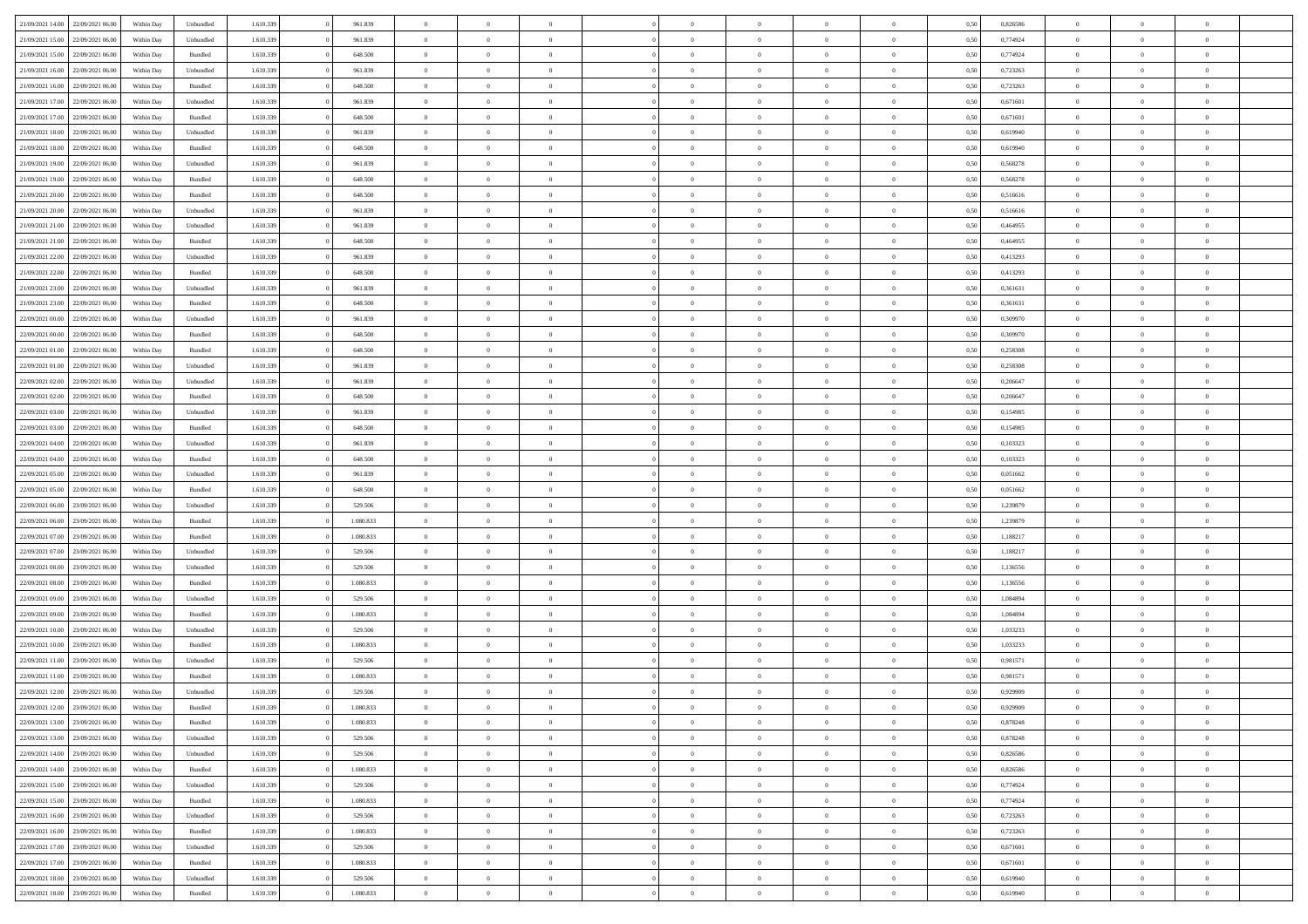| 21/09/2021 14:00 | 22/09/2021 06:00 | Within Day | Unbundled | 1.610.339 | 0 | 961.839 | 0 | 0 | 0 | | 0 | 0 | 0 | 0 | 0,50 | 0,826586 | 0 | 0 | 0 | |
|---|---|---|---|---|---|---|---|---|---|---|---|---|---|---|---|---|---|---|---|---|
| 21/09/2021 15:00 | 22/09/2021 06:00 | Within Day | Unbundled | 1.610.339 | 0 | 961.839 | 0 | 0 | 0 | | 0 | 0 | 0 | 0 | 0,50 | 0,774924 | 0 | 0 | 0 | |
| 21/09/2021 15:00 | 22/09/2021 06:00 | Within Day | Bundled | 1.610.339 | 0 | 648.500 | 0 | 0 | 0 | | 0 | 0 | 0 | 0 | 0,50 | 0,774924 | 0 | 0 | 0 | |
| 21/09/2021 16:00 | 22/09/2021 06:00 | Within Day | Unbundled | 1.610.339 | 0 | 961.839 | 0 | 0 | 0 | | 0 | 0 | 0 | 0 | 0,50 | 0,723263 | 0 | 0 | 0 | |
| 21/09/2021 16:00 | 22/09/2021 06:00 | Within Day | Bundled | 1.610.339 | 0 | 648.500 | 0 | 0 | 0 | | 0 | 0 | 0 | 0 | 0,50 | 0,723263 | 0 | 0 | 0 | |
| 21/09/2021 17:00 | 22/09/2021 06:00 | Within Day | Unbundled | 1.610.339 | 0 | 961.839 | 0 | 0 | 0 | | 0 | 0 | 0 | 0 | 0,50 | 0,671601 | 0 | 0 | 0 | |
| 21/09/2021 17:00 | 22/09/2021 06:00 | Within Day | Bundled | 1.610.339 | 0 | 648.500 | 0 | 0 | 0 | | 0 | 0 | 0 | 0 | 0,50 | 0,671601 | 0 | 0 | 0 | |
| 21/09/2021 18:00 | 22/09/2021 06:00 | Within Day | Unbundled | 1.610.339 | 0 | 961.839 | 0 | 0 | 0 | | 0 | 0 | 0 | 0 | 0,50 | 0,619940 | 0 | 0 | 0 | |
| 21/09/2021 18:00 | 22/09/2021 06:00 | Within Day | Bundled | 1.610.339 | 0 | 648.500 | 0 | 0 | 0 | | 0 | 0 | 0 | 0 | 0,50 | 0,619940 | 0 | 0 | 0 | |
| 21/09/2021 19:00 | 22/09/2021 06:00 | Within Day | Unbundled | 1.610.339 | 0 | 961.839 | 0 | 0 | 0 | | 0 | 0 | 0 | 0 | 0,50 | 0,568278 | 0 | 0 | 0 | |
| 21/09/2021 19:00 | 22/09/2021 06:00 | Within Day | Bundled | 1.610.339 | 0 | 648.500 | 0 | 0 | 0 | | 0 | 0 | 0 | 0 | 0,50 | 0,568278 | 0 | 0 | 0 | |
| 21/09/2021 20:00 | 22/09/2021 06:00 | Within Day | Bundled | 1.610.339 | 0 | 648.500 | 0 | 0 | 0 | | 0 | 0 | 0 | 0 | 0,50 | 0,516616 | 0 | 0 | 0 | |
| 21/09/2021 20:00 | 22/09/2021 06:00 | Within Day | Unbundled | 1.610.339 | 0 | 961.839 | 0 | 0 | 0 | | 0 | 0 | 0 | 0 | 0,50 | 0,516616 | 0 | 0 | 0 | |
| 21/09/2021 21:00 | 22/09/2021 06:00 | Within Day | Unbundled | 1.610.339 | 0 | 961.839 | 0 | 0 | 0 | | 0 | 0 | 0 | 0 | 0,50 | 0,464955 | 0 | 0 | 0 | |
| 21/09/2021 21:00 | 22/09/2021 06:00 | Within Day | Bundled | 1.610.339 | 0 | 648.500 | 0 | 0 | 0 | | 0 | 0 | 0 | 0 | 0,50 | 0,464955 | 0 | 0 | 0 | |
| 21/09/2021 22:00 | 22/09/2021 06:00 | Within Day | Unbundled | 1.610.339 | 0 | 961.839 | 0 | 0 | 0 | | 0 | 0 | 0 | 0 | 0,50 | 0,413293 | 0 | 0 | 0 | |
| 21/09/2021 22:00 | 22/09/2021 06:00 | Within Day | Bundled | 1.610.339 | 0 | 648.500 | 0 | 0 | 0 | | 0 | 0 | 0 | 0 | 0,50 | 0,413293 | 0 | 0 | 0 | |
| 21/09/2021 23:00 | 22/09/2021 06:00 | Within Day | Unbundled | 1.610.339 | 0 | 961.839 | 0 | 0 | 0 | | 0 | 0 | 0 | 0 | 0,50 | 0,361631 | 0 | 0 | 0 | |
| 21/09/2021 23:00 | 22/09/2021 06:00 | Within Day | Bundled | 1.610.339 | 0 | 648.500 | 0 | 0 | 0 | | 0 | 0 | 0 | 0 | 0,50 | 0,361631 | 0 | 0 | 0 | |
| 22/09/2021 00:00 | 22/09/2021 06:00 | Within Day | Unbundled | 1.610.339 | 0 | 961.839 | 0 | 0 | 0 | | 0 | 0 | 0 | 0 | 0,50 | 0,309970 | 0 | 0 | 0 | |
| 22/09/2021 00:00 | 22/09/2021 06:00 | Within Day | Bundled | 1.610.339 | 0 | 648.500 | 0 | 0 | 0 | | 0 | 0 | 0 | 0 | 0,50 | 0,309970 | 0 | 0 | 0 | |
| 22/09/2021 01:00 | 22/09/2021 06:00 | Within Day | Bundled | 1.610.339 | 0 | 648.500 | 0 | 0 | 0 | | 0 | 0 | 0 | 0 | 0,50 | 0,258308 | 0 | 0 | 0 | |
| 22/09/2021 01:00 | 22/09/2021 06:00 | Within Day | Unbundled | 1.610.339 | 0 | 961.839 | 0 | 0 | 0 | | 0 | 0 | 0 | 0 | 0,50 | 0,258308 | 0 | 0 | 0 | |
| 22/09/2021 02:00 | 22/09/2021 06:00 | Within Day | Unbundled | 1.610.339 | 0 | 961.839 | 0 | 0 | 0 | | 0 | 0 | 0 | 0 | 0,50 | 0,206647 | 0 | 0 | 0 | |
| 22/09/2021 02:00 | 22/09/2021 06:00 | Within Day | Bundled | 1.610.339 | 0 | 648.500 | 0 | 0 | 0 | | 0 | 0 | 0 | 0 | 0,50 | 0,206647 | 0 | 0 | 0 | |
| 22/09/2021 03:00 | 22/09/2021 06:00 | Within Day | Unbundled | 1.610.339 | 0 | 961.839 | 0 | 0 | 0 | | 0 | 0 | 0 | 0 | 0,50 | 0,154985 | 0 | 0 | 0 | |
| 22/09/2021 03:00 | 22/09/2021 06:00 | Within Day | Bundled | 1.610.339 | 0 | 648.500 | 0 | 0 | 0 | | 0 | 0 | 0 | 0 | 0,50 | 0,154985 | 0 | 0 | 0 | |
| 22/09/2021 04:00 | 22/09/2021 06:00 | Within Day | Unbundled | 1.610.339 | 0 | 961.839 | 0 | 0 | 0 | | 0 | 0 | 0 | 0 | 0,50 | 0,103323 | 0 | 0 | 0 | |
| 22/09/2021 04:00 | 22/09/2021 06:00 | Within Day | Bundled | 1.610.339 | 0 | 648.500 | 0 | 0 | 0 | | 0 | 0 | 0 | 0 | 0,50 | 0,103323 | 0 | 0 | 0 | |
| 22/09/2021 05:00 | 22/09/2021 06:00 | Within Day | Unbundled | 1.610.339 | 0 | 961.839 | 0 | 0 | 0 | | 0 | 0 | 0 | 0 | 0,50 | 0,051662 | 0 | 0 | 0 | |
| 22/09/2021 05:00 | 22/09/2021 06:00 | Within Day | Bundled | 1.610.339 | 0 | 648.500 | 0 | 0 | 0 | | 0 | 0 | 0 | 0 | 0,50 | 0,051662 | 0 | 0 | 0 | |
| 22/09/2021 06:00 | 23/09/2021 06:00 | Within Day | Unbundled | 1.610.339 | 0 | 529.506 | 0 | 0 | 0 | | 0 | 0 | 0 | 0 | 0,50 | 1,239879 | 0 | 0 | 0 | |
| 22/09/2021 06:00 | 23/09/2021 06:00 | Within Day | Bundled | 1.610.339 | 0 | 1.080.833 | 0 | 0 | 0 | | 0 | 0 | 0 | 0 | 0,50 | 1,239879 | 0 | 0 | 0 | |
| 22/09/2021 07:00 | 23/09/2021 06:00 | Within Day | Bundled | 1.610.339 | 0 | 1.080.833 | 0 | 0 | 0 | | 0 | 0 | 0 | 0 | 0,50 | 1,188217 | 0 | 0 | 0 | |
| 22/09/2021 07:00 | 23/09/2021 06:00 | Within Day | Unbundled | 1.610.339 | 0 | 529.506 | 0 | 0 | 0 | | 0 | 0 | 0 | 0 | 0,50 | 1,188217 | 0 | 0 | 0 | |
| 22/09/2021 08:00 | 23/09/2021 06:00 | Within Day | Unbundled | 1.610.339 | 0 | 529.506 | 0 | 0 | 0 | | 0 | 0 | 0 | 0 | 0,50 | 1,136556 | 0 | 0 | 0 | |
| 22/09/2021 08:00 | 23/09/2021 06:00 | Within Day | Bundled | 1.610.339 | 0 | 1.080.833 | 0 | 0 | 0 | | 0 | 0 | 0 | 0 | 0,50 | 1,136556 | 0 | 0 | 0 | |
| 22/09/2021 09:00 | 23/09/2021 06:00 | Within Day | Unbundled | 1.610.339 | 0 | 529.506 | 0 | 0 | 0 | | 0 | 0 | 0 | 0 | 0,50 | 1,084894 | 0 | 0 | 0 | |
| 22/09/2021 09:00 | 23/09/2021 06:00 | Within Day | Bundled | 1.610.339 | 0 | 1.080.833 | 0 | 0 | 0 | | 0 | 0 | 0 | 0 | 0,50 | 1,084894 | 0 | 0 | 0 | |
| 22/09/2021 10:00 | 23/09/2021 06:00 | Within Day | Unbundled | 1.610.339 | 0 | 529.506 | 0 | 0 | 0 | | 0 | 0 | 0 | 0 | 0,50 | 1,033233 | 0 | 0 | 0 | |
| 22/09/2021 10:00 | 23/09/2021 06:00 | Within Day | Bundled | 1.610.339 | 0 | 1.080.833 | 0 | 0 | 0 | | 0 | 0 | 0 | 0 | 0,50 | 1,033233 | 0 | 0 | 0 | |
| 22/09/2021 11:00 | 23/09/2021 06:00 | Within Day | Unbundled | 1.610.339 | 0 | 529.506 | 0 | 0 | 0 | | 0 | 0 | 0 | 0 | 0,50 | 0,981571 | 0 | 0 | 0 | |
| 22/09/2021 11:00 | 23/09/2021 06:00 | Within Day | Bundled | 1.610.339 | 0 | 1.080.833 | 0 | 0 | 0 | | 0 | 0 | 0 | 0 | 0,50 | 0,981571 | 0 | 0 | 0 | |
| 22/09/2021 12:00 | 23/09/2021 06:00 | Within Day | Unbundled | 1.610.339 | 0 | 529.506 | 0 | 0 | 0 | | 0 | 0 | 0 | 0 | 0,50 | 0,929909 | 0 | 0 | 0 | |
| 22/09/2021 12:00 | 23/09/2021 06:00 | Within Day | Bundled | 1.610.339 | 0 | 1.080.833 | 0 | 0 | 0 | | 0 | 0 | 0 | 0 | 0,50 | 0,929909 | 0 | 0 | 0 | |
| 22/09/2021 13:00 | 23/09/2021 06:00 | Within Day | Bundled | 1.610.339 | 0 | 1.080.833 | 0 | 0 | 0 | | 0 | 0 | 0 | 0 | 0,50 | 0,878248 | 0 | 0 | 0 | |
| 22/09/2021 13:00 | 23/09/2021 06:00 | Within Day | Unbundled | 1.610.339 | 0 | 529.506 | 0 | 0 | 0 | | 0 | 0 | 0 | 0 | 0,50 | 0,878248 | 0 | 0 | 0 | |
| 22/09/2021 14:00 | 23/09/2021 06:00 | Within Day | Unbundled | 1.610.339 | 0 | 529.506 | 0 | 0 | 0 | | 0 | 0 | 0 | 0 | 0,50 | 0,826586 | 0 | 0 | 0 | |
| 22/09/2021 14:00 | 23/09/2021 06:00 | Within Day | Bundled | 1.610.339 | 0 | 1.080.833 | 0 | 0 | 0 | | 0 | 0 | 0 | 0 | 0,50 | 0,826586 | 0 | 0 | 0 | |
| 22/09/2021 15:00 | 23/09/2021 06:00 | Within Day | Unbundled | 1.610.339 | 0 | 529.506 | 0 | 0 | 0 | | 0 | 0 | 0 | 0 | 0,50 | 0,774924 | 0 | 0 | 0 | |
| 22/09/2021 15:00 | 23/09/2021 06:00 | Within Day | Bundled | 1.610.339 | 0 | 1.080.833 | 0 | 0 | 0 | | 0 | 0 | 0 | 0 | 0,50 | 0,774924 | 0 | 0 | 0 | |
| 22/09/2021 16:00 | 23/09/2021 06:00 | Within Day | Unbundled | 1.610.339 | 0 | 529.506 | 0 | 0 | 0 | | 0 | 0 | 0 | 0 | 0,50 | 0,723263 | 0 | 0 | 0 | |
| 22/09/2021 16:00 | 23/09/2021 06:00 | Within Day | Bundled | 1.610.339 | 0 | 1.080.833 | 0 | 0 | 0 | | 0 | 0 | 0 | 0 | 0,50 | 0,723263 | 0 | 0 | 0 | |
| 22/09/2021 17:00 | 23/09/2021 06:00 | Within Day | Unbundled | 1.610.339 | 0 | 529.506 | 0 | 0 | 0 | | 0 | 0 | 0 | 0 | 0,50 | 0,671601 | 0 | 0 | 0 | |
| 22/09/2021 17:00 | 23/09/2021 06:00 | Within Day | Bundled | 1.610.339 | 0 | 1.080.833 | 0 | 0 | 0 | | 0 | 0 | 0 | 0 | 0,50 | 0,671601 | 0 | 0 | 0 | |
| 22/09/2021 18:00 | 23/09/2021 06:00 | Within Day | Unbundled | 1.610.339 | 0 | 529.506 | 0 | 0 | 0 | | 0 | 0 | 0 | 0 | 0,50 | 0,619940 | 0 | 0 | 0 | |
| 22/09/2021 18:00 | 23/09/2021 06:00 | Within Day | Bundled | 1.610.339 | 0 | 1.080.833 | 0 | 0 | 0 | | 0 | 0 | 0 | 0 | 0,50 | 0,619940 | 0 | 0 | 0 | |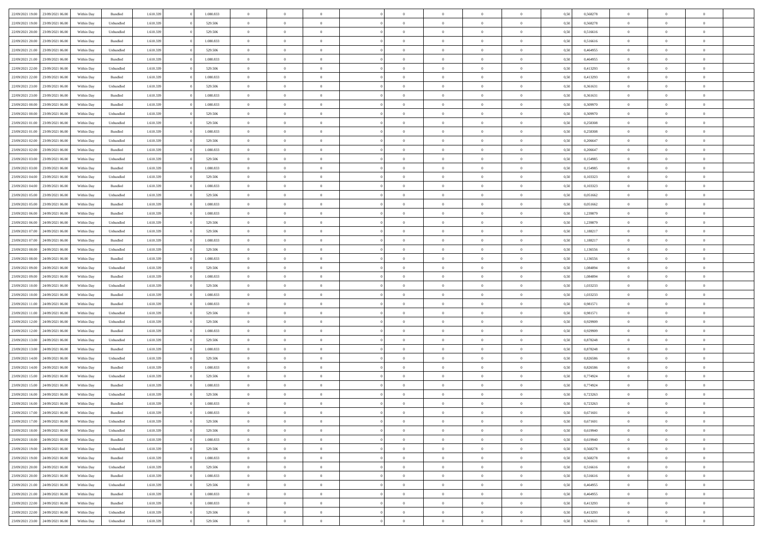| | | | | | | | | | | | | | | | | | | | | |
|---|---|---|---|---|---|---|---|---|---|---|---|---|---|---|---|---|---|---|---|---|
| 22/09/2021 19.00 | 23/09/2021 06.00 | Within Day | Bundled | 1.610.339 | 0 | 1.080.833 | 0 | 0 | 0 | | 0 | 0 | 0 | 0 | 0,50 | 0,568278 | 0 | 0 | 0 | |
| 22/09/2021 19.00 | 23/09/2021 06.00 | Within Day | Unbundled | 1.610.339 | 0 | 529.506 | 0 | 0 | 0 | | 0 | 0 | 0 | 0 | 0,50 | 0,568278 | 0 | 0 | 0 | |
| 22/09/2021 20.00 | 23/09/2021 06.00 | Within Day | Unbundled | 1.610.339 | 0 | 529.506 | 0 | 0 | 0 | | 0 | 0 | 0 | 0 | 0,50 | 0,516616 | 0 | 0 | 0 | |
| 22/09/2021 20.00 | 23/09/2021 06.00 | Within Day | Bundled | 1.610.339 | 0 | 1.080.833 | 0 | 0 | 0 | | 0 | 0 | 0 | 0 | 0,50 | 0,516616 | 0 | 0 | 0 | |
| 22/09/2021 21.00 | 23/09/2021 06.00 | Within Day | Unbundled | 1.610.339 | 0 | 529.506 | 0 | 0 | 0 | | 0 | 0 | 0 | 0 | 0,50 | 0,464955 | 0 | 0 | 0 | |
| 22/09/2021 21.00 | 23/09/2021 06.00 | Within Day | Bundled | 1.610.339 | 0 | 1.080.833 | 0 | 0 | 0 | | 0 | 0 | 0 | 0 | 0,50 | 0,464955 | 0 | 0 | 0 | |
| 22/09/2021 22.00 | 23/09/2021 06.00 | Within Day | Unbundled | 1.610.339 | 0 | 529.506 | 0 | 0 | 0 | | 0 | 0 | 0 | 0 | 0,50 | 0,413293 | 0 | 0 | 0 | |
| 22/09/2021 22.00 | 23/09/2021 06.00 | Within Day | Bundled | 1.610.339 | 0 | 1.080.833 | 0 | 0 | 0 | | 0 | 0 | 0 | 0 | 0,50 | 0,413293 | 0 | 0 | 0 | |
| 22/09/2021 23.00 | 23/09/2021 06.00 | Within Day | Unbundled | 1.610.339 | 0 | 529.506 | 0 | 0 | 0 | | 0 | 0 | 0 | 0 | 0,50 | 0,361631 | 0 | 0 | 0 | |
| 22/09/2021 23.00 | 23/09/2021 06.00 | Within Day | Bundled | 1.610.339 | 0 | 1.080.833 | 0 | 0 | 0 | | 0 | 0 | 0 | 0 | 0,50 | 0,361631 | 0 | 0 | 0 | |
| 23/09/2021 00.00 | 23/09/2021 06.00 | Within Day | Bundled | 1.610.339 | 0 | 1.080.833 | 0 | 0 | 0 | | 0 | 0 | 0 | 0 | 0,50 | 0,309970 | 0 | 0 | 0 | |
| 23/09/2021 00.00 | 23/09/2021 06.00 | Within Day | Unbundled | 1.610.339 | 0 | 529.506 | 0 | 0 | 0 | | 0 | 0 | 0 | 0 | 0,50 | 0,309970 | 0 | 0 | 0 | |
| 23/09/2021 01.00 | 23/09/2021 06.00 | Within Day | Unbundled | 1.610.339 | 0 | 529.506 | 0 | 0 | 0 | | 0 | 0 | 0 | 0 | 0,50 | 0,258308 | 0 | 0 | 0 | |
| 23/09/2021 01.00 | 23/09/2021 06.00 | Within Day | Bundled | 1.610.339 | 0 | 1.080.833 | 0 | 0 | 0 | | 0 | 0 | 0 | 0 | 0,50 | 0,258308 | 0 | 0 | 0 | |
| 23/09/2021 02.00 | 23/09/2021 06.00 | Within Day | Unbundled | 1.610.339 | 0 | 529.506 | 0 | 0 | 0 | | 0 | 0 | 0 | 0 | 0,50 | 0,206647 | 0 | 0 | 0 | |
| 23/09/2021 02.00 | 23/09/2021 06.00 | Within Day | Bundled | 1.610.339 | 0 | 1.080.833 | 0 | 0 | 0 | | 0 | 0 | 0 | 0 | 0,50 | 0,206647 | 0 | 0 | 0 | |
| 23/09/2021 03.00 | 23/09/2021 06.00 | Within Day | Unbundled | 1.610.339 | 0 | 529.506 | 0 | 0 | 0 | | 0 | 0 | 0 | 0 | 0,50 | 0,154985 | 0 | 0 | 0 | |
| 23/09/2021 03.00 | 23/09/2021 06.00 | Within Day | Bundled | 1.610.339 | 0 | 1.080.833 | 0 | 0 | 0 | | 0 | 0 | 0 | 0 | 0,50 | 0,154985 | 0 | 0 | 0 | |
| 23/09/2021 04.00 | 23/09/2021 06.00 | Within Day | Unbundled | 1.610.339 | 0 | 529.506 | 0 | 0 | 0 | | 0 | 0 | 0 | 0 | 0,50 | 0,103323 | 0 | 0 | 0 | |
| 23/09/2021 04.00 | 23/09/2021 06.00 | Within Day | Bundled | 1.610.339 | 0 | 1.080.833 | 0 | 0 | 0 | | 0 | 0 | 0 | 0 | 0,50 | 0,103323 | 0 | 0 | 0 | |
| 23/09/2021 05.00 | 23/09/2021 06.00 | Within Day | Unbundled | 1.610.339 | 0 | 529.506 | 0 | 0 | 0 | | 0 | 0 | 0 | 0 | 0,50 | 0,051662 | 0 | 0 | 0 | |
| 23/09/2021 05.00 | 23/09/2021 06.00 | Within Day | Bundled | 1.610.339 | 0 | 1.080.833 | 0 | 0 | 0 | | 0 | 0 | 0 | 0 | 0,50 | 0,051662 | 0 | 0 | 0 | |
| 23/09/2021 06.00 | 24/09/2021 06.00 | Within Day | Bundled | 1.610.339 | 0 | 1.080.833 | 0 | 0 | 0 | | 0 | 0 | 0 | 0 | 0,50 | 1,239879 | 0 | 0 | 0 | |
| 23/09/2021 06.00 | 24/09/2021 06.00 | Within Day | Unbundled | 1.610.339 | 0 | 529.506 | 0 | 0 | 0 | | 0 | 0 | 0 | 0 | 0,50 | 1,239879 | 0 | 0 | 0 | |
| 23/09/2021 07.00 | 24/09/2021 06.00 | Within Day | Unbundled | 1.610.339 | 0 | 529.506 | 0 | 0 | 0 | | 0 | 0 | 0 | 0 | 0,50 | 1,188217 | 0 | 0 | 0 | |
| 23/09/2021 07.00 | 24/09/2021 06.00 | Within Day | Bundled | 1.610.339 | 0 | 1.080.833 | 0 | 0 | 0 | | 0 | 0 | 0 | 0 | 0,50 | 1,188217 | 0 | 0 | 0 | |
| 23/09/2021 08.00 | 24/09/2021 06.00 | Within Day | Unbundled | 1.610.339 | 0 | 529.506 | 0 | 0 | 0 | | 0 | 0 | 0 | 0 | 0,50 | 1,136556 | 0 | 0 | 0 | |
| 23/09/2021 08.00 | 24/09/2021 06.00 | Within Day | Bundled | 1.610.339 | 0 | 1.080.833 | 0 | 0 | 0 | | 0 | 0 | 0 | 0 | 0,50 | 1,136556 | 0 | 0 | 0 | |
| 23/09/2021 09.00 | 24/09/2021 06.00 | Within Day | Unbundled | 1.610.339 | 0 | 529.506 | 0 | 0 | 0 | | 0 | 0 | 0 | 0 | 0,50 | 1,084894 | 0 | 0 | 0 | |
| 23/09/2021 09.00 | 24/09/2021 06.00 | Within Day | Bundled | 1.610.339 | 0 | 1.080.833 | 0 | 0 | 0 | | 0 | 0 | 0 | 0 | 0,50 | 1,084894 | 0 | 0 | 0 | |
| 23/09/2021 10.00 | 24/09/2021 06.00 | Within Day | Unbundled | 1.610.339 | 0 | 529.506 | 0 | 0 | 0 | | 0 | 0 | 0 | 0 | 0,50 | 1,033233 | 0 | 0 | 0 | |
| 23/09/2021 10.00 | 24/09/2021 06.00 | Within Day | Bundled | 1.610.339 | 0 | 1.080.833 | 0 | 0 | 0 | | 0 | 0 | 0 | 0 | 0,50 | 1,033233 | 0 | 0 | 0 | |
| 23/09/2021 11.00 | 24/09/2021 06.00 | Within Day | Bundled | 1.610.339 | 0 | 1.080.833 | 0 | 0 | 0 | | 0 | 0 | 0 | 0 | 0,50 | 0,981571 | 0 | 0 | 0 | |
| 23/09/2021 11.00 | 24/09/2021 06.00 | Within Day | Unbundled | 1.610.339 | 0 | 529.506 | 0 | 0 | 0 | | 0 | 0 | 0 | 0 | 0,50 | 0,981571 | 0 | 0 | 0 | |
| 23/09/2021 12.00 | 24/09/2021 06.00 | Within Day | Unbundled | 1.610.339 | 0 | 529.506 | 0 | 0 | 0 | | 0 | 0 | 0 | 0 | 0,50 | 0,929909 | 0 | 0 | 0 | |
| 23/09/2021 12.00 | 24/09/2021 06.00 | Within Day | Bundled | 1.610.339 | 0 | 1.080.833 | 0 | 0 | 0 | | 0 | 0 | 0 | 0 | 0,50 | 0,929909 | 0 | 0 | 0 | |
| 23/09/2021 13.00 | 24/09/2021 06.00 | Within Day | Unbundled | 1.610.339 | 0 | 529.506 | 0 | 0 | 0 | | 0 | 0 | 0 | 0 | 0,50 | 0,878248 | 0 | 0 | 0 | |
| 23/09/2021 13.00 | 24/09/2021 06.00 | Within Day | Bundled | 1.610.339 | 0 | 1.080.833 | 0 | 0 | 0 | | 0 | 0 | 0 | 0 | 0,50 | 0,878248 | 0 | 0 | 0 | |
| 23/09/2021 14.00 | 24/09/2021 06.00 | Within Day | Unbundled | 1.610.339 | 0 | 529.506 | 0 | 0 | 0 | | 0 | 0 | 0 | 0 | 0,50 | 0,826586 | 0 | 0 | 0 | |
| 23/09/2021 14.00 | 24/09/2021 06.00 | Within Day | Bundled | 1.610.339 | 0 | 1.080.833 | 0 | 0 | 0 | | 0 | 0 | 0 | 0 | 0,50 | 0,826586 | 0 | 0 | 0 | |
| 23/09/2021 15.00 | 24/09/2021 06.00 | Within Day | Unbundled | 1.610.339 | 0 | 529.506 | 0 | 0 | 0 | | 0 | 0 | 0 | 0 | 0,50 | 0,774924 | 0 | 0 | 0 | |
| 23/09/2021 15.00 | 24/09/2021 06.00 | Within Day | Bundled | 1.610.339 | 0 | 1.080.833 | 0 | 0 | 0 | | 0 | 0 | 0 | 0 | 0,50 | 0,774924 | 0 | 0 | 0 | |
| 23/09/2021 16.00 | 24/09/2021 06.00 | Within Day | Unbundled | 1.610.339 | 0 | 529.506 | 0 | 0 | 0 | | 0 | 0 | 0 | 0 | 0,50 | 0,723263 | 0 | 0 | 0 | |
| 23/09/2021 16.00 | 24/09/2021 06.00 | Within Day | Bundled | 1.610.339 | 0 | 1.080.833 | 0 | 0 | 0 | | 0 | 0 | 0 | 0 | 0,50 | 0,723263 | 0 | 0 | 0 | |
| 23/09/2021 17.00 | 24/09/2021 06.00 | Within Day | Bundled | 1.610.339 | 0 | 1.080.833 | 0 | 0 | 0 | | 0 | 0 | 0 | 0 | 0,50 | 0,671601 | 0 | 0 | 0 | |
| 23/09/2021 17.00 | 24/09/2021 06.00 | Within Day | Unbundled | 1.610.339 | 0 | 529.506 | 0 | 0 | 0 | | 0 | 0 | 0 | 0 | 0,50 | 0,671601 | 0 | 0 | 0 | |
| 23/09/2021 18.00 | 24/09/2021 06.00 | Within Day | Unbundled | 1.610.339 | 0 | 529.506 | 0 | 0 | 0 | | 0 | 0 | 0 | 0 | 0,50 | 0,619940 | 0 | 0 | 0 | |
| 23/09/2021 18.00 | 24/09/2021 06.00 | Within Day | Bundled | 1.610.339 | 0 | 1.080.833 | 0 | 0 | 0 | | 0 | 0 | 0 | 0 | 0,50 | 0,619940 | 0 | 0 | 0 | |
| 23/09/2021 19.00 | 24/09/2021 06.00 | Within Day | Unbundled | 1.610.339 | 0 | 529.506 | 0 | 0 | 0 | | 0 | 0 | 0 | 0 | 0,50 | 0,568278 | 0 | 0 | 0 | |
| 23/09/2021 19.00 | 24/09/2021 06.00 | Within Day | Bundled | 1.610.339 | 0 | 1.080.833 | 0 | 0 | 0 | | 0 | 0 | 0 | 0 | 0,50 | 0,568278 | 0 | 0 | 0 | |
| 23/09/2021 20.00 | 24/09/2021 06.00 | Within Day | Unbundled | 1.610.339 | 0 | 529.506 | 0 | 0 | 0 | | 0 | 0 | 0 | 0 | 0,50 | 0,516616 | 0 | 0 | 0 | |
| 23/09/2021 20.00 | 24/09/2021 06.00 | Within Day | Bundled | 1.610.339 | 0 | 1.080.833 | 0 | 0 | 0 | | 0 | 0 | 0 | 0 | 0,50 | 0,516616 | 0 | 0 | 0 | |
| 23/09/2021 21.00 | 24/09/2021 06.00 | Within Day | Unbundled | 1.610.339 | 0 | 529.506 | 0 | 0 | 0 | | 0 | 0 | 0 | 0 | 0,50 | 0,464955 | 0 | 0 | 0 | |
| 23/09/2021 21.00 | 24/09/2021 06.00 | Within Day | Bundled | 1.610.339 | 0 | 1.080.833 | 0 | 0 | 0 | | 0 | 0 | 0 | 0 | 0,50 | 0,464955 | 0 | 0 | 0 | |
| 23/09/2021 22.00 | 24/09/2021 06.00 | Within Day | Bundled | 1.610.339 | 0 | 1.080.833 | 0 | 0 | 0 | | 0 | 0 | 0 | 0 | 0,50 | 0,413293 | 0 | 0 | 0 | |
| 23/09/2021 22.00 | 24/09/2021 06.00 | Within Day | Unbundled | 1.610.339 | 0 | 529.506 | 0 | 0 | 0 | | 0 | 0 | 0 | 0 | 0,50 | 0,413293 | 0 | 0 | 0 | |
| 23/09/2021 23.00 | 24/09/2021 06.00 | Within Day | Unbundled | 1.610.339 | 0 | 529.506 | 0 | 0 | 0 | | 0 | 0 | 0 | 0 | 0,50 | 0,361631 | 0 | 0 | 0 | |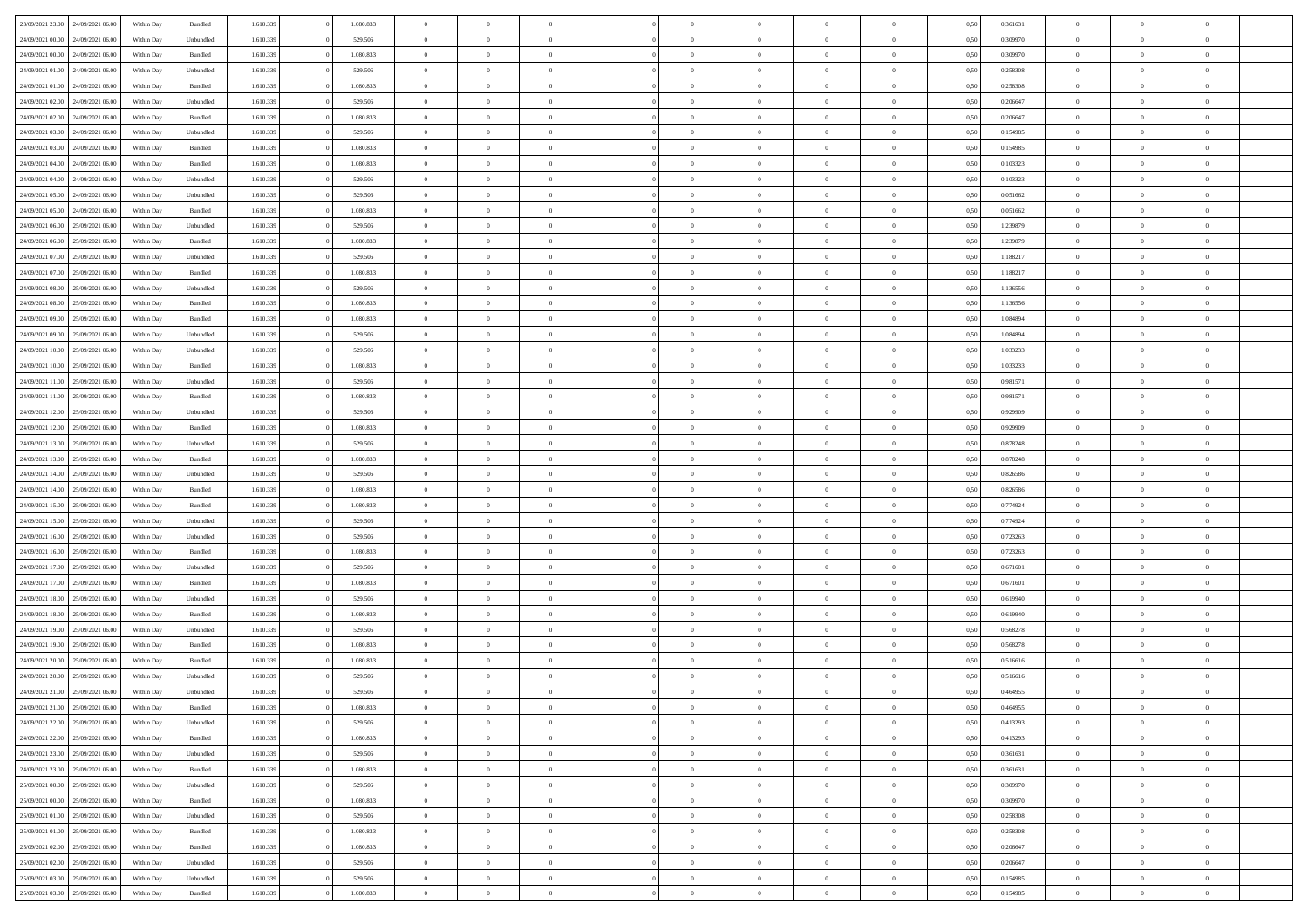| | | | | | | | | | | | | | | | | | | | | |
|---|---|---|---|---|---|---|---|---|---|---|---|---|---|---|---|---|---|---|---|---|
| 23/09/2021 23:00 | 24/09/2021 06:00 | Within Day | Bundled | 1.610.339 | 0 | 1.080.833 | 0 | 0 | 0 | | 0 | 0 | 0 | 0 | 0,50 | 0,361631 | 0 | 0 | 0 | |
| 24/09/2021 00:00 | 24/09/2021 06:00 | Within Day | Unbundled | 1.610.339 | 0 | 529.506 | 0 | 0 | 0 | | 0 | 0 | 0 | 0 | 0,50 | 0,309970 | 0 | 0 | 0 | |
| 24/09/2021 00:00 | 24/09/2021 06:00 | Within Day | Bundled | 1.610.339 | 0 | 1.080.833 | 0 | 0 | 0 | | 0 | 0 | 0 | 0 | 0,50 | 0,309970 | 0 | 0 | 0 | |
| 24/09/2021 01:00 | 24/09/2021 06:00 | Within Day | Unbundled | 1.610.339 | 0 | 529.506 | 0 | 0 | 0 | | 0 | 0 | 0 | 0 | 0,50 | 0,258308 | 0 | 0 | 0 | |
| 24/09/2021 01:00 | 24/09/2021 06:00 | Within Day | Bundled | 1.610.339 | 0 | 1.080.833 | 0 | 0 | 0 | | 0 | 0 | 0 | 0 | 0,50 | 0,258308 | 0 | 0 | 0 | |
| 24/09/2021 02:00 | 24/09/2021 06:00 | Within Day | Unbundled | 1.610.339 | 0 | 529.506 | 0 | 0 | 0 | | 0 | 0 | 0 | 0 | 0,50 | 0,206647 | 0 | 0 | 0 | |
| 24/09/2021 02:00 | 24/09/2021 06:00 | Within Day | Bundled | 1.610.339 | 0 | 1.080.833 | 0 | 0 | 0 | | 0 | 0 | 0 | 0 | 0,50 | 0,206647 | 0 | 0 | 0 | |
| 24/09/2021 03:00 | 24/09/2021 06:00 | Within Day | Unbundled | 1.610.339 | 0 | 529.506 | 0 | 0 | 0 | | 0 | 0 | 0 | 0 | 0,50 | 0,154985 | 0 | 0 | 0 | |
| 24/09/2021 03:00 | 24/09/2021 06:00 | Within Day | Bundled | 1.610.339 | 0 | 1.080.833 | 0 | 0 | 0 | | 0 | 0 | 0 | 0 | 0,50 | 0,154985 | 0 | 0 | 0 | |
| 24/09/2021 04:00 | 24/09/2021 06:00 | Within Day | Bundled | 1.610.339 | 0 | 1.080.833 | 0 | 0 | 0 | | 0 | 0 | 0 | 0 | 0,50 | 0,103323 | 0 | 0 | 0 | |
| 24/09/2021 04:00 | 24/09/2021 06:00 | Within Day | Unbundled | 1.610.339 | 0 | 529.506 | 0 | 0 | 0 | | 0 | 0 | 0 | 0 | 0,50 | 0,103323 | 0 | 0 | 0 | |
| 24/09/2021 05:00 | 24/09/2021 06:00 | Within Day | Unbundled | 1.610.339 | 0 | 529.506 | 0 | 0 | 0 | | 0 | 0 | 0 | 0 | 0,50 | 0,051662 | 0 | 0 | 0 | |
| 24/09/2021 05:00 | 24/09/2021 06:00 | Within Day | Bundled | 1.610.339 | 0 | 1.080.833 | 0 | 0 | 0 | | 0 | 0 | 0 | 0 | 0,50 | 0,051662 | 0 | 0 | 0 | |
| 24/09/2021 06:00 | 25/09/2021 06:00 | Within Day | Unbundled | 1.610.339 | 0 | 529.506 | 0 | 0 | 0 | | 0 | 0 | 0 | 0 | 0,50 | 1,239879 | 0 | 0 | 0 | |
| 24/09/2021 06:00 | 25/09/2021 06:00 | Within Day | Bundled | 1.610.339 | 0 | 1.080.833 | 0 | 0 | 0 | | 0 | 0 | 0 | 0 | 0,50 | 1,239879 | 0 | 0 | 0 | |
| 24/09/2021 07:00 | 25/09/2021 06:00 | Within Day | Unbundled | 1.610.339 | 0 | 529.506 | 0 | 0 | 0 | | 0 | 0 | 0 | 0 | 0,50 | 1,188217 | 0 | 0 | 0 | |
| 24/09/2021 07:00 | 25/09/2021 06:00 | Within Day | Bundled | 1.610.339 | 0 | 1.080.833 | 0 | 0 | 0 | | 0 | 0 | 0 | 0 | 0,50 | 1,188217 | 0 | 0 | 0 | |
| 24/09/2021 08:00 | 25/09/2021 06:00 | Within Day | Unbundled | 1.610.339 | 0 | 529.506 | 0 | 0 | 0 | | 0 | 0 | 0 | 0 | 0,50 | 1,136556 | 0 | 0 | 0 | |
| 24/09/2021 08:00 | 25/09/2021 06:00 | Within Day | Bundled | 1.610.339 | 0 | 1.080.833 | 0 | 0 | 0 | | 0 | 0 | 0 | 0 | 0,50 | 1,136556 | 0 | 0 | 0 | |
| 24/09/2021 09:00 | 25/09/2021 06:00 | Within Day | Bundled | 1.610.339 | 0 | 1.080.833 | 0 | 0 | 0 | | 0 | 0 | 0 | 0 | 0,50 | 1,084894 | 0 | 0 | 0 | |
| 24/09/2021 09:00 | 25/09/2021 06:00 | Within Day | Unbundled | 1.610.339 | 0 | 529.506 | 0 | 0 | 0 | | 0 | 0 | 0 | 0 | 0,50 | 1,084894 | 0 | 0 | 0 | |
| 24/09/2021 10:00 | 25/09/2021 06:00 | Within Day | Unbundled | 1.610.339 | 0 | 529.506 | 0 | 0 | 0 | | 0 | 0 | 0 | 0 | 0,50 | 1,033233 | 0 | 0 | 0 | |
| 24/09/2021 10:00 | 25/09/2021 06:00 | Within Day | Bundled | 1.610.339 | 0 | 1.080.833 | 0 | 0 | 0 | | 0 | 0 | 0 | 0 | 0,50 | 1,033233 | 0 | 0 | 0 | |
| 24/09/2021 11:00 | 25/09/2021 06:00 | Within Day | Unbundled | 1.610.339 | 0 | 529.506 | 0 | 0 | 0 | | 0 | 0 | 0 | 0 | 0,50 | 0,981571 | 0 | 0 | 0 | |
| 24/09/2021 11:00 | 25/09/2021 06:00 | Within Day | Bundled | 1.610.339 | 0 | 1.080.833 | 0 | 0 | 0 | | 0 | 0 | 0 | 0 | 0,50 | 0,981571 | 0 | 0 | 0 | |
| 24/09/2021 12:00 | 25/09/2021 06:00 | Within Day | Unbundled | 1.610.339 | 0 | 529.506 | 0 | 0 | 0 | | 0 | 0 | 0 | 0 | 0,50 | 0,929909 | 0 | 0 | 0 | |
| 24/09/2021 12:00 | 25/09/2021 06:00 | Within Day | Bundled | 1.610.339 | 0 | 1.080.833 | 0 | 0 | 0 | | 0 | 0 | 0 | 0 | 0,50 | 0,929909 | 0 | 0 | 0 | |
| 24/09/2021 13:00 | 25/09/2021 06:00 | Within Day | Unbundled | 1.610.339 | 0 | 529.506 | 0 | 0 | 0 | | 0 | 0 | 0 | 0 | 0,50 | 0,878248 | 0 | 0 | 0 | |
| 24/09/2021 13:00 | 25/09/2021 06:00 | Within Day | Bundled | 1.610.339 | 0 | 1.080.833 | 0 | 0 | 0 | | 0 | 0 | 0 | 0 | 0,50 | 0,878248 | 0 | 0 | 0 | |
| 24/09/2021 14:00 | 25/09/2021 06:00 | Within Day | Unbundled | 1.610.339 | 0 | 529.506 | 0 | 0 | 0 | | 0 | 0 | 0 | 0 | 0,50 | 0,826586 | 0 | 0 | 0 | |
| 24/09/2021 14:00 | 25/09/2021 06:00 | Within Day | Bundled | 1.610.339 | 0 | 1.080.833 | 0 | 0 | 0 | | 0 | 0 | 0 | 0 | 0,50 | 0,826586 | 0 | 0 | 0 | |
| 24/09/2021 15:00 | 25/09/2021 06:00 | Within Day | Bundled | 1.610.339 | 0 | 1.080.833 | 0 | 0 | 0 | | 0 | 0 | 0 | 0 | 0,50 | 0,774924 | 0 | 0 | 0 | |
| 24/09/2021 15:00 | 25/09/2021 06:00 | Within Day | Unbundled | 1.610.339 | 0 | 529.506 | 0 | 0 | 0 | | 0 | 0 | 0 | 0 | 0,50 | 0,774924 | 0 | 0 | 0 | |
| 24/09/2021 16:00 | 25/09/2021 06:00 | Within Day | Unbundled | 1.610.339 | 0 | 529.506 | 0 | 0 | 0 | | 0 | 0 | 0 | 0 | 0,50 | 0,723263 | 0 | 0 | 0 | |
| 24/09/2021 16:00 | 25/09/2021 06:00 | Within Day | Bundled | 1.610.339 | 0 | 1.080.833 | 0 | 0 | 0 | | 0 | 0 | 0 | 0 | 0,50 | 0,723263 | 0 | 0 | 0 | |
| 24/09/2021 17:00 | 25/09/2021 06:00 | Within Day | Unbundled | 1.610.339 | 0 | 529.506 | 0 | 0 | 0 | | 0 | 0 | 0 | 0 | 0,50 | 0,671601 | 0 | 0 | 0 | |
| 24/09/2021 17:00 | 25/09/2021 06:00 | Within Day | Bundled | 1.610.339 | 0 | 1.080.833 | 0 | 0 | 0 | | 0 | 0 | 0 | 0 | 0,50 | 0,671601 | 0 | 0 | 0 | |
| 24/09/2021 18:00 | 25/09/2021 06:00 | Within Day | Unbundled | 1.610.339 | 0 | 529.506 | 0 | 0 | 0 | | 0 | 0 | 0 | 0 | 0,50 | 0,619940 | 0 | 0 | 0 | |
| 24/09/2021 18:00 | 25/09/2021 06:00 | Within Day | Bundled | 1.610.339 | 0 | 1.080.833 | 0 | 0 | 0 | | 0 | 0 | 0 | 0 | 0,50 | 0,619940 | 0 | 0 | 0 | |
| 24/09/2021 19:00 | 25/09/2021 06:00 | Within Day | Unbundled | 1.610.339 | 0 | 529.506 | 0 | 0 | 0 | | 0 | 0 | 0 | 0 | 0,50 | 0,568278 | 0 | 0 | 0 | |
| 24/09/2021 19:00 | 25/09/2021 06:00 | Within Day | Bundled | 1.610.339 | 0 | 1.080.833 | 0 | 0 | 0 | | 0 | 0 | 0 | 0 | 0,50 | 0,568278 | 0 | 0 | 0 | |
| 24/09/2021 20:00 | 25/09/2021 06:00 | Within Day | Bundled | 1.610.339 | 0 | 1.080.833 | 0 | 0 | 0 | | 0 | 0 | 0 | 0 | 0,50 | 0,516616 | 0 | 0 | 0 | |
| 24/09/2021 20:00 | 25/09/2021 06:00 | Within Day | Unbundled | 1.610.339 | 0 | 529.506 | 0 | 0 | 0 | | 0 | 0 | 0 | 0 | 0,50 | 0,516616 | 0 | 0 | 0 | |
| 24/09/2021 21:00 | 25/09/2021 06:00 | Within Day | Unbundled | 1.610.339 | 0 | 529.506 | 0 | 0 | 0 | | 0 | 0 | 0 | 0 | 0,50 | 0,464955 | 0 | 0 | 0 | |
| 24/09/2021 21:00 | 25/09/2021 06:00 | Within Day | Bundled | 1.610.339 | 0 | 1.080.833 | 0 | 0 | 0 | | 0 | 0 | 0 | 0 | 0,50 | 0,464955 | 0 | 0 | 0 | |
| 24/09/2021 22:00 | 25/09/2021 06:00 | Within Day | Unbundled | 1.610.339 | 0 | 529.506 | 0 | 0 | 0 | | 0 | 0 | 0 | 0 | 0,50 | 0,413293 | 0 | 0 | 0 | |
| 24/09/2021 22:00 | 25/09/2021 06:00 | Within Day | Bundled | 1.610.339 | 0 | 1.080.833 | 0 | 0 | 0 | | 0 | 0 | 0 | 0 | 0,50 | 0,413293 | 0 | 0 | 0 | |
| 24/09/2021 23:00 | 25/09/2021 06:00 | Within Day | Unbundled | 1.610.339 | 0 | 529.506 | 0 | 0 | 0 | | 0 | 0 | 0 | 0 | 0,50 | 0,361631 | 0 | 0 | 0 | |
| 24/09/2021 23:00 | 25/09/2021 06:00 | Within Day | Bundled | 1.610.339 | 0 | 1.080.833 | 0 | 0 | 0 | | 0 | 0 | 0 | 0 | 0,50 | 0,361631 | 0 | 0 | 0 | |
| 25/09/2021 00:00 | 25/09/2021 06:00 | Within Day | Unbundled | 1.610.339 | 0 | 529.506 | 0 | 0 | 0 | | 0 | 0 | 0 | 0 | 0,50 | 0,309970 | 0 | 0 | 0 | |
| 25/09/2021 00:00 | 25/09/2021 06:00 | Within Day | Bundled | 1.610.339 | 0 | 1.080.833 | 0 | 0 | 0 | | 0 | 0 | 0 | 0 | 0,50 | 0,309970 | 0 | 0 | 0 | |
| 25/09/2021 01:00 | 25/09/2021 06:00 | Within Day | Unbundled | 1.610.339 | 0 | 529.506 | 0 | 0 | 0 | | 0 | 0 | 0 | 0 | 0,50 | 0,258308 | 0 | 0 | 0 | |
| 25/09/2021 01:00 | 25/09/2021 06:00 | Within Day | Bundled | 1.610.339 | 0 | 1.080.833 | 0 | 0 | 0 | | 0 | 0 | 0 | 0 | 0,50 | 0,258308 | 0 | 0 | 0 | |
| 25/09/2021 02:00 | 25/09/2021 06:00 | Within Day | Bundled | 1.610.339 | 0 | 1.080.833 | 0 | 0 | 0 | | 0 | 0 | 0 | 0 | 0,50 | 0,206647 | 0 | 0 | 0 | |
| 25/09/2021 02:00 | 25/09/2021 06:00 | Within Day | Unbundled | 1.610.339 | 0 | 529.506 | 0 | 0 | 0 | | 0 | 0 | 0 | 0 | 0,50 | 0,206647 | 0 | 0 | 0 | |
| 25/09/2021 03:00 | 25/09/2021 06:00 | Within Day | Unbundled | 1.610.339 | 0 | 529.506 | 0 | 0 | 0 | | 0 | 0 | 0 | 0 | 0,50 | 0,154985 | 0 | 0 | 0 | |
| 25/09/2021 03:00 | 25/09/2021 06:00 | Within Day | Bundled | 1.610.339 | 0 | 1.080.833 | 0 | 0 | 0 | | 0 | 0 | 0 | 0 | 0,50 | 0,154985 | 0 | 0 | 0 | |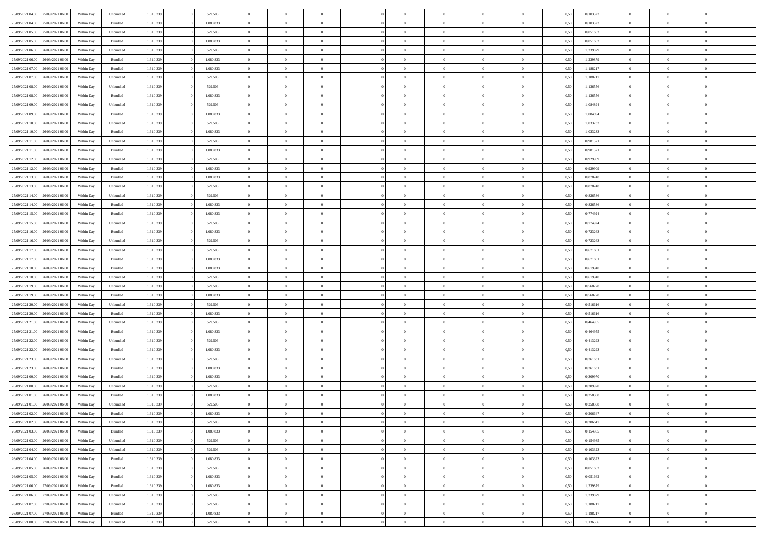| | | | | | | | | | | | | | | | | | | | | | |
|---|---|---|---|---|---|---|---|---|---|---|---|---|---|---|---|---|---|---|---|---|---|
| 25/09/2021 04.00 | 25/09/2021 06.00 | Within Day | Unbundled | 1.610.339 | 0 | 529.506 | 0 | 0 | 0 | | 0 | 0 | 0 | 0 | 0 | 0,50 | 0,103323 | 0 | 0 | 0 | |
| 25/09/2021 04.00 | 25/09/2021 06.00 | Within Day | Bundled | 1.610.339 | 0 | 1.080.833 | 0 | 0 | 0 | | 0 | 0 | 0 | 0 | 0 | 0,50 | 0,103323 | 0 | 0 | 0 | |
| 25/09/2021 05.00 | 25/09/2021 06.00 | Within Day | Unbundled | 1.610.339 | 0 | 529.506 | 0 | 0 | 0 | | 0 | 0 | 0 | 0 | 0 | 0,50 | 0,051662 | 0 | 0 | 0 | |
| 25/09/2021 05.00 | 25/09/2021 06.00 | Within Day | Bundled | 1.610.339 | 0 | 1.080.833 | 0 | 0 | 0 | | 0 | 0 | 0 | 0 | 0 | 0,50 | 0,051662 | 0 | 0 | 0 | |
| 25/09/2021 06.00 | 26/09/2021 06.00 | Within Day | Unbundled | 1.610.339 | 0 | 529.506 | 0 | 0 | 0 | | 0 | 0 | 0 | 0 | 0 | 0,50 | 1,239879 | 0 | 0 | 0 | |
| 25/09/2021 06.00 | 26/09/2021 06.00 | Within Day | Bundled | 1.610.339 | 0 | 1.080.833 | 0 | 0 | 0 | | 0 | 0 | 0 | 0 | 0 | 0,50 | 1,239879 | 0 | 0 | 0 | |
| 25/09/2021 07.00 | 26/09/2021 06.00 | Within Day | Bundled | 1.610.339 | 0 | 1.080.833 | 0 | 0 | 0 | | 0 | 0 | 0 | 0 | 0 | 0,50 | 1,188217 | 0 | 0 | 0 | |
| 25/09/2021 07.00 | 26/09/2021 06.00 | Within Day | Unbundled | 1.610.339 | 0 | 529.506 | 0 | 0 | 0 | | 0 | 0 | 0 | 0 | 0 | 0,50 | 1,188217 | 0 | 0 | 0 | |
| 25/09/2021 08.00 | 26/09/2021 06.00 | Within Day | Unbundled | 1.610.339 | 0 | 529.506 | 0 | 0 | 0 | | 0 | 0 | 0 | 0 | 0 | 0,50 | 1,136556 | 0 | 0 | 0 | |
| 25/09/2021 08.00 | 26/09/2021 06.00 | Within Day | Bundled | 1.610.339 | 0 | 1.080.833 | 0 | 0 | 0 | | 0 | 0 | 0 | 0 | 0 | 0,50 | 1,136556 | 0 | 0 | 0 | |
| 25/09/2021 09.00 | 26/09/2021 06.00 | Within Day | Unbundled | 1.610.339 | 0 | 529.506 | 0 | 0 | 0 | | 0 | 0 | 0 | 0 | 0 | 0,50 | 1,084894 | 0 | 0 | 0 | |
| 25/09/2021 09.00 | 26/09/2021 06.00 | Within Day | Bundled | 1.610.339 | 0 | 1.080.833 | 0 | 0 | 0 | | 0 | 0 | 0 | 0 | 0 | 0,50 | 1,084894 | 0 | 0 | 0 | |
| 25/09/2021 10.00 | 26/09/2021 06.00 | Within Day | Unbundled | 1.610.339 | 0 | 529.506 | 0 | 0 | 0 | | 0 | 0 | 0 | 0 | 0 | 0,50 | 1,033233 | 0 | 0 | 0 | |
| 25/09/2021 10.00 | 26/09/2021 06.00 | Within Day | Bundled | 1.610.339 | 0 | 1.080.833 | 0 | 0 | 0 | | 0 | 0 | 0 | 0 | 0 | 0,50 | 1,033233 | 0 | 0 | 0 | |
| 25/09/2021 11.00 | 26/09/2021 06.00 | Within Day | Unbundled | 1.610.339 | 0 | 529.506 | 0 | 0 | 0 | | 0 | 0 | 0 | 0 | 0 | 0,50 | 0,981571 | 0 | 0 | 0 | |
| 25/09/2021 11.00 | 26/09/2021 06.00 | Within Day | Bundled | 1.610.339 | 0 | 1.080.833 | 0 | 0 | 0 | | 0 | 0 | 0 | 0 | 0 | 0,50 | 0,981571 | 0 | 0 | 0 | |
| 25/09/2021 12.00 | 26/09/2021 06.00 | Within Day | Unbundled | 1.610.339 | 0 | 529.506 | 0 | 0 | 0 | | 0 | 0 | 0 | 0 | 0 | 0,50 | 0,929909 | 0 | 0 | 0 | |
| 25/09/2021 12.00 | 26/09/2021 06.00 | Within Day | Bundled | 1.610.339 | 0 | 1.080.833 | 0 | 0 | 0 | | 0 | 0 | 0 | 0 | 0 | 0,50 | 0,929909 | 0 | 0 | 0 | |
| 25/09/2021 13.00 | 26/09/2021 06.00 | Within Day | Bundled | 1.610.339 | 0 | 1.080.833 | 0 | 0 | 0 | | 0 | 0 | 0 | 0 | 0 | 0,50 | 0,878248 | 0 | 0 | 0 | |
| 25/09/2021 13.00 | 26/09/2021 06.00 | Within Day | Unbundled | 1.610.339 | 0 | 529.506 | 0 | 0 | 0 | | 0 | 0 | 0 | 0 | 0 | 0,50 | 0,878248 | 0 | 0 | 0 | |
| 25/09/2021 14.00 | 26/09/2021 06.00 | Within Day | Unbundled | 1.610.339 | 0 | 529.506 | 0 | 0 | 0 | | 0 | 0 | 0 | 0 | 0 | 0,50 | 0,826586 | 0 | 0 | 0 | |
| 25/09/2021 14.00 | 26/09/2021 06.00 | Within Day | Bundled | 1.610.339 | 0 | 1.080.833 | 0 | 0 | 0 | | 0 | 0 | 0 | 0 | 0 | 0,50 | 0,826586 | 0 | 0 | 0 | |
| 25/09/2021 15.00 | 26/09/2021 06.00 | Within Day | Bundled | 1.610.339 | 0 | 1.080.833 | 0 | 0 | 0 | | 0 | 0 | 0 | 0 | 0 | 0,50 | 0,774924 | 0 | 0 | 0 | |
| 25/09/2021 15.00 | 26/09/2021 06.00 | Within Day | Unbundled | 1.610.339 | 0 | 529.506 | 0 | 0 | 0 | | 0 | 0 | 0 | 0 | 0 | 0,50 | 0,774924 | 0 | 0 | 0 | |
| 25/09/2021 16.00 | 26/09/2021 06.00 | Within Day | Bundled | 1.610.339 | 0 | 1.080.833 | 0 | 0 | 0 | | 0 | 0 | 0 | 0 | 0 | 0,50 | 0,723263 | 0 | 0 | 0 | |
| 25/09/2021 16.00 | 26/09/2021 06.00 | Within Day | Unbundled | 1.610.339 | 0 | 529.506 | 0 | 0 | 0 | | 0 | 0 | 0 | 0 | 0 | 0,50 | 0,723263 | 0 | 0 | 0 | |
| 25/09/2021 17.00 | 26/09/2021 06.00 | Within Day | Unbundled | 1.610.339 | 0 | 529.506 | 0 | 0 | 0 | | 0 | 0 | 0 | 0 | 0 | 0,50 | 0,671601 | 0 | 0 | 0 | |
| 25/09/2021 17.00 | 26/09/2021 06.00 | Within Day | Bundled | 1.610.339 | 0 | 1.080.833 | 0 | 0 | 0 | | 0 | 0 | 0 | 0 | 0 | 0,50 | 0,671601 | 0 | 0 | 0 | |
| 25/09/2021 18.00 | 26/09/2021 06.00 | Within Day | Bundled | 1.610.339 | 0 | 1.080.833 | 0 | 0 | 0 | | 0 | 0 | 0 | 0 | 0 | 0,50 | 0,619940 | 0 | 0 | 0 | |
| 25/09/2021 18.00 | 26/09/2021 06.00 | Within Day | Unbundled | 1.610.339 | 0 | 529.506 | 0 | 0 | 0 | | 0 | 0 | 0 | 0 | 0 | 0,50 | 0,619940 | 0 | 0 | 0 | |
| 25/09/2021 19.00 | 26/09/2021 06.00 | Within Day | Unbundled | 1.610.339 | 0 | 529.506 | 0 | 0 | 0 | | 0 | 0 | 0 | 0 | 0 | 0,50 | 0,568278 | 0 | 0 | 0 | |
| 25/09/2021 19.00 | 26/09/2021 06.00 | Within Day | Bundled | 1.610.339 | 0 | 1.080.833 | 0 | 0 | 0 | | 0 | 0 | 0 | 0 | 0 | 0,50 | 0,568278 | 0 | 0 | 0 | |
| 25/09/2021 20.00 | 26/09/2021 06.00 | Within Day | Unbundled | 1.610.339 | 0 | 529.506 | 0 | 0 | 0 | | 0 | 0 | 0 | 0 | 0 | 0,50 | 0,516616 | 0 | 0 | 0 | |
| 25/09/2021 20.00 | 26/09/2021 06.00 | Within Day | Bundled | 1.610.339 | 0 | 1.080.833 | 0 | 0 | 0 | | 0 | 0 | 0 | 0 | 0 | 0,50 | 0,516616 | 0 | 0 | 0 | |
| 25/09/2021 21.00 | 26/09/2021 06.00 | Within Day | Unbundled | 1.610.339 | 0 | 529.506 | 0 | 0 | 0 | | 0 | 0 | 0 | 0 | 0 | 0,50 | 0,464955 | 0 | 0 | 0 | |
| 25/09/2021 21.00 | 26/09/2021 06.00 | Within Day | Bundled | 1.610.339 | 0 | 1.080.833 | 0 | 0 | 0 | | 0 | 0 | 0 | 0 | 0 | 0,50 | 0,464955 | 0 | 0 | 0 | |
| 25/09/2021 22.00 | 26/09/2021 06.00 | Within Day | Unbundled | 1.610.339 | 0 | 529.506 | 0 | 0 | 0 | | 0 | 0 | 0 | 0 | 0 | 0,50 | 0,413293 | 0 | 0 | 0 | |
| 25/09/2021 22.00 | 26/09/2021 06.00 | Within Day | Bundled | 1.610.339 | 0 | 1.080.833 | 0 | 0 | 0 | | 0 | 0 | 0 | 0 | 0 | 0,50 | 0,413293 | 0 | 0 | 0 | |
| 25/09/2021 23.00 | 26/09/2021 06.00 | Within Day | Unbundled | 1.610.339 | 0 | 529.506 | 0 | 0 | 0 | | 0 | 0 | 0 | 0 | 0 | 0,50 | 0,361631 | 0 | 0 | 0 | |
| 25/09/2021 23.00 | 26/09/2021 06.00 | Within Day | Bundled | 1.610.339 | 0 | 1.080.833 | 0 | 0 | 0 | | 0 | 0 | 0 | 0 | 0 | 0,50 | 0,361631 | 0 | 0 | 0 | |
| 26/09/2021 00.00 | 26/09/2021 06.00 | Within Day | Bundled | 1.610.339 | 0 | 1.080.833 | 0 | 0 | 0 | | 0 | 0 | 0 | 0 | 0 | 0,50 | 0,309970 | 0 | 0 | 0 | |
| 26/09/2021 00.00 | 26/09/2021 06.00 | Within Day | Unbundled | 1.610.339 | 0 | 529.506 | 0 | 0 | 0 | | 0 | 0 | 0 | 0 | 0 | 0,50 | 0,309970 | 0 | 0 | 0 | |
| 26/09/2021 01.00 | 26/09/2021 06.00 | Within Day | Bundled | 1.610.339 | 0 | 1.080.833 | 0 | 0 | 0 | | 0 | 0 | 0 | 0 | 0 | 0,50 | 0,258308 | 0 | 0 | 0 | |
| 26/09/2021 01.00 | 26/09/2021 06.00 | Within Day | Unbundled | 1.610.339 | 0 | 529.506 | 0 | 0 | 0 | | 0 | 0 | 0 | 0 | 0 | 0,50 | 0,258308 | 0 | 0 | 0 | |
| 26/09/2021 02.00 | 26/09/2021 06.00 | Within Day | Bundled | 1.610.339 | 0 | 1.080.833 | 0 | 0 | 0 | | 0 | 0 | 0 | 0 | 0 | 0,50 | 0,206647 | 0 | 0 | 0 | |
| 26/09/2021 02.00 | 26/09/2021 06.00 | Within Day | Unbundled | 1.610.339 | 0 | 529.506 | 0 | 0 | 0 | | 0 | 0 | 0 | 0 | 0 | 0,50 | 0,206647 | 0 | 0 | 0 | |
| 26/09/2021 03.00 | 26/09/2021 06.00 | Within Day | Bundled | 1.610.339 | 0 | 1.080.833 | 0 | 0 | 0 | | 0 | 0 | 0 | 0 | 0 | 0,50 | 0,154985 | 0 | 0 | 0 | |
| 26/09/2021 03.00 | 26/09/2021 06.00 | Within Day | Unbundled | 1.610.339 | 0 | 529.506 | 0 | 0 | 0 | | 0 | 0 | 0 | 0 | 0 | 0,50 | 0,154985 | 0 | 0 | 0 | |
| 26/09/2021 04.00 | 26/09/2021 06.00 | Within Day | Unbundled | 1.610.339 | 0 | 529.506 | 0 | 0 | 0 | | 0 | 0 | 0 | 0 | 0 | 0,50 | 0,103323 | 0 | 0 | 0 | |
| 26/09/2021 04.00 | 26/09/2021 06.00 | Within Day | Bundled | 1.610.339 | 0 | 1.080.833 | 0 | 0 | 0 | | 0 | 0 | 0 | 0 | 0 | 0,50 | 0,103323 | 0 | 0 | 0 | |
| 26/09/2021 05.00 | 26/09/2021 06.00 | Within Day | Unbundled | 1.610.339 | 0 | 529.506 | 0 | 0 | 0 | | 0 | 0 | 0 | 0 | 0 | 0,50 | 0,051662 | 0 | 0 | 0 | |
| 26/09/2021 05.00 | 26/09/2021 06.00 | Within Day | Bundled | 1.610.339 | 0 | 1.080.833 | 0 | 0 | 0 | | 0 | 0 | 0 | 0 | 0 | 0,50 | 0,051662 | 0 | 0 | 0 | |
| 26/09/2021 06.00 | 27/09/2021 06.00 | Within Day | Bundled | 1.610.339 | 0 | 1.080.833 | 0 | 0 | 0 | | 0 | 0 | 0 | 0 | 0 | 0,50 | 1,239879 | 0 | 0 | 0 | |
| 26/09/2021 06.00 | 27/09/2021 06.00 | Within Day | Unbundled | 1.610.339 | 0 | 529.506 | 0 | 0 | 0 | | 0 | 0 | 0 | 0 | 0 | 0,50 | 1,239879 | 0 | 0 | 0 | |
| 26/09/2021 07.00 | 27/09/2021 06.00 | Within Day | Unbundled | 1.610.339 | 0 | 529.506 | 0 | 0 | 0 | | 0 | 0 | 0 | 0 | 0 | 0,50 | 1,188217 | 0 | 0 | 0 | |
| 26/09/2021 07.00 | 27/09/2021 06.00 | Within Day | Bundled | 1.610.339 | 0 | 1.080.833 | 0 | 0 | 0 | | 0 | 0 | 0 | 0 | 0 | 0,50 | 1,188217 | 0 | 0 | 0 | |
| 26/09/2021 08.00 | 27/09/2021 06.00 | Within Day | Unbundled | 1.610.339 | 0 | 529.506 | 0 | 0 | 0 | | 0 | 0 | 0 | 0 | 0 | 0,50 | 1,136556 | 0 | 0 | 0 | |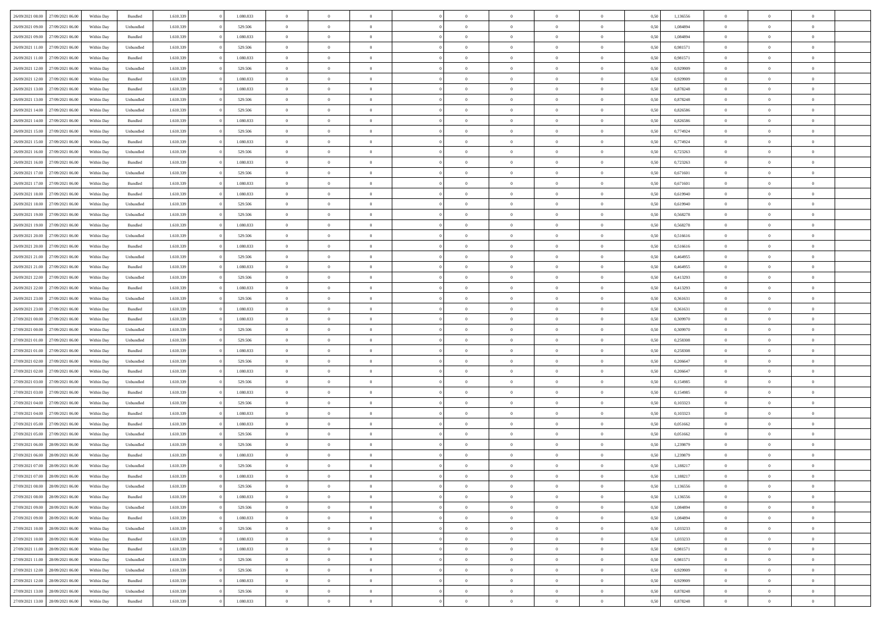| | | | | | | | | | | | | | | | | | | | | | |
|---|---|---|---|---|---|---|---|---|---|---|---|---|---|---|---|---|---|---|---|---|---|
| 26/09/2021 08:00 | 27/09/2021 06:00 | Within Day | Bundled | 1.610.339 | 0 | 1.080.833 | 0 | 0 | 0 | | 0 | 0 | 0 | 0 | 0 | 0,50 | 1,136556 | 0 | 0 | 0 | |
| 26/09/2021 09:00 | 27/09/2021 06:00 | Within Day | Unbundled | 1.610.339 | 0 | 529.506 | 0 | 0 | 0 | | 0 | 0 | 0 | 0 | 0 | 0,50 | 1,084894 | 0 | 0 | 0 | |
| 26/09/2021 09:00 | 27/09/2021 06:00 | Within Day | Bundled | 1.610.339 | 0 | 1.080.833 | 0 | 0 | 0 | | 0 | 0 | 0 | 0 | 0 | 0,50 | 1,084894 | 0 | 0 | 0 | |
| 26/09/2021 11:00 | 27/09/2021 06:00 | Within Day | Unbundled | 1.610.339 | 0 | 529.506 | 0 | 0 | 0 | | 0 | 0 | 0 | 0 | 0 | 0,50 | 0,981571 | 0 | 0 | 0 | |
| 26/09/2021 11:00 | 27/09/2021 06:00 | Within Day | Bundled | 1.610.339 | 0 | 1.080.833 | 0 | 0 | 0 | | 0 | 0 | 0 | 0 | 0 | 0,50 | 0,981571 | 0 | 0 | 0 | |
| 26/09/2021 12:00 | 27/09/2021 06:00 | Within Day | Unbundled | 1.610.339 | 0 | 529.506 | 0 | 0 | 0 | | 0 | 0 | 0 | 0 | 0 | 0,50 | 0,929909 | 0 | 0 | 0 | |
| 26/09/2021 12:00 | 27/09/2021 06:00 | Within Day | Bundled | 1.610.339 | 0 | 1.080.833 | 0 | 0 | 0 | | 0 | 0 | 0 | 0 | 0 | 0,50 | 0,929909 | 0 | 0 | 0 | |
| 26/09/2021 13:00 | 27/09/2021 06:00 | Within Day | Bundled | 1.610.339 | 0 | 1.080.833 | 0 | 0 | 0 | | 0 | 0 | 0 | 0 | 0 | 0,50 | 0,878248 | 0 | 0 | 0 | |
| 26/09/2021 13:00 | 27/09/2021 06:00 | Within Day | Unbundled | 1.610.339 | 0 | 529.506 | 0 | 0 | 0 | | 0 | 0 | 0 | 0 | 0 | 0,50 | 0,878248 | 0 | 0 | 0 | |
| 26/09/2021 14:00 | 27/09/2021 06:00 | Within Day | Unbundled | 1.610.339 | 0 | 529.506 | 0 | 0 | 0 | | 0 | 0 | 0 | 0 | 0 | 0,50 | 0,826586 | 0 | 0 | 0 | |
| 26/09/2021 14:00 | 27/09/2021 06:00 | Within Day | Bundled | 1.610.339 | 0 | 1.080.833 | 0 | 0 | 0 | | 0 | 0 | 0 | 0 | 0 | 0,50 | 0,826586 | 0 | 0 | 0 | |
| 26/09/2021 15:00 | 27/09/2021 06:00 | Within Day | Unbundled | 1.610.339 | 0 | 529.506 | 0 | 0 | 0 | | 0 | 0 | 0 | 0 | 0 | 0,50 | 0,774924 | 0 | 0 | 0 | |
| 26/09/2021 15:00 | 27/09/2021 06:00 | Within Day | Bundled | 1.610.339 | 0 | 1.080.833 | 0 | 0 | 0 | | 0 | 0 | 0 | 0 | 0 | 0,50 | 0,774924 | 0 | 0 | 0 | |
| 26/09/2021 16:00 | 27/09/2021 06:00 | Within Day | Unbundled | 1.610.339 | 0 | 529.506 | 0 | 0 | 0 | | 0 | 0 | 0 | 0 | 0 | 0,50 | 0,723263 | 0 | 0 | 0 | |
| 26/09/2021 16:00 | 27/09/2021 06:00 | Within Day | Bundled | 1.610.339 | 0 | 1.080.833 | 0 | 0 | 0 | | 0 | 0 | 0 | 0 | 0 | 0,50 | 0,723263 | 0 | 0 | 0 | |
| 26/09/2021 17:00 | 27/09/2021 06:00 | Within Day | Unbundled | 1.610.339 | 0 | 529.506 | 0 | 0 | 0 | | 0 | 0 | 0 | 0 | 0 | 0,50 | 0,671601 | 0 | 0 | 0 | |
| 26/09/2021 17:00 | 27/09/2021 06:00 | Within Day | Bundled | 1.610.339 | 0 | 1.080.833 | 0 | 0 | 0 | | 0 | 0 | 0 | 0 | 0 | 0,50 | 0,671601 | 0 | 0 | 0 | |
| 26/09/2021 18:00 | 27/09/2021 06:00 | Within Day | Bundled | 1.610.339 | 0 | 1.080.833 | 0 | 0 | 0 | | 0 | 0 | 0 | 0 | 0 | 0,50 | 0,619940 | 0 | 0 | 0 | |
| 26/09/2021 18:00 | 27/09/2021 06:00 | Within Day | Unbundled | 1.610.339 | 0 | 529.506 | 0 | 0 | 0 | | 0 | 0 | 0 | 0 | 0 | 0,50 | 0,619940 | 0 | 0 | 0 | |
| 26/09/2021 19:00 | 27/09/2021 06:00 | Within Day | Unbundled | 1.610.339 | 0 | 529.506 | 0 | 0 | 0 | | 0 | 0 | 0 | 0 | 0 | 0,50 | 0,568278 | 0 | 0 | 0 | |
| 26/09/2021 19:00 | 27/09/2021 06:00 | Within Day | Bundled | 1.610.339 | 0 | 1.080.833 | 0 | 0 | 0 | | 0 | 0 | 0 | 0 | 0 | 0,50 | 0,568278 | 0 | 0 | 0 | |
| 26/09/2021 20:00 | 27/09/2021 06:00 | Within Day | Unbundled | 1.610.339 | 0 | 529.506 | 0 | 0 | 0 | | 0 | 0 | 0 | 0 | 0 | 0,50 | 0,516616 | 0 | 0 | 0 | |
| 26/09/2021 20:00 | 27/09/2021 06:00 | Within Day | Bundled | 1.610.339 | 0 | 1.080.833 | 0 | 0 | 0 | | 0 | 0 | 0 | 0 | 0 | 0,50 | 0,516616 | 0 | 0 | 0 | |
| 26/09/2021 21:00 | 27/09/2021 06:00 | Within Day | Unbundled | 1.610.339 | 0 | 529.506 | 0 | 0 | 0 | | 0 | 0 | 0 | 0 | 0 | 0,50 | 0,464955 | 0 | 0 | 0 | |
| 26/09/2021 21:00 | 27/09/2021 06:00 | Within Day | Bundled | 1.610.339 | 0 | 1.080.833 | 0 | 0 | 0 | | 0 | 0 | 0 | 0 | 0 | 0,50 | 0,464955 | 0 | 0 | 0 | |
| 26/09/2021 22:00 | 27/09/2021 06:00 | Within Day | Unbundled | 1.610.339 | 0 | 529.506 | 0 | 0 | 0 | | 0 | 0 | 0 | 0 | 0 | 0,50 | 0,413293 | 0 | 0 | 0 | |
| 26/09/2021 22:00 | 27/09/2021 06:00 | Within Day | Bundled | 1.610.339 | 0 | 1.080.833 | 0 | 0 | 0 | | 0 | 0 | 0 | 0 | 0 | 0,50 | 0,413293 | 0 | 0 | 0 | |
| 26/09/2021 23:00 | 27/09/2021 06:00 | Within Day | Unbundled | 1.610.339 | 0 | 529.506 | 0 | 0 | 0 | | 0 | 0 | 0 | 0 | 0 | 0,50 | 0,361631 | 0 | 0 | 0 | |
| 26/09/2021 23:00 | 27/09/2021 06:00 | Within Day | Bundled | 1.610.339 | 0 | 1.080.833 | 0 | 0 | 0 | | 0 | 0 | 0 | 0 | 0 | 0,50 | 0,361631 | 0 | 0 | 0 | |
| 27/09/2021 00:00 | 27/09/2021 06:00 | Within Day | Bundled | 1.610.339 | 0 | 1.080.833 | 0 | 0 | 0 | | 0 | 0 | 0 | 0 | 0 | 0,50 | 0,309970 | 0 | 0 | 0 | |
| 27/09/2021 00:00 | 27/09/2021 06:00 | Within Day | Unbundled | 1.610.339 | 0 | 529.506 | 0 | 0 | 0 | | 0 | 0 | 0 | 0 | 0 | 0,50 | 0,309970 | 0 | 0 | 0 | |
| 27/09/2021 01:00 | 27/09/2021 06:00 | Within Day | Unbundled | 1.610.339 | 0 | 529.506 | 0 | 0 | 0 | | 0 | 0 | 0 | 0 | 0 | 0,50 | 0,258308 | 0 | 0 | 0 | |
| 27/09/2021 01:00 | 27/09/2021 06:00 | Within Day | Bundled | 1.610.339 | 0 | 1.080.833 | 0 | 0 | 0 | | 0 | 0 | 0 | 0 | 0 | 0,50 | 0,258308 | 0 | 0 | 0 | |
| 27/09/2021 02:00 | 27/09/2021 06:00 | Within Day | Unbundled | 1.610.339 | 0 | 529.506 | 0 | 0 | 0 | | 0 | 0 | 0 | 0 | 0 | 0,50 | 0,206647 | 0 | 0 | 0 | |
| 27/09/2021 02:00 | 27/09/2021 06:00 | Within Day | Bundled | 1.610.339 | 0 | 1.080.833 | 0 | 0 | 0 | | 0 | 0 | 0 | 0 | 0 | 0,50 | 0,206647 | 0 | 0 | 0 | |
| 27/09/2021 03:00 | 27/09/2021 06:00 | Within Day | Unbundled | 1.610.339 | 0 | 529.506 | 0 | 0 | 0 | | 0 | 0 | 0 | 0 | 0 | 0,50 | 0,154985 | 0 | 0 | 0 | |
| 27/09/2021 03:00 | 27/09/2021 06:00 | Within Day | Bundled | 1.610.339 | 0 | 1.080.833 | 0 | 0 | 0 | | 0 | 0 | 0 | 0 | 0 | 0,50 | 0,154985 | 0 | 0 | 0 | |
| 27/09/2021 04:00 | 27/09/2021 06:00 | Within Day | Unbundled | 1.610.339 | 0 | 529.506 | 0 | 0 | 0 | | 0 | 0 | 0 | 0 | 0 | 0,50 | 0,103323 | 0 | 0 | 0 | |
| 27/09/2021 04:00 | 27/09/2021 06:00 | Within Day | Bundled | 1.610.339 | 0 | 1.080.833 | 0 | 0 | 0 | | 0 | 0 | 0 | 0 | 0 | 0,50 | 0,103323 | 0 | 0 | 0 | |
| 27/09/2021 05:00 | 27/09/2021 06:00 | Within Day | Bundled | 1.610.339 | 0 | 1.080.833 | 0 | 0 | 0 | | 0 | 0 | 0 | 0 | 0 | 0,50 | 0,051662 | 0 | 0 | 0 | |
| 27/09/2021 05:00 | 27/09/2021 06:00 | Within Day | Unbundled | 1.610.339 | 0 | 529.506 | 0 | 0 | 0 | | 0 | 0 | 0 | 0 | 0 | 0,50 | 0,051662 | 0 | 0 | 0 | |
| 27/09/2021 06:00 | 28/09/2021 06:00 | Within Day | Unbundled | 1.610.339 | 0 | 529.506 | 0 | 0 | 0 | | 0 | 0 | 0 | 0 | 0 | 0,50 | 1,239879 | 0 | 0 | 0 | |
| 27/09/2021 06:00 | 28/09/2021 06:00 | Within Day | Bundled | 1.610.339 | 0 | 1.080.833 | 0 | 0 | 0 | | 0 | 0 | 0 | 0 | 0 | 0,50 | 1,239879 | 0 | 0 | 0 | |
| 27/09/2021 07:00 | 28/09/2021 06:00 | Within Day | Unbundled | 1.610.339 | 0 | 529.506 | 0 | 0 | 0 | | 0 | 0 | 0 | 0 | 0 | 0,50 | 1,188217 | 0 | 0 | 0 | |
| 27/09/2021 07:00 | 28/09/2021 06:00 | Within Day | Bundled | 1.610.339 | 0 | 1.080.833 | 0 | 0 | 0 | | 0 | 0 | 0 | 0 | 0 | 0,50 | 1,188217 | 0 | 0 | 0 | |
| 27/09/2021 08:00 | 28/09/2021 06:00 | Within Day | Unbundled | 1.610.339 | 0 | 529.506 | 0 | 0 | 0 | | 0 | 0 | 0 | 0 | 0 | 0,50 | 1,136556 | 0 | 0 | 0 | |
| 27/09/2021 08:00 | 28/09/2021 06:00 | Within Day | Bundled | 1.610.339 | 0 | 1.080.833 | 0 | 0 | 0 | | 0 | 0 | 0 | 0 | 0 | 0,50 | 1,136556 | 0 | 0 | 0 | |
| 27/09/2021 09:00 | 28/09/2021 06:00 | Within Day | Unbundled | 1.610.339 | 0 | 529.506 | 0 | 0 | 0 | | 0 | 0 | 0 | 0 | 0 | 0,50 | 1,084894 | 0 | 0 | 0 | |
| 27/09/2021 09:00 | 28/09/2021 06:00 | Within Day | Bundled | 1.610.339 | 0 | 1.080.833 | 0 | 0 | 0 | | 0 | 0 | 0 | 0 | 0 | 0,50 | 1,084894 | 0 | 0 | 0 | |
| 27/09/2021 10:00 | 28/09/2021 06:00 | Within Day | Unbundled | 1.610.339 | 0 | 529.506 | 0 | 0 | 0 | | 0 | 0 | 0 | 0 | 0 | 0,50 | 1,033233 | 0 | 0 | 0 | |
| 27/09/2021 10:00 | 28/09/2021 06:00 | Within Day | Bundled | 1.610.339 | 0 | 1.080.833 | 0 | 0 | 0 | | 0 | 0 | 0 | 0 | 0 | 0,50 | 1,033233 | 0 | 0 | 0 | |
| 27/09/2021 11:00 | 28/09/2021 06:00 | Within Day | Bundled | 1.610.339 | 0 | 1.080.833 | 0 | 0 | 0 | | 0 | 0 | 0 | 0 | 0 | 0,50 | 0,981571 | 0 | 0 | 0 | |
| 27/09/2021 11:00 | 28/09/2021 06:00 | Within Day | Unbundled | 1.610.339 | 0 | 529.506 | 0 | 0 | 0 | | 0 | 0 | 0 | 0 | 0 | 0,50 | 0,981571 | 0 | 0 | 0 | |
| 27/09/2021 12:00 | 28/09/2021 06:00 | Within Day | Unbundled | 1.610.339 | 0 | 529.506 | 0 | 0 | 0 | | 0 | 0 | 0 | 0 | 0 | 0,50 | 0,929909 | 0 | 0 | 0 | |
| 27/09/2021 12:00 | 28/09/2021 06:00 | Within Day | Bundled | 1.610.339 | 0 | 1.080.833 | 0 | 0 | 0 | | 0 | 0 | 0 | 0 | 0 | 0,50 | 0,929909 | 0 | 0 | 0 | |
| 27/09/2021 13:00 | 28/09/2021 06:00 | Within Day | Unbundled | 1.610.339 | 0 | 529.506 | 0 | 0 | 0 | | 0 | 0 | 0 | 0 | 0 | 0,50 | 0,878248 | 0 | 0 | 0 | |
| 27/09/2021 13:00 | 28/09/2021 06:00 | Within Day | Bundled | 1.610.339 | 0 | 1.080.833 | 0 | 0 | 0 | | 0 | 0 | 0 | 0 | 0 | 0,50 | 0,878248 | 0 | 0 | 0 | |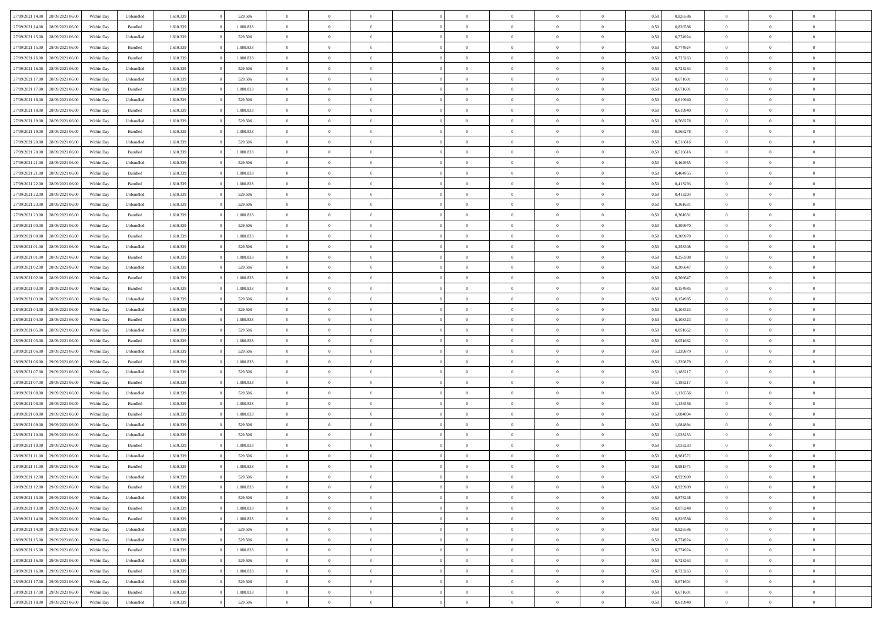| | | | | | | | | | | | | | | | | | | | | |
|---|---|---|---|---|---|---|---|---|---|---|---|---|---|---|---|---|---|---|---|---|
| 27/09/2021 14:00 | 28/09/2021 06:00 | Within Day | Unbundled | 1.610.339 | 0 | 529.506 | 0 | 0 | 0 | | 0 | 0 | 0 | 0 | 0,50 | 0,826586 | 0 | 0 | 0 | |
| 27/09/2021 14:00 | 28/09/2021 06:00 | Within Day | Bundled | 1.610.339 | 0 | 1.080.833 | 0 | 0 | 0 | | 0 | 0 | 0 | 0 | 0,50 | 0,826586 | 0 | 0 | 0 | |
| 27/09/2021 15:00 | 28/09/2021 06:00 | Within Day | Unbundled | 1.610.339 | 0 | 529.506 | 0 | 0 | 0 | | 0 | 0 | 0 | 0 | 0,50 | 0,774924 | 0 | 0 | 0 | |
| 27/09/2021 15:00 | 28/09/2021 06:00 | Within Day | Bundled | 1.610.339 | 0 | 1.080.833 | 0 | 0 | 0 | | 0 | 0 | 0 | 0 | 0,50 | 0,774924 | 0 | 0 | 0 | |
| 27/09/2021 16:00 | 28/09/2021 06:00 | Within Day | Bundled | 1.610.339 | 0 | 1.080.833 | 0 | 0 | 0 | | 0 | 0 | 0 | 0 | 0,50 | 0,723263 | 0 | 0 | 0 | |
| 27/09/2021 16:00 | 28/09/2021 06:00 | Within Day | Unbundled | 1.610.339 | 0 | 529.506 | 0 | 0 | 0 | | 0 | 0 | 0 | 0 | 0,50 | 0,723263 | 0 | 0 | 0 | |
| 27/09/2021 17:00 | 28/09/2021 06:00 | Within Day | Unbundled | 1.610.339 | 0 | 529.506 | 0 | 0 | 0 | | 0 | 0 | 0 | 0 | 0,50 | 0,671601 | 0 | 0 | 0 | |
| 27/09/2021 17:00 | 28/09/2021 06:00 | Within Day | Bundled | 1.610.339 | 0 | 1.080.833 | 0 | 0 | 0 | | 0 | 0 | 0 | 0 | 0,50 | 0,671601 | 0 | 0 | 0 | |
| 27/09/2021 18:00 | 28/09/2021 06:00 | Within Day | Unbundled | 1.610.339 | 0 | 529.506 | 0 | 0 | 0 | | 0 | 0 | 0 | 0 | 0,50 | 0,619940 | 0 | 0 | 0 | |
| 27/09/2021 18:00 | 28/09/2021 06:00 | Within Day | Bundled | 1.610.339 | 0 | 1.080.833 | 0 | 0 | 0 | | 0 | 0 | 0 | 0 | 0,50 | 0,619940 | 0 | 0 | 0 | |
| 27/09/2021 19:00 | 28/09/2021 06:00 | Within Day | Unbundled | 1.610.339 | 0 | 529.506 | 0 | 0 | 0 | | 0 | 0 | 0 | 0 | 0,50 | 0,568278 | 0 | 0 | 0 | |
| 27/09/2021 19:00 | 28/09/2021 06:00 | Within Day | Bundled | 1.610.339 | 0 | 1.080.833 | 0 | 0 | 0 | | 0 | 0 | 0 | 0 | 0,50 | 0,568278 | 0 | 0 | 0 | |
| 27/09/2021 20:00 | 28/09/2021 06:00 | Within Day | Unbundled | 1.610.339 | 0 | 529.506 | 0 | 0 | 0 | | 0 | 0 | 0 | 0 | 0,50 | 0,516616 | 0 | 0 | 0 | |
| 27/09/2021 20:00 | 28/09/2021 06:00 | Within Day | Bundled | 1.610.339 | 0 | 1.080.833 | 0 | 0 | 0 | | 0 | 0 | 0 | 0 | 0,50 | 0,516616 | 0 | 0 | 0 | |
| 27/09/2021 21:00 | 28/09/2021 06:00 | Within Day | Unbundled | 1.610.339 | 0 | 529.506 | 0 | 0 | 0 | | 0 | 0 | 0 | 0 | 0,50 | 0,464955 | 0 | 0 | 0 | |
| 27/09/2021 21:00 | 28/09/2021 06:00 | Within Day | Bundled | 1.610.339 | 0 | 1.080.833 | 0 | 0 | 0 | | 0 | 0 | 0 | 0 | 0,50 | 0,464955 | 0 | 0 | 0 | |
| 27/09/2021 22:00 | 28/09/2021 06:00 | Within Day | Bundled | 1.610.339 | 0 | 1.080.833 | 0 | 0 | 0 | | 0 | 0 | 0 | 0 | 0,50 | 0,413293 | 0 | 0 | 0 | |
| 27/09/2021 22:00 | 28/09/2021 06:00 | Within Day | Unbundled | 1.610.339 | 0 | 529.506 | 0 | 0 | 0 | | 0 | 0 | 0 | 0 | 0,50 | 0,413293 | 0 | 0 | 0 | |
| 27/09/2021 23:00 | 28/09/2021 06:00 | Within Day | Unbundled | 1.610.339 | 0 | 529.506 | 0 | 0 | 0 | | 0 | 0 | 0 | 0 | 0,50 | 0,361631 | 0 | 0 | 0 | |
| 27/09/2021 23:00 | 28/09/2021 06:00 | Within Day | Bundled | 1.610.339 | 0 | 1.080.833 | 0 | 0 | 0 | | 0 | 0 | 0 | 0 | 0,50 | 0,361631 | 0 | 0 | 0 | |
| 28/09/2021 00:00 | 28/09/2021 06:00 | Within Day | Unbundled | 1.610.339 | 0 | 529.506 | 0 | 0 | 0 | | 0 | 0 | 0 | 0 | 0,50 | 0,309970 | 0 | 0 | 0 | |
| 28/09/2021 00:00 | 28/09/2021 06:00 | Within Day | Bundled | 1.610.339 | 0 | 1.080.833 | 0 | 0 | 0 | | 0 | 0 | 0 | 0 | 0,50 | 0,309970 | 0 | 0 | 0 | |
| 28/09/2021 01:00 | 28/09/2021 06:00 | Within Day | Unbundled | 1.610.339 | 0 | 529.506 | 0 | 0 | 0 | | 0 | 0 | 0 | 0 | 0,50 | 0,258308 | 0 | 0 | 0 | |
| 28/09/2021 01:00 | 28/09/2021 06:00 | Within Day | Bundled | 1.610.339 | 0 | 1.080.833 | 0 | 0 | 0 | | 0 | 0 | 0 | 0 | 0,50 | 0,258308 | 0 | 0 | 0 | |
| 28/09/2021 02:00 | 28/09/2021 06:00 | Within Day | Unbundled | 1.610.339 | 0 | 529.506 | 0 | 0 | 0 | | 0 | 0 | 0 | 0 | 0,50 | 0,206647 | 0 | 0 | 0 | |
| 28/09/2021 02:00 | 28/09/2021 06:00 | Within Day | Bundled | 1.610.339 | 0 | 1.080.833 | 0 | 0 | 0 | | 0 | 0 | 0 | 0 | 0,50 | 0,206647 | 0 | 0 | 0 | |
| 28/09/2021 03:00 | 28/09/2021 06:00 | Within Day | Bundled | 1.610.339 | 0 | 1.080.833 | 0 | 0 | 0 | | 0 | 0 | 0 | 0 | 0,50 | 0,154985 | 0 | 0 | 0 | |
| 28/09/2021 03:00 | 28/09/2021 06:00 | Within Day | Unbundled | 1.610.339 | 0 | 529.506 | 0 | 0 | 0 | | 0 | 0 | 0 | 0 | 0,50 | 0,154985 | 0 | 0 | 0 | |
| 28/09/2021 04:00 | 28/09/2021 06:00 | Within Day | Unbundled | 1.610.339 | 0 | 529.506 | 0 | 0 | 0 | | 0 | 0 | 0 | 0 | 0,50 | 0,103323 | 0 | 0 | 0 | |
| 28/09/2021 04:00 | 28/09/2021 06:00 | Within Day | Bundled | 1.610.339 | 0 | 1.080.833 | 0 | 0 | 0 | | 0 | 0 | 0 | 0 | 0,50 | 0,103323 | 0 | 0 | 0 | |
| 28/09/2021 05:00 | 28/09/2021 06:00 | Within Day | Unbundled | 1.610.339 | 0 | 529.506 | 0 | 0 | 0 | | 0 | 0 | 0 | 0 | 0,50 | 0,051662 | 0 | 0 | 0 | |
| 28/09/2021 05:00 | 28/09/2021 06:00 | Within Day | Bundled | 1.610.339 | 0 | 1.080.833 | 0 | 0 | 0 | | 0 | 0 | 0 | 0 | 0,50 | 0,051662 | 0 | 0 | 0 | |
| 28/09/2021 06:00 | 29/09/2021 06:00 | Within Day | Unbundled | 1.610.339 | 0 | 529.506 | 0 | 0 | 0 | | 0 | 0 | 0 | 0 | 0,50 | 1,239879 | 0 | 0 | 0 | |
| 28/09/2021 06:00 | 29/09/2021 06:00 | Within Day | Bundled | 1.610.339 | 0 | 1.080.833 | 0 | 0 | 0 | | 0 | 0 | 0 | 0 | 0,50 | 1,239879 | 0 | 0 | 0 | |
| 28/09/2021 07:00 | 29/09/2021 06:00 | Within Day | Unbundled | 1.610.339 | 0 | 529.506 | 0 | 0 | 0 | | 0 | 0 | 0 | 0 | 0,50 | 1,188217 | 0 | 0 | 0 | |
| 28/09/2021 07:00 | 29/09/2021 06:00 | Within Day | Bundled | 1.610.339 | 0 | 1.080.833 | 0 | 0 | 0 | | 0 | 0 | 0 | 0 | 0,50 | 1,188217 | 0 | 0 | 0 | |
| 28/09/2021 08:00 | 29/09/2021 06:00 | Within Day | Unbundled | 1.610.339 | 0 | 529.506 | 0 | 0 | 0 | | 0 | 0 | 0 | 0 | 0,50 | 1,136556 | 0 | 0 | 0 | |
| 28/09/2021 08:00 | 29/09/2021 06:00 | Within Day | Bundled | 1.610.339 | 0 | 1.080.833 | 0 | 0 | 0 | | 0 | 0 | 0 | 0 | 0,50 | 1,136556 | 0 | 0 | 0 | |
| 28/09/2021 09:00 | 29/09/2021 06:00 | Within Day | Bundled | 1.610.339 | 0 | 1.080.833 | 0 | 0 | 0 | | 0 | 0 | 0 | 0 | 0,50 | 1,084894 | 0 | 0 | 0 | |
| 28/09/2021 09:00 | 29/09/2021 06:00 | Within Day | Unbundled | 1.610.339 | 0 | 529.506 | 0 | 0 | 0 | | 0 | 0 | 0 | 0 | 0,50 | 1,084894 | 0 | 0 | 0 | |
| 28/09/2021 10:00 | 29/09/2021 06:00 | Within Day | Unbundled | 1.610.339 | 0 | 529.506 | 0 | 0 | 0 | | 0 | 0 | 0 | 0 | 0,50 | 1,033233 | 0 | 0 | 0 | |
| 28/09/2021 10:00 | 29/09/2021 06:00 | Within Day | Bundled | 1.610.339 | 0 | 1.080.833 | 0 | 0 | 0 | | 0 | 0 | 0 | 0 | 0,50 | 1,033233 | 0 | 0 | 0 | |
| 28/09/2021 11:00 | 29/09/2021 06:00 | Within Day | Unbundled | 1.610.339 | 0 | 529.506 | 0 | 0 | 0 | | 0 | 0 | 0 | 0 | 0,50 | 0,981571 | 0 | 0 | 0 | |
| 28/09/2021 11:00 | 29/09/2021 06:00 | Within Day | Bundled | 1.610.339 | 0 | 1.080.833 | 0 | 0 | 0 | | 0 | 0 | 0 | 0 | 0,50 | 0,981571 | 0 | 0 | 0 | |
| 28/09/2021 12:00 | 29/09/2021 06:00 | Within Day | Unbundled | 1.610.339 | 0 | 529.506 | 0 | 0 | 0 | | 0 | 0 | 0 | 0 | 0,50 | 0,929909 | 0 | 0 | 0 | |
| 28/09/2021 12:00 | 29/09/2021 06:00 | Within Day | Bundled | 1.610.339 | 0 | 1.080.833 | 0 | 0 | 0 | | 0 | 0 | 0 | 0 | 0,50 | 0,929909 | 0 | 0 | 0 | |
| 28/09/2021 13:00 | 29/09/2021 06:00 | Within Day | Unbundled | 1.610.339 | 0 | 529.506 | 0 | 0 | 0 | | 0 | 0 | 0 | 0 | 0,50 | 0,878248 | 0 | 0 | 0 | |
| 28/09/2021 13:00 | 29/09/2021 06:00 | Within Day | Bundled | 1.610.339 | 0 | 1.080.833 | 0 | 0 | 0 | | 0 | 0 | 0 | 0 | 0,50 | 0,878248 | 0 | 0 | 0 | |
| 28/09/2021 14:00 | 29/09/2021 06:00 | Within Day | Bundled | 1.610.339 | 0 | 1.080.833 | 0 | 0 | 0 | | 0 | 0 | 0 | 0 | 0,50 | 0,826586 | 0 | 0 | 0 | |
| 28/09/2021 14:00 | 29/09/2021 06:00 | Within Day | Unbundled | 1.610.339 | 0 | 529.506 | 0 | 0 | 0 | | 0 | 0 | 0 | 0 | 0,50 | 0,826586 | 0 | 0 | 0 | |
| 28/09/2021 15:00 | 29/09/2021 06:00 | Within Day | Unbundled | 1.610.339 | 0 | 529.506 | 0 | 0 | 0 | | 0 | 0 | 0 | 0 | 0,50 | 0,774924 | 0 | 0 | 0 | |
| 28/09/2021 15:00 | 29/09/2021 06:00 | Within Day | Bundled | 1.610.339 | 0 | 1.080.833 | 0 | 0 | 0 | | 0 | 0 | 0 | 0 | 0,50 | 0,774924 | 0 | 0 | 0 | |
| 28/09/2021 16:00 | 29/09/2021 06:00 | Within Day | Unbundled | 1.610.339 | 0 | 529.506 | 0 | 0 | 0 | | 0 | 0 | 0 | 0 | 0,50 | 0,723263 | 0 | 0 | 0 | |
| 28/09/2021 16:00 | 29/09/2021 06:00 | Within Day | Bundled | 1.610.339 | 0 | 1.080.833 | 0 | 0 | 0 | | 0 | 0 | 0 | 0 | 0,50 | 0,723263 | 0 | 0 | 0 | |
| 28/09/2021 17:00 | 29/09/2021 06:00 | Within Day | Unbundled | 1.610.339 | 0 | 529.506 | 0 | 0 | 0 | | 0 | 0 | 0 | 0 | 0,50 | 0,671601 | 0 | 0 | 0 | |
| 28/09/2021 17:00 | 29/09/2021 06:00 | Within Day | Bundled | 1.610.339 | 0 | 1.080.833 | 0 | 0 | 0 | | 0 | 0 | 0 | 0 | 0,50 | 0,671601 | 0 | 0 | 0 | |
| 28/09/2021 18:00 | 29/09/2021 06:00 | Within Day | Unbundled | 1.610.339 | 0 | 529.506 | 0 | 0 | 0 | | 0 | 0 | 0 | 0 | 0,50 | 0,619940 | 0 | 0 | 0 | |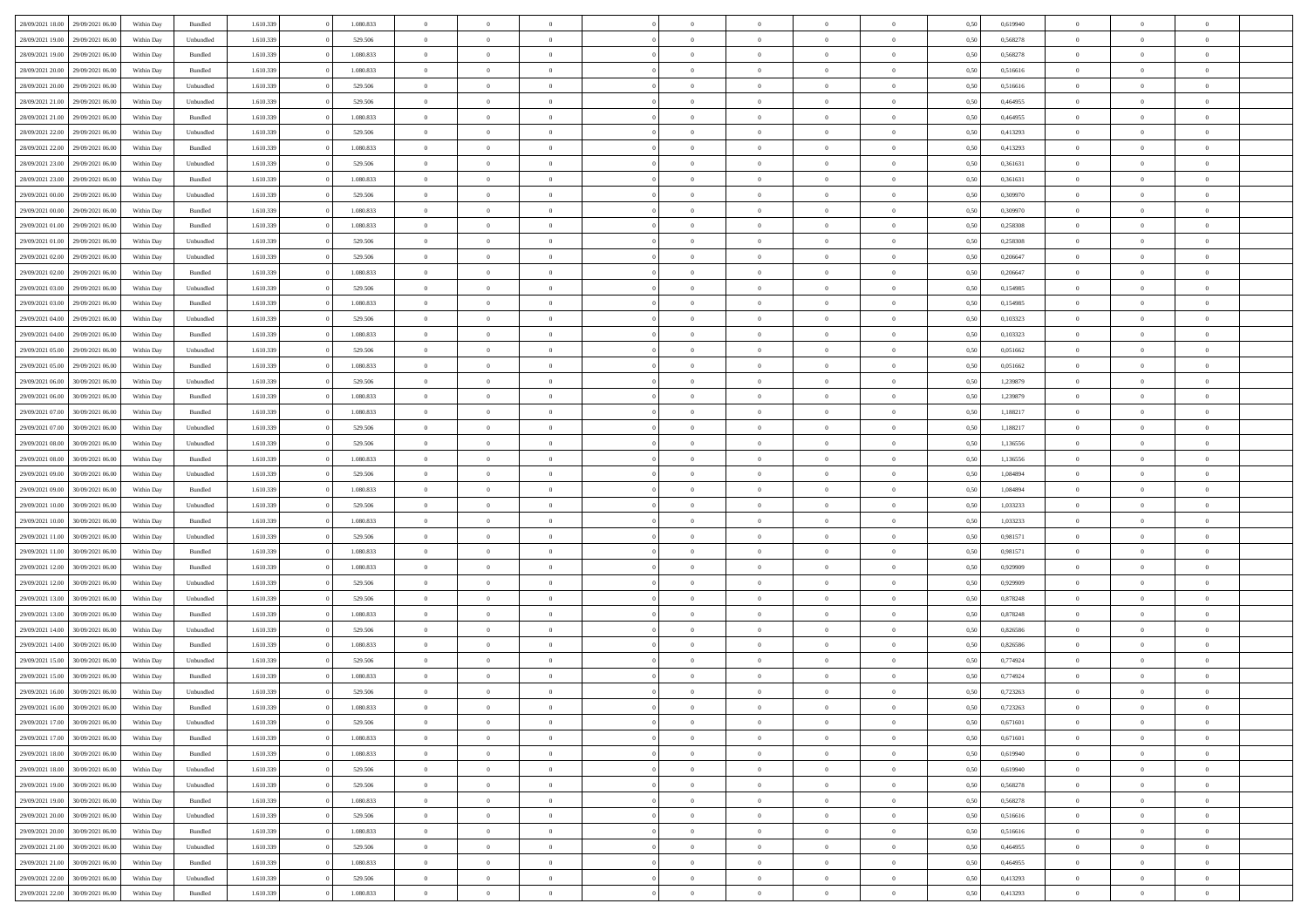| 28/09/2021 18:00 | 29/09/2021 06:00 | Within Day | Bundled | 1.610.339 | 0 | 1.080.833 | 0 | 0 | 0 | | 0 | 0 | 0 | 0 | 0,50 | 0,619940 | 0 | 0 | 0 | |
|---|---|---|---|---|---|---|---|---|---|---|---|---|---|---|---|---|---|---|---|---|
| 28/09/2021 19:00 | 29/09/2021 06:00 | Within Day | Unbundled | 1.610.339 | 0 | 529.506 | 0 | 0 | 0 | | 0 | 0 | 0 | 0 | 0,50 | 0,568278 | 0 | 0 | 0 | |
| 28/09/2021 19:00 | 29/09/2021 06:00 | Within Day | Bundled | 1.610.339 | 0 | 1.080.833 | 0 | 0 | 0 | | 0 | 0 | 0 | 0 | 0,50 | 0,568278 | 0 | 0 | 0 | |
| 28/09/2021 20:00 | 29/09/2021 06:00 | Within Day | Bundled | 1.610.339 | 0 | 1.080.833 | 0 | 0 | 0 | | 0 | 0 | 0 | 0 | 0,50 | 0,516616 | 0 | 0 | 0 | |
| 28/09/2021 20:00 | 29/09/2021 06:00 | Within Day | Unbundled | 1.610.339 | 0 | 529.506 | 0 | 0 | 0 | | 0 | 0 | 0 | 0 | 0,50 | 0,516616 | 0 | 0 | 0 | |
| 28/09/2021 21:00 | 29/09/2021 06:00 | Within Day | Unbundled | 1.610.339 | 0 | 529.506 | 0 | 0 | 0 | | 0 | 0 | 0 | 0 | 0,50 | 0,464955 | 0 | 0 | 0 | |
| 28/09/2021 21:00 | 29/09/2021 06:00 | Within Day | Bundled | 1.610.339 | 0 | 1.080.833 | 0 | 0 | 0 | | 0 | 0 | 0 | 0 | 0,50 | 0,464955 | 0 | 0 | 0 | |
| 28/09/2021 22:00 | 29/09/2021 06:00 | Within Day | Unbundled | 1.610.339 | 0 | 529.506 | 0 | 0 | 0 | | 0 | 0 | 0 | 0 | 0,50 | 0,413293 | 0 | 0 | 0 | |
| 28/09/2021 22:00 | 29/09/2021 06:00 | Within Day | Bundled | 1.610.339 | 0 | 1.080.833 | 0 | 0 | 0 | | 0 | 0 | 0 | 0 | 0,50 | 0,413293 | 0 | 0 | 0 | |
| 28/09/2021 23:00 | 29/09/2021 06:00 | Within Day | Unbundled | 1.610.339 | 0 | 529.506 | 0 | 0 | 0 | | 0 | 0 | 0 | 0 | 0,50 | 0,361631 | 0 | 0 | 0 | |
| 28/09/2021 23:00 | 29/09/2021 06:00 | Within Day | Bundled | 1.610.339 | 0 | 1.080.833 | 0 | 0 | 0 | | 0 | 0 | 0 | 0 | 0,50 | 0,361631 | 0 | 0 | 0 | |
| 29/09/2021 00:00 | 29/09/2021 06:00 | Within Day | Unbundled | 1.610.339 | 0 | 529.506 | 0 | 0 | 0 | | 0 | 0 | 0 | 0 | 0,50 | 0,309970 | 0 | 0 | 0 | |
| 29/09/2021 00:00 | 29/09/2021 06:00 | Within Day | Bundled | 1.610.339 | 0 | 1.080.833 | 0 | 0 | 0 | | 0 | 0 | 0 | 0 | 0,50 | 0,309970 | 0 | 0 | 0 | |
| 29/09/2021 01:00 | 29/09/2021 06:00 | Within Day | Bundled | 1.610.339 | 0 | 1.080.833 | 0 | 0 | 0 | | 0 | 0 | 0 | 0 | 0,50 | 0,258308 | 0 | 0 | 0 | |
| 29/09/2021 01:00 | 29/09/2021 06:00 | Within Day | Unbundled | 1.610.339 | 0 | 529.506 | 0 | 0 | 0 | | 0 | 0 | 0 | 0 | 0,50 | 0,258308 | 0 | 0 | 0 | |
| 29/09/2021 02:00 | 29/09/2021 06:00 | Within Day | Unbundled | 1.610.339 | 0 | 529.506 | 0 | 0 | 0 | | 0 | 0 | 0 | 0 | 0,50 | 0,206647 | 0 | 0 | 0 | |
| 29/09/2021 02:00 | 29/09/2021 06:00 | Within Day | Bundled | 1.610.339 | 0 | 1.080.833 | 0 | 0 | 0 | | 0 | 0 | 0 | 0 | 0,50 | 0,206647 | 0 | 0 | 0 | |
| 29/09/2021 03:00 | 29/09/2021 06:00 | Within Day | Unbundled | 1.610.339 | 0 | 529.506 | 0 | 0 | 0 | | 0 | 0 | 0 | 0 | 0,50 | 0,154985 | 0 | 0 | 0 | |
| 29/09/2021 03:00 | 29/09/2021 06:00 | Within Day | Bundled | 1.610.339 | 0 | 1.080.833 | 0 | 0 | 0 | | 0 | 0 | 0 | 0 | 0,50 | 0,154985 | 0 | 0 | 0 | |
| 29/09/2021 04:00 | 29/09/2021 06:00 | Within Day | Unbundled | 1.610.339 | 0 | 529.506 | 0 | 0 | 0 | | 0 | 0 | 0 | 0 | 0,50 | 0,103323 | 0 | 0 | 0 | |
| 29/09/2021 04:00 | 29/09/2021 06:00 | Within Day | Bundled | 1.610.339 | 0 | 1.080.833 | 0 | 0 | 0 | | 0 | 0 | 0 | 0 | 0,50 | 0,103323 | 0 | 0 | 0 | |
| 29/09/2021 05:00 | 29/09/2021 06:00 | Within Day | Unbundled | 1.610.339 | 0 | 529.506 | 0 | 0 | 0 | | 0 | 0 | 0 | 0 | 0,50 | 0,051662 | 0 | 0 | 0 | |
| 29/09/2021 05:00 | 29/09/2021 06:00 | Within Day | Bundled | 1.610.339 | 0 | 1.080.833 | 0 | 0 | 0 | | 0 | 0 | 0 | 0 | 0,50 | 0,051662 | 0 | 0 | 0 | |
| 29/09/2021 06:00 | 30/09/2021 06:00 | Within Day | Unbundled | 1.610.339 | 0 | 529.506 | 0 | 0 | 0 | | 0 | 0 | 0 | 0 | 0,50 | 1,239879 | 0 | 0 | 0 | |
| 29/09/2021 06:00 | 30/09/2021 06:00 | Within Day | Bundled | 1.610.339 | 0 | 1.080.833 | 0 | 0 | 0 | | 0 | 0 | 0 | 0 | 0,50 | 1,239879 | 0 | 0 | 0 | |
| 29/09/2021 07:00 | 30/09/2021 06:00 | Within Day | Bundled | 1.610.339 | 0 | 1.080.833 | 0 | 0 | 0 | | 0 | 0 | 0 | 0 | 0,50 | 1,188217 | 0 | 0 | 0 | |
| 29/09/2021 07:00 | 30/09/2021 06:00 | Within Day | Unbundled | 1.610.339 | 0 | 529.506 | 0 | 0 | 0 | | 0 | 0 | 0 | 0 | 0,50 | 1,188217 | 0 | 0 | 0 | |
| 29/09/2021 08:00 | 30/09/2021 06:00 | Within Day | Unbundled | 1.610.339 | 0 | 529.506 | 0 | 0 | 0 | | 0 | 0 | 0 | 0 | 0,50 | 1,136556 | 0 | 0 | 0 | |
| 29/09/2021 08:00 | 30/09/2021 06:00 | Within Day | Bundled | 1.610.339 | 0 | 1.080.833 | 0 | 0 | 0 | | 0 | 0 | 0 | 0 | 0,50 | 1,136556 | 0 | 0 | 0 | |
| 29/09/2021 09:00 | 30/09/2021 06:00 | Within Day | Unbundled | 1.610.339 | 0 | 529.506 | 0 | 0 | 0 | | 0 | 0 | 0 | 0 | 0,50 | 1,084894 | 0 | 0 | 0 | |
| 29/09/2021 09:00 | 30/09/2021 06:00 | Within Day | Bundled | 1.610.339 | 0 | 1.080.833 | 0 | 0 | 0 | | 0 | 0 | 0 | 0 | 0,50 | 1,084894 | 0 | 0 | 0 | |
| 29/09/2021 10:00 | 30/09/2021 06:00 | Within Day | Unbundled | 1.610.339 | 0 | 529.506 | 0 | 0 | 0 | | 0 | 0 | 0 | 0 | 0,50 | 1,033233 | 0 | 0 | 0 | |
| 29/09/2021 10:00 | 30/09/2021 06:00 | Within Day | Bundled | 1.610.339 | 0 | 1.080.833 | 0 | 0 | 0 | | 0 | 0 | 0 | 0 | 0,50 | 1,033233 | 0 | 0 | 0 | |
| 29/09/2021 11:00 | 30/09/2021 06:00 | Within Day | Unbundled | 1.610.339 | 0 | 529.506 | 0 | 0 | 0 | | 0 | 0 | 0 | 0 | 0,50 | 0,981571 | 0 | 0 | 0 | |
| 29/09/2021 11:00 | 30/09/2021 06:00 | Within Day | Bundled | 1.610.339 | 0 | 1.080.833 | 0 | 0 | 0 | | 0 | 0 | 0 | 0 | 0,50 | 0,981571 | 0 | 0 | 0 | |
| 29/09/2021 12:00 | 30/09/2021 06:00 | Within Day | Bundled | 1.610.339 | 0 | 1.080.833 | 0 | 0 | 0 | | 0 | 0 | 0 | 0 | 0,50 | 0,929909 | 0 | 0 | 0 | |
| 29/09/2021 12:00 | 30/09/2021 06:00 | Within Day | Unbundled | 1.610.339 | 0 | 529.506 | 0 | 0 | 0 | | 0 | 0 | 0 | 0 | 0,50 | 0,929909 | 0 | 0 | 0 | |
| 29/09/2021 13:00 | 30/09/2021 06:00 | Within Day | Unbundled | 1.610.339 | 0 | 529.506 | 0 | 0 | 0 | | 0 | 0 | 0 | 0 | 0,50 | 0,878248 | 0 | 0 | 0 | |
| 29/09/2021 13:00 | 30/09/2021 06:00 | Within Day | Bundled | 1.610.339 | 0 | 1.080.833 | 0 | 0 | 0 | | 0 | 0 | 0 | 0 | 0,50 | 0,878248 | 0 | 0 | 0 | |
| 29/09/2021 14:00 | 30/09/2021 06:00 | Within Day | Unbundled | 1.610.339 | 0 | 529.506 | 0 | 0 | 0 | | 0 | 0 | 0 | 0 | 0,50 | 0,826586 | 0 | 0 | 0 | |
| 29/09/2021 14:00 | 30/09/2021 06:00 | Within Day | Bundled | 1.610.339 | 0 | 1.080.833 | 0 | 0 | 0 | | 0 | 0 | 0 | 0 | 0,50 | 0,826586 | 0 | 0 | 0 | |
| 29/09/2021 15:00 | 30/09/2021 06:00 | Within Day | Unbundled | 1.610.339 | 0 | 529.506 | 0 | 0 | 0 | | 0 | 0 | 0 | 0 | 0,50 | 0,774924 | 0 | 0 | 0 | |
| 29/09/2021 15:00 | 30/09/2021 06:00 | Within Day | Bundled | 1.610.339 | 0 | 1.080.833 | 0 | 0 | 0 | | 0 | 0 | 0 | 0 | 0,50 | 0,774924 | 0 | 0 | 0 | |
| 29/09/2021 16:00 | 30/09/2021 06:00 | Within Day | Unbundled | 1.610.339 | 0 | 529.506 | 0 | 0 | 0 | | 0 | 0 | 0 | 0 | 0,50 | 0,723263 | 0 | 0 | 0 | |
| 29/09/2021 16:00 | 30/09/2021 06:00 | Within Day | Bundled | 1.610.339 | 0 | 1.080.833 | 0 | 0 | 0 | | 0 | 0 | 0 | 0 | 0,50 | 0,723263 | 0 | 0 | 0 | |
| 29/09/2021 17:00 | 30/09/2021 06:00 | Within Day | Unbundled | 1.610.339 | 0 | 529.506 | 0 | 0 | 0 | | 0 | 0 | 0 | 0 | 0,50 | 0,671601 | 0 | 0 | 0 | |
| 29/09/2021 17:00 | 30/09/2021 06:00 | Within Day | Bundled | 1.610.339 | 0 | 1.080.833 | 0 | 0 | 0 | | 0 | 0 | 0 | 0 | 0,50 | 0,671601 | 0 | 0 | 0 | |
| 29/09/2021 18:00 | 30/09/2021 06:00 | Within Day | Bundled | 1.610.339 | 0 | 1.080.833 | 0 | 0 | 0 | | 0 | 0 | 0 | 0 | 0,50 | 0,619940 | 0 | 0 | 0 | |
| 29/09/2021 18:00 | 30/09/2021 06:00 | Within Day | Unbundled | 1.610.339 | 0 | 529.506 | 0 | 0 | 0 | | 0 | 0 | 0 | 0 | 0,50 | 0,619940 | 0 | 0 | 0 | |
| 29/09/2021 19:00 | 30/09/2021 06:00 | Within Day | Unbundled | 1.610.339 | 0 | 529.506 | 0 | 0 | 0 | | 0 | 0 | 0 | 0 | 0,50 | 0,568278 | 0 | 0 | 0 | |
| 29/09/2021 19:00 | 30/09/2021 06:00 | Within Day | Bundled | 1.610.339 | 0 | 1.080.833 | 0 | 0 | 0 | | 0 | 0 | 0 | 0 | 0,50 | 0,568278 | 0 | 0 | 0 | |
| 29/09/2021 20:00 | 30/09/2021 06:00 | Within Day | Unbundled | 1.610.339 | 0 | 529.506 | 0 | 0 | 0 | | 0 | 0 | 0 | 0 | 0,50 | 0,516616 | 0 | 0 | 0 | |
| 29/09/2021 20:00 | 30/09/2021 06:00 | Within Day | Bundled | 1.610.339 | 0 | 1.080.833 | 0 | 0 | 0 | | 0 | 0 | 0 | 0 | 0,50 | 0,516616 | 0 | 0 | 0 | |
| 29/09/2021 21:00 | 30/09/2021 06:00 | Within Day | Unbundled | 1.610.339 | 0 | 529.506 | 0 | 0 | 0 | | 0 | 0 | 0 | 0 | 0,50 | 0,464955 | 0 | 0 | 0 | |
| 29/09/2021 21:00 | 30/09/2021 06:00 | Within Day | Bundled | 1.610.339 | 0 | 1.080.833 | 0 | 0 | 0 | | 0 | 0 | 0 | 0 | 0,50 | 0,464955 | 0 | 0 | 0 | |
| 29/09/2021 22:00 | 30/09/2021 06:00 | Within Day | Unbundled | 1.610.339 | 0 | 529.506 | 0 | 0 | 0 | | 0 | 0 | 0 | 0 | 0,50 | 0,413293 | 0 | 0 | 0 | |
| 29/09/2021 22:00 | 30/09/2021 06:00 | Within Day | Bundled | 1.610.339 | 0 | 1.080.833 | 0 | 0 | 0 | | 0 | 0 | 0 | 0 | 0,50 | 0,413293 | 0 | 0 | 0 | |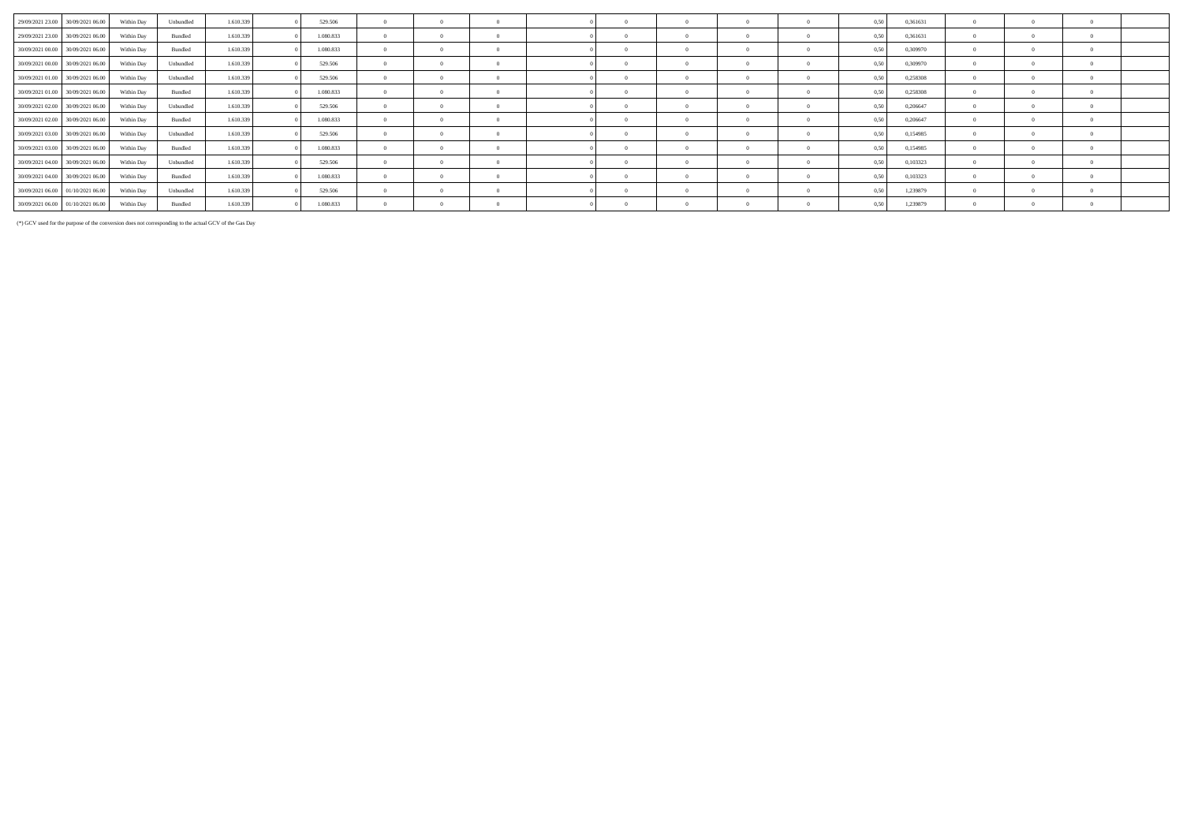| | | | | | | | | | | | | | | | | | | | | | |
|---|---|---|---|---|---|---|---|---|---|---|---|---|---|---|---|---|---|---|---|---|---|
| 29/09/2021 23.00 | 30/09/2021 06.00 | Within Day | Unbundled | 1.610.339 | 0 | 529.506 | 0 | 0 | 0 | | 0 | 0 | 0 | 0 | 0 | 0,50 | 0,361631 | 0 | 0 | 0 | |
| 29/09/2021 23.00 | 30/09/2021 06.00 | Within Day | Bundled | 1.610.339 | 0 | 1.080.833 | 0 | 0 | 0 | | 0 | 0 | 0 | 0 | 0 | 0,50 | 0,361631 | 0 | 0 | 0 | |
| 30/09/2021 00.00 | 30/09/2021 06.00 | Within Day | Bundled | 1.610.339 | 0 | 1.080.833 | 0 | 0 | 0 | | 0 | 0 | 0 | 0 | 0 | 0,50 | 0,309970 | 0 | 0 | 0 | |
| 30/09/2021 00.00 | 30/09/2021 06.00 | Within Day | Unbundled | 1.610.339 | 0 | 529.506 | 0 | 0 | 0 | | 0 | 0 | 0 | 0 | 0 | 0,50 | 0,309970 | 0 | 0 | 0 | |
| 30/09/2021 01.00 | 30/09/2021 06.00 | Within Day | Unbundled | 1.610.339 | 0 | 529.506 | 0 | 0 | 0 | | 0 | 0 | 0 | 0 | 0 | 0,50 | 0,258308 | 0 | 0 | 0 | |
| 30/09/2021 01.00 | 30/09/2021 06.00 | Within Day | Bundled | 1.610.339 | 0 | 1.080.833 | 0 | 0 | 0 | | 0 | 0 | 0 | 0 | 0 | 0,50 | 0,258308 | 0 | 0 | 0 | |
| 30/09/2021 02.00 | 30/09/2021 06.00 | Within Day | Unbundled | 1.610.339 | 0 | 529.506 | 0 | 0 | 0 | | 0 | 0 | 0 | 0 | 0 | 0,50 | 0,206647 | 0 | 0 | 0 | |
| 30/09/2021 02.00 | 30/09/2021 06.00 | Within Day | Bundled | 1.610.339 | 0 | 1.080.833 | 0 | 0 | 0 | | 0 | 0 | 0 | 0 | 0 | 0,50 | 0,206647 | 0 | 0 | 0 | |
| 30/09/2021 03.00 | 30/09/2021 06.00 | Within Day | Unbundled | 1.610.339 | 0 | 529.506 | 0 | 0 | 0 | | 0 | 0 | 0 | 0 | 0 | 0,50 | 0,154985 | 0 | 0 | 0 | |
| 30/09/2021 03.00 | 30/09/2021 06.00 | Within Day | Bundled | 1.610.339 | 0 | 1.080.833 | 0 | 0 | 0 | | 0 | 0 | 0 | 0 | 0 | 0,50 | 0,154985 | 0 | 0 | 0 | |
| 30/09/2021 04.00 | 30/09/2021 06.00 | Within Day | Unbundled | 1.610.339 | 0 | 529.506 | 0 | 0 | 0 | | 0 | 0 | 0 | 0 | 0 | 0,50 | 0,103323 | 0 | 0 | 0 | |
| 30/09/2021 04.00 | 30/09/2021 06.00 | Within Day | Bundled | 1.610.339 | 0 | 1.080.833 | 0 | 0 | 0 | | 0 | 0 | 0 | 0 | 0 | 0,50 | 0,103323 | 0 | 0 | 0 | |
| 30/09/2021 06.00 | 01/10/2021 06.00 | Within Day | Unbundled | 1.610.339 | 0 | 529.506 | 0 | 0 | 0 | | 0 | 0 | 0 | 0 | 0 | 0,50 | 1,239879 | 0 | 0 | 0 | |
| 30/09/2021 06.00 | 01/10/2021 06.00 | Within Day | Bundled | 1.610.339 | 0 | 1.080.833 | 0 | 0 | 0 | | 0 | 0 | 0 | 0 | 0 | 0,50 | 1,239879 | 0 | 0 | 0 | |

(*) GCV used for the purpose of the conversion does not corresponding to the actual GCV of the Gas Day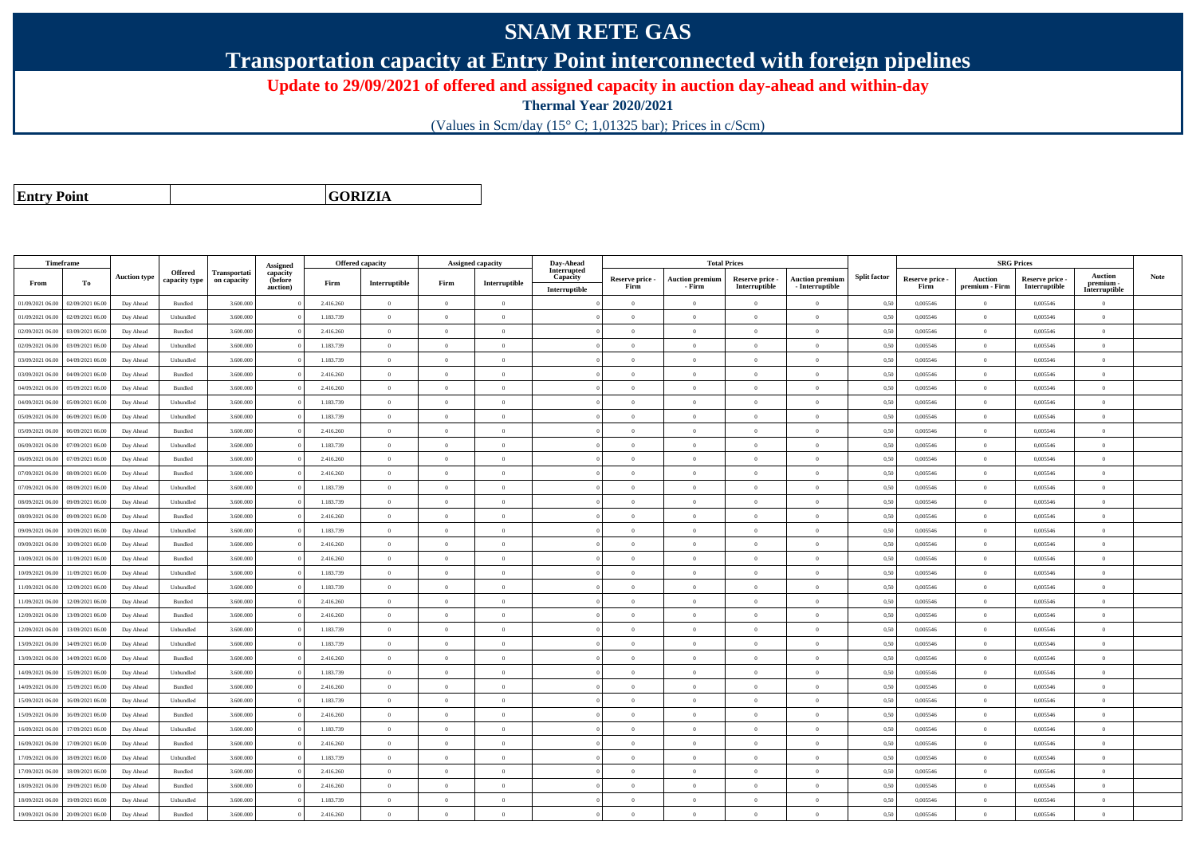# SNAM RETE GAS

## Transportation capacity at Entry Point interconnected with foreign pipelines

**Update to 29/09/2021 of offered and assigned capacity in auction day-ahead and within-day**

**Thermal Year 2020/2021**

(Values in Scm/day (15° C; 1,01325 bar); Prices in c/Scm)

| **Entry Point** | | **GORIZIA** |
|---|---|---|

| Timeframe | | Auction type | Offered capacity type | Transportation capacity | Assigned capacity (before auction) | Offered capacity | | Assigned capacity | | Day-Ahead Interrupted Capacity | Total Prices | | | | Split factor | SRG Prices | | | | Note |
|---|---|---|---|---|---|---|---|---|---|---|---|---|---|---|---|---|---|---|---|---|
| From | To | | | | | Firm | Interruptible | Firm | Interruptible | Interruptible | Reserve price - Firm | Auction premium - Firm | Reserve price - Interruptible | Auction premium - Interruptible | | Reserve price - Firm | Auction premium - Firm | Reserve price - Interruptible | Auction premium - Interruptible | |
| 01/09/2021 06.00 | 02/09/2021 06.00 | Day Ahead | Bundled | 3.600.000 | 0 | 2.416.260 | 0 | 0 | 0 | 0 | 0 | 0 | 0 | 0 | 0,50 | 0,005546 | 0 | 0,005546 | 0 | |
| 01/09/2021 06.00 | 02/09/2021 06.00 | Day Ahead | Unbundled | 3.600.000 | 0 | 1.183.739 | 0 | 0 | 0 | 0 | 0 | 0 | 0 | 0 | 0,50 | 0,005546 | 0 | 0,005546 | 0 | |
| 02/09/2021 06.00 | 03/09/2021 06.00 | Day Ahead | Bundled | 3.600.000 | 0 | 2.416.260 | 0 | 0 | 0 | 0 | 0 | 0 | 0 | 0 | 0,50 | 0,005546 | 0 | 0,005546 | 0 | |
| 02/09/2021 06.00 | 03/09/2021 06.00 | Day Ahead | Unbundled | 3.600.000 | 0 | 1.183.739 | 0 | 0 | 0 | 0 | 0 | 0 | 0 | 0 | 0,50 | 0,005546 | 0 | 0,005546 | 0 | |
| 03/09/2021 06.00 | 04/09/2021 06.00 | Day Ahead | Unbundled | 3.600.000 | 0 | 1.183.739 | 0 | 0 | 0 | 0 | 0 | 0 | 0 | 0 | 0,50 | 0,005546 | 0 | 0,005546 | 0 | |
| 03/09/2021 06.00 | 04/09/2021 06.00 | Day Ahead | Bundled | 3.600.000 | 0 | 2.416.260 | 0 | 0 | 0 | 0 | 0 | 0 | 0 | 0 | 0,50 | 0,005546 | 0 | 0,005546 | 0 | |
| 04/09/2021 06.00 | 05/09/2021 06.00 | Day Ahead | Bundled | 3.600.000 | 0 | 2.416.260 | 0 | 0 | 0 | 0 | 0 | 0 | 0 | 0 | 0,50 | 0,005546 | 0 | 0,005546 | 0 | |
| 04/09/2021 06.00 | 05/09/2021 06.00 | Day Ahead | Unbundled | 3.600.000 | 0 | 1.183.739 | 0 | 0 | 0 | 0 | 0 | 0 | 0 | 0 | 0,50 | 0,005546 | 0 | 0,005546 | 0 | |
| 05/09/2021 06.00 | 06/09/2021 06.00 | Day Ahead | Unbundled | 3.600.000 | 0 | 1.183.739 | 0 | 0 | 0 | 0 | 0 | 0 | 0 | 0 | 0,50 | 0,005546 | 0 | 0,005546 | 0 | |
| 05/09/2021 06.00 | 06/09/2021 06.00 | Day Ahead | Bundled | 3.600.000 | 0 | 2.416.260 | 0 | 0 | 0 | 0 | 0 | 0 | 0 | 0 | 0,50 | 0,005546 | 0 | 0,005546 | 0 | |
| 06/09/2021 06.00 | 07/09/2021 06.00 | Day Ahead | Unbundled | 3.600.000 | 0 | 1.183.739 | 0 | 0 | 0 | 0 | 0 | 0 | 0 | 0 | 0,50 | 0,005546 | 0 | 0,005546 | 0 | |
| 06/09/2021 06.00 | 07/09/2021 06.00 | Day Ahead | Bundled | 3.600.000 | 0 | 2.416.260 | 0 | 0 | 0 | 0 | 0 | 0 | 0 | 0 | 0,50 | 0,005546 | 0 | 0,005546 | 0 | |
| 07/09/2021 06.00 | 08/09/2021 06.00 | Day Ahead | Bundled | 3.600.000 | 0 | 2.416.260 | 0 | 0 | 0 | 0 | 0 | 0 | 0 | 0 | 0,50 | 0,005546 | 0 | 0,005546 | 0 | |
| 07/09/2021 06.00 | 08/09/2021 06.00 | Day Ahead | Unbundled | 3.600.000 | 0 | 1.183.739 | 0 | 0 | 0 | 0 | 0 | 0 | 0 | 0 | 0,50 | 0,005546 | 0 | 0,005546 | 0 | |
| 08/09/2021 06.00 | 09/09/2021 06.00 | Day Ahead | Unbundled | 3.600.000 | 0 | 1.183.739 | 0 | 0 | 0 | 0 | 0 | 0 | 0 | 0 | 0,50 | 0,005546 | 0 | 0,005546 | 0 | |
| 08/09/2021 06.00 | 09/09/2021 06.00 | Day Ahead | Bundled | 3.600.000 | 0 | 2.416.260 | 0 | 0 | 0 | 0 | 0 | 0 | 0 | 0 | 0,50 | 0,005546 | 0 | 0,005546 | 0 | |
| 09/09/2021 06.00 | 10/09/2021 06.00 | Day Ahead | Unbundled | 3.600.000 | 0 | 1.183.739 | 0 | 0 | 0 | 0 | 0 | 0 | 0 | 0 | 0,50 | 0,005546 | 0 | 0,005546 | 0 | |
| 09/09/2021 06.00 | 10/09/2021 06.00 | Day Ahead | Bundled | 3.600.000 | 0 | 2.416.260 | 0 | 0 | 0 | 0 | 0 | 0 | 0 | 0 | 0,50 | 0,005546 | 0 | 0,005546 | 0 | |
| 10/09/2021 06.00 | 11/09/2021 06.00 | Day Ahead | Bundled | 3.600.000 | 0 | 2.416.260 | 0 | 0 | 0 | 0 | 0 | 0 | 0 | 0 | 0,50 | 0,005546 | 0 | 0,005546 | 0 | |
| 10/09/2021 06.00 | 11/09/2021 06.00 | Day Ahead | Unbundled | 3.600.000 | 0 | 1.183.739 | 0 | 0 | 0 | 0 | 0 | 0 | 0 | 0 | 0,50 | 0,005546 | 0 | 0,005546 | 0 | |
| 11/09/2021 06.00 | 12/09/2021 06.00 | Day Ahead | Unbundled | 3.600.000 | 0 | 1.183.739 | 0 | 0 | 0 | 0 | 0 | 0 | 0 | 0 | 0,50 | 0,005546 | 0 | 0,005546 | 0 | |
| 11/09/2021 06.00 | 12/09/2021 06.00 | Day Ahead | Bundled | 3.600.000 | 0 | 2.416.260 | 0 | 0 | 0 | 0 | 0 | 0 | 0 | 0 | 0,50 | 0,005546 | 0 | 0,005546 | 0 | |
| 12/09/2021 06.00 | 13/09/2021 06.00 | Day Ahead | Bundled | 3.600.000 | 0 | 2.416.260 | 0 | 0 | 0 | 0 | 0 | 0 | 0 | 0 | 0,50 | 0,005546 | 0 | 0,005546 | 0 | |
| 12/09/2021 06.00 | 13/09/2021 06.00 | Day Ahead | Unbundled | 3.600.000 | 0 | 1.183.739 | 0 | 0 | 0 | 0 | 0 | 0 | 0 | 0 | 0,50 | 0,005546 | 0 | 0,005546 | 0 | |
| 13/09/2021 06.00 | 14/09/2021 06.00 | Day Ahead | Unbundled | 3.600.000 | 0 | 1.183.739 | 0 | 0 | 0 | 0 | 0 | 0 | 0 | 0 | 0,50 | 0,005546 | 0 | 0,005546 | 0 | |
| 13/09/2021 06.00 | 14/09/2021 06.00 | Day Ahead | Bundled | 3.600.000 | 0 | 2.416.260 | 0 | 0 | 0 | 0 | 0 | 0 | 0 | 0 | 0,50 | 0,005546 | 0 | 0,005546 | 0 | |
| 14/09/2021 06.00 | 15/09/2021 06.00 | Day Ahead | Unbundled | 3.600.000 | 0 | 1.183.739 | 0 | 0 | 0 | 0 | 0 | 0 | 0 | 0 | 0,50 | 0,005546 | 0 | 0,005546 | 0 | |
| 14/09/2021 06.00 | 15/09/2021 06.00 | Day Ahead | Bundled | 3.600.000 | 0 | 2.416.260 | 0 | 0 | 0 | 0 | 0 | 0 | 0 | 0 | 0,50 | 0,005546 | 0 | 0,005546 | 0 | |
| 15/09/2021 06.00 | 16/09/2021 06.00 | Day Ahead | Unbundled | 3.600.000 | 0 | 1.183.739 | 0 | 0 | 0 | 0 | 0 | 0 | 0 | 0 | 0,50 | 0,005546 | 0 | 0,005546 | 0 | |
| 15/09/2021 06.00 | 16/09/2021 06.00 | Day Ahead | Bundled | 3.600.000 | 0 | 2.416.260 | 0 | 0 | 0 | 0 | 0 | 0 | 0 | 0 | 0,50 | 0,005546 | 0 | 0,005546 | 0 | |
| 16/09/2021 06.00 | 17/09/2021 06.00 | Day Ahead | Unbundled | 3.600.000 | 0 | 1.183.739 | 0 | 0 | 0 | 0 | 0 | 0 | 0 | 0 | 0,50 | 0,005546 | 0 | 0,005546 | 0 | |
| 16/09/2021 06.00 | 17/09/2021 06.00 | Day Ahead | Bundled | 3.600.000 | 0 | 2.416.260 | 0 | 0 | 0 | 0 | 0 | 0 | 0 | 0 | 0,50 | 0,005546 | 0 | 0,005546 | 0 | |
| 17/09/2021 06.00 | 18/09/2021 06.00 | Day Ahead | Unbundled | 3.600.000 | 0 | 1.183.739 | 0 | 0 | 0 | 0 | 0 | 0 | 0 | 0 | 0,50 | 0,005546 | 0 | 0,005546 | 0 | |
| 17/09/2021 06.00 | 18/09/2021 06.00 | Day Ahead | Bundled | 3.600.000 | 0 | 2.416.260 | 0 | 0 | 0 | 0 | 0 | 0 | 0 | 0 | 0,50 | 0,005546 | 0 | 0,005546 | 0 | |
| 18/09/2021 06.00 | 19/09/2021 06.00 | Day Ahead | Bundled | 3.600.000 | 0 | 2.416.260 | 0 | 0 | 0 | 0 | 0 | 0 | 0 | 0 | 0,50 | 0,005546 | 0 | 0,005546 | 0 | |
| 18/09/2021 06.00 | 19/09/2021 06.00 | Day Ahead | Unbundled | 3.600.000 | 0 | 1.183.739 | 0 | 0 | 0 | 0 | 0 | 0 | 0 | 0 | 0,50 | 0,005546 | 0 | 0,005546 | 0 | |
| 19/09/2021 06.00 | 20/09/2021 06.00 | Day Ahead | Bundled | 3.600.000 | 0 | 2.416.260 | 0 | 0 | 0 | 0 | 0 | 0 | 0 | 0 | 0,50 | 0,005546 | 0 | 0,005546 | 0 | |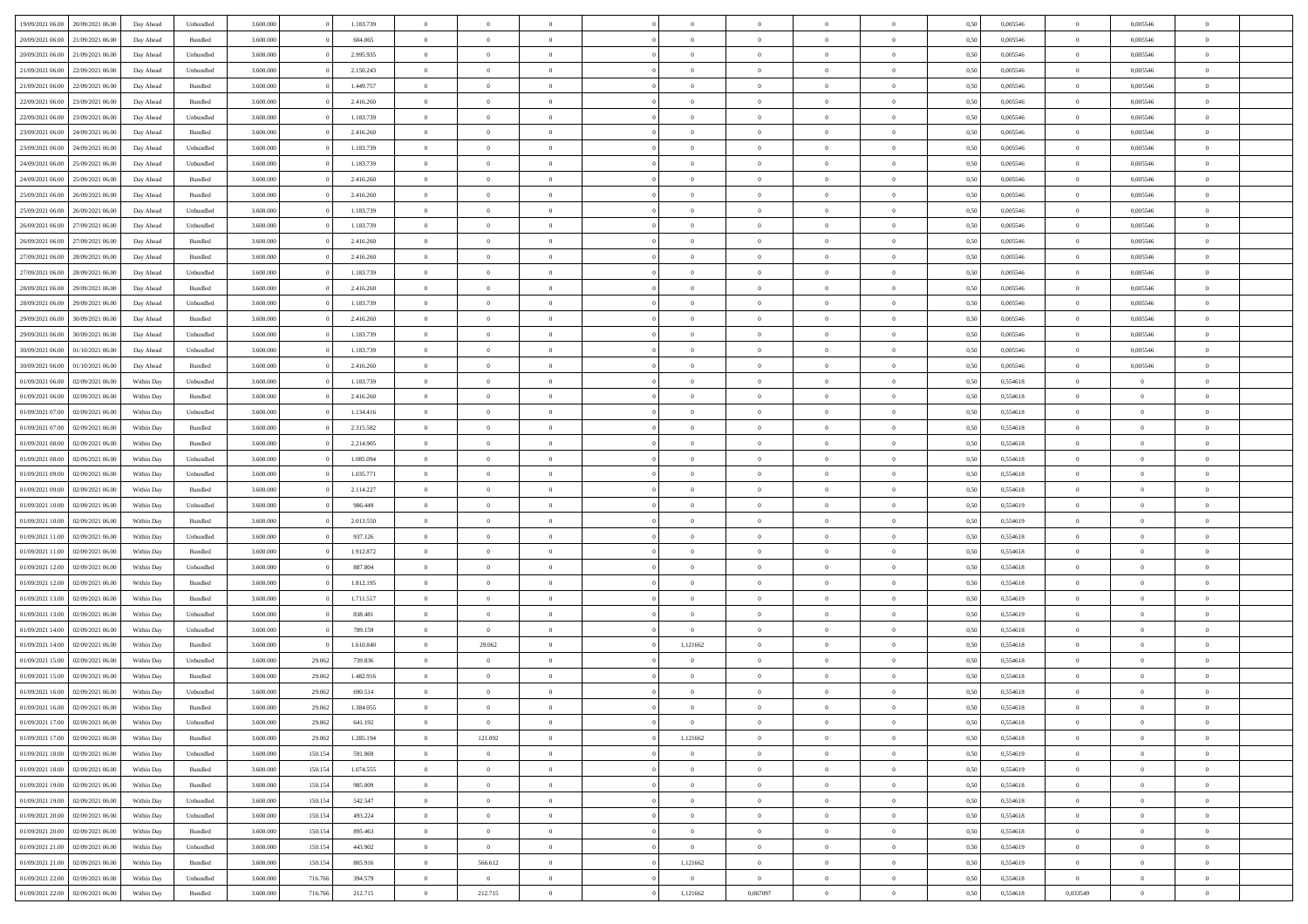| | | | | | | | | | | | | | | | | | | | | | |
|---|---|---|---|---|---|---|---|---|---|---|---|---|---|---|---|---|---|---|---|---|---|
| 19/09/2021 06:00 | 20/09/2021 06:00 | Day Ahead | Unbundled | 3.600.000 | 0 | 1.183.739 | 0 | 0 | 0 | | 0 | 0 | 0 | 0 | 0 | 0,50 | 0,005546 | 0 | 0,005546 | 0 | |
| 20/09/2021 06:00 | 21/09/2021 06:00 | Day Ahead | Bundled | 3.600.000 | 0 | 604.065 | 0 | 0 | 0 | | 0 | 0 | 0 | 0 | 0 | 0,50 | 0,005546 | 0 | 0,005546 | 0 | |
| 20/09/2021 06:00 | 21/09/2021 06:00 | Day Ahead | Unbundled | 3.600.000 | 0 | 2.995.935 | 0 | 0 | 0 | | 0 | 0 | 0 | 0 | 0 | 0,50 | 0,005546 | 0 | 0,005546 | 0 | |
| 21/09/2021 06:00 | 22/09/2021 06:00 | Day Ahead | Unbundled | 3.600.000 | 0 | 2.150.243 | 0 | 0 | 0 | | 0 | 0 | 0 | 0 | 0 | 0,50 | 0,005546 | 0 | 0,005546 | 0 | |
| 21/09/2021 06:00 | 22/09/2021 06:00 | Day Ahead | Bundled | 3.600.000 | 0 | 1.449.757 | 0 | 0 | 0 | | 0 | 0 | 0 | 0 | 0 | 0,50 | 0,005546 | 0 | 0,005546 | 0 | |
| 22/09/2021 06:00 | 23/09/2021 06:00 | Day Ahead | Bundled | 3.600.000 | 0 | 2.416.260 | 0 | 0 | 0 | | 0 | 0 | 0 | 0 | 0 | 0,50 | 0,005546 | 0 | 0,005546 | 0 | |
| 22/09/2021 06:00 | 23/09/2021 06:00 | Day Ahead | Unbundled | 3.600.000 | 0 | 1.183.739 | 0 | 0 | 0 | | 0 | 0 | 0 | 0 | 0 | 0,50 | 0,005546 | 0 | 0,005546 | 0 | |
| 23/09/2021 06:00 | 24/09/2021 06:00 | Day Ahead | Bundled | 3.600.000 | 0 | 2.416.260 | 0 | 0 | 0 | | 0 | 0 | 0 | 0 | 0 | 0,50 | 0,005546 | 0 | 0,005546 | 0 | |
| 23/09/2021 06:00 | 24/09/2021 06:00 | Day Ahead | Unbundled | 3.600.000 | 0 | 1.183.739 | 0 | 0 | 0 | | 0 | 0 | 0 | 0 | 0 | 0,50 | 0,005546 | 0 | 0,005546 | 0 | |
| 24/09/2021 06:00 | 25/09/2021 06:00 | Day Ahead | Unbundled | 3.600.000 | 0 | 1.183.739 | 0 | 0 | 0 | | 0 | 0 | 0 | 0 | 0 | 0,50 | 0,005546 | 0 | 0,005546 | 0 | |
| 24/09/2021 06:00 | 25/09/2021 06:00 | Day Ahead | Bundled | 3.600.000 | 0 | 2.416.260 | 0 | 0 | 0 | | 0 | 0 | 0 | 0 | 0 | 0,50 | 0,005546 | 0 | 0,005546 | 0 | |
| 25/09/2021 06:00 | 26/09/2021 06:00 | Day Ahead | Bundled | 3.600.000 | 0 | 2.416.260 | 0 | 0 | 0 | | 0 | 0 | 0 | 0 | 0 | 0,50 | 0,005546 | 0 | 0,005546 | 0 | |
| 25/09/2021 06:00 | 26/09/2021 06:00 | Day Ahead | Unbundled | 3.600.000 | 0 | 1.183.739 | 0 | 0 | 0 | | 0 | 0 | 0 | 0 | 0 | 0,50 | 0,005546 | 0 | 0,005546 | 0 | |
| 26/09/2021 06:00 | 27/09/2021 06:00 | Day Ahead | Unbundled | 3.600.000 | 0 | 1.183.739 | 0 | 0 | 0 | | 0 | 0 | 0 | 0 | 0 | 0,50 | 0,005546 | 0 | 0,005546 | 0 | |
| 26/09/2021 06:00 | 27/09/2021 06:00 | Day Ahead | Bundled | 3.600.000 | 0 | 2.416.260 | 0 | 0 | 0 | | 0 | 0 | 0 | 0 | 0 | 0,50 | 0,005546 | 0 | 0,005546 | 0 | |
| 27/09/2021 06:00 | 28/09/2021 06:00 | Day Ahead | Bundled | 3.600.000 | 0 | 2.416.260 | 0 | 0 | 0 | | 0 | 0 | 0 | 0 | 0 | 0,50 | 0,005546 | 0 | 0,005546 | 0 | |
| 27/09/2021 06:00 | 28/09/2021 06:00 | Day Ahead | Unbundled | 3.600.000 | 0 | 1.183.739 | 0 | 0 | 0 | | 0 | 0 | 0 | 0 | 0 | 0,50 | 0,005546 | 0 | 0,005546 | 0 | |
| 28/09/2021 06:00 | 29/09/2021 06:00 | Day Ahead | Bundled | 3.600.000 | 0 | 2.416.260 | 0 | 0 | 0 | | 0 | 0 | 0 | 0 | 0 | 0,50 | 0,005546 | 0 | 0,005546 | 0 | |
| 28/09/2021 06:00 | 29/09/2021 06:00 | Day Ahead | Unbundled | 3.600.000 | 0 | 1.183.739 | 0 | 0 | 0 | | 0 | 0 | 0 | 0 | 0 | 0,50 | 0,005546 | 0 | 0,005546 | 0 | |
| 29/09/2021 06:00 | 30/09/2021 06:00 | Day Ahead | Bundled | 3.600.000 | 0 | 2.416.260 | 0 | 0 | 0 | | 0 | 0 | 0 | 0 | 0 | 0,50 | 0,005546 | 0 | 0,005546 | 0 | |
| 29/09/2021 06:00 | 30/09/2021 06:00 | Day Ahead | Unbundled | 3.600.000 | 0 | 1.183.739 | 0 | 0 | 0 | | 0 | 0 | 0 | 0 | 0 | 0,50 | 0,005546 | 0 | 0,005546 | 0 | |
| 30/09/2021 06:00 | 01/10/2021 06:00 | Day Ahead | Unbundled | 3.600.000 | 0 | 1.183.739 | 0 | 0 | 0 | | 0 | 0 | 0 | 0 | 0 | 0,50 | 0,005546 | 0 | 0,005546 | 0 | |
| 30/09/2021 06:00 | 01/10/2021 06:00 | Day Ahead | Bundled | 3.600.000 | 0 | 2.416.260 | 0 | 0 | 0 | | 0 | 0 | 0 | 0 | 0 | 0,50 | 0,005546 | 0 | 0,005546 | 0 | |
| 01/09/2021 06:00 | 02/09/2021 06:00 | Within Day | Unbundled | 3.600.000 | 0 | 1.183.739 | 0 | 0 | 0 | | 0 | 0 | 0 | 0 | 0 | 0,50 | 0,554618 | 0 | 0 | 0 | |
| 01/09/2021 06:00 | 02/09/2021 06:00 | Within Day | Bundled | 3.600.000 | 0 | 2.416.260 | 0 | 0 | 0 | | 0 | 0 | 0 | 0 | 0 | 0,50 | 0,554618 | 0 | 0 | 0 | |
| 01/09/2021 07:00 | 02/09/2021 06:00 | Within Day | Unbundled | 3.600.000 | 0 | 1.134.416 | 0 | 0 | 0 | | 0 | 0 | 0 | 0 | 0 | 0,50 | 0,554618 | 0 | 0 | 0 | |
| 01/09/2021 07:00 | 02/09/2021 06:00 | Within Day | Bundled | 3.600.000 | 0 | 2.315.582 | 0 | 0 | 0 | | 0 | 0 | 0 | 0 | 0 | 0,50 | 0,554618 | 0 | 0 | 0 | |
| 01/09/2021 08:00 | 02/09/2021 06:00 | Within Day | Bundled | 3.600.000 | 0 | 2.214.905 | 0 | 0 | 0 | | 0 | 0 | 0 | 0 | 0 | 0,50 | 0,554618 | 0 | 0 | 0 | |
| 01/09/2021 08:00 | 02/09/2021 06:00 | Within Day | Unbundled | 3.600.000 | 0 | 1.085.094 | 0 | 0 | 0 | | 0 | 0 | 0 | 0 | 0 | 0,50 | 0,554618 | 0 | 0 | 0 | |
| 01/09/2021 09:00 | 02/09/2021 06:00 | Within Day | Unbundled | 3.600.000 | 0 | 1.035.771 | 0 | 0 | 0 | | 0 | 0 | 0 | 0 | 0 | 0,50 | 0,554618 | 0 | 0 | 0 | |
| 01/09/2021 09:00 | 02/09/2021 06:00 | Within Day | Bundled | 3.600.000 | 0 | 2.114.227 | 0 | 0 | 0 | | 0 | 0 | 0 | 0 | 0 | 0,50 | 0,554618 | 0 | 0 | 0 | |
| 01/09/2021 10:00 | 02/09/2021 06:00 | Within Day | Unbundled | 3.600.000 | 0 | 986.449 | 0 | 0 | 0 | | 0 | 0 | 0 | 0 | 0 | 0,50 | 0,554619 | 0 | 0 | 0 | |
| 01/09/2021 10:00 | 02/09/2021 06:00 | Within Day | Bundled | 3.600.000 | 0 | 2.013.550 | 0 | 0 | 0 | | 0 | 0 | 0 | 0 | 0 | 0,50 | 0,554619 | 0 | 0 | 0 | |
| 01/09/2021 11:00 | 02/09/2021 06:00 | Within Day | Unbundled | 3.600.000 | 0 | 937.126 | 0 | 0 | 0 | | 0 | 0 | 0 | 0 | 0 | 0,50 | 0,554618 | 0 | 0 | 0 | |
| 01/09/2021 11:00 | 02/09/2021 06:00 | Within Day | Bundled | 3.600.000 | 0 | 1.912.872 | 0 | 0 | 0 | | 0 | 0 | 0 | 0 | 0 | 0,50 | 0,554618 | 0 | 0 | 0 | |
| 01/09/2021 12:00 | 02/09/2021 06:00 | Within Day | Unbundled | 3.600.000 | 0 | 887.804 | 0 | 0 | 0 | | 0 | 0 | 0 | 0 | 0 | 0,50 | 0,554618 | 0 | 0 | 0 | |
| 01/09/2021 12:00 | 02/09/2021 06:00 | Within Day | Bundled | 3.600.000 | 0 | 1.812.195 | 0 | 0 | 0 | | 0 | 0 | 0 | 0 | 0 | 0,50 | 0,554618 | 0 | 0 | 0 | |
| 01/09/2021 13:00 | 02/09/2021 06:00 | Within Day | Bundled | 3.600.000 | 0 | 1.711.517 | 0 | 0 | 0 | | 0 | 0 | 0 | 0 | 0 | 0,50 | 0,554619 | 0 | 0 | 0 | |
| 01/09/2021 13:00 | 02/09/2021 06:00 | Within Day | Unbundled | 3.600.000 | 0 | 838.481 | 0 | 0 | 0 | | 0 | 0 | 0 | 0 | 0 | 0,50 | 0,554619 | 0 | 0 | 0 | |
| 01/09/2021 14:00 | 02/09/2021 06:00 | Within Day | Unbundled | 3.600.000 | 0 | 789.159 | 0 | 0 | 0 | | 0 | 0 | 0 | 0 | 0 | 0,50 | 0,554618 | 0 | 0 | 0 | |
| 01/09/2021 14:00 | 02/09/2021 06:00 | Within Day | Bundled | 3.600.000 | 0 | 1.610.840 | 0 | 29.062 | 0 | | 1,121662 | 0 | 0 | 0 | 0 | 0,50 | 0,554618 | 0 | 0 | 0 | |
| 01/09/2021 15:00 | 02/09/2021 06:00 | Within Day | Unbundled | 3.600.000 | 29.062 | 739.836 | 0 | 0 | 0 | | 0 | 0 | 0 | 0 | 0 | 0,50 | 0,554618 | 0 | 0 | 0 | |
| 01/09/2021 15:00 | 02/09/2021 06:00 | Within Day | Bundled | 3.600.000 | 29.062 | 1.482.916 | 0 | 0 | 0 | | 0 | 0 | 0 | 0 | 0 | 0,50 | 0,554618 | 0 | 0 | 0 | |
| 01/09/2021 16:00 | 02/09/2021 06:00 | Within Day | Unbundled | 3.600.000 | 29.062 | 690.514 | 0 | 0 | 0 | | 0 | 0 | 0 | 0 | 0 | 0,50 | 0,554618 | 0 | 0 | 0 | |
| 01/09/2021 16:00 | 02/09/2021 06:00 | Within Day | Bundled | 3.600.000 | 29.062 | 1.384.055 | 0 | 0 | 0 | | 0 | 0 | 0 | 0 | 0 | 0,50 | 0,554618 | 0 | 0 | 0 | |
| 01/09/2021 17:00 | 02/09/2021 06:00 | Within Day | Unbundled | 3.600.000 | 29.062 | 641.192 | 0 | 0 | 0 | | 0 | 0 | 0 | 0 | 0 | 0,50 | 0,554618 | 0 | 0 | 0 | |
| 01/09/2021 17:00 | 02/09/2021 06:00 | Within Day | Bundled | 3.600.000 | 29.062 | 1.285.194 | 0 | 121.092 | 0 | | 1,121662 | 0 | 0 | 0 | 0 | 0,50 | 0,554618 | 0 | 0 | 0 | |
| 01/09/2021 18:00 | 02/09/2021 06:00 | Within Day | Unbundled | 3.600.000 | 150.154 | 591.869 | 0 | 0 | 0 | | 0 | 0 | 0 | 0 | 0 | 0,50 | 0,554619 | 0 | 0 | 0 | |
| 01/09/2021 18:00 | 02/09/2021 06:00 | Within Day | Bundled | 3.600.000 | 150.154 | 1.074.555 | 0 | 0 | 0 | | 0 | 0 | 0 | 0 | 0 | 0,50 | 0,554619 | 0 | 0 | 0 | |
| 01/09/2021 19:00 | 02/09/2021 06:00 | Within Day | Bundled | 3.600.000 | 150.154 | 985.009 | 0 | 0 | 0 | | 0 | 0 | 0 | 0 | 0 | 0,50 | 0,554618 | 0 | 0 | 0 | |
| 01/09/2021 19:00 | 02/09/2021 06:00 | Within Day | Unbundled | 3.600.000 | 150.154 | 542.547 | 0 | 0 | 0 | | 0 | 0 | 0 | 0 | 0 | 0,50 | 0,554618 | 0 | 0 | 0 | |
| 01/09/2021 20:00 | 02/09/2021 06:00 | Within Day | Unbundled | 3.600.000 | 150.154 | 493.224 | 0 | 0 | 0 | | 0 | 0 | 0 | 0 | 0 | 0,50 | 0,554618 | 0 | 0 | 0 | |
| 01/09/2021 20:00 | 02/09/2021 06:00 | Within Day | Bundled | 3.600.000 | 150.154 | 895.463 | 0 | 0 | 0 | | 0 | 0 | 0 | 0 | 0 | 0,50 | 0,554618 | 0 | 0 | 0 | |
| 01/09/2021 21:00 | 02/09/2021 06:00 | Within Day | Unbundled | 3.600.000 | 150.154 | 443.902 | 0 | 0 | 0 | | 0 | 0 | 0 | 0 | 0 | 0,50 | 0,554619 | 0 | 0 | 0 | |
| 01/09/2021 21:00 | 02/09/2021 06:00 | Within Day | Bundled | 3.600.000 | 150.154 | 805.916 | 0 | 566.612 | 0 | | 1,121662 | 0 | 0 | 0 | 0 | 0,50 | 0,554619 | 0 | 0 | 0 | |
| 01/09/2021 22:00 | 02/09/2021 06:00 | Within Day | Unbundled | 3.600.000 | 716.766 | 394.579 | 0 | 0 | 0 | | 0 | 0 | 0 | 0 | 0 | 0,50 | 0,554618 | 0 | 0 | 0 | |
| 01/09/2021 22:00 | 02/09/2021 06:00 | Within Day | Bundled | 3.600.000 | 716.766 | 212.715 | 0 | 212.715 | 0 | | 1,121662 | 0,067097 | 0 | 0 | 0 | 0,50 | 0,554618 | 0,033549 | 0 | 0 | |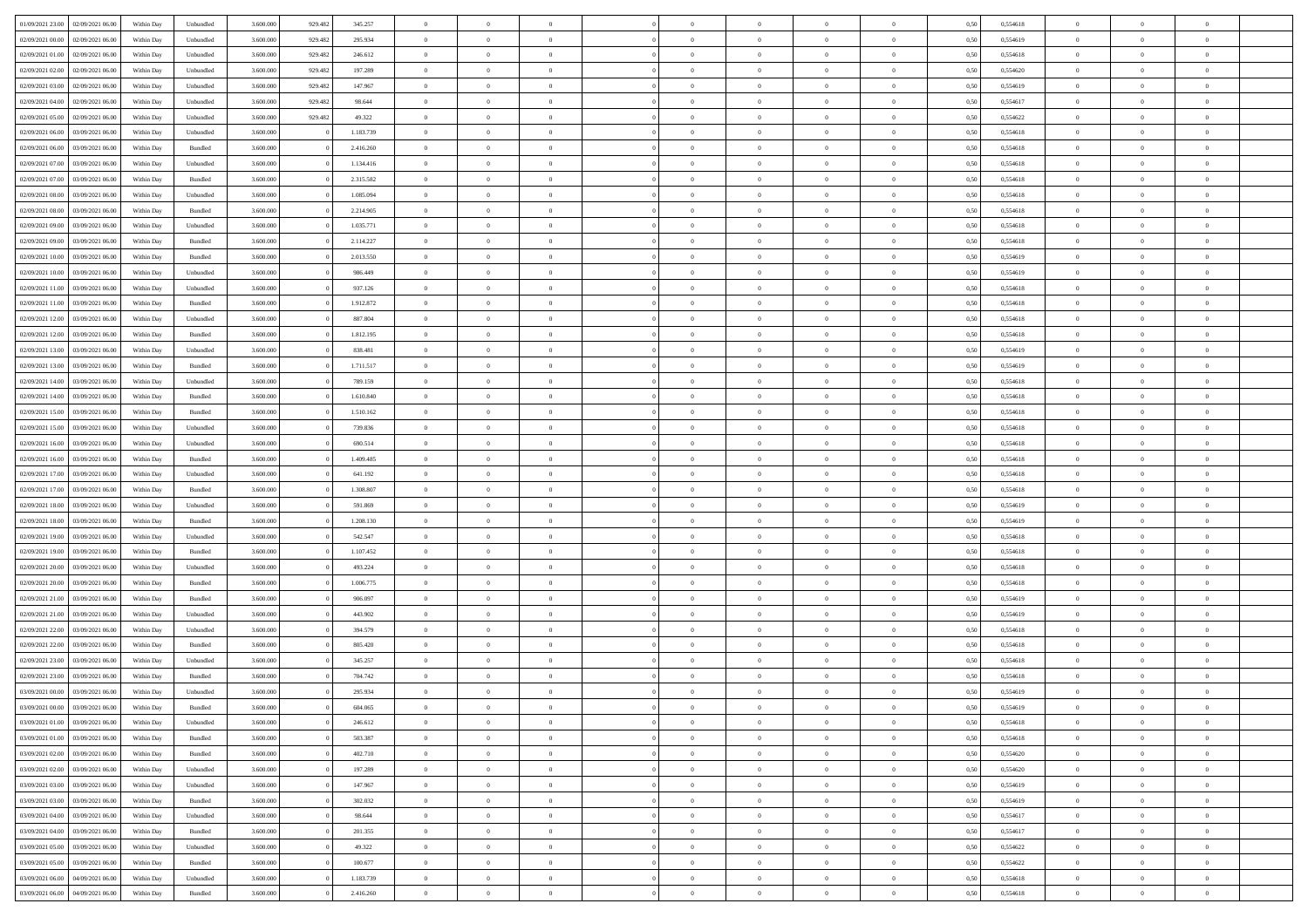| | | | | | | | | | | | | | | | | | | | | |
|---|---|---|---|---|---|---|---|---|---|---|---|---|---|---|---|---|---|---|---|---|
| 01/09/2021 23.00 | 02/09/2021 06.00 | Within Day | Unbundled | 3.600.000 | 929.482 | 345.257 | 0 | 0 | 0 | | 0 | 0 | 0 | 0 | 0,50 | 0,554618 | 0 | 0 | 0 | |
| 02/09/2021 00.00 | 02/09/2021 06.00 | Within Day | Unbundled | 3.600.000 | 929.482 | 295.934 | 0 | 0 | 0 | | 0 | 0 | 0 | 0 | 0,50 | 0,554619 | 0 | 0 | 0 | |
| 02/09/2021 01.00 | 02/09/2021 06.00 | Within Day | Unbundled | 3.600.000 | 929.482 | 246.612 | 0 | 0 | 0 | | 0 | 0 | 0 | 0 | 0,50 | 0,554618 | 0 | 0 | 0 | |
| 02/09/2021 02.00 | 02/09/2021 06.00 | Within Day | Unbundled | 3.600.000 | 929.482 | 197.289 | 0 | 0 | 0 | | 0 | 0 | 0 | 0 | 0,50 | 0,554620 | 0 | 0 | 0 | |
| 02/09/2021 03.00 | 02/09/2021 06.00 | Within Day | Unbundled | 3.600.000 | 929.482 | 147.967 | 0 | 0 | 0 | | 0 | 0 | 0 | 0 | 0,50 | 0,554619 | 0 | 0 | 0 | |
| 02/09/2021 04.00 | 02/09/2021 06.00 | Within Day | Unbundled | 3.600.000 | 929.482 | 98.644 | 0 | 0 | 0 | | 0 | 0 | 0 | 0 | 0,50 | 0,554617 | 0 | 0 | 0 | |
| 02/09/2021 05.00 | 02/09/2021 06.00 | Within Day | Unbundled | 3.600.000 | 929.482 | 49.322 | 0 | 0 | 0 | | 0 | 0 | 0 | 0 | 0,50 | 0,554622 | 0 | 0 | 0 | |
| 02/09/2021 06.00 | 03/09/2021 06.00 | Within Day | Unbundled | 3.600.000 | 0 | 1.183.739 | 0 | 0 | 0 | | 0 | 0 | 0 | 0 | 0,50 | 0,554618 | 0 | 0 | 0 | |
| 02/09/2021 06.00 | 03/09/2021 06.00 | Within Day | Bundled | 3.600.000 | 0 | 2.416.260 | 0 | 0 | 0 | | 0 | 0 | 0 | 0 | 0,50 | 0,554618 | 0 | 0 | 0 | |
| 02/09/2021 07.00 | 03/09/2021 06.00 | Within Day | Unbundled | 3.600.000 | 0 | 1.134.416 | 0 | 0 | 0 | | 0 | 0 | 0 | 0 | 0,50 | 0,554618 | 0 | 0 | 0 | |
| 02/09/2021 07.00 | 03/09/2021 06.00 | Within Day | Bundled | 3.600.000 | 0 | 2.315.582 | 0 | 0 | 0 | | 0 | 0 | 0 | 0 | 0,50 | 0,554618 | 0 | 0 | 0 | |
| 02/09/2021 08.00 | 03/09/2021 06.00 | Within Day | Unbundled | 3.600.000 | 0 | 1.085.094 | 0 | 0 | 0 | | 0 | 0 | 0 | 0 | 0,50 | 0,554618 | 0 | 0 | 0 | |
| 02/09/2021 08.00 | 03/09/2021 06.00 | Within Day | Bundled | 3.600.000 | 0 | 2.214.905 | 0 | 0 | 0 | | 0 | 0 | 0 | 0 | 0,50 | 0,554618 | 0 | 0 | 0 | |
| 02/09/2021 09.00 | 03/09/2021 06.00 | Within Day | Unbundled | 3.600.000 | 0 | 1.035.771 | 0 | 0 | 0 | | 0 | 0 | 0 | 0 | 0,50 | 0,554618 | 0 | 0 | 0 | |
| 02/09/2021 09.00 | 03/09/2021 06.00 | Within Day | Bundled | 3.600.000 | 0 | 2.114.227 | 0 | 0 | 0 | | 0 | 0 | 0 | 0 | 0,50 | 0,554618 | 0 | 0 | 0 | |
| 02/09/2021 10.00 | 03/09/2021 06.00 | Within Day | Bundled | 3.600.000 | 0 | 2.013.550 | 0 | 0 | 0 | | 0 | 0 | 0 | 0 | 0,50 | 0,554619 | 0 | 0 | 0 | |
| 02/09/2021 10.00 | 03/09/2021 06.00 | Within Day | Unbundled | 3.600.000 | 0 | 986.449 | 0 | 0 | 0 | | 0 | 0 | 0 | 0 | 0,50 | 0,554619 | 0 | 0 | 0 | |
| 02/09/2021 11.00 | 03/09/2021 06.00 | Within Day | Unbundled | 3.600.000 | 0 | 937.126 | 0 | 0 | 0 | | 0 | 0 | 0 | 0 | 0,50 | 0,554618 | 0 | 0 | 0 | |
| 02/09/2021 11.00 | 03/09/2021 06.00 | Within Day | Bundled | 3.600.000 | 0 | 1.912.872 | 0 | 0 | 0 | | 0 | 0 | 0 | 0 | 0,50 | 0,554618 | 0 | 0 | 0 | |
| 02/09/2021 12.00 | 03/09/2021 06.00 | Within Day | Unbundled | 3.600.000 | 0 | 887.804 | 0 | 0 | 0 | | 0 | 0 | 0 | 0 | 0,50 | 0,554618 | 0 | 0 | 0 | |
| 02/09/2021 12.00 | 03/09/2021 06.00 | Within Day | Bundled | 3.600.000 | 0 | 1.812.195 | 0 | 0 | 0 | | 0 | 0 | 0 | 0 | 0,50 | 0,554618 | 0 | 0 | 0 | |
| 02/09/2021 13.00 | 03/09/2021 06.00 | Within Day | Unbundled | 3.600.000 | 0 | 838.481 | 0 | 0 | 0 | | 0 | 0 | 0 | 0 | 0,50 | 0,554619 | 0 | 0 | 0 | |
| 02/09/2021 13.00 | 03/09/2021 06.00 | Within Day | Bundled | 3.600.000 | 0 | 1.711.517 | 0 | 0 | 0 | | 0 | 0 | 0 | 0 | 0,50 | 0,554619 | 0 | 0 | 0 | |
| 02/09/2021 14.00 | 03/09/2021 06.00 | Within Day | Unbundled | 3.600.000 | 0 | 789.159 | 0 | 0 | 0 | | 0 | 0 | 0 | 0 | 0,50 | 0,554618 | 0 | 0 | 0 | |
| 02/09/2021 14.00 | 03/09/2021 06.00 | Within Day | Bundled | 3.600.000 | 0 | 1.610.840 | 0 | 0 | 0 | | 0 | 0 | 0 | 0 | 0,50 | 0,554618 | 0 | 0 | 0 | |
| 02/09/2021 15.00 | 03/09/2021 06.00 | Within Day | Bundled | 3.600.000 | 0 | 1.510.162 | 0 | 0 | 0 | | 0 | 0 | 0 | 0 | 0,50 | 0,554618 | 0 | 0 | 0 | |
| 02/09/2021 15.00 | 03/09/2021 06.00 | Within Day | Unbundled | 3.600.000 | 0 | 739.836 | 0 | 0 | 0 | | 0 | 0 | 0 | 0 | 0,50 | 0,554618 | 0 | 0 | 0 | |
| 02/09/2021 16.00 | 03/09/2021 06.00 | Within Day | Unbundled | 3.600.000 | 0 | 690.514 | 0 | 0 | 0 | | 0 | 0 | 0 | 0 | 0,50 | 0,554618 | 0 | 0 | 0 | |
| 02/09/2021 16.00 | 03/09/2021 06.00 | Within Day | Bundled | 3.600.000 | 0 | 1.409.485 | 0 | 0 | 0 | | 0 | 0 | 0 | 0 | 0,50 | 0,554618 | 0 | 0 | 0 | |
| 02/09/2021 17.00 | 03/09/2021 06.00 | Within Day | Unbundled | 3.600.000 | 0 | 641.192 | 0 | 0 | 0 | | 0 | 0 | 0 | 0 | 0,50 | 0,554618 | 0 | 0 | 0 | |
| 02/09/2021 17.00 | 03/09/2021 06.00 | Within Day | Bundled | 3.600.000 | 0 | 1.308.807 | 0 | 0 | 0 | | 0 | 0 | 0 | 0 | 0,50 | 0,554618 | 0 | 0 | 0 | |
| 02/09/2021 18.00 | 03/09/2021 06.00 | Within Day | Unbundled | 3.600.000 | 0 | 591.869 | 0 | 0 | 0 | | 0 | 0 | 0 | 0 | 0,50 | 0,554619 | 0 | 0 | 0 | |
| 02/09/2021 18.00 | 03/09/2021 06.00 | Within Day | Bundled | 3.600.000 | 0 | 1.208.130 | 0 | 0 | 0 | | 0 | 0 | 0 | 0 | 0,50 | 0,554619 | 0 | 0 | 0 | |
| 02/09/2021 19.00 | 03/09/2021 06.00 | Within Day | Unbundled | 3.600.000 | 0 | 542.547 | 0 | 0 | 0 | | 0 | 0 | 0 | 0 | 0,50 | 0,554618 | 0 | 0 | 0 | |
| 02/09/2021 19.00 | 03/09/2021 06.00 | Within Day | Bundled | 3.600.000 | 0 | 1.107.452 | 0 | 0 | 0 | | 0 | 0 | 0 | 0 | 0,50 | 0,554618 | 0 | 0 | 0 | |
| 02/09/2021 20.00 | 03/09/2021 06.00 | Within Day | Unbundled | 3.600.000 | 0 | 493.224 | 0 | 0 | 0 | | 0 | 0 | 0 | 0 | 0,50 | 0,554618 | 0 | 0 | 0 | |
| 02/09/2021 20.00 | 03/09/2021 06.00 | Within Day | Bundled | 3.600.000 | 0 | 1.006.775 | 0 | 0 | 0 | | 0 | 0 | 0 | 0 | 0,50 | 0,554618 | 0 | 0 | 0 | |
| 02/09/2021 21.00 | 03/09/2021 06.00 | Within Day | Bundled | 3.600.000 | 0 | 906.097 | 0 | 0 | 0 | | 0 | 0 | 0 | 0 | 0,50 | 0,554619 | 0 | 0 | 0 | |
| 02/09/2021 21.00 | 03/09/2021 06.00 | Within Day | Unbundled | 3.600.000 | 0 | 443.902 | 0 | 0 | 0 | | 0 | 0 | 0 | 0 | 0,50 | 0,554619 | 0 | 0 | 0 | |
| 02/09/2021 22.00 | 03/09/2021 06.00 | Within Day | Unbundled | 3.600.000 | 0 | 394.579 | 0 | 0 | 0 | | 0 | 0 | 0 | 0 | 0,50 | 0,554618 | 0 | 0 | 0 | |
| 02/09/2021 22.00 | 03/09/2021 06.00 | Within Day | Bundled | 3.600.000 | 0 | 805.420 | 0 | 0 | 0 | | 0 | 0 | 0 | 0 | 0,50 | 0,554618 | 0 | 0 | 0 | |
| 02/09/2021 23.00 | 03/09/2021 06.00 | Within Day | Unbundled | 3.600.000 | 0 | 345.257 | 0 | 0 | 0 | | 0 | 0 | 0 | 0 | 0,50 | 0,554618 | 0 | 0 | 0 | |
| 02/09/2021 23.00 | 03/09/2021 06.00 | Within Day | Bundled | 3.600.000 | 0 | 704.742 | 0 | 0 | 0 | | 0 | 0 | 0 | 0 | 0,50 | 0,554618 | 0 | 0 | 0 | |
| 03/09/2021 00.00 | 03/09/2021 06.00 | Within Day | Unbundled | 3.600.000 | 0 | 295.934 | 0 | 0 | 0 | | 0 | 0 | 0 | 0 | 0,50 | 0,554619 | 0 | 0 | 0 | |
| 03/09/2021 00.00 | 03/09/2021 06.00 | Within Day | Bundled | 3.600.000 | 0 | 604.065 | 0 | 0 | 0 | | 0 | 0 | 0 | 0 | 0,50 | 0,554619 | 0 | 0 | 0 | |
| 03/09/2021 01.00 | 03/09/2021 06.00 | Within Day | Unbundled | 3.600.000 | 0 | 246.612 | 0 | 0 | 0 | | 0 | 0 | 0 | 0 | 0,50 | 0,554618 | 0 | 0 | 0 | |
| 03/09/2021 01.00 | 03/09/2021 06.00 | Within Day | Bundled | 3.600.000 | 0 | 503.387 | 0 | 0 | 0 | | 0 | 0 | 0 | 0 | 0,50 | 0,554618 | 0 | 0 | 0 | |
| 03/09/2021 02.00 | 03/09/2021 06.00 | Within Day | Bundled | 3.600.000 | 0 | 402.710 | 0 | 0 | 0 | | 0 | 0 | 0 | 0 | 0,50 | 0,554620 | 0 | 0 | 0 | |
| 03/09/2021 02.00 | 03/09/2021 06.00 | Within Day | Unbundled | 3.600.000 | 0 | 197.289 | 0 | 0 | 0 | | 0 | 0 | 0 | 0 | 0,50 | 0,554620 | 0 | 0 | 0 | |
| 03/09/2021 03.00 | 03/09/2021 06.00 | Within Day | Unbundled | 3.600.000 | 0 | 147.967 | 0 | 0 | 0 | | 0 | 0 | 0 | 0 | 0,50 | 0,554619 | 0 | 0 | 0 | |
| 03/09/2021 03.00 | 03/09/2021 06.00 | Within Day | Bundled | 3.600.000 | 0 | 302.032 | 0 | 0 | 0 | | 0 | 0 | 0 | 0 | 0,50 | 0,554619 | 0 | 0 | 0 | |
| 03/09/2021 04.00 | 03/09/2021 06.00 | Within Day | Unbundled | 3.600.000 | 0 | 98.644 | 0 | 0 | 0 | | 0 | 0 | 0 | 0 | 0,50 | 0,554617 | 0 | 0 | 0 | |
| 03/09/2021 04.00 | 03/09/2021 06.00 | Within Day | Bundled | 3.600.000 | 0 | 201.355 | 0 | 0 | 0 | | 0 | 0 | 0 | 0 | 0,50 | 0,554617 | 0 | 0 | 0 | |
| 03/09/2021 05.00 | 03/09/2021 06.00 | Within Day | Unbundled | 3.600.000 | 0 | 49.322 | 0 | 0 | 0 | | 0 | 0 | 0 | 0 | 0,50 | 0,554622 | 0 | 0 | 0 | |
| 03/09/2021 05.00 | 03/09/2021 06.00 | Within Day | Bundled | 3.600.000 | 0 | 100.677 | 0 | 0 | 0 | | 0 | 0 | 0 | 0 | 0,50 | 0,554622 | 0 | 0 | 0 | |
| 03/09/2021 06.00 | 04/09/2021 06.00 | Within Day | Unbundled | 3.600.000 | 0 | 1.183.739 | 0 | 0 | 0 | | 0 | 0 | 0 | 0 | 0,50 | 0,554618 | 0 | 0 | 0 | |
| 03/09/2021 06.00 | 04/09/2021 06.00 | Within Day | Bundled | 3.600.000 | 0 | 2.416.260 | 0 | 0 | 0 | | 0 | 0 | 0 | 0 | 0,50 | 0,554618 | 0 | 0 | 0 | |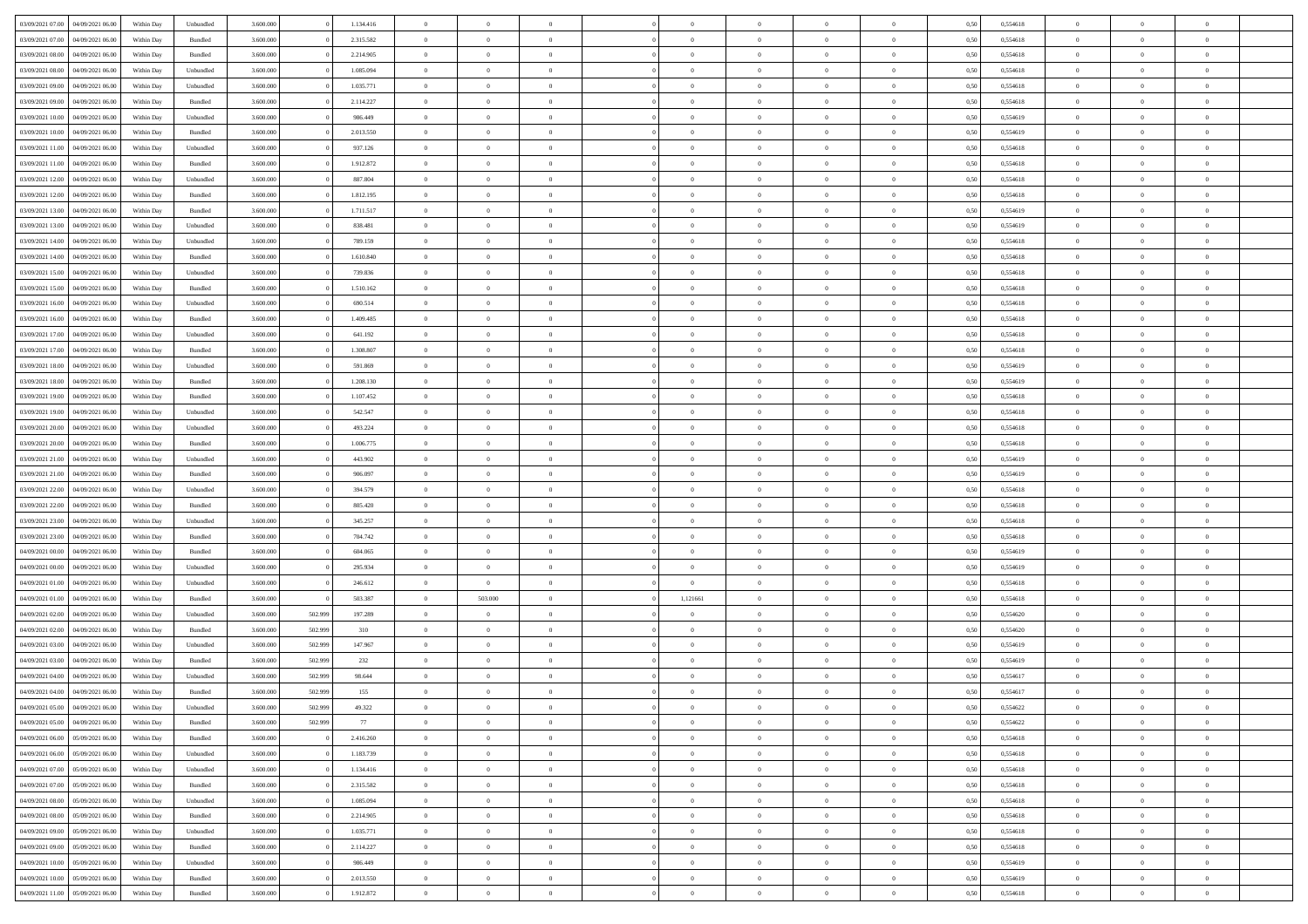| | | | | | | | | | | | | | | | | | | | | |
|---|---|---|---|---|---|---|---|---|---|---|---|---|---|---|---|---|---|---|---|---|
| 03/09/2021 07:00 | 04/09/2021 06:00 | Within Day | Unbundled | 3.600.000 | 0 | 1.134.416 | 0 | 0 | 0 | | 0 | 0 | 0 | 0 | 0,50 | 0,554618 | 0 | 0 | 0 | |
| 03/09/2021 07:00 | 04/09/2021 06:00 | Within Day | Bundled | 3.600.000 | 0 | 2.315.582 | 0 | 0 | 0 | | 0 | 0 | 0 | 0 | 0,50 | 0,554618 | 0 | 0 | 0 | |
| 03/09/2021 08:00 | 04/09/2021 06:00 | Within Day | Bundled | 3.600.000 | 0 | 2.214.905 | 0 | 0 | 0 | | 0 | 0 | 0 | 0 | 0,50 | 0,554618 | 0 | 0 | 0 | |
| 03/09/2021 08:00 | 04/09/2021 06:00 | Within Day | Unbundled | 3.600.000 | 0 | 1.085.094 | 0 | 0 | 0 | | 0 | 0 | 0 | 0 | 0,50 | 0,554618 | 0 | 0 | 0 | |
| 03/09/2021 09:00 | 04/09/2021 06:00 | Within Day | Unbundled | 3.600.000 | 0 | 1.035.771 | 0 | 0 | 0 | | 0 | 0 | 0 | 0 | 0,50 | 0,554618 | 0 | 0 | 0 | |
| 03/09/2021 09:00 | 04/09/2021 06:00 | Within Day | Bundled | 3.600.000 | 0 | 2.114.227 | 0 | 0 | 0 | | 0 | 0 | 0 | 0 | 0,50 | 0,554618 | 0 | 0 | 0 | |
| 03/09/2021 10:00 | 04/09/2021 06:00 | Within Day | Unbundled | 3.600.000 | 0 | 986.449 | 0 | 0 | 0 | | 0 | 0 | 0 | 0 | 0,50 | 0,554619 | 0 | 0 | 0 | |
| 03/09/2021 10:00 | 04/09/2021 06:00 | Within Day | Bundled | 3.600.000 | 0 | 2.013.550 | 0 | 0 | 0 | | 0 | 0 | 0 | 0 | 0,50 | 0,554619 | 0 | 0 | 0 | |
| 03/09/2021 11:00 | 04/09/2021 06:00 | Within Day | Unbundled | 3.600.000 | 0 | 937.126 | 0 | 0 | 0 | | 0 | 0 | 0 | 0 | 0,50 | 0,554618 | 0 | 0 | 0 | |
| 03/09/2021 11:00 | 04/09/2021 06:00 | Within Day | Bundled | 3.600.000 | 0 | 1.912.872 | 0 | 0 | 0 | | 0 | 0 | 0 | 0 | 0,50 | 0,554618 | 0 | 0 | 0 | |
| 03/09/2021 12:00 | 04/09/2021 06:00 | Within Day | Unbundled | 3.600.000 | 0 | 887.804 | 0 | 0 | 0 | | 0 | 0 | 0 | 0 | 0,50 | 0,554618 | 0 | 0 | 0 | |
| 03/09/2021 12:00 | 04/09/2021 06:00 | Within Day | Bundled | 3.600.000 | 0 | 1.812.195 | 0 | 0 | 0 | | 0 | 0 | 0 | 0 | 0,50 | 0,554618 | 0 | 0 | 0 | |
| 03/09/2021 13:00 | 04/09/2021 06:00 | Within Day | Bundled | 3.600.000 | 0 | 1.711.517 | 0 | 0 | 0 | | 0 | 0 | 0 | 0 | 0,50 | 0,554619 | 0 | 0 | 0 | |
| 03/09/2021 13:00 | 04/09/2021 06:00 | Within Day | Unbundled | 3.600.000 | 0 | 838.481 | 0 | 0 | 0 | | 0 | 0 | 0 | 0 | 0,50 | 0,554619 | 0 | 0 | 0 | |
| 03/09/2021 14:00 | 04/09/2021 06:00 | Within Day | Unbundled | 3.600.000 | 0 | 789.159 | 0 | 0 | 0 | | 0 | 0 | 0 | 0 | 0,50 | 0,554618 | 0 | 0 | 0 | |
| 03/09/2021 14:00 | 04/09/2021 06:00 | Within Day | Bundled | 3.600.000 | 0 | 1.610.840 | 0 | 0 | 0 | | 0 | 0 | 0 | 0 | 0,50 | 0,554618 | 0 | 0 | 0 | |
| 03/09/2021 15:00 | 04/09/2021 06:00 | Within Day | Unbundled | 3.600.000 | 0 | 739.836 | 0 | 0 | 0 | | 0 | 0 | 0 | 0 | 0,50 | 0,554618 | 0 | 0 | 0 | |
| 03/09/2021 15:00 | 04/09/2021 06:00 | Within Day | Bundled | 3.600.000 | 0 | 1.510.162 | 0 | 0 | 0 | | 0 | 0 | 0 | 0 | 0,50 | 0,554618 | 0 | 0 | 0 | |
| 03/09/2021 16:00 | 04/09/2021 06:00 | Within Day | Unbundled | 3.600.000 | 0 | 690.514 | 0 | 0 | 0 | | 0 | 0 | 0 | 0 | 0,50 | 0,554618 | 0 | 0 | 0 | |
| 03/09/2021 16:00 | 04/09/2021 06:00 | Within Day | Bundled | 3.600.000 | 0 | 1.409.485 | 0 | 0 | 0 | | 0 | 0 | 0 | 0 | 0,50 | 0,554618 | 0 | 0 | 0 | |
| 03/09/2021 17:00 | 04/09/2021 06:00 | Within Day | Unbundled | 3.600.000 | 0 | 641.192 | 0 | 0 | 0 | | 0 | 0 | 0 | 0 | 0,50 | 0,554618 | 0 | 0 | 0 | |
| 03/09/2021 17:00 | 04/09/2021 06:00 | Within Day | Bundled | 3.600.000 | 0 | 1.308.807 | 0 | 0 | 0 | | 0 | 0 | 0 | 0 | 0,50 | 0,554618 | 0 | 0 | 0 | |
| 03/09/2021 18:00 | 04/09/2021 06:00 | Within Day | Unbundled | 3.600.000 | 0 | 591.869 | 0 | 0 | 0 | | 0 | 0 | 0 | 0 | 0,50 | 0,554619 | 0 | 0 | 0 | |
| 03/09/2021 18:00 | 04/09/2021 06:00 | Within Day | Bundled | 3.600.000 | 0 | 1.208.130 | 0 | 0 | 0 | | 0 | 0 | 0 | 0 | 0,50 | 0,554619 | 0 | 0 | 0 | |
| 03/09/2021 19:00 | 04/09/2021 06:00 | Within Day | Bundled | 3.600.000 | 0 | 1.107.452 | 0 | 0 | 0 | | 0 | 0 | 0 | 0 | 0,50 | 0,554618 | 0 | 0 | 0 | |
| 03/09/2021 19:00 | 04/09/2021 06:00 | Within Day | Unbundled | 3.600.000 | 0 | 542.547 | 0 | 0 | 0 | | 0 | 0 | 0 | 0 | 0,50 | 0,554618 | 0 | 0 | 0 | |
| 03/09/2021 20:00 | 04/09/2021 06:00 | Within Day | Unbundled | 3.600.000 | 0 | 493.224 | 0 | 0 | 0 | | 0 | 0 | 0 | 0 | 0,50 | 0,554618 | 0 | 0 | 0 | |
| 03/09/2021 20:00 | 04/09/2021 06:00 | Within Day | Bundled | 3.600.000 | 0 | 1.006.775 | 0 | 0 | 0 | | 0 | 0 | 0 | 0 | 0,50 | 0,554618 | 0 | 0 | 0 | |
| 03/09/2021 21:00 | 04/09/2021 06:00 | Within Day | Unbundled | 3.600.000 | 0 | 443.902 | 0 | 0 | 0 | | 0 | 0 | 0 | 0 | 0,50 | 0,554619 | 0 | 0 | 0 | |
| 03/09/2021 21:00 | 04/09/2021 06:00 | Within Day | Bundled | 3.600.000 | 0 | 906.097 | 0 | 0 | 0 | | 0 | 0 | 0 | 0 | 0,50 | 0,554619 | 0 | 0 | 0 | |
| 03/09/2021 22:00 | 04/09/2021 06:00 | Within Day | Unbundled | 3.600.000 | 0 | 394.579 | 0 | 0 | 0 | | 0 | 0 | 0 | 0 | 0,50 | 0,554618 | 0 | 0 | 0 | |
| 03/09/2021 22:00 | 04/09/2021 06:00 | Within Day | Bundled | 3.600.000 | 0 | 805.420 | 0 | 0 | 0 | | 0 | 0 | 0 | 0 | 0,50 | 0,554618 | 0 | 0 | 0 | |
| 03/09/2021 23:00 | 04/09/2021 06:00 | Within Day | Unbundled | 3.600.000 | 0 | 345.257 | 0 | 0 | 0 | | 0 | 0 | 0 | 0 | 0,50 | 0,554618 | 0 | 0 | 0 | |
| 03/09/2021 23:00 | 04/09/2021 06:00 | Within Day | Bundled | 3.600.000 | 0 | 704.742 | 0 | 0 | 0 | | 0 | 0 | 0 | 0 | 0,50 | 0,554618 | 0 | 0 | 0 | |
| 04/09/2021 00:00 | 04/09/2021 06:00 | Within Day | Bundled | 3.600.000 | 0 | 604.065 | 0 | 0 | 0 | | 0 | 0 | 0 | 0 | 0,50 | 0,554619 | 0 | 0 | 0 | |
| 04/09/2021 00:00 | 04/09/2021 06:00 | Within Day | Unbundled | 3.600.000 | 0 | 295.934 | 0 | 0 | 0 | | 0 | 0 | 0 | 0 | 0,50 | 0,554619 | 0 | 0 | 0 | |
| 04/09/2021 01:00 | 04/09/2021 06:00 | Within Day | Unbundled | 3.600.000 | 0 | 246.612 | 0 | 0 | 0 | | 0 | 0 | 0 | 0 | 0,50 | 0,554618 | 0 | 0 | 0 | |
| 04/09/2021 01:00 | 04/09/2021 06:00 | Within Day | Bundled | 3.600.000 | 0 | 503.387 | 0 | 503.000 | 0 | | 1,121661 | 0 | 0 | 0 | 0,50 | 0,554618 | 0 | 0 | 0 | |
| 04/09/2021 02:00 | 04/09/2021 06:00 | Within Day | Unbundled | 3.600.000 | 502.999 | 197.289 | 0 | 0 | 0 | | 0 | 0 | 0 | 0 | 0,50 | 0,554620 | 0 | 0 | 0 | |
| 04/09/2021 02:00 | 04/09/2021 06:00 | Within Day | Bundled | 3.600.000 | 502.999 | 310 | 0 | 0 | 0 | | 0 | 0 | 0 | 0 | 0,50 | 0,554620 | 0 | 0 | 0 | |
| 04/09/2021 03:00 | 04/09/2021 06:00 | Within Day | Unbundled | 3.600.000 | 502.999 | 147.967 | 0 | 0 | 0 | | 0 | 0 | 0 | 0 | 0,50 | 0,554619 | 0 | 0 | 0 | |
| 04/09/2021 03:00 | 04/09/2021 06:00 | Within Day | Bundled | 3.600.000 | 502.999 | 232 | 0 | 0 | 0 | | 0 | 0 | 0 | 0 | 0,50 | 0,554619 | 0 | 0 | 0 | |
| 04/09/2021 04:00 | 04/09/2021 06:00 | Within Day | Unbundled | 3.600.000 | 502.999 | 98.644 | 0 | 0 | 0 | | 0 | 0 | 0 | 0 | 0,50 | 0,554617 | 0 | 0 | 0 | |
| 04/09/2021 04:00 | 04/09/2021 06:00 | Within Day | Bundled | 3.600.000 | 502.999 | 155 | 0 | 0 | 0 | | 0 | 0 | 0 | 0 | 0,50 | 0,554617 | 0 | 0 | 0 | |
| 04/09/2021 05:00 | 04/09/2021 06:00 | Within Day | Unbundled | 3.600.000 | 502.999 | 49.322 | 0 | 0 | 0 | | 0 | 0 | 0 | 0 | 0,50 | 0,554622 | 0 | 0 | 0 | |
| 04/09/2021 05:00 | 04/09/2021 06:00 | Within Day | Bundled | 3.600.000 | 502.999 | 77 | 0 | 0 | 0 | | 0 | 0 | 0 | 0 | 0,50 | 0,554622 | 0 | 0 | 0 | |
| 04/09/2021 06:00 | 05/09/2021 06:00 | Within Day | Bundled | 3.600.000 | 0 | 2.416.260 | 0 | 0 | 0 | | 0 | 0 | 0 | 0 | 0,50 | 0,554618 | 0 | 0 | 0 | |
| 04/09/2021 06:00 | 05/09/2021 06:00 | Within Day | Unbundled | 3.600.000 | 0 | 1.183.739 | 0 | 0 | 0 | | 0 | 0 | 0 | 0 | 0,50 | 0,554618 | 0 | 0 | 0 | |
| 04/09/2021 07:00 | 05/09/2021 06:00 | Within Day | Unbundled | 3.600.000 | 0 | 1.134.416 | 0 | 0 | 0 | | 0 | 0 | 0 | 0 | 0,50 | 0,554618 | 0 | 0 | 0 | |
| 04/09/2021 07:00 | 05/09/2021 06:00 | Within Day | Bundled | 3.600.000 | 0 | 2.315.582 | 0 | 0 | 0 | | 0 | 0 | 0 | 0 | 0,50 | 0,554618 | 0 | 0 | 0 | |
| 04/09/2021 08:00 | 05/09/2021 06:00 | Within Day | Unbundled | 3.600.000 | 0 | 1.085.094 | 0 | 0 | 0 | | 0 | 0 | 0 | 0 | 0,50 | 0,554618 | 0 | 0 | 0 | |
| 04/09/2021 08:00 | 05/09/2021 06:00 | Within Day | Bundled | 3.600.000 | 0 | 2.214.905 | 0 | 0 | 0 | | 0 | 0 | 0 | 0 | 0,50 | 0,554618 | 0 | 0 | 0 | |
| 04/09/2021 09:00 | 05/09/2021 06:00 | Within Day | Unbundled | 3.600.000 | 0 | 1.035.771 | 0 | 0 | 0 | | 0 | 0 | 0 | 0 | 0,50 | 0,554618 | 0 | 0 | 0 | |
| 04/09/2021 09:00 | 05/09/2021 06:00 | Within Day | Bundled | 3.600.000 | 0 | 2.114.227 | 0 | 0 | 0 | | 0 | 0 | 0 | 0 | 0,50 | 0,554618 | 0 | 0 | 0 | |
| 04/09/2021 10:00 | 05/09/2021 06:00 | Within Day | Unbundled | 3.600.000 | 0 | 986.449 | 0 | 0 | 0 | | 0 | 0 | 0 | 0 | 0,50 | 0,554619 | 0 | 0 | 0 | |
| 04/09/2021 10:00 | 05/09/2021 06:00 | Within Day | Bundled | 3.600.000 | 0 | 2.013.550 | 0 | 0 | 0 | | 0 | 0 | 0 | 0 | 0,50 | 0,554619 | 0 | 0 | 0 | |
| 04/09/2021 11:00 | 05/09/2021 06:00 | Within Day | Bundled | 3.600.000 | 0 | 1.912.872 | 0 | 0 | 0 | | 0 | 0 | 0 | 0 | 0,50 | 0,554618 | 0 | 0 | 0 | |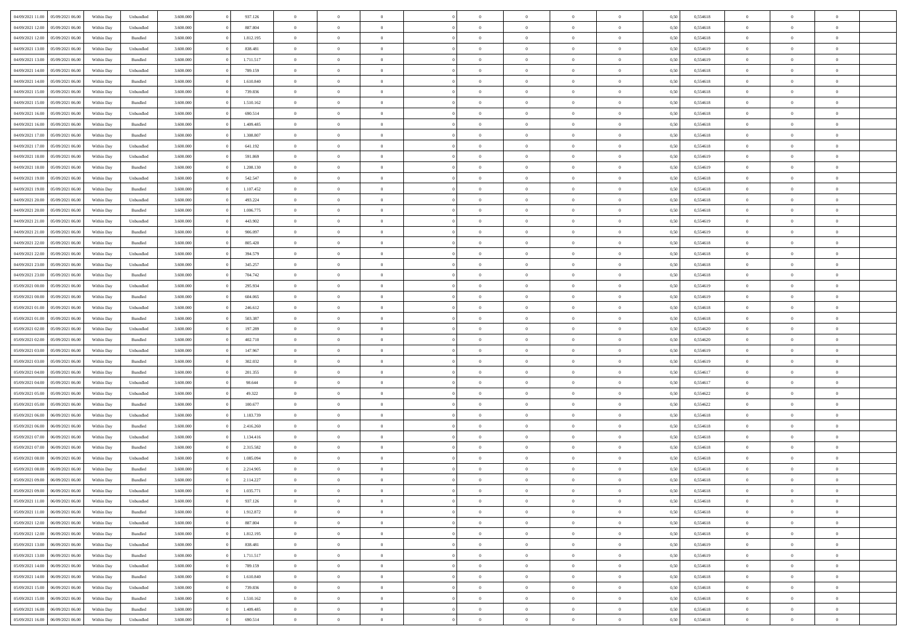| | | | | | | | | | | | | | | | | | | | | | |
|---|---|---|---|---|---|---|---|---|---|---|---|---|---|---|---|---|---|---|---|---|---|
| 04/09/2021 11:00 | 05/09/2021 06:00 | Within Day | Unbundled | 3.600.000 | 0 | 937.126 | 0 | 0 | 0 | | 0 | 0 | 0 | 0 | 0 | 0,50 | 0,554618 | 0 | 0 | 0 | |
| 04/09/2021 12:00 | 05/09/2021 06:00 | Within Day | Unbundled | 3.600.000 | 0 | 887.804 | 0 | 0 | 0 | | 0 | 0 | 0 | 0 | 0 | 0,50 | 0,554618 | 0 | 0 | 0 | |
| 04/09/2021 12:00 | 05/09/2021 06:00 | Within Day | Bundled | 3.600.000 | 0 | 1.812.195 | 0 | 0 | 0 | | 0 | 0 | 0 | 0 | 0 | 0,50 | 0,554618 | 0 | 0 | 0 | |
| 04/09/2021 13:00 | 05/09/2021 06:00 | Within Day | Unbundled | 3.600.000 | 0 | 838.481 | 0 | 0 | 0 | | 0 | 0 | 0 | 0 | 0 | 0,50 | 0,554619 | 0 | 0 | 0 | |
| 04/09/2021 13:00 | 05/09/2021 06:00 | Within Day | Bundled | 3.600.000 | 0 | 1.711.517 | 0 | 0 | 0 | | 0 | 0 | 0 | 0 | 0 | 0,50 | 0,554619 | 0 | 0 | 0 | |
| 04/09/2021 14:00 | 05/09/2021 06:00 | Within Day | Unbundled | 3.600.000 | 0 | 789.159 | 0 | 0 | 0 | | 0 | 0 | 0 | 0 | 0 | 0,50 | 0,554618 | 0 | 0 | 0 | |
| 04/09/2021 14:00 | 05/09/2021 06:00 | Within Day | Bundled | 3.600.000 | 0 | 1.610.840 | 0 | 0 | 0 | | 0 | 0 | 0 | 0 | 0 | 0,50 | 0,554618 | 0 | 0 | 0 | |
| 04/09/2021 15:00 | 05/09/2021 06:00 | Within Day | Unbundled | 3.600.000 | 0 | 739.836 | 0 | 0 | 0 | | 0 | 0 | 0 | 0 | 0 | 0,50 | 0,554618 | 0 | 0 | 0 | |
| 04/09/2021 15:00 | 05/09/2021 06:00 | Within Day | Bundled | 3.600.000 | 0 | 1.510.162 | 0 | 0 | 0 | | 0 | 0 | 0 | 0 | 0 | 0,50 | 0,554618 | 0 | 0 | 0 | |
| 04/09/2021 16:00 | 05/09/2021 06:00 | Within Day | Unbundled | 3.600.000 | 0 | 690.514 | 0 | 0 | 0 | | 0 | 0 | 0 | 0 | 0 | 0,50 | 0,554618 | 0 | 0 | 0 | |
| 04/09/2021 16:00 | 05/09/2021 06:00 | Within Day | Bundled | 3.600.000 | 0 | 1.409.485 | 0 | 0 | 0 | | 0 | 0 | 0 | 0 | 0 | 0,50 | 0,554618 | 0 | 0 | 0 | |
| 04/09/2021 17:00 | 05/09/2021 06:00 | Within Day | Bundled | 3.600.000 | 0 | 1.308.807 | 0 | 0 | 0 | | 0 | 0 | 0 | 0 | 0 | 0,50 | 0,554618 | 0 | 0 | 0 | |
| 04/09/2021 17:00 | 05/09/2021 06:00 | Within Day | Unbundled | 3.600.000 | 0 | 641.192 | 0 | 0 | 0 | | 0 | 0 | 0 | 0 | 0 | 0,50 | 0,554618 | 0 | 0 | 0 | |
| 04/09/2021 18:00 | 05/09/2021 06:00 | Within Day | Unbundled | 3.600.000 | 0 | 591.869 | 0 | 0 | 0 | | 0 | 0 | 0 | 0 | 0 | 0,50 | 0,554619 | 0 | 0 | 0 | |
| 04/09/2021 18:00 | 05/09/2021 06:00 | Within Day | Bundled | 3.600.000 | 0 | 1.208.130 | 0 | 0 | 0 | | 0 | 0 | 0 | 0 | 0 | 0,50 | 0,554619 | 0 | 0 | 0 | |
| 04/09/2021 19:00 | 05/09/2021 06:00 | Within Day | Unbundled | 3.600.000 | 0 | 542.547 | 0 | 0 | 0 | | 0 | 0 | 0 | 0 | 0 | 0,50 | 0,554618 | 0 | 0 | 0 | |
| 04/09/2021 19:00 | 05/09/2021 06:00 | Within Day | Bundled | 3.600.000 | 0 | 1.107.452 | 0 | 0 | 0 | | 0 | 0 | 0 | 0 | 0 | 0,50 | 0,554618 | 0 | 0 | 0 | |
| 04/09/2021 20:00 | 05/09/2021 06:00 | Within Day | Unbundled | 3.600.000 | 0 | 493.224 | 0 | 0 | 0 | | 0 | 0 | 0 | 0 | 0 | 0,50 | 0,554618 | 0 | 0 | 0 | |
| 04/09/2021 20:00 | 05/09/2021 06:00 | Within Day | Bundled | 3.600.000 | 0 | 1.006.775 | 0 | 0 | 0 | | 0 | 0 | 0 | 0 | 0 | 0,50 | 0,554618 | 0 | 0 | 0 | |
| 04/09/2021 21:00 | 05/09/2021 06:00 | Within Day | Unbundled | 3.600.000 | 0 | 443.902 | 0 | 0 | 0 | | 0 | 0 | 0 | 0 | 0 | 0,50 | 0,554619 | 0 | 0 | 0 | |
| 04/09/2021 21:00 | 05/09/2021 06:00 | Within Day | Bundled | 3.600.000 | 0 | 906.097 | 0 | 0 | 0 | | 0 | 0 | 0 | 0 | 0 | 0,50 | 0,554619 | 0 | 0 | 0 | |
| 04/09/2021 22:00 | 05/09/2021 06:00 | Within Day | Bundled | 3.600.000 | 0 | 805.420 | 0 | 0 | 0 | | 0 | 0 | 0 | 0 | 0 | 0,50 | 0,554618 | 0 | 0 | 0 | |
| 04/09/2021 22:00 | 05/09/2021 06:00 | Within Day | Unbundled | 3.600.000 | 0 | 394.579 | 0 | 0 | 0 | | 0 | 0 | 0 | 0 | 0 | 0,50 | 0,554618 | 0 | 0 | 0 | |
| 04/09/2021 23:00 | 05/09/2021 06:00 | Within Day | Unbundled | 3.600.000 | 0 | 345.257 | 0 | 0 | 0 | | 0 | 0 | 0 | 0 | 0 | 0,50 | 0,554618 | 0 | 0 | 0 | |
| 04/09/2021 23:00 | 05/09/2021 06:00 | Within Day | Bundled | 3.600.000 | 0 | 704.742 | 0 | 0 | 0 | | 0 | 0 | 0 | 0 | 0 | 0,50 | 0,554618 | 0 | 0 | 0 | |
| 05/09/2021 00:00 | 05/09/2021 06:00 | Within Day | Unbundled | 3.600.000 | 0 | 295.934 | 0 | 0 | 0 | | 0 | 0 | 0 | 0 | 0 | 0,50 | 0,554619 | 0 | 0 | 0 | |
| 05/09/2021 00:00 | 05/09/2021 06:00 | Within Day | Bundled | 3.600.000 | 0 | 604.065 | 0 | 0 | 0 | | 0 | 0 | 0 | 0 | 0 | 0,50 | 0,554619 | 0 | 0 | 0 | |
| 05/09/2021 01:00 | 05/09/2021 06:00 | Within Day | Unbundled | 3.600.000 | 0 | 246.612 | 0 | 0 | 0 | | 0 | 0 | 0 | 0 | 0 | 0,50 | 0,554618 | 0 | 0 | 0 | |
| 05/09/2021 01:00 | 05/09/2021 06:00 | Within Day | Bundled | 3.600.000 | 0 | 503.387 | 0 | 0 | 0 | | 0 | 0 | 0 | 0 | 0 | 0,50 | 0,554618 | 0 | 0 | 0 | |
| 05/09/2021 02:00 | 05/09/2021 06:00 | Within Day | Unbundled | 3.600.000 | 0 | 197.289 | 0 | 0 | 0 | | 0 | 0 | 0 | 0 | 0 | 0,50 | 0,554620 | 0 | 0 | 0 | |
| 05/09/2021 02:00 | 05/09/2021 06:00 | Within Day | Bundled | 3.600.000 | 0 | 402.710 | 0 | 0 | 0 | | 0 | 0 | 0 | 0 | 0 | 0,50 | 0,554620 | 0 | 0 | 0 | |
| 05/09/2021 03:00 | 05/09/2021 06:00 | Within Day | Unbundled | 3.600.000 | 0 | 147.967 | 0 | 0 | 0 | | 0 | 0 | 0 | 0 | 0 | 0,50 | 0,554619 | 0 | 0 | 0 | |
| 05/09/2021 03:00 | 05/09/2021 06:00 | Within Day | Bundled | 3.600.000 | 0 | 302.032 | 0 | 0 | 0 | | 0 | 0 | 0 | 0 | 0 | 0,50 | 0,554619 | 0 | 0 | 0 | |
| 05/09/2021 04:00 | 05/09/2021 06:00 | Within Day | Bundled | 3.600.000 | 0 | 201.355 | 0 | 0 | 0 | | 0 | 0 | 0 | 0 | 0 | 0,50 | 0,554617 | 0 | 0 | 0 | |
| 05/09/2021 04:00 | 05/09/2021 06:00 | Within Day | Unbundled | 3.600.000 | 0 | 98.644 | 0 | 0 | 0 | | 0 | 0 | 0 | 0 | 0 | 0,50 | 0,554617 | 0 | 0 | 0 | |
| 05/09/2021 05:00 | 05/09/2021 06:00 | Within Day | Unbundled | 3.600.000 | 0 | 49.322 | 0 | 0 | 0 | | 0 | 0 | 0 | 0 | 0 | 0,50 | 0,554622 | 0 | 0 | 0 | |
| 05/09/2021 05:00 | 05/09/2021 06:00 | Within Day | Bundled | 3.600.000 | 0 | 100.677 | 0 | 0 | 0 | | 0 | 0 | 0 | 0 | 0 | 0,50 | 0,554622 | 0 | 0 | 0 | |
| 05/09/2021 06:00 | 06/09/2021 06:00 | Within Day | Unbundled | 3.600.000 | 0 | 1.183.739 | 0 | 0 | 0 | | 0 | 0 | 0 | 0 | 0 | 0,50 | 0,554618 | 0 | 0 | 0 | |
| 05/09/2021 06:00 | 06/09/2021 06:00 | Within Day | Bundled | 3.600.000 | 0 | 2.416.260 | 0 | 0 | 0 | | 0 | 0 | 0 | 0 | 0 | 0,50 | 0,554618 | 0 | 0 | 0 | |
| 05/09/2021 07:00 | 06/09/2021 06:00 | Within Day | Unbundled | 3.600.000 | 0 | 1.134.416 | 0 | 0 | 0 | | 0 | 0 | 0 | 0 | 0 | 0,50 | 0,554618 | 0 | 0 | 0 | |
| 05/09/2021 07:00 | 06/09/2021 06:00 | Within Day | Bundled | 3.600.000 | 0 | 2.315.582 | 0 | 0 | 0 | | 0 | 0 | 0 | 0 | 0 | 0,50 | 0,554618 | 0 | 0 | 0 | |
| 05/09/2021 08:00 | 06/09/2021 06:00 | Within Day | Unbundled | 3.600.000 | 0 | 1.085.094 | 0 | 0 | 0 | | 0 | 0 | 0 | 0 | 0 | 0,50 | 0,554618 | 0 | 0 | 0 | |
| 05/09/2021 08:00 | 06/09/2021 06:00 | Within Day | Bundled | 3.600.000 | 0 | 2.214.905 | 0 | 0 | 0 | | 0 | 0 | 0 | 0 | 0 | 0,50 | 0,554618 | 0 | 0 | 0 | |
| 05/09/2021 09:00 | 06/09/2021 06:00 | Within Day | Bundled | 3.600.000 | 0 | 2.114.227 | 0 | 0 | 0 | | 0 | 0 | 0 | 0 | 0 | 0,50 | 0,554618 | 0 | 0 | 0 | |
| 05/09/2021 09:00 | 06/09/2021 06:00 | Within Day | Unbundled | 3.600.000 | 0 | 1.035.771 | 0 | 0 | 0 | | 0 | 0 | 0 | 0 | 0 | 0,50 | 0,554618 | 0 | 0 | 0 | |
| 05/09/2021 11:00 | 06/09/2021 06:00 | Within Day | Unbundled | 3.600.000 | 0 | 937.126 | 0 | 0 | 0 | | 0 | 0 | 0 | 0 | 0 | 0,50 | 0,554618 | 0 | 0 | 0 | |
| 05/09/2021 11:00 | 06/09/2021 06:00 | Within Day | Bundled | 3.600.000 | 0 | 1.912.872 | 0 | 0 | 0 | | 0 | 0 | 0 | 0 | 0 | 0,50 | 0,554618 | 0 | 0 | 0 | |
| 05/09/2021 12:00 | 06/09/2021 06:00 | Within Day | Unbundled | 3.600.000 | 0 | 887.804 | 0 | 0 | 0 | | 0 | 0 | 0 | 0 | 0 | 0,50 | 0,554618 | 0 | 0 | 0 | |
| 05/09/2021 12:00 | 06/09/2021 06:00 | Within Day | Bundled | 3.600.000 | 0 | 1.812.195 | 0 | 0 | 0 | | 0 | 0 | 0 | 0 | 0 | 0,50 | 0,554618 | 0 | 0 | 0 | |
| 05/09/2021 13:00 | 06/09/2021 06:00 | Within Day | Unbundled | 3.600.000 | 0 | 838.481 | 0 | 0 | 0 | | 0 | 0 | 0 | 0 | 0 | 0,50 | 0,554619 | 0 | 0 | 0 | |
| 05/09/2021 13:00 | 06/09/2021 06:00 | Within Day | Bundled | 3.600.000 | 0 | 1.711.517 | 0 | 0 | 0 | | 0 | 0 | 0 | 0 | 0 | 0,50 | 0,554619 | 0 | 0 | 0 | |
| 05/09/2021 14:00 | 06/09/2021 06:00 | Within Day | Unbundled | 3.600.000 | 0 | 789.159 | 0 | 0 | 0 | | 0 | 0 | 0 | 0 | 0 | 0,50 | 0,554618 | 0 | 0 | 0 | |
| 05/09/2021 14:00 | 06/09/2021 06:00 | Within Day | Bundled | 3.600.000 | 0 | 1.610.840 | 0 | 0 | 0 | | 0 | 0 | 0 | 0 | 0 | 0,50 | 0,554618 | 0 | 0 | 0 | |
| 05/09/2021 15:00 | 06/09/2021 06:00 | Within Day | Unbundled | 3.600.000 | 0 | 739.836 | 0 | 0 | 0 | | 0 | 0 | 0 | 0 | 0 | 0,50 | 0,554618 | 0 | 0 | 0 | |
| 05/09/2021 15:00 | 06/09/2021 06:00 | Within Day | Bundled | 3.600.000 | 0 | 1.510.162 | 0 | 0 | 0 | | 0 | 0 | 0 | 0 | 0 | 0,50 | 0,554618 | 0 | 0 | 0 | |
| 05/09/2021 16:00 | 06/09/2021 06:00 | Within Day | Bundled | 3.600.000 | 0 | 1.409.485 | 0 | 0 | 0 | | 0 | 0 | 0 | 0 | 0 | 0,50 | 0,554618 | 0 | 0 | 0 | |
| 05/09/2021 16:00 | 06/09/2021 06:00 | Within Day | Unbundled | 3.600.000 | 0 | 690.514 | 0 | 0 | 0 | | 0 | 0 | 0 | 0 | 0 | 0,50 | 0,554618 | 0 | 0 | 0 | |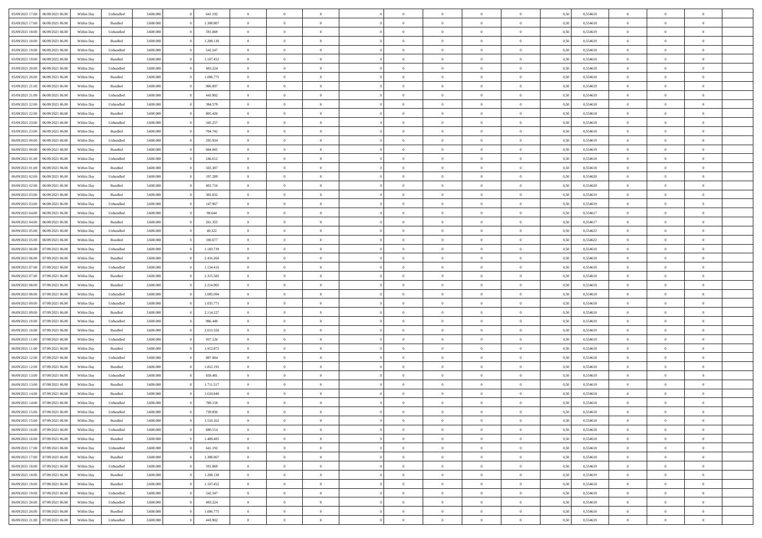| | | | | | | | | | | | | | | | | | | | | |
|---|---|---|---|---|---|---|---|---|---|---|---|---|---|---|---|---|---|---|---|---|
| 05/09/2021 17:00 | 06/09/2021 06:00 | Within Day | Unbundled | 3.600.000 | 0 | 641.192 | 0 | 0 | 0 | | 0 | 0 | 0 | 0 | 0,50 | 0,554618 | 0 | 0 | 0 | |
| 05/09/2021 17:00 | 06/09/2021 06:00 | Within Day | Bundled | 3.600.000 | 0 | 1.308.807 | 0 | 0 | 0 | | 0 | 0 | 0 | 0 | 0,50 | 0,554618 | 0 | 0 | 0 | |
| 05/09/2021 18:00 | 06/09/2021 06:00 | Within Day | Unbundled | 3.600.000 | 0 | 591.869 | 0 | 0 | 0 | | 0 | 0 | 0 | 0 | 0,50 | 0,554619 | 0 | 0 | 0 | |
| 05/09/2021 18:00 | 06/09/2021 06:00 | Within Day | Bundled | 3.600.000 | 0 | 1.208.130 | 0 | 0 | 0 | | 0 | 0 | 0 | 0 | 0,50 | 0,554619 | 0 | 0 | 0 | |
| 05/09/2021 19:00 | 06/09/2021 06:00 | Within Day | Unbundled | 3.600.000 | 0 | 542.547 | 0 | 0 | 0 | | 0 | 0 | 0 | 0 | 0,50 | 0,554618 | 0 | 0 | 0 | |
| 05/09/2021 19:00 | 06/09/2021 06:00 | Within Day | Bundled | 3.600.000 | 0 | 1.107.452 | 0 | 0 | 0 | | 0 | 0 | 0 | 0 | 0,50 | 0,554618 | 0 | 0 | 0 | |
| 05/09/2021 20:00 | 06/09/2021 06:00 | Within Day | Unbundled | 3.600.000 | 0 | 493.224 | 0 | 0 | 0 | | 0 | 0 | 0 | 0 | 0,50 | 0,554618 | 0 | 0 | 0 | |
| 05/09/2021 20:00 | 06/09/2021 06:00 | Within Day | Bundled | 3.600.000 | 0 | 1.006.775 | 0 | 0 | 0 | | 0 | 0 | 0 | 0 | 0,50 | 0,554618 | 0 | 0 | 0 | |
| 05/09/2021 21:00 | 06/09/2021 06:00 | Within Day | Bundled | 3.600.000 | 0 | 906.097 | 0 | 0 | 0 | | 0 | 0 | 0 | 0 | 0,50 | 0,554619 | 0 | 0 | 0 | |
| 05/09/2021 21:00 | 06/09/2021 06:00 | Within Day | Unbundled | 3.600.000 | 0 | 443.902 | 0 | 0 | 0 | | 0 | 0 | 0 | 0 | 0,50 | 0,554619 | 0 | 0 | 0 | |
| 05/09/2021 22:00 | 06/09/2021 06:00 | Within Day | Unbundled | 3.600.000 | 0 | 394.579 | 0 | 0 | 0 | | 0 | 0 | 0 | 0 | 0,50 | 0,554618 | 0 | 0 | 0 | |
| 05/09/2021 22:00 | 06/09/2021 06:00 | Within Day | Bundled | 3.600.000 | 0 | 805.420 | 0 | 0 | 0 | | 0 | 0 | 0 | 0 | 0,50 | 0,554618 | 0 | 0 | 0 | |
| 05/09/2021 23:00 | 06/09/2021 06:00 | Within Day | Unbundled | 3.600.000 | 0 | 345.257 | 0 | 0 | 0 | | 0 | 0 | 0 | 0 | 0,50 | 0,554618 | 0 | 0 | 0 | |
| 05/09/2021 23:00 | 06/09/2021 06:00 | Within Day | Bundled | 3.600.000 | 0 | 704.742 | 0 | 0 | 0 | | 0 | 0 | 0 | 0 | 0,50 | 0,554618 | 0 | 0 | 0 | |
| 06/09/2021 00:00 | 06/09/2021 06:00 | Within Day | Unbundled | 3.600.000 | 0 | 295.934 | 0 | 0 | 0 | | 0 | 0 | 0 | 0 | 0,50 | 0,554619 | 0 | 0 | 0 | |
| 06/09/2021 00:00 | 06/09/2021 06:00 | Within Day | Bundled | 3.600.000 | 0 | 604.065 | 0 | 0 | 0 | | 0 | 0 | 0 | 0 | 0,50 | 0,554619 | 0 | 0 | 0 | |
| 06/09/2021 01:00 | 06/09/2021 06:00 | Within Day | Unbundled | 3.600.000 | 0 | 246.612 | 0 | 0 | 0 | | 0 | 0 | 0 | 0 | 0,50 | 0,554618 | 0 | 0 | 0 | |
| 06/09/2021 01:00 | 06/09/2021 06:00 | Within Day | Bundled | 3.600.000 | 0 | 503.387 | 0 | 0 | 0 | | 0 | 0 | 0 | 0 | 0,50 | 0,554618 | 0 | 0 | 0 | |
| 06/09/2021 02:00 | 06/09/2021 06:00 | Within Day | Unbundled | 3.600.000 | 0 | 197.289 | 0 | 0 | 0 | | 0 | 0 | 0 | 0 | 0,50 | 0,554620 | 0 | 0 | 0 | |
| 06/09/2021 02:00 | 06/09/2021 06:00 | Within Day | Bundled | 3.600.000 | 0 | 402.710 | 0 | 0 | 0 | | 0 | 0 | 0 | 0 | 0,50 | 0,554620 | 0 | 0 | 0 | |
| 06/09/2021 03:00 | 06/09/2021 06:00 | Within Day | Bundled | 3.600.000 | 0 | 302.032 | 0 | 0 | 0 | | 0 | 0 | 0 | 0 | 0,50 | 0,554619 | 0 | 0 | 0 | |
| 06/09/2021 03:00 | 06/09/2021 06:00 | Within Day | Unbundled | 3.600.000 | 0 | 147.967 | 0 | 0 | 0 | | 0 | 0 | 0 | 0 | 0,50 | 0,554619 | 0 | 0 | 0 | |
| 06/09/2021 04:00 | 06/09/2021 06:00 | Within Day | Unbundled | 3.600.000 | 0 | 98.644 | 0 | 0 | 0 | | 0 | 0 | 0 | 0 | 0,50 | 0,554617 | 0 | 0 | 0 | |
| 06/09/2021 04:00 | 06/09/2021 06:00 | Within Day | Bundled | 3.600.000 | 0 | 201.355 | 0 | 0 | 0 | | 0 | 0 | 0 | 0 | 0,50 | 0,554617 | 0 | 0 | 0 | |
| 06/09/2021 05:00 | 06/09/2021 06:00 | Within Day | Unbundled | 3.600.000 | 0 | 49.322 | 0 | 0 | 0 | | 0 | 0 | 0 | 0 | 0,50 | 0,554622 | 0 | 0 | 0 | |
| 06/09/2021 05:00 | 06/09/2021 06:00 | Within Day | Bundled | 3.600.000 | 0 | 100.677 | 0 | 0 | 0 | | 0 | 0 | 0 | 0 | 0,50 | 0,554622 | 0 | 0 | 0 | |
| 06/09/2021 06:00 | 07/09/2021 06:00 | Within Day | Unbundled | 3.600.000 | 0 | 1.183.739 | 0 | 0 | 0 | | 0 | 0 | 0 | 0 | 0,50 | 0,554618 | 0 | 0 | 0 | |
| 06/09/2021 06:00 | 07/09/2021 06:00 | Within Day | Bundled | 3.600.000 | 0 | 2.416.260 | 0 | 0 | 0 | | 0 | 0 | 0 | 0 | 0,50 | 0,554618 | 0 | 0 | 0 | |
| 06/09/2021 07:00 | 07/09/2021 06:00 | Within Day | Unbundled | 3.600.000 | 0 | 1.134.416 | 0 | 0 | 0 | | 0 | 0 | 0 | 0 | 0,50 | 0,554618 | 0 | 0 | 0 | |
| 06/09/2021 07:00 | 07/09/2021 06:00 | Within Day | Bundled | 3.600.000 | 0 | 2.315.582 | 0 | 0 | 0 | | 0 | 0 | 0 | 0 | 0,50 | 0,554618 | 0 | 0 | 0 | |
| 06/09/2021 08:00 | 07/09/2021 06:00 | Within Day | Bundled | 3.600.000 | 0 | 2.214.905 | 0 | 0 | 0 | | 0 | 0 | 0 | 0 | 0,50 | 0,554618 | 0 | 0 | 0 | |
| 06/09/2021 08:00 | 07/09/2021 06:00 | Within Day | Unbundled | 3.600.000 | 0 | 1.085.094 | 0 | 0 | 0 | | 0 | 0 | 0 | 0 | 0,50 | 0,554618 | 0 | 0 | 0 | |
| 06/09/2021 09:00 | 07/09/2021 06:00 | Within Day | Unbundled | 3.600.000 | 0 | 1.035.771 | 0 | 0 | 0 | | 0 | 0 | 0 | 0 | 0,50 | 0,554618 | 0 | 0 | 0 | |
| 06/09/2021 09:00 | 07/09/2021 06:00 | Within Day | Bundled | 3.600.000 | 0 | 2.114.227 | 0 | 0 | 0 | | 0 | 0 | 0 | 0 | 0,50 | 0,554618 | 0 | 0 | 0 | |
| 06/09/2021 10:00 | 07/09/2021 06:00 | Within Day | Unbundled | 3.600.000 | 0 | 986.449 | 0 | 0 | 0 | | 0 | 0 | 0 | 0 | 0,50 | 0,554619 | 0 | 0 | 0 | |
| 06/09/2021 10:00 | 07/09/2021 06:00 | Within Day | Bundled | 3.600.000 | 0 | 2.013.550 | 0 | 0 | 0 | | 0 | 0 | 0 | 0 | 0,50 | 0,554619 | 0 | 0 | 0 | |
| 06/09/2021 11:00 | 07/09/2021 06:00 | Within Day | Unbundled | 3.600.000 | 0 | 937.126 | 0 | 0 | 0 | | 0 | 0 | 0 | 0 | 0,50 | 0,554618 | 0 | 0 | 0 | |
| 06/09/2021 11:00 | 07/09/2021 06:00 | Within Day | Bundled | 3.600.000 | 0 | 1.912.872 | 0 | 0 | 0 | | 0 | 0 | 0 | 0 | 0,50 | 0,554618 | 0 | 0 | 0 | |
| 06/09/2021 12:00 | 07/09/2021 06:00 | Within Day | Unbundled | 3.600.000 | 0 | 887.804 | 0 | 0 | 0 | | 0 | 0 | 0 | 0 | 0,50 | 0,554618 | 0 | 0 | 0 | |
| 06/09/2021 12:00 | 07/09/2021 06:00 | Within Day | Bundled | 3.600.000 | 0 | 1.812.195 | 0 | 0 | 0 | | 0 | 0 | 0 | 0 | 0,50 | 0,554618 | 0 | 0 | 0 | |
| 06/09/2021 13:00 | 07/09/2021 06:00 | Within Day | Unbundled | 3.600.000 | 0 | 838.481 | 0 | 0 | 0 | | 0 | 0 | 0 | 0 | 0,50 | 0,554619 | 0 | 0 | 0 | |
| 06/09/2021 13:00 | 07/09/2021 06:00 | Within Day | Bundled | 3.600.000 | 0 | 1.711.517 | 0 | 0 | 0 | | 0 | 0 | 0 | 0 | 0,50 | 0,554619 | 0 | 0 | 0 | |
| 06/09/2021 14:00 | 07/09/2021 06:00 | Within Day | Bundled | 3.600.000 | 0 | 1.610.840 | 0 | 0 | 0 | | 0 | 0 | 0 | 0 | 0,50 | 0,554618 | 0 | 0 | 0 | |
| 06/09/2021 14:00 | 07/09/2021 06:00 | Within Day | Unbundled | 3.600.000 | 0 | 789.159 | 0 | 0 | 0 | | 0 | 0 | 0 | 0 | 0,50 | 0,554618 | 0 | 0 | 0 | |
| 06/09/2021 15:00 | 07/09/2021 06:00 | Within Day | Unbundled | 3.600.000 | 0 | 739.836 | 0 | 0 | 0 | | 0 | 0 | 0 | 0 | 0,50 | 0,554618 | 0 | 0 | 0 | |
| 06/09/2021 15:00 | 07/09/2021 06:00 | Within Day | Bundled | 3.600.000 | 0 | 1.510.162 | 0 | 0 | 0 | | 0 | 0 | 0 | 0 | 0,50 | 0,554618 | 0 | 0 | 0 | |
| 06/09/2021 16:00 | 07/09/2021 06:00 | Within Day | Unbundled | 3.600.000 | 0 | 690.514 | 0 | 0 | 0 | | 0 | 0 | 0 | 0 | 0,50 | 0,554618 | 0 | 0 | 0 | |
| 06/09/2021 16:00 | 07/09/2021 06:00 | Within Day | Bundled | 3.600.000 | 0 | 1.409.485 | 0 | 0 | 0 | | 0 | 0 | 0 | 0 | 0,50 | 0,554618 | 0 | 0 | 0 | |
| 06/09/2021 17:00 | 07/09/2021 06:00 | Within Day | Unbundled | 3.600.000 | 0 | 641.192 | 0 | 0 | 0 | | 0 | 0 | 0 | 0 | 0,50 | 0,554618 | 0 | 0 | 0 | |
| 06/09/2021 17:00 | 07/09/2021 06:00 | Within Day | Bundled | 3.600.000 | 0 | 1.308.807 | 0 | 0 | 0 | | 0 | 0 | 0 | 0 | 0,50 | 0,554618 | 0 | 0 | 0 | |
| 06/09/2021 18:00 | 07/09/2021 06:00 | Within Day | Unbundled | 3.600.000 | 0 | 591.869 | 0 | 0 | 0 | | 0 | 0 | 0 | 0 | 0,50 | 0,554619 | 0 | 0 | 0 | |
| 06/09/2021 18:00 | 07/09/2021 06:00 | Within Day | Bundled | 3.600.000 | 0 | 1.208.130 | 0 | 0 | 0 | | 0 | 0 | 0 | 0 | 0,50 | 0,554619 | 0 | 0 | 0 | |
| 06/09/2021 19:00 | 07/09/2021 06:00 | Within Day | Bundled | 3.600.000 | 0 | 1.107.452 | 0 | 0 | 0 | | 0 | 0 | 0 | 0 | 0,50 | 0,554618 | 0 | 0 | 0 | |
| 06/09/2021 19:00 | 07/09/2021 06:00 | Within Day | Unbundled | 3.600.000 | 0 | 542.547 | 0 | 0 | 0 | | 0 | 0 | 0 | 0 | 0,50 | 0,554618 | 0 | 0 | 0 | |
| 06/09/2021 20:00 | 07/09/2021 06:00 | Within Day | Unbundled | 3.600.000 | 0 | 493.224 | 0 | 0 | 0 | | 0 | 0 | 0 | 0 | 0,50 | 0,554618 | 0 | 0 | 0 | |
| 06/09/2021 20:00 | 07/09/2021 06:00 | Within Day | Bundled | 3.600.000 | 0 | 1.006.775 | 0 | 0 | 0 | | 0 | 0 | 0 | 0 | 0,50 | 0,554618 | 0 | 0 | 0 | |
| 06/09/2021 21:00 | 07/09/2021 06:00 | Within Day | Unbundled | 3.600.000 | 0 | 443.902 | 0 | 0 | 0 | | 0 | 0 | 0 | 0 | 0,50 | 0,554619 | 0 | 0 | 0 | |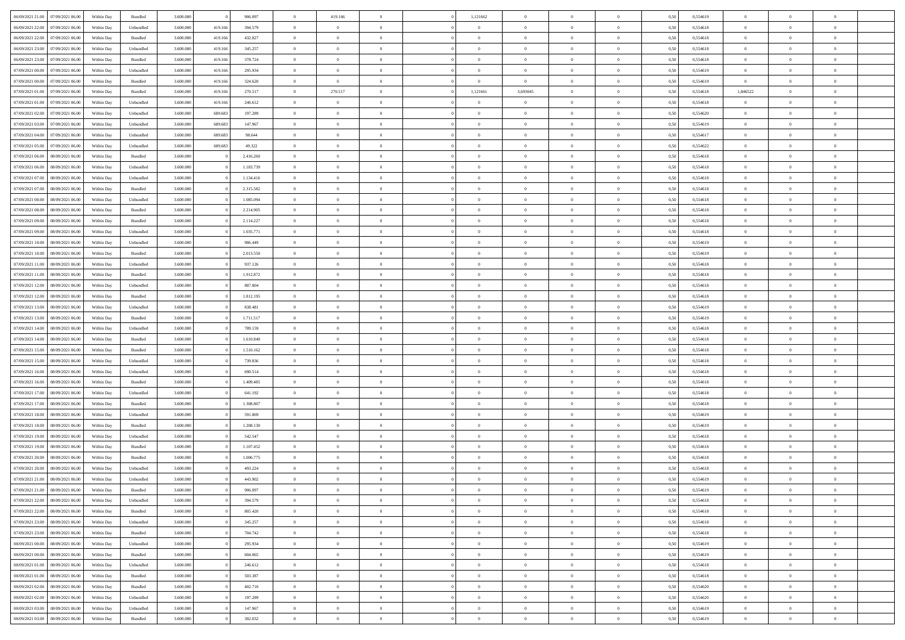| | | | | | | | | | | | | | | | | | | | | |
|---|---|---|---|---|---|---|---|---|---|---|---|---|---|---|---|---|---|---|---|---|
| 06/09/2021 21:00 | 07/09/2021 06:00 | Within Day | Bundled | 3.600.000 | 0 | 906.097 | 0 | 419.166 | 0 | | 1,121662 | 0 | 0 | 0 | 0,50 | 0,554619 | 0 | 0 | 0 | |
| 06/09/2021 22:00 | 07/09/2021 06:00 | Within Day | Unbundled | 3.600.000 | 419.166 | 394.579 | 0 | 0 | 0 | | 0 | 0 | 0 | 0 | 0,50 | 0,554618 | 0 | 0 | 0 | |
| 06/09/2021 22:00 | 07/09/2021 06:00 | Within Day | Bundled | 3.600.000 | 419.166 | 432.827 | 0 | 0 | 0 | | 0 | 0 | 0 | 0 | 0,50 | 0,554618 | 0 | 0 | 0 | |
| 06/09/2021 23:00 | 07/09/2021 06:00 | Within Day | Unbundled | 3.600.000 | 419.166 | 345.257 | 0 | 0 | 0 | | 0 | 0 | 0 | 0 | 0,50 | 0,554618 | 0 | 0 | 0 | |
| 06/09/2021 23:00 | 07/09/2021 06:00 | Within Day | Bundled | 3.600.000 | 419.166 | 378.724 | 0 | 0 | 0 | | 0 | 0 | 0 | 0 | 0,50 | 0,554618 | 0 | 0 | 0 | |
| 07/09/2021 00:00 | 07/09/2021 06:00 | Within Day | Unbundled | 3.600.000 | 419.166 | 295.934 | 0 | 0 | 0 | | 0 | 0 | 0 | 0 | 0,50 | 0,554619 | 0 | 0 | 0 | |
| 07/09/2021 00:00 | 07/09/2021 06:00 | Within Day | Bundled | 3.600.000 | 419.166 | 324.620 | 0 | 0 | 0 | | 0 | 0 | 0 | 0 | 0,50 | 0,554619 | 0 | 0 | 0 | |
| 07/09/2021 01:00 | 07/09/2021 06:00 | Within Day | Bundled | 3.600.000 | 419.166 | 270.517 | 0 | 270.517 | 0 | | 1,121661 | 3,693045 | 0 | 0 | 0,50 | 0,554618 | 1,846522 | 0 | 0 | |
| 07/09/2021 01:00 | 07/09/2021 06:00 | Within Day | Unbundled | 3.600.000 | 419.166 | 246.612 | 0 | 0 | 0 | | 0 | 0 | 0 | 0 | 0,50 | 0,554618 | 0 | 0 | 0 | |
| 07/09/2021 02:00 | 07/09/2021 06:00 | Within Day | Unbundled | 3.600.000 | 689.683 | 197.289 | 0 | 0 | 0 | | 0 | 0 | 0 | 0 | 0,50 | 0,554620 | 0 | 0 | 0 | |
| 07/09/2021 03:00 | 07/09/2021 06:00 | Within Day | Unbundled | 3.600.000 | 689.683 | 147.967 | 0 | 0 | 0 | | 0 | 0 | 0 | 0 | 0,50 | 0,554619 | 0 | 0 | 0 | |
| 07/09/2021 04:00 | 07/09/2021 06:00 | Within Day | Unbundled | 3.600.000 | 689.683 | 98.644 | 0 | 0 | 0 | | 0 | 0 | 0 | 0 | 0,50 | 0,554617 | 0 | 0 | 0 | |
| 07/09/2021 05:00 | 07/09/2021 06:00 | Within Day | Unbundled | 3.600.000 | 689.683 | 49.322 | 0 | 0 | 0 | | 0 | 0 | 0 | 0 | 0,50 | 0,554622 | 0 | 0 | 0 | |
| 07/09/2021 06:00 | 08/09/2021 06:00 | Within Day | Bundled | 3.600.000 | 0 | 2.416.260 | 0 | 0 | 0 | | 0 | 0 | 0 | 0 | 0,50 | 0,554618 | 0 | 0 | 0 | |
| 07/09/2021 06:00 | 08/09/2021 06:00 | Within Day | Unbundled | 3.600.000 | 0 | 1.183.739 | 0 | 0 | 0 | | 0 | 0 | 0 | 0 | 0,50 | 0,554618 | 0 | 0 | 0 | |
| 07/09/2021 07:00 | 08/09/2021 06:00 | Within Day | Unbundled | 3.600.000 | 0 | 1.134.416 | 0 | 0 | 0 | | 0 | 0 | 0 | 0 | 0,50 | 0,554618 | 0 | 0 | 0 | |
| 07/09/2021 07:00 | 08/09/2021 06:00 | Within Day | Bundled | 3.600.000 | 0 | 2.315.582 | 0 | 0 | 0 | | 0 | 0 | 0 | 0 | 0,50 | 0,554618 | 0 | 0 | 0 | |
| 07/09/2021 08:00 | 08/09/2021 06:00 | Within Day | Unbundled | 3.600.000 | 0 | 1.085.094 | 0 | 0 | 0 | | 0 | 0 | 0 | 0 | 0,50 | 0,554618 | 0 | 0 | 0 | |
| 07/09/2021 08:00 | 08/09/2021 06:00 | Within Day | Bundled | 3.600.000 | 0 | 2.214.905 | 0 | 0 | 0 | | 0 | 0 | 0 | 0 | 0,50 | 0,554618 | 0 | 0 | 0 | |
| 07/09/2021 09:00 | 08/09/2021 06:00 | Within Day | Bundled | 3.600.000 | 0 | 2.114.227 | 0 | 0 | 0 | | 0 | 0 | 0 | 0 | 0,50 | 0,554618 | 0 | 0 | 0 | |
| 07/09/2021 09:00 | 08/09/2021 06:00 | Within Day | Unbundled | 3.600.000 | 0 | 1.035.771 | 0 | 0 | 0 | | 0 | 0 | 0 | 0 | 0,50 | 0,554618 | 0 | 0 | 0 | |
| 07/09/2021 10:00 | 08/09/2021 06:00 | Within Day | Unbundled | 3.600.000 | 0 | 986.449 | 0 | 0 | 0 | | 0 | 0 | 0 | 0 | 0,50 | 0,554619 | 0 | 0 | 0 | |
| 07/09/2021 10:00 | 08/09/2021 06:00 | Within Day | Bundled | 3.600.000 | 0 | 2.013.550 | 0 | 0 | 0 | | 0 | 0 | 0 | 0 | 0,50 | 0,554619 | 0 | 0 | 0 | |
| 07/09/2021 11:00 | 08/09/2021 06:00 | Within Day | Unbundled | 3.600.000 | 0 | 937.126 | 0 | 0 | 0 | | 0 | 0 | 0 | 0 | 0,50 | 0,554618 | 0 | 0 | 0 | |
| 07/09/2021 11:00 | 08/09/2021 06:00 | Within Day | Bundled | 3.600.000 | 0 | 1.912.872 | 0 | 0 | 0 | | 0 | 0 | 0 | 0 | 0,50 | 0,554618 | 0 | 0 | 0 | |
| 07/09/2021 12:00 | 08/09/2021 06:00 | Within Day | Unbundled | 3.600.000 | 0 | 887.804 | 0 | 0 | 0 | | 0 | 0 | 0 | 0 | 0,50 | 0,554618 | 0 | 0 | 0 | |
| 07/09/2021 12:00 | 08/09/2021 06:00 | Within Day | Bundled | 3.600.000 | 0 | 1.812.195 | 0 | 0 | 0 | | 0 | 0 | 0 | 0 | 0,50 | 0,554618 | 0 | 0 | 0 | |
| 07/09/2021 13:00 | 08/09/2021 06:00 | Within Day | Unbundled | 3.600.000 | 0 | 838.481 | 0 | 0 | 0 | | 0 | 0 | 0 | 0 | 0,50 | 0,554619 | 0 | 0 | 0 | |
| 07/09/2021 13:00 | 08/09/2021 06:00 | Within Day | Bundled | 3.600.000 | 0 | 1.711.517 | 0 | 0 | 0 | | 0 | 0 | 0 | 0 | 0,50 | 0,554619 | 0 | 0 | 0 | |
| 07/09/2021 14:00 | 08/09/2021 06:00 | Within Day | Unbundled | 3.600.000 | 0 | 789.159 | 0 | 0 | 0 | | 0 | 0 | 0 | 0 | 0,50 | 0,554618 | 0 | 0 | 0 | |
| 07/09/2021 14:00 | 08/09/2021 06:00 | Within Day | Bundled | 3.600.000 | 0 | 1.610.840 | 0 | 0 | 0 | | 0 | 0 | 0 | 0 | 0,50 | 0,554618 | 0 | 0 | 0 | |
| 07/09/2021 15:00 | 08/09/2021 06:00 | Within Day | Bundled | 3.600.000 | 0 | 1.510.162 | 0 | 0 | 0 | | 0 | 0 | 0 | 0 | 0,50 | 0,554618 | 0 | 0 | 0 | |
| 07/09/2021 15:00 | 08/09/2021 06:00 | Within Day | Unbundled | 3.600.000 | 0 | 739.836 | 0 | 0 | 0 | | 0 | 0 | 0 | 0 | 0,50 | 0,554618 | 0 | 0 | 0 | |
| 07/09/2021 16:00 | 08/09/2021 06:00 | Within Day | Unbundled | 3.600.000 | 0 | 690.514 | 0 | 0 | 0 | | 0 | 0 | 0 | 0 | 0,50 | 0,554618 | 0 | 0 | 0 | |
| 07/09/2021 16:00 | 08/09/2021 06:00 | Within Day | Bundled | 3.600.000 | 0 | 1.409.485 | 0 | 0 | 0 | | 0 | 0 | 0 | 0 | 0,50 | 0,554618 | 0 | 0 | 0 | |
| 07/09/2021 17:00 | 08/09/2021 06:00 | Within Day | Unbundled | 3.600.000 | 0 | 641.192 | 0 | 0 | 0 | | 0 | 0 | 0 | 0 | 0,50 | 0,554618 | 0 | 0 | 0 | |
| 07/09/2021 17:00 | 08/09/2021 06:00 | Within Day | Bundled | 3.600.000 | 0 | 1.308.807 | 0 | 0 | 0 | | 0 | 0 | 0 | 0 | 0,50 | 0,554618 | 0 | 0 | 0 | |
| 07/09/2021 18:00 | 08/09/2021 06:00 | Within Day | Unbundled | 3.600.000 | 0 | 591.869 | 0 | 0 | 0 | | 0 | 0 | 0 | 0 | 0,50 | 0,554619 | 0 | 0 | 0 | |
| 07/09/2021 18:00 | 08/09/2021 06:00 | Within Day | Bundled | 3.600.000 | 0 | 1.208.130 | 0 | 0 | 0 | | 0 | 0 | 0 | 0 | 0,50 | 0,554619 | 0 | 0 | 0 | |
| 07/09/2021 19:00 | 08/09/2021 06:00 | Within Day | Unbundled | 3.600.000 | 0 | 542.547 | 0 | 0 | 0 | | 0 | 0 | 0 | 0 | 0,50 | 0,554618 | 0 | 0 | 0 | |
| 07/09/2021 19:00 | 08/09/2021 06:00 | Within Day | Bundled | 3.600.000 | 0 | 1.107.452 | 0 | 0 | 0 | | 0 | 0 | 0 | 0 | 0,50 | 0,554618 | 0 | 0 | 0 | |
| 07/09/2021 20:00 | 08/09/2021 06:00 | Within Day | Bundled | 3.600.000 | 0 | 1.006.775 | 0 | 0 | 0 | | 0 | 0 | 0 | 0 | 0,50 | 0,554618 | 0 | 0 | 0 | |
| 07/09/2021 20:00 | 08/09/2021 06:00 | Within Day | Unbundled | 3.600.000 | 0 | 493.224 | 0 | 0 | 0 | | 0 | 0 | 0 | 0 | 0,50 | 0,554618 | 0 | 0 | 0 | |
| 07/09/2021 21:00 | 08/09/2021 06:00 | Within Day | Unbundled | 3.600.000 | 0 | 443.902 | 0 | 0 | 0 | | 0 | 0 | 0 | 0 | 0,50 | 0,554619 | 0 | 0 | 0 | |
| 07/09/2021 21:00 | 08/09/2021 06:00 | Within Day | Bundled | 3.600.000 | 0 | 906.097 | 0 | 0 | 0 | | 0 | 0 | 0 | 0 | 0,50 | 0,554619 | 0 | 0 | 0 | |
| 07/09/2021 22:00 | 08/09/2021 06:00 | Within Day | Unbundled | 3.600.000 | 0 | 394.579 | 0 | 0 | 0 | | 0 | 0 | 0 | 0 | 0,50 | 0,554618 | 0 | 0 | 0 | |
| 07/09/2021 22:00 | 08/09/2021 06:00 | Within Day | Bundled | 3.600.000 | 0 | 805.420 | 0 | 0 | 0 | | 0 | 0 | 0 | 0 | 0,50 | 0,554618 | 0 | 0 | 0 | |
| 07/09/2021 23:00 | 08/09/2021 06:00 | Within Day | Unbundled | 3.600.000 | 0 | 345.257 | 0 | 0 | 0 | | 0 | 0 | 0 | 0 | 0,50 | 0,554618 | 0 | 0 | 0 | |
| 07/09/2021 23:00 | 08/09/2021 06:00 | Within Day | Bundled | 3.600.000 | 0 | 704.742 | 0 | 0 | 0 | | 0 | 0 | 0 | 0 | 0,50 | 0,554618 | 0 | 0 | 0 | |
| 08/09/2021 00:00 | 08/09/2021 06:00 | Within Day | Unbundled | 3.600.000 | 0 | 295.934 | 0 | 0 | 0 | | 0 | 0 | 0 | 0 | 0,50 | 0,554619 | 0 | 0 | 0 | |
| 08/09/2021 00:00 | 08/09/2021 06:00 | Within Day | Bundled | 3.600.000 | 0 | 604.065 | 0 | 0 | 0 | | 0 | 0 | 0 | 0 | 0,50 | 0,554619 | 0 | 0 | 0 | |
| 08/09/2021 01:00 | 08/09/2021 06:00 | Within Day | Unbundled | 3.600.000 | 0 | 246.612 | 0 | 0 | 0 | | 0 | 0 | 0 | 0 | 0,50 | 0,554618 | 0 | 0 | 0 | |
| 08/09/2021 01:00 | 08/09/2021 06:00 | Within Day | Bundled | 3.600.000 | 0 | 503.387 | 0 | 0 | 0 | | 0 | 0 | 0 | 0 | 0,50 | 0,554618 | 0 | 0 | 0 | |
| 08/09/2021 02:00 | 08/09/2021 06:00 | Within Day | Bundled | 3.600.000 | 0 | 402.710 | 0 | 0 | 0 | | 0 | 0 | 0 | 0 | 0,50 | 0,554620 | 0 | 0 | 0 | |
| 08/09/2021 02:00 | 08/09/2021 06:00 | Within Day | Unbundled | 3.600.000 | 0 | 197.289 | 0 | 0 | 0 | | 0 | 0 | 0 | 0 | 0,50 | 0,554620 | 0 | 0 | 0 | |
| 08/09/2021 03:00 | 08/09/2021 06:00 | Within Day | Unbundled | 3.600.000 | 0 | 147.967 | 0 | 0 | 0 | | 0 | 0 | 0 | 0 | 0,50 | 0,554619 | 0 | 0 | 0 | |
| 08/09/2021 03:00 | 08/09/2021 06:00 | Within Day | Bundled | 3.600.000 | 0 | 302.032 | 0 | 0 | 0 | | 0 | 0 | 0 | 0 | 0,50 | 0,554619 | 0 | 0 | 0 | |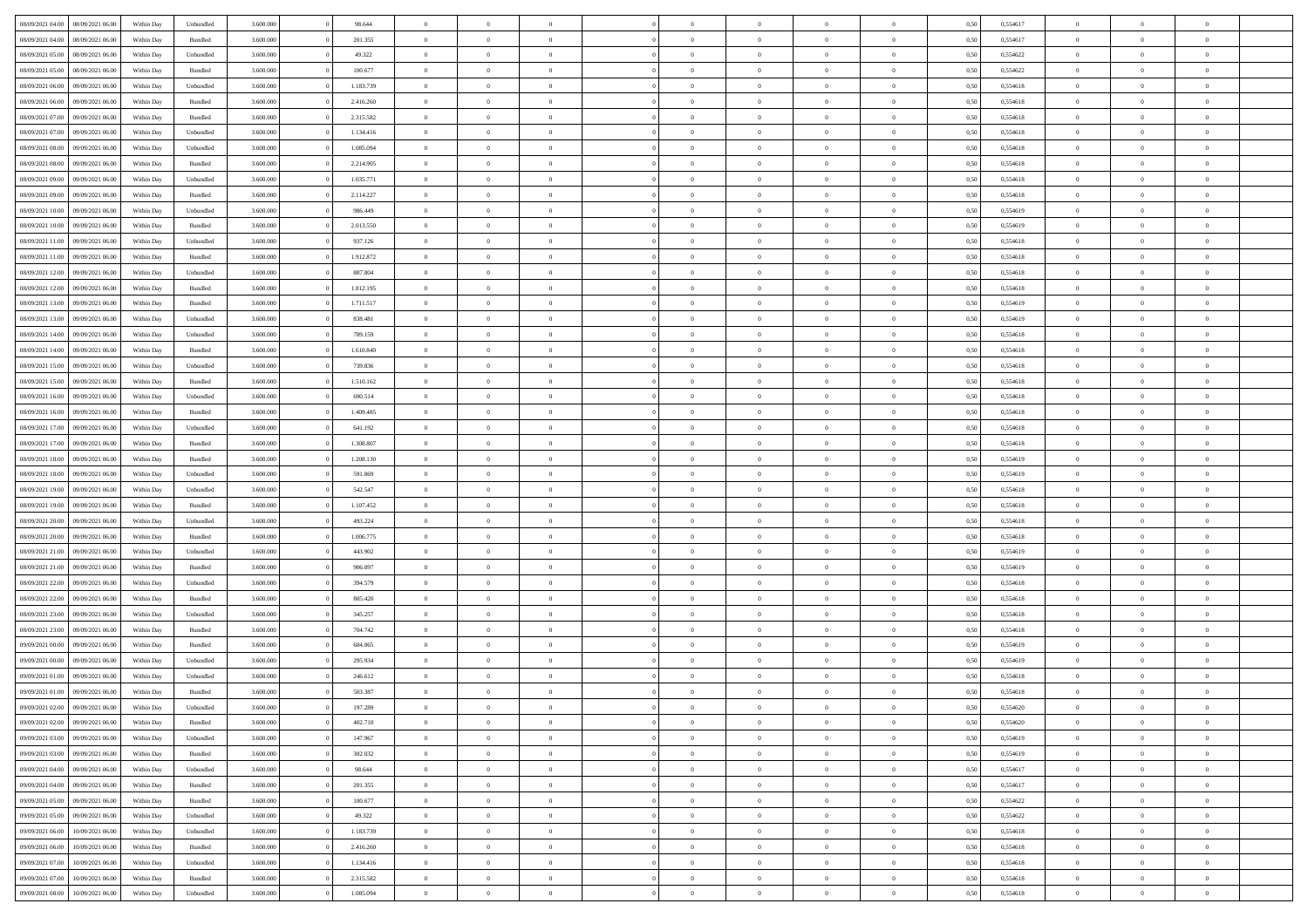| | | | | | | | | | | | | | | | | | | | | |
|---|---|---|---|---|---|---|---|---|---|---|---|---|---|---|---|---|---|---|---|---|
| 08/09/2021 04:00 | 08/09/2021 06:00 | Within Day | Unbundled | 3.600.000 | 0 | 98.644 | 0 | 0 | 0 | | 0 | 0 | 0 | 0 | 0,50 | 0,554617 | 0 | 0 | 0 | |
| 08/09/2021 04:00 | 08/09/2021 06:00 | Within Day | Bundled | 3.600.000 | 0 | 201.355 | 0 | 0 | 0 | | 0 | 0 | 0 | 0 | 0,50 | 0,554617 | 0 | 0 | 0 | |
| 08/09/2021 05:00 | 08/09/2021 06:00 | Within Day | Unbundled | 3.600.000 | 0 | 49.322 | 0 | 0 | 0 | | 0 | 0 | 0 | 0 | 0,50 | 0,554622 | 0 | 0 | 0 | |
| 08/09/2021 05:00 | 08/09/2021 06:00 | Within Day | Bundled | 3.600.000 | 0 | 100.677 | 0 | 0 | 0 | | 0 | 0 | 0 | 0 | 0,50 | 0,554622 | 0 | 0 | 0 | |
| 08/09/2021 06:00 | 09/09/2021 06:00 | Within Day | Unbundled | 3.600.000 | 0 | 1.183.739 | 0 | 0 | 0 | | 0 | 0 | 0 | 0 | 0,50 | 0,554618 | 0 | 0 | 0 | |
| 08/09/2021 06:00 | 09/09/2021 06:00 | Within Day | Bundled | 3.600.000 | 0 | 2.416.260 | 0 | 0 | 0 | | 0 | 0 | 0 | 0 | 0,50 | 0,554618 | 0 | 0 | 0 | |
| 08/09/2021 07:00 | 09/09/2021 06:00 | Within Day | Bundled | 3.600.000 | 0 | 2.315.582 | 0 | 0 | 0 | | 0 | 0 | 0 | 0 | 0,50 | 0,554618 | 0 | 0 | 0 | |
| 08/09/2021 07:00 | 09/09/2021 06:00 | Within Day | Unbundled | 3.600.000 | 0 | 1.134.416 | 0 | 0 | 0 | | 0 | 0 | 0 | 0 | 0,50 | 0,554618 | 0 | 0 | 0 | |
| 08/09/2021 08:00 | 09/09/2021 06:00 | Within Day | Unbundled | 3.600.000 | 0 | 1.085.094 | 0 | 0 | 0 | | 0 | 0 | 0 | 0 | 0,50 | 0,554618 | 0 | 0 | 0 | |
| 08/09/2021 08:00 | 09/09/2021 06:00 | Within Day | Bundled | 3.600.000 | 0 | 2.214.905 | 0 | 0 | 0 | | 0 | 0 | 0 | 0 | 0,50 | 0,554618 | 0 | 0 | 0 | |
| 08/09/2021 09:00 | 09/09/2021 06:00 | Within Day | Unbundled | 3.600.000 | 0 | 1.035.771 | 0 | 0 | 0 | | 0 | 0 | 0 | 0 | 0,50 | 0,554618 | 0 | 0 | 0 | |
| 08/09/2021 09:00 | 09/09/2021 06:00 | Within Day | Bundled | 3.600.000 | 0 | 2.114.227 | 0 | 0 | 0 | | 0 | 0 | 0 | 0 | 0,50 | 0,554618 | 0 | 0 | 0 | |
| 08/09/2021 10:00 | 09/09/2021 06:00 | Within Day | Unbundled | 3.600.000 | 0 | 986.449 | 0 | 0 | 0 | | 0 | 0 | 0 | 0 | 0,50 | 0,554619 | 0 | 0 | 0 | |
| 08/09/2021 10:00 | 09/09/2021 06:00 | Within Day | Bundled | 3.600.000 | 0 | 2.013.550 | 0 | 0 | 0 | | 0 | 0 | 0 | 0 | 0,50 | 0,554619 | 0 | 0 | 0 | |
| 08/09/2021 11:00 | 09/09/2021 06:00 | Within Day | Unbundled | 3.600.000 | 0 | 937.126 | 0 | 0 | 0 | | 0 | 0 | 0 | 0 | 0,50 | 0,554618 | 0 | 0 | 0 | |
| 08/09/2021 11:00 | 09/09/2021 06:00 | Within Day | Bundled | 3.600.000 | 0 | 1.912.872 | 0 | 0 | 0 | | 0 | 0 | 0 | 0 | 0,50 | 0,554618 | 0 | 0 | 0 | |
| 08/09/2021 12:00 | 09/09/2021 06:00 | Within Day | Unbundled | 3.600.000 | 0 | 887.804 | 0 | 0 | 0 | | 0 | 0 | 0 | 0 | 0,50 | 0,554618 | 0 | 0 | 0 | |
| 08/09/2021 12:00 | 09/09/2021 06:00 | Within Day | Bundled | 3.600.000 | 0 | 1.812.195 | 0 | 0 | 0 | | 0 | 0 | 0 | 0 | 0,50 | 0,554618 | 0 | 0 | 0 | |
| 08/09/2021 13:00 | 09/09/2021 06:00 | Within Day | Bundled | 3.600.000 | 0 | 1.711.517 | 0 | 0 | 0 | | 0 | 0 | 0 | 0 | 0,50 | 0,554619 | 0 | 0 | 0 | |
| 08/09/2021 13:00 | 09/09/2021 06:00 | Within Day | Unbundled | 3.600.000 | 0 | 838.481 | 0 | 0 | 0 | | 0 | 0 | 0 | 0 | 0,50 | 0,554619 | 0 | 0 | 0 | |
| 08/09/2021 14:00 | 09/09/2021 06:00 | Within Day | Unbundled | 3.600.000 | 0 | 789.159 | 0 | 0 | 0 | | 0 | 0 | 0 | 0 | 0,50 | 0,554618 | 0 | 0 | 0 | |
| 08/09/2021 14:00 | 09/09/2021 06:00 | Within Day | Bundled | 3.600.000 | 0 | 1.610.840 | 0 | 0 | 0 | | 0 | 0 | 0 | 0 | 0,50 | 0,554618 | 0 | 0 | 0 | |
| 08/09/2021 15:00 | 09/09/2021 06:00 | Within Day | Unbundled | 3.600.000 | 0 | 739.836 | 0 | 0 | 0 | | 0 | 0 | 0 | 0 | 0,50 | 0,554618 | 0 | 0 | 0 | |
| 08/09/2021 15:00 | 09/09/2021 06:00 | Within Day | Bundled | 3.600.000 | 0 | 1.510.162 | 0 | 0 | 0 | | 0 | 0 | 0 | 0 | 0,50 | 0,554618 | 0 | 0 | 0 | |
| 08/09/2021 16:00 | 09/09/2021 06:00 | Within Day | Unbundled | 3.600.000 | 0 | 690.514 | 0 | 0 | 0 | | 0 | 0 | 0 | 0 | 0,50 | 0,554618 | 0 | 0 | 0 | |
| 08/09/2021 16:00 | 09/09/2021 06:00 | Within Day | Bundled | 3.600.000 | 0 | 1.409.485 | 0 | 0 | 0 | | 0 | 0 | 0 | 0 | 0,50 | 0,554618 | 0 | 0 | 0 | |
| 08/09/2021 17:00 | 09/09/2021 06:00 | Within Day | Unbundled | 3.600.000 | 0 | 641.192 | 0 | 0 | 0 | | 0 | 0 | 0 | 0 | 0,50 | 0,554618 | 0 | 0 | 0 | |
| 08/09/2021 17:00 | 09/09/2021 06:00 | Within Day | Bundled | 3.600.000 | 0 | 1.308.807 | 0 | 0 | 0 | | 0 | 0 | 0 | 0 | 0,50 | 0,554618 | 0 | 0 | 0 | |
| 08/09/2021 18:00 | 09/09/2021 06:00 | Within Day | Bundled | 3.600.000 | 0 | 1.208.130 | 0 | 0 | 0 | | 0 | 0 | 0 | 0 | 0,50 | 0,554619 | 0 | 0 | 0 | |
| 08/09/2021 18:00 | 09/09/2021 06:00 | Within Day | Unbundled | 3.600.000 | 0 | 591.869 | 0 | 0 | 0 | | 0 | 0 | 0 | 0 | 0,50 | 0,554619 | 0 | 0 | 0 | |
| 08/09/2021 19:00 | 09/09/2021 06:00 | Within Day | Unbundled | 3.600.000 | 0 | 542.547 | 0 | 0 | 0 | | 0 | 0 | 0 | 0 | 0,50 | 0,554618 | 0 | 0 | 0 | |
| 08/09/2021 19:00 | 09/09/2021 06:00 | Within Day | Bundled | 3.600.000 | 0 | 1.107.452 | 0 | 0 | 0 | | 0 | 0 | 0 | 0 | 0,50 | 0,554618 | 0 | 0 | 0 | |
| 08/09/2021 20:00 | 09/09/2021 06:00 | Within Day | Unbundled | 3.600.000 | 0 | 493.224 | 0 | 0 | 0 | | 0 | 0 | 0 | 0 | 0,50 | 0,554618 | 0 | 0 | 0 | |
| 08/09/2021 20:00 | 09/09/2021 06:00 | Within Day | Bundled | 3.600.000 | 0 | 1.006.775 | 0 | 0 | 0 | | 0 | 0 | 0 | 0 | 0,50 | 0,554618 | 0 | 0 | 0 | |
| 08/09/2021 21:00 | 09/09/2021 06:00 | Within Day | Unbundled | 3.600.000 | 0 | 443.902 | 0 | 0 | 0 | | 0 | 0 | 0 | 0 | 0,50 | 0,554619 | 0 | 0 | 0 | |
| 08/09/2021 21:00 | 09/09/2021 06:00 | Within Day | Bundled | 3.600.000 | 0 | 906.097 | 0 | 0 | 0 | | 0 | 0 | 0 | 0 | 0,50 | 0,554619 | 0 | 0 | 0 | |
| 08/09/2021 22:00 | 09/09/2021 06:00 | Within Day | Unbundled | 3.600.000 | 0 | 394.579 | 0 | 0 | 0 | | 0 | 0 | 0 | 0 | 0,50 | 0,554618 | 0 | 0 | 0 | |
| 08/09/2021 22:00 | 09/09/2021 06:00 | Within Day | Bundled | 3.600.000 | 0 | 805.420 | 0 | 0 | 0 | | 0 | 0 | 0 | 0 | 0,50 | 0,554618 | 0 | 0 | 0 | |
| 08/09/2021 23:00 | 09/09/2021 06:00 | Within Day | Unbundled | 3.600.000 | 0 | 345.257 | 0 | 0 | 0 | | 0 | 0 | 0 | 0 | 0,50 | 0,554618 | 0 | 0 | 0 | |
| 08/09/2021 23:00 | 09/09/2021 06:00 | Within Day | Bundled | 3.600.000 | 0 | 704.742 | 0 | 0 | 0 | | 0 | 0 | 0 | 0 | 0,50 | 0,554618 | 0 | 0 | 0 | |
| 09/09/2021 00:00 | 09/09/2021 06:00 | Within Day | Bundled | 3.600.000 | 0 | 604.065 | 0 | 0 | 0 | | 0 | 0 | 0 | 0 | 0,50 | 0,554619 | 0 | 0 | 0 | |
| 09/09/2021 00:00 | 09/09/2021 06:00 | Within Day | Unbundled | 3.600.000 | 0 | 295.934 | 0 | 0 | 0 | | 0 | 0 | 0 | 0 | 0,50 | 0,554619 | 0 | 0 | 0 | |
| 09/09/2021 01:00 | 09/09/2021 06:00 | Within Day | Unbundled | 3.600.000 | 0 | 246.612 | 0 | 0 | 0 | | 0 | 0 | 0 | 0 | 0,50 | 0,554618 | 0 | 0 | 0 | |
| 09/09/2021 01:00 | 09/09/2021 06:00 | Within Day | Bundled | 3.600.000 | 0 | 503.387 | 0 | 0 | 0 | | 0 | 0 | 0 | 0 | 0,50 | 0,554618 | 0 | 0 | 0 | |
| 09/09/2021 02:00 | 09/09/2021 06:00 | Within Day | Unbundled | 3.600.000 | 0 | 197.289 | 0 | 0 | 0 | | 0 | 0 | 0 | 0 | 0,50 | 0,554620 | 0 | 0 | 0 | |
| 09/09/2021 02:00 | 09/09/2021 06:00 | Within Day | Bundled | 3.600.000 | 0 | 402.710 | 0 | 0 | 0 | | 0 | 0 | 0 | 0 | 0,50 | 0,554620 | 0 | 0 | 0 | |
| 09/09/2021 03:00 | 09/09/2021 06:00 | Within Day | Unbundled | 3.600.000 | 0 | 147.967 | 0 | 0 | 0 | | 0 | 0 | 0 | 0 | 0,50 | 0,554619 | 0 | 0 | 0 | |
| 09/09/2021 03:00 | 09/09/2021 06:00 | Within Day | Bundled | 3.600.000 | 0 | 302.032 | 0 | 0 | 0 | | 0 | 0 | 0 | 0 | 0,50 | 0,554619 | 0 | 0 | 0 | |
| 09/09/2021 04:00 | 09/09/2021 06:00 | Within Day | Unbundled | 3.600.000 | 0 | 98.644 | 0 | 0 | 0 | | 0 | 0 | 0 | 0 | 0,50 | 0,554617 | 0 | 0 | 0 | |
| 09/09/2021 04:00 | 09/09/2021 06:00 | Within Day | Bundled | 3.600.000 | 0 | 201.355 | 0 | 0 | 0 | | 0 | 0 | 0 | 0 | 0,50 | 0,554617 | 0 | 0 | 0 | |
| 09/09/2021 05:00 | 09/09/2021 06:00 | Within Day | Bundled | 3.600.000 | 0 | 100.677 | 0 | 0 | 0 | | 0 | 0 | 0 | 0 | 0,50 | 0,554622 | 0 | 0 | 0 | |
| 09/09/2021 05:00 | 09/09/2021 06:00 | Within Day | Unbundled | 3.600.000 | 0 | 49.322 | 0 | 0 | 0 | | 0 | 0 | 0 | 0 | 0,50 | 0,554622 | 0 | 0 | 0 | |
| 09/09/2021 06:00 | 10/09/2021 06:00 | Within Day | Unbundled | 3.600.000 | 0 | 1.183.739 | 0 | 0 | 0 | | 0 | 0 | 0 | 0 | 0,50 | 0,554618 | 0 | 0 | 0 | |
| 09/09/2021 06:00 | 10/09/2021 06:00 | Within Day | Bundled | 3.600.000 | 0 | 2.416.260 | 0 | 0 | 0 | | 0 | 0 | 0 | 0 | 0,50 | 0,554618 | 0 | 0 | 0 | |
| 09/09/2021 07:00 | 10/09/2021 06:00 | Within Day | Unbundled | 3.600.000 | 0 | 1.134.416 | 0 | 0 | 0 | | 0 | 0 | 0 | 0 | 0,50 | 0,554618 | 0 | 0 | 0 | |
| 09/09/2021 07:00 | 10/09/2021 06:00 | Within Day | Bundled | 3.600.000 | 0 | 2.315.582 | 0 | 0 | 0 | | 0 | 0 | 0 | 0 | 0,50 | 0,554618 | 0 | 0 | 0 | |
| 09/09/2021 08:00 | 10/09/2021 06:00 | Within Day | Unbundled | 3.600.000 | 0 | 1.085.094 | 0 | 0 | 0 | | 0 | 0 | 0 | 0 | 0,50 | 0,554618 | 0 | 0 | 0 | |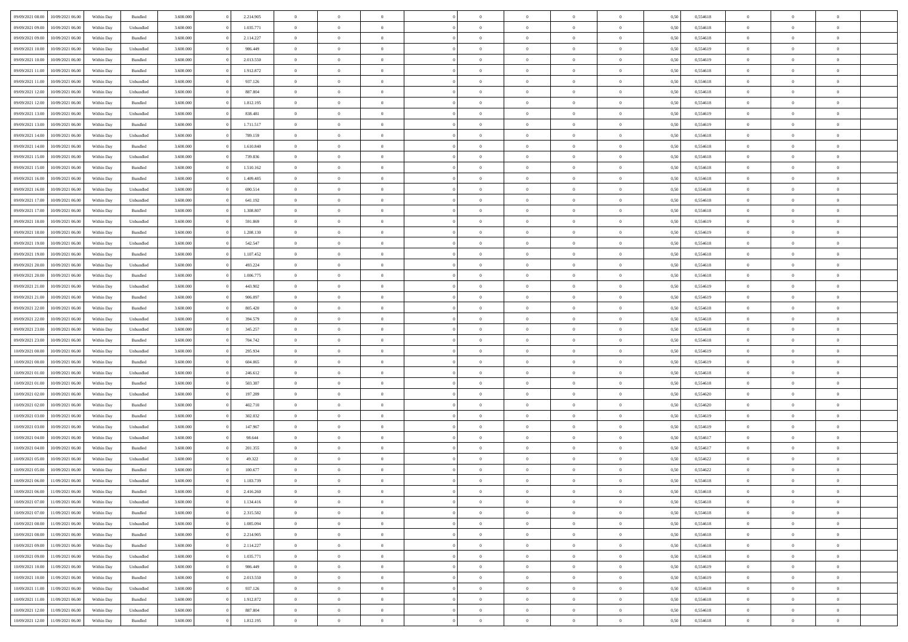| | | | | | | | | | | | | | | | | | | | | |
|---|---|---|---|---|---|---|---|---|---|---|---|---|---|---|---|---|---|---|---|---|
| 09/09/2021 08:00 | 10/09/2021 06:00 | Within Day | Bundled | 3.600.000 | 0 | 2.214.905 | 0 | 0 | 0 | | 0 | 0 | 0 | 0 | 0,50 | 0,554618 | 0 | 0 | 0 | |
| 09/09/2021 09:00 | 10/09/2021 06:00 | Within Day | Unbundled | 3.600.000 | 0 | 1.035.771 | 0 | 0 | 0 | | 0 | 0 | 0 | 0 | 0,50 | 0,554618 | 0 | 0 | 0 | |
| 09/09/2021 09:00 | 10/09/2021 06:00 | Within Day | Bundled | 3.600.000 | 0 | 2.114.227 | 0 | 0 | 0 | | 0 | 0 | 0 | 0 | 0,50 | 0,554618 | 0 | 0 | 0 | |
| 09/09/2021 10:00 | 10/09/2021 06:00 | Within Day | Unbundled | 3.600.000 | 0 | 986.449 | 0 | 0 | 0 | | 0 | 0 | 0 | 0 | 0,50 | 0,554619 | 0 | 0 | 0 | |
| 09/09/2021 10:00 | 10/09/2021 06:00 | Within Day | Bundled | 3.600.000 | 0 | 2.013.550 | 0 | 0 | 0 | | 0 | 0 | 0 | 0 | 0,50 | 0,554619 | 0 | 0 | 0 | |
| 09/09/2021 11:00 | 10/09/2021 06:00 | Within Day | Bundled | 3.600.000 | 0 | 1.912.872 | 0 | 0 | 0 | | 0 | 0 | 0 | 0 | 0,50 | 0,554618 | 0 | 0 | 0 | |
| 09/09/2021 11:00 | 10/09/2021 06:00 | Within Day | Unbundled | 3.600.000 | 0 | 937.126 | 0 | 0 | 0 | | 0 | 0 | 0 | 0 | 0,50 | 0,554618 | 0 | 0 | 0 | |
| 09/09/2021 12:00 | 10/09/2021 06:00 | Within Day | Unbundled | 3.600.000 | 0 | 887.804 | 0 | 0 | 0 | | 0 | 0 | 0 | 0 | 0,50 | 0,554618 | 0 | 0 | 0 | |
| 09/09/2021 12:00 | 10/09/2021 06:00 | Within Day | Bundled | 3.600.000 | 0 | 1.812.195 | 0 | 0 | 0 | | 0 | 0 | 0 | 0 | 0,50 | 0,554618 | 0 | 0 | 0 | |
| 09/09/2021 13:00 | 10/09/2021 06:00 | Within Day | Unbundled | 3.600.000 | 0 | 838.481 | 0 | 0 | 0 | | 0 | 0 | 0 | 0 | 0,50 | 0,554619 | 0 | 0 | 0 | |
| 09/09/2021 13:00 | 10/09/2021 06:00 | Within Day | Bundled | 3.600.000 | 0 | 1.711.517 | 0 | 0 | 0 | | 0 | 0 | 0 | 0 | 0,50 | 0,554619 | 0 | 0 | 0 | |
| 09/09/2021 14:00 | 10/09/2021 06:00 | Within Day | Unbundled | 3.600.000 | 0 | 789.159 | 0 | 0 | 0 | | 0 | 0 | 0 | 0 | 0,50 | 0,554618 | 0 | 0 | 0 | |
| 09/09/2021 14:00 | 10/09/2021 06:00 | Within Day | Bundled | 3.600.000 | 0 | 1.610.840 | 0 | 0 | 0 | | 0 | 0 | 0 | 0 | 0,50 | 0,554618 | 0 | 0 | 0 | |
| 09/09/2021 15:00 | 10/09/2021 06:00 | Within Day | Unbundled | 3.600.000 | 0 | 739.836 | 0 | 0 | 0 | | 0 | 0 | 0 | 0 | 0,50 | 0,554618 | 0 | 0 | 0 | |
| 09/09/2021 15:00 | 10/09/2021 06:00 | Within Day | Bundled | 3.600.000 | 0 | 1.510.162 | 0 | 0 | 0 | | 0 | 0 | 0 | 0 | 0,50 | 0,554618 | 0 | 0 | 0 | |
| 09/09/2021 16:00 | 10/09/2021 06:00 | Within Day | Bundled | 3.600.000 | 0 | 1.409.485 | 0 | 0 | 0 | | 0 | 0 | 0 | 0 | 0,50 | 0,554618 | 0 | 0 | 0 | |
| 09/09/2021 16:00 | 10/09/2021 06:00 | Within Day | Unbundled | 3.600.000 | 0 | 690.514 | 0 | 0 | 0 | | 0 | 0 | 0 | 0 | 0,50 | 0,554618 | 0 | 0 | 0 | |
| 09/09/2021 17:00 | 10/09/2021 06:00 | Within Day | Unbundled | 3.600.000 | 0 | 641.192 | 0 | 0 | 0 | | 0 | 0 | 0 | 0 | 0,50 | 0,554618 | 0 | 0 | 0 | |
| 09/09/2021 17:00 | 10/09/2021 06:00 | Within Day | Bundled | 3.600.000 | 0 | 1.308.807 | 0 | 0 | 0 | | 0 | 0 | 0 | 0 | 0,50 | 0,554618 | 0 | 0 | 0 | |
| 09/09/2021 18:00 | 10/09/2021 06:00 | Within Day | Unbundled | 3.600.000 | 0 | 591.869 | 0 | 0 | 0 | | 0 | 0 | 0 | 0 | 0,50 | 0,554619 | 0 | 0 | 0 | |
| 09/09/2021 18:00 | 10/09/2021 06:00 | Within Day | Bundled | 3.600.000 | 0 | 1.208.130 | 0 | 0 | 0 | | 0 | 0 | 0 | 0 | 0,50 | 0,554619 | 0 | 0 | 0 | |
| 09/09/2021 19:00 | 10/09/2021 06:00 | Within Day | Unbundled | 3.600.000 | 0 | 542.547 | 0 | 0 | 0 | | 0 | 0 | 0 | 0 | 0,50 | 0,554618 | 0 | 0 | 0 | |
| 09/09/2021 19:00 | 10/09/2021 06:00 | Within Day | Bundled | 3.600.000 | 0 | 1.107.452 | 0 | 0 | 0 | | 0 | 0 | 0 | 0 | 0,50 | 0,554618 | 0 | 0 | 0 | |
| 09/09/2021 20:00 | 10/09/2021 06:00 | Within Day | Unbundled | 3.600.000 | 0 | 493.224 | 0 | 0 | 0 | | 0 | 0 | 0 | 0 | 0,50 | 0,554618 | 0 | 0 | 0 | |
| 09/09/2021 20:00 | 10/09/2021 06:00 | Within Day | Bundled | 3.600.000 | 0 | 1.006.775 | 0 | 0 | 0 | | 0 | 0 | 0 | 0 | 0,50 | 0,554618 | 0 | 0 | 0 | |
| 09/09/2021 21:00 | 10/09/2021 06:00 | Within Day | Unbundled | 3.600.000 | 0 | 443.902 | 0 | 0 | 0 | | 0 | 0 | 0 | 0 | 0,50 | 0,554619 | 0 | 0 | 0 | |
| 09/09/2021 21:00 | 10/09/2021 06:00 | Within Day | Bundled | 3.600.000 | 0 | 906.097 | 0 | 0 | 0 | | 0 | 0 | 0 | 0 | 0,50 | 0,554619 | 0 | 0 | 0 | |
| 09/09/2021 22:00 | 10/09/2021 06:00 | Within Day | Bundled | 3.600.000 | 0 | 805.420 | 0 | 0 | 0 | | 0 | 0 | 0 | 0 | 0,50 | 0,554618 | 0 | 0 | 0 | |
| 09/09/2021 22:00 | 10/09/2021 06:00 | Within Day | Unbundled | 3.600.000 | 0 | 394.579 | 0 | 0 | 0 | | 0 | 0 | 0 | 0 | 0,50 | 0,554618 | 0 | 0 | 0 | |
| 09/09/2021 23:00 | 10/09/2021 06:00 | Within Day | Unbundled | 3.600.000 | 0 | 345.257 | 0 | 0 | 0 | | 0 | 0 | 0 | 0 | 0,50 | 0,554618 | 0 | 0 | 0 | |
| 09/09/2021 23:00 | 10/09/2021 06:00 | Within Day | Bundled | 3.600.000 | 0 | 704.742 | 0 | 0 | 0 | | 0 | 0 | 0 | 0 | 0,50 | 0,554618 | 0 | 0 | 0 | |
| 10/09/2021 00:00 | 10/09/2021 06:00 | Within Day | Unbundled | 3.600.000 | 0 | 295.934 | 0 | 0 | 0 | | 0 | 0 | 0 | 0 | 0,50 | 0,554619 | 0 | 0 | 0 | |
| 10/09/2021 00:00 | 10/09/2021 06:00 | Within Day | Bundled | 3.600.000 | 0 | 604.065 | 0 | 0 | 0 | | 0 | 0 | 0 | 0 | 0,50 | 0,554619 | 0 | 0 | 0 | |
| 10/09/2021 01:00 | 10/09/2021 06:00 | Within Day | Unbundled | 3.600.000 | 0 | 246.612 | 0 | 0 | 0 | | 0 | 0 | 0 | 0 | 0,50 | 0,554618 | 0 | 0 | 0 | |
| 10/09/2021 01:00 | 10/09/2021 06:00 | Within Day | Bundled | 3.600.000 | 0 | 503.387 | 0 | 0 | 0 | | 0 | 0 | 0 | 0 | 0,50 | 0,554618 | 0 | 0 | 0 | |
| 10/09/2021 02:00 | 10/09/2021 06:00 | Within Day | Unbundled | 3.600.000 | 0 | 197.289 | 0 | 0 | 0 | | 0 | 0 | 0 | 0 | 0,50 | 0,554620 | 0 | 0 | 0 | |
| 10/09/2021 02:00 | 10/09/2021 06:00 | Within Day | Bundled | 3.600.000 | 0 | 402.710 | 0 | 0 | 0 | | 0 | 0 | 0 | 0 | 0,50 | 0,554620 | 0 | 0 | 0 | |
| 10/09/2021 03:00 | 10/09/2021 06:00 | Within Day | Bundled | 3.600.000 | 0 | 302.032 | 0 | 0 | 0 | | 0 | 0 | 0 | 0 | 0,50 | 0,554619 | 0 | 0 | 0 | |
| 10/09/2021 03:00 | 10/09/2021 06:00 | Within Day | Unbundled | 3.600.000 | 0 | 147.967 | 0 | 0 | 0 | | 0 | 0 | 0 | 0 | 0,50 | 0,554619 | 0 | 0 | 0 | |
| 10/09/2021 04:00 | 10/09/2021 06:00 | Within Day | Unbundled | 3.600.000 | 0 | 98.644 | 0 | 0 | 0 | | 0 | 0 | 0 | 0 | 0,50 | 0,554617 | 0 | 0 | 0 | |
| 10/09/2021 04:00 | 10/09/2021 06:00 | Within Day | Bundled | 3.600.000 | 0 | 201.355 | 0 | 0 | 0 | | 0 | 0 | 0 | 0 | 0,50 | 0,554617 | 0 | 0 | 0 | |
| 10/09/2021 05:00 | 10/09/2021 06:00 | Within Day | Unbundled | 3.600.000 | 0 | 49.322 | 0 | 0 | 0 | | 0 | 0 | 0 | 0 | 0,50 | 0,554622 | 0 | 0 | 0 | |
| 10/09/2021 05:00 | 10/09/2021 06:00 | Within Day | Bundled | 3.600.000 | 0 | 100.677 | 0 | 0 | 0 | | 0 | 0 | 0 | 0 | 0,50 | 0,554622 | 0 | 0 | 0 | |
| 10/09/2021 06:00 | 11/09/2021 06:00 | Within Day | Unbundled | 3.600.000 | 0 | 1.183.739 | 0 | 0 | 0 | | 0 | 0 | 0 | 0 | 0,50 | 0,554618 | 0 | 0 | 0 | |
| 10/09/2021 06:00 | 11/09/2021 06:00 | Within Day | Bundled | 3.600.000 | 0 | 2.416.260 | 0 | 0 | 0 | | 0 | 0 | 0 | 0 | 0,50 | 0,554618 | 0 | 0 | 0 | |
| 10/09/2021 07:00 | 11/09/2021 06:00 | Within Day | Unbundled | 3.600.000 | 0 | 1.134.416 | 0 | 0 | 0 | | 0 | 0 | 0 | 0 | 0,50 | 0,554618 | 0 | 0 | 0 | |
| 10/09/2021 07:00 | 11/09/2021 06:00 | Within Day | Bundled | 3.600.000 | 0 | 2.315.582 | 0 | 0 | 0 | | 0 | 0 | 0 | 0 | 0,50 | 0,554618 | 0 | 0 | 0 | |
| 10/09/2021 08:00 | 11/09/2021 06:00 | Within Day | Unbundled | 3.600.000 | 0 | 1.085.094 | 0 | 0 | 0 | | 0 | 0 | 0 | 0 | 0,50 | 0,554618 | 0 | 0 | 0 | |
| 10/09/2021 08:00 | 11/09/2021 06:00 | Within Day | Bundled | 3.600.000 | 0 | 2.214.905 | 0 | 0 | 0 | | 0 | 0 | 0 | 0 | 0,50 | 0,554618 | 0 | 0 | 0 | |
| 10/09/2021 09:00 | 11/09/2021 06:00 | Within Day | Bundled | 3.600.000 | 0 | 2.114.227 | 0 | 0 | 0 | | 0 | 0 | 0 | 0 | 0,50 | 0,554618 | 0 | 0 | 0 | |
| 10/09/2021 09:00 | 11/09/2021 06:00 | Within Day | Unbundled | 3.600.000 | 0 | 1.035.771 | 0 | 0 | 0 | | 0 | 0 | 0 | 0 | 0,50 | 0,554618 | 0 | 0 | 0 | |
| 10/09/2021 10:00 | 11/09/2021 06:00 | Within Day | Unbundled | 3.600.000 | 0 | 986.449 | 0 | 0 | 0 | | 0 | 0 | 0 | 0 | 0,50 | 0,554619 | 0 | 0 | 0 | |
| 10/09/2021 10:00 | 11/09/2021 06:00 | Within Day | Bundled | 3.600.000 | 0 | 2.013.550 | 0 | 0 | 0 | | 0 | 0 | 0 | 0 | 0,50 | 0,554619 | 0 | 0 | 0 | |
| 10/09/2021 11:00 | 11/09/2021 06:00 | Within Day | Unbundled | 3.600.000 | 0 | 937.126 | 0 | 0 | 0 | | 0 | 0 | 0 | 0 | 0,50 | 0,554618 | 0 | 0 | 0 | |
| 10/09/2021 11:00 | 11/09/2021 06:00 | Within Day | Bundled | 3.600.000 | 0 | 1.912.872 | 0 | 0 | 0 | | 0 | 0 | 0 | 0 | 0,50 | 0,554618 | 0 | 0 | 0 | |
| 10/09/2021 12:00 | 11/09/2021 06:00 | Within Day | Unbundled | 3.600.000 | 0 | 887.804 | 0 | 0 | 0 | | 0 | 0 | 0 | 0 | 0,50 | 0,554618 | 0 | 0 | 0 | |
| 10/09/2021 12:00 | 11/09/2021 06:00 | Within Day | Bundled | 3.600.000 | 0 | 1.812.195 | 0 | 0 | 0 | | 0 | 0 | 0 | 0 | 0,50 | 0,554618 | 0 | 0 | 0 | |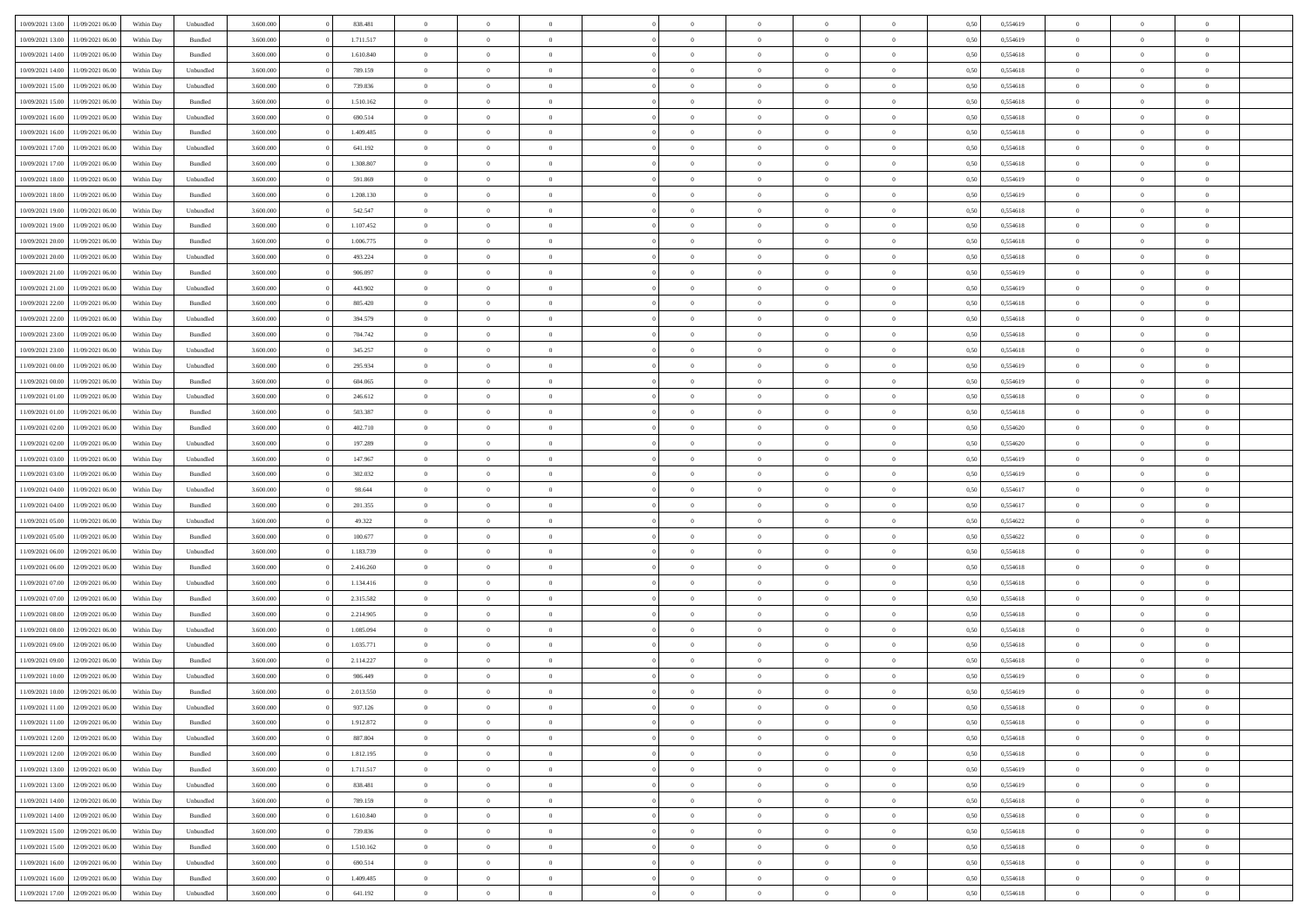| | | | | | | | | | | | | | | | | | | | | | |
|---|---|---|---|---|---|---|---|---|---|---|---|---|---|---|---|---|---|---|---|---|---|
| 10/09/2021 13:00 | 11/09/2021 06:00 | Within Day | Unbundled | 3.600.000 | 0 | 838.481 | 0 | 0 | 0 | | 0 | 0 | 0 | 0 | 0,50 | 0,554619 | 0 | 0 | 0 | |
| 10/09/2021 13:00 | 11/09/2021 06:00 | Within Day | Bundled | 3.600.000 | 0 | 1.711.517 | 0 | 0 | 0 | | 0 | 0 | 0 | 0 | 0,50 | 0,554619 | 0 | 0 | 0 | |
| 10/09/2021 14:00 | 11/09/2021 06:00 | Within Day | Bundled | 3.600.000 | 0 | 1.610.840 | 0 | 0 | 0 | | 0 | 0 | 0 | 0 | 0,50 | 0,554618 | 0 | 0 | 0 | |
| 10/09/2021 14:00 | 11/09/2021 06:00 | Within Day | Unbundled | 3.600.000 | 0 | 789.159 | 0 | 0 | 0 | | 0 | 0 | 0 | 0 | 0,50 | 0,554618 | 0 | 0 | 0 | |
| 10/09/2021 15:00 | 11/09/2021 06:00 | Within Day | Unbundled | 3.600.000 | 0 | 739.836 | 0 | 0 | 0 | | 0 | 0 | 0 | 0 | 0,50 | 0,554618 | 0 | 0 | 0 | |
| 10/09/2021 15:00 | 11/09/2021 06:00 | Within Day | Bundled | 3.600.000 | 0 | 1.510.162 | 0 | 0 | 0 | | 0 | 0 | 0 | 0 | 0,50 | 0,554618 | 0 | 0 | 0 | |
| 10/09/2021 16:00 | 11/09/2021 06:00 | Within Day | Unbundled | 3.600.000 | 0 | 690.514 | 0 | 0 | 0 | | 0 | 0 | 0 | 0 | 0,50 | 0,554618 | 0 | 0 | 0 | |
| 10/09/2021 16:00 | 11/09/2021 06:00 | Within Day | Bundled | 3.600.000 | 0 | 1.409.485 | 0 | 0 | 0 | | 0 | 0 | 0 | 0 | 0,50 | 0,554618 | 0 | 0 | 0 | |
| 10/09/2021 17:00 | 11/09/2021 06:00 | Within Day | Unbundled | 3.600.000 | 0 | 641.192 | 0 | 0 | 0 | | 0 | 0 | 0 | 0 | 0,50 | 0,554618 | 0 | 0 | 0 | |
| 10/09/2021 17:00 | 11/09/2021 06:00 | Within Day | Bundled | 3.600.000 | 0 | 1.308.807 | 0 | 0 | 0 | | 0 | 0 | 0 | 0 | 0,50 | 0,554618 | 0 | 0 | 0 | |
| 10/09/2021 18:00 | 11/09/2021 06:00 | Within Day | Unbundled | 3.600.000 | 0 | 591.869 | 0 | 0 | 0 | | 0 | 0 | 0 | 0 | 0,50 | 0,554619 | 0 | 0 | 0 | |
| 10/09/2021 18:00 | 11/09/2021 06:00 | Within Day | Bundled | 3.600.000 | 0 | 1.208.130 | 0 | 0 | 0 | | 0 | 0 | 0 | 0 | 0,50 | 0,554619 | 0 | 0 | 0 | |
| 10/09/2021 19:00 | 11/09/2021 06:00 | Within Day | Unbundled | 3.600.000 | 0 | 542.547 | 0 | 0 | 0 | | 0 | 0 | 0 | 0 | 0,50 | 0,554618 | 0 | 0 | 0 | |
| 10/09/2021 19:00 | 11/09/2021 06:00 | Within Day | Bundled | 3.600.000 | 0 | 1.107.452 | 0 | 0 | 0 | | 0 | 0 | 0 | 0 | 0,50 | 0,554618 | 0 | 0 | 0 | |
| 10/09/2021 20:00 | 11/09/2021 06:00 | Within Day | Bundled | 3.600.000 | 0 | 1.006.775 | 0 | 0 | 0 | | 0 | 0 | 0 | 0 | 0,50 | 0,554618 | 0 | 0 | 0 | |
| 10/09/2021 20:00 | 11/09/2021 06:00 | Within Day | Unbundled | 3.600.000 | 0 | 493.224 | 0 | 0 | 0 | | 0 | 0 | 0 | 0 | 0,50 | 0,554618 | 0 | 0 | 0 | |
| 10/09/2021 21:00 | 11/09/2021 06:00 | Within Day | Bundled | 3.600.000 | 0 | 906.097 | 0 | 0 | 0 | | 0 | 0 | 0 | 0 | 0,50 | 0,554619 | 0 | 0 | 0 | |
| 10/09/2021 21:00 | 11/09/2021 06:00 | Within Day | Unbundled | 3.600.000 | 0 | 443.902 | 0 | 0 | 0 | | 0 | 0 | 0 | 0 | 0,50 | 0,554619 | 0 | 0 | 0 | |
| 10/09/2021 22:00 | 11/09/2021 06:00 | Within Day | Bundled | 3.600.000 | 0 | 805.420 | 0 | 0 | 0 | | 0 | 0 | 0 | 0 | 0,50 | 0,554618 | 0 | 0 | 0 | |
| 10/09/2021 22:00 | 11/09/2021 06:00 | Within Day | Unbundled | 3.600.000 | 0 | 394.579 | 0 | 0 | 0 | | 0 | 0 | 0 | 0 | 0,50 | 0,554618 | 0 | 0 | 0 | |
| 10/09/2021 23:00 | 11/09/2021 06:00 | Within Day | Bundled | 3.600.000 | 0 | 704.742 | 0 | 0 | 0 | | 0 | 0 | 0 | 0 | 0,50 | 0,554618 | 0 | 0 | 0 | |
| 10/09/2021 23:00 | 11/09/2021 06:00 | Within Day | Unbundled | 3.600.000 | 0 | 345.257 | 0 | 0 | 0 | | 0 | 0 | 0 | 0 | 0,50 | 0,554618 | 0 | 0 | 0 | |
| 11/09/2021 00:00 | 11/09/2021 06:00 | Within Day | Unbundled | 3.600.000 | 0 | 295.934 | 0 | 0 | 0 | | 0 | 0 | 0 | 0 | 0,50 | 0,554619 | 0 | 0 | 0 | |
| 11/09/2021 00:00 | 11/09/2021 06:00 | Within Day | Bundled | 3.600.000 | 0 | 604.065 | 0 | 0 | 0 | | 0 | 0 | 0 | 0 | 0,50 | 0,554619 | 0 | 0 | 0 | |
| 11/09/2021 01:00 | 11/09/2021 06:00 | Within Day | Unbundled | 3.600.000 | 0 | 246.612 | 0 | 0 | 0 | | 0 | 0 | 0 | 0 | 0,50 | 0,554618 | 0 | 0 | 0 | |
| 11/09/2021 01:00 | 11/09/2021 06:00 | Within Day | Bundled | 3.600.000 | 0 | 503.387 | 0 | 0 | 0 | | 0 | 0 | 0 | 0 | 0,50 | 0,554618 | 0 | 0 | 0 | |
| 11/09/2021 02:00 | 11/09/2021 06:00 | Within Day | Bundled | 3.600.000 | 0 | 402.710 | 0 | 0 | 0 | | 0 | 0 | 0 | 0 | 0,50 | 0,554620 | 0 | 0 | 0 | |
| 11/09/2021 02:00 | 11/09/2021 06:00 | Within Day | Unbundled | 3.600.000 | 0 | 197.289 | 0 | 0 | 0 | | 0 | 0 | 0 | 0 | 0,50 | 0,554620 | 0 | 0 | 0 | |
| 11/09/2021 03:00 | 11/09/2021 06:00 | Within Day | Unbundled | 3.600.000 | 0 | 147.967 | 0 | 0 | 0 | | 0 | 0 | 0 | 0 | 0,50 | 0,554619 | 0 | 0 | 0 | |
| 11/09/2021 03:00 | 11/09/2021 06:00 | Within Day | Bundled | 3.600.000 | 0 | 302.032 | 0 | 0 | 0 | | 0 | 0 | 0 | 0 | 0,50 | 0,554619 | 0 | 0 | 0 | |
| 11/09/2021 04:00 | 11/09/2021 06:00 | Within Day | Unbundled | 3.600.000 | 0 | 98.644 | 0 | 0 | 0 | | 0 | 0 | 0 | 0 | 0,50 | 0,554617 | 0 | 0 | 0 | |
| 11/09/2021 04:00 | 11/09/2021 06:00 | Within Day | Bundled | 3.600.000 | 0 | 201.355 | 0 | 0 | 0 | | 0 | 0 | 0 | 0 | 0,50 | 0,554617 | 0 | 0 | 0 | |
| 11/09/2021 05:00 | 11/09/2021 06:00 | Within Day | Unbundled | 3.600.000 | 0 | 49.322 | 0 | 0 | 0 | | 0 | 0 | 0 | 0 | 0,50 | 0,554622 | 0 | 0 | 0 | |
| 11/09/2021 05:00 | 11/09/2021 06:00 | Within Day | Bundled | 3.600.000 | 0 | 100.677 | 0 | 0 | 0 | | 0 | 0 | 0 | 0 | 0,50 | 0,554622 | 0 | 0 | 0 | |
| 11/09/2021 06:00 | 12/09/2021 06:00 | Within Day | Unbundled | 3.600.000 | 0 | 1.183.739 | 0 | 0 | 0 | | 0 | 0 | 0 | 0 | 0,50 | 0,554618 | 0 | 0 | 0 | |
| 11/09/2021 06:00 | 12/09/2021 06:00 | Within Day | Bundled | 3.600.000 | 0 | 2.416.260 | 0 | 0 | 0 | | 0 | 0 | 0 | 0 | 0,50 | 0,554618 | 0 | 0 | 0 | |
| 11/09/2021 07:00 | 12/09/2021 06:00 | Within Day | Unbundled | 3.600.000 | 0 | 1.134.416 | 0 | 0 | 0 | | 0 | 0 | 0 | 0 | 0,50 | 0,554618 | 0 | 0 | 0 | |
| 11/09/2021 07:00 | 12/09/2021 06:00 | Within Day | Bundled | 3.600.000 | 0 | 2.315.582 | 0 | 0 | 0 | | 0 | 0 | 0 | 0 | 0,50 | 0,554618 | 0 | 0 | 0 | |
| 11/09/2021 08:00 | 12/09/2021 06:00 | Within Day | Bundled | 3.600.000 | 0 | 2.214.905 | 0 | 0 | 0 | | 0 | 0 | 0 | 0 | 0,50 | 0,554618 | 0 | 0 | 0 | |
| 11/09/2021 08:00 | 12/09/2021 06:00 | Within Day | Unbundled | 3.600.000 | 0 | 1.085.094 | 0 | 0 | 0 | | 0 | 0 | 0 | 0 | 0,50 | 0,554618 | 0 | 0 | 0 | |
| 11/09/2021 09:00 | 12/09/2021 06:00 | Within Day | Unbundled | 3.600.000 | 0 | 1.035.771 | 0 | 0 | 0 | | 0 | 0 | 0 | 0 | 0,50 | 0,554618 | 0 | 0 | 0 | |
| 11/09/2021 09:00 | 12/09/2021 06:00 | Within Day | Bundled | 3.600.000 | 0 | 2.114.227 | 0 | 0 | 0 | | 0 | 0 | 0 | 0 | 0,50 | 0,554618 | 0 | 0 | 0 | |
| 11/09/2021 10:00 | 12/09/2021 06:00 | Within Day | Unbundled | 3.600.000 | 0 | 986.449 | 0 | 0 | 0 | | 0 | 0 | 0 | 0 | 0,50 | 0,554619 | 0 | 0 | 0 | |
| 11/09/2021 10:00 | 12/09/2021 06:00 | Within Day | Bundled | 3.600.000 | 0 | 2.013.550 | 0 | 0 | 0 | | 0 | 0 | 0 | 0 | 0,50 | 0,554619 | 0 | 0 | 0 | |
| 11/09/2021 11:00 | 12/09/2021 06:00 | Within Day | Unbundled | 3.600.000 | 0 | 937.126 | 0 | 0 | 0 | | 0 | 0 | 0 | 0 | 0,50 | 0,554618 | 0 | 0 | 0 | |
| 11/09/2021 11:00 | 12/09/2021 06:00 | Within Day | Bundled | 3.600.000 | 0 | 1.912.872 | 0 | 0 | 0 | | 0 | 0 | 0 | 0 | 0,50 | 0,554618 | 0 | 0 | 0 | |
| 11/09/2021 12:00 | 12/09/2021 06:00 | Within Day | Unbundled | 3.600.000 | 0 | 887.804 | 0 | 0 | 0 | | 0 | 0 | 0 | 0 | 0,50 | 0,554618 | 0 | 0 | 0 | |
| 11/09/2021 12:00 | 12/09/2021 06:00 | Within Day | Bundled | 3.600.000 | 0 | 1.812.195 | 0 | 0 | 0 | | 0 | 0 | 0 | 0 | 0,50 | 0,554618 | 0 | 0 | 0 | |
| 11/09/2021 13:00 | 12/09/2021 06:00 | Within Day | Bundled | 3.600.000 | 0 | 1.711.517 | 0 | 0 | 0 | | 0 | 0 | 0 | 0 | 0,50 | 0,554619 | 0 | 0 | 0 | |
| 11/09/2021 13:00 | 12/09/2021 06:00 | Within Day | Unbundled | 3.600.000 | 0 | 838.481 | 0 | 0 | 0 | | 0 | 0 | 0 | 0 | 0,50 | 0,554619 | 0 | 0 | 0 | |
| 11/09/2021 14:00 | 12/09/2021 06:00 | Within Day | Unbundled | 3.600.000 | 0 | 789.159 | 0 | 0 | 0 | | 0 | 0 | 0 | 0 | 0,50 | 0,554618 | 0 | 0 | 0 | |
| 11/09/2021 14:00 | 12/09/2021 06:00 | Within Day | Bundled | 3.600.000 | 0 | 1.610.840 | 0 | 0 | 0 | | 0 | 0 | 0 | 0 | 0,50 | 0,554618 | 0 | 0 | 0 | |
| 11/09/2021 15:00 | 12/09/2021 06:00 | Within Day | Unbundled | 3.600.000 | 0 | 739.836 | 0 | 0 | 0 | | 0 | 0 | 0 | 0 | 0,50 | 0,554618 | 0 | 0 | 0 | |
| 11/09/2021 15:00 | 12/09/2021 06:00 | Within Day | Bundled | 3.600.000 | 0 | 1.510.162 | 0 | 0 | 0 | | 0 | 0 | 0 | 0 | 0,50 | 0,554618 | 0 | 0 | 0 | |
| 11/09/2021 16:00 | 12/09/2021 06:00 | Within Day | Unbundled | 3.600.000 | 0 | 690.514 | 0 | 0 | 0 | | 0 | 0 | 0 | 0 | 0,50 | 0,554618 | 0 | 0 | 0 | |
| 11/09/2021 16:00 | 12/09/2021 06:00 | Within Day | Bundled | 3.600.000 | 0 | 1.409.485 | 0 | 0 | 0 | | 0 | 0 | 0 | 0 | 0,50 | 0,554618 | 0 | 0 | 0 | |
| 11/09/2021 17:00 | 12/09/2021 06:00 | Within Day | Unbundled | 3.600.000 | 0 | 641.192 | 0 | 0 | 0 | | 0 | 0 | 0 | 0 | 0,50 | 0,554618 | 0 | 0 | 0 | |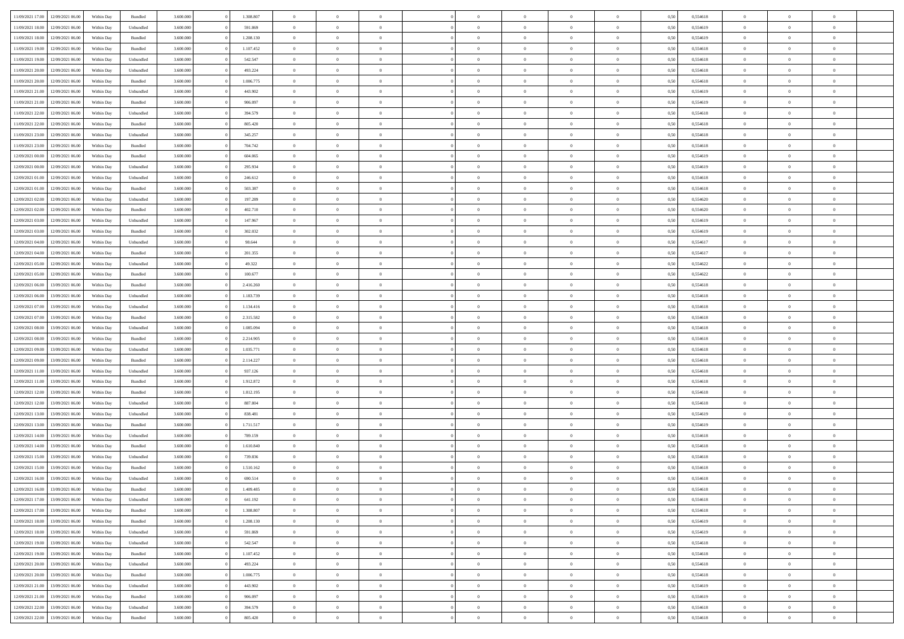| | | | | | | | | | | | | | | | | | | | | |
|---|---|---|---|---|---|---|---|---|---|---|---|---|---|---|---|---|---|---|---|---|
| 11/09/2021 17.00 | 12/09/2021 06.00 | Within Day | Bundled | 3.600.000 | 0 | 1.308.807 | 0 | 0 | 0 | | 0 | 0 | 0 | 0 | 0,50 | 0,554618 | 0 | 0 | 0 | |
| 11/09/2021 18.00 | 12/09/2021 06.00 | Within Day | Unbundled | 3.600.000 | 0 | 591.869 | 0 | 0 | 0 | | 0 | 0 | 0 | 0 | 0,50 | 0,554619 | 0 | 0 | 0 | |
| 11/09/2021 18.00 | 12/09/2021 06.00 | Within Day | Bundled | 3.600.000 | 0 | 1.208.130 | 0 | 0 | 0 | | 0 | 0 | 0 | 0 | 0,50 | 0,554619 | 0 | 0 | 0 | |
| 11/09/2021 19.00 | 12/09/2021 06.00 | Within Day | Bundled | 3.600.000 | 0 | 1.107.452 | 0 | 0 | 0 | | 0 | 0 | 0 | 0 | 0,50 | 0,554618 | 0 | 0 | 0 | |
| 11/09/2021 19.00 | 12/09/2021 06.00 | Within Day | Unbundled | 3.600.000 | 0 | 542.547 | 0 | 0 | 0 | | 0 | 0 | 0 | 0 | 0,50 | 0,554618 | 0 | 0 | 0 | |
| 11/09/2021 20.00 | 12/09/2021 06.00 | Within Day | Unbundled | 3.600.000 | 0 | 493.224 | 0 | 0 | 0 | | 0 | 0 | 0 | 0 | 0,50 | 0,554618 | 0 | 0 | 0 | |
| 11/09/2021 20.00 | 12/09/2021 06.00 | Within Day | Bundled | 3.600.000 | 0 | 1.006.775 | 0 | 0 | 0 | | 0 | 0 | 0 | 0 | 0,50 | 0,554618 | 0 | 0 | 0 | |
| 11/09/2021 21.00 | 12/09/2021 06.00 | Within Day | Unbundled | 3.600.000 | 0 | 443.902 | 0 | 0 | 0 | | 0 | 0 | 0 | 0 | 0,50 | 0,554619 | 0 | 0 | 0 | |
| 11/09/2021 21.00 | 12/09/2021 06.00 | Within Day | Bundled | 3.600.000 | 0 | 906.097 | 0 | 0 | 0 | | 0 | 0 | 0 | 0 | 0,50 | 0,554619 | 0 | 0 | 0 | |
| 11/09/2021 22.00 | 12/09/2021 06.00 | Within Day | Unbundled | 3.600.000 | 0 | 394.579 | 0 | 0 | 0 | | 0 | 0 | 0 | 0 | 0,50 | 0,554618 | 0 | 0 | 0 | |
| 11/09/2021 22.00 | 12/09/2021 06.00 | Within Day | Bundled | 3.600.000 | 0 | 805.420 | 0 | 0 | 0 | | 0 | 0 | 0 | 0 | 0,50 | 0,554618 | 0 | 0 | 0 | |
| 11/09/2021 23.00 | 12/09/2021 06.00 | Within Day | Unbundled | 3.600.000 | 0 | 345.257 | 0 | 0 | 0 | | 0 | 0 | 0 | 0 | 0,50 | 0,554618 | 0 | 0 | 0 | |
| 11/09/2021 23.00 | 12/09/2021 06.00 | Within Day | Bundled | 3.600.000 | 0 | 704.742 | 0 | 0 | 0 | | 0 | 0 | 0 | 0 | 0,50 | 0,554618 | 0 | 0 | 0 | |
| 12/09/2021 00.00 | 12/09/2021 06.00 | Within Day | Bundled | 3.600.000 | 0 | 604.065 | 0 | 0 | 0 | | 0 | 0 | 0 | 0 | 0,50 | 0,554619 | 0 | 0 | 0 | |
| 12/09/2021 00.00 | 12/09/2021 06.00 | Within Day | Unbundled | 3.600.000 | 0 | 295.934 | 0 | 0 | 0 | | 0 | 0 | 0 | 0 | 0,50 | 0,554619 | 0 | 0 | 0 | |
| 12/09/2021 01.00 | 12/09/2021 06.00 | Within Day | Unbundled | 3.600.000 | 0 | 246.612 | 0 | 0 | 0 | | 0 | 0 | 0 | 0 | 0,50 | 0,554618 | 0 | 0 | 0 | |
| 12/09/2021 01.00 | 12/09/2021 06.00 | Within Day | Bundled | 3.600.000 | 0 | 503.387 | 0 | 0 | 0 | | 0 | 0 | 0 | 0 | 0,50 | 0,554618 | 0 | 0 | 0 | |
| 12/09/2021 02.00 | 12/09/2021 06.00 | Within Day | Unbundled | 3.600.000 | 0 | 197.289 | 0 | 0 | 0 | | 0 | 0 | 0 | 0 | 0,50 | 0,554620 | 0 | 0 | 0 | |
| 12/09/2021 02.00 | 12/09/2021 06.00 | Within Day | Bundled | 3.600.000 | 0 | 402.710 | 0 | 0 | 0 | | 0 | 0 | 0 | 0 | 0,50 | 0,554620 | 0 | 0 | 0 | |
| 12/09/2021 03.00 | 12/09/2021 06.00 | Within Day | Unbundled | 3.600.000 | 0 | 147.967 | 0 | 0 | 0 | | 0 | 0 | 0 | 0 | 0,50 | 0,554619 | 0 | 0 | 0 | |
| 12/09/2021 03.00 | 12/09/2021 06.00 | Within Day | Bundled | 3.600.000 | 0 | 302.032 | 0 | 0 | 0 | | 0 | 0 | 0 | 0 | 0,50 | 0,554619 | 0 | 0 | 0 | |
| 12/09/2021 04.00 | 12/09/2021 06.00 | Within Day | Unbundled | 3.600.000 | 0 | 98.644 | 0 | 0 | 0 | | 0 | 0 | 0 | 0 | 0,50 | 0,554617 | 0 | 0 | 0 | |
| 12/09/2021 04.00 | 12/09/2021 06.00 | Within Day | Bundled | 3.600.000 | 0 | 201.355 | 0 | 0 | 0 | | 0 | 0 | 0 | 0 | 0,50 | 0,554617 | 0 | 0 | 0 | |
| 12/09/2021 05.00 | 12/09/2021 06.00 | Within Day | Unbundled | 3.600.000 | 0 | 49.322 | 0 | 0 | 0 | | 0 | 0 | 0 | 0 | 0,50 | 0,554622 | 0 | 0 | 0 | |
| 12/09/2021 05.00 | 12/09/2021 06.00 | Within Day | Bundled | 3.600.000 | 0 | 100.677 | 0 | 0 | 0 | | 0 | 0 | 0 | 0 | 0,50 | 0,554622 | 0 | 0 | 0 | |
| 12/09/2021 06.00 | 13/09/2021 06.00 | Within Day | Bundled | 3.600.000 | 0 | 2.416.260 | 0 | 0 | 0 | | 0 | 0 | 0 | 0 | 0,50 | 0,554618 | 0 | 0 | 0 | |
| 12/09/2021 06.00 | 13/09/2021 06.00 | Within Day | Unbundled | 3.600.000 | 0 | 1.183.739 | 0 | 0 | 0 | | 0 | 0 | 0 | 0 | 0,50 | 0,554618 | 0 | 0 | 0 | |
| 12/09/2021 07.00 | 13/09/2021 06.00 | Within Day | Unbundled | 3.600.000 | 0 | 1.134.416 | 0 | 0 | 0 | | 0 | 0 | 0 | 0 | 0,50 | 0,554618 | 0 | 0 | 0 | |
| 12/09/2021 07.00 | 13/09/2021 06.00 | Within Day | Bundled | 3.600.000 | 0 | 2.315.582 | 0 | 0 | 0 | | 0 | 0 | 0 | 0 | 0,50 | 0,554618 | 0 | 0 | 0 | |
| 12/09/2021 08.00 | 13/09/2021 06.00 | Within Day | Unbundled | 3.600.000 | 0 | 1.085.094 | 0 | 0 | 0 | | 0 | 0 | 0 | 0 | 0,50 | 0,554618 | 0 | 0 | 0 | |
| 12/09/2021 08.00 | 13/09/2021 06.00 | Within Day | Bundled | 3.600.000 | 0 | 2.214.905 | 0 | 0 | 0 | | 0 | 0 | 0 | 0 | 0,50 | 0,554618 | 0 | 0 | 0 | |
| 12/09/2021 09.00 | 13/09/2021 06.00 | Within Day | Unbundled | 3.600.000 | 0 | 1.035.771 | 0 | 0 | 0 | | 0 | 0 | 0 | 0 | 0,50 | 0,554618 | 0 | 0 | 0 | |
| 12/09/2021 09.00 | 13/09/2021 06.00 | Within Day | Bundled | 3.600.000 | 0 | 2.114.227 | 0 | 0 | 0 | | 0 | 0 | 0 | 0 | 0,50 | 0,554618 | 0 | 0 | 0 | |
| 12/09/2021 11.00 | 13/09/2021 06.00 | Within Day | Unbundled | 3.600.000 | 0 | 937.126 | 0 | 0 | 0 | | 0 | 0 | 0 | 0 | 0,50 | 0,554618 | 0 | 0 | 0 | |
| 12/09/2021 11.00 | 13/09/2021 06.00 | Within Day | Bundled | 3.600.000 | 0 | 1.912.872 | 0 | 0 | 0 | | 0 | 0 | 0 | 0 | 0,50 | 0,554618 | 0 | 0 | 0 | |
| 12/09/2021 12.00 | 13/09/2021 06.00 | Within Day | Bundled | 3.600.000 | 0 | 1.812.195 | 0 | 0 | 0 | | 0 | 0 | 0 | 0 | 0,50 | 0,554618 | 0 | 0 | 0 | |
| 12/09/2021 12.00 | 13/09/2021 06.00 | Within Day | Unbundled | 3.600.000 | 0 | 887.804 | 0 | 0 | 0 | | 0 | 0 | 0 | 0 | 0,50 | 0,554618 | 0 | 0 | 0 | |
| 12/09/2021 13.00 | 13/09/2021 06.00 | Within Day | Unbundled | 3.600.000 | 0 | 838.481 | 0 | 0 | 0 | | 0 | 0 | 0 | 0 | 0,50 | 0,554619 | 0 | 0 | 0 | |
| 12/09/2021 13.00 | 13/09/2021 06.00 | Within Day | Bundled | 3.600.000 | 0 | 1.711.517 | 0 | 0 | 0 | | 0 | 0 | 0 | 0 | 0,50 | 0,554619 | 0 | 0 | 0 | |
| 12/09/2021 14.00 | 13/09/2021 06.00 | Within Day | Unbundled | 3.600.000 | 0 | 789.159 | 0 | 0 | 0 | | 0 | 0 | 0 | 0 | 0,50 | 0,554618 | 0 | 0 | 0 | |
| 12/09/2021 14.00 | 13/09/2021 06.00 | Within Day | Bundled | 3.600.000 | 0 | 1.610.840 | 0 | 0 | 0 | | 0 | 0 | 0 | 0 | 0,50 | 0,554618 | 0 | 0 | 0 | |
| 12/09/2021 15.00 | 13/09/2021 06.00 | Within Day | Unbundled | 3.600.000 | 0 | 739.836 | 0 | 0 | 0 | | 0 | 0 | 0 | 0 | 0,50 | 0,554618 | 0 | 0 | 0 | |
| 12/09/2021 15.00 | 13/09/2021 06.00 | Within Day | Bundled | 3.600.000 | 0 | 1.510.162 | 0 | 0 | 0 | | 0 | 0 | 0 | 0 | 0,50 | 0,554618 | 0 | 0 | 0 | |
| 12/09/2021 16.00 | 13/09/2021 06.00 | Within Day | Unbundled | 3.600.000 | 0 | 690.514 | 0 | 0 | 0 | | 0 | 0 | 0 | 0 | 0,50 | 0,554618 | 0 | 0 | 0 | |
| 12/09/2021 16.00 | 13/09/2021 06.00 | Within Day | Bundled | 3.600.000 | 0 | 1.409.485 | 0 | 0 | 0 | | 0 | 0 | 0 | 0 | 0,50 | 0,554618 | 0 | 0 | 0 | |
| 12/09/2021 17.00 | 13/09/2021 06.00 | Within Day | Unbundled | 3.600.000 | 0 | 641.192 | 0 | 0 | 0 | | 0 | 0 | 0 | 0 | 0,50 | 0,554618 | 0 | 0 | 0 | |
| 12/09/2021 17.00 | 13/09/2021 06.00 | Within Day | Bundled | 3.600.000 | 0 | 1.308.807 | 0 | 0 | 0 | | 0 | 0 | 0 | 0 | 0,50 | 0,554618 | 0 | 0 | 0 | |
| 12/09/2021 18.00 | 13/09/2021 06.00 | Within Day | Bundled | 3.600.000 | 0 | 1.208.130 | 0 | 0 | 0 | | 0 | 0 | 0 | 0 | 0,50 | 0,554619 | 0 | 0 | 0 | |
| 12/09/2021 18.00 | 13/09/2021 06.00 | Within Day | Unbundled | 3.600.000 | 0 | 591.869 | 0 | 0 | 0 | | 0 | 0 | 0 | 0 | 0,50 | 0,554619 | 0 | 0 | 0 | |
| 12/09/2021 19.00 | 13/09/2021 06.00 | Within Day | Unbundled | 3.600.000 | 0 | 542.547 | 0 | 0 | 0 | | 0 | 0 | 0 | 0 | 0,50 | 0,554618 | 0 | 0 | 0 | |
| 12/09/2021 19.00 | 13/09/2021 06.00 | Within Day | Bundled | 3.600.000 | 0 | 1.107.452 | 0 | 0 | 0 | | 0 | 0 | 0 | 0 | 0,50 | 0,554618 | 0 | 0 | 0 | |
| 12/09/2021 20.00 | 13/09/2021 06.00 | Within Day | Unbundled | 3.600.000 | 0 | 493.224 | 0 | 0 | 0 | | 0 | 0 | 0 | 0 | 0,50 | 0,554618 | 0 | 0 | 0 | |
| 12/09/2021 20.00 | 13/09/2021 06.00 | Within Day | Bundled | 3.600.000 | 0 | 1.006.775 | 0 | 0 | 0 | | 0 | 0 | 0 | 0 | 0,50 | 0,554618 | 0 | 0 | 0 | |
| 12/09/2021 21.00 | 13/09/2021 06.00 | Within Day | Unbundled | 3.600.000 | 0 | 443.902 | 0 | 0 | 0 | | 0 | 0 | 0 | 0 | 0,50 | 0,554619 | 0 | 0 | 0 | |
| 12/09/2021 21.00 | 13/09/2021 06.00 | Within Day | Bundled | 3.600.000 | 0 | 906.097 | 0 | 0 | 0 | | 0 | 0 | 0 | 0 | 0,50 | 0,554619 | 0 | 0 | 0 | |
| 12/09/2021 22.00 | 13/09/2021 06.00 | Within Day | Unbundled | 3.600.000 | 0 | 394.579 | 0 | 0 | 0 | | 0 | 0 | 0 | 0 | 0,50 | 0,554618 | 0 | 0 | 0 | |
| 12/09/2021 22.00 | 13/09/2021 06.00 | Within Day | Bundled | 3.600.000 | 0 | 805.420 | 0 | 0 | 0 | | 0 | 0 | 0 | 0 | 0,50 | 0,554618 | 0 | 0 | 0 | |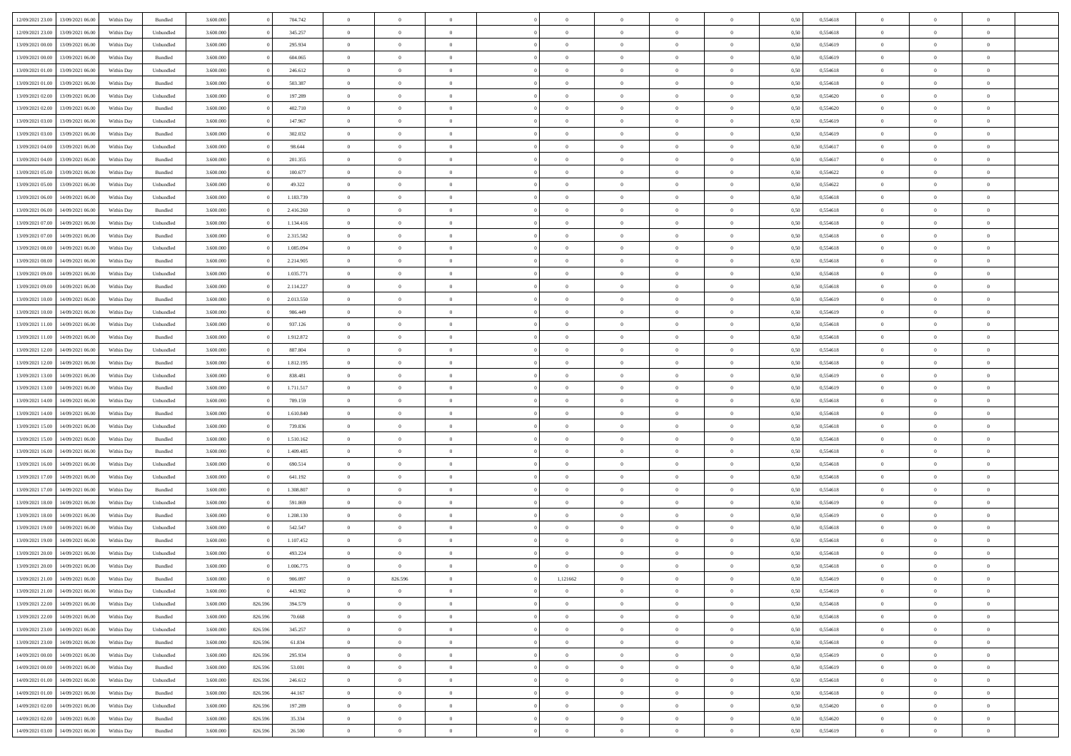| | | | | | | | | | | | | | | | | | | | | | |
|---|---|---|---|---|---|---|---|---|---|---|---|---|---|---|---|---|---|---|---|---|---|
| 12/09/2021 23.00 | 13/09/2021 06.00 | Within Day | Bundled | 3.600.000 | 0 | 704.742 | 0 | 0 | 0 | | 0 | 0 | 0 | 0 | 0 | 0,50 | 0,554618 | 0 | 0 | 0 | |
| 12/09/2021 23.00 | 13/09/2021 06.00 | Within Day | Unbundled | 3.600.000 | 0 | 345.257 | 0 | 0 | 0 | | 0 | 0 | 0 | 0 | 0 | 0,50 | 0,554618 | 0 | 0 | 0 | |
| 13/09/2021 00.00 | 13/09/2021 06.00 | Within Day | Unbundled | 3.600.000 | 0 | 295.934 | 0 | 0 | 0 | | 0 | 0 | 0 | 0 | 0 | 0,50 | 0,554619 | 0 | 0 | 0 | |
| 13/09/2021 00.00 | 13/09/2021 06.00 | Within Day | Bundled | 3.600.000 | 0 | 604.065 | 0 | 0 | 0 | | 0 | 0 | 0 | 0 | 0 | 0,50 | 0,554619 | 0 | 0 | 0 | |
| 13/09/2021 01.00 | 13/09/2021 06.00 | Within Day | Unbundled | 3.600.000 | 0 | 246.612 | 0 | 0 | 0 | | 0 | 0 | 0 | 0 | 0 | 0,50 | 0,554618 | 0 | 0 | 0 | |
| 13/09/2021 01.00 | 13/09/2021 06.00 | Within Day | Bundled | 3.600.000 | 0 | 503.387 | 0 | 0 | 0 | | 0 | 0 | 0 | 0 | 0 | 0,50 | 0,554618 | 0 | 0 | 0 | |
| 13/09/2021 02.00 | 13/09/2021 06.00 | Within Day | Unbundled | 3.600.000 | 0 | 197.289 | 0 | 0 | 0 | | 0 | 0 | 0 | 0 | 0 | 0,50 | 0,554620 | 0 | 0 | 0 | |
| 13/09/2021 02.00 | 13/09/2021 06.00 | Within Day | Bundled | 3.600.000 | 0 | 402.710 | 0 | 0 | 0 | | 0 | 0 | 0 | 0 | 0 | 0,50 | 0,554620 | 0 | 0 | 0 | |
| 13/09/2021 03.00 | 13/09/2021 06.00 | Within Day | Unbundled | 3.600.000 | 0 | 147.967 | 0 | 0 | 0 | | 0 | 0 | 0 | 0 | 0 | 0,50 | 0,554619 | 0 | 0 | 0 | |
| 13/09/2021 03.00 | 13/09/2021 06.00 | Within Day | Bundled | 3.600.000 | 0 | 302.032 | 0 | 0 | 0 | | 0 | 0 | 0 | 0 | 0 | 0,50 | 0,554619 | 0 | 0 | 0 | |
| 13/09/2021 04.00 | 13/09/2021 06.00 | Within Day | Unbundled | 3.600.000 | 0 | 98.644 | 0 | 0 | 0 | | 0 | 0 | 0 | 0 | 0 | 0,50 | 0,554617 | 0 | 0 | 0 | |
| 13/09/2021 04.00 | 13/09/2021 06.00 | Within Day | Bundled | 3.600.000 | 0 | 201.355 | 0 | 0 | 0 | | 0 | 0 | 0 | 0 | 0 | 0,50 | 0,554617 | 0 | 0 | 0 | |
| 13/09/2021 05.00 | 13/09/2021 06.00 | Within Day | Bundled | 3.600.000 | 0 | 100.677 | 0 | 0 | 0 | | 0 | 0 | 0 | 0 | 0 | 0,50 | 0,554622 | 0 | 0 | 0 | |
| 13/09/2021 05.00 | 13/09/2021 06.00 | Within Day | Unbundled | 3.600.000 | 0 | 49.322 | 0 | 0 | 0 | | 0 | 0 | 0 | 0 | 0 | 0,50 | 0,554622 | 0 | 0 | 0 | |
| 13/09/2021 06.00 | 14/09/2021 06.00 | Within Day | Unbundled | 3.600.000 | 0 | 1.183.739 | 0 | 0 | 0 | | 0 | 0 | 0 | 0 | 0 | 0,50 | 0,554618 | 0 | 0 | 0 | |
| 13/09/2021 06.00 | 14/09/2021 06.00 | Within Day | Bundled | 3.600.000 | 0 | 2.416.260 | 0 | 0 | 0 | | 0 | 0 | 0 | 0 | 0 | 0,50 | 0,554618 | 0 | 0 | 0 | |
| 13/09/2021 07.00 | 14/09/2021 06.00 | Within Day | Unbundled | 3.600.000 | 0 | 1.134.416 | 0 | 0 | 0 | | 0 | 0 | 0 | 0 | 0 | 0,50 | 0,554618 | 0 | 0 | 0 | |
| 13/09/2021 07.00 | 14/09/2021 06.00 | Within Day | Bundled | 3.600.000 | 0 | 2.315.582 | 0 | 0 | 0 | | 0 | 0 | 0 | 0 | 0 | 0,50 | 0,554618 | 0 | 0 | 0 | |
| 13/09/2021 08.00 | 14/09/2021 06.00 | Within Day | Unbundled | 3.600.000 | 0 | 1.085.094 | 0 | 0 | 0 | | 0 | 0 | 0 | 0 | 0 | 0,50 | 0,554618 | 0 | 0 | 0 | |
| 13/09/2021 08.00 | 14/09/2021 06.00 | Within Day | Bundled | 3.600.000 | 0 | 2.214.905 | 0 | 0 | 0 | | 0 | 0 | 0 | 0 | 0 | 0,50 | 0,554618 | 0 | 0 | 0 | |
| 13/09/2021 09.00 | 14/09/2021 06.00 | Within Day | Unbundled | 3.600.000 | 0 | 1.035.771 | 0 | 0 | 0 | | 0 | 0 | 0 | 0 | 0 | 0,50 | 0,554618 | 0 | 0 | 0 | |
| 13/09/2021 09.00 | 14/09/2021 06.00 | Within Day | Bundled | 3.600.000 | 0 | 2.114.227 | 0 | 0 | 0 | | 0 | 0 | 0 | 0 | 0 | 0,50 | 0,554618 | 0 | 0 | 0 | |
| 13/09/2021 10.00 | 14/09/2021 06.00 | Within Day | Bundled | 3.600.000 | 0 | 2.013.550 | 0 | 0 | 0 | | 0 | 0 | 0 | 0 | 0 | 0,50 | 0,554619 | 0 | 0 | 0 | |
| 13/09/2021 10.00 | 14/09/2021 06.00 | Within Day | Unbundled | 3.600.000 | 0 | 986.449 | 0 | 0 | 0 | | 0 | 0 | 0 | 0 | 0 | 0,50 | 0,554619 | 0 | 0 | 0 | |
| 13/09/2021 11.00 | 14/09/2021 06.00 | Within Day | Unbundled | 3.600.000 | 0 | 937.126 | 0 | 0 | 0 | | 0 | 0 | 0 | 0 | 0 | 0,50 | 0,554618 | 0 | 0 | 0 | |
| 13/09/2021 11.00 | 14/09/2021 06.00 | Within Day | Bundled | 3.600.000 | 0 | 1.912.872 | 0 | 0 | 0 | | 0 | 0 | 0 | 0 | 0 | 0,50 | 0,554618 | 0 | 0 | 0 | |
| 13/09/2021 12.00 | 14/09/2021 06.00 | Within Day | Unbundled | 3.600.000 | 0 | 887.804 | 0 | 0 | 0 | | 0 | 0 | 0 | 0 | 0 | 0,50 | 0,554618 | 0 | 0 | 0 | |
| 13/09/2021 12.00 | 14/09/2021 06.00 | Within Day | Bundled | 3.600.000 | 0 | 1.812.195 | 0 | 0 | 0 | | 0 | 0 | 0 | 0 | 0 | 0,50 | 0,554618 | 0 | 0 | 0 | |
| 13/09/2021 13.00 | 14/09/2021 06.00 | Within Day | Unbundled | 3.600.000 | 0 | 838.481 | 0 | 0 | 0 | | 0 | 0 | 0 | 0 | 0 | 0,50 | 0,554619 | 0 | 0 | 0 | |
| 13/09/2021 13.00 | 14/09/2021 06.00 | Within Day | Bundled | 3.600.000 | 0 | 1.711.517 | 0 | 0 | 0 | | 0 | 0 | 0 | 0 | 0 | 0,50 | 0,554619 | 0 | 0 | 0 | |
| 13/09/2021 14.00 | 14/09/2021 06.00 | Within Day | Unbundled | 3.600.000 | 0 | 789.159 | 0 | 0 | 0 | | 0 | 0 | 0 | 0 | 0 | 0,50 | 0,554618 | 0 | 0 | 0 | |
| 13/09/2021 14.00 | 14/09/2021 06.00 | Within Day | Bundled | 3.600.000 | 0 | 1.610.840 | 0 | 0 | 0 | | 0 | 0 | 0 | 0 | 0 | 0,50 | 0,554618 | 0 | 0 | 0 | |
| 13/09/2021 15.00 | 14/09/2021 06.00 | Within Day | Unbundled | 3.600.000 | 0 | 739.836 | 0 | 0 | 0 | | 0 | 0 | 0 | 0 | 0 | 0,50 | 0,554618 | 0 | 0 | 0 | |
| 13/09/2021 15.00 | 14/09/2021 06.00 | Within Day | Bundled | 3.600.000 | 0 | 1.510.162 | 0 | 0 | 0 | | 0 | 0 | 0 | 0 | 0 | 0,50 | 0,554618 | 0 | 0 | 0 | |
| 13/09/2021 16.00 | 14/09/2021 06.00 | Within Day | Bundled | 3.600.000 | 0 | 1.409.485 | 0 | 0 | 0 | | 0 | 0 | 0 | 0 | 0 | 0,50 | 0,554618 | 0 | 0 | 0 | |
| 13/09/2021 16.00 | 14/09/2021 06.00 | Within Day | Unbundled | 3.600.000 | 0 | 690.514 | 0 | 0 | 0 | | 0 | 0 | 0 | 0 | 0 | 0,50 | 0,554618 | 0 | 0 | 0 | |
| 13/09/2021 17.00 | 14/09/2021 06.00 | Within Day | Unbundled | 3.600.000 | 0 | 641.192 | 0 | 0 | 0 | | 0 | 0 | 0 | 0 | 0 | 0,50 | 0,554618 | 0 | 0 | 0 | |
| 13/09/2021 17.00 | 14/09/2021 06.00 | Within Day | Bundled | 3.600.000 | 0 | 1.308.807 | 0 | 0 | 0 | | 0 | 0 | 0 | 0 | 0 | 0,50 | 0,554618 | 0 | 0 | 0 | |
| 13/09/2021 18.00 | 14/09/2021 06.00 | Within Day | Unbundled | 3.600.000 | 0 | 591.869 | 0 | 0 | 0 | | 0 | 0 | 0 | 0 | 0 | 0,50 | 0,554619 | 0 | 0 | 0 | |
| 13/09/2021 18.00 | 14/09/2021 06.00 | Within Day | Bundled | 3.600.000 | 0 | 1.208.130 | 0 | 0 | 0 | | 0 | 0 | 0 | 0 | 0 | 0,50 | 0,554619 | 0 | 0 | 0 | |
| 13/09/2021 19.00 | 14/09/2021 06.00 | Within Day | Unbundled | 3.600.000 | 0 | 542.547 | 0 | 0 | 0 | | 0 | 0 | 0 | 0 | 0 | 0,50 | 0,554618 | 0 | 0 | 0 | |
| 13/09/2021 19.00 | 14/09/2021 06.00 | Within Day | Bundled | 3.600.000 | 0 | 1.107.452 | 0 | 0 | 0 | | 0 | 0 | 0 | 0 | 0 | 0,50 | 0,554618 | 0 | 0 | 0 | |
| 13/09/2021 20.00 | 14/09/2021 06.00 | Within Day | Unbundled | 3.600.000 | 0 | 493.224 | 0 | 0 | 0 | | 0 | 0 | 0 | 0 | 0 | 0,50 | 0,554618 | 0 | 0 | 0 | |
| 13/09/2021 20.00 | 14/09/2021 06.00 | Within Day | Bundled | 3.600.000 | 0 | 1.006.775 | 0 | 0 | 0 | | 0 | 0 | 0 | 0 | 0 | 0,50 | 0,554618 | 0 | 0 | 0 | |
| 13/09/2021 21.00 | 14/09/2021 06.00 | Within Day | Bundled | 3.600.000 | 0 | 906.097 | 0 | 826.596 | 0 | | 1,121662 | 0 | 0 | 0 | 0 | 0,50 | 0,554619 | 0 | 0 | 0 | |
| 13/09/2021 21.00 | 14/09/2021 06.00 | Within Day | Unbundled | 3.600.000 | 0 | 443.902 | 0 | 0 | 0 | | 0 | 0 | 0 | 0 | 0 | 0,50 | 0,554619 | 0 | 0 | 0 | |
| 13/09/2021 22.00 | 14/09/2021 06.00 | Within Day | Unbundled | 3.600.000 | 826.596 | 394.579 | 0 | 0 | 0 | | 0 | 0 | 0 | 0 | 0 | 0,50 | 0,554618 | 0 | 0 | 0 | |
| 13/09/2021 22.00 | 14/09/2021 06.00 | Within Day | Bundled | 3.600.000 | 826.596 | 70.668 | 0 | 0 | 0 | | 0 | 0 | 0 | 0 | 0 | 0,50 | 0,554618 | 0 | 0 | 0 | |
| 13/09/2021 23.00 | 14/09/2021 06.00 | Within Day | Unbundled | 3.600.000 | 826.596 | 345.257 | 0 | 0 | 0 | | 0 | 0 | 0 | 0 | 0 | 0,50 | 0,554618 | 0 | 0 | 0 | |
| 13/09/2021 23.00 | 14/09/2021 06.00 | Within Day | Bundled | 3.600.000 | 826.596 | 61.834 | 0 | 0 | 0 | | 0 | 0 | 0 | 0 | 0 | 0,50 | 0,554618 | 0 | 0 | 0 | |
| 14/09/2021 00.00 | 14/09/2021 06.00 | Within Day | Unbundled | 3.600.000 | 826.596 | 295.934 | 0 | 0 | 0 | | 0 | 0 | 0 | 0 | 0 | 0,50 | 0,554619 | 0 | 0 | 0 | |
| 14/09/2021 00.00 | 14/09/2021 06.00 | Within Day | Bundled | 3.600.000 | 826.596 | 53.001 | 0 | 0 | 0 | | 0 | 0 | 0 | 0 | 0 | 0,50 | 0,554619 | 0 | 0 | 0 | |
| 14/09/2021 01.00 | 14/09/2021 06.00 | Within Day | Unbundled | 3.600.000 | 826.596 | 246.612 | 0 | 0 | 0 | | 0 | 0 | 0 | 0 | 0 | 0,50 | 0,554618 | 0 | 0 | 0 | |
| 14/09/2021 01.00 | 14/09/2021 06.00 | Within Day | Bundled | 3.600.000 | 826.596 | 44.167 | 0 | 0 | 0 | | 0 | 0 | 0 | 0 | 0 | 0,50 | 0,554618 | 0 | 0 | 0 | |
| 14/09/2021 02.00 | 14/09/2021 06.00 | Within Day | Unbundled | 3.600.000 | 826.596 | 197.289 | 0 | 0 | 0 | | 0 | 0 | 0 | 0 | 0 | 0,50 | 0,554620 | 0 | 0 | 0 | |
| 14/09/2021 02.00 | 14/09/2021 06.00 | Within Day | Bundled | 3.600.000 | 826.596 | 35.334 | 0 | 0 | 0 | | 0 | 0 | 0 | 0 | 0 | 0,50 | 0,554620 | 0 | 0 | 0 | |
| 14/09/2021 03.00 | 14/09/2021 06.00 | Within Day | Bundled | 3.600.000 | 826.596 | 26.500 | 0 | 0 | 0 | | 0 | 0 | 0 | 0 | 0 | 0,50 | 0,554619 | 0 | 0 | 0 | |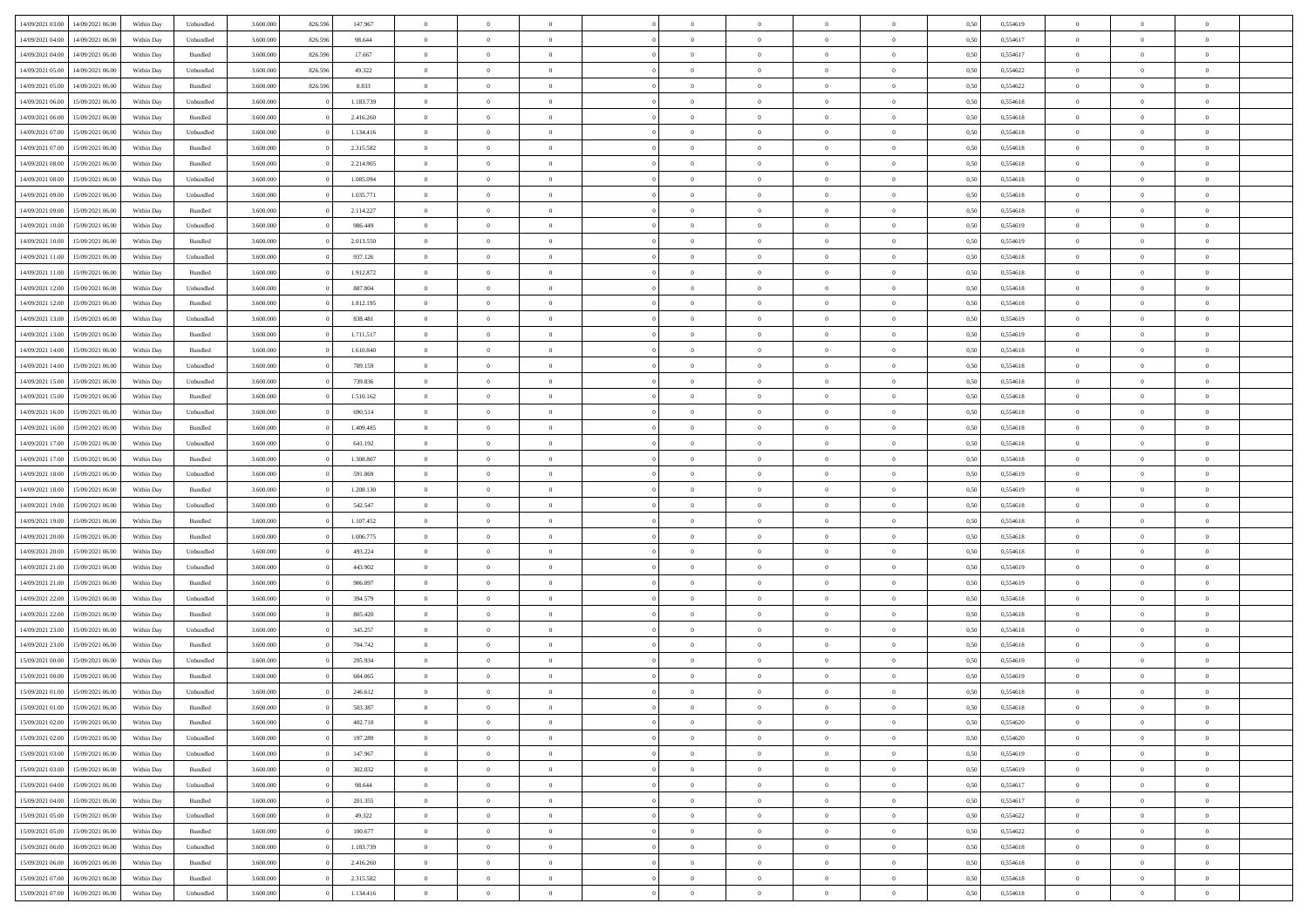| | | | | | | | | | | | | | | | | | | | | | |
|---|---|---|---|---|---|---|---|---|---|---|---|---|---|---|---|---|---|---|---|---|---|
| 14/09/2021 03:00 | 14/09/2021 06:00 | Within Day | Unbundled | 3.600.000 | 826.596 | 147.967 | 0 | 0 | 0 | | 0 | 0 | 0 | 0 | 0,50 | 0,554619 | 0 | 0 | 0 | |
| 14/09/2021 04:00 | 14/09/2021 06:00 | Within Day | Unbundled | 3.600.000 | 826.596 | 98.644 | 0 | 0 | 0 | | 0 | 0 | 0 | 0 | 0,50 | 0,554617 | 0 | 0 | 0 | |
| 14/09/2021 04:00 | 14/09/2021 06:00 | Within Day | Bundled | 3.600.000 | 826.596 | 17.667 | 0 | 0 | 0 | | 0 | 0 | 0 | 0 | 0,50 | 0,554617 | 0 | 0 | 0 | |
| 14/09/2021 05:00 | 14/09/2021 06:00 | Within Day | Unbundled | 3.600.000 | 826.596 | 49.322 | 0 | 0 | 0 | | 0 | 0 | 0 | 0 | 0,50 | 0,554622 | 0 | 0 | 0 | |
| 14/09/2021 05:00 | 14/09/2021 06:00 | Within Day | Bundled | 3.600.000 | 826.596 | 8.833 | 0 | 0 | 0 | | 0 | 0 | 0 | 0 | 0,50 | 0,554622 | 0 | 0 | 0 | |
| 14/09/2021 06:00 | 15/09/2021 06:00 | Within Day | Unbundled | 3.600.000 | 0 | 1.183.739 | 0 | 0 | 0 | | 0 | 0 | 0 | 0 | 0,50 | 0,554618 | 0 | 0 | 0 | |
| 14/09/2021 06:00 | 15/09/2021 06:00 | Within Day | Bundled | 3.600.000 | 0 | 2.416.260 | 0 | 0 | 0 | | 0 | 0 | 0 | 0 | 0,50 | 0,554618 | 0 | 0 | 0 | |
| 14/09/2021 07:00 | 15/09/2021 06:00 | Within Day | Unbundled | 3.600.000 | 0 | 1.134.416 | 0 | 0 | 0 | | 0 | 0 | 0 | 0 | 0,50 | 0,554618 | 0 | 0 | 0 | |
| 14/09/2021 07:00 | 15/09/2021 06:00 | Within Day | Bundled | 3.600.000 | 0 | 2.315.582 | 0 | 0 | 0 | | 0 | 0 | 0 | 0 | 0,50 | 0,554618 | 0 | 0 | 0 | |
| 14/09/2021 08:00 | 15/09/2021 06:00 | Within Day | Bundled | 3.600.000 | 0 | 2.214.905 | 0 | 0 | 0 | | 0 | 0 | 0 | 0 | 0,50 | 0,554618 | 0 | 0 | 0 | |
| 14/09/2021 08:00 | 15/09/2021 06:00 | Within Day | Unbundled | 3.600.000 | 0 | 1.085.094 | 0 | 0 | 0 | | 0 | 0 | 0 | 0 | 0,50 | 0,554618 | 0 | 0 | 0 | |
| 14/09/2021 09:00 | 15/09/2021 06:00 | Within Day | Unbundled | 3.600.000 | 0 | 1.035.771 | 0 | 0 | 0 | | 0 | 0 | 0 | 0 | 0,50 | 0,554618 | 0 | 0 | 0 | |
| 14/09/2021 09:00 | 15/09/2021 06:00 | Within Day | Bundled | 3.600.000 | 0 | 2.114.227 | 0 | 0 | 0 | | 0 | 0 | 0 | 0 | 0,50 | 0,554618 | 0 | 0 | 0 | |
| 14/09/2021 10:00 | 15/09/2021 06:00 | Within Day | Unbundled | 3.600.000 | 0 | 986.449 | 0 | 0 | 0 | | 0 | 0 | 0 | 0 | 0,50 | 0,554619 | 0 | 0 | 0 | |
| 14/09/2021 10:00 | 15/09/2021 06:00 | Within Day | Bundled | 3.600.000 | 0 | 2.013.550 | 0 | 0 | 0 | | 0 | 0 | 0 | 0 | 0,50 | 0,554619 | 0 | 0 | 0 | |
| 14/09/2021 11:00 | 15/09/2021 06:00 | Within Day | Unbundled | 3.600.000 | 0 | 937.126 | 0 | 0 | 0 | | 0 | 0 | 0 | 0 | 0,50 | 0,554618 | 0 | 0 | 0 | |
| 14/09/2021 11:00 | 15/09/2021 06:00 | Within Day | Bundled | 3.600.000 | 0 | 1.912.872 | 0 | 0 | 0 | | 0 | 0 | 0 | 0 | 0,50 | 0,554618 | 0 | 0 | 0 | |
| 14/09/2021 12:00 | 15/09/2021 06:00 | Within Day | Unbundled | 3.600.000 | 0 | 887.804 | 0 | 0 | 0 | | 0 | 0 | 0 | 0 | 0,50 | 0,554618 | 0 | 0 | 0 | |
| 14/09/2021 12:00 | 15/09/2021 06:00 | Within Day | Bundled | 3.600.000 | 0 | 1.812.195 | 0 | 0 | 0 | | 0 | 0 | 0 | 0 | 0,50 | 0,554618 | 0 | 0 | 0 | |
| 14/09/2021 13:00 | 15/09/2021 06:00 | Within Day | Unbundled | 3.600.000 | 0 | 838.481 | 0 | 0 | 0 | | 0 | 0 | 0 | 0 | 0,50 | 0,554619 | 0 | 0 | 0 | |
| 14/09/2021 13:00 | 15/09/2021 06:00 | Within Day | Bundled | 3.600.000 | 0 | 1.711.517 | 0 | 0 | 0 | | 0 | 0 | 0 | 0 | 0,50 | 0,554619 | 0 | 0 | 0 | |
| 14/09/2021 14:00 | 15/09/2021 06:00 | Within Day | Bundled | 3.600.000 | 0 | 1.610.840 | 0 | 0 | 0 | | 0 | 0 | 0 | 0 | 0,50 | 0,554618 | 0 | 0 | 0 | |
| 14/09/2021 14:00 | 15/09/2021 06:00 | Within Day | Unbundled | 3.600.000 | 0 | 789.159 | 0 | 0 | 0 | | 0 | 0 | 0 | 0 | 0,50 | 0,554618 | 0 | 0 | 0 | |
| 14/09/2021 15:00 | 15/09/2021 06:00 | Within Day | Unbundled | 3.600.000 | 0 | 739.836 | 0 | 0 | 0 | | 0 | 0 | 0 | 0 | 0,50 | 0,554618 | 0 | 0 | 0 | |
| 14/09/2021 15:00 | 15/09/2021 06:00 | Within Day | Bundled | 3.600.000 | 0 | 1.510.162 | 0 | 0 | 0 | | 0 | 0 | 0 | 0 | 0,50 | 0,554618 | 0 | 0 | 0 | |
| 14/09/2021 16:00 | 15/09/2021 06:00 | Within Day | Unbundled | 3.600.000 | 0 | 690.514 | 0 | 0 | 0 | | 0 | 0 | 0 | 0 | 0,50 | 0,554618 | 0 | 0 | 0 | |
| 14/09/2021 16:00 | 15/09/2021 06:00 | Within Day | Bundled | 3.600.000 | 0 | 1.409.485 | 0 | 0 | 0 | | 0 | 0 | 0 | 0 | 0,50 | 0,554618 | 0 | 0 | 0 | |
| 14/09/2021 17:00 | 15/09/2021 06:00 | Within Day | Unbundled | 3.600.000 | 0 | 641.192 | 0 | 0 | 0 | | 0 | 0 | 0 | 0 | 0,50 | 0,554618 | 0 | 0 | 0 | |
| 14/09/2021 17:00 | 15/09/2021 06:00 | Within Day | Bundled | 3.600.000 | 0 | 1.308.807 | 0 | 0 | 0 | | 0 | 0 | 0 | 0 | 0,50 | 0,554618 | 0 | 0 | 0 | |
| 14/09/2021 18:00 | 15/09/2021 06:00 | Within Day | Unbundled | 3.600.000 | 0 | 591.869 | 0 | 0 | 0 | | 0 | 0 | 0 | 0 | 0,50 | 0,554619 | 0 | 0 | 0 | |
| 14/09/2021 18:00 | 15/09/2021 06:00 | Within Day | Bundled | 3.600.000 | 0 | 1.208.130 | 0 | 0 | 0 | | 0 | 0 | 0 | 0 | 0,50 | 0,554619 | 0 | 0 | 0 | |
| 14/09/2021 19:00 | 15/09/2021 06:00 | Within Day | Unbundled | 3.600.000 | 0 | 542.547 | 0 | 0 | 0 | | 0 | 0 | 0 | 0 | 0,50 | 0,554618 | 0 | 0 | 0 | |
| 14/09/2021 19:00 | 15/09/2021 06:00 | Within Day | Bundled | 3.600.000 | 0 | 1.107.452 | 0 | 0 | 0 | | 0 | 0 | 0 | 0 | 0,50 | 0,554618 | 0 | 0 | 0 | |
| 14/09/2021 20:00 | 15/09/2021 06:00 | Within Day | Bundled | 3.600.000 | 0 | 1.006.775 | 0 | 0 | 0 | | 0 | 0 | 0 | 0 | 0,50 | 0,554618 | 0 | 0 | 0 | |
| 14/09/2021 20:00 | 15/09/2021 06:00 | Within Day | Unbundled | 3.600.000 | 0 | 493.224 | 0 | 0 | 0 | | 0 | 0 | 0 | 0 | 0,50 | 0,554618 | 0 | 0 | 0 | |
| 14/09/2021 21:00 | 15/09/2021 06:00 | Within Day | Unbundled | 3.600.000 | 0 | 443.902 | 0 | 0 | 0 | | 0 | 0 | 0 | 0 | 0,50 | 0,554619 | 0 | 0 | 0 | |
| 14/09/2021 21:00 | 15/09/2021 06:00 | Within Day | Bundled | 3.600.000 | 0 | 906.097 | 0 | 0 | 0 | | 0 | 0 | 0 | 0 | 0,50 | 0,554619 | 0 | 0 | 0 | |
| 14/09/2021 22:00 | 15/09/2021 06:00 | Within Day | Unbundled | 3.600.000 | 0 | 394.579 | 0 | 0 | 0 | | 0 | 0 | 0 | 0 | 0,50 | 0,554618 | 0 | 0 | 0 | |
| 14/09/2021 22:00 | 15/09/2021 06:00 | Within Day | Bundled | 3.600.000 | 0 | 805.420 | 0 | 0 | 0 | | 0 | 0 | 0 | 0 | 0,50 | 0,554618 | 0 | 0 | 0 | |
| 14/09/2021 23:00 | 15/09/2021 06:00 | Within Day | Unbundled | 3.600.000 | 0 | 345.257 | 0 | 0 | 0 | | 0 | 0 | 0 | 0 | 0,50 | 0,554618 | 0 | 0 | 0 | |
| 14/09/2021 23:00 | 15/09/2021 06:00 | Within Day | Bundled | 3.600.000 | 0 | 704.742 | 0 | 0 | 0 | | 0 | 0 | 0 | 0 | 0,50 | 0,554618 | 0 | 0 | 0 | |
| 15/09/2021 00:00 | 15/09/2021 06:00 | Within Day | Unbundled | 3.600.000 | 0 | 295.934 | 0 | 0 | 0 | | 0 | 0 | 0 | 0 | 0,50 | 0,554619 | 0 | 0 | 0 | |
| 15/09/2021 00:00 | 15/09/2021 06:00 | Within Day | Bundled | 3.600.000 | 0 | 604.065 | 0 | 0 | 0 | | 0 | 0 | 0 | 0 | 0,50 | 0,554619 | 0 | 0 | 0 | |
| 15/09/2021 01:00 | 15/09/2021 06:00 | Within Day | Unbundled | 3.600.000 | 0 | 246.612 | 0 | 0 | 0 | | 0 | 0 | 0 | 0 | 0,50 | 0,554618 | 0 | 0 | 0 | |
| 15/09/2021 01:00 | 15/09/2021 06:00 | Within Day | Bundled | 3.600.000 | 0 | 503.387 | 0 | 0 | 0 | | 0 | 0 | 0 | 0 | 0,50 | 0,554618 | 0 | 0 | 0 | |
| 15/09/2021 02:00 | 15/09/2021 06:00 | Within Day | Bundled | 3.600.000 | 0 | 402.710 | 0 | 0 | 0 | | 0 | 0 | 0 | 0 | 0,50 | 0,554620 | 0 | 0 | 0 | |
| 15/09/2021 02:00 | 15/09/2021 06:00 | Within Day | Unbundled | 3.600.000 | 0 | 197.289 | 0 | 0 | 0 | | 0 | 0 | 0 | 0 | 0,50 | 0,554620 | 0 | 0 | 0 | |
| 15/09/2021 03:00 | 15/09/2021 06:00 | Within Day | Unbundled | 3.600.000 | 0 | 147.967 | 0 | 0 | 0 | | 0 | 0 | 0 | 0 | 0,50 | 0,554619 | 0 | 0 | 0 | |
| 15/09/2021 03:00 | 15/09/2021 06:00 | Within Day | Bundled | 3.600.000 | 0 | 302.032 | 0 | 0 | 0 | | 0 | 0 | 0 | 0 | 0,50 | 0,554619 | 0 | 0 | 0 | |
| 15/09/2021 04:00 | 15/09/2021 06:00 | Within Day | Unbundled | 3.600.000 | 0 | 98.644 | 0 | 0 | 0 | | 0 | 0 | 0 | 0 | 0,50 | 0,554617 | 0 | 0 | 0 | |
| 15/09/2021 04:00 | 15/09/2021 06:00 | Within Day | Bundled | 3.600.000 | 0 | 201.355 | 0 | 0 | 0 | | 0 | 0 | 0 | 0 | 0,50 | 0,554617 | 0 | 0 | 0 | |
| 15/09/2021 05:00 | 15/09/2021 06:00 | Within Day | Unbundled | 3.600.000 | 0 | 49.322 | 0 | 0 | 0 | | 0 | 0 | 0 | 0 | 0,50 | 0,554622 | 0 | 0 | 0 | |
| 15/09/2021 05:00 | 15/09/2021 06:00 | Within Day | Bundled | 3.600.000 | 0 | 100.677 | 0 | 0 | 0 | | 0 | 0 | 0 | 0 | 0,50 | 0,554622 | 0 | 0 | 0 | |
| 15/09/2021 06:00 | 16/09/2021 06:00 | Within Day | Unbundled | 3.600.000 | 0 | 1.183.739 | 0 | 0 | 0 | | 0 | 0 | 0 | 0 | 0,50 | 0,554618 | 0 | 0 | 0 | |
| 15/09/2021 06:00 | 16/09/2021 06:00 | Within Day | Bundled | 3.600.000 | 0 | 2.416.260 | 0 | 0 | 0 | | 0 | 0 | 0 | 0 | 0,50 | 0,554618 | 0 | 0 | 0 | |
| 15/09/2021 07:00 | 16/09/2021 06:00 | Within Day | Bundled | 3.600.000 | 0 | 2.315.582 | 0 | 0 | 0 | | 0 | 0 | 0 | 0 | 0,50 | 0,554618 | 0 | 0 | 0 | |
| 15/09/2021 07:00 | 16/09/2021 06:00 | Within Day | Unbundled | 3.600.000 | 0 | 1.134.416 | 0 | 0 | 0 | | 0 | 0 | 0 | 0 | 0,50 | 0,554618 | 0 | 0 | 0 | |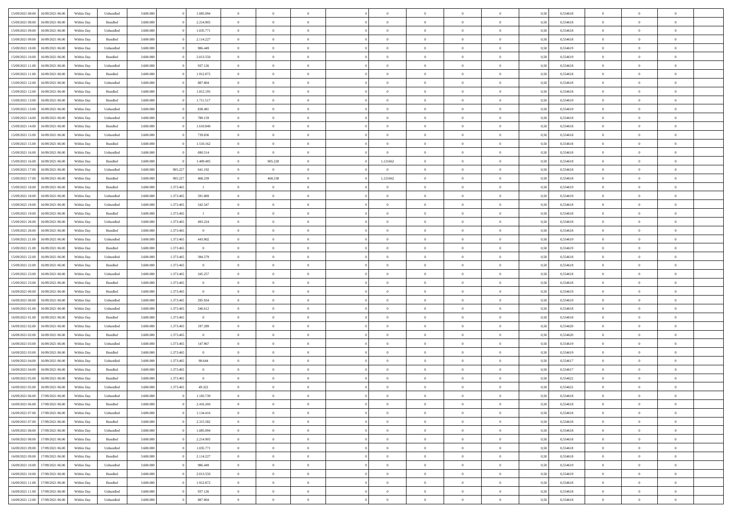| | | | | | | | | | | | | | | | | | | | | | | |
|---|---|---|---|---|---|---|---|---|---|---|---|---|---|---|---|---|---|---|---|---|---|---|
| 15/09/2021 08:00 | 16/09/2021 06:00 | Within Day | Unbundled | 3.600.000 | 0 | 1.085.094 | 0 | 0 | 0 | | 0 | 0 | 0 | 0 | 0 | 0,50 | 0,554618 | 0 | 0 | 0 | |
| 15/09/2021 08:00 | 16/09/2021 06:00 | Within Day | Bundled | 3.600.000 | 0 | 2.214.905 | 0 | 0 | 0 | | 0 | 0 | 0 | 0 | 0 | 0,50 | 0,554618 | 0 | 0 | 0 | |
| 15/09/2021 09:00 | 16/09/2021 06:00 | Within Day | Unbundled | 3.600.000 | 0 | 1.035.771 | 0 | 0 | 0 | | 0 | 0 | 0 | 0 | 0 | 0,50 | 0,554618 | 0 | 0 | 0 | |
| 15/09/2021 09:00 | 16/09/2021 06:00 | Within Day | Bundled | 3.600.000 | 0 | 2.114.227 | 0 | 0 | 0 | | 0 | 0 | 0 | 0 | 0 | 0,50 | 0,554618 | 0 | 0 | 0 | |
| 15/09/2021 10:00 | 16/09/2021 06:00 | Within Day | Unbundled | 3.600.000 | 0 | 986.449 | 0 | 0 | 0 | | 0 | 0 | 0 | 0 | 0 | 0,50 | 0,554619 | 0 | 0 | 0 | |
| 15/09/2021 10:00 | 16/09/2021 06:00 | Within Day | Bundled | 3.600.000 | 0 | 2.013.550 | 0 | 0 | 0 | | 0 | 0 | 0 | 0 | 0 | 0,50 | 0,554619 | 0 | 0 | 0 | |
| 15/09/2021 11:00 | 16/09/2021 06:00 | Within Day | Unbundled | 3.600.000 | 0 | 937.126 | 0 | 0 | 0 | | 0 | 0 | 0 | 0 | 0 | 0,50 | 0,554618 | 0 | 0 | 0 | |
| 15/09/2021 11:00 | 16/09/2021 06:00 | Within Day | Bundled | 3.600.000 | 0 | 1.912.872 | 0 | 0 | 0 | | 0 | 0 | 0 | 0 | 0 | 0,50 | 0,554618 | 0 | 0 | 0 | |
| 15/09/2021 12:00 | 16/09/2021 06:00 | Within Day | Unbundled | 3.600.000 | 0 | 887.804 | 0 | 0 | 0 | | 0 | 0 | 0 | 0 | 0 | 0,50 | 0,554618 | 0 | 0 | 0 | |
| 15/09/2021 12:00 | 16/09/2021 06:00 | Within Day | Bundled | 3.600.000 | 0 | 1.812.195 | 0 | 0 | 0 | | 0 | 0 | 0 | 0 | 0 | 0,50 | 0,554618 | 0 | 0 | 0 | |
| 15/09/2021 13:00 | 16/09/2021 06:00 | Within Day | Bundled | 3.600.000 | 0 | 1.711.517 | 0 | 0 | 0 | | 0 | 0 | 0 | 0 | 0 | 0,50 | 0,554619 | 0 | 0 | 0 | |
| 15/09/2021 13:00 | 16/09/2021 06:00 | Within Day | Unbundled | 3.600.000 | 0 | 838.481 | 0 | 0 | 0 | | 0 | 0 | 0 | 0 | 0 | 0,50 | 0,554619 | 0 | 0 | 0 | |
| 15/09/2021 14:00 | 16/09/2021 06:00 | Within Day | Unbundled | 3.600.000 | 0 | 789.159 | 0 | 0 | 0 | | 0 | 0 | 0 | 0 | 0 | 0,50 | 0,554618 | 0 | 0 | 0 | |
| 15/09/2021 14:00 | 16/09/2021 06:00 | Within Day | Bundled | 3.600.000 | 0 | 1.610.840 | 0 | 0 | 0 | | 0 | 0 | 0 | 0 | 0 | 0,50 | 0,554618 | 0 | 0 | 0 | |
| 15/09/2021 15:00 | 16/09/2021 06:00 | Within Day | Unbundled | 3.600.000 | 0 | 739.836 | 0 | 0 | 0 | | 0 | 0 | 0 | 0 | 0 | 0,50 | 0,554618 | 0 | 0 | 0 | |
| 15/09/2021 15:00 | 16/09/2021 06:00 | Within Day | Bundled | 3.600.000 | 0 | 1.510.162 | 0 | 0 | 0 | | 0 | 0 | 0 | 0 | 0 | 0,50 | 0,554618 | 0 | 0 | 0 | |
| 15/09/2021 16:00 | 16/09/2021 06:00 | Within Day | Unbundled | 3.600.000 | 0 | 690.514 | 0 | 0 | 0 | | 0 | 0 | 0 | 0 | 0 | 0,50 | 0,554618 | 0 | 0 | 0 | |
| 15/09/2021 16:00 | 16/09/2021 06:00 | Within Day | Bundled | 3.600.000 | 0 | 1.409.485 | 0 | 905.228 | 0 | | 1,121662 | 0 | 0 | 0 | 0 | 0,50 | 0,554618 | 0 | 0 | 0 | |
| 15/09/2021 17:00 | 16/09/2021 06:00 | Within Day | Unbundled | 3.600.000 | 905.227 | 641.192 | 0 | 0 | 0 | | 0 | 0 | 0 | 0 | 0 | 0,50 | 0,554618 | 0 | 0 | 0 | |
| 15/09/2021 17:00 | 16/09/2021 06:00 | Within Day | Bundled | 3.600.000 | 905.227 | 468.239 | 0 | 468.238 | 0 | | 1,121662 | 0 | 0 | 0 | 0 | 0,50 | 0,554618 | 0 | 0 | 0 | |
| 15/09/2021 18:00 | 16/09/2021 06:00 | Within Day | Bundled | 3.600.000 | 1.373.465 | 1 | 0 | 0 | 0 | | 0 | 0 | 0 | 0 | 0 | 0,50 | 0,554619 | 0 | 0 | 0 | |
| 15/09/2021 18:00 | 16/09/2021 06:00 | Within Day | Unbundled | 3.600.000 | 1.373.465 | 591.869 | 0 | 0 | 0 | | 0 | 0 | 0 | 0 | 0 | 0,50 | 0,554619 | 0 | 0 | 0 | |
| 15/09/2021 19:00 | 16/09/2021 06:00 | Within Day | Unbundled | 3.600.000 | 1.373.465 | 542.547 | 0 | 0 | 0 | | 0 | 0 | 0 | 0 | 0 | 0,50 | 0,554618 | 0 | 0 | 0 | |
| 15/09/2021 19:00 | 16/09/2021 06:00 | Within Day | Bundled | 3.600.000 | 1.373.465 | 1 | 0 | 0 | 0 | | 0 | 0 | 0 | 0 | 0 | 0,50 | 0,554618 | 0 | 0 | 0 | |
| 15/09/2021 20:00 | 16/09/2021 06:00 | Within Day | Unbundled | 3.600.000 | 1.373.465 | 493.224 | 0 | 0 | 0 | | 0 | 0 | 0 | 0 | 0 | 0,50 | 0,554618 | 0 | 0 | 0 | |
| 15/09/2021 20:00 | 16/09/2021 06:00 | Within Day | Bundled | 3.600.000 | 1.373.465 | 0 | 0 | 0 | 0 | | 0 | 0 | 0 | 0 | 0 | 0,50 | 0,554618 | 0 | 0 | 0 | |
| 15/09/2021 21:00 | 16/09/2021 06:00 | Within Day | Unbundled | 3.600.000 | 1.373.465 | 443.902 | 0 | 0 | 0 | | 0 | 0 | 0 | 0 | 0 | 0,50 | 0,554619 | 0 | 0 | 0 | |
| 15/09/2021 21:00 | 16/09/2021 06:00 | Within Day | Bundled | 3.600.000 | 1.373.465 | 0 | 0 | 0 | 0 | | 0 | 0 | 0 | 0 | 0 | 0,50 | 0,554619 | 0 | 0 | 0 | |
| 15/09/2021 22:00 | 16/09/2021 06:00 | Within Day | Unbundled | 3.600.000 | 1.373.465 | 394.579 | 0 | 0 | 0 | | 0 | 0 | 0 | 0 | 0 | 0,50 | 0,554618 | 0 | 0 | 0 | |
| 15/09/2021 22:00 | 16/09/2021 06:00 | Within Day | Bundled | 3.600.000 | 1.373.465 | 0 | 0 | 0 | 0 | | 0 | 0 | 0 | 0 | 0 | 0,50 | 0,554618 | 0 | 0 | 0 | |
| 15/09/2021 23:00 | 16/09/2021 06:00 | Within Day | Unbundled | 3.600.000 | 1.373.465 | 345.257 | 0 | 0 | 0 | | 0 | 0 | 0 | 0 | 0 | 0,50 | 0,554618 | 0 | 0 | 0 | |
| 15/09/2021 23:00 | 16/09/2021 06:00 | Within Day | Bundled | 3.600.000 | 1.373.465 | 0 | 0 | 0 | 0 | | 0 | 0 | 0 | 0 | 0 | 0,50 | 0,554618 | 0 | 0 | 0 | |
| 16/09/2021 00:00 | 16/09/2021 06:00 | Within Day | Bundled | 3.600.000 | 1.373.465 | 0 | 0 | 0 | 0 | | 0 | 0 | 0 | 0 | 0 | 0,50 | 0,554619 | 0 | 0 | 0 | |
| 16/09/2021 00:00 | 16/09/2021 06:00 | Within Day | Unbundled | 3.600.000 | 1.373.465 | 295.934 | 0 | 0 | 0 | | 0 | 0 | 0 | 0 | 0 | 0,50 | 0,554619 | 0 | 0 | 0 | |
| 16/09/2021 01:00 | 16/09/2021 06:00 | Within Day | Unbundled | 3.600.000 | 1.373.465 | 246.612 | 0 | 0 | 0 | | 0 | 0 | 0 | 0 | 0 | 0,50 | 0,554618 | 0 | 0 | 0 | |
| 16/09/2021 01:00 | 16/09/2021 06:00 | Within Day | Bundled | 3.600.000 | 1.373.465 | 0 | 0 | 0 | 0 | | 0 | 0 | 0 | 0 | 0 | 0,50 | 0,554618 | 0 | 0 | 0 | |
| 16/09/2021 02:00 | 16/09/2021 06:00 | Within Day | Unbundled | 3.600.000 | 1.373.465 | 197.289 | 0 | 0 | 0 | | 0 | 0 | 0 | 0 | 0 | 0,50 | 0,554620 | 0 | 0 | 0 | |
| 16/09/2021 02:00 | 16/09/2021 06:00 | Within Day | Bundled | 3.600.000 | 1.373.465 | 0 | 0 | 0 | 0 | | 0 | 0 | 0 | 0 | 0 | 0,50 | 0,554620 | 0 | 0 | 0 | |
| 16/09/2021 03:00 | 16/09/2021 06:00 | Within Day | Unbundled | 3.600.000 | 1.373.465 | 147.967 | 0 | 0 | 0 | | 0 | 0 | 0 | 0 | 0 | 0,50 | 0,554619 | 0 | 0 | 0 | |
| 16/09/2021 03:00 | 16/09/2021 06:00 | Within Day | Bundled | 3.600.000 | 1.373.465 | 0 | 0 | 0 | 0 | | 0 | 0 | 0 | 0 | 0 | 0,50 | 0,554619 | 0 | 0 | 0 | |
| 16/09/2021 04:00 | 16/09/2021 06:00 | Within Day | Unbundled | 3.600.000 | 1.373.465 | 98.644 | 0 | 0 | 0 | | 0 | 0 | 0 | 0 | 0 | 0,50 | 0,554617 | 0 | 0 | 0 | |
| 16/09/2021 04:00 | 16/09/2021 06:00 | Within Day | Bundled | 3.600.000 | 1.373.465 | 0 | 0 | 0 | 0 | | 0 | 0 | 0 | 0 | 0 | 0,50 | 0,554617 | 0 | 0 | 0 | |
| 16/09/2021 05:00 | 16/09/2021 06:00 | Within Day | Bundled | 3.600.000 | 1.373.465 | 0 | 0 | 0 | 0 | | 0 | 0 | 0 | 0 | 0 | 0,50 | 0,554622 | 0 | 0 | 0 | |
| 16/09/2021 05:00 | 16/09/2021 06:00 | Within Day | Unbundled | 3.600.000 | 1.373.465 | 49.322 | 0 | 0 | 0 | | 0 | 0 | 0 | 0 | 0 | 0,50 | 0,554622 | 0 | 0 | 0 | |
| 16/09/2021 06:00 | 17/09/2021 06:00 | Within Day | Unbundled | 3.600.000 | 0 | 1.183.739 | 0 | 0 | 0 | | 0 | 0 | 0 | 0 | 0 | 0,50 | 0,554618 | 0 | 0 | 0 | |
| 16/09/2021 06:00 | 17/09/2021 06:00 | Within Day | Bundled | 3.600.000 | 0 | 2.416.260 | 0 | 0 | 0 | | 0 | 0 | 0 | 0 | 0 | 0,50 | 0,554618 | 0 | 0 | 0 | |
| 16/09/2021 07:00 | 17/09/2021 06:00 | Within Day | Unbundled | 3.600.000 | 0 | 1.134.416 | 0 | 0 | 0 | | 0 | 0 | 0 | 0 | 0 | 0,50 | 0,554618 | 0 | 0 | 0 | |
| 16/09/2021 07:00 | 17/09/2021 06:00 | Within Day | Bundled | 3.600.000 | 0 | 2.315.582 | 0 | 0 | 0 | | 0 | 0 | 0 | 0 | 0 | 0,50 | 0,554618 | 0 | 0 | 0 | |
| 16/09/2021 08:00 | 17/09/2021 06:00 | Within Day | Unbundled | 3.600.000 | 0 | 1.085.094 | 0 | 0 | 0 | | 0 | 0 | 0 | 0 | 0 | 0,50 | 0,554618 | 0 | 0 | 0 | |
| 16/09/2021 08:00 | 17/09/2021 06:00 | Within Day | Bundled | 3.600.000 | 0 | 2.214.905 | 0 | 0 | 0 | | 0 | 0 | 0 | 0 | 0 | 0,50 | 0,554618 | 0 | 0 | 0 | |
| 16/09/2021 09:00 | 17/09/2021 06:00 | Within Day | Unbundled | 3.600.000 | 0 | 1.035.771 | 0 | 0 | 0 | | 0 | 0 | 0 | 0 | 0 | 0,50 | 0,554618 | 0 | 0 | 0 | |
| 16/09/2021 09:00 | 17/09/2021 06:00 | Within Day | Bundled | 3.600.000 | 0 | 2.114.227 | 0 | 0 | 0 | | 0 | 0 | 0 | 0 | 0 | 0,50 | 0,554618 | 0 | 0 | 0 | |
| 16/09/2021 10:00 | 17/09/2021 06:00 | Within Day | Unbundled | 3.600.000 | 0 | 986.449 | 0 | 0 | 0 | | 0 | 0 | 0 | 0 | 0 | 0,50 | 0,554619 | 0 | 0 | 0 | |
| 16/09/2021 10:00 | 17/09/2021 06:00 | Within Day | Bundled | 3.600.000 | 0 | 2.013.550 | 0 | 0 | 0 | | 0 | 0 | 0 | 0 | 0 | 0,50 | 0,554619 | 0 | 0 | 0 | |
| 16/09/2021 11:00 | 17/09/2021 06:00 | Within Day | Bundled | 3.600.000 | 0 | 1.912.872 | 0 | 0 | 0 | | 0 | 0 | 0 | 0 | 0 | 0,50 | 0,554618 | 0 | 0 | 0 | |
| 16/09/2021 11:00 | 17/09/2021 06:00 | Within Day | Unbundled | 3.600.000 | 0 | 937.126 | 0 | 0 | 0 | | 0 | 0 | 0 | 0 | 0 | 0,50 | 0,554618 | 0 | 0 | 0 | |
| 16/09/2021 12:00 | 17/09/2021 06:00 | Within Day | Unbundled | 3.600.000 | 0 | 887.804 | 0 | 0 | 0 | | 0 | 0 | 0 | 0 | 0 | 0,50 | 0,554618 | 0 | 0 | 0 | |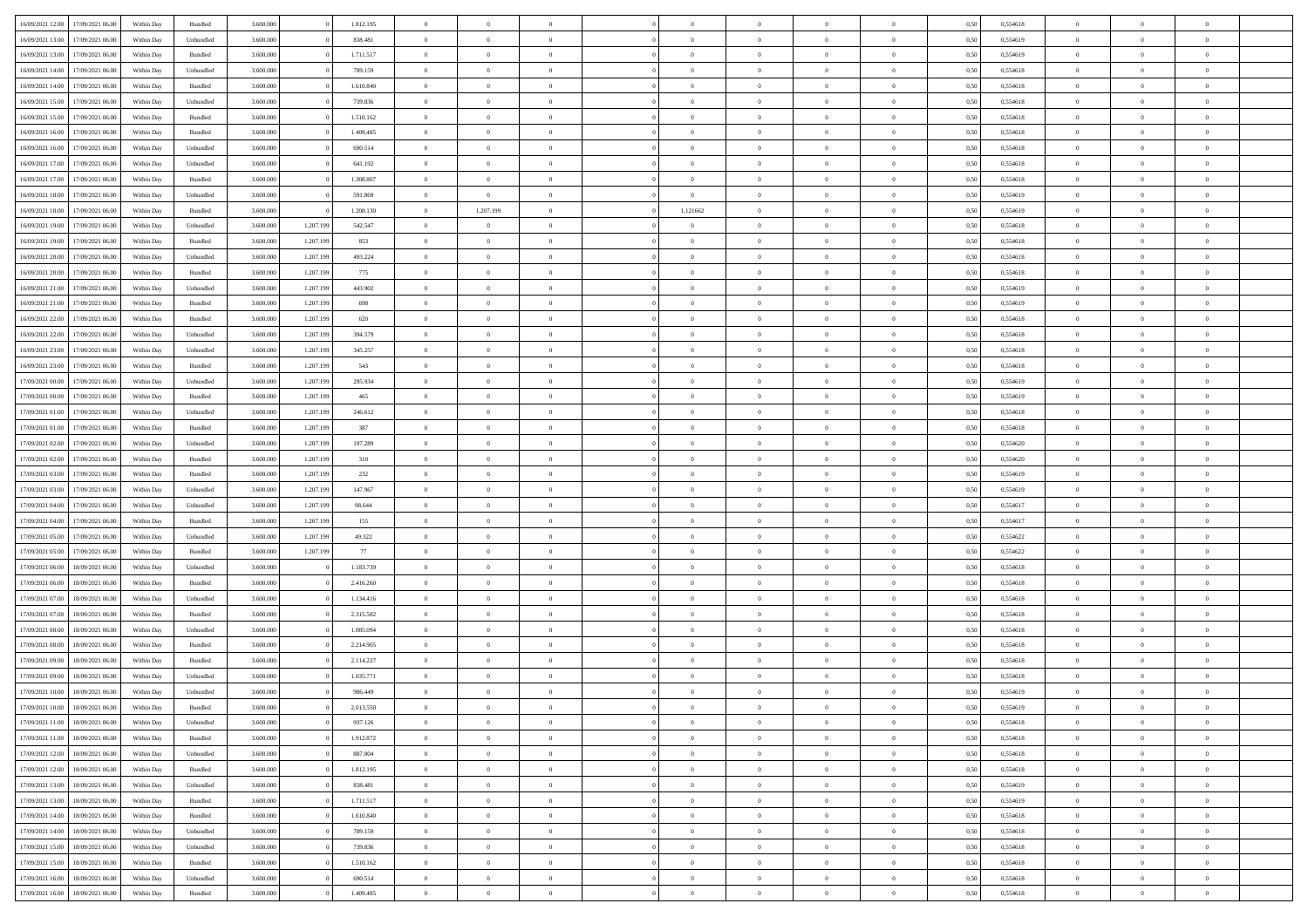| | | | | | | | | | | | | | | | | | | | | |
|---|---|---|---|---|---|---|---|---|---|---|---|---|---|---|---|---|---|---|---|---|
| 16/09/2021 12:00 | 17/09/2021 06:00 | Within Day | Bundled | 3.600.000 | 0 | 1.812.195 | 0 | 0 | 0 | | 0 | 0 | 0 | 0 | 0,50 | 0,554618 | 0 | 0 | 0 | |
| 16/09/2021 13:00 | 17/09/2021 06:00 | Within Day | Unbundled | 3.600.000 | 0 | 838.481 | 0 | 0 | 0 | | 0 | 0 | 0 | 0 | 0,50 | 0,554619 | 0 | 0 | 0 | |
| 16/09/2021 13:00 | 17/09/2021 06:00 | Within Day | Bundled | 3.600.000 | 0 | 1.711.517 | 0 | 0 | 0 | | 0 | 0 | 0 | 0 | 0,50 | 0,554619 | 0 | 0 | 0 | |
| 16/09/2021 14:00 | 17/09/2021 06:00 | Within Day | Unbundled | 3.600.000 | 0 | 789.159 | 0 | 0 | 0 | | 0 | 0 | 0 | 0 | 0,50 | 0,554618 | 0 | 0 | 0 | |
| 16/09/2021 14:00 | 17/09/2021 06:00 | Within Day | Bundled | 3.600.000 | 0 | 1.610.840 | 0 | 0 | 0 | | 0 | 0 | 0 | 0 | 0,50 | 0,554618 | 0 | 0 | 0 | |
| 16/09/2021 15:00 | 17/09/2021 06:00 | Within Day | Unbundled | 3.600.000 | 0 | 739.836 | 0 | 0 | 0 | | 0 | 0 | 0 | 0 | 0,50 | 0,554618 | 0 | 0 | 0 | |
| 16/09/2021 15:00 | 17/09/2021 06:00 | Within Day | Bundled | 3.600.000 | 0 | 1.510.162 | 0 | 0 | 0 | | 0 | 0 | 0 | 0 | 0,50 | 0,554618 | 0 | 0 | 0 | |
| 16/09/2021 16:00 | 17/09/2021 06:00 | Within Day | Bundled | 3.600.000 | 0 | 1.409.485 | 0 | 0 | 0 | | 0 | 0 | 0 | 0 | 0,50 | 0,554618 | 0 | 0 | 0 | |
| 16/09/2021 16:00 | 17/09/2021 06:00 | Within Day | Unbundled | 3.600.000 | 0 | 690.514 | 0 | 0 | 0 | | 0 | 0 | 0 | 0 | 0,50 | 0,554618 | 0 | 0 | 0 | |
| 16/09/2021 17:00 | 17/09/2021 06:00 | Within Day | Unbundled | 3.600.000 | 0 | 641.192 | 0 | 0 | 0 | | 0 | 0 | 0 | 0 | 0,50 | 0,554618 | 0 | 0 | 0 | |
| 16/09/2021 17:00 | 17/09/2021 06:00 | Within Day | Bundled | 3.600.000 | 0 | 1.308.807 | 0 | 0 | 0 | | 0 | 0 | 0 | 0 | 0,50 | 0,554618 | 0 | 0 | 0 | |
| 16/09/2021 18:00 | 17/09/2021 06:00 | Within Day | Unbundled | 3.600.000 | 0 | 591.869 | 0 | 0 | 0 | | 0 | 0 | 0 | 0 | 0,50 | 0,554619 | 0 | 0 | 0 | |
| 16/09/2021 18:00 | 17/09/2021 06:00 | Within Day | Bundled | 3.600.000 | 0 | 1.208.130 | 0 | 1.207.199 | 0 | | 1,121662 | 0 | 0 | 0 | 0,50 | 0,554619 | 0 | 0 | 0 | |
| 16/09/2021 19:00 | 17/09/2021 06:00 | Within Day | Unbundled | 3.600.000 | 1.207.199 | 542.547 | 0 | 0 | 0 | | 0 | 0 | 0 | 0 | 0,50 | 0,554618 | 0 | 0 | 0 | |
| 16/09/2021 19:00 | 17/09/2021 06:00 | Within Day | Bundled | 3.600.000 | 1.207.199 | 853 | 0 | 0 | 0 | | 0 | 0 | 0 | 0 | 0,50 | 0,554618 | 0 | 0 | 0 | |
| 16/09/2021 20:00 | 17/09/2021 06:00 | Within Day | Unbundled | 3.600.000 | 1.207.199 | 493.224 | 0 | 0 | 0 | | 0 | 0 | 0 | 0 | 0,50 | 0,554618 | 0 | 0 | 0 | |
| 16/09/2021 20:00 | 17/09/2021 06:00 | Within Day | Bundled | 3.600.000 | 1.207.199 | 775 | 0 | 0 | 0 | | 0 | 0 | 0 | 0 | 0,50 | 0,554618 | 0 | 0 | 0 | |
| 16/09/2021 21:00 | 17/09/2021 06:00 | Within Day | Unbundled | 3.600.000 | 1.207.199 | 443.902 | 0 | 0 | 0 | | 0 | 0 | 0 | 0 | 0,50 | 0,554619 | 0 | 0 | 0 | |
| 16/09/2021 21:00 | 17/09/2021 06:00 | Within Day | Bundled | 3.600.000 | 1.207.199 | 698 | 0 | 0 | 0 | | 0 | 0 | 0 | 0 | 0,50 | 0,554619 | 0 | 0 | 0 | |
| 16/09/2021 22:00 | 17/09/2021 06:00 | Within Day | Bundled | 3.600.000 | 1.207.199 | 620 | 0 | 0 | 0 | | 0 | 0 | 0 | 0 | 0,50 | 0,554618 | 0 | 0 | 0 | |
| 16/09/2021 22:00 | 17/09/2021 06:00 | Within Day | Unbundled | 3.600.000 | 1.207.199 | 394.579 | 0 | 0 | 0 | | 0 | 0 | 0 | 0 | 0,50 | 0,554618 | 0 | 0 | 0 | |
| 16/09/2021 23:00 | 17/09/2021 06:00 | Within Day | Unbundled | 3.600.000 | 1.207.199 | 345.257 | 0 | 0 | 0 | | 0 | 0 | 0 | 0 | 0,50 | 0,554618 | 0 | 0 | 0 | |
| 16/09/2021 23:00 | 17/09/2021 06:00 | Within Day | Bundled | 3.600.000 | 1.207.199 | 543 | 0 | 0 | 0 | | 0 | 0 | 0 | 0 | 0,50 | 0,554618 | 0 | 0 | 0 | |
| 17/09/2021 00:00 | 17/09/2021 06:00 | Within Day | Unbundled | 3.600.000 | 1.207.199 | 295.934 | 0 | 0 | 0 | | 0 | 0 | 0 | 0 | 0,50 | 0,554619 | 0 | 0 | 0 | |
| 17/09/2021 00:00 | 17/09/2021 06:00 | Within Day | Bundled | 3.600.000 | 1.207.199 | 465 | 0 | 0 | 0 | | 0 | 0 | 0 | 0 | 0,50 | 0,554619 | 0 | 0 | 0 | |
| 17/09/2021 01:00 | 17/09/2021 06:00 | Within Day | Unbundled | 3.600.000 | 1.207.199 | 246.612 | 0 | 0 | 0 | | 0 | 0 | 0 | 0 | 0,50 | 0,554618 | 0 | 0 | 0 | |
| 17/09/2021 01:00 | 17/09/2021 06:00 | Within Day | Bundled | 3.600.000 | 1.207.199 | 387 | 0 | 0 | 0 | | 0 | 0 | 0 | 0 | 0,50 | 0,554618 | 0 | 0 | 0 | |
| 17/09/2021 02:00 | 17/09/2021 06:00 | Within Day | Unbundled | 3.600.000 | 1.207.199 | 197.289 | 0 | 0 | 0 | | 0 | 0 | 0 | 0 | 0,50 | 0,554620 | 0 | 0 | 0 | |
| 17/09/2021 02:00 | 17/09/2021 06:00 | Within Day | Bundled | 3.600.000 | 1.207.199 | 310 | 0 | 0 | 0 | | 0 | 0 | 0 | 0 | 0,50 | 0,554620 | 0 | 0 | 0 | |
| 17/09/2021 03:00 | 17/09/2021 06:00 | Within Day | Bundled | 3.600.000 | 1.207.199 | 232 | 0 | 0 | 0 | | 0 | 0 | 0 | 0 | 0,50 | 0,554619 | 0 | 0 | 0 | |
| 17/09/2021 03:00 | 17/09/2021 06:00 | Within Day | Unbundled | 3.600.000 | 1.207.199 | 147.967 | 0 | 0 | 0 | | 0 | 0 | 0 | 0 | 0,50 | 0,554619 | 0 | 0 | 0 | |
| 17/09/2021 04:00 | 17/09/2021 06:00 | Within Day | Unbundled | 3.600.000 | 1.207.199 | 98.644 | 0 | 0 | 0 | | 0 | 0 | 0 | 0 | 0,50 | 0,554617 | 0 | 0 | 0 | |
| 17/09/2021 04:00 | 17/09/2021 06:00 | Within Day | Bundled | 3.600.000 | 1.207.199 | 155 | 0 | 0 | 0 | | 0 | 0 | 0 | 0 | 0,50 | 0,554617 | 0 | 0 | 0 | |
| 17/09/2021 05:00 | 17/09/2021 06:00 | Within Day | Unbundled | 3.600.000 | 1.207.199 | 49.322 | 0 | 0 | 0 | | 0 | 0 | 0 | 0 | 0,50 | 0,554622 | 0 | 0 | 0 | |
| 17/09/2021 05:00 | 17/09/2021 06:00 | Within Day | Bundled | 3.600.000 | 1.207.199 | 77 | 0 | 0 | 0 | | 0 | 0 | 0 | 0 | 0,50 | 0,554622 | 0 | 0 | 0 | |
| 17/09/2021 06:00 | 18/09/2021 06:00 | Within Day | Unbundled | 3.600.000 | 0 | 1.183.739 | 0 | 0 | 0 | | 0 | 0 | 0 | 0 | 0,50 | 0,554618 | 0 | 0 | 0 | |
| 17/09/2021 06:00 | 18/09/2021 06:00 | Within Day | Bundled | 3.600.000 | 0 | 2.416.260 | 0 | 0 | 0 | | 0 | 0 | 0 | 0 | 0,50 | 0,554618 | 0 | 0 | 0 | |
| 17/09/2021 07:00 | 18/09/2021 06:00 | Within Day | Unbundled | 3.600.000 | 0 | 1.134.416 | 0 | 0 | 0 | | 0 | 0 | 0 | 0 | 0,50 | 0,554618 | 0 | 0 | 0 | |
| 17/09/2021 07:00 | 18/09/2021 06:00 | Within Day | Bundled | 3.600.000 | 0 | 2.315.582 | 0 | 0 | 0 | | 0 | 0 | 0 | 0 | 0,50 | 0,554618 | 0 | 0 | 0 | |
| 17/09/2021 08:00 | 18/09/2021 06:00 | Within Day | Unbundled | 3.600.000 | 0 | 1.085.094 | 0 | 0 | 0 | | 0 | 0 | 0 | 0 | 0,50 | 0,554618 | 0 | 0 | 0 | |
| 17/09/2021 08:00 | 18/09/2021 06:00 | Within Day | Bundled | 3.600.000 | 0 | 2.214.905 | 0 | 0 | 0 | | 0 | 0 | 0 | 0 | 0,50 | 0,554618 | 0 | 0 | 0 | |
| 17/09/2021 09:00 | 18/09/2021 06:00 | Within Day | Bundled | 3.600.000 | 0 | 2.114.227 | 0 | 0 | 0 | | 0 | 0 | 0 | 0 | 0,50 | 0,554618 | 0 | 0 | 0 | |
| 17/09/2021 09:00 | 18/09/2021 06:00 | Within Day | Unbundled | 3.600.000 | 0 | 1.035.771 | 0 | 0 | 0 | | 0 | 0 | 0 | 0 | 0,50 | 0,554618 | 0 | 0 | 0 | |
| 17/09/2021 10:00 | 18/09/2021 06:00 | Within Day | Unbundled | 3.600.000 | 0 | 986.449 | 0 | 0 | 0 | | 0 | 0 | 0 | 0 | 0,50 | 0,554619 | 0 | 0 | 0 | |
| 17/09/2021 10:00 | 18/09/2021 06:00 | Within Day | Bundled | 3.600.000 | 0 | 2.013.550 | 0 | 0 | 0 | | 0 | 0 | 0 | 0 | 0,50 | 0,554619 | 0 | 0 | 0 | |
| 17/09/2021 11:00 | 18/09/2021 06:00 | Within Day | Unbundled | 3.600.000 | 0 | 937.126 | 0 | 0 | 0 | | 0 | 0 | 0 | 0 | 0,50 | 0,554618 | 0 | 0 | 0 | |
| 17/09/2021 11:00 | 18/09/2021 06:00 | Within Day | Bundled | 3.600.000 | 0 | 1.912.872 | 0 | 0 | 0 | | 0 | 0 | 0 | 0 | 0,50 | 0,554618 | 0 | 0 | 0 | |
| 17/09/2021 12:00 | 18/09/2021 06:00 | Within Day | Unbundled | 3.600.000 | 0 | 887.804 | 0 | 0 | 0 | | 0 | 0 | 0 | 0 | 0,50 | 0,554618 | 0 | 0 | 0 | |
| 17/09/2021 12:00 | 18/09/2021 06:00 | Within Day | Bundled | 3.600.000 | 0 | 1.812.195 | 0 | 0 | 0 | | 0 | 0 | 0 | 0 | 0,50 | 0,554618 | 0 | 0 | 0 | |
| 17/09/2021 13:00 | 18/09/2021 06:00 | Within Day | Unbundled | 3.600.000 | 0 | 838.481 | 0 | 0 | 0 | | 0 | 0 | 0 | 0 | 0,50 | 0,554619 | 0 | 0 | 0 | |
| 17/09/2021 13:00 | 18/09/2021 06:00 | Within Day | Bundled | 3.600.000 | 0 | 1.711.517 | 0 | 0 | 0 | | 0 | 0 | 0 | 0 | 0,50 | 0,554619 | 0 | 0 | 0 | |
| 17/09/2021 14:00 | 18/09/2021 06:00 | Within Day | Bundled | 3.600.000 | 0 | 1.610.840 | 0 | 0 | 0 | | 0 | 0 | 0 | 0 | 0,50 | 0,554618 | 0 | 0 | 0 | |
| 17/09/2021 14:00 | 18/09/2021 06:00 | Within Day | Unbundled | 3.600.000 | 0 | 789.159 | 0 | 0 | 0 | | 0 | 0 | 0 | 0 | 0,50 | 0,554618 | 0 | 0 | 0 | |
| 17/09/2021 15:00 | 18/09/2021 06:00 | Within Day | Unbundled | 3.600.000 | 0 | 739.836 | 0 | 0 | 0 | | 0 | 0 | 0 | 0 | 0,50 | 0,554618 | 0 | 0 | 0 | |
| 17/09/2021 15:00 | 18/09/2021 06:00 | Within Day | Bundled | 3.600.000 | 0 | 1.510.162 | 0 | 0 | 0 | | 0 | 0 | 0 | 0 | 0,50 | 0,554618 | 0 | 0 | 0 | |
| 17/09/2021 16:00 | 18/09/2021 06:00 | Within Day | Unbundled | 3.600.000 | 0 | 690.514 | 0 | 0 | 0 | | 0 | 0 | 0 | 0 | 0,50 | 0,554618 | 0 | 0 | 0 | |
| 17/09/2021 16:00 | 18/09/2021 06:00 | Within Day | Bundled | 3.600.000 | 0 | 1.409.485 | 0 | 0 | 0 | | 0 | 0 | 0 | 0 | 0,50 | 0,554618 | 0 | 0 | 0 | |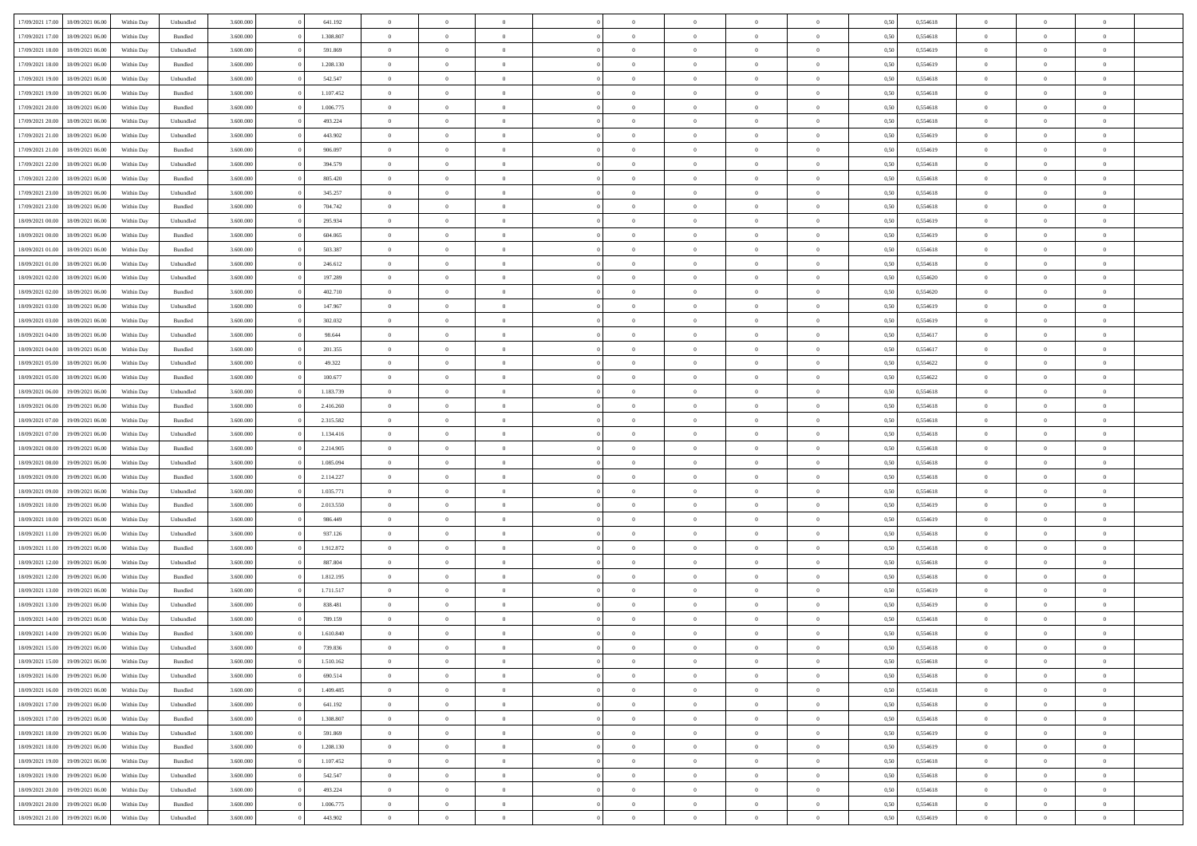| | | | | | | | | | | | | | | | | | | | | |
|---|---|---|---|---|---|---|---|---|---|---|---|---|---|---|---|---|---|---|---|---|
| 17/09/2021 17:00 | 18/09/2021 06:00 | Within Day | Unbundled | 3.600.000 | 0 | 641.192 | 0 | 0 | 0 | | 0 | 0 | 0 | 0 | 0,50 | 0,554618 | 0 | 0 | 0 | |
| 17/09/2021 17:00 | 18/09/2021 06:00 | Within Day | Bundled | 3.600.000 | 0 | 1.308.807 | 0 | 0 | 0 | | 0 | 0 | 0 | 0 | 0,50 | 0,554618 | 0 | 0 | 0 | |
| 17/09/2021 18:00 | 18/09/2021 06:00 | Within Day | Unbundled | 3.600.000 | 0 | 591.869 | 0 | 0 | 0 | | 0 | 0 | 0 | 0 | 0,50 | 0,554619 | 0 | 0 | 0 | |
| 17/09/2021 18:00 | 18/09/2021 06:00 | Within Day | Bundled | 3.600.000 | 0 | 1.208.130 | 0 | 0 | 0 | | 0 | 0 | 0 | 0 | 0,50 | 0,554619 | 0 | 0 | 0 | |
| 17/09/2021 19:00 | 18/09/2021 06:00 | Within Day | Unbundled | 3.600.000 | 0 | 542.547 | 0 | 0 | 0 | | 0 | 0 | 0 | 0 | 0,50 | 0,554618 | 0 | 0 | 0 | |
| 17/09/2021 19:00 | 18/09/2021 06:00 | Within Day | Bundled | 3.600.000 | 0 | 1.107.452 | 0 | 0 | 0 | | 0 | 0 | 0 | 0 | 0,50 | 0,554618 | 0 | 0 | 0 | |
| 17/09/2021 20:00 | 18/09/2021 06:00 | Within Day | Bundled | 3.600.000 | 0 | 1.006.775 | 0 | 0 | 0 | | 0 | 0 | 0 | 0 | 0,50 | 0,554618 | 0 | 0 | 0 | |
| 17/09/2021 20:00 | 18/09/2021 06:00 | Within Day | Unbundled | 3.600.000 | 0 | 493.224 | 0 | 0 | 0 | | 0 | 0 | 0 | 0 | 0,50 | 0,554618 | 0 | 0 | 0 | |
| 17/09/2021 21:00 | 18/09/2021 06:00 | Within Day | Unbundled | 3.600.000 | 0 | 443.902 | 0 | 0 | 0 | | 0 | 0 | 0 | 0 | 0,50 | 0,554619 | 0 | 0 | 0 | |
| 17/09/2021 21:00 | 18/09/2021 06:00 | Within Day | Bundled | 3.600.000 | 0 | 906.097 | 0 | 0 | 0 | | 0 | 0 | 0 | 0 | 0,50 | 0,554619 | 0 | 0 | 0 | |
| 17/09/2021 22:00 | 18/09/2021 06:00 | Within Day | Unbundled | 3.600.000 | 0 | 394.579 | 0 | 0 | 0 | | 0 | 0 | 0 | 0 | 0,50 | 0,554618 | 0 | 0 | 0 | |
| 17/09/2021 22:00 | 18/09/2021 06:00 | Within Day | Bundled | 3.600.000 | 0 | 805.420 | 0 | 0 | 0 | | 0 | 0 | 0 | 0 | 0,50 | 0,554618 | 0 | 0 | 0 | |
| 17/09/2021 23:00 | 18/09/2021 06:00 | Within Day | Unbundled | 3.600.000 | 0 | 345.257 | 0 | 0 | 0 | | 0 | 0 | 0 | 0 | 0,50 | 0,554618 | 0 | 0 | 0 | |
| 17/09/2021 23:00 | 18/09/2021 06:00 | Within Day | Bundled | 3.600.000 | 0 | 704.742 | 0 | 0 | 0 | | 0 | 0 | 0 | 0 | 0,50 | 0,554618 | 0 | 0 | 0 | |
| 18/09/2021 00:00 | 18/09/2021 06:00 | Within Day | Unbundled | 3.600.000 | 0 | 295.934 | 0 | 0 | 0 | | 0 | 0 | 0 | 0 | 0,50 | 0,554619 | 0 | 0 | 0 | |
| 18/09/2021 00:00 | 18/09/2021 06:00 | Within Day | Bundled | 3.600.000 | 0 | 604.065 | 0 | 0 | 0 | | 0 | 0 | 0 | 0 | 0,50 | 0,554619 | 0 | 0 | 0 | |
| 18/09/2021 01:00 | 18/09/2021 06:00 | Within Day | Bundled | 3.600.000 | 0 | 503.387 | 0 | 0 | 0 | | 0 | 0 | 0 | 0 | 0,50 | 0,554618 | 0 | 0 | 0 | |
| 18/09/2021 01:00 | 18/09/2021 06:00 | Within Day | Unbundled | 3.600.000 | 0 | 246.612 | 0 | 0 | 0 | | 0 | 0 | 0 | 0 | 0,50 | 0,554618 | 0 | 0 | 0 | |
| 18/09/2021 02:00 | 18/09/2021 06:00 | Within Day | Unbundled | 3.600.000 | 0 | 197.289 | 0 | 0 | 0 | | 0 | 0 | 0 | 0 | 0,50 | 0,554620 | 0 | 0 | 0 | |
| 18/09/2021 02:00 | 18/09/2021 06:00 | Within Day | Bundled | 3.600.000 | 0 | 402.710 | 0 | 0 | 0 | | 0 | 0 | 0 | 0 | 0,50 | 0,554620 | 0 | 0 | 0 | |
| 18/09/2021 03:00 | 18/09/2021 06:00 | Within Day | Unbundled | 3.600.000 | 0 | 147.967 | 0 | 0 | 0 | | 0 | 0 | 0 | 0 | 0,50 | 0,554619 | 0 | 0 | 0 | |
| 18/09/2021 03:00 | 18/09/2021 06:00 | Within Day | Bundled | 3.600.000 | 0 | 302.032 | 0 | 0 | 0 | | 0 | 0 | 0 | 0 | 0,50 | 0,554619 | 0 | 0 | 0 | |
| 18/09/2021 04:00 | 18/09/2021 06:00 | Within Day | Unbundled | 3.600.000 | 0 | 98.644 | 0 | 0 | 0 | | 0 | 0 | 0 | 0 | 0,50 | 0,554617 | 0 | 0 | 0 | |
| 18/09/2021 04:00 | 18/09/2021 06:00 | Within Day | Bundled | 3.600.000 | 0 | 201.355 | 0 | 0 | 0 | | 0 | 0 | 0 | 0 | 0,50 | 0,554617 | 0 | 0 | 0 | |
| 18/09/2021 05:00 | 18/09/2021 06:00 | Within Day | Unbundled | 3.600.000 | 0 | 49.322 | 0 | 0 | 0 | | 0 | 0 | 0 | 0 | 0,50 | 0,554622 | 0 | 0 | 0 | |
| 18/09/2021 05:00 | 18/09/2021 06:00 | Within Day | Bundled | 3.600.000 | 0 | 100.677 | 0 | 0 | 0 | | 0 | 0 | 0 | 0 | 0,50 | 0,554622 | 0 | 0 | 0 | |
| 18/09/2021 06:00 | 19/09/2021 06:00 | Within Day | Unbundled | 3.600.000 | 0 | 1.183.739 | 0 | 0 | 0 | | 0 | 0 | 0 | 0 | 0,50 | 0,554618 | 0 | 0 | 0 | |
| 18/09/2021 06:00 | 19/09/2021 06:00 | Within Day | Bundled | 3.600.000 | 0 | 2.416.260 | 0 | 0 | 0 | | 0 | 0 | 0 | 0 | 0,50 | 0,554618 | 0 | 0 | 0 | |
| 18/09/2021 07:00 | 19/09/2021 06:00 | Within Day | Bundled | 3.600.000 | 0 | 2.315.582 | 0 | 0 | 0 | | 0 | 0 | 0 | 0 | 0,50 | 0,554618 | 0 | 0 | 0 | |
| 18/09/2021 07:00 | 19/09/2021 06:00 | Within Day | Unbundled | 3.600.000 | 0 | 1.134.416 | 0 | 0 | 0 | | 0 | 0 | 0 | 0 | 0,50 | 0,554618 | 0 | 0 | 0 | |
| 18/09/2021 08:00 | 19/09/2021 06:00 | Within Day | Bundled | 3.600.000 | 0 | 2.214.905 | 0 | 0 | 0 | | 0 | 0 | 0 | 0 | 0,50 | 0,554618 | 0 | 0 | 0 | |
| 18/09/2021 08:00 | 19/09/2021 06:00 | Within Day | Unbundled | 3.600.000 | 0 | 1.085.094 | 0 | 0 | 0 | | 0 | 0 | 0 | 0 | 0,50 | 0,554618 | 0 | 0 | 0 | |
| 18/09/2021 09:00 | 19/09/2021 06:00 | Within Day | Bundled | 3.600.000 | 0 | 2.114.227 | 0 | 0 | 0 | | 0 | 0 | 0 | 0 | 0,50 | 0,554618 | 0 | 0 | 0 | |
| 18/09/2021 09:00 | 19/09/2021 06:00 | Within Day | Unbundled | 3.600.000 | 0 | 1.035.771 | 0 | 0 | 0 | | 0 | 0 | 0 | 0 | 0,50 | 0,554618 | 0 | 0 | 0 | |
| 18/09/2021 10:00 | 19/09/2021 06:00 | Within Day | Bundled | 3.600.000 | 0 | 2.013.550 | 0 | 0 | 0 | | 0 | 0 | 0 | 0 | 0,50 | 0,554619 | 0 | 0 | 0 | |
| 18/09/2021 10:00 | 19/09/2021 06:00 | Within Day | Unbundled | 3.600.000 | 0 | 986.449 | 0 | 0 | 0 | | 0 | 0 | 0 | 0 | 0,50 | 0,554619 | 0 | 0 | 0 | |
| 18/09/2021 11:00 | 19/09/2021 06:00 | Within Day | Unbundled | 3.600.000 | 0 | 937.126 | 0 | 0 | 0 | | 0 | 0 | 0 | 0 | 0,50 | 0,554618 | 0 | 0 | 0 | |
| 18/09/2021 11:00 | 19/09/2021 06:00 | Within Day | Bundled | 3.600.000 | 0 | 1.912.872 | 0 | 0 | 0 | | 0 | 0 | 0 | 0 | 0,50 | 0,554618 | 0 | 0 | 0 | |
| 18/09/2021 12:00 | 19/09/2021 06:00 | Within Day | Unbundled | 3.600.000 | 0 | 887.804 | 0 | 0 | 0 | | 0 | 0 | 0 | 0 | 0,50 | 0,554618 | 0 | 0 | 0 | |
| 18/09/2021 12:00 | 19/09/2021 06:00 | Within Day | Bundled | 3.600.000 | 0 | 1.812.195 | 0 | 0 | 0 | | 0 | 0 | 0 | 0 | 0,50 | 0,554618 | 0 | 0 | 0 | |
| 18/09/2021 13:00 | 19/09/2021 06:00 | Within Day | Bundled | 3.600.000 | 0 | 1.711.517 | 0 | 0 | 0 | | 0 | 0 | 0 | 0 | 0,50 | 0,554619 | 0 | 0 | 0 | |
| 18/09/2021 13:00 | 19/09/2021 06:00 | Within Day | Unbundled | 3.600.000 | 0 | 838.481 | 0 | 0 | 0 | | 0 | 0 | 0 | 0 | 0,50 | 0,554619 | 0 | 0 | 0 | |
| 18/09/2021 14:00 | 19/09/2021 06:00 | Within Day | Unbundled | 3.600.000 | 0 | 789.159 | 0 | 0 | 0 | | 0 | 0 | 0 | 0 | 0,50 | 0,554618 | 0 | 0 | 0 | |
| 18/09/2021 14:00 | 19/09/2021 06:00 | Within Day | Bundled | 3.600.000 | 0 | 1.610.840 | 0 | 0 | 0 | | 0 | 0 | 0 | 0 | 0,50 | 0,554618 | 0 | 0 | 0 | |
| 18/09/2021 15:00 | 19/09/2021 06:00 | Within Day | Unbundled | 3.600.000 | 0 | 739.836 | 0 | 0 | 0 | | 0 | 0 | 0 | 0 | 0,50 | 0,554618 | 0 | 0 | 0 | |
| 18/09/2021 15:00 | 19/09/2021 06:00 | Within Day | Bundled | 3.600.000 | 0 | 1.510.162 | 0 | 0 | 0 | | 0 | 0 | 0 | 0 | 0,50 | 0,554618 | 0 | 0 | 0 | |
| 18/09/2021 16:00 | 19/09/2021 06:00 | Within Day | Unbundled | 3.600.000 | 0 | 690.514 | 0 | 0 | 0 | | 0 | 0 | 0 | 0 | 0,50 | 0,554618 | 0 | 0 | 0 | |
| 18/09/2021 16:00 | 19/09/2021 06:00 | Within Day | Bundled | 3.600.000 | 0 | 1.409.485 | 0 | 0 | 0 | | 0 | 0 | 0 | 0 | 0,50 | 0,554618 | 0 | 0 | 0 | |
| 18/09/2021 17:00 | 19/09/2021 06:00 | Within Day | Unbundled | 3.600.000 | 0 | 641.192 | 0 | 0 | 0 | | 0 | 0 | 0 | 0 | 0,50 | 0,554618 | 0 | 0 | 0 | |
| 18/09/2021 17:00 | 19/09/2021 06:00 | Within Day | Bundled | 3.600.000 | 0 | 1.308.807 | 0 | 0 | 0 | | 0 | 0 | 0 | 0 | 0,50 | 0,554618 | 0 | 0 | 0 | |
| 18/09/2021 18:00 | 19/09/2021 06:00 | Within Day | Unbundled | 3.600.000 | 0 | 591.869 | 0 | 0 | 0 | | 0 | 0 | 0 | 0 | 0,50 | 0,554619 | 0 | 0 | 0 | |
| 18/09/2021 18:00 | 19/09/2021 06:00 | Within Day | Bundled | 3.600.000 | 0 | 1.208.130 | 0 | 0 | 0 | | 0 | 0 | 0 | 0 | 0,50 | 0,554619 | 0 | 0 | 0 | |
| 18/09/2021 19:00 | 19/09/2021 06:00 | Within Day | Bundled | 3.600.000 | 0 | 1.107.452 | 0 | 0 | 0 | | 0 | 0 | 0 | 0 | 0,50 | 0,554618 | 0 | 0 | 0 | |
| 18/09/2021 19:00 | 19/09/2021 06:00 | Within Day | Unbundled | 3.600.000 | 0 | 542.547 | 0 | 0 | 0 | | 0 | 0 | 0 | 0 | 0,50 | 0,554618 | 0 | 0 | 0 | |
| 18/09/2021 20:00 | 19/09/2021 06:00 | Within Day | Unbundled | 3.600.000 | 0 | 493.224 | 0 | 0 | 0 | | 0 | 0 | 0 | 0 | 0,50 | 0,554618 | 0 | 0 | 0 | |
| 18/09/2021 20:00 | 19/09/2021 06:00 | Within Day | Bundled | 3.600.000 | 0 | 1.006.775 | 0 | 0 | 0 | | 0 | 0 | 0 | 0 | 0,50 | 0,554618 | 0 | 0 | 0 | |
| 18/09/2021 21:00 | 19/09/2021 06:00 | Within Day | Unbundled | 3.600.000 | 0 | 443.902 | 0 | 0 | 0 | | 0 | 0 | 0 | 0 | 0,50 | 0,554619 | 0 | 0 | 0 | |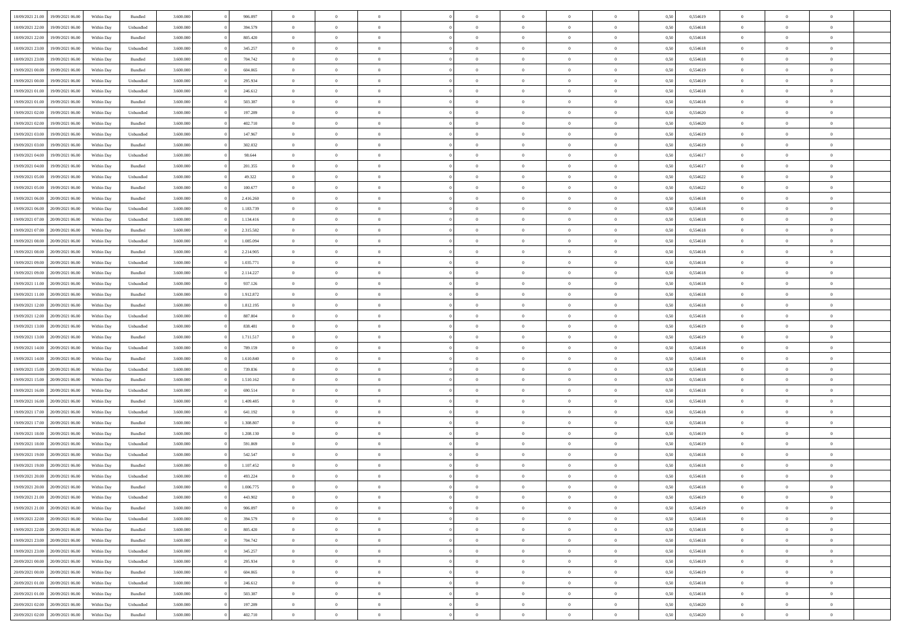| | | | | | | | | | | | | | | | | | | | | |
|---|---|---|---|---|---|---|---|---|---|---|---|---|---|---|---|---|---|---|---|---|
| 18/09/2021 21:00 | 19/09/2021 06:00 | Within Day | Bundled | 3.600.000 | 0 | 906.097 | 0 | 0 | 0 | | 0 | 0 | 0 | 0 | 0,50 | 0,554619 | 0 | 0 | 0 | |
| 18/09/2021 22:00 | 19/09/2021 06:00 | Within Day | Unbundled | 3.600.000 | 0 | 394.579 | 0 | 0 | 0 | | 0 | 0 | 0 | 0 | 0,50 | 0,554618 | 0 | 0 | 0 | |
| 18/09/2021 22:00 | 19/09/2021 06:00 | Within Day | Bundled | 3.600.000 | 0 | 805.420 | 0 | 0 | 0 | | 0 | 0 | 0 | 0 | 0,50 | 0,554618 | 0 | 0 | 0 | |
| 18/09/2021 23:00 | 19/09/2021 06:00 | Within Day | Unbundled | 3.600.000 | 0 | 345.257 | 0 | 0 | 0 | | 0 | 0 | 0 | 0 | 0,50 | 0,554618 | 0 | 0 | 0 | |
| 18/09/2021 23:00 | 19/09/2021 06:00 | Within Day | Bundled | 3.600.000 | 0 | 704.742 | 0 | 0 | 0 | | 0 | 0 | 0 | 0 | 0,50 | 0,554618 | 0 | 0 | 0 | |
| 19/09/2021 00:00 | 19/09/2021 06:00 | Within Day | Bundled | 3.600.000 | 0 | 604.065 | 0 | 0 | 0 | | 0 | 0 | 0 | 0 | 0,50 | 0,554619 | 0 | 0 | 0 | |
| 19/09/2021 00:00 | 19/09/2021 06:00 | Within Day | Unbundled | 3.600.000 | 0 | 295.934 | 0 | 0 | 0 | | 0 | 0 | 0 | 0 | 0,50 | 0,554619 | 0 | 0 | 0 | |
| 19/09/2021 01:00 | 19/09/2021 06:00 | Within Day | Unbundled | 3.600.000 | 0 | 246.612 | 0 | 0 | 0 | | 0 | 0 | 0 | 0 | 0,50 | 0,554618 | 0 | 0 | 0 | |
| 19/09/2021 01:00 | 19/09/2021 06:00 | Within Day | Bundled | 3.600.000 | 0 | 503.387 | 0 | 0 | 0 | | 0 | 0 | 0 | 0 | 0,50 | 0,554618 | 0 | 0 | 0 | |
| 19/09/2021 02:00 | 19/09/2021 06:00 | Within Day | Unbundled | 3.600.000 | 0 | 197.289 | 0 | 0 | 0 | | 0 | 0 | 0 | 0 | 0,50 | 0,554620 | 0 | 0 | 0 | |
| 19/09/2021 02:00 | 19/09/2021 06:00 | Within Day | Bundled | 3.600.000 | 0 | 402.710 | 0 | 0 | 0 | | 0 | 0 | 0 | 0 | 0,50 | 0,554620 | 0 | 0 | 0 | |
| 19/09/2021 03:00 | 19/09/2021 06:00 | Within Day | Unbundled | 3.600.000 | 0 | 147.967 | 0 | 0 | 0 | | 0 | 0 | 0 | 0 | 0,50 | 0,554619 | 0 | 0 | 0 | |
| 19/09/2021 03:00 | 19/09/2021 06:00 | Within Day | Bundled | 3.600.000 | 0 | 302.032 | 0 | 0 | 0 | | 0 | 0 | 0 | 0 | 0,50 | 0,554619 | 0 | 0 | 0 | |
| 19/09/2021 04:00 | 19/09/2021 06:00 | Within Day | Unbundled | 3.600.000 | 0 | 98.644 | 0 | 0 | 0 | | 0 | 0 | 0 | 0 | 0,50 | 0,554617 | 0 | 0 | 0 | |
| 19/09/2021 04:00 | 19/09/2021 06:00 | Within Day | Bundled | 3.600.000 | 0 | 201.355 | 0 | 0 | 0 | | 0 | 0 | 0 | 0 | 0,50 | 0,554617 | 0 | 0 | 0 | |
| 19/09/2021 05:00 | 19/09/2021 06:00 | Within Day | Unbundled | 3.600.000 | 0 | 49.322 | 0 | 0 | 0 | | 0 | 0 | 0 | 0 | 0,50 | 0,554622 | 0 | 0 | 0 | |
| 19/09/2021 05:00 | 19/09/2021 06:00 | Within Day | Bundled | 3.600.000 | 0 | 100.677 | 0 | 0 | 0 | | 0 | 0 | 0 | 0 | 0,50 | 0,554622 | 0 | 0 | 0 | |
| 19/09/2021 06:00 | 20/09/2021 06:00 | Within Day | Bundled | 3.600.000 | 0 | 2.416.260 | 0 | 0 | 0 | | 0 | 0 | 0 | 0 | 0,50 | 0,554618 | 0 | 0 | 0 | |
| 19/09/2021 06:00 | 20/09/2021 06:00 | Within Day | Unbundled | 3.600.000 | 0 | 1.183.739 | 0 | 0 | 0 | | 0 | 0 | 0 | 0 | 0,50 | 0,554618 | 0 | 0 | 0 | |
| 19/09/2021 07:00 | 20/09/2021 06:00 | Within Day | Unbundled | 3.600.000 | 0 | 1.134.416 | 0 | 0 | 0 | | 0 | 0 | 0 | 0 | 0,50 | 0,554618 | 0 | 0 | 0 | |
| 19/09/2021 07:00 | 20/09/2021 06:00 | Within Day | Bundled | 3.600.000 | 0 | 2.315.582 | 0 | 0 | 0 | | 0 | 0 | 0 | 0 | 0,50 | 0,554618 | 0 | 0 | 0 | |
| 19/09/2021 08:00 | 20/09/2021 06:00 | Within Day | Unbundled | 3.600.000 | 0 | 1.085.094 | 0 | 0 | 0 | | 0 | 0 | 0 | 0 | 0,50 | 0,554618 | 0 | 0 | 0 | |
| 19/09/2021 08:00 | 20/09/2021 06:00 | Within Day | Bundled | 3.600.000 | 0 | 2.214.905 | 0 | 0 | 0 | | 0 | 0 | 0 | 0 | 0,50 | 0,554618 | 0 | 0 | 0 | |
| 19/09/2021 09:00 | 20/09/2021 06:00 | Within Day | Unbundled | 3.600.000 | 0 | 1.035.771 | 0 | 0 | 0 | | 0 | 0 | 0 | 0 | 0,50 | 0,554618 | 0 | 0 | 0 | |
| 19/09/2021 09:00 | 20/09/2021 06:00 | Within Day | Bundled | 3.600.000 | 0 | 2.114.227 | 0 | 0 | 0 | | 0 | 0 | 0 | 0 | 0,50 | 0,554618 | 0 | 0 | 0 | |
| 19/09/2021 11:00 | 20/09/2021 06:00 | Within Day | Unbundled | 3.600.000 | 0 | 937.126 | 0 | 0 | 0 | | 0 | 0 | 0 | 0 | 0,50 | 0,554618 | 0 | 0 | 0 | |
| 19/09/2021 11:00 | 20/09/2021 06:00 | Within Day | Bundled | 3.600.000 | 0 | 1.912.872 | 0 | 0 | 0 | | 0 | 0 | 0 | 0 | 0,50 | 0,554618 | 0 | 0 | 0 | |
| 19/09/2021 12:00 | 20/09/2021 06:00 | Within Day | Bundled | 3.600.000 | 0 | 1.812.195 | 0 | 0 | 0 | | 0 | 0 | 0 | 0 | 0,50 | 0,554618 | 0 | 0 | 0 | |
| 19/09/2021 12:00 | 20/09/2021 06:00 | Within Day | Unbundled | 3.600.000 | 0 | 887.804 | 0 | 0 | 0 | | 0 | 0 | 0 | 0 | 0,50 | 0,554618 | 0 | 0 | 0 | |
| 19/09/2021 13:00 | 20/09/2021 06:00 | Within Day | Unbundled | 3.600.000 | 0 | 838.481 | 0 | 0 | 0 | | 0 | 0 | 0 | 0 | 0,50 | 0,554619 | 0 | 0 | 0 | |
| 19/09/2021 13:00 | 20/09/2021 06:00 | Within Day | Bundled | 3.600.000 | 0 | 1.711.517 | 0 | 0 | 0 | | 0 | 0 | 0 | 0 | 0,50 | 0,554619 | 0 | 0 | 0 | |
| 19/09/2021 14:00 | 20/09/2021 06:00 | Within Day | Unbundled | 3.600.000 | 0 | 789.159 | 0 | 0 | 0 | | 0 | 0 | 0 | 0 | 0,50 | 0,554618 | 0 | 0 | 0 | |
| 19/09/2021 14:00 | 20/09/2021 06:00 | Within Day | Bundled | 3.600.000 | 0 | 1.610.840 | 0 | 0 | 0 | | 0 | 0 | 0 | 0 | 0,50 | 0,554618 | 0 | 0 | 0 | |
| 19/09/2021 15:00 | 20/09/2021 06:00 | Within Day | Unbundled | 3.600.000 | 0 | 739.836 | 0 | 0 | 0 | | 0 | 0 | 0 | 0 | 0,50 | 0,554618 | 0 | 0 | 0 | |
| 19/09/2021 15:00 | 20/09/2021 06:00 | Within Day | Bundled | 3.600.000 | 0 | 1.510.162 | 0 | 0 | 0 | | 0 | 0 | 0 | 0 | 0,50 | 0,554618 | 0 | 0 | 0 | |
| 19/09/2021 16:00 | 20/09/2021 06:00 | Within Day | Unbundled | 3.600.000 | 0 | 690.514 | 0 | 0 | 0 | | 0 | 0 | 0 | 0 | 0,50 | 0,554618 | 0 | 0 | 0 | |
| 19/09/2021 16:00 | 20/09/2021 06:00 | Within Day | Bundled | 3.600.000 | 0 | 1.409.485 | 0 | 0 | 0 | | 0 | 0 | 0 | 0 | 0,50 | 0,554618 | 0 | 0 | 0 | |
| 19/09/2021 17:00 | 20/09/2021 06:00 | Within Day | Unbundled | 3.600.000 | 0 | 641.192 | 0 | 0 | 0 | | 0 | 0 | 0 | 0 | 0,50 | 0,554618 | 0 | 0 | 0 | |
| 19/09/2021 17:00 | 20/09/2021 06:00 | Within Day | Bundled | 3.600.000 | 0 | 1.308.807 | 0 | 0 | 0 | | 0 | 0 | 0 | 0 | 0,50 | 0,554618 | 0 | 0 | 0 | |
| 19/09/2021 18:00 | 20/09/2021 06:00 | Within Day | Bundled | 3.600.000 | 0 | 1.208.130 | 0 | 0 | 0 | | 0 | 0 | 0 | 0 | 0,50 | 0,554619 | 0 | 0 | 0 | |
| 19/09/2021 18:00 | 20/09/2021 06:00 | Within Day | Unbundled | 3.600.000 | 0 | 591.869 | 0 | 0 | 0 | | 0 | 0 | 0 | 0 | 0,50 | 0,554619 | 0 | 0 | 0 | |
| 19/09/2021 19:00 | 20/09/2021 06:00 | Within Day | Unbundled | 3.600.000 | 0 | 542.547 | 0 | 0 | 0 | | 0 | 0 | 0 | 0 | 0,50 | 0,554618 | 0 | 0 | 0 | |
| 19/09/2021 19:00 | 20/09/2021 06:00 | Within Day | Bundled | 3.600.000 | 0 | 1.107.452 | 0 | 0 | 0 | | 0 | 0 | 0 | 0 | 0,50 | 0,554618 | 0 | 0 | 0 | |
| 19/09/2021 20:00 | 20/09/2021 06:00 | Within Day | Unbundled | 3.600.000 | 0 | 493.224 | 0 | 0 | 0 | | 0 | 0 | 0 | 0 | 0,50 | 0,554618 | 0 | 0 | 0 | |
| 19/09/2021 20:00 | 20/09/2021 06:00 | Within Day | Bundled | 3.600.000 | 0 | 1.006.775 | 0 | 0 | 0 | | 0 | 0 | 0 | 0 | 0,50 | 0,554618 | 0 | 0 | 0 | |
| 19/09/2021 21:00 | 20/09/2021 06:00 | Within Day | Unbundled | 3.600.000 | 0 | 443.902 | 0 | 0 | 0 | | 0 | 0 | 0 | 0 | 0,50 | 0,554619 | 0 | 0 | 0 | |
| 19/09/2021 21:00 | 20/09/2021 06:00 | Within Day | Bundled | 3.600.000 | 0 | 906.097 | 0 | 0 | 0 | | 0 | 0 | 0 | 0 | 0,50 | 0,554619 | 0 | 0 | 0 | |
| 19/09/2021 22:00 | 20/09/2021 06:00 | Within Day | Unbundled | 3.600.000 | 0 | 394.579 | 0 | 0 | 0 | | 0 | 0 | 0 | 0 | 0,50 | 0,554618 | 0 | 0 | 0 | |
| 19/09/2021 22:00 | 20/09/2021 06:00 | Within Day | Bundled | 3.600.000 | 0 | 805.420 | 0 | 0 | 0 | | 0 | 0 | 0 | 0 | 0,50 | 0,554618 | 0 | 0 | 0 | |
| 19/09/2021 23:00 | 20/09/2021 06:00 | Within Day | Bundled | 3.600.000 | 0 | 704.742 | 0 | 0 | 0 | | 0 | 0 | 0 | 0 | 0,50 | 0,554618 | 0 | 0 | 0 | |
| 19/09/2021 23:00 | 20/09/2021 06:00 | Within Day | Unbundled | 3.600.000 | 0 | 345.257 | 0 | 0 | 0 | | 0 | 0 | 0 | 0 | 0,50 | 0,554618 | 0 | 0 | 0 | |
| 20/09/2021 00:00 | 20/09/2021 06:00 | Within Day | Unbundled | 3.600.000 | 0 | 295.934 | 0 | 0 | 0 | | 0 | 0 | 0 | 0 | 0,50 | 0,554619 | 0 | 0 | 0 | |
| 20/09/2021 00:00 | 20/09/2021 06:00 | Within Day | Bundled | 3.600.000 | 0 | 604.065 | 0 | 0 | 0 | | 0 | 0 | 0 | 0 | 0,50 | 0,554619 | 0 | 0 | 0 | |
| 20/09/2021 01:00 | 20/09/2021 06:00 | Within Day | Unbundled | 3.600.000 | 0 | 246.612 | 0 | 0 | 0 | | 0 | 0 | 0 | 0 | 0,50 | 0,554618 | 0 | 0 | 0 | |
| 20/09/2021 01:00 | 20/09/2021 06:00 | Within Day | Bundled | 3.600.000 | 0 | 503.387 | 0 | 0 | 0 | | 0 | 0 | 0 | 0 | 0,50 | 0,554618 | 0 | 0 | 0 | |
| 20/09/2021 02:00 | 20/09/2021 06:00 | Within Day | Unbundled | 3.600.000 | 0 | 197.289 | 0 | 0 | 0 | | 0 | 0 | 0 | 0 | 0,50 | 0,554620 | 0 | 0 | 0 | |
| 20/09/2021 02:00 | 20/09/2021 06:00 | Within Day | Bundled | 3.600.000 | 0 | 402.710 | 0 | 0 | 0 | | 0 | 0 | 0 | 0 | 0,50 | 0,554620 | 0 | 0 | 0 | |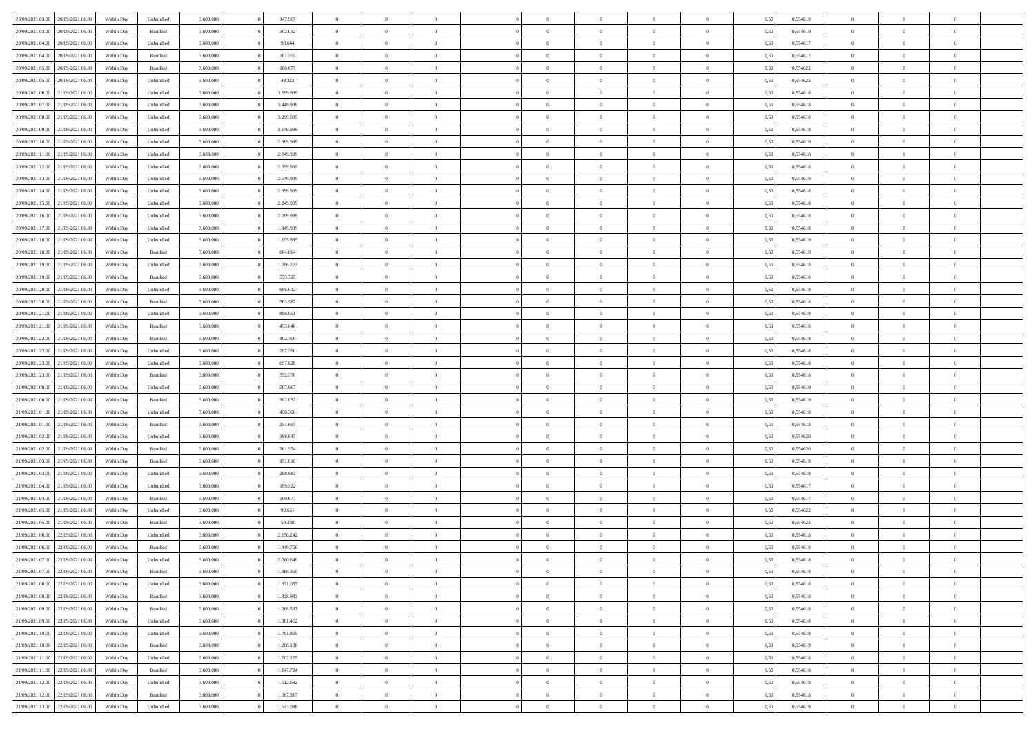| 20/09/2021 03:00 | 20/09/2021 06:00 | Within Day | Unbundled | 3.600.000 | 0 | 147.967 | 0 | 0 | 0 | 0 | 0 | 0 | 0 | 0 | 0,50 | 0,554619 | 0 | 0 | 0 |
|---|---|---|---|---|---|---|---|---|---|---|---|---|---|---|---|---|---|---|---|
| 20/09/2021 03:00 | 20/09/2021 06:00 | Within Day | Bundled | 3.600.000 | 0 | 302.032 | 0 | 0 | 0 | 0 | 0 | 0 | 0 | 0 | 0,50 | 0,554619 | 0 | 0 | 0 |
| 20/09/2021 04:00 | 20/09/2021 06:00 | Within Day | Unbundled | 3.600.000 | 0 | 98.644 | 0 | 0 | 0 | 0 | 0 | 0 | 0 | 0 | 0,50 | 0,554617 | 0 | 0 | 0 |
| 20/09/2021 04:00 | 20/09/2021 06:00 | Within Day | Bundled | 3.600.000 | 0 | 201.355 | 0 | 0 | 0 | 0 | 0 | 0 | 0 | 0 | 0,50 | 0,554617 | 0 | 0 | 0 |
| 20/09/2021 05:00 | 20/09/2021 06:00 | Within Day | Bundled | 3.600.000 | 0 | 100.677 | 0 | 0 | 0 | 0 | 0 | 0 | 0 | 0 | 0,50 | 0,554622 | 0 | 0 | 0 |
| 20/09/2021 05:00 | 20/09/2021 06:00 | Within Day | Unbundled | 3.600.000 | 0 | 49.322 | 0 | 0 | 0 | 0 | 0 | 0 | 0 | 0 | 0,50 | 0,554622 | 0 | 0 | 0 |
| 20/09/2021 06:00 | 21/09/2021 06:00 | Within Day | Unbundled | 3.600.000 | 0 | 3.599.999 | 0 | 0 | 0 | 0 | 0 | 0 | 0 | 0 | 0,50 | 0,554618 | 0 | 0 | 0 |
| 20/09/2021 07:00 | 21/09/2021 06:00 | Within Day | Unbundled | 3.600.000 | 0 | 3.449.999 | 0 | 0 | 0 | 0 | 0 | 0 | 0 | 0 | 0,50 | 0,554618 | 0 | 0 | 0 |
| 20/09/2021 08:00 | 21/09/2021 06:00 | Within Day | Unbundled | 3.600.000 | 0 | 3.299.999 | 0 | 0 | 0 | 0 | 0 | 0 | 0 | 0 | 0,50 | 0,554618 | 0 | 0 | 0 |
| 20/09/2021 09:00 | 21/09/2021 06:00 | Within Day | Unbundled | 3.600.000 | 0 | 3.149.999 | 0 | 0 | 0 | 0 | 0 | 0 | 0 | 0 | 0,50 | 0,554618 | 0 | 0 | 0 |
| 20/09/2021 10:00 | 21/09/2021 06:00 | Within Day | Unbundled | 3.600.000 | 0 | 2.999.999 | 0 | 0 | 0 | 0 | 0 | 0 | 0 | 0 | 0,50 | 0,554619 | 0 | 0 | 0 |
| 20/09/2021 11:00 | 21/09/2021 06:00 | Within Day | Unbundled | 3.600.000 | 0 | 2.849.999 | 0 | 0 | 0 | 0 | 0 | 0 | 0 | 0 | 0,50 | 0,554618 | 0 | 0 | 0 |
| 20/09/2021 12:00 | 21/09/2021 06:00 | Within Day | Unbundled | 3.600.000 | 0 | 2.699.999 | 0 | 0 | 0 | 0 | 0 | 0 | 0 | 0 | 0,50 | 0,554618 | 0 | 0 | 0 |
| 20/09/2021 13:00 | 21/09/2021 06:00 | Within Day | Unbundled | 3.600.000 | 0 | 2.549.999 | 0 | 0 | 0 | 0 | 0 | 0 | 0 | 0 | 0,50 | 0,554619 | 0 | 0 | 0 |
| 20/09/2021 14:00 | 21/09/2021 06:00 | Within Day | Unbundled | 3.600.000 | 0 | 2.399.999 | 0 | 0 | 0 | 0 | 0 | 0 | 0 | 0 | 0,50 | 0,554618 | 0 | 0 | 0 |
| 20/09/2021 15:00 | 21/09/2021 06:00 | Within Day | Unbundled | 3.600.000 | 0 | 2.249.999 | 0 | 0 | 0 | 0 | 0 | 0 | 0 | 0 | 0,50 | 0,554618 | 0 | 0 | 0 |
| 20/09/2021 16:00 | 21/09/2021 06:00 | Within Day | Unbundled | 3.600.000 | 0 | 2.099.999 | 0 | 0 | 0 | 0 | 0 | 0 | 0 | 0 | 0,50 | 0,554618 | 0 | 0 | 0 |
| 20/09/2021 17:00 | 21/09/2021 06:00 | Within Day | Unbundled | 3.600.000 | 0 | 1.949.999 | 0 | 0 | 0 | 0 | 0 | 0 | 0 | 0 | 0,50 | 0,554618 | 0 | 0 | 0 |
| 20/09/2021 18:00 | 21/09/2021 06:00 | Within Day | Unbundled | 3.600.000 | 0 | 1.195.935 | 0 | 0 | 0 | 0 | 0 | 0 | 0 | 0 | 0,50 | 0,554619 | 0 | 0 | 0 |
| 20/09/2021 18:00 | 21/09/2021 06:00 | Within Day | Bundled | 3.600.000 | 0 | 604.064 | 0 | 0 | 0 | 0 | 0 | 0 | 0 | 0 | 0,50 | 0,554619 | 0 | 0 | 0 |
| 20/09/2021 19:00 | 21/09/2021 06:00 | Within Day | Unbundled | 3.600.000 | 0 | 1.096.273 | 0 | 0 | 0 | 0 | 0 | 0 | 0 | 0 | 0,50 | 0,554618 | 0 | 0 | 0 |
| 20/09/2021 19:00 | 21/09/2021 06:00 | Within Day | Bundled | 3.600.000 | 0 | 553.725 | 0 | 0 | 0 | 0 | 0 | 0 | 0 | 0 | 0,50 | 0,554618 | 0 | 0 | 0 |
| 20/09/2021 20:00 | 21/09/2021 06:00 | Within Day | Unbundled | 3.600.000 | 0 | 996.612 | 0 | 0 | 0 | 0 | 0 | 0 | 0 | 0 | 0,50 | 0,554618 | 0 | 0 | 0 |
| 20/09/2021 20:00 | 21/09/2021 06:00 | Within Day | Bundled | 3.600.000 | 0 | 503.387 | 0 | 0 | 0 | 0 | 0 | 0 | 0 | 0 | 0,50 | 0,554618 | 0 | 0 | 0 |
| 20/09/2021 21:00 | 21/09/2021 06:00 | Within Day | Unbundled | 3.600.000 | 0 | 896.951 | 0 | 0 | 0 | 0 | 0 | 0 | 0 | 0 | 0,50 | 0,554619 | 0 | 0 | 0 |
| 20/09/2021 21:00 | 21/09/2021 06:00 | Within Day | Bundled | 3.600.000 | 0 | 453.048 | 0 | 0 | 0 | 0 | 0 | 0 | 0 | 0 | 0,50 | 0,554619 | 0 | 0 | 0 |
| 20/09/2021 22:00 | 21/09/2021 06:00 | Within Day | Bundled | 3.600.000 | 0 | 402.709 | 0 | 0 | 0 | 0 | 0 | 0 | 0 | 0 | 0,50 | 0,554618 | 0 | 0 | 0 |
| 20/09/2021 22:00 | 21/09/2021 06:00 | Within Day | Unbundled | 3.600.000 | 0 | 797.290 | 0 | 0 | 0 | 0 | 0 | 0 | 0 | 0 | 0,50 | 0,554618 | 0 | 0 | 0 |
| 20/09/2021 23:00 | 21/09/2021 06:00 | Within Day | Unbundled | 3.600.000 | 0 | 697.628 | 0 | 0 | 0 | 0 | 0 | 0 | 0 | 0 | 0,50 | 0,554618 | 0 | 0 | 0 |
| 20/09/2021 23:00 | 21/09/2021 06:00 | Within Day | Bundled | 3.600.000 | 0 | 352.370 | 0 | 0 | 0 | 0 | 0 | 0 | 0 | 0 | 0,50 | 0,554618 | 0 | 0 | 0 |
| 21/09/2021 00:00 | 21/09/2021 06:00 | Within Day | Unbundled | 3.600.000 | 0 | 597.967 | 0 | 0 | 0 | 0 | 0 | 0 | 0 | 0 | 0,50 | 0,554619 | 0 | 0 | 0 |
| 21/09/2021 00:00 | 21/09/2021 06:00 | Within Day | Bundled | 3.600.000 | 0 | 302.032 | 0 | 0 | 0 | 0 | 0 | 0 | 0 | 0 | 0,50 | 0,554619 | 0 | 0 | 0 |
| 21/09/2021 01:00 | 21/09/2021 06:00 | Within Day | Unbundled | 3.600.000 | 0 | 498.306 | 0 | 0 | 0 | 0 | 0 | 0 | 0 | 0 | 0,50 | 0,554618 | 0 | 0 | 0 |
| 21/09/2021 01:00 | 21/09/2021 06:00 | Within Day | Bundled | 3.600.000 | 0 | 251.693 | 0 | 0 | 0 | 0 | 0 | 0 | 0 | 0 | 0,50 | 0,554618 | 0 | 0 | 0 |
| 21/09/2021 02:00 | 21/09/2021 06:00 | Within Day | Unbundled | 3.600.000 | 0 | 398.645 | 0 | 0 | 0 | 0 | 0 | 0 | 0 | 0 | 0,50 | 0,554620 | 0 | 0 | 0 |
| 21/09/2021 02:00 | 21/09/2021 06:00 | Within Day | Bundled | 3.600.000 | 0 | 201.354 | 0 | 0 | 0 | 0 | 0 | 0 | 0 | 0 | 0,50 | 0,554620 | 0 | 0 | 0 |
| 21/09/2021 03:00 | 21/09/2021 06:00 | Within Day | Bundled | 3.600.000 | 0 | 151.016 | 0 | 0 | 0 | 0 | 0 | 0 | 0 | 0 | 0,50 | 0,554619 | 0 | 0 | 0 |
| 21/09/2021 03:00 | 21/09/2021 06:00 | Within Day | Unbundled | 3.600.000 | 0 | 298.983 | 0 | 0 | 0 | 0 | 0 | 0 | 0 | 0 | 0,50 | 0,554619 | 0 | 0 | 0 |
| 21/09/2021 04:00 | 21/09/2021 06:00 | Within Day | Unbundled | 3.600.000 | 0 | 199.322 | 0 | 0 | 0 | 0 | 0 | 0 | 0 | 0 | 0,50 | 0,554617 | 0 | 0 | 0 |
| 21/09/2021 04:00 | 21/09/2021 06:00 | Within Day | Bundled | 3.600.000 | 0 | 100.677 | 0 | 0 | 0 | 0 | 0 | 0 | 0 | 0 | 0,50 | 0,554617 | 0 | 0 | 0 |
| 21/09/2021 05:00 | 21/09/2021 06:00 | Within Day | Unbundled | 3.600.000 | 0 | 99.661 | 0 | 0 | 0 | 0 | 0 | 0 | 0 | 0 | 0,50 | 0,554622 | 0 | 0 | 0 |
| 21/09/2021 05:00 | 21/09/2021 06:00 | Within Day | Bundled | 3.600.000 | 0 | 50.338 | 0 | 0 | 0 | 0 | 0 | 0 | 0 | 0 | 0,50 | 0,554622 | 0 | 0 | 0 |
| 21/09/2021 06:00 | 22/09/2021 06:00 | Within Day | Unbundled | 3.600.000 | 0 | 2.150.242 | 0 | 0 | 0 | 0 | 0 | 0 | 0 | 0 | 0,50 | 0,554618 | 0 | 0 | 0 |
| 21/09/2021 06:00 | 22/09/2021 06:00 | Within Day | Bundled | 3.600.000 | 0 | 1.449.756 | 0 | 0 | 0 | 0 | 0 | 0 | 0 | 0 | 0,50 | 0,554618 | 0 | 0 | 0 |
| 21/09/2021 07:00 | 22/09/2021 06:00 | Within Day | Unbundled | 3.600.000 | 0 | 2.060.649 | 0 | 0 | 0 | 0 | 0 | 0 | 0 | 0 | 0,50 | 0,554618 | 0 | 0 | 0 |
| 21/09/2021 07:00 | 22/09/2021 06:00 | Within Day | Bundled | 3.600.000 | 0 | 1.389.350 | 0 | 0 | 0 | 0 | 0 | 0 | 0 | 0 | 0,50 | 0,554618 | 0 | 0 | 0 |
| 21/09/2021 08:00 | 22/09/2021 06:00 | Within Day | Unbundled | 3.600.000 | 0 | 1.971.055 | 0 | 0 | 0 | 0 | 0 | 0 | 0 | 0 | 0,50 | 0,554618 | 0 | 0 | 0 |
| 21/09/2021 08:00 | 22/09/2021 06:00 | Within Day | Bundled | 3.600.000 | 0 | 1.328.943 | 0 | 0 | 0 | 0 | 0 | 0 | 0 | 0 | 0,50 | 0,554618 | 0 | 0 | 0 |
| 21/09/2021 09:00 | 22/09/2021 06:00 | Within Day | Bundled | 3.600.000 | 0 | 1.268.537 | 0 | 0 | 0 | 0 | 0 | 0 | 0 | 0 | 0,50 | 0,554618 | 0 | 0 | 0 |
| 21/09/2021 09:00 | 22/09/2021 06:00 | Within Day | Unbundled | 3.600.000 | 0 | 1.881.462 | 0 | 0 | 0 | 0 | 0 | 0 | 0 | 0 | 0,50 | 0,554618 | 0 | 0 | 0 |
| 21/09/2021 10:00 | 22/09/2021 06:00 | Within Day | Unbundled | 3.600.000 | 0 | 1.791.869 | 0 | 0 | 0 | 0 | 0 | 0 | 0 | 0 | 0,50 | 0,554619 | 0 | 0 | 0 |
| 21/09/2021 10:00 | 22/09/2021 06:00 | Within Day | Bundled | 3.600.000 | 0 | 1.208.130 | 0 | 0 | 0 | 0 | 0 | 0 | 0 | 0 | 0,50 | 0,554619 | 0 | 0 | 0 |
| 21/09/2021 11:00 | 22/09/2021 06:00 | Within Day | Unbundled | 3.600.000 | 0 | 1.702.275 | 0 | 0 | 0 | 0 | 0 | 0 | 0 | 0 | 0,50 | 0,554618 | 0 | 0 | 0 |
| 21/09/2021 11:00 | 22/09/2021 06:00 | Within Day | Bundled | 3.600.000 | 0 | 1.147.724 | 0 | 0 | 0 | 0 | 0 | 0 | 0 | 0 | 0,50 | 0,554618 | 0 | 0 | 0 |
| 21/09/2021 12:00 | 22/09/2021 06:00 | Within Day | Unbundled | 3.600.000 | 0 | 1.612.682 | 0 | 0 | 0 | 0 | 0 | 0 | 0 | 0 | 0,50 | 0,554618 | 0 | 0 | 0 |
| 21/09/2021 12:00 | 22/09/2021 06:00 | Within Day | Bundled | 3.600.000 | 0 | 1.087.317 | 0 | 0 | 0 | 0 | 0 | 0 | 0 | 0 | 0,50 | 0,554618 | 0 | 0 | 0 |
| 21/09/2021 13:00 | 22/09/2021 06:00 | Within Day | Unbundled | 3.600.000 | 0 | 1.523.088 | 0 | 0 | 0 | 0 | 0 | 0 | 0 | 0 | 0,50 | 0,554619 | 0 | 0 | 0 |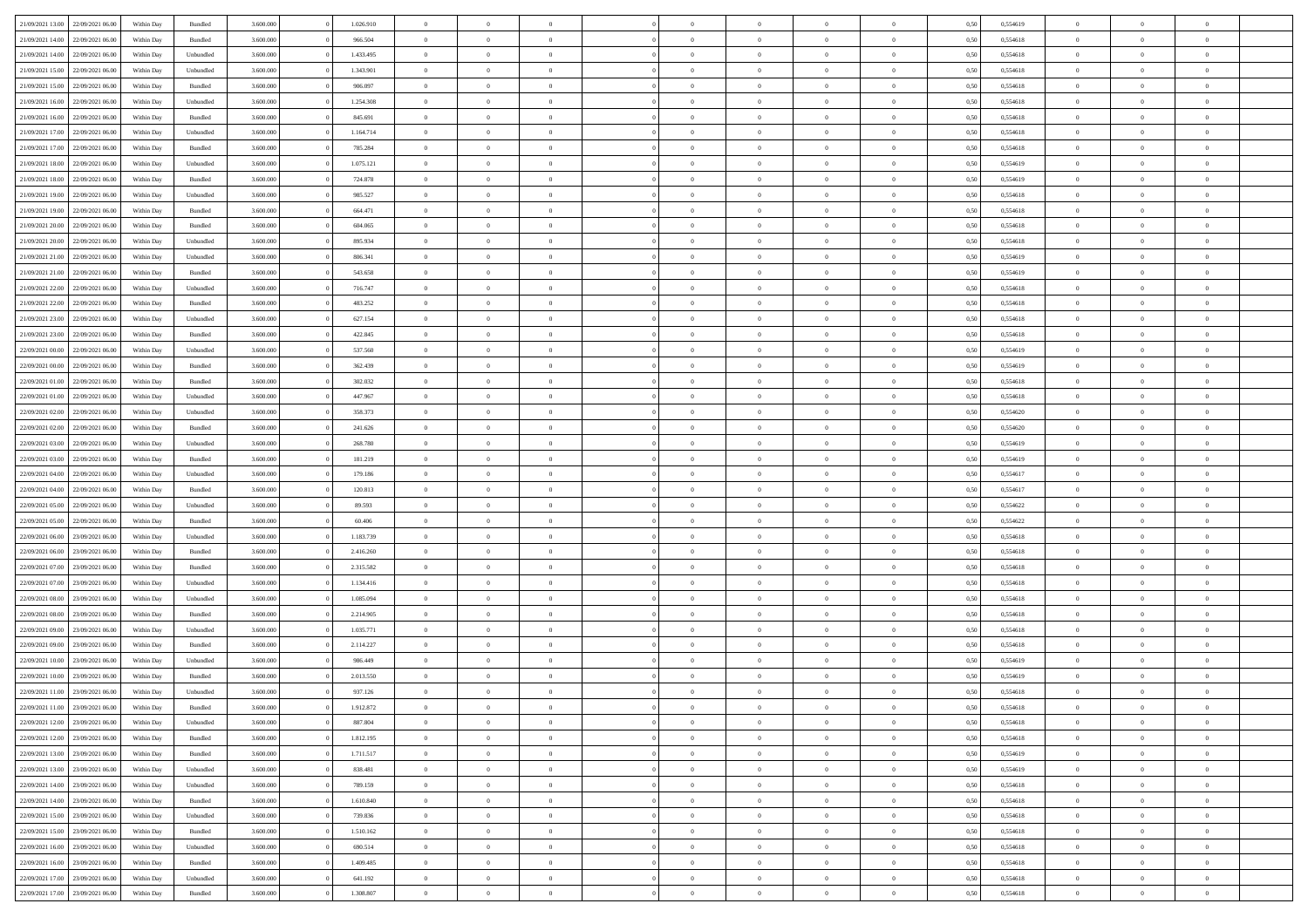| | | | | | | | | | | | | | | | | | | | | |
|---|---|---|---|---|---|---|---|---|---|---|---|---|---|---|---|---|---|---|---|---|
| 21/09/2021 13:00 | 22/09/2021 06:00 | Within Day | Bundled | 3.600.000 | 0 | 1.026.910 | 0 | 0 | 0 | | 0 | 0 | 0 | 0 | 0,50 | 0,554619 | 0 | 0 | 0 | |
| 21/09/2021 14:00 | 22/09/2021 06:00 | Within Day | Bundled | 3.600.000 | 0 | 966.504 | 0 | 0 | 0 | | 0 | 0 | 0 | 0 | 0,50 | 0,554618 | 0 | 0 | 0 | |
| 21/09/2021 14:00 | 22/09/2021 06:00 | Within Day | Unbundled | 3.600.000 | 0 | 1.433.495 | 0 | 0 | 0 | | 0 | 0 | 0 | 0 | 0,50 | 0,554618 | 0 | 0 | 0 | |
| 21/09/2021 15:00 | 22/09/2021 06:00 | Within Day | Unbundled | 3.600.000 | 0 | 1.343.901 | 0 | 0 | 0 | | 0 | 0 | 0 | 0 | 0,50 | 0,554618 | 0 | 0 | 0 | |
| 21/09/2021 15:00 | 22/09/2021 06:00 | Within Day | Bundled | 3.600.000 | 0 | 906.097 | 0 | 0 | 0 | | 0 | 0 | 0 | 0 | 0,50 | 0,554618 | 0 | 0 | 0 | |
| 21/09/2021 16:00 | 22/09/2021 06:00 | Within Day | Unbundled | 3.600.000 | 0 | 1.254.308 | 0 | 0 | 0 | | 0 | 0 | 0 | 0 | 0,50 | 0,554618 | 0 | 0 | 0 | |
| 21/09/2021 16:00 | 22/09/2021 06:00 | Within Day | Bundled | 3.600.000 | 0 | 845.691 | 0 | 0 | 0 | | 0 | 0 | 0 | 0 | 0,50 | 0,554618 | 0 | 0 | 0 | |
| 21/09/2021 17:00 | 22/09/2021 06:00 | Within Day | Unbundled | 3.600.000 | 0 | 1.164.714 | 0 | 0 | 0 | | 0 | 0 | 0 | 0 | 0,50 | 0,554618 | 0 | 0 | 0 | |
| 21/09/2021 17:00 | 22/09/2021 06:00 | Within Day | Bundled | 3.600.000 | 0 | 785.284 | 0 | 0 | 0 | | 0 | 0 | 0 | 0 | 0,50 | 0,554618 | 0 | 0 | 0 | |
| 21/09/2021 18:00 | 22/09/2021 06:00 | Within Day | Unbundled | 3.600.000 | 0 | 1.075.121 | 0 | 0 | 0 | | 0 | 0 | 0 | 0 | 0,50 | 0,554619 | 0 | 0 | 0 | |
| 21/09/2021 18:00 | 22/09/2021 06:00 | Within Day | Bundled | 3.600.000 | 0 | 724.878 | 0 | 0 | 0 | | 0 | 0 | 0 | 0 | 0,50 | 0,554619 | 0 | 0 | 0 | |
| 21/09/2021 19:00 | 22/09/2021 06:00 | Within Day | Unbundled | 3.600.000 | 0 | 985.527 | 0 | 0 | 0 | | 0 | 0 | 0 | 0 | 0,50 | 0,554618 | 0 | 0 | 0 | |
| 21/09/2021 19:00 | 22/09/2021 06:00 | Within Day | Bundled | 3.600.000 | 0 | 664.471 | 0 | 0 | 0 | | 0 | 0 | 0 | 0 | 0,50 | 0,554618 | 0 | 0 | 0 | |
| 21/09/2021 20:00 | 22/09/2021 06:00 | Within Day | Bundled | 3.600.000 | 0 | 604.065 | 0 | 0 | 0 | | 0 | 0 | 0 | 0 | 0,50 | 0,554618 | 0 | 0 | 0 | |
| 21/09/2021 20:00 | 22/09/2021 06:00 | Within Day | Unbundled | 3.600.000 | 0 | 895.934 | 0 | 0 | 0 | | 0 | 0 | 0 | 0 | 0,50 | 0,554618 | 0 | 0 | 0 | |
| 21/09/2021 21:00 | 22/09/2021 06:00 | Within Day | Unbundled | 3.600.000 | 0 | 806.341 | 0 | 0 | 0 | | 0 | 0 | 0 | 0 | 0,50 | 0,554619 | 0 | 0 | 0 | |
| 21/09/2021 21:00 | 22/09/2021 06:00 | Within Day | Bundled | 3.600.000 | 0 | 543.658 | 0 | 0 | 0 | | 0 | 0 | 0 | 0 | 0,50 | 0,554619 | 0 | 0 | 0 | |
| 21/09/2021 22:00 | 22/09/2021 06:00 | Within Day | Unbundled | 3.600.000 | 0 | 716.747 | 0 | 0 | 0 | | 0 | 0 | 0 | 0 | 0,50 | 0,554618 | 0 | 0 | 0 | |
| 21/09/2021 22:00 | 22/09/2021 06:00 | Within Day | Bundled | 3.600.000 | 0 | 483.252 | 0 | 0 | 0 | | 0 | 0 | 0 | 0 | 0,50 | 0,554618 | 0 | 0 | 0 | |
| 21/09/2021 23:00 | 22/09/2021 06:00 | Within Day | Unbundled | 3.600.000 | 0 | 627.154 | 0 | 0 | 0 | | 0 | 0 | 0 | 0 | 0,50 | 0,554618 | 0 | 0 | 0 | |
| 21/09/2021 23:00 | 22/09/2021 06:00 | Within Day | Bundled | 3.600.000 | 0 | 422.845 | 0 | 0 | 0 | | 0 | 0 | 0 | 0 | 0,50 | 0,554618 | 0 | 0 | 0 | |
| 22/09/2021 00:00 | 22/09/2021 06:00 | Within Day | Unbundled | 3.600.000 | 0 | 537.560 | 0 | 0 | 0 | | 0 | 0 | 0 | 0 | 0,50 | 0,554619 | 0 | 0 | 0 | |
| 22/09/2021 00:00 | 22/09/2021 06:00 | Within Day | Bundled | 3.600.000 | 0 | 362.439 | 0 | 0 | 0 | | 0 | 0 | 0 | 0 | 0,50 | 0,554619 | 0 | 0 | 0 | |
| 22/09/2021 01:00 | 22/09/2021 06:00 | Within Day | Bundled | 3.600.000 | 0 | 302.032 | 0 | 0 | 0 | | 0 | 0 | 0 | 0 | 0,50 | 0,554618 | 0 | 0 | 0 | |
| 22/09/2021 01:00 | 22/09/2021 06:00 | Within Day | Unbundled | 3.600.000 | 0 | 447.967 | 0 | 0 | 0 | | 0 | 0 | 0 | 0 | 0,50 | 0,554618 | 0 | 0 | 0 | |
| 22/09/2021 02:00 | 22/09/2021 06:00 | Within Day | Unbundled | 3.600.000 | 0 | 358.373 | 0 | 0 | 0 | | 0 | 0 | 0 | 0 | 0,50 | 0,554620 | 0 | 0 | 0 | |
| 22/09/2021 02:00 | 22/09/2021 06:00 | Within Day | Bundled | 3.600.000 | 0 | 241.626 | 0 | 0 | 0 | | 0 | 0 | 0 | 0 | 0,50 | 0,554620 | 0 | 0 | 0 | |
| 22/09/2021 03:00 | 22/09/2021 06:00 | Within Day | Unbundled | 3.600.000 | 0 | 268.780 | 0 | 0 | 0 | | 0 | 0 | 0 | 0 | 0,50 | 0,554619 | 0 | 0 | 0 | |
| 22/09/2021 03:00 | 22/09/2021 06:00 | Within Day | Bundled | 3.600.000 | 0 | 181.219 | 0 | 0 | 0 | | 0 | 0 | 0 | 0 | 0,50 | 0,554619 | 0 | 0 | 0 | |
| 22/09/2021 04:00 | 22/09/2021 06:00 | Within Day | Unbundled | 3.600.000 | 0 | 179.186 | 0 | 0 | 0 | | 0 | 0 | 0 | 0 | 0,50 | 0,554617 | 0 | 0 | 0 | |
| 22/09/2021 04:00 | 22/09/2021 06:00 | Within Day | Bundled | 3.600.000 | 0 | 120.813 | 0 | 0 | 0 | | 0 | 0 | 0 | 0 | 0,50 | 0,554617 | 0 | 0 | 0 | |
| 22/09/2021 05:00 | 22/09/2021 06:00 | Within Day | Unbundled | 3.600.000 | 0 | 89.593 | 0 | 0 | 0 | | 0 | 0 | 0 | 0 | 0,50 | 0,554622 | 0 | 0 | 0 | |
| 22/09/2021 05:00 | 22/09/2021 06:00 | Within Day | Bundled | 3.600.000 | 0 | 60.406 | 0 | 0 | 0 | | 0 | 0 | 0 | 0 | 0,50 | 0,554622 | 0 | 0 | 0 | |
| 22/09/2021 06:00 | 23/09/2021 06:00 | Within Day | Unbundled | 3.600.000 | 0 | 1.183.739 | 0 | 0 | 0 | | 0 | 0 | 0 | 0 | 0,50 | 0,554618 | 0 | 0 | 0 | |
| 22/09/2021 06:00 | 23/09/2021 06:00 | Within Day | Bundled | 3.600.000 | 0 | 2.416.260 | 0 | 0 | 0 | | 0 | 0 | 0 | 0 | 0,50 | 0,554618 | 0 | 0 | 0 | |
| 22/09/2021 07:00 | 23/09/2021 06:00 | Within Day | Bundled | 3.600.000 | 0 | 2.315.582 | 0 | 0 | 0 | | 0 | 0 | 0 | 0 | 0,50 | 0,554618 | 0 | 0 | 0 | |
| 22/09/2021 07:00 | 23/09/2021 06:00 | Within Day | Unbundled | 3.600.000 | 0 | 1.134.416 | 0 | 0 | 0 | | 0 | 0 | 0 | 0 | 0,50 | 0,554618 | 0 | 0 | 0 | |
| 22/09/2021 08:00 | 23/09/2021 06:00 | Within Day | Unbundled | 3.600.000 | 0 | 1.085.094 | 0 | 0 | 0 | | 0 | 0 | 0 | 0 | 0,50 | 0,554618 | 0 | 0 | 0 | |
| 22/09/2021 08:00 | 23/09/2021 06:00 | Within Day | Bundled | 3.600.000 | 0 | 2.214.905 | 0 | 0 | 0 | | 0 | 0 | 0 | 0 | 0,50 | 0,554618 | 0 | 0 | 0 | |
| 22/09/2021 09:00 | 23/09/2021 06:00 | Within Day | Unbundled | 3.600.000 | 0 | 1.035.771 | 0 | 0 | 0 | | 0 | 0 | 0 | 0 | 0,50 | 0,554618 | 0 | 0 | 0 | |
| 22/09/2021 09:00 | 23/09/2021 06:00 | Within Day | Bundled | 3.600.000 | 0 | 2.114.227 | 0 | 0 | 0 | | 0 | 0 | 0 | 0 | 0,50 | 0,554618 | 0 | 0 | 0 | |
| 22/09/2021 10:00 | 23/09/2021 06:00 | Within Day | Unbundled | 3.600.000 | 0 | 986.449 | 0 | 0 | 0 | | 0 | 0 | 0 | 0 | 0,50 | 0,554619 | 0 | 0 | 0 | |
| 22/09/2021 10:00 | 23/09/2021 06:00 | Within Day | Bundled | 3.600.000 | 0 | 2.013.550 | 0 | 0 | 0 | | 0 | 0 | 0 | 0 | 0,50 | 0,554619 | 0 | 0 | 0 | |
| 22/09/2021 11:00 | 23/09/2021 06:00 | Within Day | Unbundled | 3.600.000 | 0 | 937.126 | 0 | 0 | 0 | | 0 | 0 | 0 | 0 | 0,50 | 0,554618 | 0 | 0 | 0 | |
| 22/09/2021 11:00 | 23/09/2021 06:00 | Within Day | Bundled | 3.600.000 | 0 | 1.912.872 | 0 | 0 | 0 | | 0 | 0 | 0 | 0 | 0,50 | 0,554618 | 0 | 0 | 0 | |
| 22/09/2021 12:00 | 23/09/2021 06:00 | Within Day | Unbundled | 3.600.000 | 0 | 887.804 | 0 | 0 | 0 | | 0 | 0 | 0 | 0 | 0,50 | 0,554618 | 0 | 0 | 0 | |
| 22/09/2021 12:00 | 23/09/2021 06:00 | Within Day | Bundled | 3.600.000 | 0 | 1.812.195 | 0 | 0 | 0 | | 0 | 0 | 0 | 0 | 0,50 | 0,554618 | 0 | 0 | 0 | |
| 22/09/2021 13:00 | 23/09/2021 06:00 | Within Day | Bundled | 3.600.000 | 0 | 1.711.517 | 0 | 0 | 0 | | 0 | 0 | 0 | 0 | 0,50 | 0,554619 | 0 | 0 | 0 | |
| 22/09/2021 13:00 | 23/09/2021 06:00 | Within Day | Unbundled | 3.600.000 | 0 | 838.481 | 0 | 0 | 0 | | 0 | 0 | 0 | 0 | 0,50 | 0,554619 | 0 | 0 | 0 | |
| 22/09/2021 14:00 | 23/09/2021 06:00 | Within Day | Unbundled | 3.600.000 | 0 | 789.159 | 0 | 0 | 0 | | 0 | 0 | 0 | 0 | 0,50 | 0,554618 | 0 | 0 | 0 | |
| 22/09/2021 14:00 | 23/09/2021 06:00 | Within Day | Bundled | 3.600.000 | 0 | 1.610.840 | 0 | 0 | 0 | | 0 | 0 | 0 | 0 | 0,50 | 0,554618 | 0 | 0 | 0 | |
| 22/09/2021 15:00 | 23/09/2021 06:00 | Within Day | Unbundled | 3.600.000 | 0 | 739.836 | 0 | 0 | 0 | | 0 | 0 | 0 | 0 | 0,50 | 0,554618 | 0 | 0 | 0 | |
| 22/09/2021 15:00 | 23/09/2021 06:00 | Within Day | Bundled | 3.600.000 | 0 | 1.510.162 | 0 | 0 | 0 | | 0 | 0 | 0 | 0 | 0,50 | 0,554618 | 0 | 0 | 0 | |
| 22/09/2021 16:00 | 23/09/2021 06:00 | Within Day | Unbundled | 3.600.000 | 0 | 690.514 | 0 | 0 | 0 | | 0 | 0 | 0 | 0 | 0,50 | 0,554618 | 0 | 0 | 0 | |
| 22/09/2021 16:00 | 23/09/2021 06:00 | Within Day | Bundled | 3.600.000 | 0 | 1.409.485 | 0 | 0 | 0 | | 0 | 0 | 0 | 0 | 0,50 | 0,554618 | 0 | 0 | 0 | |
| 22/09/2021 17:00 | 23/09/2021 06:00 | Within Day | Unbundled | 3.600.000 | 0 | 641.192 | 0 | 0 | 0 | | 0 | 0 | 0 | 0 | 0,50 | 0,554618 | 0 | 0 | 0 | |
| 22/09/2021 17:00 | 23/09/2021 06:00 | Within Day | Bundled | 3.600.000 | 0 | 1.308.807 | 0 | 0 | 0 | | 0 | 0 | 0 | 0 | 0,50 | 0,554618 | 0 | 0 | 0 | |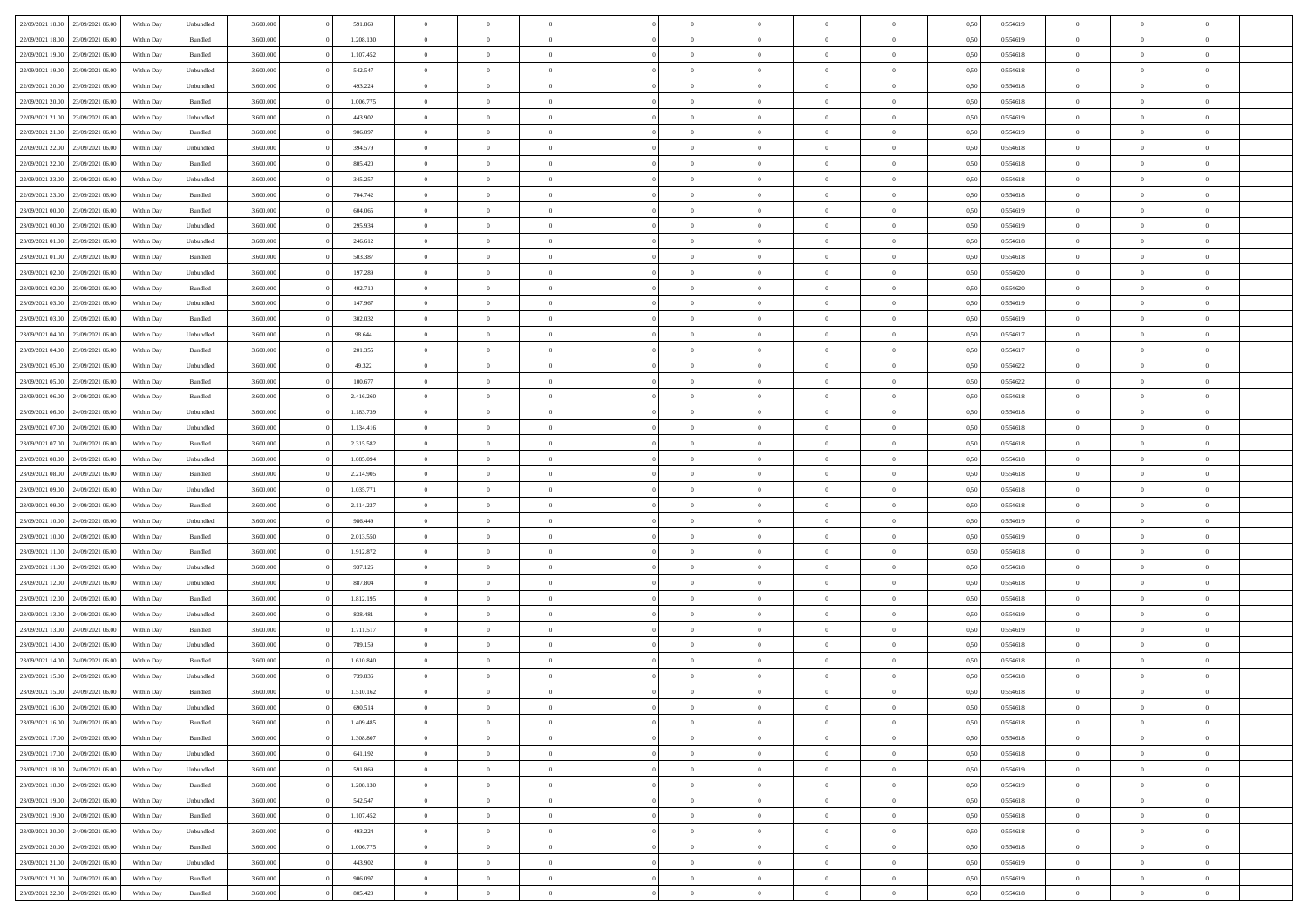| | | | | | | | | | | | | | | | | | | | | | |
|---|---|---|---|---|---|---|---|---|---|---|---|---|---|---|---|---|---|---|---|---|---|
| 22/09/2021 18:00 | 23/09/2021 06:00 | Within Day | Unbundled | 3.600.000 | 0 | 591.869 | 0 | 0 | 0 | | 0 | 0 | 0 | 0 | 0,50 | 0,554619 | 0 | 0 | 0 | |
| 22/09/2021 18:00 | 23/09/2021 06:00 | Within Day | Bundled | 3.600.000 | 0 | 1.208.130 | 0 | 0 | 0 | | 0 | 0 | 0 | 0 | 0,50 | 0,554619 | 0 | 0 | 0 | |
| 22/09/2021 19:00 | 23/09/2021 06:00 | Within Day | Bundled | 3.600.000 | 0 | 1.107.452 | 0 | 0 | 0 | | 0 | 0 | 0 | 0 | 0,50 | 0,554618 | 0 | 0 | 0 | |
| 22/09/2021 19:00 | 23/09/2021 06:00 | Within Day | Unbundled | 3.600.000 | 0 | 542.547 | 0 | 0 | 0 | | 0 | 0 | 0 | 0 | 0,50 | 0,554618 | 0 | 0 | 0 | |
| 22/09/2021 20:00 | 23/09/2021 06:00 | Within Day | Unbundled | 3.600.000 | 0 | 493.224 | 0 | 0 | 0 | | 0 | 0 | 0 | 0 | 0,50 | 0,554618 | 0 | 0 | 0 | |
| 22/09/2021 20:00 | 23/09/2021 06:00 | Within Day | Bundled | 3.600.000 | 0 | 1.006.775 | 0 | 0 | 0 | | 0 | 0 | 0 | 0 | 0,50 | 0,554618 | 0 | 0 | 0 | |
| 22/09/2021 21:00 | 23/09/2021 06:00 | Within Day | Unbundled | 3.600.000 | 0 | 443.902 | 0 | 0 | 0 | | 0 | 0 | 0 | 0 | 0,50 | 0,554619 | 0 | 0 | 0 | |
| 22/09/2021 21:00 | 23/09/2021 06:00 | Within Day | Bundled | 3.600.000 | 0 | 906.097 | 0 | 0 | 0 | | 0 | 0 | 0 | 0 | 0,50 | 0,554619 | 0 | 0 | 0 | |
| 22/09/2021 22:00 | 23/09/2021 06:00 | Within Day | Unbundled | 3.600.000 | 0 | 394.579 | 0 | 0 | 0 | | 0 | 0 | 0 | 0 | 0,50 | 0,554618 | 0 | 0 | 0 | |
| 22/09/2021 22:00 | 23/09/2021 06:00 | Within Day | Bundled | 3.600.000 | 0 | 805.420 | 0 | 0 | 0 | | 0 | 0 | 0 | 0 | 0,50 | 0,554618 | 0 | 0 | 0 | |
| 22/09/2021 23:00 | 23/09/2021 06:00 | Within Day | Unbundled | 3.600.000 | 0 | 345.257 | 0 | 0 | 0 | | 0 | 0 | 0 | 0 | 0,50 | 0,554618 | 0 | 0 | 0 | |
| 22/09/2021 23:00 | 23/09/2021 06:00 | Within Day | Bundled | 3.600.000 | 0 | 704.742 | 0 | 0 | 0 | | 0 | 0 | 0 | 0 | 0,50 | 0,554618 | 0 | 0 | 0 | |
| 23/09/2021 00:00 | 23/09/2021 06:00 | Within Day | Bundled | 3.600.000 | 0 | 604.065 | 0 | 0 | 0 | | 0 | 0 | 0 | 0 | 0,50 | 0,554619 | 0 | 0 | 0 | |
| 23/09/2021 00:00 | 23/09/2021 06:00 | Within Day | Unbundled | 3.600.000 | 0 | 295.934 | 0 | 0 | 0 | | 0 | 0 | 0 | 0 | 0,50 | 0,554619 | 0 | 0 | 0 | |
| 23/09/2021 01:00 | 23/09/2021 06:00 | Within Day | Unbundled | 3.600.000 | 0 | 246.612 | 0 | 0 | 0 | | 0 | 0 | 0 | 0 | 0,50 | 0,554618 | 0 | 0 | 0 | |
| 23/09/2021 01:00 | 23/09/2021 06:00 | Within Day | Bundled | 3.600.000 | 0 | 503.387 | 0 | 0 | 0 | | 0 | 0 | 0 | 0 | 0,50 | 0,554618 | 0 | 0 | 0 | |
| 23/09/2021 02:00 | 23/09/2021 06:00 | Within Day | Unbundled | 3.600.000 | 0 | 197.289 | 0 | 0 | 0 | | 0 | 0 | 0 | 0 | 0,50 | 0,554620 | 0 | 0 | 0 | |
| 23/09/2021 02:00 | 23/09/2021 06:00 | Within Day | Bundled | 3.600.000 | 0 | 402.710 | 0 | 0 | 0 | | 0 | 0 | 0 | 0 | 0,50 | 0,554620 | 0 | 0 | 0 | |
| 23/09/2021 03:00 | 23/09/2021 06:00 | Within Day | Unbundled | 3.600.000 | 0 | 147.967 | 0 | 0 | 0 | | 0 | 0 | 0 | 0 | 0,50 | 0,554619 | 0 | 0 | 0 | |
| 23/09/2021 03:00 | 23/09/2021 06:00 | Within Day | Bundled | 3.600.000 | 0 | 302.032 | 0 | 0 | 0 | | 0 | 0 | 0 | 0 | 0,50 | 0,554619 | 0 | 0 | 0 | |
| 23/09/2021 04:00 | 23/09/2021 06:00 | Within Day | Unbundled | 3.600.000 | 0 | 98.644 | 0 | 0 | 0 | | 0 | 0 | 0 | 0 | 0,50 | 0,554617 | 0 | 0 | 0 | |
| 23/09/2021 04:00 | 23/09/2021 06:00 | Within Day | Bundled | 3.600.000 | 0 | 201.355 | 0 | 0 | 0 | | 0 | 0 | 0 | 0 | 0,50 | 0,554617 | 0 | 0 | 0 | |
| 23/09/2021 05:00 | 23/09/2021 06:00 | Within Day | Unbundled | 3.600.000 | 0 | 49.322 | 0 | 0 | 0 | | 0 | 0 | 0 | 0 | 0,50 | 0,554622 | 0 | 0 | 0 | |
| 23/09/2021 05:00 | 23/09/2021 06:00 | Within Day | Bundled | 3.600.000 | 0 | 100.677 | 0 | 0 | 0 | | 0 | 0 | 0 | 0 | 0,50 | 0,554622 | 0 | 0 | 0 | |
| 23/09/2021 06:00 | 24/09/2021 06:00 | Within Day | Bundled | 3.600.000 | 0 | 2.416.260 | 0 | 0 | 0 | | 0 | 0 | 0 | 0 | 0,50 | 0,554618 | 0 | 0 | 0 | |
| 23/09/2021 06:00 | 24/09/2021 06:00 | Within Day | Unbundled | 3.600.000 | 0 | 1.183.739 | 0 | 0 | 0 | | 0 | 0 | 0 | 0 | 0,50 | 0,554618 | 0 | 0 | 0 | |
| 23/09/2021 07:00 | 24/09/2021 06:00 | Within Day | Unbundled | 3.600.000 | 0 | 1.134.416 | 0 | 0 | 0 | | 0 | 0 | 0 | 0 | 0,50 | 0,554618 | 0 | 0 | 0 | |
| 23/09/2021 07:00 | 24/09/2021 06:00 | Within Day | Bundled | 3.600.000 | 0 | 2.315.582 | 0 | 0 | 0 | | 0 | 0 | 0 | 0 | 0,50 | 0,554618 | 0 | 0 | 0 | |
| 23/09/2021 08:00 | 24/09/2021 06:00 | Within Day | Unbundled | 3.600.000 | 0 | 1.085.094 | 0 | 0 | 0 | | 0 | 0 | 0 | 0 | 0,50 | 0,554618 | 0 | 0 | 0 | |
| 23/09/2021 08:00 | 24/09/2021 06:00 | Within Day | Bundled | 3.600.000 | 0 | 2.214.905 | 0 | 0 | 0 | | 0 | 0 | 0 | 0 | 0,50 | 0,554618 | 0 | 0 | 0 | |
| 23/09/2021 09:00 | 24/09/2021 06:00 | Within Day | Unbundled | 3.600.000 | 0 | 1.035.771 | 0 | 0 | 0 | | 0 | 0 | 0 | 0 | 0,50 | 0,554618 | 0 | 0 | 0 | |
| 23/09/2021 09:00 | 24/09/2021 06:00 | Within Day | Bundled | 3.600.000 | 0 | 2.114.227 | 0 | 0 | 0 | | 0 | 0 | 0 | 0 | 0,50 | 0,554618 | 0 | 0 | 0 | |
| 23/09/2021 10:00 | 24/09/2021 06:00 | Within Day | Unbundled | 3.600.000 | 0 | 986.449 | 0 | 0 | 0 | | 0 | 0 | 0 | 0 | 0,50 | 0,554619 | 0 | 0 | 0 | |
| 23/09/2021 10:00 | 24/09/2021 06:00 | Within Day | Bundled | 3.600.000 | 0 | 2.013.550 | 0 | 0 | 0 | | 0 | 0 | 0 | 0 | 0,50 | 0,554619 | 0 | 0 | 0 | |
| 23/09/2021 11:00 | 24/09/2021 06:00 | Within Day | Bundled | 3.600.000 | 0 | 1.912.872 | 0 | 0 | 0 | | 0 | 0 | 0 | 0 | 0,50 | 0,554618 | 0 | 0 | 0 | |
| 23/09/2021 11:00 | 24/09/2021 06:00 | Within Day | Unbundled | 3.600.000 | 0 | 937.126 | 0 | 0 | 0 | | 0 | 0 | 0 | 0 | 0,50 | 0,554618 | 0 | 0 | 0 | |
| 23/09/2021 12:00 | 24/09/2021 06:00 | Within Day | Unbundled | 3.600.000 | 0 | 887.804 | 0 | 0 | 0 | | 0 | 0 | 0 | 0 | 0,50 | 0,554618 | 0 | 0 | 0 | |
| 23/09/2021 12:00 | 24/09/2021 06:00 | Within Day | Bundled | 3.600.000 | 0 | 1.812.195 | 0 | 0 | 0 | | 0 | 0 | 0 | 0 | 0,50 | 0,554618 | 0 | 0 | 0 | |
| 23/09/2021 13:00 | 24/09/2021 06:00 | Within Day | Unbundled | 3.600.000 | 0 | 838.481 | 0 | 0 | 0 | | 0 | 0 | 0 | 0 | 0,50 | 0,554619 | 0 | 0 | 0 | |
| 23/09/2021 13:00 | 24/09/2021 06:00 | Within Day | Bundled | 3.600.000 | 0 | 1.711.517 | 0 | 0 | 0 | | 0 | 0 | 0 | 0 | 0,50 | 0,554619 | 0 | 0 | 0 | |
| 23/09/2021 14:00 | 24/09/2021 06:00 | Within Day | Unbundled | 3.600.000 | 0 | 789.159 | 0 | 0 | 0 | | 0 | 0 | 0 | 0 | 0,50 | 0,554618 | 0 | 0 | 0 | |
| 23/09/2021 14:00 | 24/09/2021 06:00 | Within Day | Bundled | 3.600.000 | 0 | 1.610.840 | 0 | 0 | 0 | | 0 | 0 | 0 | 0 | 0,50 | 0,554618 | 0 | 0 | 0 | |
| 23/09/2021 15:00 | 24/09/2021 06:00 | Within Day | Unbundled | 3.600.000 | 0 | 739.836 | 0 | 0 | 0 | | 0 | 0 | 0 | 0 | 0,50 | 0,554618 | 0 | 0 | 0 | |
| 23/09/2021 15:00 | 24/09/2021 06:00 | Within Day | Bundled | 3.600.000 | 0 | 1.510.162 | 0 | 0 | 0 | | 0 | 0 | 0 | 0 | 0,50 | 0,554618 | 0 | 0 | 0 | |
| 23/09/2021 16:00 | 24/09/2021 06:00 | Within Day | Unbundled | 3.600.000 | 0 | 690.514 | 0 | 0 | 0 | | 0 | 0 | 0 | 0 | 0,50 | 0,554618 | 0 | 0 | 0 | |
| 23/09/2021 16:00 | 24/09/2021 06:00 | Within Day | Bundled | 3.600.000 | 0 | 1.409.485 | 0 | 0 | 0 | | 0 | 0 | 0 | 0 | 0,50 | 0,554618 | 0 | 0 | 0 | |
| 23/09/2021 17:00 | 24/09/2021 06:00 | Within Day | Bundled | 3.600.000 | 0 | 1.308.807 | 0 | 0 | 0 | | 0 | 0 | 0 | 0 | 0,50 | 0,554618 | 0 | 0 | 0 | |
| 23/09/2021 17:00 | 24/09/2021 06:00 | Within Day | Unbundled | 3.600.000 | 0 | 641.192 | 0 | 0 | 0 | | 0 | 0 | 0 | 0 | 0,50 | 0,554618 | 0 | 0 | 0 | |
| 23/09/2021 18:00 | 24/09/2021 06:00 | Within Day | Unbundled | 3.600.000 | 0 | 591.869 | 0 | 0 | 0 | | 0 | 0 | 0 | 0 | 0,50 | 0,554619 | 0 | 0 | 0 | |
| 23/09/2021 18:00 | 24/09/2021 06:00 | Within Day | Bundled | 3.600.000 | 0 | 1.208.130 | 0 | 0 | 0 | | 0 | 0 | 0 | 0 | 0,50 | 0,554619 | 0 | 0 | 0 | |
| 23/09/2021 19:00 | 24/09/2021 06:00 | Within Day | Unbundled | 3.600.000 | 0 | 542.547 | 0 | 0 | 0 | | 0 | 0 | 0 | 0 | 0,50 | 0,554618 | 0 | 0 | 0 | |
| 23/09/2021 19:00 | 24/09/2021 06:00 | Within Day | Bundled | 3.600.000 | 0 | 1.107.452 | 0 | 0 | 0 | | 0 | 0 | 0 | 0 | 0,50 | 0,554618 | 0 | 0 | 0 | |
| 23/09/2021 20:00 | 24/09/2021 06:00 | Within Day | Unbundled | 3.600.000 | 0 | 493.224 | 0 | 0 | 0 | | 0 | 0 | 0 | 0 | 0,50 | 0,554618 | 0 | 0 | 0 | |
| 23/09/2021 20:00 | 24/09/2021 06:00 | Within Day | Bundled | 3.600.000 | 0 | 1.006.775 | 0 | 0 | 0 | | 0 | 0 | 0 | 0 | 0,50 | 0,554618 | 0 | 0 | 0 | |
| 23/09/2021 21:00 | 24/09/2021 06:00 | Within Day | Unbundled | 3.600.000 | 0 | 443.902 | 0 | 0 | 0 | | 0 | 0 | 0 | 0 | 0,50 | 0,554619 | 0 | 0 | 0 | |
| 23/09/2021 21:00 | 24/09/2021 06:00 | Within Day | Bundled | 3.600.000 | 0 | 906.097 | 0 | 0 | 0 | | 0 | 0 | 0 | 0 | 0,50 | 0,554619 | 0 | 0 | 0 | |
| 23/09/2021 22:00 | 24/09/2021 06:00 | Within Day | Bundled | 3.600.000 | 0 | 805.420 | 0 | 0 | 0 | | 0 | 0 | 0 | 0 | 0,50 | 0,554618 | 0 | 0 | 0 | |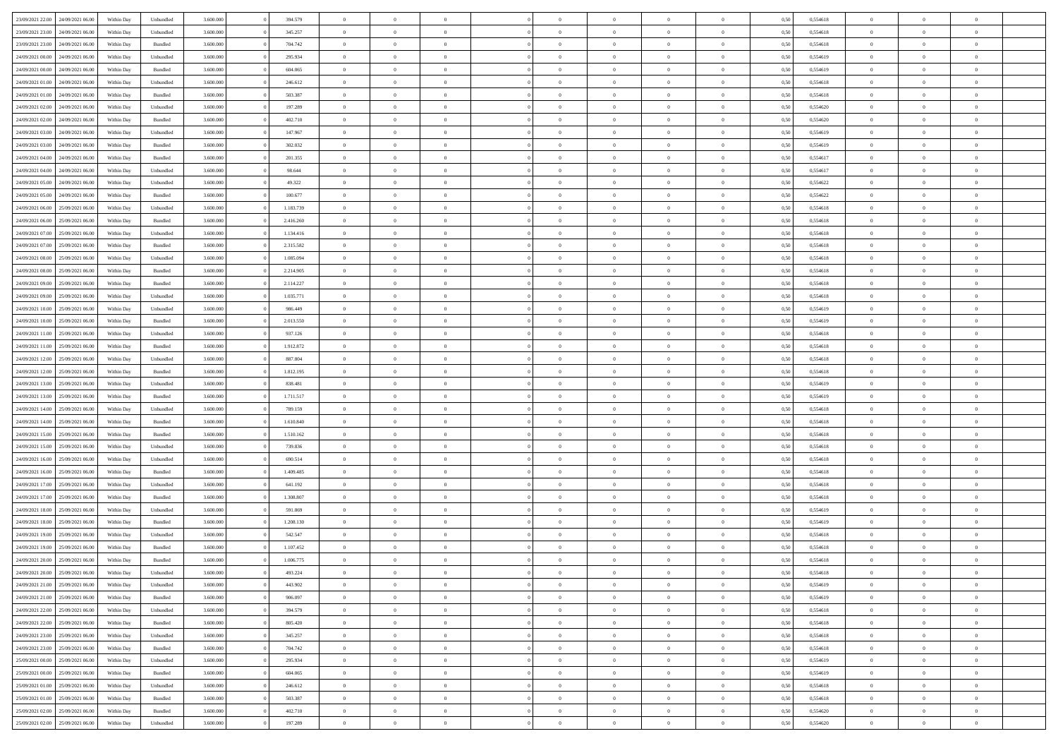| | | | | | | | | | | | | | | | | | | | | |
|---|---|---|---|---|---|---|---|---|---|---|---|---|---|---|---|---|---|---|---|---|
| 23/09/2021 22:00 | 24/09/2021 06:00 | Within Day | Unbundled | 3.600.000 | 0 | 394.579 | 0 | 0 | 0 | | 0 | 0 | 0 | 0 | 0,50 | 0,554618 | 0 | 0 | 0 | |
| 23/09/2021 23:00 | 24/09/2021 06:00 | Within Day | Unbundled | 3.600.000 | 0 | 345.257 | 0 | 0 | 0 | | 0 | 0 | 0 | 0 | 0,50 | 0,554618 | 0 | 0 | 0 | |
| 23/09/2021 23:00 | 24/09/2021 06:00 | Within Day | Bundled | 3.600.000 | 0 | 704.742 | 0 | 0 | 0 | | 0 | 0 | 0 | 0 | 0,50 | 0,554618 | 0 | 0 | 0 | |
| 24/09/2021 00:00 | 24/09/2021 06:00 | Within Day | Unbundled | 3.600.000 | 0 | 295.934 | 0 | 0 | 0 | | 0 | 0 | 0 | 0 | 0,50 | 0,554619 | 0 | 0 | 0 | |
| 24/09/2021 00:00 | 24/09/2021 06:00 | Within Day | Bundled | 3.600.000 | 0 | 604.065 | 0 | 0 | 0 | | 0 | 0 | 0 | 0 | 0,50 | 0,554619 | 0 | 0 | 0 | |
| 24/09/2021 01:00 | 24/09/2021 06:00 | Within Day | Unbundled | 3.600.000 | 0 | 246.612 | 0 | 0 | 0 | | 0 | 0 | 0 | 0 | 0,50 | 0,554618 | 0 | 0 | 0 | |
| 24/09/2021 01:00 | 24/09/2021 06:00 | Within Day | Bundled | 3.600.000 | 0 | 503.387 | 0 | 0 | 0 | | 0 | 0 | 0 | 0 | 0,50 | 0,554618 | 0 | 0 | 0 | |
| 24/09/2021 02:00 | 24/09/2021 06:00 | Within Day | Unbundled | 3.600.000 | 0 | 197.289 | 0 | 0 | 0 | | 0 | 0 | 0 | 0 | 0,50 | 0,554620 | 0 | 0 | 0 | |
| 24/09/2021 02:00 | 24/09/2021 06:00 | Within Day | Bundled | 3.600.000 | 0 | 402.710 | 0 | 0 | 0 | | 0 | 0 | 0 | 0 | 0,50 | 0,554620 | 0 | 0 | 0 | |
| 24/09/2021 03:00 | 24/09/2021 06:00 | Within Day | Unbundled | 3.600.000 | 0 | 147.967 | 0 | 0 | 0 | | 0 | 0 | 0 | 0 | 0,50 | 0,554619 | 0 | 0 | 0 | |
| 24/09/2021 03:00 | 24/09/2021 06:00 | Within Day | Bundled | 3.600.000 | 0 | 302.032 | 0 | 0 | 0 | | 0 | 0 | 0 | 0 | 0,50 | 0,554619 | 0 | 0 | 0 | |
| 24/09/2021 04:00 | 24/09/2021 06:00 | Within Day | Bundled | 3.600.000 | 0 | 201.355 | 0 | 0 | 0 | | 0 | 0 | 0 | 0 | 0,50 | 0,554617 | 0 | 0 | 0 | |
| 24/09/2021 04:00 | 24/09/2021 06:00 | Within Day | Unbundled | 3.600.000 | 0 | 98.644 | 0 | 0 | 0 | | 0 | 0 | 0 | 0 | 0,50 | 0,554617 | 0 | 0 | 0 | |
| 24/09/2021 05:00 | 24/09/2021 06:00 | Within Day | Unbundled | 3.600.000 | 0 | 49.322 | 0 | 0 | 0 | | 0 | 0 | 0 | 0 | 0,50 | 0,554622 | 0 | 0 | 0 | |
| 24/09/2021 05:00 | 24/09/2021 06:00 | Within Day | Bundled | 3.600.000 | 0 | 100.677 | 0 | 0 | 0 | | 0 | 0 | 0 | 0 | 0,50 | 0,554622 | 0 | 0 | 0 | |
| 24/09/2021 06:00 | 25/09/2021 06:00 | Within Day | Unbundled | 3.600.000 | 0 | 1.183.739 | 0 | 0 | 0 | | 0 | 0 | 0 | 0 | 0,50 | 0,554618 | 0 | 0 | 0 | |
| 24/09/2021 06:00 | 25/09/2021 06:00 | Within Day | Bundled | 3.600.000 | 0 | 2.416.260 | 0 | 0 | 0 | | 0 | 0 | 0 | 0 | 0,50 | 0,554618 | 0 | 0 | 0 | |
| 24/09/2021 07:00 | 25/09/2021 06:00 | Within Day | Unbundled | 3.600.000 | 0 | 1.134.416 | 0 | 0 | 0 | | 0 | 0 | 0 | 0 | 0,50 | 0,554618 | 0 | 0 | 0 | |
| 24/09/2021 07:00 | 25/09/2021 06:00 | Within Day | Bundled | 3.600.000 | 0 | 2.315.582 | 0 | 0 | 0 | | 0 | 0 | 0 | 0 | 0,50 | 0,554618 | 0 | 0 | 0 | |
| 24/09/2021 08:00 | 25/09/2021 06:00 | Within Day | Unbundled | 3.600.000 | 0 | 1.085.094 | 0 | 0 | 0 | | 0 | 0 | 0 | 0 | 0,50 | 0,554618 | 0 | 0 | 0 | |
| 24/09/2021 08:00 | 25/09/2021 06:00 | Within Day | Bundled | 3.600.000 | 0 | 2.214.905 | 0 | 0 | 0 | | 0 | 0 | 0 | 0 | 0,50 | 0,554618 | 0 | 0 | 0 | |
| 24/09/2021 09:00 | 25/09/2021 06:00 | Within Day | Bundled | 3.600.000 | 0 | 2.114.227 | 0 | 0 | 0 | | 0 | 0 | 0 | 0 | 0,50 | 0,554618 | 0 | 0 | 0 | |
| 24/09/2021 09:00 | 25/09/2021 06:00 | Within Day | Unbundled | 3.600.000 | 0 | 1.035.771 | 0 | 0 | 0 | | 0 | 0 | 0 | 0 | 0,50 | 0,554618 | 0 | 0 | 0 | |
| 24/09/2021 10:00 | 25/09/2021 06:00 | Within Day | Unbundled | 3.600.000 | 0 | 986.449 | 0 | 0 | 0 | | 0 | 0 | 0 | 0 | 0,50 | 0,554619 | 0 | 0 | 0 | |
| 24/09/2021 10:00 | 25/09/2021 06:00 | Within Day | Bundled | 3.600.000 | 0 | 2.013.550 | 0 | 0 | 0 | | 0 | 0 | 0 | 0 | 0,50 | 0,554619 | 0 | 0 | 0 | |
| 24/09/2021 11:00 | 25/09/2021 06:00 | Within Day | Unbundled | 3.600.000 | 0 | 937.126 | 0 | 0 | 0 | | 0 | 0 | 0 | 0 | 0,50 | 0,554618 | 0 | 0 | 0 | |
| 24/09/2021 11:00 | 25/09/2021 06:00 | Within Day | Bundled | 3.600.000 | 0 | 1.912.872 | 0 | 0 | 0 | | 0 | 0 | 0 | 0 | 0,50 | 0,554618 | 0 | 0 | 0 | |
| 24/09/2021 12:00 | 25/09/2021 06:00 | Within Day | Unbundled | 3.600.000 | 0 | 887.804 | 0 | 0 | 0 | | 0 | 0 | 0 | 0 | 0,50 | 0,554618 | 0 | 0 | 0 | |
| 24/09/2021 12:00 | 25/09/2021 06:00 | Within Day | Bundled | 3.600.000 | 0 | 1.812.195 | 0 | 0 | 0 | | 0 | 0 | 0 | 0 | 0,50 | 0,554618 | 0 | 0 | 0 | |
| 24/09/2021 13:00 | 25/09/2021 06:00 | Within Day | Unbundled | 3.600.000 | 0 | 838.481 | 0 | 0 | 0 | | 0 | 0 | 0 | 0 | 0,50 | 0,554619 | 0 | 0 | 0 | |
| 24/09/2021 13:00 | 25/09/2021 06:00 | Within Day | Bundled | 3.600.000 | 0 | 1.711.517 | 0 | 0 | 0 | | 0 | 0 | 0 | 0 | 0,50 | 0,554619 | 0 | 0 | 0 | |
| 24/09/2021 14:00 | 25/09/2021 06:00 | Within Day | Unbundled | 3.600.000 | 0 | 789.159 | 0 | 0 | 0 | | 0 | 0 | 0 | 0 | 0,50 | 0,554618 | 0 | 0 | 0 | |
| 24/09/2021 14:00 | 25/09/2021 06:00 | Within Day | Bundled | 3.600.000 | 0 | 1.610.840 | 0 | 0 | 0 | | 0 | 0 | 0 | 0 | 0,50 | 0,554618 | 0 | 0 | 0 | |
| 24/09/2021 15:00 | 25/09/2021 06:00 | Within Day | Bundled | 3.600.000 | 0 | 1.510.162 | 0 | 0 | 0 | | 0 | 0 | 0 | 0 | 0,50 | 0,554618 | 0 | 0 | 0 | |
| 24/09/2021 15:00 | 25/09/2021 06:00 | Within Day | Unbundled | 3.600.000 | 0 | 739.836 | 0 | 0 | 0 | | 0 | 0 | 0 | 0 | 0,50 | 0,554618 | 0 | 0 | 0 | |
| 24/09/2021 16:00 | 25/09/2021 06:00 | Within Day | Unbundled | 3.600.000 | 0 | 690.514 | 0 | 0 | 0 | | 0 | 0 | 0 | 0 | 0,50 | 0,554618 | 0 | 0 | 0 | |
| 24/09/2021 16:00 | 25/09/2021 06:00 | Within Day | Bundled | 3.600.000 | 0 | 1.409.485 | 0 | 0 | 0 | | 0 | 0 | 0 | 0 | 0,50 | 0,554618 | 0 | 0 | 0 | |
| 24/09/2021 17:00 | 25/09/2021 06:00 | Within Day | Unbundled | 3.600.000 | 0 | 641.192 | 0 | 0 | 0 | | 0 | 0 | 0 | 0 | 0,50 | 0,554618 | 0 | 0 | 0 | |
| 24/09/2021 17:00 | 25/09/2021 06:00 | Within Day | Bundled | 3.600.000 | 0 | 1.308.807 | 0 | 0 | 0 | | 0 | 0 | 0 | 0 | 0,50 | 0,554618 | 0 | 0 | 0 | |
| 24/09/2021 18:00 | 25/09/2021 06:00 | Within Day | Unbundled | 3.600.000 | 0 | 591.869 | 0 | 0 | 0 | | 0 | 0 | 0 | 0 | 0,50 | 0,554619 | 0 | 0 | 0 | |
| 24/09/2021 18:00 | 25/09/2021 06:00 | Within Day | Bundled | 3.600.000 | 0 | 1.208.130 | 0 | 0 | 0 | | 0 | 0 | 0 | 0 | 0,50 | 0,554619 | 0 | 0 | 0 | |
| 24/09/2021 19:00 | 25/09/2021 06:00 | Within Day | Unbundled | 3.600.000 | 0 | 542.547 | 0 | 0 | 0 | | 0 | 0 | 0 | 0 | 0,50 | 0,554618 | 0 | 0 | 0 | |
| 24/09/2021 19:00 | 25/09/2021 06:00 | Within Day | Bundled | 3.600.000 | 0 | 1.107.452 | 0 | 0 | 0 | | 0 | 0 | 0 | 0 | 0,50 | 0,554618 | 0 | 0 | 0 | |
| 24/09/2021 20:00 | 25/09/2021 06:00 | Within Day | Bundled | 3.600.000 | 0 | 1.006.775 | 0 | 0 | 0 | | 0 | 0 | 0 | 0 | 0,50 | 0,554618 | 0 | 0 | 0 | |
| 24/09/2021 20:00 | 25/09/2021 06:00 | Within Day | Unbundled | 3.600.000 | 0 | 493.224 | 0 | 0 | 0 | | 0 | 0 | 0 | 0 | 0,50 | 0,554618 | 0 | 0 | 0 | |
| 24/09/2021 21:00 | 25/09/2021 06:00 | Within Day | Unbundled | 3.600.000 | 0 | 443.902 | 0 | 0 | 0 | | 0 | 0 | 0 | 0 | 0,50 | 0,554619 | 0 | 0 | 0 | |
| 24/09/2021 21:00 | 25/09/2021 06:00 | Within Day | Bundled | 3.600.000 | 0 | 906.097 | 0 | 0 | 0 | | 0 | 0 | 0 | 0 | 0,50 | 0,554619 | 0 | 0 | 0 | |
| 24/09/2021 22:00 | 25/09/2021 06:00 | Within Day | Unbundled | 3.600.000 | 0 | 394.579 | 0 | 0 | 0 | | 0 | 0 | 0 | 0 | 0,50 | 0,554618 | 0 | 0 | 0 | |
| 24/09/2021 22:00 | 25/09/2021 06:00 | Within Day | Bundled | 3.600.000 | 0 | 805.420 | 0 | 0 | 0 | | 0 | 0 | 0 | 0 | 0,50 | 0,554618 | 0 | 0 | 0 | |
| 24/09/2021 23:00 | 25/09/2021 06:00 | Within Day | Unbundled | 3.600.000 | 0 | 345.257 | 0 | 0 | 0 | | 0 | 0 | 0 | 0 | 0,50 | 0,554618 | 0 | 0 | 0 | |
| 24/09/2021 23:00 | 25/09/2021 06:00 | Within Day | Bundled | 3.600.000 | 0 | 704.742 | 0 | 0 | 0 | | 0 | 0 | 0 | 0 | 0,50 | 0,554618 | 0 | 0 | 0 | |
| 25/09/2021 00:00 | 25/09/2021 06:00 | Within Day | Unbundled | 3.600.000 | 0 | 295.934 | 0 | 0 | 0 | | 0 | 0 | 0 | 0 | 0,50 | 0,554619 | 0 | 0 | 0 | |
| 25/09/2021 00:00 | 25/09/2021 06:00 | Within Day | Bundled | 3.600.000 | 0 | 604.065 | 0 | 0 | 0 | | 0 | 0 | 0 | 0 | 0,50 | 0,554619 | 0 | 0 | 0 | |
| 25/09/2021 01:00 | 25/09/2021 06:00 | Within Day | Unbundled | 3.600.000 | 0 | 246.612 | 0 | 0 | 0 | | 0 | 0 | 0 | 0 | 0,50 | 0,554618 | 0 | 0 | 0 | |
| 25/09/2021 01:00 | 25/09/2021 06:00 | Within Day | Bundled | 3.600.000 | 0 | 503.387 | 0 | 0 | 0 | | 0 | 0 | 0 | 0 | 0,50 | 0,554618 | 0 | 0 | 0 | |
| 25/09/2021 02:00 | 25/09/2021 06:00 | Within Day | Bundled | 3.600.000 | 0 | 402.710 | 0 | 0 | 0 | | 0 | 0 | 0 | 0 | 0,50 | 0,554620 | 0 | 0 | 0 | |
| 25/09/2021 02:00 | 25/09/2021 06:00 | Within Day | Unbundled | 3.600.000 | 0 | 197.289 | 0 | 0 | 0 | | 0 | 0 | 0 | 0 | 0,50 | 0,554620 | 0 | 0 | 0 | |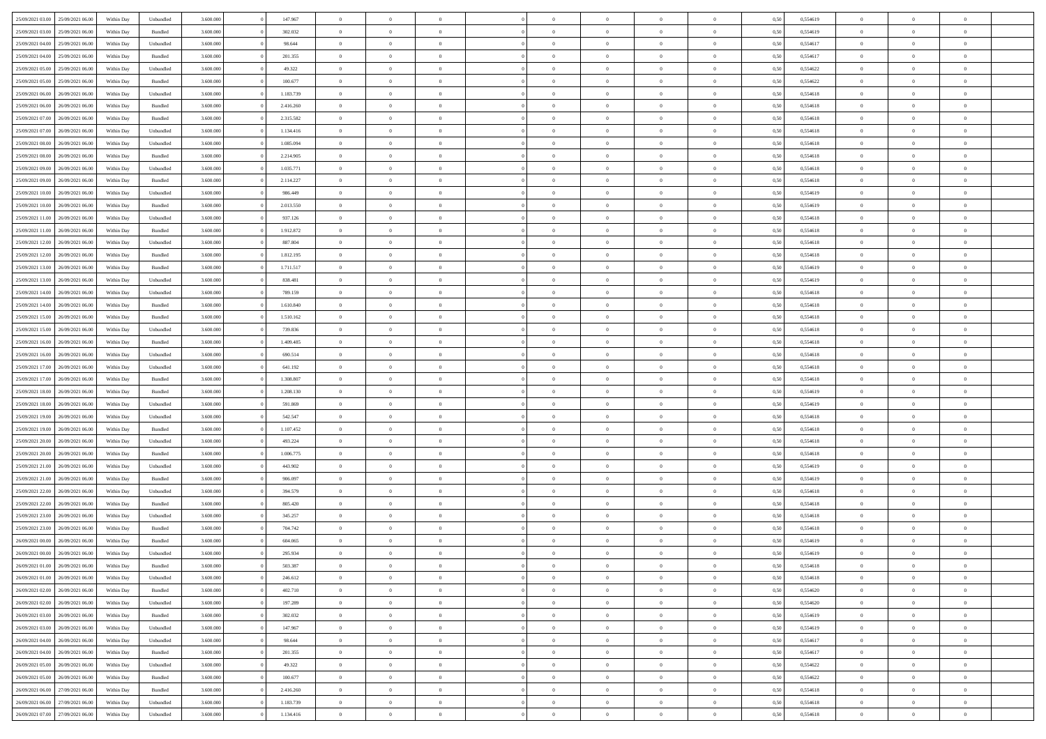| 25/09/2021 03:00 | 25/09/2021 06:00 | Within Day | Unbundled | 3.600.000 | 0 | 147.967 | 0 | 0 | 0 | | 0 | 0 | 0 | 0 | 0,50 | 0,554619 | 0 | 0 | 0 | |
|---|---|---|---|---|---|---|---|---|---|---|---|---|---|---|---|---|---|---|---|---|
| 25/09/2021 03:00 | 25/09/2021 06:00 | Within Day | Bundled | 3.600.000 | 0 | 302.032 | 0 | 0 | 0 | | 0 | 0 | 0 | 0 | 0,50 | 0,554619 | 0 | 0 | 0 | |
| 25/09/2021 04:00 | 25/09/2021 06:00 | Within Day | Unbundled | 3.600.000 | 0 | 98.644 | 0 | 0 | 0 | | 0 | 0 | 0 | 0 | 0,50 | 0,554617 | 0 | 0 | 0 | |
| 25/09/2021 04:00 | 25/09/2021 06:00 | Within Day | Bundled | 3.600.000 | 0 | 201.355 | 0 | 0 | 0 | | 0 | 0 | 0 | 0 | 0,50 | 0,554617 | 0 | 0 | 0 | |
| 25/09/2021 05:00 | 25/09/2021 06:00 | Within Day | Unbundled | 3.600.000 | 0 | 49.322 | 0 | 0 | 0 | | 0 | 0 | 0 | 0 | 0,50 | 0,554622 | 0 | 0 | 0 | |
| 25/09/2021 05:00 | 25/09/2021 06:00 | Within Day | Bundled | 3.600.000 | 0 | 100.677 | 0 | 0 | 0 | | 0 | 0 | 0 | 0 | 0,50 | 0,554622 | 0 | 0 | 0 | |
| 25/09/2021 06:00 | 26/09/2021 06:00 | Within Day | Unbundled | 3.600.000 | 0 | 1.183.739 | 0 | 0 | 0 | | 0 | 0 | 0 | 0 | 0,50 | 0,554618 | 0 | 0 | 0 | |
| 25/09/2021 06:00 | 26/09/2021 06:00 | Within Day | Bundled | 3.600.000 | 0 | 2.416.260 | 0 | 0 | 0 | | 0 | 0 | 0 | 0 | 0,50 | 0,554618 | 0 | 0 | 0 | |
| 25/09/2021 07:00 | 26/09/2021 06:00 | Within Day | Bundled | 3.600.000 | 0 | 2.315.582 | 0 | 0 | 0 | | 0 | 0 | 0 | 0 | 0,50 | 0,554618 | 0 | 0 | 0 | |
| 25/09/2021 07:00 | 26/09/2021 06:00 | Within Day | Unbundled | 3.600.000 | 0 | 1.134.416 | 0 | 0 | 0 | | 0 | 0 | 0 | 0 | 0,50 | 0,554618 | 0 | 0 | 0 | |
| 25/09/2021 08:00 | 26/09/2021 06:00 | Within Day | Unbundled | 3.600.000 | 0 | 1.085.094 | 0 | 0 | 0 | | 0 | 0 | 0 | 0 | 0,50 | 0,554618 | 0 | 0 | 0 | |
| 25/09/2021 08:00 | 26/09/2021 06:00 | Within Day | Bundled | 3.600.000 | 0 | 2.214.905 | 0 | 0 | 0 | | 0 | 0 | 0 | 0 | 0,50 | 0,554618 | 0 | 0 | 0 | |
| 25/09/2021 09:00 | 26/09/2021 06:00 | Within Day | Unbundled | 3.600.000 | 0 | 1.035.771 | 0 | 0 | 0 | | 0 | 0 | 0 | 0 | 0,50 | 0,554618 | 0 | 0 | 0 | |
| 25/09/2021 09:00 | 26/09/2021 06:00 | Within Day | Bundled | 3.600.000 | 0 | 2.114.227 | 0 | 0 | 0 | | 0 | 0 | 0 | 0 | 0,50 | 0,554618 | 0 | 0 | 0 | |
| 25/09/2021 10:00 | 26/09/2021 06:00 | Within Day | Unbundled | 3.600.000 | 0 | 986.449 | 0 | 0 | 0 | | 0 | 0 | 0 | 0 | 0,50 | 0,554619 | 0 | 0 | 0 | |
| 25/09/2021 10:00 | 26/09/2021 06:00 | Within Day | Bundled | 3.600.000 | 0 | 2.013.550 | 0 | 0 | 0 | | 0 | 0 | 0 | 0 | 0,50 | 0,554619 | 0 | 0 | 0 | |
| 25/09/2021 11:00 | 26/09/2021 06:00 | Within Day | Unbundled | 3.600.000 | 0 | 937.126 | 0 | 0 | 0 | | 0 | 0 | 0 | 0 | 0,50 | 0,554618 | 0 | 0 | 0 | |
| 25/09/2021 11:00 | 26/09/2021 06:00 | Within Day | Bundled | 3.600.000 | 0 | 1.912.872 | 0 | 0 | 0 | | 0 | 0 | 0 | 0 | 0,50 | 0,554618 | 0 | 0 | 0 | |
| 25/09/2021 12:00 | 26/09/2021 06:00 | Within Day | Unbundled | 3.600.000 | 0 | 887.804 | 0 | 0 | 0 | | 0 | 0 | 0 | 0 | 0,50 | 0,554618 | 0 | 0 | 0 | |
| 25/09/2021 12:00 | 26/09/2021 06:00 | Within Day | Bundled | 3.600.000 | 0 | 1.812.195 | 0 | 0 | 0 | | 0 | 0 | 0 | 0 | 0,50 | 0,554618 | 0 | 0 | 0 | |
| 25/09/2021 13:00 | 26/09/2021 06:00 | Within Day | Bundled | 3.600.000 | 0 | 1.711.517 | 0 | 0 | 0 | | 0 | 0 | 0 | 0 | 0,50 | 0,554619 | 0 | 0 | 0 | |
| 25/09/2021 13:00 | 26/09/2021 06:00 | Within Day | Unbundled | 3.600.000 | 0 | 838.481 | 0 | 0 | 0 | | 0 | 0 | 0 | 0 | 0,50 | 0,554619 | 0 | 0 | 0 | |
| 25/09/2021 14:00 | 26/09/2021 06:00 | Within Day | Unbundled | 3.600.000 | 0 | 789.159 | 0 | 0 | 0 | | 0 | 0 | 0 | 0 | 0,50 | 0,554618 | 0 | 0 | 0 | |
| 25/09/2021 14:00 | 26/09/2021 06:00 | Within Day | Bundled | 3.600.000 | 0 | 1.610.840 | 0 | 0 | 0 | | 0 | 0 | 0 | 0 | 0,50 | 0,554618 | 0 | 0 | 0 | |
| 25/09/2021 15:00 | 26/09/2021 06:00 | Within Day | Bundled | 3.600.000 | 0 | 1.510.162 | 0 | 0 | 0 | | 0 | 0 | 0 | 0 | 0,50 | 0,554618 | 0 | 0 | 0 | |
| 25/09/2021 15:00 | 26/09/2021 06:00 | Within Day | Unbundled | 3.600.000 | 0 | 739.836 | 0 | 0 | 0 | | 0 | 0 | 0 | 0 | 0,50 | 0,554618 | 0 | 0 | 0 | |
| 25/09/2021 16:00 | 26/09/2021 06:00 | Within Day | Bundled | 3.600.000 | 0 | 1.409.485 | 0 | 0 | 0 | | 0 | 0 | 0 | 0 | 0,50 | 0,554618 | 0 | 0 | 0 | |
| 25/09/2021 16:00 | 26/09/2021 06:00 | Within Day | Unbundled | 3.600.000 | 0 | 690.514 | 0 | 0 | 0 | | 0 | 0 | 0 | 0 | 0,50 | 0,554618 | 0 | 0 | 0 | |
| 25/09/2021 17:00 | 26/09/2021 06:00 | Within Day | Unbundled | 3.600.000 | 0 | 641.192 | 0 | 0 | 0 | | 0 | 0 | 0 | 0 | 0,50 | 0,554618 | 0 | 0 | 0 | |
| 25/09/2021 17:00 | 26/09/2021 06:00 | Within Day | Bundled | 3.600.000 | 0 | 1.308.807 | 0 | 0 | 0 | | 0 | 0 | 0 | 0 | 0,50 | 0,554618 | 0 | 0 | 0 | |
| 25/09/2021 18:00 | 26/09/2021 06:00 | Within Day | Bundled | 3.600.000 | 0 | 1.208.130 | 0 | 0 | 0 | | 0 | 0 | 0 | 0 | 0,50 | 0,554619 | 0 | 0 | 0 | |
| 25/09/2021 18:00 | 26/09/2021 06:00 | Within Day | Unbundled | 3.600.000 | 0 | 591.869 | 0 | 0 | 0 | | 0 | 0 | 0 | 0 | 0,50 | 0,554619 | 0 | 0 | 0 | |
| 25/09/2021 19:00 | 26/09/2021 06:00 | Within Day | Unbundled | 3.600.000 | 0 | 542.547 | 0 | 0 | 0 | | 0 | 0 | 0 | 0 | 0,50 | 0,554618 | 0 | 0 | 0 | |
| 25/09/2021 19:00 | 26/09/2021 06:00 | Within Day | Bundled | 3.600.000 | 0 | 1.107.452 | 0 | 0 | 0 | | 0 | 0 | 0 | 0 | 0,50 | 0,554618 | 0 | 0 | 0 | |
| 25/09/2021 20:00 | 26/09/2021 06:00 | Within Day | Unbundled | 3.600.000 | 0 | 493.224 | 0 | 0 | 0 | | 0 | 0 | 0 | 0 | 0,50 | 0,554618 | 0 | 0 | 0 | |
| 25/09/2021 20:00 | 26/09/2021 06:00 | Within Day | Bundled | 3.600.000 | 0 | 1.006.775 | 0 | 0 | 0 | | 0 | 0 | 0 | 0 | 0,50 | 0,554618 | 0 | 0 | 0 | |
| 25/09/2021 21:00 | 26/09/2021 06:00 | Within Day | Unbundled | 3.600.000 | 0 | 443.902 | 0 | 0 | 0 | | 0 | 0 | 0 | 0 | 0,50 | 0,554619 | 0 | 0 | 0 | |
| 25/09/2021 21:00 | 26/09/2021 06:00 | Within Day | Bundled | 3.600.000 | 0 | 906.097 | 0 | 0 | 0 | | 0 | 0 | 0 | 0 | 0,50 | 0,554619 | 0 | 0 | 0 | |
| 25/09/2021 22:00 | 26/09/2021 06:00 | Within Day | Unbundled | 3.600.000 | 0 | 394.579 | 0 | 0 | 0 | | 0 | 0 | 0 | 0 | 0,50 | 0,554618 | 0 | 0 | 0 | |
| 25/09/2021 22:00 | 26/09/2021 06:00 | Within Day | Bundled | 3.600.000 | 0 | 805.420 | 0 | 0 | 0 | | 0 | 0 | 0 | 0 | 0,50 | 0,554618 | 0 | 0 | 0 | |
| 25/09/2021 23:00 | 26/09/2021 06:00 | Within Day | Unbundled | 3.600.000 | 0 | 345.257 | 0 | 0 | 0 | | 0 | 0 | 0 | 0 | 0,50 | 0,554618 | 0 | 0 | 0 | |
| 25/09/2021 23:00 | 26/09/2021 06:00 | Within Day | Bundled | 3.600.000 | 0 | 704.742 | 0 | 0 | 0 | | 0 | 0 | 0 | 0 | 0,50 | 0,554618 | 0 | 0 | 0 | |
| 26/09/2021 00:00 | 26/09/2021 06:00 | Within Day | Bundled | 3.600.000 | 0 | 604.065 | 0 | 0 | 0 | | 0 | 0 | 0 | 0 | 0,50 | 0,554619 | 0 | 0 | 0 | |
| 26/09/2021 00:00 | 26/09/2021 06:00 | Within Day | Unbundled | 3.600.000 | 0 | 295.934 | 0 | 0 | 0 | | 0 | 0 | 0 | 0 | 0,50 | 0,554619 | 0 | 0 | 0 | |
| 26/09/2021 01:00 | 26/09/2021 06:00 | Within Day | Bundled | 3.600.000 | 0 | 503.387 | 0 | 0 | 0 | | 0 | 0 | 0 | 0 | 0,50 | 0,554618 | 0 | 0 | 0 | |
| 26/09/2021 01:00 | 26/09/2021 06:00 | Within Day | Unbundled | 3.600.000 | 0 | 246.612 | 0 | 0 | 0 | | 0 | 0 | 0 | 0 | 0,50 | 0,554618 | 0 | 0 | 0 | |
| 26/09/2021 02:00 | 26/09/2021 06:00 | Within Day | Bundled | 3.600.000 | 0 | 402.710 | 0 | 0 | 0 | | 0 | 0 | 0 | 0 | 0,50 | 0,554620 | 0 | 0 | 0 | |
| 26/09/2021 02:00 | 26/09/2021 06:00 | Within Day | Unbundled | 3.600.000 | 0 | 197.289 | 0 | 0 | 0 | | 0 | 0 | 0 | 0 | 0,50 | 0,554620 | 0 | 0 | 0 | |
| 26/09/2021 03:00 | 26/09/2021 06:00 | Within Day | Bundled | 3.600.000 | 0 | 302.032 | 0 | 0 | 0 | | 0 | 0 | 0 | 0 | 0,50 | 0,554619 | 0 | 0 | 0 | |
| 26/09/2021 03:00 | 26/09/2021 06:00 | Within Day | Unbundled | 3.600.000 | 0 | 147.967 | 0 | 0 | 0 | | 0 | 0 | 0 | 0 | 0,50 | 0,554619 | 0 | 0 | 0 | |
| 26/09/2021 04:00 | 26/09/2021 06:00 | Within Day | Unbundled | 3.600.000 | 0 | 98.644 | 0 | 0 | 0 | | 0 | 0 | 0 | 0 | 0,50 | 0,554617 | 0 | 0 | 0 | |
| 26/09/2021 04:00 | 26/09/2021 06:00 | Within Day | Bundled | 3.600.000 | 0 | 201.355 | 0 | 0 | 0 | | 0 | 0 | 0 | 0 | 0,50 | 0,554617 | 0 | 0 | 0 | |
| 26/09/2021 05:00 | 26/09/2021 06:00 | Within Day | Unbundled | 3.600.000 | 0 | 49.322 | 0 | 0 | 0 | | 0 | 0 | 0 | 0 | 0,50 | 0,554622 | 0 | 0 | 0 | |
| 26/09/2021 05:00 | 26/09/2021 06:00 | Within Day | Bundled | 3.600.000 | 0 | 100.677 | 0 | 0 | 0 | | 0 | 0 | 0 | 0 | 0,50 | 0,554622 | 0 | 0 | 0 | |
| 26/09/2021 06:00 | 27/09/2021 06:00 | Within Day | Bundled | 3.600.000 | 0 | 2.416.260 | 0 | 0 | 0 | | 0 | 0 | 0 | 0 | 0,50 | 0,554618 | 0 | 0 | 0 | |
| 26/09/2021 06:00 | 27/09/2021 06:00 | Within Day | Unbundled | 3.600.000 | 0 | 1.183.739 | 0 | 0 | 0 | | 0 | 0 | 0 | 0 | 0,50 | 0,554618 | 0 | 0 | 0 | |
| 26/09/2021 07:00 | 27/09/2021 06:00 | Within Day | Unbundled | 3.600.000 | 0 | 1.134.416 | 0 | 0 | 0 | | 0 | 0 | 0 | 0 | 0,50 | 0,554618 | 0 | 0 | 0 | |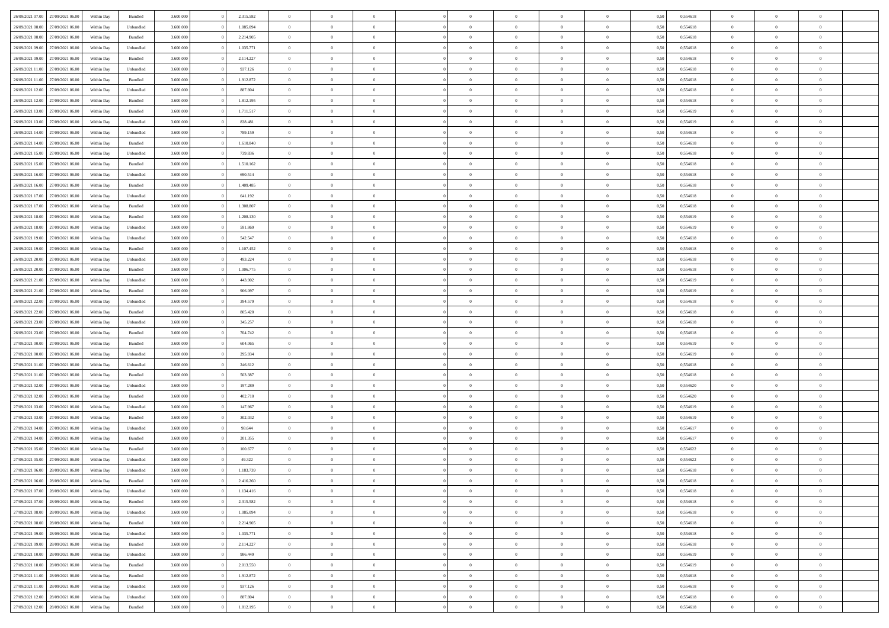| | | | | | | | | | | | | | | | | | | | | | |
|---|---|---|---|---|---|---|---|---|---|---|---|---|---|---|---|---|---|---|---|---|---|
| 26/09/2021 07:00 | 27/09/2021 06:00 | Within Day | Bundled | 3.600.000 | 0 | 2.315.582 | 0 | 0 | 0 | | 0 | 0 | 0 | 0 | 0,50 | 0,554618 | 0 | 0 | 0 | |
| 26/09/2021 08:00 | 27/09/2021 06:00 | Within Day | Unbundled | 3.600.000 | 0 | 1.085.094 | 0 | 0 | 0 | | 0 | 0 | 0 | 0 | 0,50 | 0,554618 | 0 | 0 | 0 | |
| 26/09/2021 08:00 | 27/09/2021 06:00 | Within Day | Bundled | 3.600.000 | 0 | 2.214.905 | 0 | 0 | 0 | | 0 | 0 | 0 | 0 | 0,50 | 0,554618 | 0 | 0 | 0 | |
| 26/09/2021 09:00 | 27/09/2021 06:00 | Within Day | Unbundled | 3.600.000 | 0 | 1.035.771 | 0 | 0 | 0 | | 0 | 0 | 0 | 0 | 0,50 | 0,554618 | 0 | 0 | 0 | |
| 26/09/2021 09:00 | 27/09/2021 06:00 | Within Day | Bundled | 3.600.000 | 0 | 2.114.227 | 0 | 0 | 0 | | 0 | 0 | 0 | 0 | 0,50 | 0,554618 | 0 | 0 | 0 | |
| 26/09/2021 11:00 | 27/09/2021 06:00 | Within Day | Unbundled | 3.600.000 | 0 | 937.126 | 0 | 0 | 0 | | 0 | 0 | 0 | 0 | 0,50 | 0,554618 | 0 | 0 | 0 | |
| 26/09/2021 11:00 | 27/09/2021 06:00 | Within Day | Bundled | 3.600.000 | 0 | 1.912.872 | 0 | 0 | 0 | | 0 | 0 | 0 | 0 | 0,50 | 0,554618 | 0 | 0 | 0 | |
| 26/09/2021 12:00 | 27/09/2021 06:00 | Within Day | Unbundled | 3.600.000 | 0 | 887.804 | 0 | 0 | 0 | | 0 | 0 | 0 | 0 | 0,50 | 0,554618 | 0 | 0 | 0 | |
| 26/09/2021 12:00 | 27/09/2021 06:00 | Within Day | Bundled | 3.600.000 | 0 | 1.812.195 | 0 | 0 | 0 | | 0 | 0 | 0 | 0 | 0,50 | 0,554618 | 0 | 0 | 0 | |
| 26/09/2021 13:00 | 27/09/2021 06:00 | Within Day | Bundled | 3.600.000 | 0 | 1.711.517 | 0 | 0 | 0 | | 0 | 0 | 0 | 0 | 0,50 | 0,554619 | 0 | 0 | 0 | |
| 26/09/2021 13:00 | 27/09/2021 06:00 | Within Day | Unbundled | 3.600.000 | 0 | 838.481 | 0 | 0 | 0 | | 0 | 0 | 0 | 0 | 0,50 | 0,554619 | 0 | 0 | 0 | |
| 26/09/2021 14:00 | 27/09/2021 06:00 | Within Day | Unbundled | 3.600.000 | 0 | 789.159 | 0 | 0 | 0 | | 0 | 0 | 0 | 0 | 0,50 | 0,554618 | 0 | 0 | 0 | |
| 26/09/2021 14:00 | 27/09/2021 06:00 | Within Day | Bundled | 3.600.000 | 0 | 1.610.840 | 0 | 0 | 0 | | 0 | 0 | 0 | 0 | 0,50 | 0,554618 | 0 | 0 | 0 | |
| 26/09/2021 15:00 | 27/09/2021 06:00 | Within Day | Unbundled | 3.600.000 | 0 | 739.836 | 0 | 0 | 0 | | 0 | 0 | 0 | 0 | 0,50 | 0,554618 | 0 | 0 | 0 | |
| 26/09/2021 15:00 | 27/09/2021 06:00 | Within Day | Bundled | 3.600.000 | 0 | 1.510.162 | 0 | 0 | 0 | | 0 | 0 | 0 | 0 | 0,50 | 0,554618 | 0 | 0 | 0 | |
| 26/09/2021 16:00 | 27/09/2021 06:00 | Within Day | Unbundled | 3.600.000 | 0 | 690.514 | 0 | 0 | 0 | | 0 | 0 | 0 | 0 | 0,50 | 0,554618 | 0 | 0 | 0 | |
| 26/09/2021 16:00 | 27/09/2021 06:00 | Within Day | Bundled | 3.600.000 | 0 | 1.409.485 | 0 | 0 | 0 | | 0 | 0 | 0 | 0 | 0,50 | 0,554618 | 0 | 0 | 0 | |
| 26/09/2021 17:00 | 27/09/2021 06:00 | Within Day | Unbundled | 3.600.000 | 0 | 641.192 | 0 | 0 | 0 | | 0 | 0 | 0 | 0 | 0,50 | 0,554618 | 0 | 0 | 0 | |
| 26/09/2021 17:00 | 27/09/2021 06:00 | Within Day | Bundled | 3.600.000 | 0 | 1.308.807 | 0 | 0 | 0 | | 0 | 0 | 0 | 0 | 0,50 | 0,554618 | 0 | 0 | 0 | |
| 26/09/2021 18:00 | 27/09/2021 06:00 | Within Day | Bundled | 3.600.000 | 0 | 1.208.130 | 0 | 0 | 0 | | 0 | 0 | 0 | 0 | 0,50 | 0,554619 | 0 | 0 | 0 | |
| 26/09/2021 18:00 | 27/09/2021 06:00 | Within Day | Unbundled | 3.600.000 | 0 | 591.869 | 0 | 0 | 0 | | 0 | 0 | 0 | 0 | 0,50 | 0,554619 | 0 | 0 | 0 | |
| 26/09/2021 19:00 | 27/09/2021 06:00 | Within Day | Unbundled | 3.600.000 | 0 | 542.547 | 0 | 0 | 0 | | 0 | 0 | 0 | 0 | 0,50 | 0,554618 | 0 | 0 | 0 | |
| 26/09/2021 19:00 | 27/09/2021 06:00 | Within Day | Bundled | 3.600.000 | 0 | 1.107.452 | 0 | 0 | 0 | | 0 | 0 | 0 | 0 | 0,50 | 0,554618 | 0 | 0 | 0 | |
| 26/09/2021 20:00 | 27/09/2021 06:00 | Within Day | Unbundled | 3.600.000 | 0 | 493.224 | 0 | 0 | 0 | | 0 | 0 | 0 | 0 | 0,50 | 0,554618 | 0 | 0 | 0 | |
| 26/09/2021 20:00 | 27/09/2021 06:00 | Within Day | Bundled | 3.600.000 | 0 | 1.006.775 | 0 | 0 | 0 | | 0 | 0 | 0 | 0 | 0,50 | 0,554618 | 0 | 0 | 0 | |
| 26/09/2021 21:00 | 27/09/2021 06:00 | Within Day | Unbundled | 3.600.000 | 0 | 443.902 | 0 | 0 | 0 | | 0 | 0 | 0 | 0 | 0,50 | 0,554619 | 0 | 0 | 0 | |
| 26/09/2021 21:00 | 27/09/2021 06:00 | Within Day | Bundled | 3.600.000 | 0 | 906.097 | 0 | 0 | 0 | | 0 | 0 | 0 | 0 | 0,50 | 0,554619 | 0 | 0 | 0 | |
| 26/09/2021 22:00 | 27/09/2021 06:00 | Within Day | Unbundled | 3.600.000 | 0 | 394.579 | 0 | 0 | 0 | | 0 | 0 | 0 | 0 | 0,50 | 0,554618 | 0 | 0 | 0 | |
| 26/09/2021 22:00 | 27/09/2021 06:00 | Within Day | Bundled | 3.600.000 | 0 | 805.420 | 0 | 0 | 0 | | 0 | 0 | 0 | 0 | 0,50 | 0,554618 | 0 | 0 | 0 | |
| 26/09/2021 23:00 | 27/09/2021 06:00 | Within Day | Unbundled | 3.600.000 | 0 | 345.257 | 0 | 0 | 0 | | 0 | 0 | 0 | 0 | 0,50 | 0,554618 | 0 | 0 | 0 | |
| 26/09/2021 23:00 | 27/09/2021 06:00 | Within Day | Bundled | 3.600.000 | 0 | 704.742 | 0 | 0 | 0 | | 0 | 0 | 0 | 0 | 0,50 | 0,554618 | 0 | 0 | 0 | |
| 27/09/2021 00:00 | 27/09/2021 06:00 | Within Day | Bundled | 3.600.000 | 0 | 604.065 | 0 | 0 | 0 | | 0 | 0 | 0 | 0 | 0,50 | 0,554619 | 0 | 0 | 0 | |
| 27/09/2021 00:00 | 27/09/2021 06:00 | Within Day | Unbundled | 3.600.000 | 0 | 295.934 | 0 | 0 | 0 | | 0 | 0 | 0 | 0 | 0,50 | 0,554619 | 0 | 0 | 0 | |
| 27/09/2021 01:00 | 27/09/2021 06:00 | Within Day | Unbundled | 3.600.000 | 0 | 246.612 | 0 | 0 | 0 | | 0 | 0 | 0 | 0 | 0,50 | 0,554618 | 0 | 0 | 0 | |
| 27/09/2021 01:00 | 27/09/2021 06:00 | Within Day | Bundled | 3.600.000 | 0 | 503.387 | 0 | 0 | 0 | | 0 | 0 | 0 | 0 | 0,50 | 0,554618 | 0 | 0 | 0 | |
| 27/09/2021 02:00 | 27/09/2021 06:00 | Within Day | Unbundled | 3.600.000 | 0 | 197.289 | 0 | 0 | 0 | | 0 | 0 | 0 | 0 | 0,50 | 0,554620 | 0 | 0 | 0 | |
| 27/09/2021 02:00 | 27/09/2021 06:00 | Within Day | Bundled | 3.600.000 | 0 | 402.710 | 0 | 0 | 0 | | 0 | 0 | 0 | 0 | 0,50 | 0,554620 | 0 | 0 | 0 | |
| 27/09/2021 03:00 | 27/09/2021 06:00 | Within Day | Unbundled | 3.600.000 | 0 | 147.967 | 0 | 0 | 0 | | 0 | 0 | 0 | 0 | 0,50 | 0,554619 | 0 | 0 | 0 | |
| 27/09/2021 03:00 | 27/09/2021 06:00 | Within Day | Bundled | 3.600.000 | 0 | 302.032 | 0 | 0 | 0 | | 0 | 0 | 0 | 0 | 0,50 | 0,554619 | 0 | 0 | 0 | |
| 27/09/2021 04:00 | 27/09/2021 06:00 | Within Day | Unbundled | 3.600.000 | 0 | 98.644 | 0 | 0 | 0 | | 0 | 0 | 0 | 0 | 0,50 | 0,554617 | 0 | 0 | 0 | |
| 27/09/2021 04:00 | 27/09/2021 06:00 | Within Day | Bundled | 3.600.000 | 0 | 201.355 | 0 | 0 | 0 | | 0 | 0 | 0 | 0 | 0,50 | 0,554617 | 0 | 0 | 0 | |
| 27/09/2021 05:00 | 27/09/2021 06:00 | Within Day | Bundled | 3.600.000 | 0 | 100.677 | 0 | 0 | 0 | | 0 | 0 | 0 | 0 | 0,50 | 0,554622 | 0 | 0 | 0 | |
| 27/09/2021 05:00 | 27/09/2021 06:00 | Within Day | Unbundled | 3.600.000 | 0 | 49.322 | 0 | 0 | 0 | | 0 | 0 | 0 | 0 | 0,50 | 0,554622 | 0 | 0 | 0 | |
| 27/09/2021 06:00 | 28/09/2021 06:00 | Within Day | Unbundled | 3.600.000 | 0 | 1.183.739 | 0 | 0 | 0 | | 0 | 0 | 0 | 0 | 0,50 | 0,554618 | 0 | 0 | 0 | |
| 27/09/2021 06:00 | 28/09/2021 06:00 | Within Day | Bundled | 3.600.000 | 0 | 2.416.260 | 0 | 0 | 0 | | 0 | 0 | 0 | 0 | 0,50 | 0,554618 | 0 | 0 | 0 | |
| 27/09/2021 07:00 | 28/09/2021 06:00 | Within Day | Unbundled | 3.600.000 | 0 | 1.134.416 | 0 | 0 | 0 | | 0 | 0 | 0 | 0 | 0,50 | 0,554618 | 0 | 0 | 0 | |
| 27/09/2021 07:00 | 28/09/2021 06:00 | Within Day | Bundled | 3.600.000 | 0 | 2.315.582 | 0 | 0 | 0 | | 0 | 0 | 0 | 0 | 0,50 | 0,554618 | 0 | 0 | 0 | |
| 27/09/2021 08:00 | 28/09/2021 06:00 | Within Day | Unbundled | 3.600.000 | 0 | 1.085.094 | 0 | 0 | 0 | | 0 | 0 | 0 | 0 | 0,50 | 0,554618 | 0 | 0 | 0 | |
| 27/09/2021 08:00 | 28/09/2021 06:00 | Within Day | Bundled | 3.600.000 | 0 | 2.214.905 | 0 | 0 | 0 | | 0 | 0 | 0 | 0 | 0,50 | 0,554618 | 0 | 0 | 0 | |
| 27/09/2021 09:00 | 28/09/2021 06:00 | Within Day | Unbundled | 3.600.000 | 0 | 1.035.771 | 0 | 0 | 0 | | 0 | 0 | 0 | 0 | 0,50 | 0,554618 | 0 | 0 | 0 | |
| 27/09/2021 09:00 | 28/09/2021 06:00 | Within Day | Bundled | 3.600.000 | 0 | 2.114.227 | 0 | 0 | 0 | | 0 | 0 | 0 | 0 | 0,50 | 0,554618 | 0 | 0 | 0 | |
| 27/09/2021 10:00 | 28/09/2021 06:00 | Within Day | Unbundled | 3.600.000 | 0 | 986.449 | 0 | 0 | 0 | | 0 | 0 | 0 | 0 | 0,50 | 0,554619 | 0 | 0 | 0 | |
| 27/09/2021 10:00 | 28/09/2021 06:00 | Within Day | Bundled | 3.600.000 | 0 | 2.013.550 | 0 | 0 | 0 | | 0 | 0 | 0 | 0 | 0,50 | 0,554619 | 0 | 0 | 0 | |
| 27/09/2021 11:00 | 28/09/2021 06:00 | Within Day | Bundled | 3.600.000 | 0 | 1.912.872 | 0 | 0 | 0 | | 0 | 0 | 0 | 0 | 0,50 | 0,554618 | 0 | 0 | 0 | |
| 27/09/2021 11:00 | 28/09/2021 06:00 | Within Day | Unbundled | 3.600.000 | 0 | 937.126 | 0 | 0 | 0 | | 0 | 0 | 0 | 0 | 0,50 | 0,554618 | 0 | 0 | 0 | |
| 27/09/2021 12:00 | 28/09/2021 06:00 | Within Day | Unbundled | 3.600.000 | 0 | 887.804 | 0 | 0 | 0 | | 0 | 0 | 0 | 0 | 0,50 | 0,554618 | 0 | 0 | 0 | |
| 27/09/2021 12:00 | 28/09/2021 06:00 | Within Day | Bundled | 3.600.000 | 0 | 1.812.195 | 0 | 0 | 0 | | 0 | 0 | 0 | 0 | 0,50 | 0,554618 | 0 | 0 | 0 | |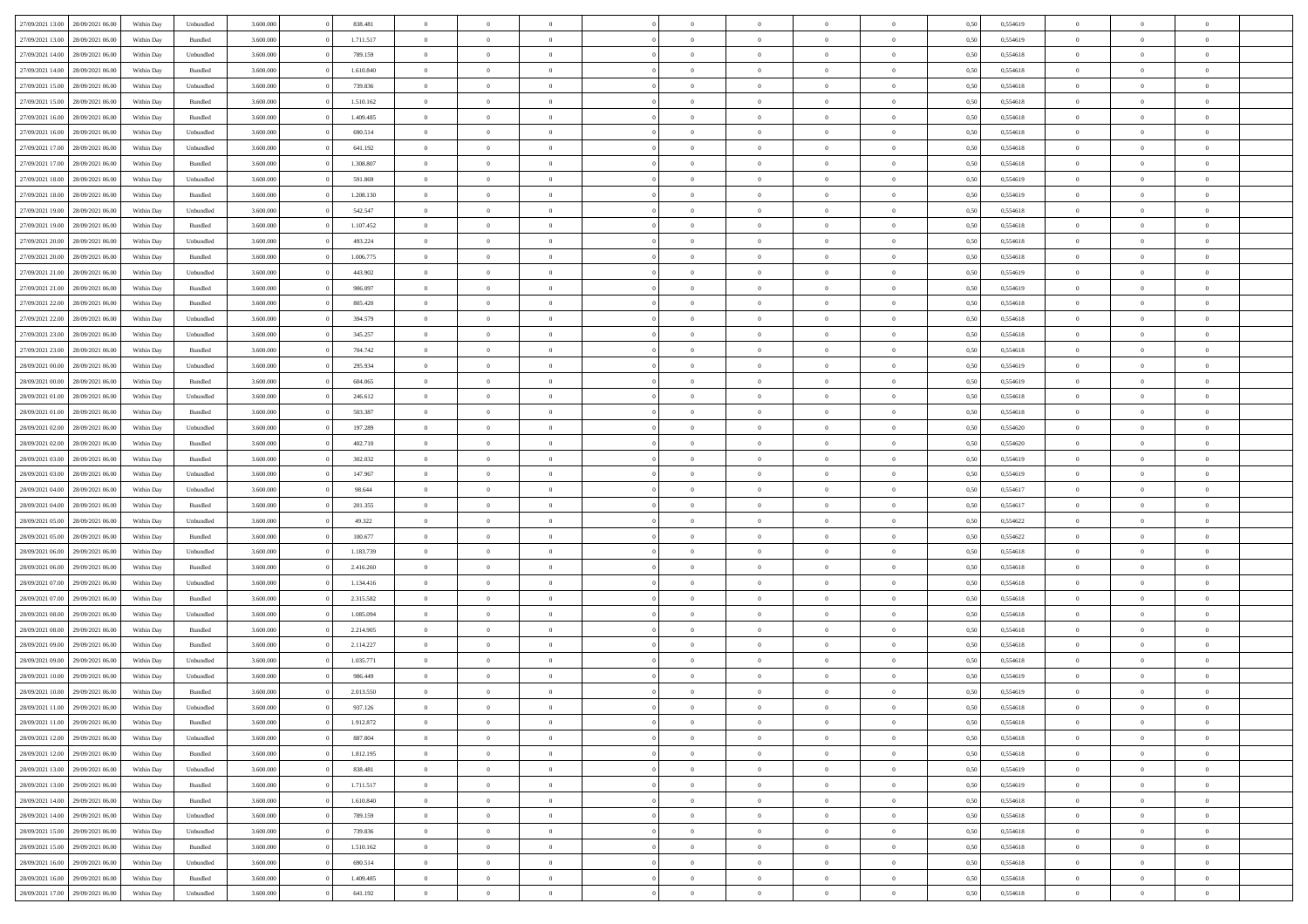| | | | | | | | | | | | | | | | | | | | | |
|---|---|---|---|---|---|---|---|---|---|---|---|---|---|---|---|---|---|---|---|---|
| 27/09/2021 13:00 | 28/09/2021 06:00 | Within Day | Unbundled | 3.600.000 | 0 | 838.481 | 0 | 0 | 0 | | 0 | 0 | 0 | 0 | 0,50 | 0,554619 | 0 | 0 | 0 | |
| 27/09/2021 13:00 | 28/09/2021 06:00 | Within Day | Bundled | 3.600.000 | 0 | 1.711.517 | 0 | 0 | 0 | | 0 | 0 | 0 | 0 | 0,50 | 0,554619 | 0 | 0 | 0 | |
| 27/09/2021 14:00 | 28/09/2021 06:00 | Within Day | Unbundled | 3.600.000 | 0 | 789.159 | 0 | 0 | 0 | | 0 | 0 | 0 | 0 | 0,50 | 0,554618 | 0 | 0 | 0 | |
| 27/09/2021 14:00 | 28/09/2021 06:00 | Within Day | Bundled | 3.600.000 | 0 | 1.610.840 | 0 | 0 | 0 | | 0 | 0 | 0 | 0 | 0,50 | 0,554618 | 0 | 0 | 0 | |
| 27/09/2021 15:00 | 28/09/2021 06:00 | Within Day | Unbundled | 3.600.000 | 0 | 739.836 | 0 | 0 | 0 | | 0 | 0 | 0 | 0 | 0,50 | 0,554618 | 0 | 0 | 0 | |
| 27/09/2021 15:00 | 28/09/2021 06:00 | Within Day | Bundled | 3.600.000 | 0 | 1.510.162 | 0 | 0 | 0 | | 0 | 0 | 0 | 0 | 0,50 | 0,554618 | 0 | 0 | 0 | |
| 27/09/2021 16:00 | 28/09/2021 06:00 | Within Day | Bundled | 3.600.000 | 0 | 1.409.485 | 0 | 0 | 0 | | 0 | 0 | 0 | 0 | 0,50 | 0,554618 | 0 | 0 | 0 | |
| 27/09/2021 16:00 | 28/09/2021 06:00 | Within Day | Unbundled | 3.600.000 | 0 | 690.514 | 0 | 0 | 0 | | 0 | 0 | 0 | 0 | 0,50 | 0,554618 | 0 | 0 | 0 | |
| 27/09/2021 17:00 | 28/09/2021 06:00 | Within Day | Unbundled | 3.600.000 | 0 | 641.192 | 0 | 0 | 0 | | 0 | 0 | 0 | 0 | 0,50 | 0,554618 | 0 | 0 | 0 | |
| 27/09/2021 17:00 | 28/09/2021 06:00 | Within Day | Bundled | 3.600.000 | 0 | 1.308.807 | 0 | 0 | 0 | | 0 | 0 | 0 | 0 | 0,50 | 0,554618 | 0 | 0 | 0 | |
| 27/09/2021 18:00 | 28/09/2021 06:00 | Within Day | Unbundled | 3.600.000 | 0 | 591.869 | 0 | 0 | 0 | | 0 | 0 | 0 | 0 | 0,50 | 0,554619 | 0 | 0 | 0 | |
| 27/09/2021 18:00 | 28/09/2021 06:00 | Within Day | Bundled | 3.600.000 | 0 | 1.208.130 | 0 | 0 | 0 | | 0 | 0 | 0 | 0 | 0,50 | 0,554619 | 0 | 0 | 0 | |
| 27/09/2021 19:00 | 28/09/2021 06:00 | Within Day | Unbundled | 3.600.000 | 0 | 542.547 | 0 | 0 | 0 | | 0 | 0 | 0 | 0 | 0,50 | 0,554618 | 0 | 0 | 0 | |
| 27/09/2021 19:00 | 28/09/2021 06:00 | Within Day | Bundled | 3.600.000 | 0 | 1.107.452 | 0 | 0 | 0 | | 0 | 0 | 0 | 0 | 0,50 | 0,554618 | 0 | 0 | 0 | |
| 27/09/2021 20:00 | 28/09/2021 06:00 | Within Day | Unbundled | 3.600.000 | 0 | 493.224 | 0 | 0 | 0 | | 0 | 0 | 0 | 0 | 0,50 | 0,554618 | 0 | 0 | 0 | |
| 27/09/2021 20:00 | 28/09/2021 06:00 | Within Day | Bundled | 3.600.000 | 0 | 1.006.775 | 0 | 0 | 0 | | 0 | 0 | 0 | 0 | 0,50 | 0,554618 | 0 | 0 | 0 | |
| 27/09/2021 21:00 | 28/09/2021 06:00 | Within Day | Unbundled | 3.600.000 | 0 | 443.902 | 0 | 0 | 0 | | 0 | 0 | 0 | 0 | 0,50 | 0,554619 | 0 | 0 | 0 | |
| 27/09/2021 21:00 | 28/09/2021 06:00 | Within Day | Bundled | 3.600.000 | 0 | 906.097 | 0 | 0 | 0 | | 0 | 0 | 0 | 0 | 0,50 | 0,554619 | 0 | 0 | 0 | |
| 27/09/2021 22:00 | 28/09/2021 06:00 | Within Day | Bundled | 3.600.000 | 0 | 805.420 | 0 | 0 | 0 | | 0 | 0 | 0 | 0 | 0,50 | 0,554618 | 0 | 0 | 0 | |
| 27/09/2021 22:00 | 28/09/2021 06:00 | Within Day | Unbundled | 3.600.000 | 0 | 394.579 | 0 | 0 | 0 | | 0 | 0 | 0 | 0 | 0,50 | 0,554618 | 0 | 0 | 0 | |
| 27/09/2021 23:00 | 28/09/2021 06:00 | Within Day | Unbundled | 3.600.000 | 0 | 345.257 | 0 | 0 | 0 | | 0 | 0 | 0 | 0 | 0,50 | 0,554618 | 0 | 0 | 0 | |
| 27/09/2021 23:00 | 28/09/2021 06:00 | Within Day | Bundled | 3.600.000 | 0 | 704.742 | 0 | 0 | 0 | | 0 | 0 | 0 | 0 | 0,50 | 0,554618 | 0 | 0 | 0 | |
| 28/09/2021 00:00 | 28/09/2021 06:00 | Within Day | Unbundled | 3.600.000 | 0 | 295.934 | 0 | 0 | 0 | | 0 | 0 | 0 | 0 | 0,50 | 0,554619 | 0 | 0 | 0 | |
| 28/09/2021 00:00 | 28/09/2021 06:00 | Within Day | Bundled | 3.600.000 | 0 | 604.065 | 0 | 0 | 0 | | 0 | 0 | 0 | 0 | 0,50 | 0,554619 | 0 | 0 | 0 | |
| 28/09/2021 01:00 | 28/09/2021 06:00 | Within Day | Unbundled | 3.600.000 | 0 | 246.612 | 0 | 0 | 0 | | 0 | 0 | 0 | 0 | 0,50 | 0,554618 | 0 | 0 | 0 | |
| 28/09/2021 01:00 | 28/09/2021 06:00 | Within Day | Bundled | 3.600.000 | 0 | 503.387 | 0 | 0 | 0 | | 0 | 0 | 0 | 0 | 0,50 | 0,554618 | 0 | 0 | 0 | |
| 28/09/2021 02:00 | 28/09/2021 06:00 | Within Day | Unbundled | 3.600.000 | 0 | 197.289 | 0 | 0 | 0 | | 0 | 0 | 0 | 0 | 0,50 | 0,554620 | 0 | 0 | 0 | |
| 28/09/2021 02:00 | 28/09/2021 06:00 | Within Day | Bundled | 3.600.000 | 0 | 402.710 | 0 | 0 | 0 | | 0 | 0 | 0 | 0 | 0,50 | 0,554620 | 0 | 0 | 0 | |
| 28/09/2021 03:00 | 28/09/2021 06:00 | Within Day | Bundled | 3.600.000 | 0 | 302.032 | 0 | 0 | 0 | | 0 | 0 | 0 | 0 | 0,50 | 0,554619 | 0 | 0 | 0 | |
| 28/09/2021 03:00 | 28/09/2021 06:00 | Within Day | Unbundled | 3.600.000 | 0 | 147.967 | 0 | 0 | 0 | | 0 | 0 | 0 | 0 | 0,50 | 0,554619 | 0 | 0 | 0 | |
| 28/09/2021 04:00 | 28/09/2021 06:00 | Within Day | Unbundled | 3.600.000 | 0 | 98.644 | 0 | 0 | 0 | | 0 | 0 | 0 | 0 | 0,50 | 0,554617 | 0 | 0 | 0 | |
| 28/09/2021 04:00 | 28/09/2021 06:00 | Within Day | Bundled | 3.600.000 | 0 | 201.355 | 0 | 0 | 0 | | 0 | 0 | 0 | 0 | 0,50 | 0,554617 | 0 | 0 | 0 | |
| 28/09/2021 05:00 | 28/09/2021 06:00 | Within Day | Unbundled | 3.600.000 | 0 | 49.322 | 0 | 0 | 0 | | 0 | 0 | 0 | 0 | 0,50 | 0,554622 | 0 | 0 | 0 | |
| 28/09/2021 05:00 | 28/09/2021 06:00 | Within Day | Bundled | 3.600.000 | 0 | 100.677 | 0 | 0 | 0 | | 0 | 0 | 0 | 0 | 0,50 | 0,554622 | 0 | 0 | 0 | |
| 28/09/2021 06:00 | 29/09/2021 06:00 | Within Day | Unbundled | 3.600.000 | 0 | 1.183.739 | 0 | 0 | 0 | | 0 | 0 | 0 | 0 | 0,50 | 0,554618 | 0 | 0 | 0 | |
| 28/09/2021 06:00 | 29/09/2021 06:00 | Within Day | Bundled | 3.600.000 | 0 | 2.416.260 | 0 | 0 | 0 | | 0 | 0 | 0 | 0 | 0,50 | 0,554618 | 0 | 0 | 0 | |
| 28/09/2021 07:00 | 29/09/2021 06:00 | Within Day | Unbundled | 3.600.000 | 0 | 1.134.416 | 0 | 0 | 0 | | 0 | 0 | 0 | 0 | 0,50 | 0,554618 | 0 | 0 | 0 | |
| 28/09/2021 07:00 | 29/09/2021 06:00 | Within Day | Bundled | 3.600.000 | 0 | 2.315.582 | 0 | 0 | 0 | | 0 | 0 | 0 | 0 | 0,50 | 0,554618 | 0 | 0 | 0 | |
| 28/09/2021 08:00 | 29/09/2021 06:00 | Within Day | Unbundled | 3.600.000 | 0 | 1.085.094 | 0 | 0 | 0 | | 0 | 0 | 0 | 0 | 0,50 | 0,554618 | 0 | 0 | 0 | |
| 28/09/2021 08:00 | 29/09/2021 06:00 | Within Day | Bundled | 3.600.000 | 0 | 2.214.905 | 0 | 0 | 0 | | 0 | 0 | 0 | 0 | 0,50 | 0,554618 | 0 | 0 | 0 | |
| 28/09/2021 09:00 | 29/09/2021 06:00 | Within Day | Bundled | 3.600.000 | 0 | 2.114.227 | 0 | 0 | 0 | | 0 | 0 | 0 | 0 | 0,50 | 0,554618 | 0 | 0 | 0 | |
| 28/09/2021 09:00 | 29/09/2021 06:00 | Within Day | Unbundled | 3.600.000 | 0 | 1.035.771 | 0 | 0 | 0 | | 0 | 0 | 0 | 0 | 0,50 | 0,554618 | 0 | 0 | 0 | |
| 28/09/2021 10:00 | 29/09/2021 06:00 | Within Day | Unbundled | 3.600.000 | 0 | 986.449 | 0 | 0 | 0 | | 0 | 0 | 0 | 0 | 0,50 | 0,554619 | 0 | 0 | 0 | |
| 28/09/2021 10:00 | 29/09/2021 06:00 | Within Day | Bundled | 3.600.000 | 0 | 2.013.550 | 0 | 0 | 0 | | 0 | 0 | 0 | 0 | 0,50 | 0,554619 | 0 | 0 | 0 | |
| 28/09/2021 11:00 | 29/09/2021 06:00 | Within Day | Unbundled | 3.600.000 | 0 | 937.126 | 0 | 0 | 0 | | 0 | 0 | 0 | 0 | 0,50 | 0,554618 | 0 | 0 | 0 | |
| 28/09/2021 11:00 | 29/09/2021 06:00 | Within Day | Bundled | 3.600.000 | 0 | 1.912.872 | 0 | 0 | 0 | | 0 | 0 | 0 | 0 | 0,50 | 0,554618 | 0 | 0 | 0 | |
| 28/09/2021 12:00 | 29/09/2021 06:00 | Within Day | Unbundled | 3.600.000 | 0 | 887.804 | 0 | 0 | 0 | | 0 | 0 | 0 | 0 | 0,50 | 0,554618 | 0 | 0 | 0 | |
| 28/09/2021 12:00 | 29/09/2021 06:00 | Within Day | Bundled | 3.600.000 | 0 | 1.812.195 | 0 | 0 | 0 | | 0 | 0 | 0 | 0 | 0,50 | 0,554618 | 0 | 0 | 0 | |
| 28/09/2021 13:00 | 29/09/2021 06:00 | Within Day | Unbundled | 3.600.000 | 0 | 838.481 | 0 | 0 | 0 | | 0 | 0 | 0 | 0 | 0,50 | 0,554619 | 0 | 0 | 0 | |
| 28/09/2021 13:00 | 29/09/2021 06:00 | Within Day | Bundled | 3.600.000 | 0 | 1.711.517 | 0 | 0 | 0 | | 0 | 0 | 0 | 0 | 0,50 | 0,554619 | 0 | 0 | 0 | |
| 28/09/2021 14:00 | 29/09/2021 06:00 | Within Day | Bundled | 3.600.000 | 0 | 1.610.840 | 0 | 0 | 0 | | 0 | 0 | 0 | 0 | 0,50 | 0,554618 | 0 | 0 | 0 | |
| 28/09/2021 14:00 | 29/09/2021 06:00 | Within Day | Unbundled | 3.600.000 | 0 | 789.159 | 0 | 0 | 0 | | 0 | 0 | 0 | 0 | 0,50 | 0,554618 | 0 | 0 | 0 | |
| 28/09/2021 15:00 | 29/09/2021 06:00 | Within Day | Unbundled | 3.600.000 | 0 | 739.836 | 0 | 0 | 0 | | 0 | 0 | 0 | 0 | 0,50 | 0,554618 | 0 | 0 | 0 | |
| 28/09/2021 15:00 | 29/09/2021 06:00 | Within Day | Bundled | 3.600.000 | 0 | 1.510.162 | 0 | 0 | 0 | | 0 | 0 | 0 | 0 | 0,50 | 0,554618 | 0 | 0 | 0 | |
| 28/09/2021 16:00 | 29/09/2021 06:00 | Within Day | Unbundled | 3.600.000 | 0 | 690.514 | 0 | 0 | 0 | | 0 | 0 | 0 | 0 | 0,50 | 0,554618 | 0 | 0 | 0 | |
| 28/09/2021 16:00 | 29/09/2021 06:00 | Within Day | Bundled | 3.600.000 | 0 | 1.409.485 | 0 | 0 | 0 | | 0 | 0 | 0 | 0 | 0,50 | 0,554618 | 0 | 0 | 0 | |
| 28/09/2021 17:00 | 29/09/2021 06:00 | Within Day | Unbundled | 3.600.000 | 0 | 641.192 | 0 | 0 | 0 | | 0 | 0 | 0 | 0 | 0,50 | 0,554618 | 0 | 0 | 0 | |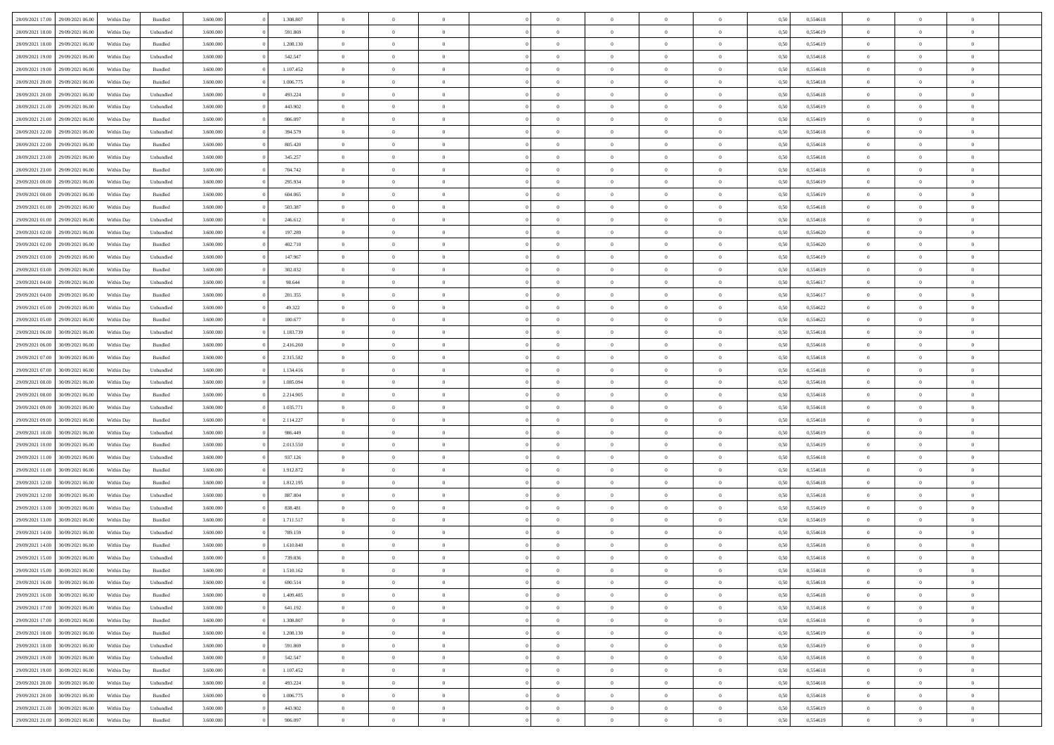| | | | | | | | | | | | | | | | | | | | | |
|---|---|---|---|---|---|---|---|---|---|---|---|---|---|---|---|---|---|---|---|---|
| 28/09/2021 17:00 | 29/09/2021 06:00 | Within Day | Bundled | 3.600.000 | 0 | 1.308.807 | 0 | 0 | 0 | | 0 | 0 | 0 | 0 | 0,50 | 0,554618 | 0 | 0 | 0 | |
| 28/09/2021 18:00 | 29/09/2021 06:00 | Within Day | Unbundled | 3.600.000 | 0 | 591.869 | 0 | 0 | 0 | | 0 | 0 | 0 | 0 | 0,50 | 0,554619 | 0 | 0 | 0 | |
| 28/09/2021 18:00 | 29/09/2021 06:00 | Within Day | Bundled | 3.600.000 | 0 | 1.208.130 | 0 | 0 | 0 | | 0 | 0 | 0 | 0 | 0,50 | 0,554619 | 0 | 0 | 0 | |
| 28/09/2021 19:00 | 29/09/2021 06:00 | Within Day | Unbundled | 3.600.000 | 0 | 542.547 | 0 | 0 | 0 | | 0 | 0 | 0 | 0 | 0,50 | 0,554618 | 0 | 0 | 0 | |
| 28/09/2021 19:00 | 29/09/2021 06:00 | Within Day | Bundled | 3.600.000 | 0 | 1.107.452 | 0 | 0 | 0 | | 0 | 0 | 0 | 0 | 0,50 | 0,554618 | 0 | 0 | 0 | |
| 28/09/2021 20:00 | 29/09/2021 06:00 | Within Day | Bundled | 3.600.000 | 0 | 1.006.775 | 0 | 0 | 0 | | 0 | 0 | 0 | 0 | 0,50 | 0,554618 | 0 | 0 | 0 | |
| 28/09/2021 20:00 | 29/09/2021 06:00 | Within Day | Unbundled | 3.600.000 | 0 | 493.224 | 0 | 0 | 0 | | 0 | 0 | 0 | 0 | 0,50 | 0,554618 | 0 | 0 | 0 | |
| 28/09/2021 21:00 | 29/09/2021 06:00 | Within Day | Unbundled | 3.600.000 | 0 | 443.902 | 0 | 0 | 0 | | 0 | 0 | 0 | 0 | 0,50 | 0,554619 | 0 | 0 | 0 | |
| 28/09/2021 21:00 | 29/09/2021 06:00 | Within Day | Bundled | 3.600.000 | 0 | 906.097 | 0 | 0 | 0 | | 0 | 0 | 0 | 0 | 0,50 | 0,554619 | 0 | 0 | 0 | |
| 28/09/2021 22:00 | 29/09/2021 06:00 | Within Day | Unbundled | 3.600.000 | 0 | 394.579 | 0 | 0 | 0 | | 0 | 0 | 0 | 0 | 0,50 | 0,554618 | 0 | 0 | 0 | |
| 28/09/2021 22:00 | 29/09/2021 06:00 | Within Day | Bundled | 3.600.000 | 0 | 805.420 | 0 | 0 | 0 | | 0 | 0 | 0 | 0 | 0,50 | 0,554618 | 0 | 0 | 0 | |
| 28/09/2021 23:00 | 29/09/2021 06:00 | Within Day | Unbundled | 3.600.000 | 0 | 345.257 | 0 | 0 | 0 | | 0 | 0 | 0 | 0 | 0,50 | 0,554618 | 0 | 0 | 0 | |
| 28/09/2021 23:00 | 29/09/2021 06:00 | Within Day | Bundled | 3.600.000 | 0 | 704.742 | 0 | 0 | 0 | | 0 | 0 | 0 | 0 | 0,50 | 0,554618 | 0 | 0 | 0 | |
| 29/09/2021 00:00 | 29/09/2021 06:00 | Within Day | Unbundled | 3.600.000 | 0 | 295.934 | 0 | 0 | 0 | | 0 | 0 | 0 | 0 | 0,50 | 0,554619 | 0 | 0 | 0 | |
| 29/09/2021 00:00 | 29/09/2021 06:00 | Within Day | Bundled | 3.600.000 | 0 | 604.065 | 0 | 0 | 0 | | 0 | 0 | 0 | 0 | 0,50 | 0,554619 | 0 | 0 | 0 | |
| 29/09/2021 01:00 | 29/09/2021 06:00 | Within Day | Bundled | 3.600.000 | 0 | 503.387 | 0 | 0 | 0 | | 0 | 0 | 0 | 0 | 0,50 | 0,554618 | 0 | 0 | 0 | |
| 29/09/2021 01:00 | 29/09/2021 06:00 | Within Day | Unbundled | 3.600.000 | 0 | 246.612 | 0 | 0 | 0 | | 0 | 0 | 0 | 0 | 0,50 | 0,554618 | 0 | 0 | 0 | |
| 29/09/2021 02:00 | 29/09/2021 06:00 | Within Day | Unbundled | 3.600.000 | 0 | 197.289 | 0 | 0 | 0 | | 0 | 0 | 0 | 0 | 0,50 | 0,554620 | 0 | 0 | 0 | |
| 29/09/2021 02:00 | 29/09/2021 06:00 | Within Day | Bundled | 3.600.000 | 0 | 402.710 | 0 | 0 | 0 | | 0 | 0 | 0 | 0 | 0,50 | 0,554620 | 0 | 0 | 0 | |
| 29/09/2021 03:00 | 29/09/2021 06:00 | Within Day | Unbundled | 3.600.000 | 0 | 147.967 | 0 | 0 | 0 | | 0 | 0 | 0 | 0 | 0,50 | 0,554619 | 0 | 0 | 0 | |
| 29/09/2021 03:00 | 29/09/2021 06:00 | Within Day | Bundled | 3.600.000 | 0 | 302.032 | 0 | 0 | 0 | | 0 | 0 | 0 | 0 | 0,50 | 0,554619 | 0 | 0 | 0 | |
| 29/09/2021 04:00 | 29/09/2021 06:00 | Within Day | Unbundled | 3.600.000 | 0 | 98.644 | 0 | 0 | 0 | | 0 | 0 | 0 | 0 | 0,50 | 0,554617 | 0 | 0 | 0 | |
| 29/09/2021 04:00 | 29/09/2021 06:00 | Within Day | Bundled | 3.600.000 | 0 | 201.355 | 0 | 0 | 0 | | 0 | 0 | 0 | 0 | 0,50 | 0,554617 | 0 | 0 | 0 | |
| 29/09/2021 05:00 | 29/09/2021 06:00 | Within Day | Unbundled | 3.600.000 | 0 | 49.322 | 0 | 0 | 0 | | 0 | 0 | 0 | 0 | 0,50 | 0,554622 | 0 | 0 | 0 | |
| 29/09/2021 05:00 | 29/09/2021 06:00 | Within Day | Bundled | 3.600.000 | 0 | 100.677 | 0 | 0 | 0 | | 0 | 0 | 0 | 0 | 0,50 | 0,554622 | 0 | 0 | 0 | |
| 29/09/2021 06:00 | 30/09/2021 06:00 | Within Day | Unbundled | 3.600.000 | 0 | 1.183.739 | 0 | 0 | 0 | | 0 | 0 | 0 | 0 | 0,50 | 0,554618 | 0 | 0 | 0 | |
| 29/09/2021 06:00 | 30/09/2021 06:00 | Within Day | Bundled | 3.600.000 | 0 | 2.416.260 | 0 | 0 | 0 | | 0 | 0 | 0 | 0 | 0,50 | 0,554618 | 0 | 0 | 0 | |
| 29/09/2021 07:00 | 30/09/2021 06:00 | Within Day | Bundled | 3.600.000 | 0 | 2.315.582 | 0 | 0 | 0 | | 0 | 0 | 0 | 0 | 0,50 | 0,554618 | 0 | 0 | 0 | |
| 29/09/2021 07:00 | 30/09/2021 06:00 | Within Day | Unbundled | 3.600.000 | 0 | 1.134.416 | 0 | 0 | 0 | | 0 | 0 | 0 | 0 | 0,50 | 0,554618 | 0 | 0 | 0 | |
| 29/09/2021 08:00 | 30/09/2021 06:00 | Within Day | Unbundled | 3.600.000 | 0 | 1.085.094 | 0 | 0 | 0 | | 0 | 0 | 0 | 0 | 0,50 | 0,554618 | 0 | 0 | 0 | |
| 29/09/2021 08:00 | 30/09/2021 06:00 | Within Day | Bundled | 3.600.000 | 0 | 2.214.905 | 0 | 0 | 0 | | 0 | 0 | 0 | 0 | 0,50 | 0,554618 | 0 | 0 | 0 | |
| 29/09/2021 09:00 | 30/09/2021 06:00 | Within Day | Unbundled | 3.600.000 | 0 | 1.035.771 | 0 | 0 | 0 | | 0 | 0 | 0 | 0 | 0,50 | 0,554618 | 0 | 0 | 0 | |
| 29/09/2021 09:00 | 30/09/2021 06:00 | Within Day | Bundled | 3.600.000 | 0 | 2.114.227 | 0 | 0 | 0 | | 0 | 0 | 0 | 0 | 0,50 | 0,554618 | 0 | 0 | 0 | |
| 29/09/2021 10:00 | 30/09/2021 06:00 | Within Day | Unbundled | 3.600.000 | 0 | 986.449 | 0 | 0 | 0 | | 0 | 0 | 0 | 0 | 0,50 | 0,554619 | 0 | 0 | 0 | |
| 29/09/2021 10:00 | 30/09/2021 06:00 | Within Day | Bundled | 3.600.000 | 0 | 2.013.550 | 0 | 0 | 0 | | 0 | 0 | 0 | 0 | 0,50 | 0,554619 | 0 | 0 | 0 | |
| 29/09/2021 11:00 | 30/09/2021 06:00 | Within Day | Unbundled | 3.600.000 | 0 | 937.126 | 0 | 0 | 0 | | 0 | 0 | 0 | 0 | 0,50 | 0,554618 | 0 | 0 | 0 | |
| 29/09/2021 11:00 | 30/09/2021 06:00 | Within Day | Bundled | 3.600.000 | 0 | 1.912.872 | 0 | 0 | 0 | | 0 | 0 | 0 | 0 | 0,50 | 0,554618 | 0 | 0 | 0 | |
| 29/09/2021 12:00 | 30/09/2021 06:00 | Within Day | Bundled | 3.600.000 | 0 | 1.812.195 | 0 | 0 | 0 | | 0 | 0 | 0 | 0 | 0,50 | 0,554618 | 0 | 0 | 0 | |
| 29/09/2021 12:00 | 30/09/2021 06:00 | Within Day | Unbundled | 3.600.000 | 0 | 887.804 | 0 | 0 | 0 | | 0 | 0 | 0 | 0 | 0,50 | 0,554618 | 0 | 0 | 0 | |
| 29/09/2021 13:00 | 30/09/2021 06:00 | Within Day | Unbundled | 3.600.000 | 0 | 838.481 | 0 | 0 | 0 | | 0 | 0 | 0 | 0 | 0,50 | 0,554619 | 0 | 0 | 0 | |
| 29/09/2021 13:00 | 30/09/2021 06:00 | Within Day | Bundled | 3.600.000 | 0 | 1.711.517 | 0 | 0 | 0 | | 0 | 0 | 0 | 0 | 0,50 | 0,554619 | 0 | 0 | 0 | |
| 29/09/2021 14:00 | 30/09/2021 06:00 | Within Day | Unbundled | 3.600.000 | 0 | 789.159 | 0 | 0 | 0 | | 0 | 0 | 0 | 0 | 0,50 | 0,554618 | 0 | 0 | 0 | |
| 29/09/2021 14:00 | 30/09/2021 06:00 | Within Day | Bundled | 3.600.000 | 0 | 1.610.840 | 0 | 0 | 0 | | 0 | 0 | 0 | 0 | 0,50 | 0,554618 | 0 | 0 | 0 | |
| 29/09/2021 15:00 | 30/09/2021 06:00 | Within Day | Unbundled | 3.600.000 | 0 | 739.836 | 0 | 0 | 0 | | 0 | 0 | 0 | 0 | 0,50 | 0,554618 | 0 | 0 | 0 | |
| 29/09/2021 15:00 | 30/09/2021 06:00 | Within Day | Bundled | 3.600.000 | 0 | 1.510.162 | 0 | 0 | 0 | | 0 | 0 | 0 | 0 | 0,50 | 0,554618 | 0 | 0 | 0 | |
| 29/09/2021 16:00 | 30/09/2021 06:00 | Within Day | Unbundled | 3.600.000 | 0 | 690.514 | 0 | 0 | 0 | | 0 | 0 | 0 | 0 | 0,50 | 0,554618 | 0 | 0 | 0 | |
| 29/09/2021 16:00 | 30/09/2021 06:00 | Within Day | Bundled | 3.600.000 | 0 | 1.409.485 | 0 | 0 | 0 | | 0 | 0 | 0 | 0 | 0,50 | 0,554618 | 0 | 0 | 0 | |
| 29/09/2021 17:00 | 30/09/2021 06:00 | Within Day | Unbundled | 3.600.000 | 0 | 641.192 | 0 | 0 | 0 | | 0 | 0 | 0 | 0 | 0,50 | 0,554618 | 0 | 0 | 0 | |
| 29/09/2021 17:00 | 30/09/2021 06:00 | Within Day | Bundled | 3.600.000 | 0 | 1.308.807 | 0 | 0 | 0 | | 0 | 0 | 0 | 0 | 0,50 | 0,554618 | 0 | 0 | 0 | |
| 29/09/2021 18:00 | 30/09/2021 06:00 | Within Day | Bundled | 3.600.000 | 0 | 1.208.130 | 0 | 0 | 0 | | 0 | 0 | 0 | 0 | 0,50 | 0,554619 | 0 | 0 | 0 | |
| 29/09/2021 18:00 | 30/09/2021 06:00 | Within Day | Unbundled | 3.600.000 | 0 | 591.869 | 0 | 0 | 0 | | 0 | 0 | 0 | 0 | 0,50 | 0,554619 | 0 | 0 | 0 | |
| 29/09/2021 19:00 | 30/09/2021 06:00 | Within Day | Unbundled | 3.600.000 | 0 | 542.547 | 0 | 0 | 0 | | 0 | 0 | 0 | 0 | 0,50 | 0,554618 | 0 | 0 | 0 | |
| 29/09/2021 19:00 | 30/09/2021 06:00 | Within Day | Bundled | 3.600.000 | 0 | 1.107.452 | 0 | 0 | 0 | | 0 | 0 | 0 | 0 | 0,50 | 0,554618 | 0 | 0 | 0 | |
| 29/09/2021 20:00 | 30/09/2021 06:00 | Within Day | Unbundled | 3.600.000 | 0 | 493.224 | 0 | 0 | 0 | | 0 | 0 | 0 | 0 | 0,50 | 0,554618 | 0 | 0 | 0 | |
| 29/09/2021 20:00 | 30/09/2021 06:00 | Within Day | Bundled | 3.600.000 | 0 | 1.006.775 | 0 | 0 | 0 | | 0 | 0 | 0 | 0 | 0,50 | 0,554618 | 0 | 0 | 0 | |
| 29/09/2021 21:00 | 30/09/2021 06:00 | Within Day | Unbundled | 3.600.000 | 0 | 443.902 | 0 | 0 | 0 | | 0 | 0 | 0 | 0 | 0,50 | 0,554619 | 0 | 0 | 0 | |
| 29/09/2021 21:00 | 30/09/2021 06:00 | Within Day | Bundled | 3.600.000 | 0 | 906.097 | 0 | 0 | 0 | | 0 | 0 | 0 | 0 | 0,50 | 0,554619 | 0 | 0 | 0 | |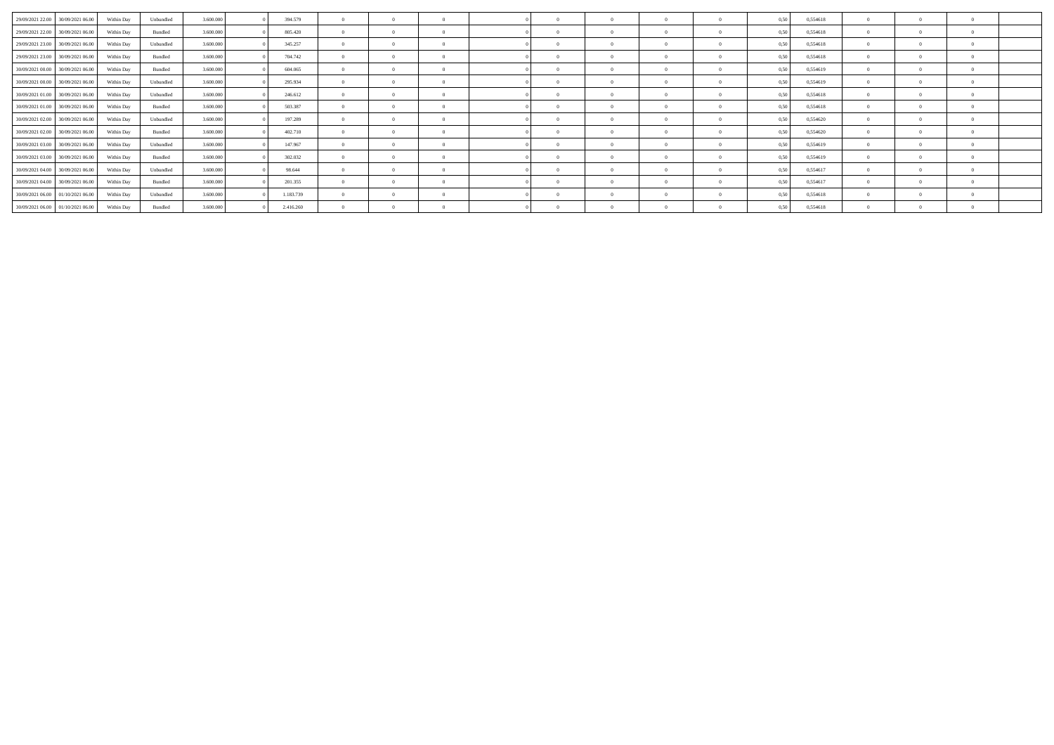| | | | | | | | | | | | | | | | | | | | | | |
|---|---|---|---|---|---|---|---|---|---|---|---|---|---|---|---|---|---|---|---|---|---|
| 29/09/2021 22.00 | 30/09/2021 06.00 | Within Day | Unbundled | 3.600.000 | 0 | 394.579 | 0 | 0 | 0 | | 0 | 0 | 0 | 0 | 0 | 0,50 | 0,554618 | 0 | 0 | 0 | |
| 29/09/2021 22.00 | 30/09/2021 06.00 | Within Day | Bundled | 3.600.000 | 0 | 805.420 | 0 | 0 | 0 | | 0 | 0 | 0 | 0 | 0 | 0,50 | 0,554618 | 0 | 0 | 0 | |
| 29/09/2021 23.00 | 30/09/2021 06.00 | Within Day | Unbundled | 3.600.000 | 0 | 345.257 | 0 | 0 | 0 | | 0 | 0 | 0 | 0 | 0 | 0,50 | 0,554618 | 0 | 0 | 0 | |
| 29/09/2021 23.00 | 30/09/2021 06.00 | Within Day | Bundled | 3.600.000 | 0 | 704.742 | 0 | 0 | 0 | | 0 | 0 | 0 | 0 | 0 | 0,50 | 0,554618 | 0 | 0 | 0 | |
| 30/09/2021 00.00 | 30/09/2021 06.00 | Within Day | Bundled | 3.600.000 | 0 | 604.065 | 0 | 0 | 0 | | 0 | 0 | 0 | 0 | 0 | 0,50 | 0,554619 | 0 | 0 | 0 | |
| 30/09/2021 00.00 | 30/09/2021 06.00 | Within Day | Unbundled | 3.600.000 | 0 | 295.934 | 0 | 0 | 0 | | 0 | 0 | 0 | 0 | 0 | 0,50 | 0,554619 | 0 | 0 | 0 | |
| 30/09/2021 01.00 | 30/09/2021 06.00 | Within Day | Unbundled | 3.600.000 | 0 | 246.612 | 0 | 0 | 0 | | 0 | 0 | 0 | 0 | 0 | 0,50 | 0,554618 | 0 | 0 | 0 | |
| 30/09/2021 01.00 | 30/09/2021 06.00 | Within Day | Bundled | 3.600.000 | 0 | 503.387 | 0 | 0 | 0 | | 0 | 0 | 0 | 0 | 0 | 0,50 | 0,554618 | 0 | 0 | 0 | |
| 30/09/2021 02.00 | 30/09/2021 06.00 | Within Day | Unbundled | 3.600.000 | 0 | 197.289 | 0 | 0 | 0 | | 0 | 0 | 0 | 0 | 0 | 0,50 | 0,554620 | 0 | 0 | 0 | |
| 30/09/2021 02.00 | 30/09/2021 06.00 | Within Day | Bundled | 3.600.000 | 0 | 402.710 | 0 | 0 | 0 | | 0 | 0 | 0 | 0 | 0 | 0,50 | 0,554620 | 0 | 0 | 0 | |
| 30/09/2021 03.00 | 30/09/2021 06.00 | Within Day | Unbundled | 3.600.000 | 0 | 147.967 | 0 | 0 | 0 | | 0 | 0 | 0 | 0 | 0 | 0,50 | 0,554619 | 0 | 0 | 0 | |
| 30/09/2021 03.00 | 30/09/2021 06.00 | Within Day | Bundled | 3.600.000 | 0 | 302.032 | 0 | 0 | 0 | | 0 | 0 | 0 | 0 | 0 | 0,50 | 0,554619 | 0 | 0 | 0 | |
| 30/09/2021 04.00 | 30/09/2021 06.00 | Within Day | Unbundled | 3.600.000 | 0 | 98.644 | 0 | 0 | 0 | | 0 | 0 | 0 | 0 | 0 | 0,50 | 0,554617 | 0 | 0 | 0 | |
| 30/09/2021 04.00 | 30/09/2021 06.00 | Within Day | Bundled | 3.600.000 | 0 | 201.355 | 0 | 0 | 0 | | 0 | 0 | 0 | 0 | 0 | 0,50 | 0,554617 | 0 | 0 | 0 | |
| 30/09/2021 06.00 | 01/10/2021 06.00 | Within Day | Unbundled | 3.600.000 | 0 | 1.183.739 | 0 | 0 | 0 | | 0 | 0 | 0 | 0 | 0 | 0,50 | 0,554618 | 0 | 0 | 0 | |
| 30/09/2021 06.00 | 01/10/2021 06.00 | Within Day | Bundled | 3.600.000 | 0 | 2.416.260 | 0 | 0 | 0 | | 0 | 0 | 0 | 0 | 0 | 0,50 | 0,554618 | 0 | 0 | 0 | |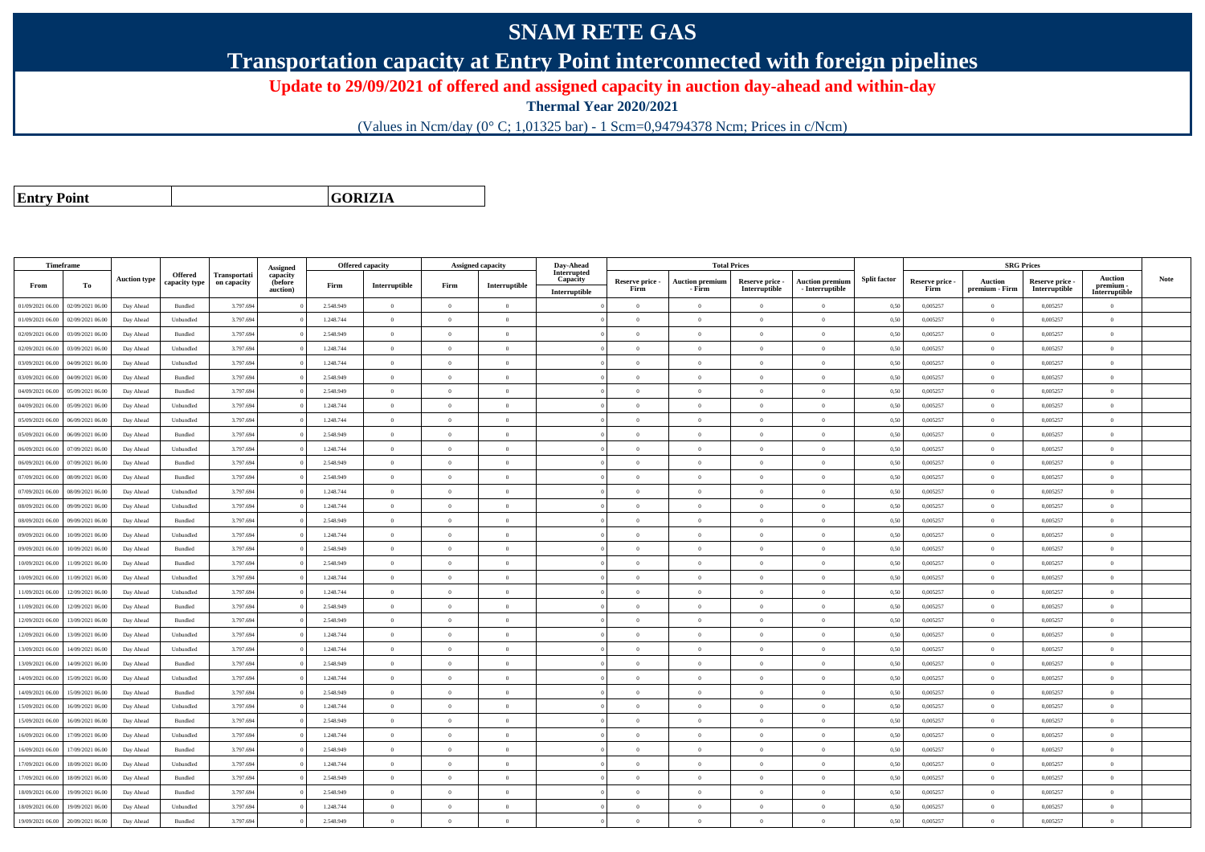# SNAM RETE GAS

## Transportation capacity at Entry Point interconnected with foreign pipelines

**Update to 29/09/2021 of offered and assigned capacity in auction day-ahead and within-day**

**Thermal Year 2020/2021**

(Values in Ncm/day (0° C; 1,01325 bar) - 1 Scm=0,94794378 Ncm; Prices in c/Ncm)

| **Entry Point** | **GORIZIA** |
|---|---|

| Timeframe | | Auction type | Offered capacity type | Transportation capacity | Assigned capacity (before auction) | Offered capacity | | Assigned capacity | | Day-Ahead Interrupted Capacity | Total Prices | | | | Split factor | SRG Prices | | | | Note |
|---|---|---|---|---|---|---|---|---|---|---|---|---|---|---|---|---|---|---|---|---|
| From | To | | | | | Firm | Interruptible | Firm | Interruptible | Interruptible | Reserve price - Firm | Auction premium - Firm | Reserve price - Interruptible | Auction premium - Interruptible | | Reserve price - Firm | Auction premium - Firm | Reserve price - Interruptible | Auction premium - Interruptible | |
| 01/09/2021 06.00 | 02/09/2021 06.00 | Day Ahead | Bundled | 3.797.694 | 0 | 2.548.949 | 0 | 0 | 0 | 0 | 0 | 0 | 0 | 0 | 0,50 | 0,005257 | 0 | 0,005257 | 0 | |
| 01/09/2021 06.00 | 02/09/2021 06.00 | Day Ahead | Unbundled | 3.797.694 | 0 | 1.248.744 | 0 | 0 | 0 | 0 | 0 | 0 | 0 | 0 | 0,50 | 0,005257 | 0 | 0,005257 | 0 | |
| 02/09/2021 06.00 | 03/09/2021 06.00 | Day Ahead | Bundled | 3.797.694 | 0 | 2.548.949 | 0 | 0 | 0 | 0 | 0 | 0 | 0 | 0 | 0,50 | 0,005257 | 0 | 0,005257 | 0 | |
| 02/09/2021 06.00 | 03/09/2021 06.00 | Day Ahead | Unbundled | 3.797.694 | 0 | 1.248.744 | 0 | 0 | 0 | 0 | 0 | 0 | 0 | 0 | 0,50 | 0,005257 | 0 | 0,005257 | 0 | |
| 03/09/2021 06.00 | 04/09/2021 06.00 | Day Ahead | Unbundled | 3.797.694 | 0 | 1.248.744 | 0 | 0 | 0 | 0 | 0 | 0 | 0 | 0 | 0,50 | 0,005257 | 0 | 0,005257 | 0 | |
| 03/09/2021 06.00 | 04/09/2021 06.00 | Day Ahead | Bundled | 3.797.694 | 0 | 2.548.949 | 0 | 0 | 0 | 0 | 0 | 0 | 0 | 0 | 0,50 | 0,005257 | 0 | 0,005257 | 0 | |
| 04/09/2021 06.00 | 05/09/2021 06.00 | Day Ahead | Bundled | 3.797.694 | 0 | 2.548.949 | 0 | 0 | 0 | 0 | 0 | 0 | 0 | 0 | 0,50 | 0,005257 | 0 | 0,005257 | 0 | |
| 04/09/2021 06.00 | 05/09/2021 06.00 | Day Ahead | Unbundled | 3.797.694 | 0 | 1.248.744 | 0 | 0 | 0 | 0 | 0 | 0 | 0 | 0 | 0,50 | 0,005257 | 0 | 0,005257 | 0 | |
| 05/09/2021 06.00 | 06/09/2021 06.00 | Day Ahead | Unbundled | 3.797.694 | 0 | 1.248.744 | 0 | 0 | 0 | 0 | 0 | 0 | 0 | 0 | 0,50 | 0,005257 | 0 | 0,005257 | 0 | |
| 05/09/2021 06.00 | 06/09/2021 06.00 | Day Ahead | Bundled | 3.797.694 | 0 | 2.548.949 | 0 | 0 | 0 | 0 | 0 | 0 | 0 | 0 | 0,50 | 0,005257 | 0 | 0,005257 | 0 | |
| 06/09/2021 06.00 | 07/09/2021 06.00 | Day Ahead | Unbundled | 3.797.694 | 0 | 1.248.744 | 0 | 0 | 0 | 0 | 0 | 0 | 0 | 0 | 0,50 | 0,005257 | 0 | 0,005257 | 0 | |
| 06/09/2021 06.00 | 07/09/2021 06.00 | Day Ahead | Bundled | 3.797.694 | 0 | 2.548.949 | 0 | 0 | 0 | 0 | 0 | 0 | 0 | 0 | 0,50 | 0,005257 | 0 | 0,005257 | 0 | |
| 07/09/2021 06.00 | 08/09/2021 06.00 | Day Ahead | Bundled | 3.797.694 | 0 | 2.548.949 | 0 | 0 | 0 | 0 | 0 | 0 | 0 | 0 | 0,50 | 0,005257 | 0 | 0,005257 | 0 | |
| 07/09/2021 06.00 | 08/09/2021 06.00 | Day Ahead | Unbundled | 3.797.694 | 0 | 1.248.744 | 0 | 0 | 0 | 0 | 0 | 0 | 0 | 0 | 0,50 | 0,005257 | 0 | 0,005257 | 0 | |
| 08/09/2021 06.00 | 09/09/2021 06.00 | Day Ahead | Unbundled | 3.797.694 | 0 | 1.248.744 | 0 | 0 | 0 | 0 | 0 | 0 | 0 | 0 | 0,50 | 0,005257 | 0 | 0,005257 | 0 | |
| 08/09/2021 06.00 | 09/09/2021 06.00 | Day Ahead | Bundled | 3.797.694 | 0 | 2.548.949 | 0 | 0 | 0 | 0 | 0 | 0 | 0 | 0 | 0,50 | 0,005257 | 0 | 0,005257 | 0 | |
| 09/09/2021 06.00 | 10/09/2021 06.00 | Day Ahead | Unbundled | 3.797.694 | 0 | 1.248.744 | 0 | 0 | 0 | 0 | 0 | 0 | 0 | 0 | 0,50 | 0,005257 | 0 | 0,005257 | 0 | |
| 09/09/2021 06.00 | 10/09/2021 06.00 | Day Ahead | Bundled | 3.797.694 | 0 | 2.548.949 | 0 | 0 | 0 | 0 | 0 | 0 | 0 | 0 | 0,50 | 0,005257 | 0 | 0,005257 | 0 | |
| 10/09/2021 06.00 | 11/09/2021 06.00 | Day Ahead | Bundled | 3.797.694 | 0 | 2.548.949 | 0 | 0 | 0 | 0 | 0 | 0 | 0 | 0 | 0,50 | 0,005257 | 0 | 0,005257 | 0 | |
| 10/09/2021 06.00 | 11/09/2021 06.00 | Day Ahead | Unbundled | 3.797.694 | 0 | 1.248.744 | 0 | 0 | 0 | 0 | 0 | 0 | 0 | 0 | 0,50 | 0,005257 | 0 | 0,005257 | 0 | |
| 11/09/2021 06.00 | 12/09/2021 06.00 | Day Ahead | Unbundled | 3.797.694 | 0 | 1.248.744 | 0 | 0 | 0 | 0 | 0 | 0 | 0 | 0 | 0,50 | 0,005257 | 0 | 0,005257 | 0 | |
| 11/09/2021 06.00 | 12/09/2021 06.00 | Day Ahead | Bundled | 3.797.694 | 0 | 2.548.949 | 0 | 0 | 0 | 0 | 0 | 0 | 0 | 0 | 0,50 | 0,005257 | 0 | 0,005257 | 0 | |
| 12/09/2021 06.00 | 13/09/2021 06.00 | Day Ahead | Bundled | 3.797.694 | 0 | 2.548.949 | 0 | 0 | 0 | 0 | 0 | 0 | 0 | 0 | 0,50 | 0,005257 | 0 | 0,005257 | 0 | |
| 12/09/2021 06.00 | 13/09/2021 06.00 | Day Ahead | Unbundled | 3.797.694 | 0 | 1.248.744 | 0 | 0 | 0 | 0 | 0 | 0 | 0 | 0 | 0,50 | 0,005257 | 0 | 0,005257 | 0 | |
| 13/09/2021 06.00 | 14/09/2021 06.00 | Day Ahead | Unbundled | 3.797.694 | 0 | 1.248.744 | 0 | 0 | 0 | 0 | 0 | 0 | 0 | 0 | 0,50 | 0,005257 | 0 | 0,005257 | 0 | |
| 13/09/2021 06.00 | 14/09/2021 06.00 | Day Ahead | Bundled | 3.797.694 | 0 | 2.548.949 | 0 | 0 | 0 | 0 | 0 | 0 | 0 | 0 | 0,50 | 0,005257 | 0 | 0,005257 | 0 | |
| 14/09/2021 06.00 | 15/09/2021 06.00 | Day Ahead | Unbundled | 3.797.694 | 0 | 1.248.744 | 0 | 0 | 0 | 0 | 0 | 0 | 0 | 0 | 0,50 | 0,005257 | 0 | 0,005257 | 0 | |
| 14/09/2021 06.00 | 15/09/2021 06.00 | Day Ahead | Bundled | 3.797.694 | 0 | 2.548.949 | 0 | 0 | 0 | 0 | 0 | 0 | 0 | 0 | 0,50 | 0,005257 | 0 | 0,005257 | 0 | |
| 15/09/2021 06.00 | 16/09/2021 06.00 | Day Ahead | Unbundled | 3.797.694 | 0 | 1.248.744 | 0 | 0 | 0 | 0 | 0 | 0 | 0 | 0 | 0,50 | 0,005257 | 0 | 0,005257 | 0 | |
| 15/09/2021 06.00 | 16/09/2021 06.00 | Day Ahead | Bundled | 3.797.694 | 0 | 2.548.949 | 0 | 0 | 0 | 0 | 0 | 0 | 0 | 0 | 0,50 | 0,005257 | 0 | 0,005257 | 0 | |
| 16/09/2021 06.00 | 17/09/2021 06.00 | Day Ahead | Unbundled | 3.797.694 | 0 | 1.248.744 | 0 | 0 | 0 | 0 | 0 | 0 | 0 | 0 | 0,50 | 0,005257 | 0 | 0,005257 | 0 | |
| 16/09/2021 06.00 | 17/09/2021 06.00 | Day Ahead | Bundled | 3.797.694 | 0 | 2.548.949 | 0 | 0 | 0 | 0 | 0 | 0 | 0 | 0 | 0,50 | 0,005257 | 0 | 0,005257 | 0 | |
| 17/09/2021 06.00 | 18/09/2021 06.00 | Day Ahead | Unbundled | 3.797.694 | 0 | 1.248.744 | 0 | 0 | 0 | 0 | 0 | 0 | 0 | 0 | 0,50 | 0,005257 | 0 | 0,005257 | 0 | |
| 17/09/2021 06.00 | 18/09/2021 06.00 | Day Ahead | Bundled | 3.797.694 | 0 | 2.548.949 | 0 | 0 | 0 | 0 | 0 | 0 | 0 | 0 | 0,50 | 0,005257 | 0 | 0,005257 | 0 | |
| 18/09/2021 06.00 | 19/09/2021 06.00 | Day Ahead | Bundled | 3.797.694 | 0 | 2.548.949 | 0 | 0 | 0 | 0 | 0 | 0 | 0 | 0 | 0,50 | 0,005257 | 0 | 0,005257 | 0 | |
| 18/09/2021 06.00 | 19/09/2021 06.00 | Day Ahead | Unbundled | 3.797.694 | 0 | 1.248.744 | 0 | 0 | 0 | 0 | 0 | 0 | 0 | 0 | 0,50 | 0,005257 | 0 | 0,005257 | 0 | |
| 19/09/2021 06.00 | 20/09/2021 06.00 | Day Ahead | Bundled | 3.797.694 | 0 | 2.548.949 | 0 | 0 | 0 | 0 | 0 | 0 | 0 | 0 | 0,50 | 0,005257 | 0 | 0,005257 | 0 | |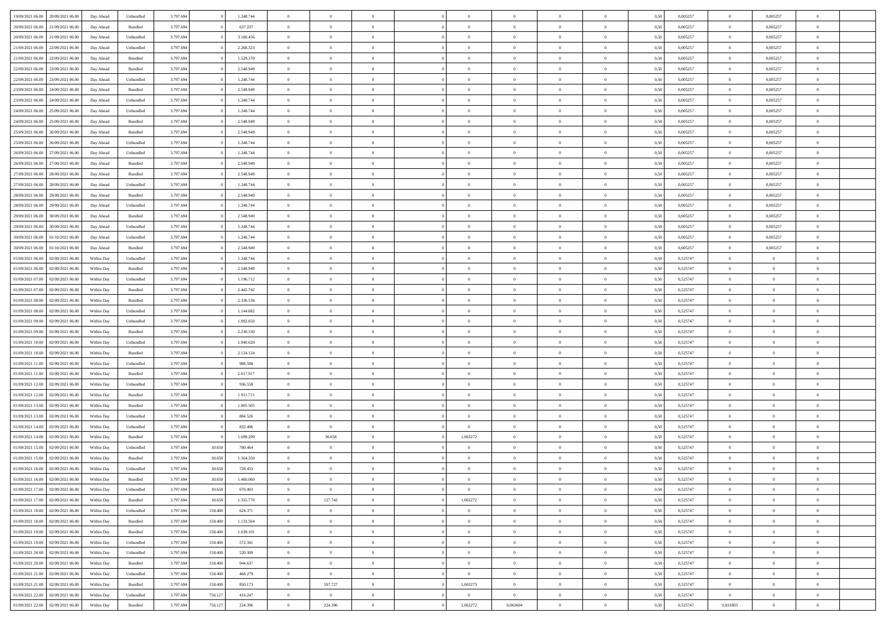| | | | | | | | | | | | | | | | | | | | | | |
|---|---|---|---|---|---|---|---|---|---|---|---|---|---|---|---|---|---|---|---|---|---|
| 19/09/2021 06.00 | 20/09/2021 06.00 | Day Ahead | Unbundled | 3.797.694 | 0 | 1.248.744 | 0 | 0 | 0 | | 0 | 0 | 0 | 0 | 0 | 0,50 | 0,005257 | 0 | 0,005257 | 0 | |
| 20/09/2021 06.00 | 21/09/2021 06.00 | Day Ahead | Bundled | 3.797.694 | 0 | 637.237 | 0 | 0 | 0 | | 0 | 0 | 0 | 0 | 0 | 0,50 | 0,005257 | 0 | 0,005257 | 0 | |
| 20/09/2021 06.00 | 21/09/2021 06.00 | Day Ahead | Unbundled | 3.797.694 | 0 | 3.160.456 | 0 | 0 | 0 | | 0 | 0 | 0 | 0 | 0 | 0,50 | 0,005257 | 0 | 0,005257 | 0 | |
| 21/09/2021 06.00 | 22/09/2021 06.00 | Day Ahead | Unbundled | 3.797.694 | 0 | 2.268.323 | 0 | 0 | 0 | | 0 | 0 | 0 | 0 | 0 | 0,50 | 0,005257 | 0 | 0,005257 | 0 | |
| 21/09/2021 06.00 | 22/09/2021 06.00 | Day Ahead | Bundled | 3.797.694 | 0 | 1.529.370 | 0 | 0 | 0 | | 0 | 0 | 0 | 0 | 0 | 0,50 | 0,005257 | 0 | 0,005257 | 0 | |
| 22/09/2021 06.00 | 23/09/2021 06.00 | Day Ahead | Bundled | 3.797.694 | 0 | 2.548.949 | 0 | 0 | 0 | | 0 | 0 | 0 | 0 | 0 | 0,50 | 0,005257 | 0 | 0,005257 | 0 | |
| 22/09/2021 06.00 | 23/09/2021 06.00 | Day Ahead | Unbundled | 3.797.694 | 0 | 1.248.744 | 0 | 0 | 0 | | 0 | 0 | 0 | 0 | 0 | 0,50 | 0,005257 | 0 | 0,005257 | 0 | |
| 23/09/2021 06.00 | 24/09/2021 06.00 | Day Ahead | Bundled | 3.797.694 | 0 | 2.548.949 | 0 | 0 | 0 | | 0 | 0 | 0 | 0 | 0 | 0,50 | 0,005257 | 0 | 0,005257 | 0 | |
| 23/09/2021 06.00 | 24/09/2021 06.00 | Day Ahead | Unbundled | 3.797.694 | 0 | 1.248.744 | 0 | 0 | 0 | | 0 | 0 | 0 | 0 | 0 | 0,50 | 0,005257 | 0 | 0,005257 | 0 | |
| 24/09/2021 06.00 | 25/09/2021 06.00 | Day Ahead | Unbundled | 3.797.694 | 0 | 1.248.744 | 0 | 0 | 0 | | 0 | 0 | 0 | 0 | 0 | 0,50 | 0,005257 | 0 | 0,005257 | 0 | |
| 24/09/2021 06.00 | 25/09/2021 06.00 | Day Ahead | Bundled | 3.797.694 | 0 | 2.548.949 | 0 | 0 | 0 | | 0 | 0 | 0 | 0 | 0 | 0,50 | 0,005257 | 0 | 0,005257 | 0 | |
| 25/09/2021 06.00 | 26/09/2021 06.00 | Day Ahead | Bundled | 3.797.694 | 0 | 2.548.949 | 0 | 0 | 0 | | 0 | 0 | 0 | 0 | 0 | 0,50 | 0,005257 | 0 | 0,005257 | 0 | |
| 25/09/2021 06.00 | 26/09/2021 06.00 | Day Ahead | Unbundled | 3.797.694 | 0 | 1.248.744 | 0 | 0 | 0 | | 0 | 0 | 0 | 0 | 0 | 0,50 | 0,005257 | 0 | 0,005257 | 0 | |
| 26/09/2021 06.00 | 27/09/2021 06.00 | Day Ahead | Unbundled | 3.797.694 | 0 | 1.248.744 | 0 | 0 | 0 | | 0 | 0 | 0 | 0 | 0 | 0,50 | 0,005257 | 0 | 0,005257 | 0 | |
| 26/09/2021 06.00 | 27/09/2021 06.00 | Day Ahead | Bundled | 3.797.694 | 0 | 2.548.949 | 0 | 0 | 0 | | 0 | 0 | 0 | 0 | 0 | 0,50 | 0,005257 | 0 | 0,005257 | 0 | |
| 27/09/2021 06.00 | 28/09/2021 06.00 | Day Ahead | Bundled | 3.797.694 | 0 | 2.548.949 | 0 | 0 | 0 | | 0 | 0 | 0 | 0 | 0 | 0,50 | 0,005257 | 0 | 0,005257 | 0 | |
| 27/09/2021 06.00 | 28/09/2021 06.00 | Day Ahead | Unbundled | 3.797.694 | 0 | 1.248.744 | 0 | 0 | 0 | | 0 | 0 | 0 | 0 | 0 | 0,50 | 0,005257 | 0 | 0,005257 | 0 | |
| 28/09/2021 06.00 | 29/09/2021 06.00 | Day Ahead | Bundled | 3.797.694 | 0 | 2.548.949 | 0 | 0 | 0 | | 0 | 0 | 0 | 0 | 0 | 0,50 | 0,005257 | 0 | 0,005257 | 0 | |
| 28/09/2021 06.00 | 29/09/2021 06.00 | Day Ahead | Unbundled | 3.797.694 | 0 | 1.248.744 | 0 | 0 | 0 | | 0 | 0 | 0 | 0 | 0 | 0,50 | 0,005257 | 0 | 0,005257 | 0 | |
| 29/09/2021 06.00 | 30/09/2021 06.00 | Day Ahead | Bundled | 3.797.694 | 0 | 2.548.949 | 0 | 0 | 0 | | 0 | 0 | 0 | 0 | 0 | 0,50 | 0,005257 | 0 | 0,005257 | 0 | |
| 29/09/2021 06.00 | 30/09/2021 06.00 | Day Ahead | Unbundled | 3.797.694 | 0 | 1.248.744 | 0 | 0 | 0 | | 0 | 0 | 0 | 0 | 0 | 0,50 | 0,005257 | 0 | 0,005257 | 0 | |
| 30/09/2021 06.00 | 01/10/2021 06.00 | Day Ahead | Unbundled | 3.797.694 | 0 | 1.248.744 | 0 | 0 | 0 | | 0 | 0 | 0 | 0 | 0 | 0,50 | 0,005257 | 0 | 0,005257 | 0 | |
| 30/09/2021 06.00 | 01/10/2021 06.00 | Day Ahead | Bundled | 3.797.694 | 0 | 2.548.949 | 0 | 0 | 0 | | 0 | 0 | 0 | 0 | 0 | 0,50 | 0,005257 | 0 | 0,005257 | 0 | |
| 01/09/2021 06.00 | 02/09/2021 06.00 | Within Day | Unbundled | 3.797.694 | 0 | 1.248.744 | 0 | 0 | 0 | | 0 | 0 | 0 | 0 | 0 | 0,50 | 0,525747 | 0 | 0 | 0 | |
| 01/09/2021 06.00 | 02/09/2021 06.00 | Within Day | Bundled | 3.797.694 | 0 | 2.548.949 | 0 | 0 | 0 | | 0 | 0 | 0 | 0 | 0 | 0,50 | 0,525747 | 0 | 0 | 0 | |
| 01/09/2021 07.00 | 02/09/2021 06.00 | Within Day | Unbundled | 3.797.694 | 0 | 1.196.712 | 0 | 0 | 0 | | 0 | 0 | 0 | 0 | 0 | 0,50 | 0,525747 | 0 | 0 | 0 | |
| 01/09/2021 07.00 | 02/09/2021 06.00 | Within Day | Bundled | 3.797.694 | 0 | 2.442.742 | 0 | 0 | 0 | | 0 | 0 | 0 | 0 | 0 | 0,50 | 0,525747 | 0 | 0 | 0 | |
| 01/09/2021 08.00 | 02/09/2021 06.00 | Within Day | Bundled | 3.797.694 | 0 | 2.336.536 | 0 | 0 | 0 | | 0 | 0 | 0 | 0 | 0 | 0,50 | 0,525747 | 0 | 0 | 0 | |
| 01/09/2021 08.00 | 02/09/2021 06.00 | Within Day | Unbundled | 3.797.694 | 0 | 1.144.682 | 0 | 0 | 0 | | 0 | 0 | 0 | 0 | 0 | 0,50 | 0,525747 | 0 | 0 | 0 | |
| 01/09/2021 09.00 | 02/09/2021 06.00 | Within Day | Unbundled | 3.797.694 | 0 | 1.092.650 | 0 | 0 | 0 | | 0 | 0 | 0 | 0 | 0 | 0,50 | 0,525747 | 0 | 0 | 0 | |
| 01/09/2021 09.00 | 02/09/2021 06.00 | Within Day | Bundled | 3.797.694 | 0 | 2.230.330 | 0 | 0 | 0 | | 0 | 0 | 0 | 0 | 0 | 0,50 | 0,525747 | 0 | 0 | 0 | |
| 01/09/2021 10.00 | 02/09/2021 06.00 | Within Day | Unbundled | 3.797.694 | 0 | 1.040.620 | 0 | 0 | 0 | | 0 | 0 | 0 | 0 | 0 | 0,50 | 0,525747 | 0 | 0 | 0 | |
| 01/09/2021 10.00 | 02/09/2021 06.00 | Within Day | Bundled | 3.797.694 | 0 | 2.124.124 | 0 | 0 | 0 | | 0 | 0 | 0 | 0 | 0 | 0,50 | 0,525747 | 0 | 0 | 0 | |
| 01/09/2021 11.00 | 02/09/2021 06.00 | Within Day | Unbundled | 3.797.694 | 0 | 988.588 | 0 | 0 | 0 | | 0 | 0 | 0 | 0 | 0 | 0,50 | 0,525747 | 0 | 0 | 0 | |
| 01/09/2021 11.00 | 02/09/2021 06.00 | Within Day | Bundled | 3.797.694 | 0 | 2.017.917 | 0 | 0 | 0 | | 0 | 0 | 0 | 0 | 0 | 0,50 | 0,525747 | 0 | 0 | 0 | |
| 01/09/2021 12.00 | 02/09/2021 06.00 | Within Day | Unbundled | 3.797.694 | 0 | 936.558 | 0 | 0 | 0 | | 0 | 0 | 0 | 0 | 0 | 0,50 | 0,525747 | 0 | 0 | 0 | |
| 01/09/2021 12.00 | 02/09/2021 06.00 | Within Day | Bundled | 3.797.694 | 0 | 1.911.711 | 0 | 0 | 0 | | 0 | 0 | 0 | 0 | 0 | 0,50 | 0,525747 | 0 | 0 | 0 | |
| 01/09/2021 13.00 | 02/09/2021 06.00 | Within Day | Bundled | 3.797.694 | 0 | 1.805.505 | 0 | 0 | 0 | | 0 | 0 | 0 | 0 | 0 | 0,50 | 0,525747 | 0 | 0 | 0 | |
| 01/09/2021 13.00 | 02/09/2021 06.00 | Within Day | Unbundled | 3.797.694 | 0 | 884.526 | 0 | 0 | 0 | | 0 | 0 | 0 | 0 | 0 | 0,50 | 0,525747 | 0 | 0 | 0 | |
| 01/09/2021 14.00 | 02/09/2021 06.00 | Within Day | Unbundled | 3.797.694 | 0 | 832.496 | 0 | 0 | 0 | | 0 | 0 | 0 | 0 | 0 | 0,50 | 0,525747 | 0 | 0 | 0 | |
| 01/09/2021 14.00 | 02/09/2021 06.00 | Within Day | Bundled | 3.797.694 | 0 | 1.699.299 | 0 | 30.658 | 0 | | 1,063272 | 0 | 0 | 0 | 0 | 0,50 | 0,525747 | 0 | 0 | 0 | |
| 01/09/2021 15.00 | 02/09/2021 06.00 | Within Day | Unbundled | 3.797.694 | 30.658 | 780.464 | 0 | 0 | 0 | | 0 | 0 | 0 | 0 | 0 | 0,50 | 0,525747 | 0 | 0 | 0 | |
| 01/09/2021 15.00 | 02/09/2021 06.00 | Within Day | Bundled | 3.797.694 | 30.658 | 1.564.350 | 0 | 0 | 0 | | 0 | 0 | 0 | 0 | 0 | 0,50 | 0,525747 | 0 | 0 | 0 | |
| 01/09/2021 16.00 | 02/09/2021 06.00 | Within Day | Unbundled | 3.797.694 | 30.658 | 728.433 | 0 | 0 | 0 | | 0 | 0 | 0 | 0 | 0 | 0,50 | 0,525747 | 0 | 0 | 0 | |
| 01/09/2021 16.00 | 02/09/2021 06.00 | Within Day | Bundled | 3.797.694 | 30.658 | 1.460.060 | 0 | 0 | 0 | | 0 | 0 | 0 | 0 | 0 | 0,50 | 0,525747 | 0 | 0 | 0 | |
| 01/09/2021 17.00 | 02/09/2021 06.00 | Within Day | Unbundled | 3.797.694 | 30.658 | 676.403 | 0 | 0 | 0 | | 0 | 0 | 0 | 0 | 0 | 0,50 | 0,525747 | 0 | 0 | 0 | |
| 01/09/2021 17.00 | 02/09/2021 06.00 | Within Day | Bundled | 3.797.694 | 30.658 | 1.355.770 | 0 | 127.742 | 0 | | 1,063272 | 0 | 0 | 0 | 0 | 0,50 | 0,525747 | 0 | 0 | 0 | |
| 01/09/2021 18.00 | 02/09/2021 06.00 | Within Day | Unbundled | 3.797.694 | 158.400 | 624.371 | 0 | 0 | 0 | | 0 | 0 | 0 | 0 | 0 | 0,50 | 0,525747 | 0 | 0 | 0 | |
| 01/09/2021 18.00 | 02/09/2021 06.00 | Within Day | Bundled | 3.797.694 | 158.400 | 1.133.564 | 0 | 0 | 0 | | 0 | 0 | 0 | 0 | 0 | 0,50 | 0,525747 | 0 | 0 | 0 | |
| 01/09/2021 19.00 | 02/09/2021 06.00 | Within Day | Bundled | 3.797.694 | 158.400 | 1.039.101 | 0 | 0 | 0 | | 0 | 0 | 0 | 0 | 0 | 0,50 | 0,525747 | 0 | 0 | 0 | |
| 01/09/2021 19.00 | 02/09/2021 06.00 | Within Day | Unbundled | 3.797.694 | 158.400 | 572.341 | 0 | 0 | 0 | | 0 | 0 | 0 | 0 | 0 | 0,50 | 0,525747 | 0 | 0 | 0 | |
| 01/09/2021 20.00 | 02/09/2021 06.00 | Within Day | Unbundled | 3.797.694 | 158.400 | 520.309 | 0 | 0 | 0 | | 0 | 0 | 0 | 0 | 0 | 0,50 | 0,525747 | 0 | 0 | 0 | |
| 01/09/2021 20.00 | 02/09/2021 06.00 | Within Day | Bundled | 3.797.694 | 158.400 | 944.637 | 0 | 0 | 0 | | 0 | 0 | 0 | 0 | 0 | 0,50 | 0,525747 | 0 | 0 | 0 | |
| 01/09/2021 21.00 | 02/09/2021 06.00 | Within Day | Unbundled | 3.797.694 | 158.400 | 468.279 | 0 | 0 | 0 | | 0 | 0 | 0 | 0 | 0 | 0,50 | 0,525747 | 0 | 0 | 0 | |
| 01/09/2021 21.00 | 02/09/2021 06.00 | Within Day | Bundled | 3.797.694 | 158.400 | 850.173 | 0 | 597.727 | 0 | | 1,063273 | 0 | 0 | 0 | 0 | 0,50 | 0,525747 | 0 | 0 | 0 | |
| 01/09/2021 22.00 | 02/09/2021 06.00 | Within Day | Unbundled | 3.797.694 | 756.127 | 416.247 | 0 | 0 | 0 | | 0 | 0 | 0 | 0 | 0 | 0,50 | 0,525747 | 0 | 0 | 0 | |
| 01/09/2021 22.00 | 02/09/2021 06.00 | Within Day | Bundled | 3.797.694 | 756.127 | 224.396 | 0 | 224.396 | 0 | | 1,063272 | 0,063604 | 0 | 0 | 0 | 0,50 | 0,525747 | 0,031803 | 0 | 0 | |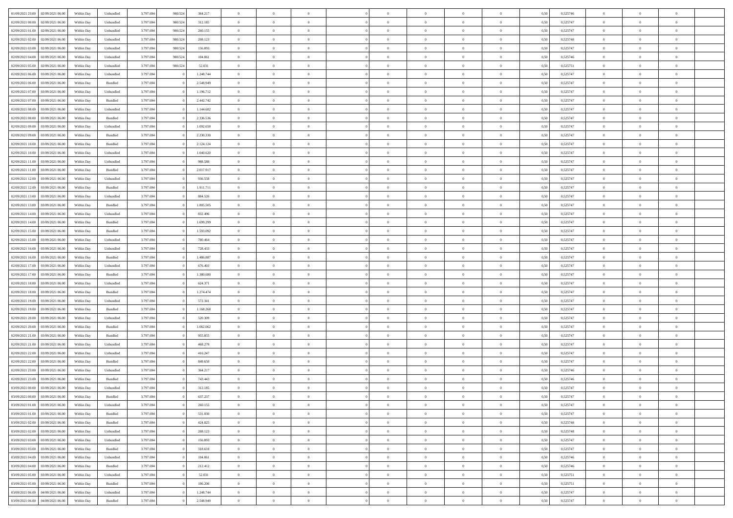| 01/09/2021 23:00 | 02/09/2021 06:00 | Within Day | Unbundled | 3.797.694 | 980.524 | 364.217 | 0 | 0 | 0 | | 0 | 0 | 0 | 0 | 0,50 | 0,525746 | 0 | 0 | 0 | |
|---|---|---|---|---|---|---|---|---|---|---|---|---|---|---|---|---|---|---|---|---|
| 02/09/2021 00:00 | 02/09/2021 06:00 | Within Day | Unbundled | 3.797.694 | 980.524 | 312.185 | 0 | 0 | 0 | | 0 | 0 | 0 | 0 | 0,50 | 0,525747 | 0 | 0 | 0 | |
| 02/09/2021 01:00 | 02/09/2021 06:00 | Within Day | Unbundled | 3.797.694 | 980.524 | 260.155 | 0 | 0 | 0 | | 0 | 0 | 0 | 0 | 0,50 | 0,525747 | 0 | 0 | 0 | |
| 02/09/2021 02:00 | 02/09/2021 06:00 | Within Day | Unbundled | 3.797.694 | 980.524 | 208.123 | 0 | 0 | 0 | | 0 | 0 | 0 | 0 | 0,50 | 0,525748 | 0 | 0 | 0 | |
| 02/09/2021 03:00 | 02/09/2021 06:00 | Within Day | Unbundled | 3.797.694 | 980.524 | 156.093 | 0 | 0 | 0 | | 0 | 0 | 0 | 0 | 0,50 | 0,525747 | 0 | 0 | 0 | |
| 02/09/2021 04:00 | 02/09/2021 06:00 | Within Day | Unbundled | 3.797.694 | 980.524 | 104.061 | 0 | 0 | 0 | | 0 | 0 | 0 | 0 | 0,50 | 0,525746 | 0 | 0 | 0 | |
| 02/09/2021 05:00 | 02/09/2021 06:00 | Within Day | Unbundled | 3.797.694 | 980.524 | 52.031 | 0 | 0 | 0 | | 0 | 0 | 0 | 0 | 0,50 | 0,525751 | 0 | 0 | 0 | |
| 02/09/2021 06:00 | 03/09/2021 06:00 | Within Day | Unbundled | 3.797.694 | 0 | 1.248.744 | 0 | 0 | 0 | | 0 | 0 | 0 | 0 | 0,50 | 0,525747 | 0 | 0 | 0 | |
| 02/09/2021 06:00 | 03/09/2021 06:00 | Within Day | Bundled | 3.797.694 | 0 | 2.548.949 | 0 | 0 | 0 | | 0 | 0 | 0 | 0 | 0,50 | 0,525747 | 0 | 0 | 0 | |
| 02/09/2021 07:00 | 03/09/2021 06:00 | Within Day | Unbundled | 3.797.694 | 0 | 1.196.712 | 0 | 0 | 0 | | 0 | 0 | 0 | 0 | 0,50 | 0,525747 | 0 | 0 | 0 | |
| 02/09/2021 07:00 | 03/09/2021 06:00 | Within Day | Bundled | 3.797.694 | 0 | 2.442.742 | 0 | 0 | 0 | | 0 | 0 | 0 | 0 | 0,50 | 0,525747 | 0 | 0 | 0 | |
| 02/09/2021 08:00 | 03/09/2021 06:00 | Within Day | Unbundled | 3.797.694 | 0 | 1.144.682 | 0 | 0 | 0 | | 0 | 0 | 0 | 0 | 0,50 | 0,525747 | 0 | 0 | 0 | |
| 02/09/2021 08:00 | 03/09/2021 06:00 | Within Day | Bundled | 3.797.694 | 0 | 2.336.536 | 0 | 0 | 0 | | 0 | 0 | 0 | 0 | 0,50 | 0,525747 | 0 | 0 | 0 | |
| 02/09/2021 09:00 | 03/09/2021 06:00 | Within Day | Unbundled | 3.797.694 | 0 | 1.092.650 | 0 | 0 | 0 | | 0 | 0 | 0 | 0 | 0,50 | 0,525747 | 0 | 0 | 0 | |
| 02/09/2021 09:00 | 03/09/2021 06:00 | Within Day | Bundled | 3.797.694 | 0 | 2.230.330 | 0 | 0 | 0 | | 0 | 0 | 0 | 0 | 0,50 | 0,525747 | 0 | 0 | 0 | |
| 02/09/2021 10:00 | 03/09/2021 06:00 | Within Day | Bundled | 3.797.694 | 0 | 2.124.124 | 0 | 0 | 0 | | 0 | 0 | 0 | 0 | 0,50 | 0,525747 | 0 | 0 | 0 | |
| 02/09/2021 10:00 | 03/09/2021 06:00 | Within Day | Unbundled | 3.797.694 | 0 | 1.040.620 | 0 | 0 | 0 | | 0 | 0 | 0 | 0 | 0,50 | 0,525747 | 0 | 0 | 0 | |
| 02/09/2021 11:00 | 03/09/2021 06:00 | Within Day | Unbundled | 3.797.694 | 0 | 988.588 | 0 | 0 | 0 | | 0 | 0 | 0 | 0 | 0,50 | 0,525747 | 0 | 0 | 0 | |
| 02/09/2021 11:00 | 03/09/2021 06:00 | Within Day | Bundled | 3.797.694 | 0 | 2.017.917 | 0 | 0 | 0 | | 0 | 0 | 0 | 0 | 0,50 | 0,525747 | 0 | 0 | 0 | |
| 02/09/2021 12:00 | 03/09/2021 06:00 | Within Day | Unbundled | 3.797.694 | 0 | 936.558 | 0 | 0 | 0 | | 0 | 0 | 0 | 0 | 0,50 | 0,525747 | 0 | 0 | 0 | |
| 02/09/2021 12:00 | 03/09/2021 06:00 | Within Day | Bundled | 3.797.694 | 0 | 1.911.711 | 0 | 0 | 0 | | 0 | 0 | 0 | 0 | 0,50 | 0,525747 | 0 | 0 | 0 | |
| 02/09/2021 13:00 | 03/09/2021 06:00 | Within Day | Unbundled | 3.797.694 | 0 | 884.526 | 0 | 0 | 0 | | 0 | 0 | 0 | 0 | 0,50 | 0,525747 | 0 | 0 | 0 | |
| 02/09/2021 13:00 | 03/09/2021 06:00 | Within Day | Bundled | 3.797.694 | 0 | 1.805.505 | 0 | 0 | 0 | | 0 | 0 | 0 | 0 | 0,50 | 0,525747 | 0 | 0 | 0 | |
| 02/09/2021 14:00 | 03/09/2021 06:00 | Within Day | Unbundled | 3.797.694 | 0 | 832.496 | 0 | 0 | 0 | | 0 | 0 | 0 | 0 | 0,50 | 0,525747 | 0 | 0 | 0 | |
| 02/09/2021 14:00 | 03/09/2021 06:00 | Within Day | Bundled | 3.797.694 | 0 | 1.699.299 | 0 | 0 | 0 | | 0 | 0 | 0 | 0 | 0,50 | 0,525747 | 0 | 0 | 0 | |
| 02/09/2021 15:00 | 03/09/2021 06:00 | Within Day | Bundled | 3.797.694 | 0 | 1.593.092 | 0 | 0 | 0 | | 0 | 0 | 0 | 0 | 0,50 | 0,525747 | 0 | 0 | 0 | |
| 02/09/2021 15:00 | 03/09/2021 06:00 | Within Day | Unbundled | 3.797.694 | 0 | 780.464 | 0 | 0 | 0 | | 0 | 0 | 0 | 0 | 0,50 | 0,525747 | 0 | 0 | 0 | |
| 02/09/2021 16:00 | 03/09/2021 06:00 | Within Day | Unbundled | 3.797.694 | 0 | 728.433 | 0 | 0 | 0 | | 0 | 0 | 0 | 0 | 0,50 | 0,525747 | 0 | 0 | 0 | |
| 02/09/2021 16:00 | 03/09/2021 06:00 | Within Day | Bundled | 3.797.694 | 0 | 1.486.887 | 0 | 0 | 0 | | 0 | 0 | 0 | 0 | 0,50 | 0,525747 | 0 | 0 | 0 | |
| 02/09/2021 17:00 | 03/09/2021 06:00 | Within Day | Unbundled | 3.797.694 | 0 | 676.403 | 0 | 0 | 0 | | 0 | 0 | 0 | 0 | 0,50 | 0,525747 | 0 | 0 | 0 | |
| 02/09/2021 17:00 | 03/09/2021 06:00 | Within Day | Bundled | 3.797.694 | 0 | 1.380.680 | 0 | 0 | 0 | | 0 | 0 | 0 | 0 | 0,50 | 0,525747 | 0 | 0 | 0 | |
| 02/09/2021 18:00 | 03/09/2021 06:00 | Within Day | Unbundled | 3.797.694 | 0 | 624.371 | 0 | 0 | 0 | | 0 | 0 | 0 | 0 | 0,50 | 0,525747 | 0 | 0 | 0 | |
| 02/09/2021 18:00 | 03/09/2021 06:00 | Within Day | Bundled | 3.797.694 | 0 | 1.274.474 | 0 | 0 | 0 | | 0 | 0 | 0 | 0 | 0,50 | 0,525747 | 0 | 0 | 0 | |
| 02/09/2021 19:00 | 03/09/2021 06:00 | Within Day | Unbundled | 3.797.694 | 0 | 572.341 | 0 | 0 | 0 | | 0 | 0 | 0 | 0 | 0,50 | 0,525747 | 0 | 0 | 0 | |
| 02/09/2021 19:00 | 03/09/2021 06:00 | Within Day | Bundled | 3.797.694 | 0 | 1.168.268 | 0 | 0 | 0 | | 0 | 0 | 0 | 0 | 0,50 | 0,525747 | 0 | 0 | 0 | |
| 02/09/2021 20:00 | 03/09/2021 06:00 | Within Day | Unbundled | 3.797.694 | 0 | 520.309 | 0 | 0 | 0 | | 0 | 0 | 0 | 0 | 0,50 | 0,525747 | 0 | 0 | 0 | |
| 02/09/2021 20:00 | 03/09/2021 06:00 | Within Day | Bundled | 3.797.694 | 0 | 1.062.062 | 0 | 0 | 0 | | 0 | 0 | 0 | 0 | 0,50 | 0,525747 | 0 | 0 | 0 | |
| 02/09/2021 21:00 | 03/09/2021 06:00 | Within Day | Bundled | 3.797.694 | 0 | 955.855 | 0 | 0 | 0 | | 0 | 0 | 0 | 0 | 0,50 | 0,525747 | 0 | 0 | 0 | |
| 02/09/2021 21:00 | 03/09/2021 06:00 | Within Day | Unbundled | 3.797.694 | 0 | 468.279 | 0 | 0 | 0 | | 0 | 0 | 0 | 0 | 0,50 | 0,525747 | 0 | 0 | 0 | |
| 02/09/2021 22:00 | 03/09/2021 06:00 | Within Day | Unbundled | 3.797.694 | 0 | 416.247 | 0 | 0 | 0 | | 0 | 0 | 0 | 0 | 0,50 | 0,525747 | 0 | 0 | 0 | |
| 02/09/2021 22:00 | 03/09/2021 06:00 | Within Day | Bundled | 3.797.694 | 0 | 849.650 | 0 | 0 | 0 | | 0 | 0 | 0 | 0 | 0,50 | 0,525747 | 0 | 0 | 0 | |
| 02/09/2021 23:00 | 03/09/2021 06:00 | Within Day | Unbundled | 3.797.694 | 0 | 364.217 | 0 | 0 | 0 | | 0 | 0 | 0 | 0 | 0,50 | 0,525746 | 0 | 0 | 0 | |
| 02/09/2021 23:00 | 03/09/2021 06:00 | Within Day | Bundled | 3.797.694 | 0 | 743.443 | 0 | 0 | 0 | | 0 | 0 | 0 | 0 | 0,50 | 0,525746 | 0 | 0 | 0 | |
| 03/09/2021 00:00 | 03/09/2021 06:00 | Within Day | Unbundled | 3.797.694 | 0 | 312.185 | 0 | 0 | 0 | | 0 | 0 | 0 | 0 | 0,50 | 0,525747 | 0 | 0 | 0 | |
| 03/09/2021 00:00 | 03/09/2021 06:00 | Within Day | Bundled | 3.797.694 | 0 | 637.237 | 0 | 0 | 0 | | 0 | 0 | 0 | 0 | 0,50 | 0,525747 | 0 | 0 | 0 | |
| 03/09/2021 01:00 | 03/09/2021 06:00 | Within Day | Unbundled | 3.797.694 | 0 | 260.155 | 0 | 0 | 0 | | 0 | 0 | 0 | 0 | 0,50 | 0,525747 | 0 | 0 | 0 | |
| 03/09/2021 01:00 | 03/09/2021 06:00 | Within Day | Bundled | 3.797.694 | 0 | 531.030 | 0 | 0 | 0 | | 0 | 0 | 0 | 0 | 0,50 | 0,525747 | 0 | 0 | 0 | |
| 03/09/2021 02:00 | 03/09/2021 06:00 | Within Day | Bundled | 3.797.694 | 0 | 424.825 | 0 | 0 | 0 | | 0 | 0 | 0 | 0 | 0,50 | 0,525748 | 0 | 0 | 0 | |
| 03/09/2021 02:00 | 03/09/2021 06:00 | Within Day | Unbundled | 3.797.694 | 0 | 208.123 | 0 | 0 | 0 | | 0 | 0 | 0 | 0 | 0,50 | 0,525748 | 0 | 0 | 0 | |
| 03/09/2021 03:00 | 03/09/2021 06:00 | Within Day | Unbundled | 3.797.694 | 0 | 156.093 | 0 | 0 | 0 | | 0 | 0 | 0 | 0 | 0,50 | 0,525747 | 0 | 0 | 0 | |
| 03/09/2021 03:00 | 03/09/2021 06:00 | Within Day | Bundled | 3.797.694 | 0 | 318.618 | 0 | 0 | 0 | | 0 | 0 | 0 | 0 | 0,50 | 0,525747 | 0 | 0 | 0 | |
| 03/09/2021 04:00 | 03/09/2021 06:00 | Within Day | Unbundled | 3.797.694 | 0 | 104.061 | 0 | 0 | 0 | | 0 | 0 | 0 | 0 | 0,50 | 0,525746 | 0 | 0 | 0 | |
| 03/09/2021 04:00 | 03/09/2021 06:00 | Within Day | Bundled | 3.797.694 | 0 | 212.412 | 0 | 0 | 0 | | 0 | 0 | 0 | 0 | 0,50 | 0,525746 | 0 | 0 | 0 | |
| 03/09/2021 05:00 | 03/09/2021 06:00 | Within Day | Unbundled | 3.797.694 | 0 | 52.031 | 0 | 0 | 0 | | 0 | 0 | 0 | 0 | 0,50 | 0,525751 | 0 | 0 | 0 | |
| 03/09/2021 05:00 | 03/09/2021 06:00 | Within Day | Bundled | 3.797.694 | 0 | 106.206 | 0 | 0 | 0 | | 0 | 0 | 0 | 0 | 0,50 | 0,525751 | 0 | 0 | 0 | |
| 03/09/2021 06:00 | 04/09/2021 06:00 | Within Day | Unbundled | 3.797.694 | 0 | 1.248.744 | 0 | 0 | 0 | | 0 | 0 | 0 | 0 | 0,50 | 0,525747 | 0 | 0 | 0 | |
| 03/09/2021 06:00 | 04/09/2021 06:00 | Within Day | Bundled | 3.797.694 | 0 | 2.548.949 | 0 | 0 | 0 | | 0 | 0 | 0 | 0 | 0,50 | 0,525747 | 0 | 0 | 0 | |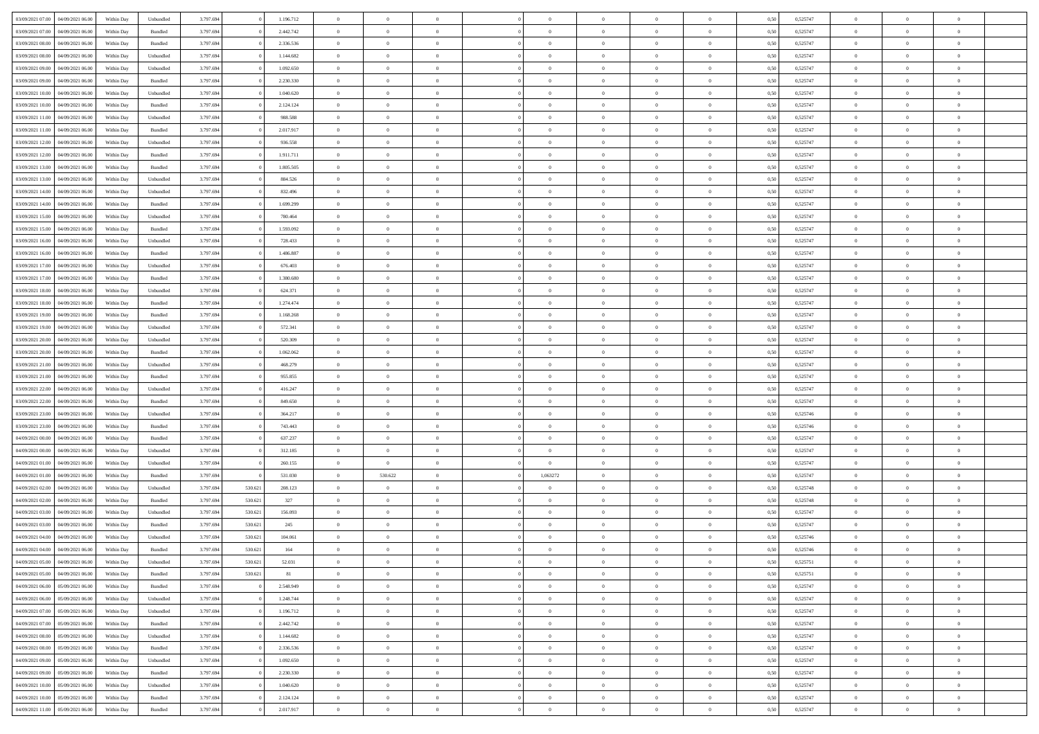| 03/09/2021 07:00 | 04/09/2021 06:00 | Within Day | Unbundled | 3.797.694 | 0 | 1.196.712 | 0 | 0 | 0 | | 0 | 0 | 0 | 0 | 0,50 | 0,525747 | 0 | 0 | 0 | |
|---|---|---|---|---|---|---|---|---|---|---|---|---|---|---|---|---|---|---|---|---|
| 03/09/2021 07:00 | 04/09/2021 06:00 | Within Day | Bundled | 3.797.694 | 0 | 2.442.742 | 0 | 0 | 0 | | 0 | 0 | 0 | 0 | 0,50 | 0,525747 | 0 | 0 | 0 | |
| 03/09/2021 08:00 | 04/09/2021 06:00 | Within Day | Bundled | 3.797.694 | 0 | 2.336.536 | 0 | 0 | 0 | | 0 | 0 | 0 | 0 | 0,50 | 0,525747 | 0 | 0 | 0 | |
| 03/09/2021 08:00 | 04/09/2021 06:00 | Within Day | Unbundled | 3.797.694 | 0 | 1.144.682 | 0 | 0 | 0 | | 0 | 0 | 0 | 0 | 0,50 | 0,525747 | 0 | 0 | 0 | |
| 03/09/2021 09:00 | 04/09/2021 06:00 | Within Day | Unbundled | 3.797.694 | 0 | 1.092.650 | 0 | 0 | 0 | | 0 | 0 | 0 | 0 | 0,50 | 0,525747 | 0 | 0 | 0 | |
| 03/09/2021 09:00 | 04/09/2021 06:00 | Within Day | Bundled | 3.797.694 | 0 | 2.230.330 | 0 | 0 | 0 | | 0 | 0 | 0 | 0 | 0,50 | 0,525747 | 0 | 0 | 0 | |
| 03/09/2021 10:00 | 04/09/2021 06:00 | Within Day | Unbundled | 3.797.694 | 0 | 1.040.620 | 0 | 0 | 0 | | 0 | 0 | 0 | 0 | 0,50 | 0,525747 | 0 | 0 | 0 | |
| 03/09/2021 10:00 | 04/09/2021 06:00 | Within Day | Bundled | 3.797.694 | 0 | 2.124.124 | 0 | 0 | 0 | | 0 | 0 | 0 | 0 | 0,50 | 0,525747 | 0 | 0 | 0 | |
| 03/09/2021 11:00 | 04/09/2021 06:00 | Within Day | Unbundled | 3.797.694 | 0 | 988.588 | 0 | 0 | 0 | | 0 | 0 | 0 | 0 | 0,50 | 0,525747 | 0 | 0 | 0 | |
| 03/09/2021 11:00 | 04/09/2021 06:00 | Within Day | Bundled | 3.797.694 | 0 | 2.017.917 | 0 | 0 | 0 | | 0 | 0 | 0 | 0 | 0,50 | 0,525747 | 0 | 0 | 0 | |
| 03/09/2021 12:00 | 04/09/2021 06:00 | Within Day | Unbundled | 3.797.694 | 0 | 936.558 | 0 | 0 | 0 | | 0 | 0 | 0 | 0 | 0,50 | 0,525747 | 0 | 0 | 0 | |
| 03/09/2021 12:00 | 04/09/2021 06:00 | Within Day | Bundled | 3.797.694 | 0 | 1.911.711 | 0 | 0 | 0 | | 0 | 0 | 0 | 0 | 0,50 | 0,525747 | 0 | 0 | 0 | |
| 03/09/2021 13:00 | 04/09/2021 06:00 | Within Day | Bundled | 3.797.694 | 0 | 1.805.505 | 0 | 0 | 0 | | 0 | 0 | 0 | 0 | 0,50 | 0,525747 | 0 | 0 | 0 | |
| 03/09/2021 13:00 | 04/09/2021 06:00 | Within Day | Unbundled | 3.797.694 | 0 | 884.526 | 0 | 0 | 0 | | 0 | 0 | 0 | 0 | 0,50 | 0,525747 | 0 | 0 | 0 | |
| 03/09/2021 14:00 | 04/09/2021 06:00 | Within Day | Unbundled | 3.797.694 | 0 | 832.496 | 0 | 0 | 0 | | 0 | 0 | 0 | 0 | 0,50 | 0,525747 | 0 | 0 | 0 | |
| 03/09/2021 14:00 | 04/09/2021 06:00 | Within Day | Bundled | 3.797.694 | 0 | 1.699.299 | 0 | 0 | 0 | | 0 | 0 | 0 | 0 | 0,50 | 0,525747 | 0 | 0 | 0 | |
| 03/09/2021 15:00 | 04/09/2021 06:00 | Within Day | Unbundled | 3.797.694 | 0 | 780.464 | 0 | 0 | 0 | | 0 | 0 | 0 | 0 | 0,50 | 0,525747 | 0 | 0 | 0 | |
| 03/09/2021 15:00 | 04/09/2021 06:00 | Within Day | Bundled | 3.797.694 | 0 | 1.593.092 | 0 | 0 | 0 | | 0 | 0 | 0 | 0 | 0,50 | 0,525747 | 0 | 0 | 0 | |
| 03/09/2021 16:00 | 04/09/2021 06:00 | Within Day | Unbundled | 3.797.694 | 0 | 728.433 | 0 | 0 | 0 | | 0 | 0 | 0 | 0 | 0,50 | 0,525747 | 0 | 0 | 0 | |
| 03/09/2021 16:00 | 04/09/2021 06:00 | Within Day | Bundled | 3.797.694 | 0 | 1.486.887 | 0 | 0 | 0 | | 0 | 0 | 0 | 0 | 0,50 | 0,525747 | 0 | 0 | 0 | |
| 03/09/2021 17:00 | 04/09/2021 06:00 | Within Day | Unbundled | 3.797.694 | 0 | 676.403 | 0 | 0 | 0 | | 0 | 0 | 0 | 0 | 0,50 | 0,525747 | 0 | 0 | 0 | |
| 03/09/2021 17:00 | 04/09/2021 06:00 | Within Day | Bundled | 3.797.694 | 0 | 1.380.680 | 0 | 0 | 0 | | 0 | 0 | 0 | 0 | 0,50 | 0,525747 | 0 | 0 | 0 | |
| 03/09/2021 18:00 | 04/09/2021 06:00 | Within Day | Unbundled | 3.797.694 | 0 | 624.371 | 0 | 0 | 0 | | 0 | 0 | 0 | 0 | 0,50 | 0,525747 | 0 | 0 | 0 | |
| 03/09/2021 18:00 | 04/09/2021 06:00 | Within Day | Bundled | 3.797.694 | 0 | 1.274.474 | 0 | 0 | 0 | | 0 | 0 | 0 | 0 | 0,50 | 0,525747 | 0 | 0 | 0 | |
| 03/09/2021 19:00 | 04/09/2021 06:00 | Within Day | Bundled | 3.797.694 | 0 | 1.168.268 | 0 | 0 | 0 | | 0 | 0 | 0 | 0 | 0,50 | 0,525747 | 0 | 0 | 0 | |
| 03/09/2021 19:00 | 04/09/2021 06:00 | Within Day | Unbundled | 3.797.694 | 0 | 572.341 | 0 | 0 | 0 | | 0 | 0 | 0 | 0 | 0,50 | 0,525747 | 0 | 0 | 0 | |
| 03/09/2021 20:00 | 04/09/2021 06:00 | Within Day | Unbundled | 3.797.694 | 0 | 520.309 | 0 | 0 | 0 | | 0 | 0 | 0 | 0 | 0,50 | 0,525747 | 0 | 0 | 0 | |
| 03/09/2021 20:00 | 04/09/2021 06:00 | Within Day | Bundled | 3.797.694 | 0 | 1.062.062 | 0 | 0 | 0 | | 0 | 0 | 0 | 0 | 0,50 | 0,525747 | 0 | 0 | 0 | |
| 03/09/2021 21:00 | 04/09/2021 06:00 | Within Day | Unbundled | 3.797.694 | 0 | 468.279 | 0 | 0 | 0 | | 0 | 0 | 0 | 0 | 0,50 | 0,525747 | 0 | 0 | 0 | |
| 03/09/2021 21:00 | 04/09/2021 06:00 | Within Day | Bundled | 3.797.694 | 0 | 955.855 | 0 | 0 | 0 | | 0 | 0 | 0 | 0 | 0,50 | 0,525747 | 0 | 0 | 0 | |
| 03/09/2021 22:00 | 04/09/2021 06:00 | Within Day | Unbundled | 3.797.694 | 0 | 416.247 | 0 | 0 | 0 | | 0 | 0 | 0 | 0 | 0,50 | 0,525747 | 0 | 0 | 0 | |
| 03/09/2021 22:00 | 04/09/2021 06:00 | Within Day | Bundled | 3.797.694 | 0 | 849.650 | 0 | 0 | 0 | | 0 | 0 | 0 | 0 | 0,50 | 0,525747 | 0 | 0 | 0 | |
| 03/09/2021 23:00 | 04/09/2021 06:00 | Within Day | Unbundled | 3.797.694 | 0 | 364.217 | 0 | 0 | 0 | | 0 | 0 | 0 | 0 | 0,50 | 0,525746 | 0 | 0 | 0 | |
| 03/09/2021 23:00 | 04/09/2021 06:00 | Within Day | Bundled | 3.797.694 | 0 | 743.443 | 0 | 0 | 0 | | 0 | 0 | 0 | 0 | 0,50 | 0,525746 | 0 | 0 | 0 | |
| 04/09/2021 00:00 | 04/09/2021 06:00 | Within Day | Bundled | 3.797.694 | 0 | 637.237 | 0 | 0 | 0 | | 0 | 0 | 0 | 0 | 0,50 | 0,525747 | 0 | 0 | 0 | |
| 04/09/2021 00:00 | 04/09/2021 06:00 | Within Day | Unbundled | 3.797.694 | 0 | 312.185 | 0 | 0 | 0 | | 0 | 0 | 0 | 0 | 0,50 | 0,525747 | 0 | 0 | 0 | |
| 04/09/2021 01:00 | 04/09/2021 06:00 | Within Day | Unbundled | 3.797.694 | 0 | 260.155 | 0 | 0 | 0 | | 0 | 0 | 0 | 0 | 0,50 | 0,525747 | 0 | 0 | 0 | |
| 04/09/2021 01:00 | 04/09/2021 06:00 | Within Day | Bundled | 3.797.694 | 0 | 531.030 | 0 | 530.622 | 0 | | 1,063272 | 0 | 0 | 0 | 0,50 | 0,525747 | 0 | 0 | 0 | |
| 04/09/2021 02:00 | 04/09/2021 06:00 | Within Day | Unbundled | 3.797.694 | 530.621 | 208.123 | 0 | 0 | 0 | | 0 | 0 | 0 | 0 | 0,50 | 0,525748 | 0 | 0 | 0 | |
| 04/09/2021 02:00 | 04/09/2021 06:00 | Within Day | Bundled | 3.797.694 | 530.621 | 327 | 0 | 0 | 0 | | 0 | 0 | 0 | 0 | 0,50 | 0,525748 | 0 | 0 | 0 | |
| 04/09/2021 03:00 | 04/09/2021 06:00 | Within Day | Unbundled | 3.797.694 | 530.621 | 156.093 | 0 | 0 | 0 | | 0 | 0 | 0 | 0 | 0,50 | 0,525747 | 0 | 0 | 0 | |
| 04/09/2021 03:00 | 04/09/2021 06:00 | Within Day | Bundled | 3.797.694 | 530.621 | 245 | 0 | 0 | 0 | | 0 | 0 | 0 | 0 | 0,50 | 0,525747 | 0 | 0 | 0 | |
| 04/09/2021 04:00 | 04/09/2021 06:00 | Within Day | Unbundled | 3.797.694 | 530.621 | 104.061 | 0 | 0 | 0 | | 0 | 0 | 0 | 0 | 0,50 | 0,525746 | 0 | 0 | 0 | |
| 04/09/2021 04:00 | 04/09/2021 06:00 | Within Day | Bundled | 3.797.694 | 530.621 | 164 | 0 | 0 | 0 | | 0 | 0 | 0 | 0 | 0,50 | 0,525746 | 0 | 0 | 0 | |
| 04/09/2021 05:00 | 04/09/2021 06:00 | Within Day | Unbundled | 3.797.694 | 530.621 | 52.031 | 0 | 0 | 0 | | 0 | 0 | 0 | 0 | 0,50 | 0,525751 | 0 | 0 | 0 | |
| 04/09/2021 05:00 | 04/09/2021 06:00 | Within Day | Bundled | 3.797.694 | 530.621 | 81 | 0 | 0 | 0 | | 0 | 0 | 0 | 0 | 0,50 | 0,525751 | 0 | 0 | 0 | |
| 04/09/2021 06:00 | 05/09/2021 06:00 | Within Day | Bundled | 3.797.694 | 0 | 2.548.949 | 0 | 0 | 0 | | 0 | 0 | 0 | 0 | 0,50 | 0,525747 | 0 | 0 | 0 | |
| 04/09/2021 06:00 | 05/09/2021 06:00 | Within Day | Unbundled | 3.797.694 | 0 | 1.248.744 | 0 | 0 | 0 | | 0 | 0 | 0 | 0 | 0,50 | 0,525747 | 0 | 0 | 0 | |
| 04/09/2021 07:00 | 05/09/2021 06:00 | Within Day | Unbundled | 3.797.694 | 0 | 1.196.712 | 0 | 0 | 0 | | 0 | 0 | 0 | 0 | 0,50 | 0,525747 | 0 | 0 | 0 | |
| 04/09/2021 07:00 | 05/09/2021 06:00 | Within Day | Bundled | 3.797.694 | 0 | 2.442.742 | 0 | 0 | 0 | | 0 | 0 | 0 | 0 | 0,50 | 0,525747 | 0 | 0 | 0 | |
| 04/09/2021 08:00 | 05/09/2021 06:00 | Within Day | Unbundled | 3.797.694 | 0 | 1.144.682 | 0 | 0 | 0 | | 0 | 0 | 0 | 0 | 0,50 | 0,525747 | 0 | 0 | 0 | |
| 04/09/2021 08:00 | 05/09/2021 06:00 | Within Day | Bundled | 3.797.694 | 0 | 2.336.536 | 0 | 0 | 0 | | 0 | 0 | 0 | 0 | 0,50 | 0,525747 | 0 | 0 | 0 | |
| 04/09/2021 09:00 | 05/09/2021 06:00 | Within Day | Unbundled | 3.797.694 | 0 | 1.092.650 | 0 | 0 | 0 | | 0 | 0 | 0 | 0 | 0,50 | 0,525747 | 0 | 0 | 0 | |
| 04/09/2021 09:00 | 05/09/2021 06:00 | Within Day | Bundled | 3.797.694 | 0 | 2.230.330 | 0 | 0 | 0 | | 0 | 0 | 0 | 0 | 0,50 | 0,525747 | 0 | 0 | 0 | |
| 04/09/2021 10:00 | 05/09/2021 06:00 | Within Day | Unbundled | 3.797.694 | 0 | 1.040.620 | 0 | 0 | 0 | | 0 | 0 | 0 | 0 | 0,50 | 0,525747 | 0 | 0 | 0 | |
| 04/09/2021 10:00 | 05/09/2021 06:00 | Within Day | Bundled | 3.797.694 | 0 | 2.124.124 | 0 | 0 | 0 | | 0 | 0 | 0 | 0 | 0,50 | 0,525747 | 0 | 0 | 0 | |
| 04/09/2021 11:00 | 05/09/2021 06:00 | Within Day | Bundled | 3.797.694 | 0 | 2.017.917 | 0 | 0 | 0 | | 0 | 0 | 0 | 0 | 0,50 | 0,525747 | 0 | 0 | 0 | |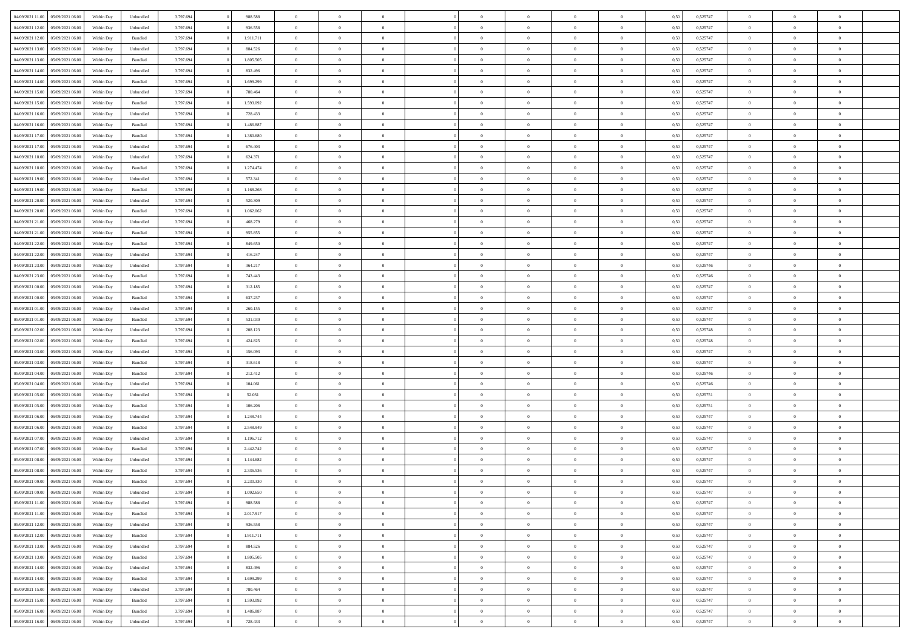| | | | | | | | | | | | | | | | | | | | | |
|---|---|---|---|---|---|---|---|---|---|---|---|---|---|---|---|---|---|---|---|---|
| 04/09/2021 11:00 | 05/09/2021 06:00 | Within Day | Unbundled | 3.797.694 | 0 | 988.588 | 0 | 0 | 0 | | 0 | 0 | 0 | 0 | 0,50 | 0,525747 | 0 | 0 | 0 | |
| 04/09/2021 12:00 | 05/09/2021 06:00 | Within Day | Unbundled | 3.797.694 | 0 | 936.558 | 0 | 0 | 0 | | 0 | 0 | 0 | 0 | 0,50 | 0,525747 | 0 | 0 | 0 | |
| 04/09/2021 12:00 | 05/09/2021 06:00 | Within Day | Bundled | 3.797.694 | 0 | 1.911.711 | 0 | 0 | 0 | | 0 | 0 | 0 | 0 | 0,50 | 0,525747 | 0 | 0 | 0 | |
| 04/09/2021 13:00 | 05/09/2021 06:00 | Within Day | Unbundled | 3.797.694 | 0 | 884.526 | 0 | 0 | 0 | | 0 | 0 | 0 | 0 | 0,50 | 0,525747 | 0 | 0 | 0 | |
| 04/09/2021 13:00 | 05/09/2021 06:00 | Within Day | Bundled | 3.797.694 | 0 | 1.805.505 | 0 | 0 | 0 | | 0 | 0 | 0 | 0 | 0,50 | 0,525747 | 0 | 0 | 0 | |
| 04/09/2021 14:00 | 05/09/2021 06:00 | Within Day | Unbundled | 3.797.694 | 0 | 832.496 | 0 | 0 | 0 | | 0 | 0 | 0 | 0 | 0,50 | 0,525747 | 0 | 0 | 0 | |
| 04/09/2021 14:00 | 05/09/2021 06:00 | Within Day | Bundled | 3.797.694 | 0 | 1.699.299 | 0 | 0 | 0 | | 0 | 0 | 0 | 0 | 0,50 | 0,525747 | 0 | 0 | 0 | |
| 04/09/2021 15:00 | 05/09/2021 06:00 | Within Day | Unbundled | 3.797.694 | 0 | 780.464 | 0 | 0 | 0 | | 0 | 0 | 0 | 0 | 0,50 | 0,525747 | 0 | 0 | 0 | |
| 04/09/2021 15:00 | 05/09/2021 06:00 | Within Day | Bundled | 3.797.694 | 0 | 1.593.092 | 0 | 0 | 0 | | 0 | 0 | 0 | 0 | 0,50 | 0,525747 | 0 | 0 | 0 | |
| 04/09/2021 16:00 | 05/09/2021 06:00 | Within Day | Unbundled | 3.797.694 | 0 | 728.433 | 0 | 0 | 0 | | 0 | 0 | 0 | 0 | 0,50 | 0,525747 | 0 | 0 | 0 | |
| 04/09/2021 16:00 | 05/09/2021 06:00 | Within Day | Bundled | 3.797.694 | 0 | 1.486.887 | 0 | 0 | 0 | | 0 | 0 | 0 | 0 | 0,50 | 0,525747 | 0 | 0 | 0 | |
| 04/09/2021 17:00 | 05/09/2021 06:00 | Within Day | Bundled | 3.797.694 | 0 | 1.380.680 | 0 | 0 | 0 | | 0 | 0 | 0 | 0 | 0,50 | 0,525747 | 0 | 0 | 0 | |
| 04/09/2021 17:00 | 05/09/2021 06:00 | Within Day | Unbundled | 3.797.694 | 0 | 676.403 | 0 | 0 | 0 | | 0 | 0 | 0 | 0 | 0,50 | 0,525747 | 0 | 0 | 0 | |
| 04/09/2021 18:00 | 05/09/2021 06:00 | Within Day | Unbundled | 3.797.694 | 0 | 624.371 | 0 | 0 | 0 | | 0 | 0 | 0 | 0 | 0,50 | 0,525747 | 0 | 0 | 0 | |
| 04/09/2021 18:00 | 05/09/2021 06:00 | Within Day | Bundled | 3.797.694 | 0 | 1.274.474 | 0 | 0 | 0 | | 0 | 0 | 0 | 0 | 0,50 | 0,525747 | 0 | 0 | 0 | |
| 04/09/2021 19:00 | 05/09/2021 06:00 | Within Day | Unbundled | 3.797.694 | 0 | 572.341 | 0 | 0 | 0 | | 0 | 0 | 0 | 0 | 0,50 | 0,525747 | 0 | 0 | 0 | |
| 04/09/2021 19:00 | 05/09/2021 06:00 | Within Day | Bundled | 3.797.694 | 0 | 1.168.268 | 0 | 0 | 0 | | 0 | 0 | 0 | 0 | 0,50 | 0,525747 | 0 | 0 | 0 | |
| 04/09/2021 20:00 | 05/09/2021 06:00 | Within Day | Unbundled | 3.797.694 | 0 | 520.309 | 0 | 0 | 0 | | 0 | 0 | 0 | 0 | 0,50 | 0,525747 | 0 | 0 | 0 | |
| 04/09/2021 20:00 | 05/09/2021 06:00 | Within Day | Bundled | 3.797.694 | 0 | 1.062.062 | 0 | 0 | 0 | | 0 | 0 | 0 | 0 | 0,50 | 0,525747 | 0 | 0 | 0 | |
| 04/09/2021 21:00 | 05/09/2021 06:00 | Within Day | Unbundled | 3.797.694 | 0 | 468.279 | 0 | 0 | 0 | | 0 | 0 | 0 | 0 | 0,50 | 0,525747 | 0 | 0 | 0 | |
| 04/09/2021 21:00 | 05/09/2021 06:00 | Within Day | Bundled | 3.797.694 | 0 | 955.855 | 0 | 0 | 0 | | 0 | 0 | 0 | 0 | 0,50 | 0,525747 | 0 | 0 | 0 | |
| 04/09/2021 22:00 | 05/09/2021 06:00 | Within Day | Bundled | 3.797.694 | 0 | 849.650 | 0 | 0 | 0 | | 0 | 0 | 0 | 0 | 0,50 | 0,525747 | 0 | 0 | 0 | |
| 04/09/2021 22:00 | 05/09/2021 06:00 | Within Day | Unbundled | 3.797.694 | 0 | 416.247 | 0 | 0 | 0 | | 0 | 0 | 0 | 0 | 0,50 | 0,525747 | 0 | 0 | 0 | |
| 04/09/2021 23:00 | 05/09/2021 06:00 | Within Day | Unbundled | 3.797.694 | 0 | 364.217 | 0 | 0 | 0 | | 0 | 0 | 0 | 0 | 0,50 | 0,525746 | 0 | 0 | 0 | |
| 04/09/2021 23:00 | 05/09/2021 06:00 | Within Day | Bundled | 3.797.694 | 0 | 743.443 | 0 | 0 | 0 | | 0 | 0 | 0 | 0 | 0,50 | 0,525746 | 0 | 0 | 0 | |
| 05/09/2021 00:00 | 05/09/2021 06:00 | Within Day | Unbundled | 3.797.694 | 0 | 312.185 | 0 | 0 | 0 | | 0 | 0 | 0 | 0 | 0,50 | 0,525747 | 0 | 0 | 0 | |
| 05/09/2021 00:00 | 05/09/2021 06:00 | Within Day | Bundled | 3.797.694 | 0 | 637.237 | 0 | 0 | 0 | | 0 | 0 | 0 | 0 | 0,50 | 0,525747 | 0 | 0 | 0 | |
| 05/09/2021 01:00 | 05/09/2021 06:00 | Within Day | Unbundled | 3.797.694 | 0 | 260.155 | 0 | 0 | 0 | | 0 | 0 | 0 | 0 | 0,50 | 0,525747 | 0 | 0 | 0 | |
| 05/09/2021 01:00 | 05/09/2021 06:00 | Within Day | Bundled | 3.797.694 | 0 | 531.030 | 0 | 0 | 0 | | 0 | 0 | 0 | 0 | 0,50 | 0,525747 | 0 | 0 | 0 | |
| 05/09/2021 02:00 | 05/09/2021 06:00 | Within Day | Unbundled | 3.797.694 | 0 | 208.123 | 0 | 0 | 0 | | 0 | 0 | 0 | 0 | 0,50 | 0,525748 | 0 | 0 | 0 | |
| 05/09/2021 02:00 | 05/09/2021 06:00 | Within Day | Bundled | 3.797.694 | 0 | 424.825 | 0 | 0 | 0 | | 0 | 0 | 0 | 0 | 0,50 | 0,525748 | 0 | 0 | 0 | |
| 05/09/2021 03:00 | 05/09/2021 06:00 | Within Day | Unbundled | 3.797.694 | 0 | 156.093 | 0 | 0 | 0 | | 0 | 0 | 0 | 0 | 0,50 | 0,525747 | 0 | 0 | 0 | |
| 05/09/2021 03:00 | 05/09/2021 06:00 | Within Day | Bundled | 3.797.694 | 0 | 318.618 | 0 | 0 | 0 | | 0 | 0 | 0 | 0 | 0,50 | 0,525747 | 0 | 0 | 0 | |
| 05/09/2021 04:00 | 05/09/2021 06:00 | Within Day | Bundled | 3.797.694 | 0 | 212.412 | 0 | 0 | 0 | | 0 | 0 | 0 | 0 | 0,50 | 0,525746 | 0 | 0 | 0 | |
| 05/09/2021 04:00 | 05/09/2021 06:00 | Within Day | Unbundled | 3.797.694 | 0 | 104.061 | 0 | 0 | 0 | | 0 | 0 | 0 | 0 | 0,50 | 0,525746 | 0 | 0 | 0 | |
| 05/09/2021 05:00 | 05/09/2021 06:00 | Within Day | Unbundled | 3.797.694 | 0 | 52.031 | 0 | 0 | 0 | | 0 | 0 | 0 | 0 | 0,50 | 0,525751 | 0 | 0 | 0 | |
| 05/09/2021 05:00 | 05/09/2021 06:00 | Within Day | Bundled | 3.797.694 | 0 | 106.206 | 0 | 0 | 0 | | 0 | 0 | 0 | 0 | 0,50 | 0,525751 | 0 | 0 | 0 | |
| 05/09/2021 06:00 | 06/09/2021 06:00 | Within Day | Unbundled | 3.797.694 | 0 | 1.248.744 | 0 | 0 | 0 | | 0 | 0 | 0 | 0 | 0,50 | 0,525747 | 0 | 0 | 0 | |
| 05/09/2021 06:00 | 06/09/2021 06:00 | Within Day | Bundled | 3.797.694 | 0 | 2.548.949 | 0 | 0 | 0 | | 0 | 0 | 0 | 0 | 0,50 | 0,525747 | 0 | 0 | 0 | |
| 05/09/2021 07:00 | 06/09/2021 06:00 | Within Day | Unbundled | 3.797.694 | 0 | 1.196.712 | 0 | 0 | 0 | | 0 | 0 | 0 | 0 | 0,50 | 0,525747 | 0 | 0 | 0 | |
| 05/09/2021 07:00 | 06/09/2021 06:00 | Within Day | Bundled | 3.797.694 | 0 | 2.442.742 | 0 | 0 | 0 | | 0 | 0 | 0 | 0 | 0,50 | 0,525747 | 0 | 0 | 0 | |
| 05/09/2021 08:00 | 06/09/2021 06:00 | Within Day | Unbundled | 3.797.694 | 0 | 1.144.682 | 0 | 0 | 0 | | 0 | 0 | 0 | 0 | 0,50 | 0,525747 | 0 | 0 | 0 | |
| 05/09/2021 08:00 | 06/09/2021 06:00 | Within Day | Bundled | 3.797.694 | 0 | 2.336.536 | 0 | 0 | 0 | | 0 | 0 | 0 | 0 | 0,50 | 0,525747 | 0 | 0 | 0 | |
| 05/09/2021 09:00 | 06/09/2021 06:00 | Within Day | Bundled | 3.797.694 | 0 | 2.230.330 | 0 | 0 | 0 | | 0 | 0 | 0 | 0 | 0,50 | 0,525747 | 0 | 0 | 0 | |
| 05/09/2021 09:00 | 06/09/2021 06:00 | Within Day | Unbundled | 3.797.694 | 0 | 1.092.650 | 0 | 0 | 0 | | 0 | 0 | 0 | 0 | 0,50 | 0,525747 | 0 | 0 | 0 | |
| 05/09/2021 11:00 | 06/09/2021 06:00 | Within Day | Unbundled | 3.797.694 | 0 | 988.588 | 0 | 0 | 0 | | 0 | 0 | 0 | 0 | 0,50 | 0,525747 | 0 | 0 | 0 | |
| 05/09/2021 11:00 | 06/09/2021 06:00 | Within Day | Bundled | 3.797.694 | 0 | 2.017.917 | 0 | 0 | 0 | | 0 | 0 | 0 | 0 | 0,50 | 0,525747 | 0 | 0 | 0 | |
| 05/09/2021 12:00 | 06/09/2021 06:00 | Within Day | Unbundled | 3.797.694 | 0 | 936.558 | 0 | 0 | 0 | | 0 | 0 | 0 | 0 | 0,50 | 0,525747 | 0 | 0 | 0 | |
| 05/09/2021 12:00 | 06/09/2021 06:00 | Within Day | Bundled | 3.797.694 | 0 | 1.911.711 | 0 | 0 | 0 | | 0 | 0 | 0 | 0 | 0,50 | 0,525747 | 0 | 0 | 0 | |
| 05/09/2021 13:00 | 06/09/2021 06:00 | Within Day | Unbundled | 3.797.694 | 0 | 884.526 | 0 | 0 | 0 | | 0 | 0 | 0 | 0 | 0,50 | 0,525747 | 0 | 0 | 0 | |
| 05/09/2021 13:00 | 06/09/2021 06:00 | Within Day | Bundled | 3.797.694 | 0 | 1.805.505 | 0 | 0 | 0 | | 0 | 0 | 0 | 0 | 0,50 | 0,525747 | 0 | 0 | 0 | |
| 05/09/2021 14:00 | 06/09/2021 06:00 | Within Day | Unbundled | 3.797.694 | 0 | 832.496 | 0 | 0 | 0 | | 0 | 0 | 0 | 0 | 0,50 | 0,525747 | 0 | 0 | 0 | |
| 05/09/2021 14:00 | 06/09/2021 06:00 | Within Day | Bundled | 3.797.694 | 0 | 1.699.299 | 0 | 0 | 0 | | 0 | 0 | 0 | 0 | 0,50 | 0,525747 | 0 | 0 | 0 | |
| 05/09/2021 15:00 | 06/09/2021 06:00 | Within Day | Unbundled | 3.797.694 | 0 | 780.464 | 0 | 0 | 0 | | 0 | 0 | 0 | 0 | 0,50 | 0,525747 | 0 | 0 | 0 | |
| 05/09/2021 15:00 | 06/09/2021 06:00 | Within Day | Bundled | 3.797.694 | 0 | 1.593.092 | 0 | 0 | 0 | | 0 | 0 | 0 | 0 | 0,50 | 0,525747 | 0 | 0 | 0 | |
| 05/09/2021 16:00 | 06/09/2021 06:00 | Within Day | Bundled | 3.797.694 | 0 | 1.486.887 | 0 | 0 | 0 | | 0 | 0 | 0 | 0 | 0,50 | 0,525747 | 0 | 0 | 0 | |
| 05/09/2021 16:00 | 06/09/2021 06:00 | Within Day | Unbundled | 3.797.694 | 0 | 728.433 | 0 | 0 | 0 | | 0 | 0 | 0 | 0 | 0,50 | 0,525747 | 0 | 0 | 0 | |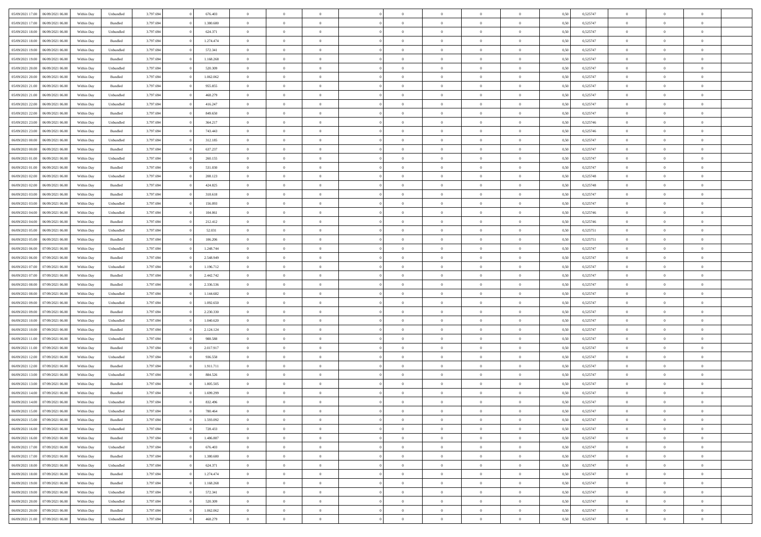| | | | | | | | | | | | | | | | | | | | | | |
|---|---|---|---|---|---|---|---|---|---|---|---|---|---|---|---|---|---|---|---|---|---|
| 05/09/2021 17:00 | 06/09/2021 06:00 | Within Day | Unbundled | 3.797.694 | 0 | 676.403 | 0 | 0 | 0 | | 0 | 0 | 0 | 0 | 0,50 | 0,525747 | 0 | 0 | 0 | |
| 05/09/2021 17:00 | 06/09/2021 06:00 | Within Day | Bundled | 3.797.694 | 0 | 1.380.680 | 0 | 0 | 0 | | 0 | 0 | 0 | 0 | 0,50 | 0,525747 | 0 | 0 | 0 | |
| 05/09/2021 18:00 | 06/09/2021 06:00 | Within Day | Unbundled | 3.797.694 | 0 | 624.371 | 0 | 0 | 0 | | 0 | 0 | 0 | 0 | 0,50 | 0,525747 | 0 | 0 | 0 | |
| 05/09/2021 18:00 | 06/09/2021 06:00 | Within Day | Bundled | 3.797.694 | 0 | 1.274.474 | 0 | 0 | 0 | | 0 | 0 | 0 | 0 | 0,50 | 0,525747 | 0 | 0 | 0 | |
| 05/09/2021 19:00 | 06/09/2021 06:00 | Within Day | Unbundled | 3.797.694 | 0 | 572.341 | 0 | 0 | 0 | | 0 | 0 | 0 | 0 | 0,50 | 0,525747 | 0 | 0 | 0 | |
| 05/09/2021 19:00 | 06/09/2021 06:00 | Within Day | Bundled | 3.797.694 | 0 | 1.168.268 | 0 | 0 | 0 | | 0 | 0 | 0 | 0 | 0,50 | 0,525747 | 0 | 0 | 0 | |
| 05/09/2021 20:00 | 06/09/2021 06:00 | Within Day | Unbundled | 3.797.694 | 0 | 520.309 | 0 | 0 | 0 | | 0 | 0 | 0 | 0 | 0,50 | 0,525747 | 0 | 0 | 0 | |
| 05/09/2021 20:00 | 06/09/2021 06:00 | Within Day | Bundled | 3.797.694 | 0 | 1.062.062 | 0 | 0 | 0 | | 0 | 0 | 0 | 0 | 0,50 | 0,525747 | 0 | 0 | 0 | |
| 05/09/2021 21:00 | 06/09/2021 06:00 | Within Day | Bundled | 3.797.694 | 0 | 955.855 | 0 | 0 | 0 | | 0 | 0 | 0 | 0 | 0,50 | 0,525747 | 0 | 0 | 0 | |
| 05/09/2021 21:00 | 06/09/2021 06:00 | Within Day | Unbundled | 3.797.694 | 0 | 468.279 | 0 | 0 | 0 | | 0 | 0 | 0 | 0 | 0,50 | 0,525747 | 0 | 0 | 0 | |
| 05/09/2021 22:00 | 06/09/2021 06:00 | Within Day | Unbundled | 3.797.694 | 0 | 416.247 | 0 | 0 | 0 | | 0 | 0 | 0 | 0 | 0,50 | 0,525747 | 0 | 0 | 0 | |
| 05/09/2021 22:00 | 06/09/2021 06:00 | Within Day | Bundled | 3.797.694 | 0 | 849.650 | 0 | 0 | 0 | | 0 | 0 | 0 | 0 | 0,50 | 0,525747 | 0 | 0 | 0 | |
| 05/09/2021 23:00 | 06/09/2021 06:00 | Within Day | Unbundled | 3.797.694 | 0 | 364.217 | 0 | 0 | 0 | | 0 | 0 | 0 | 0 | 0,50 | 0,525746 | 0 | 0 | 0 | |
| 05/09/2021 23:00 | 06/09/2021 06:00 | Within Day | Bundled | 3.797.694 | 0 | 743.443 | 0 | 0 | 0 | | 0 | 0 | 0 | 0 | 0,50 | 0,525746 | 0 | 0 | 0 | |
| 06/09/2021 00:00 | 06/09/2021 06:00 | Within Day | Unbundled | 3.797.694 | 0 | 312.185 | 0 | 0 | 0 | | 0 | 0 | 0 | 0 | 0,50 | 0,525747 | 0 | 0 | 0 | |
| 06/09/2021 00:00 | 06/09/2021 06:00 | Within Day | Bundled | 3.797.694 | 0 | 637.237 | 0 | 0 | 0 | | 0 | 0 | 0 | 0 | 0,50 | 0,525747 | 0 | 0 | 0 | |
| 06/09/2021 01:00 | 06/09/2021 06:00 | Within Day | Unbundled | 3.797.694 | 0 | 260.155 | 0 | 0 | 0 | | 0 | 0 | 0 | 0 | 0,50 | 0,525747 | 0 | 0 | 0 | |
| 06/09/2021 01:00 | 06/09/2021 06:00 | Within Day | Bundled | 3.797.694 | 0 | 531.030 | 0 | 0 | 0 | | 0 | 0 | 0 | 0 | 0,50 | 0,525747 | 0 | 0 | 0 | |
| 06/09/2021 02:00 | 06/09/2021 06:00 | Within Day | Unbundled | 3.797.694 | 0 | 208.123 | 0 | 0 | 0 | | 0 | 0 | 0 | 0 | 0,50 | 0,525748 | 0 | 0 | 0 | |
| 06/09/2021 02:00 | 06/09/2021 06:00 | Within Day | Bundled | 3.797.694 | 0 | 424.825 | 0 | 0 | 0 | | 0 | 0 | 0 | 0 | 0,50 | 0,525748 | 0 | 0 | 0 | |
| 06/09/2021 03:00 | 06/09/2021 06:00 | Within Day | Bundled | 3.797.694 | 0 | 318.618 | 0 | 0 | 0 | | 0 | 0 | 0 | 0 | 0,50 | 0,525747 | 0 | 0 | 0 | |
| 06/09/2021 03:00 | 06/09/2021 06:00 | Within Day | Unbundled | 3.797.694 | 0 | 156.093 | 0 | 0 | 0 | | 0 | 0 | 0 | 0 | 0,50 | 0,525747 | 0 | 0 | 0 | |
| 06/09/2021 04:00 | 06/09/2021 06:00 | Within Day | Unbundled | 3.797.694 | 0 | 104.061 | 0 | 0 | 0 | | 0 | 0 | 0 | 0 | 0,50 | 0,525746 | 0 | 0 | 0 | |
| 06/09/2021 04:00 | 06/09/2021 06:00 | Within Day | Bundled | 3.797.694 | 0 | 212.412 | 0 | 0 | 0 | | 0 | 0 | 0 | 0 | 0,50 | 0,525746 | 0 | 0 | 0 | |
| 06/09/2021 05:00 | 06/09/2021 06:00 | Within Day | Unbundled | 3.797.694 | 0 | 52.031 | 0 | 0 | 0 | | 0 | 0 | 0 | 0 | 0,50 | 0,525751 | 0 | 0 | 0 | |
| 06/09/2021 05:00 | 06/09/2021 06:00 | Within Day | Bundled | 3.797.694 | 0 | 106.206 | 0 | 0 | 0 | | 0 | 0 | 0 | 0 | 0,50 | 0,525751 | 0 | 0 | 0 | |
| 06/09/2021 06:00 | 07/09/2021 06:00 | Within Day | Unbundled | 3.797.694 | 0 | 1.248.744 | 0 | 0 | 0 | | 0 | 0 | 0 | 0 | 0,50 | 0,525747 | 0 | 0 | 0 | |
| 06/09/2021 06:00 | 07/09/2021 06:00 | Within Day | Bundled | 3.797.694 | 0 | 2.548.949 | 0 | 0 | 0 | | 0 | 0 | 0 | 0 | 0,50 | 0,525747 | 0 | 0 | 0 | |
| 06/09/2021 07:00 | 07/09/2021 06:00 | Within Day | Unbundled | 3.797.694 | 0 | 1.196.712 | 0 | 0 | 0 | | 0 | 0 | 0 | 0 | 0,50 | 0,525747 | 0 | 0 | 0 | |
| 06/09/2021 07:00 | 07/09/2021 06:00 | Within Day | Bundled | 3.797.694 | 0 | 2.442.742 | 0 | 0 | 0 | | 0 | 0 | 0 | 0 | 0,50 | 0,525747 | 0 | 0 | 0 | |
| 06/09/2021 08:00 | 07/09/2021 06:00 | Within Day | Bundled | 3.797.694 | 0 | 2.336.536 | 0 | 0 | 0 | | 0 | 0 | 0 | 0 | 0,50 | 0,525747 | 0 | 0 | 0 | |
| 06/09/2021 08:00 | 07/09/2021 06:00 | Within Day | Unbundled | 3.797.694 | 0 | 1.144.682 | 0 | 0 | 0 | | 0 | 0 | 0 | 0 | 0,50 | 0,525747 | 0 | 0 | 0 | |
| 06/09/2021 09:00 | 07/09/2021 06:00 | Within Day | Unbundled | 3.797.694 | 0 | 1.092.650 | 0 | 0 | 0 | | 0 | 0 | 0 | 0 | 0,50 | 0,525747 | 0 | 0 | 0 | |
| 06/09/2021 09:00 | 07/09/2021 06:00 | Within Day | Bundled | 3.797.694 | 0 | 2.230.330 | 0 | 0 | 0 | | 0 | 0 | 0 | 0 | 0,50 | 0,525747 | 0 | 0 | 0 | |
| 06/09/2021 10:00 | 07/09/2021 06:00 | Within Day | Unbundled | 3.797.694 | 0 | 1.040.620 | 0 | 0 | 0 | | 0 | 0 | 0 | 0 | 0,50 | 0,525747 | 0 | 0 | 0 | |
| 06/09/2021 10:00 | 07/09/2021 06:00 | Within Day | Bundled | 3.797.694 | 0 | 2.124.124 | 0 | 0 | 0 | | 0 | 0 | 0 | 0 | 0,50 | 0,525747 | 0 | 0 | 0 | |
| 06/09/2021 11:00 | 07/09/2021 06:00 | Within Day | Unbundled | 3.797.694 | 0 | 988.588 | 0 | 0 | 0 | | 0 | 0 | 0 | 0 | 0,50 | 0,525747 | 0 | 0 | 0 | |
| 06/09/2021 11:00 | 07/09/2021 06:00 | Within Day | Bundled | 3.797.694 | 0 | 2.017.917 | 0 | 0 | 0 | | 0 | 0 | 0 | 0 | 0,50 | 0,525747 | 0 | 0 | 0 | |
| 06/09/2021 12:00 | 07/09/2021 06:00 | Within Day | Unbundled | 3.797.694 | 0 | 936.558 | 0 | 0 | 0 | | 0 | 0 | 0 | 0 | 0,50 | 0,525747 | 0 | 0 | 0 | |
| 06/09/2021 12:00 | 07/09/2021 06:00 | Within Day | Bundled | 3.797.694 | 0 | 1.911.711 | 0 | 0 | 0 | | 0 | 0 | 0 | 0 | 0,50 | 0,525747 | 0 | 0 | 0 | |
| 06/09/2021 13:00 | 07/09/2021 06:00 | Within Day | Unbundled | 3.797.694 | 0 | 884.526 | 0 | 0 | 0 | | 0 | 0 | 0 | 0 | 0,50 | 0,525747 | 0 | 0 | 0 | |
| 06/09/2021 13:00 | 07/09/2021 06:00 | Within Day | Bundled | 3.797.694 | 0 | 1.805.505 | 0 | 0 | 0 | | 0 | 0 | 0 | 0 | 0,50 | 0,525747 | 0 | 0 | 0 | |
| 06/09/2021 14:00 | 07/09/2021 06:00 | Within Day | Bundled | 3.797.694 | 0 | 1.699.299 | 0 | 0 | 0 | | 0 | 0 | 0 | 0 | 0,50 | 0,525747 | 0 | 0 | 0 | |
| 06/09/2021 14:00 | 07/09/2021 06:00 | Within Day | Unbundled | 3.797.694 | 0 | 832.496 | 0 | 0 | 0 | | 0 | 0 | 0 | 0 | 0,50 | 0,525747 | 0 | 0 | 0 | |
| 06/09/2021 15:00 | 07/09/2021 06:00 | Within Day | Unbundled | 3.797.694 | 0 | 780.464 | 0 | 0 | 0 | | 0 | 0 | 0 | 0 | 0,50 | 0,525747 | 0 | 0 | 0 | |
| 06/09/2021 15:00 | 07/09/2021 06:00 | Within Day | Bundled | 3.797.694 | 0 | 1.593.092 | 0 | 0 | 0 | | 0 | 0 | 0 | 0 | 0,50 | 0,525747 | 0 | 0 | 0 | |
| 06/09/2021 16:00 | 07/09/2021 06:00 | Within Day | Unbundled | 3.797.694 | 0 | 728.433 | 0 | 0 | 0 | | 0 | 0 | 0 | 0 | 0,50 | 0,525747 | 0 | 0 | 0 | |
| 06/09/2021 16:00 | 07/09/2021 06:00 | Within Day | Bundled | 3.797.694 | 0 | 1.486.887 | 0 | 0 | 0 | | 0 | 0 | 0 | 0 | 0,50 | 0,525747 | 0 | 0 | 0 | |
| 06/09/2021 17:00 | 07/09/2021 06:00 | Within Day | Unbundled | 3.797.694 | 0 | 676.403 | 0 | 0 | 0 | | 0 | 0 | 0 | 0 | 0,50 | 0,525747 | 0 | 0 | 0 | |
| 06/09/2021 17:00 | 07/09/2021 06:00 | Within Day | Bundled | 3.797.694 | 0 | 1.380.680 | 0 | 0 | 0 | | 0 | 0 | 0 | 0 | 0,50 | 0,525747 | 0 | 0 | 0 | |
| 06/09/2021 18:00 | 07/09/2021 06:00 | Within Day | Unbundled | 3.797.694 | 0 | 624.371 | 0 | 0 | 0 | | 0 | 0 | 0 | 0 | 0,50 | 0,525747 | 0 | 0 | 0 | |
| 06/09/2021 18:00 | 07/09/2021 06:00 | Within Day | Bundled | 3.797.694 | 0 | 1.274.474 | 0 | 0 | 0 | | 0 | 0 | 0 | 0 | 0,50 | 0,525747 | 0 | 0 | 0 | |
| 06/09/2021 19:00 | 07/09/2021 06:00 | Within Day | Bundled | 3.797.694 | 0 | 1.168.268 | 0 | 0 | 0 | | 0 | 0 | 0 | 0 | 0,50 | 0,525747 | 0 | 0 | 0 | |
| 06/09/2021 19:00 | 07/09/2021 06:00 | Within Day | Unbundled | 3.797.694 | 0 | 572.341 | 0 | 0 | 0 | | 0 | 0 | 0 | 0 | 0,50 | 0,525747 | 0 | 0 | 0 | |
| 06/09/2021 20:00 | 07/09/2021 06:00 | Within Day | Unbundled | 3.797.694 | 0 | 520.309 | 0 | 0 | 0 | | 0 | 0 | 0 | 0 | 0,50 | 0,525747 | 0 | 0 | 0 | |
| 06/09/2021 20:00 | 07/09/2021 06:00 | Within Day | Bundled | 3.797.694 | 0 | 1.062.062 | 0 | 0 | 0 | | 0 | 0 | 0 | 0 | 0,50 | 0,525747 | 0 | 0 | 0 | |
| 06/09/2021 21:00 | 07/09/2021 06:00 | Within Day | Unbundled | 3.797.694 | 0 | 468.279 | 0 | 0 | 0 | | 0 | 0 | 0 | 0 | 0,50 | 0,525747 | 0 | 0 | 0 | |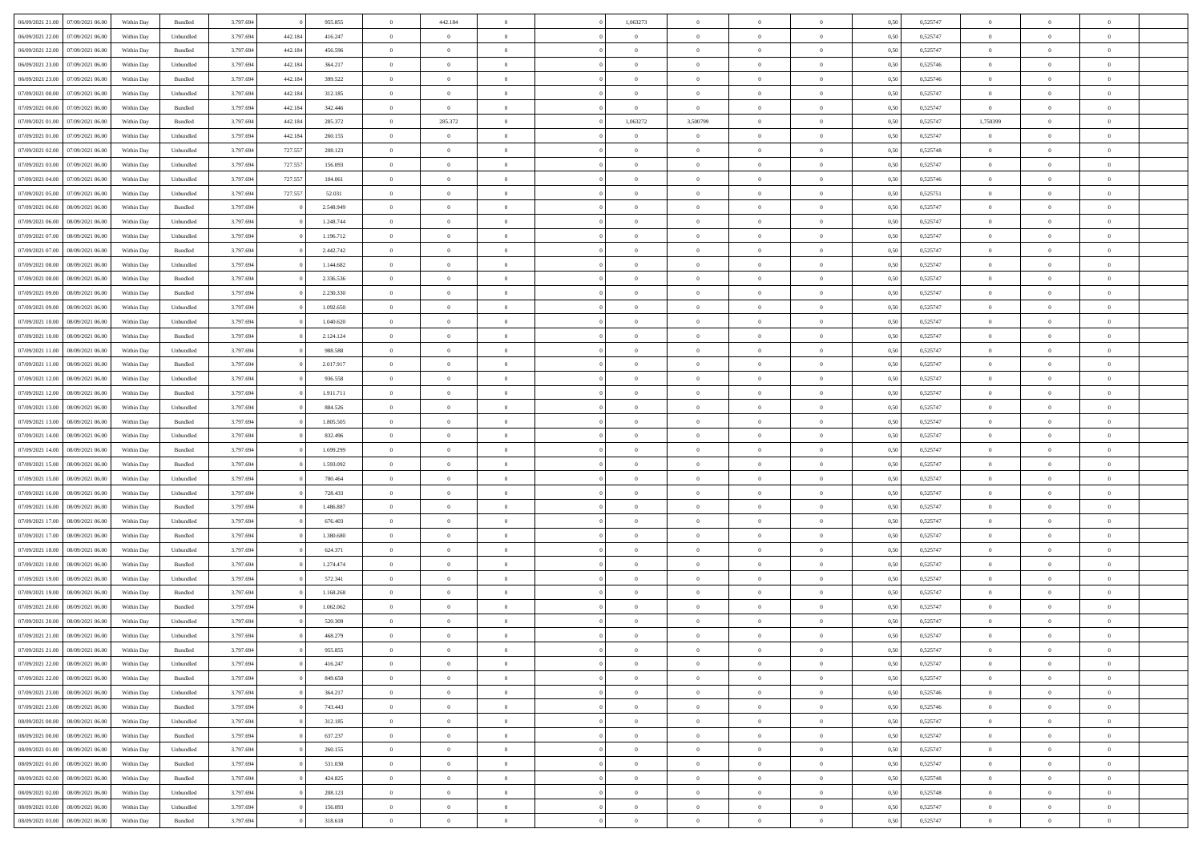| | | | | | | | | | | | | | | | | | | | | |
|---|---|---|---|---|---|---|---|---|---|---|---|---|---|---|---|---|---|---|---|---|
| 06/09/2021 21.00 | 07/09/2021 06.00 | Within Day | Bundled | 3.797.694 | 0 | 955.855 | 0 | 442.184 | 0 | | 1,063273 | 0 | 0 | 0 | 0,50 | 0,525747 | 0 | 0 | 0 | |
| 06/09/2021 22.00 | 07/09/2021 06.00 | Within Day | Unbundled | 3.797.694 | 442.184 | 416.247 | 0 | 0 | 0 | | 0 | 0 | 0 | 0 | 0,50 | 0,525747 | 0 | 0 | 0 | |
| 06/09/2021 22.00 | 07/09/2021 06.00 | Within Day | Bundled | 3.797.694 | 442.184 | 456.596 | 0 | 0 | 0 | | 0 | 0 | 0 | 0 | 0,50 | 0,525747 | 0 | 0 | 0 | |
| 06/09/2021 23.00 | 07/09/2021 06.00 | Within Day | Unbundled | 3.797.694 | 442.184 | 364.217 | 0 | 0 | 0 | | 0 | 0 | 0 | 0 | 0,50 | 0,525746 | 0 | 0 | 0 | |
| 06/09/2021 23.00 | 07/09/2021 06.00 | Within Day | Bundled | 3.797.694 | 442.184 | 399.522 | 0 | 0 | 0 | | 0 | 0 | 0 | 0 | 0,50 | 0,525746 | 0 | 0 | 0 | |
| 07/09/2021 00.00 | 07/09/2021 06.00 | Within Day | Unbundled | 3.797.694 | 442.184 | 312.185 | 0 | 0 | 0 | | 0 | 0 | 0 | 0 | 0,50 | 0,525747 | 0 | 0 | 0 | |
| 07/09/2021 00.00 | 07/09/2021 06.00 | Within Day | Bundled | 3.797.694 | 442.184 | 342.446 | 0 | 0 | 0 | | 0 | 0 | 0 | 0 | 0,50 | 0,525747 | 0 | 0 | 0 | |
| 07/09/2021 01.00 | 07/09/2021 06.00 | Within Day | Bundled | 3.797.694 | 442.184 | 285.372 | 0 | 285.372 | 0 | | 1,063272 | 3,500799 | 0 | 0 | 0,50 | 0,525747 | 1,750399 | 0 | 0 | |
| 07/09/2021 01.00 | 07/09/2021 06.00 | Within Day | Unbundled | 3.797.694 | 442.184 | 260.155 | 0 | 0 | 0 | | 0 | 0 | 0 | 0 | 0,50 | 0,525747 | 0 | 0 | 0 | |
| 07/09/2021 02.00 | 07/09/2021 06.00 | Within Day | Unbundled | 3.797.694 | 727.557 | 208.123 | 0 | 0 | 0 | | 0 | 0 | 0 | 0 | 0,50 | 0,525748 | 0 | 0 | 0 | |
| 07/09/2021 03.00 | 07/09/2021 06.00 | Within Day | Unbundled | 3.797.694 | 727.557 | 156.093 | 0 | 0 | 0 | | 0 | 0 | 0 | 0 | 0,50 | 0,525747 | 0 | 0 | 0 | |
| 07/09/2021 04.00 | 07/09/2021 06.00 | Within Day | Unbundled | 3.797.694 | 727.557 | 104.061 | 0 | 0 | 0 | | 0 | 0 | 0 | 0 | 0,50 | 0,525746 | 0 | 0 | 0 | |
| 07/09/2021 05.00 | 07/09/2021 06.00 | Within Day | Unbundled | 3.797.694 | 727.557 | 52.031 | 0 | 0 | 0 | | 0 | 0 | 0 | 0 | 0,50 | 0,525751 | 0 | 0 | 0 | |
| 07/09/2021 06.00 | 08/09/2021 06.00 | Within Day | Bundled | 3.797.694 | 0 | 2.548.949 | 0 | 0 | 0 | | 0 | 0 | 0 | 0 | 0,50 | 0,525747 | 0 | 0 | 0 | |
| 07/09/2021 06.00 | 08/09/2021 06.00 | Within Day | Unbundled | 3.797.694 | 0 | 1.248.744 | 0 | 0 | 0 | | 0 | 0 | 0 | 0 | 0,50 | 0,525747 | 0 | 0 | 0 | |
| 07/09/2021 07.00 | 08/09/2021 06.00 | Within Day | Unbundled | 3.797.694 | 0 | 1.196.712 | 0 | 0 | 0 | | 0 | 0 | 0 | 0 | 0,50 | 0,525747 | 0 | 0 | 0 | |
| 07/09/2021 07.00 | 08/09/2021 06.00 | Within Day | Bundled | 3.797.694 | 0 | 2.442.742 | 0 | 0 | 0 | | 0 | 0 | 0 | 0 | 0,50 | 0,525747 | 0 | 0 | 0 | |
| 07/09/2021 08.00 | 08/09/2021 06.00 | Within Day | Unbundled | 3.797.694 | 0 | 1.144.682 | 0 | 0 | 0 | | 0 | 0 | 0 | 0 | 0,50 | 0,525747 | 0 | 0 | 0 | |
| 07/09/2021 08.00 | 08/09/2021 06.00 | Within Day | Bundled | 3.797.694 | 0 | 2.336.536 | 0 | 0 | 0 | | 0 | 0 | 0 | 0 | 0,50 | 0,525747 | 0 | 0 | 0 | |
| 07/09/2021 09.00 | 08/09/2021 06.00 | Within Day | Bundled | 3.797.694 | 0 | 2.230.330 | 0 | 0 | 0 | | 0 | 0 | 0 | 0 | 0,50 | 0,525747 | 0 | 0 | 0 | |
| 07/09/2021 09.00 | 08/09/2021 06.00 | Within Day | Unbundled | 3.797.694 | 0 | 1.092.650 | 0 | 0 | 0 | | 0 | 0 | 0 | 0 | 0,50 | 0,525747 | 0 | 0 | 0 | |
| 07/09/2021 10.00 | 08/09/2021 06.00 | Within Day | Unbundled | 3.797.694 | 0 | 1.040.620 | 0 | 0 | 0 | | 0 | 0 | 0 | 0 | 0,50 | 0,525747 | 0 | 0 | 0 | |
| 07/09/2021 10.00 | 08/09/2021 06.00 | Within Day | Bundled | 3.797.694 | 0 | 2.124.124 | 0 | 0 | 0 | | 0 | 0 | 0 | 0 | 0,50 | 0,525747 | 0 | 0 | 0 | |
| 07/09/2021 11.00 | 08/09/2021 06.00 | Within Day | Unbundled | 3.797.694 | 0 | 988.588 | 0 | 0 | 0 | | 0 | 0 | 0 | 0 | 0,50 | 0,525747 | 0 | 0 | 0 | |
| 07/09/2021 11.00 | 08/09/2021 06.00 | Within Day | Bundled | 3.797.694 | 0 | 2.017.917 | 0 | 0 | 0 | | 0 | 0 | 0 | 0 | 0,50 | 0,525747 | 0 | 0 | 0 | |
| 07/09/2021 12.00 | 08/09/2021 06.00 | Within Day | Unbundled | 3.797.694 | 0 | 936.558 | 0 | 0 | 0 | | 0 | 0 | 0 | 0 | 0,50 | 0,525747 | 0 | 0 | 0 | |
| 07/09/2021 12.00 | 08/09/2021 06.00 | Within Day | Bundled | 3.797.694 | 0 | 1.911.711 | 0 | 0 | 0 | | 0 | 0 | 0 | 0 | 0,50 | 0,525747 | 0 | 0 | 0 | |
| 07/09/2021 13.00 | 08/09/2021 06.00 | Within Day | Unbundled | 3.797.694 | 0 | 884.526 | 0 | 0 | 0 | | 0 | 0 | 0 | 0 | 0,50 | 0,525747 | 0 | 0 | 0 | |
| 07/09/2021 13.00 | 08/09/2021 06.00 | Within Day | Bundled | 3.797.694 | 0 | 1.805.505 | 0 | 0 | 0 | | 0 | 0 | 0 | 0 | 0,50 | 0,525747 | 0 | 0 | 0 | |
| 07/09/2021 14.00 | 08/09/2021 06.00 | Within Day | Unbundled | 3.797.694 | 0 | 832.496 | 0 | 0 | 0 | | 0 | 0 | 0 | 0 | 0,50 | 0,525747 | 0 | 0 | 0 | |
| 07/09/2021 14.00 | 08/09/2021 06.00 | Within Day | Bundled | 3.797.694 | 0 | 1.699.299 | 0 | 0 | 0 | | 0 | 0 | 0 | 0 | 0,50 | 0,525747 | 0 | 0 | 0 | |
| 07/09/2021 15.00 | 08/09/2021 06.00 | Within Day | Bundled | 3.797.694 | 0 | 1.593.092 | 0 | 0 | 0 | | 0 | 0 | 0 | 0 | 0,50 | 0,525747 | 0 | 0 | 0 | |
| 07/09/2021 15.00 | 08/09/2021 06.00 | Within Day | Unbundled | 3.797.694 | 0 | 780.464 | 0 | 0 | 0 | | 0 | 0 | 0 | 0 | 0,50 | 0,525747 | 0 | 0 | 0 | |
| 07/09/2021 16.00 | 08/09/2021 06.00 | Within Day | Unbundled | 3.797.694 | 0 | 728.433 | 0 | 0 | 0 | | 0 | 0 | 0 | 0 | 0,50 | 0,525747 | 0 | 0 | 0 | |
| 07/09/2021 16.00 | 08/09/2021 06.00 | Within Day | Bundled | 3.797.694 | 0 | 1.486.887 | 0 | 0 | 0 | | 0 | 0 | 0 | 0 | 0,50 | 0,525747 | 0 | 0 | 0 | |
| 07/09/2021 17.00 | 08/09/2021 06.00 | Within Day | Unbundled | 3.797.694 | 0 | 676.403 | 0 | 0 | 0 | | 0 | 0 | 0 | 0 | 0,50 | 0,525747 | 0 | 0 | 0 | |
| 07/09/2021 17.00 | 08/09/2021 06.00 | Within Day | Bundled | 3.797.694 | 0 | 1.380.680 | 0 | 0 | 0 | | 0 | 0 | 0 | 0 | 0,50 | 0,525747 | 0 | 0 | 0 | |
| 07/09/2021 18.00 | 08/09/2021 06.00 | Within Day | Unbundled | 3.797.694 | 0 | 624.371 | 0 | 0 | 0 | | 0 | 0 | 0 | 0 | 0,50 | 0,525747 | 0 | 0 | 0 | |
| 07/09/2021 18.00 | 08/09/2021 06.00 | Within Day | Bundled | 3.797.694 | 0 | 1.274.474 | 0 | 0 | 0 | | 0 | 0 | 0 | 0 | 0,50 | 0,525747 | 0 | 0 | 0 | |
| 07/09/2021 19.00 | 08/09/2021 06.00 | Within Day | Unbundled | 3.797.694 | 0 | 572.341 | 0 | 0 | 0 | | 0 | 0 | 0 | 0 | 0,50 | 0,525747 | 0 | 0 | 0 | |
| 07/09/2021 19.00 | 08/09/2021 06.00 | Within Day | Bundled | 3.797.694 | 0 | 1.168.268 | 0 | 0 | 0 | | 0 | 0 | 0 | 0 | 0,50 | 0,525747 | 0 | 0 | 0 | |
| 07/09/2021 20.00 | 08/09/2021 06.00 | Within Day | Bundled | 3.797.694 | 0 | 1.062.062 | 0 | 0 | 0 | | 0 | 0 | 0 | 0 | 0,50 | 0,525747 | 0 | 0 | 0 | |
| 07/09/2021 20.00 | 08/09/2021 06.00 | Within Day | Unbundled | 3.797.694 | 0 | 520.309 | 0 | 0 | 0 | | 0 | 0 | 0 | 0 | 0,50 | 0,525747 | 0 | 0 | 0 | |
| 07/09/2021 21.00 | 08/09/2021 06.00 | Within Day | Unbundled | 3.797.694 | 0 | 468.279 | 0 | 0 | 0 | | 0 | 0 | 0 | 0 | 0,50 | 0,525747 | 0 | 0 | 0 | |
| 07/09/2021 21.00 | 08/09/2021 06.00 | Within Day | Bundled | 3.797.694 | 0 | 955.855 | 0 | 0 | 0 | | 0 | 0 | 0 | 0 | 0,50 | 0,525747 | 0 | 0 | 0 | |
| 07/09/2021 22.00 | 08/09/2021 06.00 | Within Day | Unbundled | 3.797.694 | 0 | 416.247 | 0 | 0 | 0 | | 0 | 0 | 0 | 0 | 0,50 | 0,525747 | 0 | 0 | 0 | |
| 07/09/2021 22.00 | 08/09/2021 06.00 | Within Day | Bundled | 3.797.694 | 0 | 849.650 | 0 | 0 | 0 | | 0 | 0 | 0 | 0 | 0,50 | 0,525747 | 0 | 0 | 0 | |
| 07/09/2021 23.00 | 08/09/2021 06.00 | Within Day | Unbundled | 3.797.694 | 0 | 364.217 | 0 | 0 | 0 | | 0 | 0 | 0 | 0 | 0,50 | 0,525746 | 0 | 0 | 0 | |
| 07/09/2021 23.00 | 08/09/2021 06.00 | Within Day | Bundled | 3.797.694 | 0 | 743.443 | 0 | 0 | 0 | | 0 | 0 | 0 | 0 | 0,50 | 0,525746 | 0 | 0 | 0 | |
| 08/09/2021 00.00 | 08/09/2021 06.00 | Within Day | Unbundled | 3.797.694 | 0 | 312.185 | 0 | 0 | 0 | | 0 | 0 | 0 | 0 | 0,50 | 0,525747 | 0 | 0 | 0 | |
| 08/09/2021 00.00 | 08/09/2021 06.00 | Within Day | Bundled | 3.797.694 | 0 | 637.237 | 0 | 0 | 0 | | 0 | 0 | 0 | 0 | 0,50 | 0,525747 | 0 | 0 | 0 | |
| 08/09/2021 01.00 | 08/09/2021 06.00 | Within Day | Unbundled | 3.797.694 | 0 | 260.155 | 0 | 0 | 0 | | 0 | 0 | 0 | 0 | 0,50 | 0,525747 | 0 | 0 | 0 | |
| 08/09/2021 01.00 | 08/09/2021 06.00 | Within Day | Bundled | 3.797.694 | 0 | 531.030 | 0 | 0 | 0 | | 0 | 0 | 0 | 0 | 0,50 | 0,525747 | 0 | 0 | 0 | |
| 08/09/2021 02.00 | 08/09/2021 06.00 | Within Day | Bundled | 3.797.694 | 0 | 424.825 | 0 | 0 | 0 | | 0 | 0 | 0 | 0 | 0,50 | 0,525748 | 0 | 0 | 0 | |
| 08/09/2021 02.00 | 08/09/2021 06.00 | Within Day | Unbundled | 3.797.694 | 0 | 208.123 | 0 | 0 | 0 | | 0 | 0 | 0 | 0 | 0,50 | 0,525748 | 0 | 0 | 0 | |
| 08/09/2021 03.00 | 08/09/2021 06.00 | Within Day | Unbundled | 3.797.694 | 0 | 156.093 | 0 | 0 | 0 | | 0 | 0 | 0 | 0 | 0,50 | 0,525747 | 0 | 0 | 0 | |
| 08/09/2021 03.00 | 08/09/2021 06.00 | Within Day | Bundled | 3.797.694 | 0 | 318.618 | 0 | 0 | 0 | | 0 | 0 | 0 | 0 | 0,50 | 0,525747 | 0 | 0 | 0 | |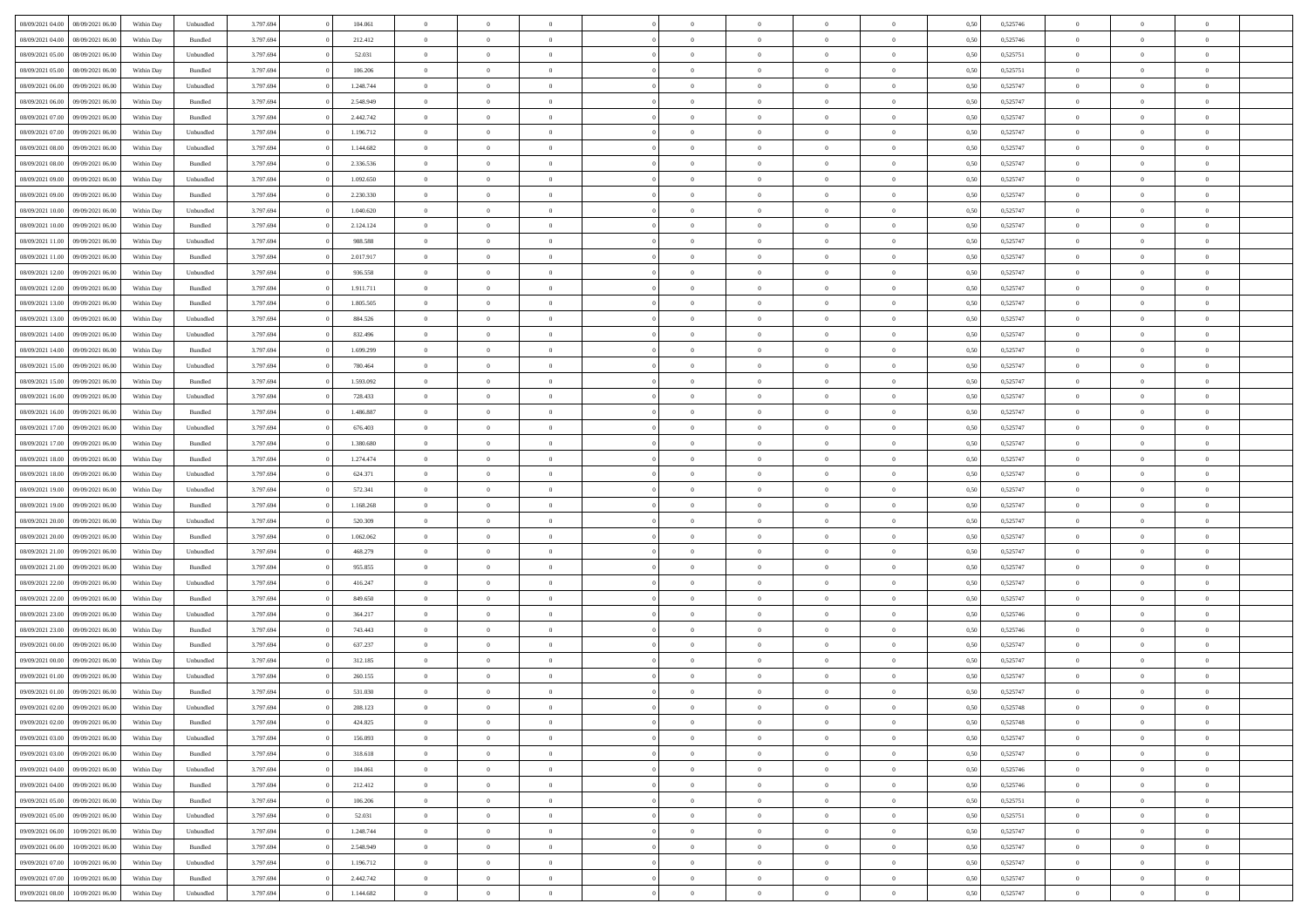| | | | | | | | | | | | | | | | | | | | | |
|---|---|---|---|---|---|---|---|---|---|---|---|---|---|---|---|---|---|---|---|---|
| 08/09/2021 04:00 | 08/09/2021 06:00 | Within Day | Unbundled | 3.797.694 | 0 | 104.061 | 0 | 0 | 0 | | 0 | 0 | 0 | 0 | 0,50 | 0,525746 | 0 | 0 | 0 | |
| 08/09/2021 04:00 | 08/09/2021 06:00 | Within Day | Bundled | 3.797.694 | 0 | 212.412 | 0 | 0 | 0 | | 0 | 0 | 0 | 0 | 0,50 | 0,525746 | 0 | 0 | 0 | |
| 08/09/2021 05:00 | 08/09/2021 06:00 | Within Day | Unbundled | 3.797.694 | 0 | 52.031 | 0 | 0 | 0 | | 0 | 0 | 0 | 0 | 0,50 | 0,525751 | 0 | 0 | 0 | |
| 08/09/2021 05:00 | 08/09/2021 06:00 | Within Day | Bundled | 3.797.694 | 0 | 106.206 | 0 | 0 | 0 | | 0 | 0 | 0 | 0 | 0,50 | 0,525751 | 0 | 0 | 0 | |
| 08/09/2021 06:00 | 09/09/2021 06:00 | Within Day | Unbundled | 3.797.694 | 0 | 1.248.744 | 0 | 0 | 0 | | 0 | 0 | 0 | 0 | 0,50 | 0,525747 | 0 | 0 | 0 | |
| 08/09/2021 06:00 | 09/09/2021 06:00 | Within Day | Bundled | 3.797.694 | 0 | 2.548.949 | 0 | 0 | 0 | | 0 | 0 | 0 | 0 | 0,50 | 0,525747 | 0 | 0 | 0 | |
| 08/09/2021 07:00 | 09/09/2021 06:00 | Within Day | Bundled | 3.797.694 | 0 | 2.442.742 | 0 | 0 | 0 | | 0 | 0 | 0 | 0 | 0,50 | 0,525747 | 0 | 0 | 0 | |
| 08/09/2021 07:00 | 09/09/2021 06:00 | Within Day | Unbundled | 3.797.694 | 0 | 1.196.712 | 0 | 0 | 0 | | 0 | 0 | 0 | 0 | 0,50 | 0,525747 | 0 | 0 | 0 | |
| 08/09/2021 08:00 | 09/09/2021 06:00 | Within Day | Unbundled | 3.797.694 | 0 | 1.144.682 | 0 | 0 | 0 | | 0 | 0 | 0 | 0 | 0,50 | 0,525747 | 0 | 0 | 0 | |
| 08/09/2021 08:00 | 09/09/2021 06:00 | Within Day | Bundled | 3.797.694 | 0 | 2.336.536 | 0 | 0 | 0 | | 0 | 0 | 0 | 0 | 0,50 | 0,525747 | 0 | 0 | 0 | |
| 08/09/2021 09:00 | 09/09/2021 06:00 | Within Day | Unbundled | 3.797.694 | 0 | 1.092.650 | 0 | 0 | 0 | | 0 | 0 | 0 | 0 | 0,50 | 0,525747 | 0 | 0 | 0 | |
| 08/09/2021 09:00 | 09/09/2021 06:00 | Within Day | Bundled | 3.797.694 | 0 | 2.230.330 | 0 | 0 | 0 | | 0 | 0 | 0 | 0 | 0,50 | 0,525747 | 0 | 0 | 0 | |
| 08/09/2021 10:00 | 09/09/2021 06:00 | Within Day | Unbundled | 3.797.694 | 0 | 1.040.620 | 0 | 0 | 0 | | 0 | 0 | 0 | 0 | 0,50 | 0,525747 | 0 | 0 | 0 | |
| 08/09/2021 10:00 | 09/09/2021 06:00 | Within Day | Bundled | 3.797.694 | 0 | 2.124.124 | 0 | 0 | 0 | | 0 | 0 | 0 | 0 | 0,50 | 0,525747 | 0 | 0 | 0 | |
| 08/09/2021 11:00 | 09/09/2021 06:00 | Within Day | Unbundled | 3.797.694 | 0 | 988.588 | 0 | 0 | 0 | | 0 | 0 | 0 | 0 | 0,50 | 0,525747 | 0 | 0 | 0 | |
| 08/09/2021 11:00 | 09/09/2021 06:00 | Within Day | Bundled | 3.797.694 | 0 | 2.017.917 | 0 | 0 | 0 | | 0 | 0 | 0 | 0 | 0,50 | 0,525747 | 0 | 0 | 0 | |
| 08/09/2021 12:00 | 09/09/2021 06:00 | Within Day | Unbundled | 3.797.694 | 0 | 936.558 | 0 | 0 | 0 | | 0 | 0 | 0 | 0 | 0,50 | 0,525747 | 0 | 0 | 0 | |
| 08/09/2021 12:00 | 09/09/2021 06:00 | Within Day | Bundled | 3.797.694 | 0 | 1.911.711 | 0 | 0 | 0 | | 0 | 0 | 0 | 0 | 0,50 | 0,525747 | 0 | 0 | 0 | |
| 08/09/2021 13:00 | 09/09/2021 06:00 | Within Day | Bundled | 3.797.694 | 0 | 1.805.505 | 0 | 0 | 0 | | 0 | 0 | 0 | 0 | 0,50 | 0,525747 | 0 | 0 | 0 | |
| 08/09/2021 13:00 | 09/09/2021 06:00 | Within Day | Unbundled | 3.797.694 | 0 | 884.526 | 0 | 0 | 0 | | 0 | 0 | 0 | 0 | 0,50 | 0,525747 | 0 | 0 | 0 | |
| 08/09/2021 14:00 | 09/09/2021 06:00 | Within Day | Unbundled | 3.797.694 | 0 | 832.496 | 0 | 0 | 0 | | 0 | 0 | 0 | 0 | 0,50 | 0,525747 | 0 | 0 | 0 | |
| 08/09/2021 14:00 | 09/09/2021 06:00 | Within Day | Bundled | 3.797.694 | 0 | 1.699.299 | 0 | 0 | 0 | | 0 | 0 | 0 | 0 | 0,50 | 0,525747 | 0 | 0 | 0 | |
| 08/09/2021 15:00 | 09/09/2021 06:00 | Within Day | Unbundled | 3.797.694 | 0 | 780.464 | 0 | 0 | 0 | | 0 | 0 | 0 | 0 | 0,50 | 0,525747 | 0 | 0 | 0 | |
| 08/09/2021 15:00 | 09/09/2021 06:00 | Within Day | Bundled | 3.797.694 | 0 | 1.593.092 | 0 | 0 | 0 | | 0 | 0 | 0 | 0 | 0,50 | 0,525747 | 0 | 0 | 0 | |
| 08/09/2021 16:00 | 09/09/2021 06:00 | Within Day | Unbundled | 3.797.694 | 0 | 728.433 | 0 | 0 | 0 | | 0 | 0 | 0 | 0 | 0,50 | 0,525747 | 0 | 0 | 0 | |
| 08/09/2021 16:00 | 09/09/2021 06:00 | Within Day | Bundled | 3.797.694 | 0 | 1.486.887 | 0 | 0 | 0 | | 0 | 0 | 0 | 0 | 0,50 | 0,525747 | 0 | 0 | 0 | |
| 08/09/2021 17:00 | 09/09/2021 06:00 | Within Day | Unbundled | 3.797.694 | 0 | 676.403 | 0 | 0 | 0 | | 0 | 0 | 0 | 0 | 0,50 | 0,525747 | 0 | 0 | 0 | |
| 08/09/2021 17:00 | 09/09/2021 06:00 | Within Day | Bundled | 3.797.694 | 0 | 1.380.680 | 0 | 0 | 0 | | 0 | 0 | 0 | 0 | 0,50 | 0,525747 | 0 | 0 | 0 | |
| 08/09/2021 18:00 | 09/09/2021 06:00 | Within Day | Bundled | 3.797.694 | 0 | 1.274.474 | 0 | 0 | 0 | | 0 | 0 | 0 | 0 | 0,50 | 0,525747 | 0 | 0 | 0 | |
| 08/09/2021 18:00 | 09/09/2021 06:00 | Within Day | Unbundled | 3.797.694 | 0 | 624.371 | 0 | 0 | 0 | | 0 | 0 | 0 | 0 | 0,50 | 0,525747 | 0 | 0 | 0 | |
| 08/09/2021 19:00 | 09/09/2021 06:00 | Within Day | Unbundled | 3.797.694 | 0 | 572.341 | 0 | 0 | 0 | | 0 | 0 | 0 | 0 | 0,50 | 0,525747 | 0 | 0 | 0 | |
| 08/09/2021 19:00 | 09/09/2021 06:00 | Within Day | Bundled | 3.797.694 | 0 | 1.168.268 | 0 | 0 | 0 | | 0 | 0 | 0 | 0 | 0,50 | 0,525747 | 0 | 0 | 0 | |
| 08/09/2021 20:00 | 09/09/2021 06:00 | Within Day | Unbundled | 3.797.694 | 0 | 520.309 | 0 | 0 | 0 | | 0 | 0 | 0 | 0 | 0,50 | 0,525747 | 0 | 0 | 0 | |
| 08/09/2021 20:00 | 09/09/2021 06:00 | Within Day | Bundled | 3.797.694 | 0 | 1.062.062 | 0 | 0 | 0 | | 0 | 0 | 0 | 0 | 0,50 | 0,525747 | 0 | 0 | 0 | |
| 08/09/2021 21:00 | 09/09/2021 06:00 | Within Day | Unbundled | 3.797.694 | 0 | 468.279 | 0 | 0 | 0 | | 0 | 0 | 0 | 0 | 0,50 | 0,525747 | 0 | 0 | 0 | |
| 08/09/2021 21:00 | 09/09/2021 06:00 | Within Day | Bundled | 3.797.694 | 0 | 955.855 | 0 | 0 | 0 | | 0 | 0 | 0 | 0 | 0,50 | 0,525747 | 0 | 0 | 0 | |
| 08/09/2021 22:00 | 09/09/2021 06:00 | Within Day | Unbundled | 3.797.694 | 0 | 416.247 | 0 | 0 | 0 | | 0 | 0 | 0 | 0 | 0,50 | 0,525747 | 0 | 0 | 0 | |
| 08/09/2021 22:00 | 09/09/2021 06:00 | Within Day | Bundled | 3.797.694 | 0 | 849.650 | 0 | 0 | 0 | | 0 | 0 | 0 | 0 | 0,50 | 0,525747 | 0 | 0 | 0 | |
| 08/09/2021 23:00 | 09/09/2021 06:00 | Within Day | Unbundled | 3.797.694 | 0 | 364.217 | 0 | 0 | 0 | | 0 | 0 | 0 | 0 | 0,50 | 0,525746 | 0 | 0 | 0 | |
| 08/09/2021 23:00 | 09/09/2021 06:00 | Within Day | Bundled | 3.797.694 | 0 | 743.443 | 0 | 0 | 0 | | 0 | 0 | 0 | 0 | 0,50 | 0,525746 | 0 | 0 | 0 | |
| 09/09/2021 00:00 | 09/09/2021 06:00 | Within Day | Bundled | 3.797.694 | 0 | 637.237 | 0 | 0 | 0 | | 0 | 0 | 0 | 0 | 0,50 | 0,525747 | 0 | 0 | 0 | |
| 09/09/2021 00:00 | 09/09/2021 06:00 | Within Day | Unbundled | 3.797.694 | 0 | 312.185 | 0 | 0 | 0 | | 0 | 0 | 0 | 0 | 0,50 | 0,525747 | 0 | 0 | 0 | |
| 09/09/2021 01:00 | 09/09/2021 06:00 | Within Day | Unbundled | 3.797.694 | 0 | 260.155 | 0 | 0 | 0 | | 0 | 0 | 0 | 0 | 0,50 | 0,525747 | 0 | 0 | 0 | |
| 09/09/2021 01:00 | 09/09/2021 06:00 | Within Day | Bundled | 3.797.694 | 0 | 531.030 | 0 | 0 | 0 | | 0 | 0 | 0 | 0 | 0,50 | 0,525747 | 0 | 0 | 0 | |
| 09/09/2021 02:00 | 09/09/2021 06:00 | Within Day | Unbundled | 3.797.694 | 0 | 208.123 | 0 | 0 | 0 | | 0 | 0 | 0 | 0 | 0,50 | 0,525748 | 0 | 0 | 0 | |
| 09/09/2021 02:00 | 09/09/2021 06:00 | Within Day | Bundled | 3.797.694 | 0 | 424.825 | 0 | 0 | 0 | | 0 | 0 | 0 | 0 | 0,50 | 0,525748 | 0 | 0 | 0 | |
| 09/09/2021 03:00 | 09/09/2021 06:00 | Within Day | Unbundled | 3.797.694 | 0 | 156.093 | 0 | 0 | 0 | | 0 | 0 | 0 | 0 | 0,50 | 0,525747 | 0 | 0 | 0 | |
| 09/09/2021 03:00 | 09/09/2021 06:00 | Within Day | Bundled | 3.797.694 | 0 | 318.618 | 0 | 0 | 0 | | 0 | 0 | 0 | 0 | 0,50 | 0,525747 | 0 | 0 | 0 | |
| 09/09/2021 04:00 | 09/09/2021 06:00 | Within Day | Unbundled | 3.797.694 | 0 | 104.061 | 0 | 0 | 0 | | 0 | 0 | 0 | 0 | 0,50 | 0,525746 | 0 | 0 | 0 | |
| 09/09/2021 04:00 | 09/09/2021 06:00 | Within Day | Bundled | 3.797.694 | 0 | 212.412 | 0 | 0 | 0 | | 0 | 0 | 0 | 0 | 0,50 | 0,525746 | 0 | 0 | 0 | |
| 09/09/2021 05:00 | 09/09/2021 06:00 | Within Day | Bundled | 3.797.694 | 0 | 106.206 | 0 | 0 | 0 | | 0 | 0 | 0 | 0 | 0,50 | 0,525751 | 0 | 0 | 0 | |
| 09/09/2021 05:00 | 09/09/2021 06:00 | Within Day | Unbundled | 3.797.694 | 0 | 52.031 | 0 | 0 | 0 | | 0 | 0 | 0 | 0 | 0,50 | 0,525751 | 0 | 0 | 0 | |
| 09/09/2021 06:00 | 10/09/2021 06:00 | Within Day | Unbundled | 3.797.694 | 0 | 1.248.744 | 0 | 0 | 0 | | 0 | 0 | 0 | 0 | 0,50 | 0,525747 | 0 | 0 | 0 | |
| 09/09/2021 06:00 | 10/09/2021 06:00 | Within Day | Bundled | 3.797.694 | 0 | 2.548.949 | 0 | 0 | 0 | | 0 | 0 | 0 | 0 | 0,50 | 0,525747 | 0 | 0 | 0 | |
| 09/09/2021 07:00 | 10/09/2021 06:00 | Within Day | Unbundled | 3.797.694 | 0 | 1.196.712 | 0 | 0 | 0 | | 0 | 0 | 0 | 0 | 0,50 | 0,525747 | 0 | 0 | 0 | |
| 09/09/2021 07:00 | 10/09/2021 06:00 | Within Day | Bundled | 3.797.694 | 0 | 2.442.742 | 0 | 0 | 0 | | 0 | 0 | 0 | 0 | 0,50 | 0,525747 | 0 | 0 | 0 | |
| 09/09/2021 08:00 | 10/09/2021 06:00 | Within Day | Unbundled | 3.797.694 | 0 | 1.144.682 | 0 | 0 | 0 | | 0 | 0 | 0 | 0 | 0,50 | 0,525747 | 0 | 0 | 0 | |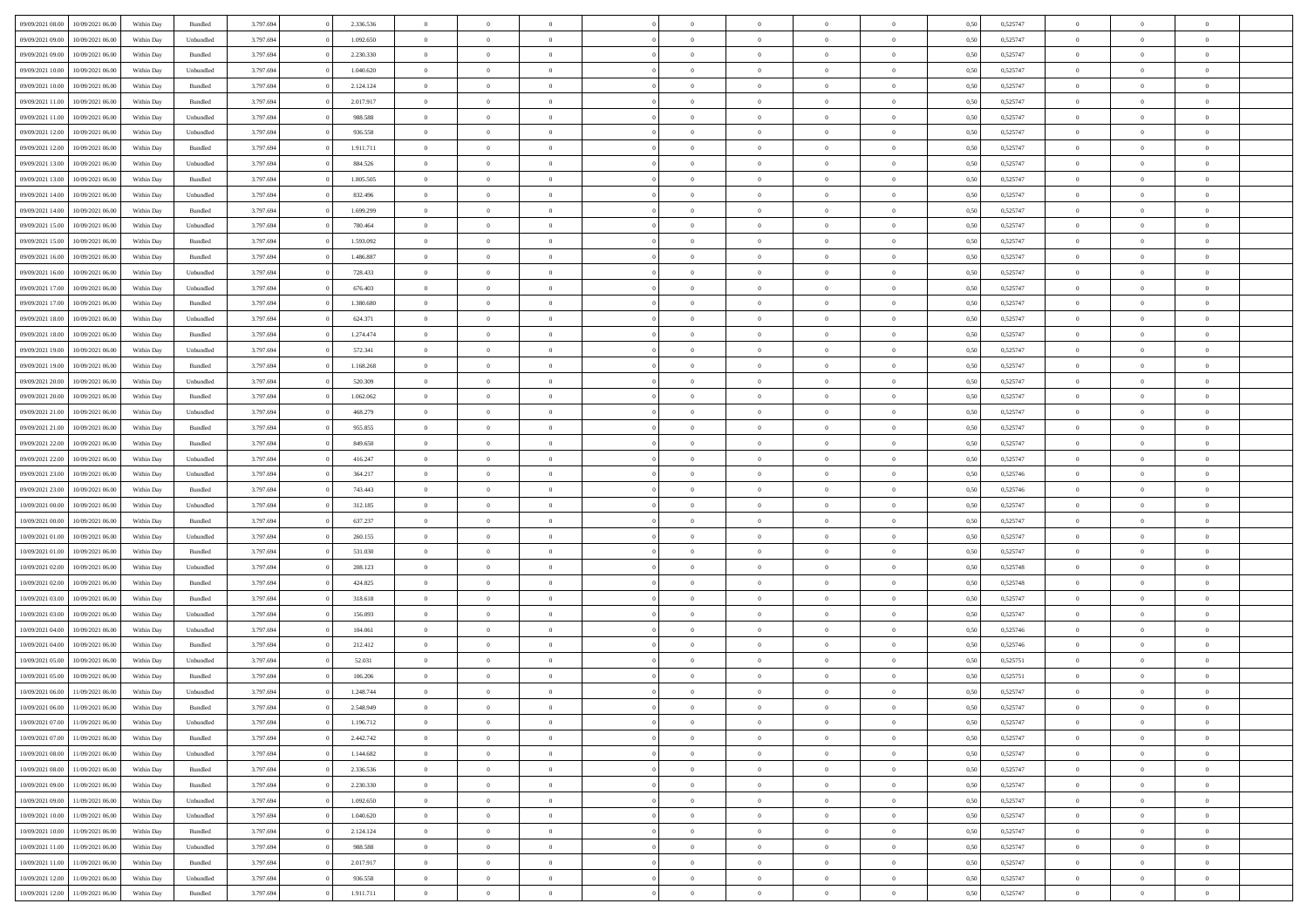| | | | | | | | | | | | | | | | | | | | | |
|---|---|---|---|---|---|---|---|---|---|---|---|---|---|---|---|---|---|---|---|---|
| 09/09/2021 08:00 | 10/09/2021 06:00 | Within Day | Bundled | 3.797.694 | 0 | 2.336.536 | 0 | 0 | 0 | | 0 | 0 | 0 | 0 | 0,50 | 0,525747 | 0 | 0 | 0 | |
| 09/09/2021 09:00 | 10/09/2021 06:00 | Within Day | Unbundled | 3.797.694 | 0 | 1.092.650 | 0 | 0 | 0 | | 0 | 0 | 0 | 0 | 0,50 | 0,525747 | 0 | 0 | 0 | |
| 09/09/2021 09:00 | 10/09/2021 06:00 | Within Day | Bundled | 3.797.694 | 0 | 2.230.330 | 0 | 0 | 0 | | 0 | 0 | 0 | 0 | 0,50 | 0,525747 | 0 | 0 | 0 | |
| 09/09/2021 10:00 | 10/09/2021 06:00 | Within Day | Unbundled | 3.797.694 | 0 | 1.040.620 | 0 | 0 | 0 | | 0 | 0 | 0 | 0 | 0,50 | 0,525747 | 0 | 0 | 0 | |
| 09/09/2021 10:00 | 10/09/2021 06:00 | Within Day | Bundled | 3.797.694 | 0 | 2.124.124 | 0 | 0 | 0 | | 0 | 0 | 0 | 0 | 0,50 | 0,525747 | 0 | 0 | 0 | |
| 09/09/2021 11:00 | 10/09/2021 06:00 | Within Day | Bundled | 3.797.694 | 0 | 2.017.917 | 0 | 0 | 0 | | 0 | 0 | 0 | 0 | 0,50 | 0,525747 | 0 | 0 | 0 | |
| 09/09/2021 11:00 | 10/09/2021 06:00 | Within Day | Unbundled | 3.797.694 | 0 | 988.588 | 0 | 0 | 0 | | 0 | 0 | 0 | 0 | 0,50 | 0,525747 | 0 | 0 | 0 | |
| 09/09/2021 12:00 | 10/09/2021 06:00 | Within Day | Unbundled | 3.797.694 | 0 | 936.558 | 0 | 0 | 0 | | 0 | 0 | 0 | 0 | 0,50 | 0,525747 | 0 | 0 | 0 | |
| 09/09/2021 12:00 | 10/09/2021 06:00 | Within Day | Bundled | 3.797.694 | 0 | 1.911.711 | 0 | 0 | 0 | | 0 | 0 | 0 | 0 | 0,50 | 0,525747 | 0 | 0 | 0 | |
| 09/09/2021 13:00 | 10/09/2021 06:00 | Within Day | Unbundled | 3.797.694 | 0 | 884.526 | 0 | 0 | 0 | | 0 | 0 | 0 | 0 | 0,50 | 0,525747 | 0 | 0 | 0 | |
| 09/09/2021 13:00 | 10/09/2021 06:00 | Within Day | Bundled | 3.797.694 | 0 | 1.805.505 | 0 | 0 | 0 | | 0 | 0 | 0 | 0 | 0,50 | 0,525747 | 0 | 0 | 0 | |
| 09/09/2021 14:00 | 10/09/2021 06:00 | Within Day | Unbundled | 3.797.694 | 0 | 832.496 | 0 | 0 | 0 | | 0 | 0 | 0 | 0 | 0,50 | 0,525747 | 0 | 0 | 0 | |
| 09/09/2021 14:00 | 10/09/2021 06:00 | Within Day | Bundled | 3.797.694 | 0 | 1.699.299 | 0 | 0 | 0 | | 0 | 0 | 0 | 0 | 0,50 | 0,525747 | 0 | 0 | 0 | |
| 09/09/2021 15:00 | 10/09/2021 06:00 | Within Day | Unbundled | 3.797.694 | 0 | 780.464 | 0 | 0 | 0 | | 0 | 0 | 0 | 0 | 0,50 | 0,525747 | 0 | 0 | 0 | |
| 09/09/2021 15:00 | 10/09/2021 06:00 | Within Day | Bundled | 3.797.694 | 0 | 1.593.092 | 0 | 0 | 0 | | 0 | 0 | 0 | 0 | 0,50 | 0,525747 | 0 | 0 | 0 | |
| 09/09/2021 16:00 | 10/09/2021 06:00 | Within Day | Bundled | 3.797.694 | 0 | 1.486.887 | 0 | 0 | 0 | | 0 | 0 | 0 | 0 | 0,50 | 0,525747 | 0 | 0 | 0 | |
| 09/09/2021 16:00 | 10/09/2021 06:00 | Within Day | Unbundled | 3.797.694 | 0 | 728.433 | 0 | 0 | 0 | | 0 | 0 | 0 | 0 | 0,50 | 0,525747 | 0 | 0 | 0 | |
| 09/09/2021 17:00 | 10/09/2021 06:00 | Within Day | Unbundled | 3.797.694 | 0 | 676.403 | 0 | 0 | 0 | | 0 | 0 | 0 | 0 | 0,50 | 0,525747 | 0 | 0 | 0 | |
| 09/09/2021 17:00 | 10/09/2021 06:00 | Within Day | Bundled | 3.797.694 | 0 | 1.380.680 | 0 | 0 | 0 | | 0 | 0 | 0 | 0 | 0,50 | 0,525747 | 0 | 0 | 0 | |
| 09/09/2021 18:00 | 10/09/2021 06:00 | Within Day | Unbundled | 3.797.694 | 0 | 624.371 | 0 | 0 | 0 | | 0 | 0 | 0 | 0 | 0,50 | 0,525747 | 0 | 0 | 0 | |
| 09/09/2021 18:00 | 10/09/2021 06:00 | Within Day | Bundled | 3.797.694 | 0 | 1.274.474 | 0 | 0 | 0 | | 0 | 0 | 0 | 0 | 0,50 | 0,525747 | 0 | 0 | 0 | |
| 09/09/2021 19:00 | 10/09/2021 06:00 | Within Day | Unbundled | 3.797.694 | 0 | 572.341 | 0 | 0 | 0 | | 0 | 0 | 0 | 0 | 0,50 | 0,525747 | 0 | 0 | 0 | |
| 09/09/2021 19:00 | 10/09/2021 06:00 | Within Day | Bundled | 3.797.694 | 0 | 1.168.268 | 0 | 0 | 0 | | 0 | 0 | 0 | 0 | 0,50 | 0,525747 | 0 | 0 | 0 | |
| 09/09/2021 20:00 | 10/09/2021 06:00 | Within Day | Unbundled | 3.797.694 | 0 | 520.309 | 0 | 0 | 0 | | 0 | 0 | 0 | 0 | 0,50 | 0,525747 | 0 | 0 | 0 | |
| 09/09/2021 20:00 | 10/09/2021 06:00 | Within Day | Bundled | 3.797.694 | 0 | 1.062.062 | 0 | 0 | 0 | | 0 | 0 | 0 | 0 | 0,50 | 0,525747 | 0 | 0 | 0 | |
| 09/09/2021 21:00 | 10/09/2021 06:00 | Within Day | Unbundled | 3.797.694 | 0 | 468.279 | 0 | 0 | 0 | | 0 | 0 | 0 | 0 | 0,50 | 0,525747 | 0 | 0 | 0 | |
| 09/09/2021 21:00 | 10/09/2021 06:00 | Within Day | Bundled | 3.797.694 | 0 | 955.855 | 0 | 0 | 0 | | 0 | 0 | 0 | 0 | 0,50 | 0,525747 | 0 | 0 | 0 | |
| 09/09/2021 22:00 | 10/09/2021 06:00 | Within Day | Bundled | 3.797.694 | 0 | 849.650 | 0 | 0 | 0 | | 0 | 0 | 0 | 0 | 0,50 | 0,525747 | 0 | 0 | 0 | |
| 09/09/2021 22:00 | 10/09/2021 06:00 | Within Day | Unbundled | 3.797.694 | 0 | 416.247 | 0 | 0 | 0 | | 0 | 0 | 0 | 0 | 0,50 | 0,525747 | 0 | 0 | 0 | |
| 09/09/2021 23:00 | 10/09/2021 06:00 | Within Day | Unbundled | 3.797.694 | 0 | 364.217 | 0 | 0 | 0 | | 0 | 0 | 0 | 0 | 0,50 | 0,525746 | 0 | 0 | 0 | |
| 09/09/2021 23:00 | 10/09/2021 06:00 | Within Day | Bundled | 3.797.694 | 0 | 743.443 | 0 | 0 | 0 | | 0 | 0 | 0 | 0 | 0,50 | 0,525746 | 0 | 0 | 0 | |
| 10/09/2021 00:00 | 10/09/2021 06:00 | Within Day | Unbundled | 3.797.694 | 0 | 312.185 | 0 | 0 | 0 | | 0 | 0 | 0 | 0 | 0,50 | 0,525747 | 0 | 0 | 0 | |
| 10/09/2021 00:00 | 10/09/2021 06:00 | Within Day | Bundled | 3.797.694 | 0 | 637.237 | 0 | 0 | 0 | | 0 | 0 | 0 | 0 | 0,50 | 0,525747 | 0 | 0 | 0 | |
| 10/09/2021 01:00 | 10/09/2021 06:00 | Within Day | Unbundled | 3.797.694 | 0 | 260.155 | 0 | 0 | 0 | | 0 | 0 | 0 | 0 | 0,50 | 0,525747 | 0 | 0 | 0 | |
| 10/09/2021 01:00 | 10/09/2021 06:00 | Within Day | Bundled | 3.797.694 | 0 | 531.030 | 0 | 0 | 0 | | 0 | 0 | 0 | 0 | 0,50 | 0,525747 | 0 | 0 | 0 | |
| 10/09/2021 02:00 | 10/09/2021 06:00 | Within Day | Unbundled | 3.797.694 | 0 | 208.123 | 0 | 0 | 0 | | 0 | 0 | 0 | 0 | 0,50 | 0,525748 | 0 | 0 | 0 | |
| 10/09/2021 02:00 | 10/09/2021 06:00 | Within Day | Bundled | 3.797.694 | 0 | 424.825 | 0 | 0 | 0 | | 0 | 0 | 0 | 0 | 0,50 | 0,525748 | 0 | 0 | 0 | |
| 10/09/2021 03:00 | 10/09/2021 06:00 | Within Day | Bundled | 3.797.694 | 0 | 318.618 | 0 | 0 | 0 | | 0 | 0 | 0 | 0 | 0,50 | 0,525747 | 0 | 0 | 0 | |
| 10/09/2021 03:00 | 10/09/2021 06:00 | Within Day | Unbundled | 3.797.694 | 0 | 156.093 | 0 | 0 | 0 | | 0 | 0 | 0 | 0 | 0,50 | 0,525747 | 0 | 0 | 0 | |
| 10/09/2021 04:00 | 10/09/2021 06:00 | Within Day | Unbundled | 3.797.694 | 0 | 104.061 | 0 | 0 | 0 | | 0 | 0 | 0 | 0 | 0,50 | 0,525746 | 0 | 0 | 0 | |
| 10/09/2021 04:00 | 10/09/2021 06:00 | Within Day | Bundled | 3.797.694 | 0 | 212.412 | 0 | 0 | 0 | | 0 | 0 | 0 | 0 | 0,50 | 0,525746 | 0 | 0 | 0 | |
| 10/09/2021 05:00 | 10/09/2021 06:00 | Within Day | Unbundled | 3.797.694 | 0 | 52.031 | 0 | 0 | 0 | | 0 | 0 | 0 | 0 | 0,50 | 0,525751 | 0 | 0 | 0 | |
| 10/09/2021 05:00 | 10/09/2021 06:00 | Within Day | Bundled | 3.797.694 | 0 | 106.206 | 0 | 0 | 0 | | 0 | 0 | 0 | 0 | 0,50 | 0,525751 | 0 | 0 | 0 | |
| 10/09/2021 06:00 | 11/09/2021 06:00 | Within Day | Unbundled | 3.797.694 | 0 | 1.248.744 | 0 | 0 | 0 | | 0 | 0 | 0 | 0 | 0,50 | 0,525747 | 0 | 0 | 0 | |
| 10/09/2021 06:00 | 11/09/2021 06:00 | Within Day | Bundled | 3.797.694 | 0 | 2.548.949 | 0 | 0 | 0 | | 0 | 0 | 0 | 0 | 0,50 | 0,525747 | 0 | 0 | 0 | |
| 10/09/2021 07:00 | 11/09/2021 06:00 | Within Day | Unbundled | 3.797.694 | 0 | 1.196.712 | 0 | 0 | 0 | | 0 | 0 | 0 | 0 | 0,50 | 0,525747 | 0 | 0 | 0 | |
| 10/09/2021 07:00 | 11/09/2021 06:00 | Within Day | Bundled | 3.797.694 | 0 | 2.442.742 | 0 | 0 | 0 | | 0 | 0 | 0 | 0 | 0,50 | 0,525747 | 0 | 0 | 0 | |
| 10/09/2021 08:00 | 11/09/2021 06:00 | Within Day | Unbundled | 3.797.694 | 0 | 1.144.682 | 0 | 0 | 0 | | 0 | 0 | 0 | 0 | 0,50 | 0,525747 | 0 | 0 | 0 | |
| 10/09/2021 08:00 | 11/09/2021 06:00 | Within Day | Bundled | 3.797.694 | 0 | 2.336.536 | 0 | 0 | 0 | | 0 | 0 | 0 | 0 | 0,50 | 0,525747 | 0 | 0 | 0 | |
| 10/09/2021 09:00 | 11/09/2021 06:00 | Within Day | Bundled | 3.797.694 | 0 | 2.230.330 | 0 | 0 | 0 | | 0 | 0 | 0 | 0 | 0,50 | 0,525747 | 0 | 0 | 0 | |
| 10/09/2021 09:00 | 11/09/2021 06:00 | Within Day | Unbundled | 3.797.694 | 0 | 1.092.650 | 0 | 0 | 0 | | 0 | 0 | 0 | 0 | 0,50 | 0,525747 | 0 | 0 | 0 | |
| 10/09/2021 10:00 | 11/09/2021 06:00 | Within Day | Unbundled | 3.797.694 | 0 | 1.040.620 | 0 | 0 | 0 | | 0 | 0 | 0 | 0 | 0,50 | 0,525747 | 0 | 0 | 0 | |
| 10/09/2021 10:00 | 11/09/2021 06:00 | Within Day | Bundled | 3.797.694 | 0 | 2.124.124 | 0 | 0 | 0 | | 0 | 0 | 0 | 0 | 0,50 | 0,525747 | 0 | 0 | 0 | |
| 10/09/2021 11:00 | 11/09/2021 06:00 | Within Day | Unbundled | 3.797.694 | 0 | 988.588 | 0 | 0 | 0 | | 0 | 0 | 0 | 0 | 0,50 | 0,525747 | 0 | 0 | 0 | |
| 10/09/2021 11:00 | 11/09/2021 06:00 | Within Day | Bundled | 3.797.694 | 0 | 2.017.917 | 0 | 0 | 0 | | 0 | 0 | 0 | 0 | 0,50 | 0,525747 | 0 | 0 | 0 | |
| 10/09/2021 12:00 | 11/09/2021 06:00 | Within Day | Unbundled | 3.797.694 | 0 | 936.558 | 0 | 0 | 0 | | 0 | 0 | 0 | 0 | 0,50 | 0,525747 | 0 | 0 | 0 | |
| 10/09/2021 12:00 | 11/09/2021 06:00 | Within Day | Bundled | 3.797.694 | 0 | 1.911.711 | 0 | 0 | 0 | | 0 | 0 | 0 | 0 | 0,50 | 0,525747 | 0 | 0 | 0 | |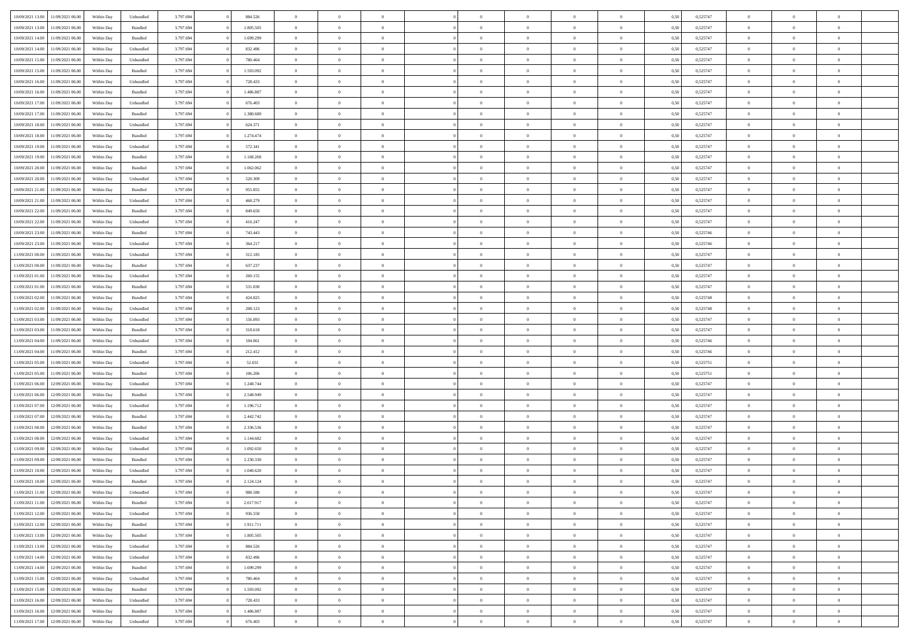| | | | | | | | | | | | | | | | | | | | | |
|---|---|---|---|---|---|---|---|---|---|---|---|---|---|---|---|---|---|---|---|---|
| 10/09/2021 13:00 | 11/09/2021 06:00 | Within Day | Unbundled | 3.797.694 | 0 | 884.526 | 0 | 0 | 0 | | 0 | 0 | 0 | 0 | 0,50 | 0,525747 | 0 | 0 | 0 | |
| 10/09/2021 13:00 | 11/09/2021 06:00 | Within Day | Bundled | 3.797.694 | 0 | 1.805.505 | 0 | 0 | 0 | | 0 | 0 | 0 | 0 | 0,50 | 0,525747 | 0 | 0 | 0 | |
| 10/09/2021 14:00 | 11/09/2021 06:00 | Within Day | Bundled | 3.797.694 | 0 | 1.699.299 | 0 | 0 | 0 | | 0 | 0 | 0 | 0 | 0,50 | 0,525747 | 0 | 0 | 0 | |
| 10/09/2021 14:00 | 11/09/2021 06:00 | Within Day | Unbundled | 3.797.694 | 0 | 832.496 | 0 | 0 | 0 | | 0 | 0 | 0 | 0 | 0,50 | 0,525747 | 0 | 0 | 0 | |
| 10/09/2021 15:00 | 11/09/2021 06:00 | Within Day | Unbundled | 3.797.694 | 0 | 780.464 | 0 | 0 | 0 | | 0 | 0 | 0 | 0 | 0,50 | 0,525747 | 0 | 0 | 0 | |
| 10/09/2021 15:00 | 11/09/2021 06:00 | Within Day | Bundled | 3.797.694 | 0 | 1.593.092 | 0 | 0 | 0 | | 0 | 0 | 0 | 0 | 0,50 | 0,525747 | 0 | 0 | 0 | |
| 10/09/2021 16:00 | 11/09/2021 06:00 | Within Day | Unbundled | 3.797.694 | 0 | 728.433 | 0 | 0 | 0 | | 0 | 0 | 0 | 0 | 0,50 | 0,525747 | 0 | 0 | 0 | |
| 10/09/2021 16:00 | 11/09/2021 06:00 | Within Day | Bundled | 3.797.694 | 0 | 1.486.887 | 0 | 0 | 0 | | 0 | 0 | 0 | 0 | 0,50 | 0,525747 | 0 | 0 | 0 | |
| 10/09/2021 17:00 | 11/09/2021 06:00 | Within Day | Unbundled | 3.797.694 | 0 | 676.403 | 0 | 0 | 0 | | 0 | 0 | 0 | 0 | 0,50 | 0,525747 | 0 | 0 | 0 | |
| 10/09/2021 17:00 | 11/09/2021 06:00 | Within Day | Bundled | 3.797.694 | 0 | 1.380.680 | 0 | 0 | 0 | | 0 | 0 | 0 | 0 | 0,50 | 0,525747 | 0 | 0 | 0 | |
| 10/09/2021 18:00 | 11/09/2021 06:00 | Within Day | Unbundled | 3.797.694 | 0 | 624.371 | 0 | 0 | 0 | | 0 | 0 | 0 | 0 | 0,50 | 0,525747 | 0 | 0 | 0 | |
| 10/09/2021 18:00 | 11/09/2021 06:00 | Within Day | Bundled | 3.797.694 | 0 | 1.274.474 | 0 | 0 | 0 | | 0 | 0 | 0 | 0 | 0,50 | 0,525747 | 0 | 0 | 0 | |
| 10/09/2021 19:00 | 11/09/2021 06:00 | Within Day | Unbundled | 3.797.694 | 0 | 572.341 | 0 | 0 | 0 | | 0 | 0 | 0 | 0 | 0,50 | 0,525747 | 0 | 0 | 0 | |
| 10/09/2021 19:00 | 11/09/2021 06:00 | Within Day | Bundled | 3.797.694 | 0 | 1.168.268 | 0 | 0 | 0 | | 0 | 0 | 0 | 0 | 0,50 | 0,525747 | 0 | 0 | 0 | |
| 10/09/2021 20:00 | 11/09/2021 06:00 | Within Day | Bundled | 3.797.694 | 0 | 1.062.062 | 0 | 0 | 0 | | 0 | 0 | 0 | 0 | 0,50 | 0,525747 | 0 | 0 | 0 | |
| 10/09/2021 20:00 | 11/09/2021 06:00 | Within Day | Unbundled | 3.797.694 | 0 | 520.309 | 0 | 0 | 0 | | 0 | 0 | 0 | 0 | 0,50 | 0,525747 | 0 | 0 | 0 | |
| 10/09/2021 21:00 | 11/09/2021 06:00 | Within Day | Bundled | 3.797.694 | 0 | 955.855 | 0 | 0 | 0 | | 0 | 0 | 0 | 0 | 0,50 | 0,525747 | 0 | 0 | 0 | |
| 10/09/2021 21:00 | 11/09/2021 06:00 | Within Day | Unbundled | 3.797.694 | 0 | 468.279 | 0 | 0 | 0 | | 0 | 0 | 0 | 0 | 0,50 | 0,525747 | 0 | 0 | 0 | |
| 10/09/2021 22:00 | 11/09/2021 06:00 | Within Day | Bundled | 3.797.694 | 0 | 849.650 | 0 | 0 | 0 | | 0 | 0 | 0 | 0 | 0,50 | 0,525747 | 0 | 0 | 0 | |
| 10/09/2021 22:00 | 11/09/2021 06:00 | Within Day | Unbundled | 3.797.694 | 0 | 416.247 | 0 | 0 | 0 | | 0 | 0 | 0 | 0 | 0,50 | 0,525747 | 0 | 0 | 0 | |
| 10/09/2021 23:00 | 11/09/2021 06:00 | Within Day | Bundled | 3.797.694 | 0 | 743.443 | 0 | 0 | 0 | | 0 | 0 | 0 | 0 | 0,50 | 0,525746 | 0 | 0 | 0 | |
| 10/09/2021 23:00 | 11/09/2021 06:00 | Within Day | Unbundled | 3.797.694 | 0 | 364.217 | 0 | 0 | 0 | | 0 | 0 | 0 | 0 | 0,50 | 0,525746 | 0 | 0 | 0 | |
| 11/09/2021 00:00 | 11/09/2021 06:00 | Within Day | Unbundled | 3.797.694 | 0 | 312.185 | 0 | 0 | 0 | | 0 | 0 | 0 | 0 | 0,50 | 0,525747 | 0 | 0 | 0 | |
| 11/09/2021 00:00 | 11/09/2021 06:00 | Within Day | Bundled | 3.797.694 | 0 | 637.237 | 0 | 0 | 0 | | 0 | 0 | 0 | 0 | 0,50 | 0,525747 | 0 | 0 | 0 | |
| 11/09/2021 01:00 | 11/09/2021 06:00 | Within Day | Unbundled | 3.797.694 | 0 | 260.155 | 0 | 0 | 0 | | 0 | 0 | 0 | 0 | 0,50 | 0,525747 | 0 | 0 | 0 | |
| 11/09/2021 01:00 | 11/09/2021 06:00 | Within Day | Bundled | 3.797.694 | 0 | 531.030 | 0 | 0 | 0 | | 0 | 0 | 0 | 0 | 0,50 | 0,525747 | 0 | 0 | 0 | |
| 11/09/2021 02:00 | 11/09/2021 06:00 | Within Day | Bundled | 3.797.694 | 0 | 424.825 | 0 | 0 | 0 | | 0 | 0 | 0 | 0 | 0,50 | 0,525748 | 0 | 0 | 0 | |
| 11/09/2021 02:00 | 11/09/2021 06:00 | Within Day | Unbundled | 3.797.694 | 0 | 208.123 | 0 | 0 | 0 | | 0 | 0 | 0 | 0 | 0,50 | 0,525748 | 0 | 0 | 0 | |
| 11/09/2021 03:00 | 11/09/2021 06:00 | Within Day | Unbundled | 3.797.694 | 0 | 156.093 | 0 | 0 | 0 | | 0 | 0 | 0 | 0 | 0,50 | 0,525747 | 0 | 0 | 0 | |
| 11/09/2021 03:00 | 11/09/2021 06:00 | Within Day | Bundled | 3.797.694 | 0 | 318.618 | 0 | 0 | 0 | | 0 | 0 | 0 | 0 | 0,50 | 0,525747 | 0 | 0 | 0 | |
| 11/09/2021 04:00 | 11/09/2021 06:00 | Within Day | Unbundled | 3.797.694 | 0 | 104.061 | 0 | 0 | 0 | | 0 | 0 | 0 | 0 | 0,50 | 0,525746 | 0 | 0 | 0 | |
| 11/09/2021 04:00 | 11/09/2021 06:00 | Within Day | Bundled | 3.797.694 | 0 | 212.412 | 0 | 0 | 0 | | 0 | 0 | 0 | 0 | 0,50 | 0,525746 | 0 | 0 | 0 | |
| 11/09/2021 05:00 | 11/09/2021 06:00 | Within Day | Unbundled | 3.797.694 | 0 | 52.031 | 0 | 0 | 0 | | 0 | 0 | 0 | 0 | 0,50 | 0,525751 | 0 | 0 | 0 | |
| 11/09/2021 05:00 | 11/09/2021 06:00 | Within Day | Bundled | 3.797.694 | 0 | 106.206 | 0 | 0 | 0 | | 0 | 0 | 0 | 0 | 0,50 | 0,525751 | 0 | 0 | 0 | |
| 11/09/2021 06:00 | 12/09/2021 06:00 | Within Day | Unbundled | 3.797.694 | 0 | 1.248.744 | 0 | 0 | 0 | | 0 | 0 | 0 | 0 | 0,50 | 0,525747 | 0 | 0 | 0 | |
| 11/09/2021 06:00 | 12/09/2021 06:00 | Within Day | Bundled | 3.797.694 | 0 | 2.548.949 | 0 | 0 | 0 | | 0 | 0 | 0 | 0 | 0,50 | 0,525747 | 0 | 0 | 0 | |
| 11/09/2021 07:00 | 12/09/2021 06:00 | Within Day | Unbundled | 3.797.694 | 0 | 1.196.712 | 0 | 0 | 0 | | 0 | 0 | 0 | 0 | 0,50 | 0,525747 | 0 | 0 | 0 | |
| 11/09/2021 07:00 | 12/09/2021 06:00 | Within Day | Bundled | 3.797.694 | 0 | 2.442.742 | 0 | 0 | 0 | | 0 | 0 | 0 | 0 | 0,50 | 0,525747 | 0 | 0 | 0 | |
| 11/09/2021 08:00 | 12/09/2021 06:00 | Within Day | Bundled | 3.797.694 | 0 | 2.336.536 | 0 | 0 | 0 | | 0 | 0 | 0 | 0 | 0,50 | 0,525747 | 0 | 0 | 0 | |
| 11/09/2021 08:00 | 12/09/2021 06:00 | Within Day | Unbundled | 3.797.694 | 0 | 1.144.682 | 0 | 0 | 0 | | 0 | 0 | 0 | 0 | 0,50 | 0,525747 | 0 | 0 | 0 | |
| 11/09/2021 09:00 | 12/09/2021 06:00 | Within Day | Unbundled | 3.797.694 | 0 | 1.092.650 | 0 | 0 | 0 | | 0 | 0 | 0 | 0 | 0,50 | 0,525747 | 0 | 0 | 0 | |
| 11/09/2021 09:00 | 12/09/2021 06:00 | Within Day | Bundled | 3.797.694 | 0 | 2.230.330 | 0 | 0 | 0 | | 0 | 0 | 0 | 0 | 0,50 | 0,525747 | 0 | 0 | 0 | |
| 11/09/2021 10:00 | 12/09/2021 06:00 | Within Day | Unbundled | 3.797.694 | 0 | 1.040.620 | 0 | 0 | 0 | | 0 | 0 | 0 | 0 | 0,50 | 0,525747 | 0 | 0 | 0 | |
| 11/09/2021 10:00 | 12/09/2021 06:00 | Within Day | Bundled | 3.797.694 | 0 | 2.124.124 | 0 | 0 | 0 | | 0 | 0 | 0 | 0 | 0,50 | 0,525747 | 0 | 0 | 0 | |
| 11/09/2021 11:00 | 12/09/2021 06:00 | Within Day | Unbundled | 3.797.694 | 0 | 988.588 | 0 | 0 | 0 | | 0 | 0 | 0 | 0 | 0,50 | 0,525747 | 0 | 0 | 0 | |
| 11/09/2021 11:00 | 12/09/2021 06:00 | Within Day | Bundled | 3.797.694 | 0 | 2.017.917 | 0 | 0 | 0 | | 0 | 0 | 0 | 0 | 0,50 | 0,525747 | 0 | 0 | 0 | |
| 11/09/2021 12:00 | 12/09/2021 06:00 | Within Day | Unbundled | 3.797.694 | 0 | 936.558 | 0 | 0 | 0 | | 0 | 0 | 0 | 0 | 0,50 | 0,525747 | 0 | 0 | 0 | |
| 11/09/2021 12:00 | 12/09/2021 06:00 | Within Day | Bundled | 3.797.694 | 0 | 1.911.711 | 0 | 0 | 0 | | 0 | 0 | 0 | 0 | 0,50 | 0,525747 | 0 | 0 | 0 | |
| 11/09/2021 13:00 | 12/09/2021 06:00 | Within Day | Bundled | 3.797.694 | 0 | 1.805.505 | 0 | 0 | 0 | | 0 | 0 | 0 | 0 | 0,50 | 0,525747 | 0 | 0 | 0 | |
| 11/09/2021 13:00 | 12/09/2021 06:00 | Within Day | Unbundled | 3.797.694 | 0 | 884.526 | 0 | 0 | 0 | | 0 | 0 | 0 | 0 | 0,50 | 0,525747 | 0 | 0 | 0 | |
| 11/09/2021 14:00 | 12/09/2021 06:00 | Within Day | Unbundled | 3.797.694 | 0 | 832.496 | 0 | 0 | 0 | | 0 | 0 | 0 | 0 | 0,50 | 0,525747 | 0 | 0 | 0 | |
| 11/09/2021 14:00 | 12/09/2021 06:00 | Within Day | Bundled | 3.797.694 | 0 | 1.699.299 | 0 | 0 | 0 | | 0 | 0 | 0 | 0 | 0,50 | 0,525747 | 0 | 0 | 0 | |
| 11/09/2021 15:00 | 12/09/2021 06:00 | Within Day | Unbundled | 3.797.694 | 0 | 780.464 | 0 | 0 | 0 | | 0 | 0 | 0 | 0 | 0,50 | 0,525747 | 0 | 0 | 0 | |
| 11/09/2021 15:00 | 12/09/2021 06:00 | Within Day | Bundled | 3.797.694 | 0 | 1.593.092 | 0 | 0 | 0 | | 0 | 0 | 0 | 0 | 0,50 | 0,525747 | 0 | 0 | 0 | |
| 11/09/2021 16:00 | 12/09/2021 06:00 | Within Day | Unbundled | 3.797.694 | 0 | 728.433 | 0 | 0 | 0 | | 0 | 0 | 0 | 0 | 0,50 | 0,525747 | 0 | 0 | 0 | |
| 11/09/2021 16:00 | 12/09/2021 06:00 | Within Day | Bundled | 3.797.694 | 0 | 1.486.887 | 0 | 0 | 0 | | 0 | 0 | 0 | 0 | 0,50 | 0,525747 | 0 | 0 | 0 | |
| 11/09/2021 17:00 | 12/09/2021 06:00 | Within Day | Unbundled | 3.797.694 | 0 | 676.403 | 0 | 0 | 0 | | 0 | 0 | 0 | 0 | 0,50 | 0,525747 | 0 | 0 | 0 | |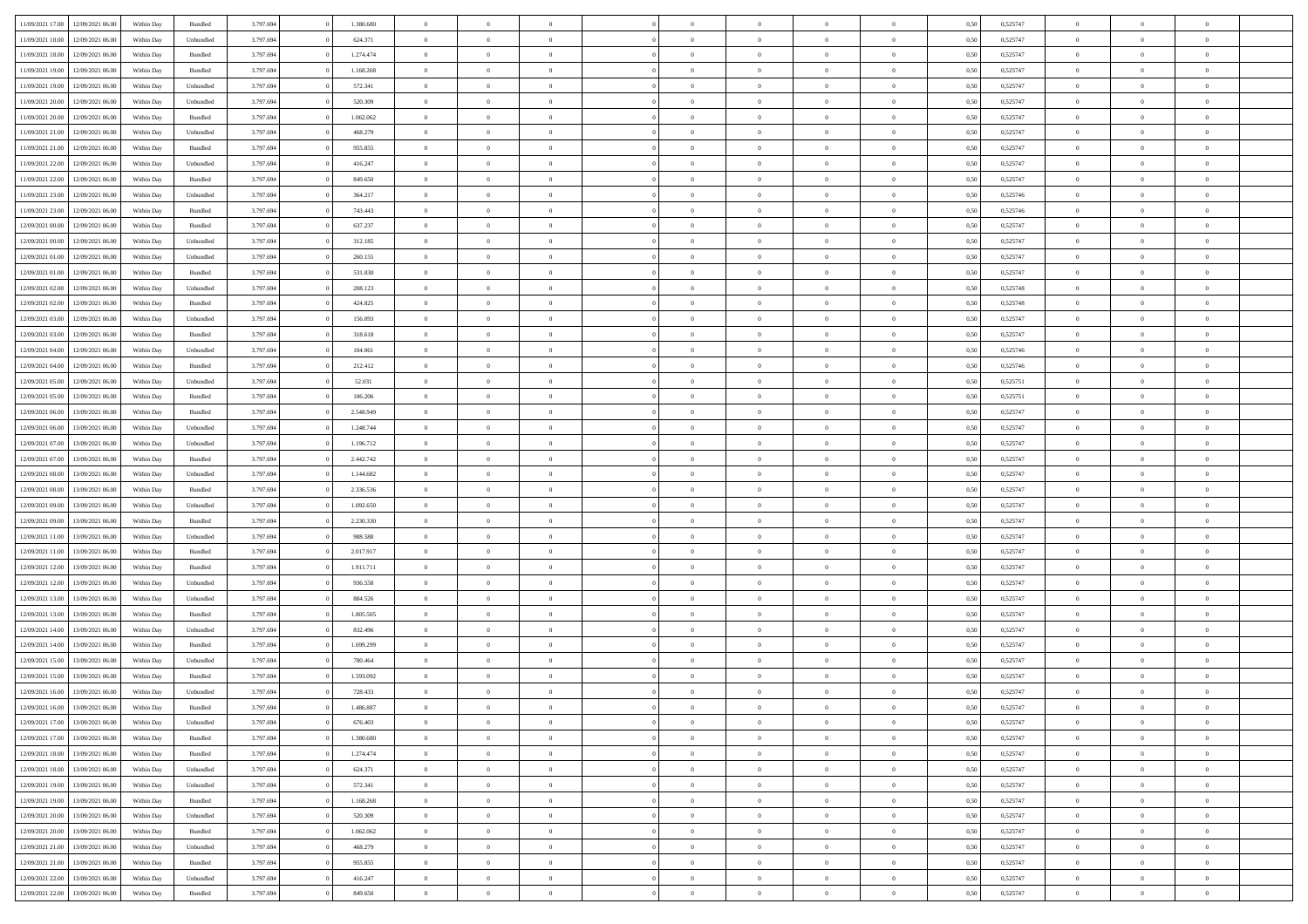| | | | | | | | | | | | | | | | | | | | | |
|---|---|---|---|---|---|---|---|---|---|---|---|---|---|---|---|---|---|---|---|---|
| 11/09/2021 17:00 | 12/09/2021 06:00 | Within Day | Bundled | 3.797.694 | 0 | 1.380.680 | 0 | 0 | 0 | | 0 | 0 | 0 | 0 | 0,50 | 0,525747 | 0 | 0 | 0 | |
| 11/09/2021 18:00 | 12/09/2021 06:00 | Within Day | Unbundled | 3.797.694 | 0 | 624.371 | 0 | 0 | 0 | | 0 | 0 | 0 | 0 | 0,50 | 0,525747 | 0 | 0 | 0 | |
| 11/09/2021 18:00 | 12/09/2021 06:00 | Within Day | Bundled | 3.797.694 | 0 | 1.274.474 | 0 | 0 | 0 | | 0 | 0 | 0 | 0 | 0,50 | 0,525747 | 0 | 0 | 0 | |
| 11/09/2021 19:00 | 12/09/2021 06:00 | Within Day | Bundled | 3.797.694 | 0 | 1.168.268 | 0 | 0 | 0 | | 0 | 0 | 0 | 0 | 0,50 | 0,525747 | 0 | 0 | 0 | |
| 11/09/2021 19:00 | 12/09/2021 06:00 | Within Day | Unbundled | 3.797.694 | 0 | 572.341 | 0 | 0 | 0 | | 0 | 0 | 0 | 0 | 0,50 | 0,525747 | 0 | 0 | 0 | |
| 11/09/2021 20:00 | 12/09/2021 06:00 | Within Day | Unbundled | 3.797.694 | 0 | 520.309 | 0 | 0 | 0 | | 0 | 0 | 0 | 0 | 0,50 | 0,525747 | 0 | 0 | 0 | |
| 11/09/2021 20:00 | 12/09/2021 06:00 | Within Day | Bundled | 3.797.694 | 0 | 1.062.062 | 0 | 0 | 0 | | 0 | 0 | 0 | 0 | 0,50 | 0,525747 | 0 | 0 | 0 | |
| 11/09/2021 21:00 | 12/09/2021 06:00 | Within Day | Unbundled | 3.797.694 | 0 | 468.279 | 0 | 0 | 0 | | 0 | 0 | 0 | 0 | 0,50 | 0,525747 | 0 | 0 | 0 | |
| 11/09/2021 21:00 | 12/09/2021 06:00 | Within Day | Bundled | 3.797.694 | 0 | 955.855 | 0 | 0 | 0 | | 0 | 0 | 0 | 0 | 0,50 | 0,525747 | 0 | 0 | 0 | |
| 11/09/2021 22:00 | 12/09/2021 06:00 | Within Day | Unbundled | 3.797.694 | 0 | 416.247 | 0 | 0 | 0 | | 0 | 0 | 0 | 0 | 0,50 | 0,525747 | 0 | 0 | 0 | |
| 11/09/2021 22:00 | 12/09/2021 06:00 | Within Day | Bundled | 3.797.694 | 0 | 849.650 | 0 | 0 | 0 | | 0 | 0 | 0 | 0 | 0,50 | 0,525747 | 0 | 0 | 0 | |
| 11/09/2021 23:00 | 12/09/2021 06:00 | Within Day | Unbundled | 3.797.694 | 0 | 364.217 | 0 | 0 | 0 | | 0 | 0 | 0 | 0 | 0,50 | 0,525746 | 0 | 0 | 0 | |
| 11/09/2021 23:00 | 12/09/2021 06:00 | Within Day | Bundled | 3.797.694 | 0 | 743.443 | 0 | 0 | 0 | | 0 | 0 | 0 | 0 | 0,50 | 0,525746 | 0 | 0 | 0 | |
| 12/09/2021 00:00 | 12/09/2021 06:00 | Within Day | Bundled | 3.797.694 | 0 | 637.237 | 0 | 0 | 0 | | 0 | 0 | 0 | 0 | 0,50 | 0,525747 | 0 | 0 | 0 | |
| 12/09/2021 00:00 | 12/09/2021 06:00 | Within Day | Unbundled | 3.797.694 | 0 | 312.185 | 0 | 0 | 0 | | 0 | 0 | 0 | 0 | 0,50 | 0,525747 | 0 | 0 | 0 | |
| 12/09/2021 01:00 | 12/09/2021 06:00 | Within Day | Unbundled | 3.797.694 | 0 | 260.155 | 0 | 0 | 0 | | 0 | 0 | 0 | 0 | 0,50 | 0,525747 | 0 | 0 | 0 | |
| 12/09/2021 01:00 | 12/09/2021 06:00 | Within Day | Bundled | 3.797.694 | 0 | 531.030 | 0 | 0 | 0 | | 0 | 0 | 0 | 0 | 0,50 | 0,525747 | 0 | 0 | 0 | |
| 12/09/2021 02:00 | 12/09/2021 06:00 | Within Day | Unbundled | 3.797.694 | 0 | 208.123 | 0 | 0 | 0 | | 0 | 0 | 0 | 0 | 0,50 | 0,525748 | 0 | 0 | 0 | |
| 12/09/2021 02:00 | 12/09/2021 06:00 | Within Day | Bundled | 3.797.694 | 0 | 424.825 | 0 | 0 | 0 | | 0 | 0 | 0 | 0 | 0,50 | 0,525748 | 0 | 0 | 0 | |
| 12/09/2021 03:00 | 12/09/2021 06:00 | Within Day | Unbundled | 3.797.694 | 0 | 156.093 | 0 | 0 | 0 | | 0 | 0 | 0 | 0 | 0,50 | 0,525747 | 0 | 0 | 0 | |
| 12/09/2021 03:00 | 12/09/2021 06:00 | Within Day | Bundled | 3.797.694 | 0 | 318.618 | 0 | 0 | 0 | | 0 | 0 | 0 | 0 | 0,50 | 0,525747 | 0 | 0 | 0 | |
| 12/09/2021 04:00 | 12/09/2021 06:00 | Within Day | Unbundled | 3.797.694 | 0 | 104.061 | 0 | 0 | 0 | | 0 | 0 | 0 | 0 | 0,50 | 0,525746 | 0 | 0 | 0 | |
| 12/09/2021 04:00 | 12/09/2021 06:00 | Within Day | Bundled | 3.797.694 | 0 | 212.412 | 0 | 0 | 0 | | 0 | 0 | 0 | 0 | 0,50 | 0,525746 | 0 | 0 | 0 | |
| 12/09/2021 05:00 | 12/09/2021 06:00 | Within Day | Unbundled | 3.797.694 | 0 | 52.031 | 0 | 0 | 0 | | 0 | 0 | 0 | 0 | 0,50 | 0,525751 | 0 | 0 | 0 | |
| 12/09/2021 05:00 | 12/09/2021 06:00 | Within Day | Bundled | 3.797.694 | 0 | 106.206 | 0 | 0 | 0 | | 0 | 0 | 0 | 0 | 0,50 | 0,525751 | 0 | 0 | 0 | |
| 12/09/2021 06:00 | 13/09/2021 06:00 | Within Day | Bundled | 3.797.694 | 0 | 2.548.949 | 0 | 0 | 0 | | 0 | 0 | 0 | 0 | 0,50 | 0,525747 | 0 | 0 | 0 | |
| 12/09/2021 06:00 | 13/09/2021 06:00 | Within Day | Unbundled | 3.797.694 | 0 | 1.248.744 | 0 | 0 | 0 | | 0 | 0 | 0 | 0 | 0,50 | 0,525747 | 0 | 0 | 0 | |
| 12/09/2021 07:00 | 13/09/2021 06:00 | Within Day | Unbundled | 3.797.694 | 0 | 1.196.712 | 0 | 0 | 0 | | 0 | 0 | 0 | 0 | 0,50 | 0,525747 | 0 | 0 | 0 | |
| 12/09/2021 07:00 | 13/09/2021 06:00 | Within Day | Bundled | 3.797.694 | 0 | 2.442.742 | 0 | 0 | 0 | | 0 | 0 | 0 | 0 | 0,50 | 0,525747 | 0 | 0 | 0 | |
| 12/09/2021 08:00 | 13/09/2021 06:00 | Within Day | Unbundled | 3.797.694 | 0 | 1.144.682 | 0 | 0 | 0 | | 0 | 0 | 0 | 0 | 0,50 | 0,525747 | 0 | 0 | 0 | |
| 12/09/2021 08:00 | 13/09/2021 06:00 | Within Day | Bundled | 3.797.694 | 0 | 2.336.536 | 0 | 0 | 0 | | 0 | 0 | 0 | 0 | 0,50 | 0,525747 | 0 | 0 | 0 | |
| 12/09/2021 09:00 | 13/09/2021 06:00 | Within Day | Unbundled | 3.797.694 | 0 | 1.092.650 | 0 | 0 | 0 | | 0 | 0 | 0 | 0 | 0,50 | 0,525747 | 0 | 0 | 0 | |
| 12/09/2021 09:00 | 13/09/2021 06:00 | Within Day | Bundled | 3.797.694 | 0 | 2.230.330 | 0 | 0 | 0 | | 0 | 0 | 0 | 0 | 0,50 | 0,525747 | 0 | 0 | 0 | |
| 12/09/2021 11:00 | 13/09/2021 06:00 | Within Day | Unbundled | 3.797.694 | 0 | 988.588 | 0 | 0 | 0 | | 0 | 0 | 0 | 0 | 0,50 | 0,525747 | 0 | 0 | 0 | |
| 12/09/2021 11:00 | 13/09/2021 06:00 | Within Day | Bundled | 3.797.694 | 0 | 2.017.917 | 0 | 0 | 0 | | 0 | 0 | 0 | 0 | 0,50 | 0,525747 | 0 | 0 | 0 | |
| 12/09/2021 12:00 | 13/09/2021 06:00 | Within Day | Bundled | 3.797.694 | 0 | 1.911.711 | 0 | 0 | 0 | | 0 | 0 | 0 | 0 | 0,50 | 0,525747 | 0 | 0 | 0 | |
| 12/09/2021 12:00 | 13/09/2021 06:00 | Within Day | Unbundled | 3.797.694 | 0 | 936.558 | 0 | 0 | 0 | | 0 | 0 | 0 | 0 | 0,50 | 0,525747 | 0 | 0 | 0 | |
| 12/09/2021 13:00 | 13/09/2021 06:00 | Within Day | Unbundled | 3.797.694 | 0 | 884.526 | 0 | 0 | 0 | | 0 | 0 | 0 | 0 | 0,50 | 0,525747 | 0 | 0 | 0 | |
| 12/09/2021 13:00 | 13/09/2021 06:00 | Within Day | Bundled | 3.797.694 | 0 | 1.805.505 | 0 | 0 | 0 | | 0 | 0 | 0 | 0 | 0,50 | 0,525747 | 0 | 0 | 0 | |
| 12/09/2021 14:00 | 13/09/2021 06:00 | Within Day | Unbundled | 3.797.694 | 0 | 832.496 | 0 | 0 | 0 | | 0 | 0 | 0 | 0 | 0,50 | 0,525747 | 0 | 0 | 0 | |
| 12/09/2021 14:00 | 13/09/2021 06:00 | Within Day | Bundled | 3.797.694 | 0 | 1.699.299 | 0 | 0 | 0 | | 0 | 0 | 0 | 0 | 0,50 | 0,525747 | 0 | 0 | 0 | |
| 12/09/2021 15:00 | 13/09/2021 06:00 | Within Day | Unbundled | 3.797.694 | 0 | 780.464 | 0 | 0 | 0 | | 0 | 0 | 0 | 0 | 0,50 | 0,525747 | 0 | 0 | 0 | |
| 12/09/2021 15:00 | 13/09/2021 06:00 | Within Day | Bundled | 3.797.694 | 0 | 1.593.092 | 0 | 0 | 0 | | 0 | 0 | 0 | 0 | 0,50 | 0,525747 | 0 | 0 | 0 | |
| 12/09/2021 16:00 | 13/09/2021 06:00 | Within Day | Unbundled | 3.797.694 | 0 | 728.433 | 0 | 0 | 0 | | 0 | 0 | 0 | 0 | 0,50 | 0,525747 | 0 | 0 | 0 | |
| 12/09/2021 16:00 | 13/09/2021 06:00 | Within Day | Bundled | 3.797.694 | 0 | 1.486.887 | 0 | 0 | 0 | | 0 | 0 | 0 | 0 | 0,50 | 0,525747 | 0 | 0 | 0 | |
| 12/09/2021 17:00 | 13/09/2021 06:00 | Within Day | Unbundled | 3.797.694 | 0 | 676.403 | 0 | 0 | 0 | | 0 | 0 | 0 | 0 | 0,50 | 0,525747 | 0 | 0 | 0 | |
| 12/09/2021 17:00 | 13/09/2021 06:00 | Within Day | Bundled | 3.797.694 | 0 | 1.380.680 | 0 | 0 | 0 | | 0 | 0 | 0 | 0 | 0,50 | 0,525747 | 0 | 0 | 0 | |
| 12/09/2021 18:00 | 13/09/2021 06:00 | Within Day | Bundled | 3.797.694 | 0 | 1.274.474 | 0 | 0 | 0 | | 0 | 0 | 0 | 0 | 0,50 | 0,525747 | 0 | 0 | 0 | |
| 12/09/2021 18:00 | 13/09/2021 06:00 | Within Day | Unbundled | 3.797.694 | 0 | 624.371 | 0 | 0 | 0 | | 0 | 0 | 0 | 0 | 0,50 | 0,525747 | 0 | 0 | 0 | |
| 12/09/2021 19:00 | 13/09/2021 06:00 | Within Day | Unbundled | 3.797.694 | 0 | 572.341 | 0 | 0 | 0 | | 0 | 0 | 0 | 0 | 0,50 | 0,525747 | 0 | 0 | 0 | |
| 12/09/2021 19:00 | 13/09/2021 06:00 | Within Day | Bundled | 3.797.694 | 0 | 1.168.268 | 0 | 0 | 0 | | 0 | 0 | 0 | 0 | 0,50 | 0,525747 | 0 | 0 | 0 | |
| 12/09/2021 20:00 | 13/09/2021 06:00 | Within Day | Unbundled | 3.797.694 | 0 | 520.309 | 0 | 0 | 0 | | 0 | 0 | 0 | 0 | 0,50 | 0,525747 | 0 | 0 | 0 | |
| 12/09/2021 20:00 | 13/09/2021 06:00 | Within Day | Bundled | 3.797.694 | 0 | 1.062.062 | 0 | 0 | 0 | | 0 | 0 | 0 | 0 | 0,50 | 0,525747 | 0 | 0 | 0 | |
| 12/09/2021 21:00 | 13/09/2021 06:00 | Within Day | Unbundled | 3.797.694 | 0 | 468.279 | 0 | 0 | 0 | | 0 | 0 | 0 | 0 | 0,50 | 0,525747 | 0 | 0 | 0 | |
| 12/09/2021 21:00 | 13/09/2021 06:00 | Within Day | Bundled | 3.797.694 | 0 | 955.855 | 0 | 0 | 0 | | 0 | 0 | 0 | 0 | 0,50 | 0,525747 | 0 | 0 | 0 | |
| 12/09/2021 22:00 | 13/09/2021 06:00 | Within Day | Unbundled | 3.797.694 | 0 | 416.247 | 0 | 0 | 0 | | 0 | 0 | 0 | 0 | 0,50 | 0,525747 | 0 | 0 | 0 | |
| 12/09/2021 22:00 | 13/09/2021 06:00 | Within Day | Bundled | 3.797.694 | 0 | 849.650 | 0 | 0 | 0 | | 0 | 0 | 0 | 0 | 0,50 | 0,525747 | 0 | 0 | 0 | |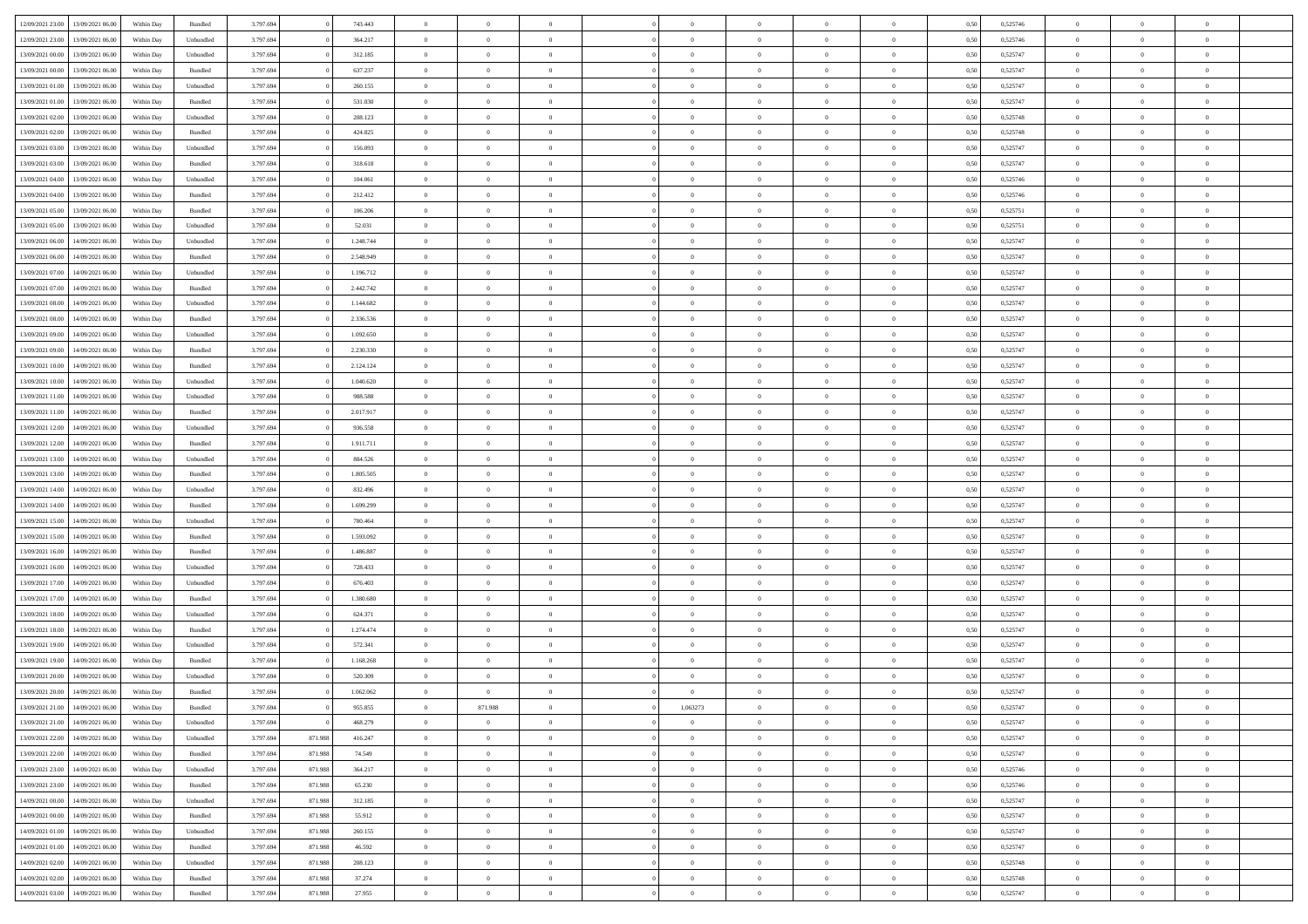| | | | | | | | | | | | | | | | | | | | | | |
|---|---|---|---|---|---|---|---|---|---|---|---|---|---|---|---|---|---|---|---|---|---|
| 12/09/2021 23.00 | 13/09/2021 06.00 | Within Day | Bundled | 3.797.694 | 0 | 743.443 | 0 | 0 | 0 | | 0 | 0 | 0 | 0 | 0,50 | 0,525746 | 0 | 0 | 0 | |
| 12/09/2021 23.00 | 13/09/2021 06.00 | Within Day | Unbundled | 3.797.694 | 0 | 364.217 | 0 | 0 | 0 | | 0 | 0 | 0 | 0 | 0,50 | 0,525746 | 0 | 0 | 0 | |
| 13/09/2021 00.00 | 13/09/2021 06.00 | Within Day | Unbundled | 3.797.694 | 0 | 312.185 | 0 | 0 | 0 | | 0 | 0 | 0 | 0 | 0,50 | 0,525747 | 0 | 0 | 0 | |
| 13/09/2021 00.00 | 13/09/2021 06.00 | Within Day | Bundled | 3.797.694 | 0 | 637.237 | 0 | 0 | 0 | | 0 | 0 | 0 | 0 | 0,50 | 0,525747 | 0 | 0 | 0 | |
| 13/09/2021 01.00 | 13/09/2021 06.00 | Within Day | Unbundled | 3.797.694 | 0 | 260.155 | 0 | 0 | 0 | | 0 | 0 | 0 | 0 | 0,50 | 0,525747 | 0 | 0 | 0 | |
| 13/09/2021 01.00 | 13/09/2021 06.00 | Within Day | Bundled | 3.797.694 | 0 | 531.030 | 0 | 0 | 0 | | 0 | 0 | 0 | 0 | 0,50 | 0,525747 | 0 | 0 | 0 | |
| 13/09/2021 02.00 | 13/09/2021 06.00 | Within Day | Unbundled | 3.797.694 | 0 | 208.123 | 0 | 0 | 0 | | 0 | 0 | 0 | 0 | 0,50 | 0,525748 | 0 | 0 | 0 | |
| 13/09/2021 02.00 | 13/09/2021 06.00 | Within Day | Bundled | 3.797.694 | 0 | 424.825 | 0 | 0 | 0 | | 0 | 0 | 0 | 0 | 0,50 | 0,525748 | 0 | 0 | 0 | |
| 13/09/2021 03.00 | 13/09/2021 06.00 | Within Day | Unbundled | 3.797.694 | 0 | 156.093 | 0 | 0 | 0 | | 0 | 0 | 0 | 0 | 0,50 | 0,525747 | 0 | 0 | 0 | |
| 13/09/2021 03.00 | 13/09/2021 06.00 | Within Day | Bundled | 3.797.694 | 0 | 318.618 | 0 | 0 | 0 | | 0 | 0 | 0 | 0 | 0,50 | 0,525747 | 0 | 0 | 0 | |
| 13/09/2021 04.00 | 13/09/2021 06.00 | Within Day | Unbundled | 3.797.694 | 0 | 104.061 | 0 | 0 | 0 | | 0 | 0 | 0 | 0 | 0,50 | 0,525746 | 0 | 0 | 0 | |
| 13/09/2021 04.00 | 13/09/2021 06.00 | Within Day | Bundled | 3.797.694 | 0 | 212.412 | 0 | 0 | 0 | | 0 | 0 | 0 | 0 | 0,50 | 0,525746 | 0 | 0 | 0 | |
| 13/09/2021 05.00 | 13/09/2021 06.00 | Within Day | Bundled | 3.797.694 | 0 | 106.206 | 0 | 0 | 0 | | 0 | 0 | 0 | 0 | 0,50 | 0,525751 | 0 | 0 | 0 | |
| 13/09/2021 05.00 | 13/09/2021 06.00 | Within Day | Unbundled | 3.797.694 | 0 | 52.031 | 0 | 0 | 0 | | 0 | 0 | 0 | 0 | 0,50 | 0,525751 | 0 | 0 | 0 | |
| 13/09/2021 06.00 | 14/09/2021 06.00 | Within Day | Unbundled | 3.797.694 | 0 | 1.248.744 | 0 | 0 | 0 | | 0 | 0 | 0 | 0 | 0,50 | 0,525747 | 0 | 0 | 0 | |
| 13/09/2021 06.00 | 14/09/2021 06.00 | Within Day | Bundled | 3.797.694 | 0 | 2.548.949 | 0 | 0 | 0 | | 0 | 0 | 0 | 0 | 0,50 | 0,525747 | 0 | 0 | 0 | |
| 13/09/2021 07.00 | 14/09/2021 06.00 | Within Day | Unbundled | 3.797.694 | 0 | 1.196.712 | 0 | 0 | 0 | | 0 | 0 | 0 | 0 | 0,50 | 0,525747 | 0 | 0 | 0 | |
| 13/09/2021 07.00 | 14/09/2021 06.00 | Within Day | Bundled | 3.797.694 | 0 | 2.442.742 | 0 | 0 | 0 | | 0 | 0 | 0 | 0 | 0,50 | 0,525747 | 0 | 0 | 0 | |
| 13/09/2021 08.00 | 14/09/2021 06.00 | Within Day | Unbundled | 3.797.694 | 0 | 1.144.682 | 0 | 0 | 0 | | 0 | 0 | 0 | 0 | 0,50 | 0,525747 | 0 | 0 | 0 | |
| 13/09/2021 08.00 | 14/09/2021 06.00 | Within Day | Bundled | 3.797.694 | 0 | 2.336.536 | 0 | 0 | 0 | | 0 | 0 | 0 | 0 | 0,50 | 0,525747 | 0 | 0 | 0 | |
| 13/09/2021 09.00 | 14/09/2021 06.00 | Within Day | Unbundled | 3.797.694 | 0 | 1.092.650 | 0 | 0 | 0 | | 0 | 0 | 0 | 0 | 0,50 | 0,525747 | 0 | 0 | 0 | |
| 13/09/2021 09.00 | 14/09/2021 06.00 | Within Day | Bundled | 3.797.694 | 0 | 2.230.330 | 0 | 0 | 0 | | 0 | 0 | 0 | 0 | 0,50 | 0,525747 | 0 | 0 | 0 | |
| 13/09/2021 10.00 | 14/09/2021 06.00 | Within Day | Bundled | 3.797.694 | 0 | 2.124.124 | 0 | 0 | 0 | | 0 | 0 | 0 | 0 | 0,50 | 0,525747 | 0 | 0 | 0 | |
| 13/09/2021 10.00 | 14/09/2021 06.00 | Within Day | Unbundled | 3.797.694 | 0 | 1.040.620 | 0 | 0 | 0 | | 0 | 0 | 0 | 0 | 0,50 | 0,525747 | 0 | 0 | 0 | |
| 13/09/2021 11.00 | 14/09/2021 06.00 | Within Day | Unbundled | 3.797.694 | 0 | 988.588 | 0 | 0 | 0 | | 0 | 0 | 0 | 0 | 0,50 | 0,525747 | 0 | 0 | 0 | |
| 13/09/2021 11.00 | 14/09/2021 06.00 | Within Day | Bundled | 3.797.694 | 0 | 2.017.917 | 0 | 0 | 0 | | 0 | 0 | 0 | 0 | 0,50 | 0,525747 | 0 | 0 | 0 | |
| 13/09/2021 12.00 | 14/09/2021 06.00 | Within Day | Unbundled | 3.797.694 | 0 | 936.558 | 0 | 0 | 0 | | 0 | 0 | 0 | 0 | 0,50 | 0,525747 | 0 | 0 | 0 | |
| 13/09/2021 12.00 | 14/09/2021 06.00 | Within Day | Bundled | 3.797.694 | 0 | 1.911.711 | 0 | 0 | 0 | | 0 | 0 | 0 | 0 | 0,50 | 0,525747 | 0 | 0 | 0 | |
| 13/09/2021 13.00 | 14/09/2021 06.00 | Within Day | Unbundled | 3.797.694 | 0 | 884.526 | 0 | 0 | 0 | | 0 | 0 | 0 | 0 | 0,50 | 0,525747 | 0 | 0 | 0 | |
| 13/09/2021 13.00 | 14/09/2021 06.00 | Within Day | Bundled | 3.797.694 | 0 | 1.805.505 | 0 | 0 | 0 | | 0 | 0 | 0 | 0 | 0,50 | 0,525747 | 0 | 0 | 0 | |
| 13/09/2021 14.00 | 14/09/2021 06.00 | Within Day | Unbundled | 3.797.694 | 0 | 832.496 | 0 | 0 | 0 | | 0 | 0 | 0 | 0 | 0,50 | 0,525747 | 0 | 0 | 0 | |
| 13/09/2021 14.00 | 14/09/2021 06.00 | Within Day | Bundled | 3.797.694 | 0 | 1.699.299 | 0 | 0 | 0 | | 0 | 0 | 0 | 0 | 0,50 | 0,525747 | 0 | 0 | 0 | |
| 13/09/2021 15.00 | 14/09/2021 06.00 | Within Day | Unbundled | 3.797.694 | 0 | 780.464 | 0 | 0 | 0 | | 0 | 0 | 0 | 0 | 0,50 | 0,525747 | 0 | 0 | 0 | |
| 13/09/2021 15.00 | 14/09/2021 06.00 | Within Day | Bundled | 3.797.694 | 0 | 1.593.092 | 0 | 0 | 0 | | 0 | 0 | 0 | 0 | 0,50 | 0,525747 | 0 | 0 | 0 | |
| 13/09/2021 16.00 | 14/09/2021 06.00 | Within Day | Bundled | 3.797.694 | 0 | 1.486.887 | 0 | 0 | 0 | | 0 | 0 | 0 | 0 | 0,50 | 0,525747 | 0 | 0 | 0 | |
| 13/09/2021 16.00 | 14/09/2021 06.00 | Within Day | Unbundled | 3.797.694 | 0 | 728.433 | 0 | 0 | 0 | | 0 | 0 | 0 | 0 | 0,50 | 0,525747 | 0 | 0 | 0 | |
| 13/09/2021 17.00 | 14/09/2021 06.00 | Within Day | Unbundled | 3.797.694 | 0 | 676.403 | 0 | 0 | 0 | | 0 | 0 | 0 | 0 | 0,50 | 0,525747 | 0 | 0 | 0 | |
| 13/09/2021 17.00 | 14/09/2021 06.00 | Within Day | Bundled | 3.797.694 | 0 | 1.380.680 | 0 | 0 | 0 | | 0 | 0 | 0 | 0 | 0,50 | 0,525747 | 0 | 0 | 0 | |
| 13/09/2021 18.00 | 14/09/2021 06.00 | Within Day | Unbundled | 3.797.694 | 0 | 624.371 | 0 | 0 | 0 | | 0 | 0 | 0 | 0 | 0,50 | 0,525747 | 0 | 0 | 0 | |
| 13/09/2021 18.00 | 14/09/2021 06.00 | Within Day | Bundled | 3.797.694 | 0 | 1.274.474 | 0 | 0 | 0 | | 0 | 0 | 0 | 0 | 0,50 | 0,525747 | 0 | 0 | 0 | |
| 13/09/2021 19.00 | 14/09/2021 06.00 | Within Day | Unbundled | 3.797.694 | 0 | 572.341 | 0 | 0 | 0 | | 0 | 0 | 0 | 0 | 0,50 | 0,525747 | 0 | 0 | 0 | |
| 13/09/2021 19.00 | 14/09/2021 06.00 | Within Day | Bundled | 3.797.694 | 0 | 1.168.268 | 0 | 0 | 0 | | 0 | 0 | 0 | 0 | 0,50 | 0,525747 | 0 | 0 | 0 | |
| 13/09/2021 20.00 | 14/09/2021 06.00 | Within Day | Unbundled | 3.797.694 | 0 | 520.309 | 0 | 0 | 0 | | 0 | 0 | 0 | 0 | 0,50 | 0,525747 | 0 | 0 | 0 | |
| 13/09/2021 20.00 | 14/09/2021 06.00 | Within Day | Bundled | 3.797.694 | 0 | 1.062.062 | 0 | 0 | 0 | | 0 | 0 | 0 | 0 | 0,50 | 0,525747 | 0 | 0 | 0 | |
| 13/09/2021 21.00 | 14/09/2021 06.00 | Within Day | Bundled | 3.797.694 | 0 | 955.855 | 0 | 871.988 | 0 | | 1,063273 | 0 | 0 | 0 | 0,50 | 0,525747 | 0 | 0 | 0 | |
| 13/09/2021 21.00 | 14/09/2021 06.00 | Within Day | Unbundled | 3.797.694 | 0 | 468.279 | 0 | 0 | 0 | | 0 | 0 | 0 | 0 | 0,50 | 0,525747 | 0 | 0 | 0 | |
| 13/09/2021 22.00 | 14/09/2021 06.00 | Within Day | Unbundled | 3.797.694 | 871.988 | 416.247 | 0 | 0 | 0 | | 0 | 0 | 0 | 0 | 0,50 | 0,525747 | 0 | 0 | 0 | |
| 13/09/2021 22.00 | 14/09/2021 06.00 | Within Day | Bundled | 3.797.694 | 871.988 | 74.549 | 0 | 0 | 0 | | 0 | 0 | 0 | 0 | 0,50 | 0,525747 | 0 | 0 | 0 | |
| 13/09/2021 23.00 | 14/09/2021 06.00 | Within Day | Unbundled | 3.797.694 | 871.988 | 364.217 | 0 | 0 | 0 | | 0 | 0 | 0 | 0 | 0,50 | 0,525746 | 0 | 0 | 0 | |
| 13/09/2021 23.00 | 14/09/2021 06.00 | Within Day | Bundled | 3.797.694 | 871.988 | 65.230 | 0 | 0 | 0 | | 0 | 0 | 0 | 0 | 0,50 | 0,525746 | 0 | 0 | 0 | |
| 14/09/2021 00.00 | 14/09/2021 06.00 | Within Day | Unbundled | 3.797.694 | 871.988 | 312.185 | 0 | 0 | 0 | | 0 | 0 | 0 | 0 | 0,50 | 0,525747 | 0 | 0 | 0 | |
| 14/09/2021 00.00 | 14/09/2021 06.00 | Within Day | Bundled | 3.797.694 | 871.988 | 55.912 | 0 | 0 | 0 | | 0 | 0 | 0 | 0 | 0,50 | 0,525747 | 0 | 0 | 0 | |
| 14/09/2021 01.00 | 14/09/2021 06.00 | Within Day | Unbundled | 3.797.694 | 871.988 | 260.155 | 0 | 0 | 0 | | 0 | 0 | 0 | 0 | 0,50 | 0,525747 | 0 | 0 | 0 | |
| 14/09/2021 01.00 | 14/09/2021 06.00 | Within Day | Bundled | 3.797.694 | 871.988 | 46.592 | 0 | 0 | 0 | | 0 | 0 | 0 | 0 | 0,50 | 0,525747 | 0 | 0 | 0 | |
| 14/09/2021 02.00 | 14/09/2021 06.00 | Within Day | Unbundled | 3.797.694 | 871.988 | 208.123 | 0 | 0 | 0 | | 0 | 0 | 0 | 0 | 0,50 | 0,525748 | 0 | 0 | 0 | |
| 14/09/2021 02.00 | 14/09/2021 06.00 | Within Day | Bundled | 3.797.694 | 871.988 | 37.274 | 0 | 0 | 0 | | 0 | 0 | 0 | 0 | 0,50 | 0,525748 | 0 | 0 | 0 | |
| 14/09/2021 03.00 | 14/09/2021 06.00 | Within Day | Bundled | 3.797.694 | 871.988 | 27.955 | 0 | 0 | 0 | | 0 | 0 | 0 | 0 | 0,50 | 0,525747 | 0 | 0 | 0 | |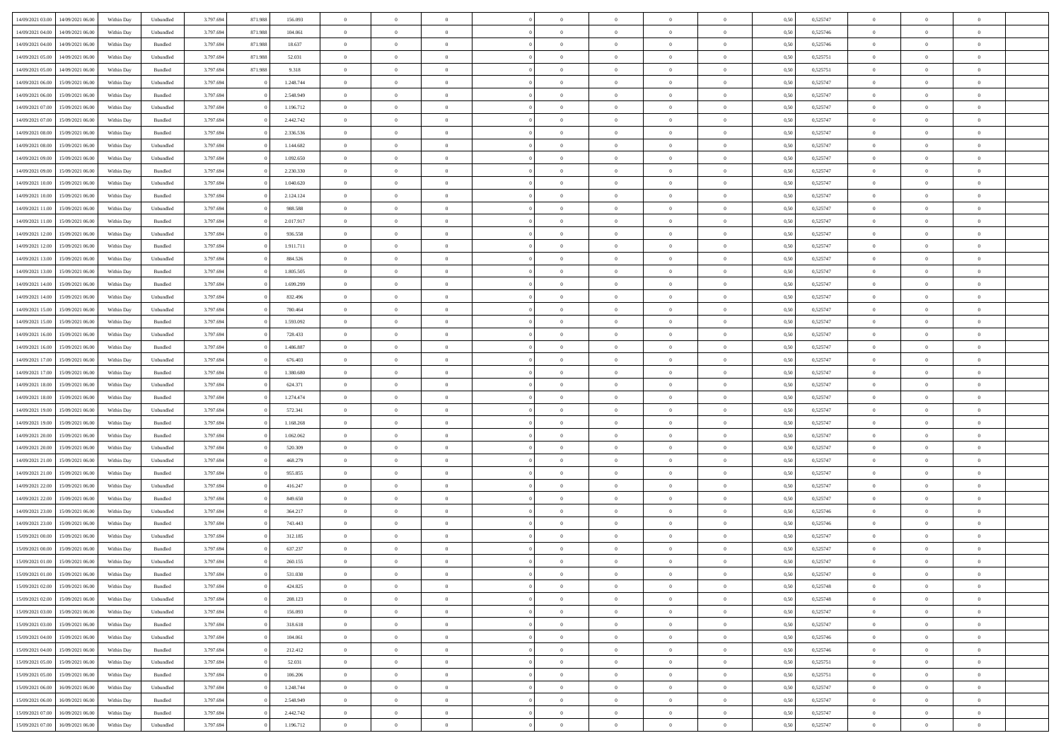| | | | | | | | | | | | | | | | | | | | | | |
|---|---|---|---|---|---|---|---|---|---|---|---|---|---|---|---|---|---|---|---|---|---|
| 14/09/2021 03:00 | 14/09/2021 06:00 | Within Day | Unbundled | 3.797.694 | 871.988 | 156.093 | 0 | 0 | 0 | | 0 | 0 | 0 | 0 | 0,50 | 0,525747 | 0 | 0 | 0 | |
| 14/09/2021 04:00 | 14/09/2021 06:00 | Within Day | Unbundled | 3.797.694 | 871.988 | 104.061 | 0 | 0 | 0 | | 0 | 0 | 0 | 0 | 0,50 | 0,525746 | 0 | 0 | 0 | |
| 14/09/2021 04:00 | 14/09/2021 06:00 | Within Day | Bundled | 3.797.694 | 871.988 | 18.637 | 0 | 0 | 0 | | 0 | 0 | 0 | 0 | 0,50 | 0,525746 | 0 | 0 | 0 | |
| 14/09/2021 05:00 | 14/09/2021 06:00 | Within Day | Unbundled | 3.797.694 | 871.988 | 52.031 | 0 | 0 | 0 | | 0 | 0 | 0 | 0 | 0,50 | 0,525751 | 0 | 0 | 0 | |
| 14/09/2021 05:00 | 14/09/2021 06:00 | Within Day | Bundled | 3.797.694 | 871.988 | 9.318 | 0 | 0 | 0 | | 0 | 0 | 0 | 0 | 0,50 | 0,525751 | 0 | 0 | 0 | |
| 14/09/2021 06:00 | 15/09/2021 06:00 | Within Day | Unbundled | 3.797.694 | 0 | 1.248.744 | 0 | 0 | 0 | | 0 | 0 | 0 | 0 | 0,50 | 0,525747 | 0 | 0 | 0 | |
| 14/09/2021 06:00 | 15/09/2021 06:00 | Within Day | Bundled | 3.797.694 | 0 | 2.548.949 | 0 | 0 | 0 | | 0 | 0 | 0 | 0 | 0,50 | 0,525747 | 0 | 0 | 0 | |
| 14/09/2021 07:00 | 15/09/2021 06:00 | Within Day | Unbundled | 3.797.694 | 0 | 1.196.712 | 0 | 0 | 0 | | 0 | 0 | 0 | 0 | 0,50 | 0,525747 | 0 | 0 | 0 | |
| 14/09/2021 07:00 | 15/09/2021 06:00 | Within Day | Bundled | 3.797.694 | 0 | 2.442.742 | 0 | 0 | 0 | | 0 | 0 | 0 | 0 | 0,50 | 0,525747 | 0 | 0 | 0 | |
| 14/09/2021 08:00 | 15/09/2021 06:00 | Within Day | Bundled | 3.797.694 | 0 | 2.336.536 | 0 | 0 | 0 | | 0 | 0 | 0 | 0 | 0,50 | 0,525747 | 0 | 0 | 0 | |
| 14/09/2021 08:00 | 15/09/2021 06:00 | Within Day | Unbundled | 3.797.694 | 0 | 1.144.682 | 0 | 0 | 0 | | 0 | 0 | 0 | 0 | 0,50 | 0,525747 | 0 | 0 | 0 | |
| 14/09/2021 09:00 | 15/09/2021 06:00 | Within Day | Unbundled | 3.797.694 | 0 | 1.092.650 | 0 | 0 | 0 | | 0 | 0 | 0 | 0 | 0,50 | 0,525747 | 0 | 0 | 0 | |
| 14/09/2021 09:00 | 15/09/2021 06:00 | Within Day | Bundled | 3.797.694 | 0 | 2.230.330 | 0 | 0 | 0 | | 0 | 0 | 0 | 0 | 0,50 | 0,525747 | 0 | 0 | 0 | |
| 14/09/2021 10:00 | 15/09/2021 06:00 | Within Day | Unbundled | 3.797.694 | 0 | 1.040.620 | 0 | 0 | 0 | | 0 | 0 | 0 | 0 | 0,50 | 0,525747 | 0 | 0 | 0 | |
| 14/09/2021 10:00 | 15/09/2021 06:00 | Within Day | Bundled | 3.797.694 | 0 | 2.124.124 | 0 | 0 | 0 | | 0 | 0 | 0 | 0 | 0,50 | 0,525747 | 0 | 0 | 0 | |
| 14/09/2021 11:00 | 15/09/2021 06:00 | Within Day | Unbundled | 3.797.694 | 0 | 988.588 | 0 | 0 | 0 | | 0 | 0 | 0 | 0 | 0,50 | 0,525747 | 0 | 0 | 0 | |
| 14/09/2021 11:00 | 15/09/2021 06:00 | Within Day | Bundled | 3.797.694 | 0 | 2.017.917 | 0 | 0 | 0 | | 0 | 0 | 0 | 0 | 0,50 | 0,525747 | 0 | 0 | 0 | |
| 14/09/2021 12:00 | 15/09/2021 06:00 | Within Day | Unbundled | 3.797.694 | 0 | 936.558 | 0 | 0 | 0 | | 0 | 0 | 0 | 0 | 0,50 | 0,525747 | 0 | 0 | 0 | |
| 14/09/2021 12:00 | 15/09/2021 06:00 | Within Day | Bundled | 3.797.694 | 0 | 1.911.711 | 0 | 0 | 0 | | 0 | 0 | 0 | 0 | 0,50 | 0,525747 | 0 | 0 | 0 | |
| 14/09/2021 13:00 | 15/09/2021 06:00 | Within Day | Unbundled | 3.797.694 | 0 | 884.526 | 0 | 0 | 0 | | 0 | 0 | 0 | 0 | 0,50 | 0,525747 | 0 | 0 | 0 | |
| 14/09/2021 13:00 | 15/09/2021 06:00 | Within Day | Bundled | 3.797.694 | 0 | 1.805.505 | 0 | 0 | 0 | | 0 | 0 | 0 | 0 | 0,50 | 0,525747 | 0 | 0 | 0 | |
| 14/09/2021 14:00 | 15/09/2021 06:00 | Within Day | Bundled | 3.797.694 | 0 | 1.699.299 | 0 | 0 | 0 | | 0 | 0 | 0 | 0 | 0,50 | 0,525747 | 0 | 0 | 0 | |
| 14/09/2021 14:00 | 15/09/2021 06:00 | Within Day | Unbundled | 3.797.694 | 0 | 832.496 | 0 | 0 | 0 | | 0 | 0 | 0 | 0 | 0,50 | 0,525747 | 0 | 0 | 0 | |
| 14/09/2021 15:00 | 15/09/2021 06:00 | Within Day | Unbundled | 3.797.694 | 0 | 780.464 | 0 | 0 | 0 | | 0 | 0 | 0 | 0 | 0,50 | 0,525747 | 0 | 0 | 0 | |
| 14/09/2021 15:00 | 15/09/2021 06:00 | Within Day | Bundled | 3.797.694 | 0 | 1.593.092 | 0 | 0 | 0 | | 0 | 0 | 0 | 0 | 0,50 | 0,525747 | 0 | 0 | 0 | |
| 14/09/2021 16:00 | 15/09/2021 06:00 | Within Day | Unbundled | 3.797.694 | 0 | 728.433 | 0 | 0 | 0 | | 0 | 0 | 0 | 0 | 0,50 | 0,525747 | 0 | 0 | 0 | |
| 14/09/2021 16:00 | 15/09/2021 06:00 | Within Day | Bundled | 3.797.694 | 0 | 1.486.887 | 0 | 0 | 0 | | 0 | 0 | 0 | 0 | 0,50 | 0,525747 | 0 | 0 | 0 | |
| 14/09/2021 17:00 | 15/09/2021 06:00 | Within Day | Unbundled | 3.797.694 | 0 | 676.403 | 0 | 0 | 0 | | 0 | 0 | 0 | 0 | 0,50 | 0,525747 | 0 | 0 | 0 | |
| 14/09/2021 17:00 | 15/09/2021 06:00 | Within Day | Bundled | 3.797.694 | 0 | 1.380.680 | 0 | 0 | 0 | | 0 | 0 | 0 | 0 | 0,50 | 0,525747 | 0 | 0 | 0 | |
| 14/09/2021 18:00 | 15/09/2021 06:00 | Within Day | Unbundled | 3.797.694 | 0 | 624.371 | 0 | 0 | 0 | | 0 | 0 | 0 | 0 | 0,50 | 0,525747 | 0 | 0 | 0 | |
| 14/09/2021 18:00 | 15/09/2021 06:00 | Within Day | Bundled | 3.797.694 | 0 | 1.274.474 | 0 | 0 | 0 | | 0 | 0 | 0 | 0 | 0,50 | 0,525747 | 0 | 0 | 0 | |
| 14/09/2021 19:00 | 15/09/2021 06:00 | Within Day | Unbundled | 3.797.694 | 0 | 572.341 | 0 | 0 | 0 | | 0 | 0 | 0 | 0 | 0,50 | 0,525747 | 0 | 0 | 0 | |
| 14/09/2021 19:00 | 15/09/2021 06:00 | Within Day | Bundled | 3.797.694 | 0 | 1.168.268 | 0 | 0 | 0 | | 0 | 0 | 0 | 0 | 0,50 | 0,525747 | 0 | 0 | 0 | |
| 14/09/2021 20:00 | 15/09/2021 06:00 | Within Day | Bundled | 3.797.694 | 0 | 1.062.062 | 0 | 0 | 0 | | 0 | 0 | 0 | 0 | 0,50 | 0,525747 | 0 | 0 | 0 | |
| 14/09/2021 20:00 | 15/09/2021 06:00 | Within Day | Unbundled | 3.797.694 | 0 | 520.309 | 0 | 0 | 0 | | 0 | 0 | 0 | 0 | 0,50 | 0,525747 | 0 | 0 | 0 | |
| 14/09/2021 21:00 | 15/09/2021 06:00 | Within Day | Unbundled | 3.797.694 | 0 | 468.279 | 0 | 0 | 0 | | 0 | 0 | 0 | 0 | 0,50 | 0,525747 | 0 | 0 | 0 | |
| 14/09/2021 21:00 | 15/09/2021 06:00 | Within Day | Bundled | 3.797.694 | 0 | 955.855 | 0 | 0 | 0 | | 0 | 0 | 0 | 0 | 0,50 | 0,525747 | 0 | 0 | 0 | |
| 14/09/2021 22:00 | 15/09/2021 06:00 | Within Day | Unbundled | 3.797.694 | 0 | 416.247 | 0 | 0 | 0 | | 0 | 0 | 0 | 0 | 0,50 | 0,525747 | 0 | 0 | 0 | |
| 14/09/2021 22:00 | 15/09/2021 06:00 | Within Day | Bundled | 3.797.694 | 0 | 849.650 | 0 | 0 | 0 | | 0 | 0 | 0 | 0 | 0,50 | 0,525747 | 0 | 0 | 0 | |
| 14/09/2021 23:00 | 15/09/2021 06:00 | Within Day | Unbundled | 3.797.694 | 0 | 364.217 | 0 | 0 | 0 | | 0 | 0 | 0 | 0 | 0,50 | 0,525746 | 0 | 0 | 0 | |
| 14/09/2021 23:00 | 15/09/2021 06:00 | Within Day | Bundled | 3.797.694 | 0 | 743.443 | 0 | 0 | 0 | | 0 | 0 | 0 | 0 | 0,50 | 0,525746 | 0 | 0 | 0 | |
| 15/09/2021 00:00 | 15/09/2021 06:00 | Within Day | Unbundled | 3.797.694 | 0 | 312.185 | 0 | 0 | 0 | | 0 | 0 | 0 | 0 | 0,50 | 0,525747 | 0 | 0 | 0 | |
| 15/09/2021 00:00 | 15/09/2021 06:00 | Within Day | Bundled | 3.797.694 | 0 | 637.237 | 0 | 0 | 0 | | 0 | 0 | 0 | 0 | 0,50 | 0,525747 | 0 | 0 | 0 | |
| 15/09/2021 01:00 | 15/09/2021 06:00 | Within Day | Unbundled | 3.797.694 | 0 | 260.155 | 0 | 0 | 0 | | 0 | 0 | 0 | 0 | 0,50 | 0,525747 | 0 | 0 | 0 | |
| 15/09/2021 01:00 | 15/09/2021 06:00 | Within Day | Bundled | 3.797.694 | 0 | 531.030 | 0 | 0 | 0 | | 0 | 0 | 0 | 0 | 0,50 | 0,525747 | 0 | 0 | 0 | |
| 15/09/2021 02:00 | 15/09/2021 06:00 | Within Day | Bundled | 3.797.694 | 0 | 424.825 | 0 | 0 | 0 | | 0 | 0 | 0 | 0 | 0,50 | 0,525748 | 0 | 0 | 0 | |
| 15/09/2021 02:00 | 15/09/2021 06:00 | Within Day | Unbundled | 3.797.694 | 0 | 208.123 | 0 | 0 | 0 | | 0 | 0 | 0 | 0 | 0,50 | 0,525748 | 0 | 0 | 0 | |
| 15/09/2021 03:00 | 15/09/2021 06:00 | Within Day | Unbundled | 3.797.694 | 0 | 156.093 | 0 | 0 | 0 | | 0 | 0 | 0 | 0 | 0,50 | 0,525747 | 0 | 0 | 0 | |
| 15/09/2021 03:00 | 15/09/2021 06:00 | Within Day | Bundled | 3.797.694 | 0 | 318.618 | 0 | 0 | 0 | | 0 | 0 | 0 | 0 | 0,50 | 0,525747 | 0 | 0 | 0 | |
| 15/09/2021 04:00 | 15/09/2021 06:00 | Within Day | Unbundled | 3.797.694 | 0 | 104.061 | 0 | 0 | 0 | | 0 | 0 | 0 | 0 | 0,50 | 0,525746 | 0 | 0 | 0 | |
| 15/09/2021 04:00 | 15/09/2021 06:00 | Within Day | Bundled | 3.797.694 | 0 | 212.412 | 0 | 0 | 0 | | 0 | 0 | 0 | 0 | 0,50 | 0,525746 | 0 | 0 | 0 | |
| 15/09/2021 05:00 | 15/09/2021 06:00 | Within Day | Unbundled | 3.797.694 | 0 | 52.031 | 0 | 0 | 0 | | 0 | 0 | 0 | 0 | 0,50 | 0,525751 | 0 | 0 | 0 | |
| 15/09/2021 05:00 | 15/09/2021 06:00 | Within Day | Bundled | 3.797.694 | 0 | 106.206 | 0 | 0 | 0 | | 0 | 0 | 0 | 0 | 0,50 | 0,525751 | 0 | 0 | 0 | |
| 15/09/2021 06:00 | 16/09/2021 06:00 | Within Day | Unbundled | 3.797.694 | 0 | 1.248.744 | 0 | 0 | 0 | | 0 | 0 | 0 | 0 | 0,50 | 0,525747 | 0 | 0 | 0 | |
| 15/09/2021 06:00 | 16/09/2021 06:00 | Within Day | Bundled | 3.797.694 | 0 | 2.548.949 | 0 | 0 | 0 | | 0 | 0 | 0 | 0 | 0,50 | 0,525747 | 0 | 0 | 0 | |
| 15/09/2021 07:00 | 16/09/2021 06:00 | Within Day | Bundled | 3.797.694 | 0 | 2.442.742 | 0 | 0 | 0 | | 0 | 0 | 0 | 0 | 0,50 | 0,525747 | 0 | 0 | 0 | |
| 15/09/2021 07:00 | 16/09/2021 06:00 | Within Day | Unbundled | 3.797.694 | 0 | 1.196.712 | 0 | 0 | 0 | | 0 | 0 | 0 | 0 | 0,50 | 0,525747 | 0 | 0 | 0 | |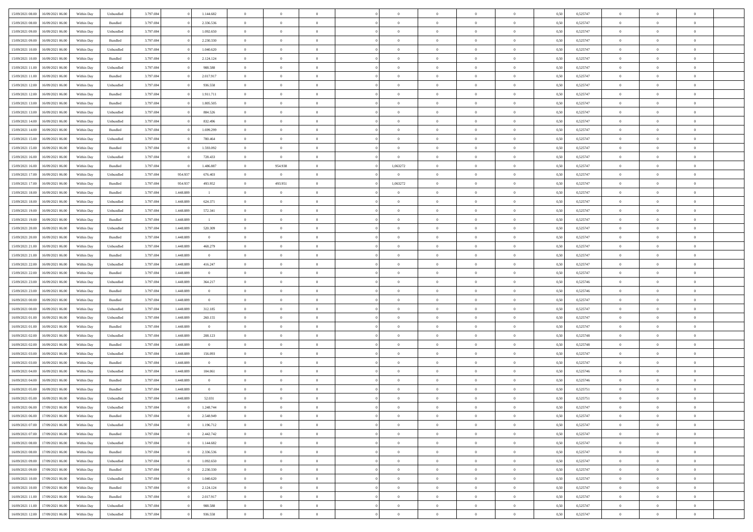| | | | | | | | | | | | | | | | | | | | | | |
|---|---|---|---|---|---|---|---|---|---|---|---|---|---|---|---|---|---|---|---|---|---|
| 15/09/2021 08:00 | 16/09/2021 06:00 | Within Day | Unbundled | 3.797.694 | 0 | 1.144.682 | 0 | 0 | 0 | | 0 | 0 | 0 | 0 | 0,50 | 0,525747 | 0 | 0 | 0 | |
| 15/09/2021 08:00 | 16/09/2021 06:00 | Within Day | Bundled | 3.797.694 | 0 | 2.336.536 | 0 | 0 | 0 | | 0 | 0 | 0 | 0 | 0,50 | 0,525747 | 0 | 0 | 0 | |
| 15/09/2021 09:00 | 16/09/2021 06:00 | Within Day | Unbundled | 3.797.694 | 0 | 1.092.650 | 0 | 0 | 0 | | 0 | 0 | 0 | 0 | 0,50 | 0,525747 | 0 | 0 | 0 | |
| 15/09/2021 09:00 | 16/09/2021 06:00 | Within Day | Bundled | 3.797.694 | 0 | 2.230.330 | 0 | 0 | 0 | | 0 | 0 | 0 | 0 | 0,50 | 0,525747 | 0 | 0 | 0 | |
| 15/09/2021 10:00 | 16/09/2021 06:00 | Within Day | Unbundled | 3.797.694 | 0 | 1.040.620 | 0 | 0 | 0 | | 0 | 0 | 0 | 0 | 0,50 | 0,525747 | 0 | 0 | 0 | |
| 15/09/2021 10:00 | 16/09/2021 06:00 | Within Day | Bundled | 3.797.694 | 0 | 2.124.124 | 0 | 0 | 0 | | 0 | 0 | 0 | 0 | 0,50 | 0,525747 | 0 | 0 | 0 | |
| 15/09/2021 11:00 | 16/09/2021 06:00 | Within Day | Unbundled | 3.797.694 | 0 | 988.588 | 0 | 0 | 0 | | 0 | 0 | 0 | 0 | 0,50 | 0,525747 | 0 | 0 | 0 | |
| 15/09/2021 11:00 | 16/09/2021 06:00 | Within Day | Bundled | 3.797.694 | 0 | 2.017.917 | 0 | 0 | 0 | | 0 | 0 | 0 | 0 | 0,50 | 0,525747 | 0 | 0 | 0 | |
| 15/09/2021 12:00 | 16/09/2021 06:00 | Within Day | Unbundled | 3.797.694 | 0 | 936.558 | 0 | 0 | 0 | | 0 | 0 | 0 | 0 | 0,50 | 0,525747 | 0 | 0 | 0 | |
| 15/09/2021 12:00 | 16/09/2021 06:00 | Within Day | Bundled | 3.797.694 | 0 | 1.911.711 | 0 | 0 | 0 | | 0 | 0 | 0 | 0 | 0,50 | 0,525747 | 0 | 0 | 0 | |
| 15/09/2021 13:00 | 16/09/2021 06:00 | Within Day | Bundled | 3.797.694 | 0 | 1.805.505 | 0 | 0 | 0 | | 0 | 0 | 0 | 0 | 0,50 | 0,525747 | 0 | 0 | 0 | |
| 15/09/2021 13:00 | 16/09/2021 06:00 | Within Day | Unbundled | 3.797.694 | 0 | 884.526 | 0 | 0 | 0 | | 0 | 0 | 0 | 0 | 0,50 | 0,525747 | 0 | 0 | 0 | |
| 15/09/2021 14:00 | 16/09/2021 06:00 | Within Day | Unbundled | 3.797.694 | 0 | 832.496 | 0 | 0 | 0 | | 0 | 0 | 0 | 0 | 0,50 | 0,525747 | 0 | 0 | 0 | |
| 15/09/2021 14:00 | 16/09/2021 06:00 | Within Day | Bundled | 3.797.694 | 0 | 1.699.299 | 0 | 0 | 0 | | 0 | 0 | 0 | 0 | 0,50 | 0,525747 | 0 | 0 | 0 | |
| 15/09/2021 15:00 | 16/09/2021 06:00 | Within Day | Unbundled | 3.797.694 | 0 | 780.464 | 0 | 0 | 0 | | 0 | 0 | 0 | 0 | 0,50 | 0,525747 | 0 | 0 | 0 | |
| 15/09/2021 15:00 | 16/09/2021 06:00 | Within Day | Bundled | 3.797.694 | 0 | 1.593.092 | 0 | 0 | 0 | | 0 | 0 | 0 | 0 | 0,50 | 0,525747 | 0 | 0 | 0 | |
| 15/09/2021 16:00 | 16/09/2021 06:00 | Within Day | Unbundled | 3.797.694 | 0 | 728.433 | 0 | 0 | 0 | | 0 | 0 | 0 | 0 | 0,50 | 0,525747 | 0 | 0 | 0 | |
| 15/09/2021 16:00 | 16/09/2021 06:00 | Within Day | Bundled | 3.797.694 | 0 | 1.486.887 | 0 | 954.938 | 0 | | 1,063272 | 0 | 0 | 0 | 0,50 | 0,525747 | 0 | 0 | 0 | |
| 15/09/2021 17:00 | 16/09/2021 06:00 | Within Day | Unbundled | 3.797.694 | 954.937 | 676.403 | 0 | 0 | 0 | | 0 | 0 | 0 | 0 | 0,50 | 0,525747 | 0 | 0 | 0 | |
| 15/09/2021 17:00 | 16/09/2021 06:00 | Within Day | Bundled | 3.797.694 | 954.937 | 493.952 | 0 | 493.951 | 0 | | 1,063272 | 0 | 0 | 0 | 0,50 | 0,525747 | 0 | 0 | 0 | |
| 15/09/2021 18:00 | 16/09/2021 06:00 | Within Day | Bundled | 3.797.694 | 1.448.889 | 1 | 0 | 0 | 0 | | 0 | 0 | 0 | 0 | 0,50 | 0,525747 | 0 | 0 | 0 | |
| 15/09/2021 18:00 | 16/09/2021 06:00 | Within Day | Unbundled | 3.797.694 | 1.448.889 | 624.371 | 0 | 0 | 0 | | 0 | 0 | 0 | 0 | 0,50 | 0,525747 | 0 | 0 | 0 | |
| 15/09/2021 19:00 | 16/09/2021 06:00 | Within Day | Unbundled | 3.797.694 | 1.448.889 | 572.341 | 0 | 0 | 0 | | 0 | 0 | 0 | 0 | 0,50 | 0,525747 | 0 | 0 | 0 | |
| 15/09/2021 19:00 | 16/09/2021 06:00 | Within Day | Bundled | 3.797.694 | 1.448.889 | 1 | 0 | 0 | 0 | | 0 | 0 | 0 | 0 | 0,50 | 0,525747 | 0 | 0 | 0 | |
| 15/09/2021 20:00 | 16/09/2021 06:00 | Within Day | Unbundled | 3.797.694 | 1.448.889 | 520.309 | 0 | 0 | 0 | | 0 | 0 | 0 | 0 | 0,50 | 0,525747 | 0 | 0 | 0 | |
| 15/09/2021 20:00 | 16/09/2021 06:00 | Within Day | Bundled | 3.797.694 | 1.448.889 | 0 | 0 | 0 | 0 | | 0 | 0 | 0 | 0 | 0,50 | 0,525747 | 0 | 0 | 0 | |
| 15/09/2021 21:00 | 16/09/2021 06:00 | Within Day | Unbundled | 3.797.694 | 1.448.889 | 468.279 | 0 | 0 | 0 | | 0 | 0 | 0 | 0 | 0,50 | 0,525747 | 0 | 0 | 0 | |
| 15/09/2021 21:00 | 16/09/2021 06:00 | Within Day | Bundled | 3.797.694 | 1.448.889 | 0 | 0 | 0 | 0 | | 0 | 0 | 0 | 0 | 0,50 | 0,525747 | 0 | 0 | 0 | |
| 15/09/2021 22:00 | 16/09/2021 06:00 | Within Day | Unbundled | 3.797.694 | 1.448.889 | 416.247 | 0 | 0 | 0 | | 0 | 0 | 0 | 0 | 0,50 | 0,525747 | 0 | 0 | 0 | |
| 15/09/2021 22:00 | 16/09/2021 06:00 | Within Day | Bundled | 3.797.694 | 1.448.889 | 0 | 0 | 0 | 0 | | 0 | 0 | 0 | 0 | 0,50 | 0,525747 | 0 | 0 | 0 | |
| 15/09/2021 23:00 | 16/09/2021 06:00 | Within Day | Unbundled | 3.797.694 | 1.448.889 | 364.217 | 0 | 0 | 0 | | 0 | 0 | 0 | 0 | 0,50 | 0,525746 | 0 | 0 | 0 | |
| 15/09/2021 23:00 | 16/09/2021 06:00 | Within Day | Bundled | 3.797.694 | 1.448.889 | 0 | 0 | 0 | 0 | | 0 | 0 | 0 | 0 | 0,50 | 0,525746 | 0 | 0 | 0 | |
| 16/09/2021 00:00 | 16/09/2021 06:00 | Within Day | Bundled | 3.797.694 | 1.448.889 | 0 | 0 | 0 | 0 | | 0 | 0 | 0 | 0 | 0,50 | 0,525747 | 0 | 0 | 0 | |
| 16/09/2021 00:00 | 16/09/2021 06:00 | Within Day | Unbundled | 3.797.694 | 1.448.889 | 312.185 | 0 | 0 | 0 | | 0 | 0 | 0 | 0 | 0,50 | 0,525747 | 0 | 0 | 0 | |
| 16/09/2021 01:00 | 16/09/2021 06:00 | Within Day | Unbundled | 3.797.694 | 1.448.889 | 260.155 | 0 | 0 | 0 | | 0 | 0 | 0 | 0 | 0,50 | 0,525747 | 0 | 0 | 0 | |
| 16/09/2021 01:00 | 16/09/2021 06:00 | Within Day | Bundled | 3.797.694 | 1.448.889 | 0 | 0 | 0 | 0 | | 0 | 0 | 0 | 0 | 0,50 | 0,525747 | 0 | 0 | 0 | |
| 16/09/2021 02:00 | 16/09/2021 06:00 | Within Day | Unbundled | 3.797.694 | 1.448.889 | 208.123 | 0 | 0 | 0 | | 0 | 0 | 0 | 0 | 0,50 | 0,525748 | 0 | 0 | 0 | |
| 16/09/2021 02:00 | 16/09/2021 06:00 | Within Day | Bundled | 3.797.694 | 1.448.889 | 0 | 0 | 0 | 0 | | 0 | 0 | 0 | 0 | 0,50 | 0,525748 | 0 | 0 | 0 | |
| 16/09/2021 03:00 | 16/09/2021 06:00 | Within Day | Unbundled | 3.797.694 | 1.448.889 | 156.093 | 0 | 0 | 0 | | 0 | 0 | 0 | 0 | 0,50 | 0,525747 | 0 | 0 | 0 | |
| 16/09/2021 03:00 | 16/09/2021 06:00 | Within Day | Bundled | 3.797.694 | 1.448.889 | 0 | 0 | 0 | 0 | | 0 | 0 | 0 | 0 | 0,50 | 0,525747 | 0 | 0 | 0 | |
| 16/09/2021 04:00 | 16/09/2021 06:00 | Within Day | Unbundled | 3.797.694 | 1.448.889 | 104.061 | 0 | 0 | 0 | | 0 | 0 | 0 | 0 | 0,50 | 0,525746 | 0 | 0 | 0 | |
| 16/09/2021 04:00 | 16/09/2021 06:00 | Within Day | Bundled | 3.797.694 | 1.448.889 | 0 | 0 | 0 | 0 | | 0 | 0 | 0 | 0 | 0,50 | 0,525746 | 0 | 0 | 0 | |
| 16/09/2021 05:00 | 16/09/2021 06:00 | Within Day | Bundled | 3.797.694 | 1.448.889 | 0 | 0 | 0 | 0 | | 0 | 0 | 0 | 0 | 0,50 | 0,525751 | 0 | 0 | 0 | |
| 16/09/2021 05:00 | 16/09/2021 06:00 | Within Day | Unbundled | 3.797.694 | 1.448.889 | 52.031 | 0 | 0 | 0 | | 0 | 0 | 0 | 0 | 0,50 | 0,525751 | 0 | 0 | 0 | |
| 16/09/2021 06:00 | 17/09/2021 06:00 | Within Day | Unbundled | 3.797.694 | 0 | 1.248.744 | 0 | 0 | 0 | | 0 | 0 | 0 | 0 | 0,50 | 0,525747 | 0 | 0 | 0 | |
| 16/09/2021 06:00 | 17/09/2021 06:00 | Within Day | Bundled | 3.797.694 | 0 | 2.548.949 | 0 | 0 | 0 | | 0 | 0 | 0 | 0 | 0,50 | 0,525747 | 0 | 0 | 0 | |
| 16/09/2021 07:00 | 17/09/2021 06:00 | Within Day | Unbundled | 3.797.694 | 0 | 1.196.712 | 0 | 0 | 0 | | 0 | 0 | 0 | 0 | 0,50 | 0,525747 | 0 | 0 | 0 | |
| 16/09/2021 07:00 | 17/09/2021 06:00 | Within Day | Bundled | 3.797.694 | 0 | 2.442.742 | 0 | 0 | 0 | | 0 | 0 | 0 | 0 | 0,50 | 0,525747 | 0 | 0 | 0 | |
| 16/09/2021 08:00 | 17/09/2021 06:00 | Within Day | Unbundled | 3.797.694 | 0 | 1.144.682 | 0 | 0 | 0 | | 0 | 0 | 0 | 0 | 0,50 | 0,525747 | 0 | 0 | 0 | |
| 16/09/2021 08:00 | 17/09/2021 06:00 | Within Day | Bundled | 3.797.694 | 0 | 2.336.536 | 0 | 0 | 0 | | 0 | 0 | 0 | 0 | 0,50 | 0,525747 | 0 | 0 | 0 | |
| 16/09/2021 09:00 | 17/09/2021 06:00 | Within Day | Unbundled | 3.797.694 | 0 | 1.092.650 | 0 | 0 | 0 | | 0 | 0 | 0 | 0 | 0,50 | 0,525747 | 0 | 0 | 0 | |
| 16/09/2021 09:00 | 17/09/2021 06:00 | Within Day | Bundled | 3.797.694 | 0 | 2.230.330 | 0 | 0 | 0 | | 0 | 0 | 0 | 0 | 0,50 | 0,525747 | 0 | 0 | 0 | |
| 16/09/2021 10:00 | 17/09/2021 06:00 | Within Day | Unbundled | 3.797.694 | 0 | 1.040.620 | 0 | 0 | 0 | | 0 | 0 | 0 | 0 | 0,50 | 0,525747 | 0 | 0 | 0 | |
| 16/09/2021 10:00 | 17/09/2021 06:00 | Within Day | Bundled | 3.797.694 | 0 | 2.124.124 | 0 | 0 | 0 | | 0 | 0 | 0 | 0 | 0,50 | 0,525747 | 0 | 0 | 0 | |
| 16/09/2021 11:00 | 17/09/2021 06:00 | Within Day | Bundled | 3.797.694 | 0 | 2.017.917 | 0 | 0 | 0 | | 0 | 0 | 0 | 0 | 0,50 | 0,525747 | 0 | 0 | 0 | |
| 16/09/2021 11:00 | 17/09/2021 06:00 | Within Day | Unbundled | 3.797.694 | 0 | 988.588 | 0 | 0 | 0 | | 0 | 0 | 0 | 0 | 0,50 | 0,525747 | 0 | 0 | 0 | |
| 16/09/2021 12:00 | 17/09/2021 06:00 | Within Day | Unbundled | 3.797.694 | 0 | 936.558 | 0 | 0 | 0 | | 0 | 0 | 0 | 0 | 0,50 | 0,525747 | 0 | 0 | 0 | |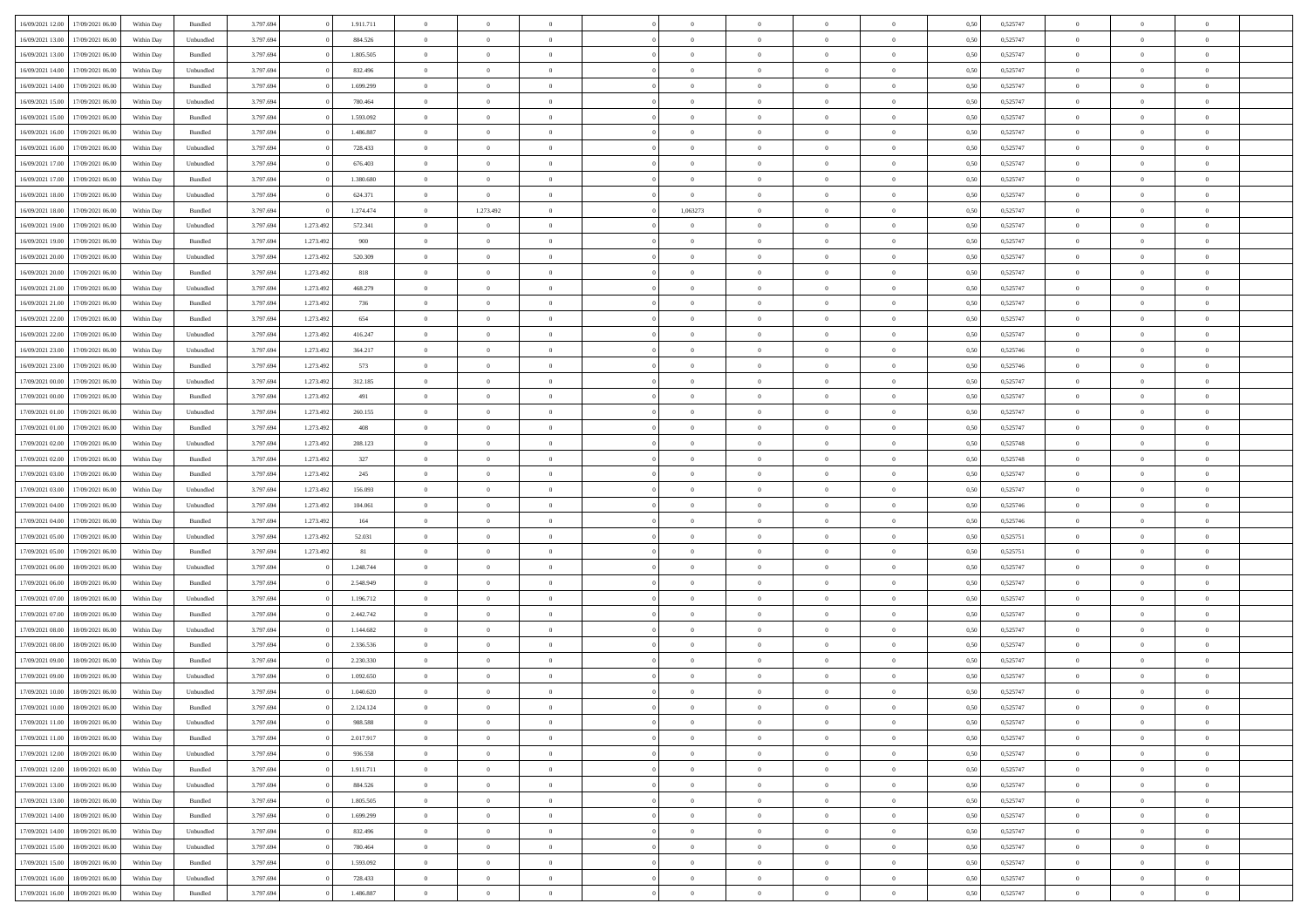| | | | | | | | | | | | | | | | | | | | | | |
|---|---|---|---|---|---|---|---|---|---|---|---|---|---|---|---|---|---|---|---|---|---|
| 16/09/2021 12:00 | 17/09/2021 06:00 | Within Day | Bundled | 3.797.694 | 0 | 1.911.711 | 0 | 0 | 0 | | 0 | 0 | 0 | 0 | 0 | 0,50 | 0,525747 | 0 | 0 | 0 | |
| 16/09/2021 13:00 | 17/09/2021 06:00 | Within Day | Unbundled | 3.797.694 | 0 | 884.526 | 0 | 0 | 0 | | 0 | 0 | 0 | 0 | 0 | 0,50 | 0,525747 | 0 | 0 | 0 | |
| 16/09/2021 13:00 | 17/09/2021 06:00 | Within Day | Bundled | 3.797.694 | 0 | 1.805.505 | 0 | 0 | 0 | | 0 | 0 | 0 | 0 | 0 | 0,50 | 0,525747 | 0 | 0 | 0 | |
| 16/09/2021 14:00 | 17/09/2021 06:00 | Within Day | Unbundled | 3.797.694 | 0 | 832.496 | 0 | 0 | 0 | | 0 | 0 | 0 | 0 | 0 | 0,50 | 0,525747 | 0 | 0 | 0 | |
| 16/09/2021 14:00 | 17/09/2021 06:00 | Within Day | Bundled | 3.797.694 | 0 | 1.699.299 | 0 | 0 | 0 | | 0 | 0 | 0 | 0 | 0 | 0,50 | 0,525747 | 0 | 0 | 0 | |
| 16/09/2021 15:00 | 17/09/2021 06:00 | Within Day | Unbundled | 3.797.694 | 0 | 780.464 | 0 | 0 | 0 | | 0 | 0 | 0 | 0 | 0 | 0,50 | 0,525747 | 0 | 0 | 0 | |
| 16/09/2021 15:00 | 17/09/2021 06:00 | Within Day | Bundled | 3.797.694 | 0 | 1.593.092 | 0 | 0 | 0 | | 0 | 0 | 0 | 0 | 0 | 0,50 | 0,525747 | 0 | 0 | 0 | |
| 16/09/2021 16:00 | 17/09/2021 06:00 | Within Day | Bundled | 3.797.694 | 0 | 1.486.887 | 0 | 0 | 0 | | 0 | 0 | 0 | 0 | 0 | 0,50 | 0,525747 | 0 | 0 | 0 | |
| 16/09/2021 16:00 | 17/09/2021 06:00 | Within Day | Unbundled | 3.797.694 | 0 | 728.433 | 0 | 0 | 0 | | 0 | 0 | 0 | 0 | 0 | 0,50 | 0,525747 | 0 | 0 | 0 | |
| 16/09/2021 17:00 | 17/09/2021 06:00 | Within Day | Unbundled | 3.797.694 | 0 | 676.403 | 0 | 0 | 0 | | 0 | 0 | 0 | 0 | 0 | 0,50 | 0,525747 | 0 | 0 | 0 | |
| 16/09/2021 17:00 | 17/09/2021 06:00 | Within Day | Bundled | 3.797.694 | 0 | 1.380.680 | 0 | 0 | 0 | | 0 | 0 | 0 | 0 | 0 | 0,50 | 0,525747 | 0 | 0 | 0 | |
| 16/09/2021 18:00 | 17/09/2021 06:00 | Within Day | Unbundled | 3.797.694 | 0 | 624.371 | 0 | 0 | 0 | | 0 | 0 | 0 | 0 | 0 | 0,50 | 0,525747 | 0 | 0 | 0 | |
| 16/09/2021 18:00 | 17/09/2021 06:00 | Within Day | Bundled | 3.797.694 | 0 | 1.274.474 | 0 | 1.273.492 | 0 | | 1,063273 | 0 | 0 | 0 | 0 | 0,50 | 0,525747 | 0 | 0 | 0 | |
| 16/09/2021 19:00 | 17/09/2021 06:00 | Within Day | Unbundled | 3.797.694 | 1.273.492 | 572.341 | 0 | 0 | 0 | | 0 | 0 | 0 | 0 | 0 | 0,50 | 0,525747 | 0 | 0 | 0 | |
| 16/09/2021 19:00 | 17/09/2021 06:00 | Within Day | Bundled | 3.797.694 | 1.273.492 | 900 | 0 | 0 | 0 | | 0 | 0 | 0 | 0 | 0 | 0,50 | 0,525747 | 0 | 0 | 0 | |
| 16/09/2021 20:00 | 17/09/2021 06:00 | Within Day | Unbundled | 3.797.694 | 1.273.492 | 520.309 | 0 | 0 | 0 | | 0 | 0 | 0 | 0 | 0 | 0,50 | 0,525747 | 0 | 0 | 0 | |
| 16/09/2021 20:00 | 17/09/2021 06:00 | Within Day | Bundled | 3.797.694 | 1.273.492 | 818 | 0 | 0 | 0 | | 0 | 0 | 0 | 0 | 0 | 0,50 | 0,525747 | 0 | 0 | 0 | |
| 16/09/2021 21:00 | 17/09/2021 06:00 | Within Day | Unbundled | 3.797.694 | 1.273.492 | 468.279 | 0 | 0 | 0 | | 0 | 0 | 0 | 0 | 0 | 0,50 | 0,525747 | 0 | 0 | 0 | |
| 16/09/2021 21:00 | 17/09/2021 06:00 | Within Day | Bundled | 3.797.694 | 1.273.492 | 736 | 0 | 0 | 0 | | 0 | 0 | 0 | 0 | 0 | 0,50 | 0,525747 | 0 | 0 | 0 | |
| 16/09/2021 22:00 | 17/09/2021 06:00 | Within Day | Bundled | 3.797.694 | 1.273.492 | 654 | 0 | 0 | 0 | | 0 | 0 | 0 | 0 | 0 | 0,50 | 0,525747 | 0 | 0 | 0 | |
| 16/09/2021 22:00 | 17/09/2021 06:00 | Within Day | Unbundled | 3.797.694 | 1.273.492 | 416.247 | 0 | 0 | 0 | | 0 | 0 | 0 | 0 | 0 | 0,50 | 0,525747 | 0 | 0 | 0 | |
| 16/09/2021 23:00 | 17/09/2021 06:00 | Within Day | Unbundled | 3.797.694 | 1.273.492 | 364.217 | 0 | 0 | 0 | | 0 | 0 | 0 | 0 | 0 | 0,50 | 0,525746 | 0 | 0 | 0 | |
| 16/09/2021 23:00 | 17/09/2021 06:00 | Within Day | Bundled | 3.797.694 | 1.273.492 | 573 | 0 | 0 | 0 | | 0 | 0 | 0 | 0 | 0 | 0,50 | 0,525746 | 0 | 0 | 0 | |
| 17/09/2021 00:00 | 17/09/2021 06:00 | Within Day | Unbundled | 3.797.694 | 1.273.492 | 312.185 | 0 | 0 | 0 | | 0 | 0 | 0 | 0 | 0 | 0,50 | 0,525747 | 0 | 0 | 0 | |
| 17/09/2021 00:00 | 17/09/2021 06:00 | Within Day | Bundled | 3.797.694 | 1.273.492 | 491 | 0 | 0 | 0 | | 0 | 0 | 0 | 0 | 0 | 0,50 | 0,525747 | 0 | 0 | 0 | |
| 17/09/2021 01:00 | 17/09/2021 06:00 | Within Day | Unbundled | 3.797.694 | 1.273.492 | 260.155 | 0 | 0 | 0 | | 0 | 0 | 0 | 0 | 0 | 0,50 | 0,525747 | 0 | 0 | 0 | |
| 17/09/2021 01:00 | 17/09/2021 06:00 | Within Day | Bundled | 3.797.694 | 1.273.492 | 408 | 0 | 0 | 0 | | 0 | 0 | 0 | 0 | 0 | 0,50 | 0,525747 | 0 | 0 | 0 | |
| 17/09/2021 02:00 | 17/09/2021 06:00 | Within Day | Unbundled | 3.797.694 | 1.273.492 | 208.123 | 0 | 0 | 0 | | 0 | 0 | 0 | 0 | 0 | 0,50 | 0,525748 | 0 | 0 | 0 | |
| 17/09/2021 02:00 | 17/09/2021 06:00 | Within Day | Bundled | 3.797.694 | 1.273.492 | 327 | 0 | 0 | 0 | | 0 | 0 | 0 | 0 | 0 | 0,50 | 0,525748 | 0 | 0 | 0 | |
| 17/09/2021 03:00 | 17/09/2021 06:00 | Within Day | Bundled | 3.797.694 | 1.273.492 | 245 | 0 | 0 | 0 | | 0 | 0 | 0 | 0 | 0 | 0,50 | 0,525747 | 0 | 0 | 0 | |
| 17/09/2021 03:00 | 17/09/2021 06:00 | Within Day | Unbundled | 3.797.694 | 1.273.492 | 156.093 | 0 | 0 | 0 | | 0 | 0 | 0 | 0 | 0 | 0,50 | 0,525747 | 0 | 0 | 0 | |
| 17/09/2021 04:00 | 17/09/2021 06:00 | Within Day | Unbundled | 3.797.694 | 1.273.492 | 104.061 | 0 | 0 | 0 | | 0 | 0 | 0 | 0 | 0 | 0,50 | 0,525746 | 0 | 0 | 0 | |
| 17/09/2021 04:00 | 17/09/2021 06:00 | Within Day | Bundled | 3.797.694 | 1.273.492 | 164 | 0 | 0 | 0 | | 0 | 0 | 0 | 0 | 0 | 0,50 | 0,525746 | 0 | 0 | 0 | |
| 17/09/2021 05:00 | 17/09/2021 06:00 | Within Day | Unbundled | 3.797.694 | 1.273.492 | 52.031 | 0 | 0 | 0 | | 0 | 0 | 0 | 0 | 0 | 0,50 | 0,525751 | 0 | 0 | 0 | |
| 17/09/2021 05:00 | 17/09/2021 06:00 | Within Day | Bundled | 3.797.694 | 1.273.492 | 81 | 0 | 0 | 0 | | 0 | 0 | 0 | 0 | 0 | 0,50 | 0,525751 | 0 | 0 | 0 | |
| 17/09/2021 06:00 | 18/09/2021 06:00 | Within Day | Unbundled | 3.797.694 | 0 | 1.248.744 | 0 | 0 | 0 | | 0 | 0 | 0 | 0 | 0 | 0,50 | 0,525747 | 0 | 0 | 0 | |
| 17/09/2021 06:00 | 18/09/2021 06:00 | Within Day | Bundled | 3.797.694 | 0 | 2.548.949 | 0 | 0 | 0 | | 0 | 0 | 0 | 0 | 0 | 0,50 | 0,525747 | 0 | 0 | 0 | |
| 17/09/2021 07:00 | 18/09/2021 06:00 | Within Day | Unbundled | 3.797.694 | 0 | 1.196.712 | 0 | 0 | 0 | | 0 | 0 | 0 | 0 | 0 | 0,50 | 0,525747 | 0 | 0 | 0 | |
| 17/09/2021 07:00 | 18/09/2021 06:00 | Within Day | Bundled | 3.797.694 | 0 | 2.442.742 | 0 | 0 | 0 | | 0 | 0 | 0 | 0 | 0 | 0,50 | 0,525747 | 0 | 0 | 0 | |
| 17/09/2021 08:00 | 18/09/2021 06:00 | Within Day | Unbundled | 3.797.694 | 0 | 1.144.682 | 0 | 0 | 0 | | 0 | 0 | 0 | 0 | 0 | 0,50 | 0,525747 | 0 | 0 | 0 | |
| 17/09/2021 08:00 | 18/09/2021 06:00 | Within Day | Bundled | 3.797.694 | 0 | 2.336.536 | 0 | 0 | 0 | | 0 | 0 | 0 | 0 | 0 | 0,50 | 0,525747 | 0 | 0 | 0 | |
| 17/09/2021 09:00 | 18/09/2021 06:00 | Within Day | Bundled | 3.797.694 | 0 | 2.230.330 | 0 | 0 | 0 | | 0 | 0 | 0 | 0 | 0 | 0,50 | 0,525747 | 0 | 0 | 0 | |
| 17/09/2021 09:00 | 18/09/2021 06:00 | Within Day | Unbundled | 3.797.694 | 0 | 1.092.650 | 0 | 0 | 0 | | 0 | 0 | 0 | 0 | 0 | 0,50 | 0,525747 | 0 | 0 | 0 | |
| 17/09/2021 10:00 | 18/09/2021 06:00 | Within Day | Unbundled | 3.797.694 | 0 | 1.040.620 | 0 | 0 | 0 | | 0 | 0 | 0 | 0 | 0 | 0,50 | 0,525747 | 0 | 0 | 0 | |
| 17/09/2021 10:00 | 18/09/2021 06:00 | Within Day | Bundled | 3.797.694 | 0 | 2.124.124 | 0 | 0 | 0 | | 0 | 0 | 0 | 0 | 0 | 0,50 | 0,525747 | 0 | 0 | 0 | |
| 17/09/2021 11:00 | 18/09/2021 06:00 | Within Day | Unbundled | 3.797.694 | 0 | 988.588 | 0 | 0 | 0 | | 0 | 0 | 0 | 0 | 0 | 0,50 | 0,525747 | 0 | 0 | 0 | |
| 17/09/2021 11:00 | 18/09/2021 06:00 | Within Day | Bundled | 3.797.694 | 0 | 2.017.917 | 0 | 0 | 0 | | 0 | 0 | 0 | 0 | 0 | 0,50 | 0,525747 | 0 | 0 | 0 | |
| 17/09/2021 12:00 | 18/09/2021 06:00 | Within Day | Unbundled | 3.797.694 | 0 | 936.558 | 0 | 0 | 0 | | 0 | 0 | 0 | 0 | 0 | 0,50 | 0,525747 | 0 | 0 | 0 | |
| 17/09/2021 12:00 | 18/09/2021 06:00 | Within Day | Bundled | 3.797.694 | 0 | 1.911.711 | 0 | 0 | 0 | | 0 | 0 | 0 | 0 | 0 | 0,50 | 0,525747 | 0 | 0 | 0 | |
| 17/09/2021 13:00 | 18/09/2021 06:00 | Within Day | Unbundled | 3.797.694 | 0 | 884.526 | 0 | 0 | 0 | | 0 | 0 | 0 | 0 | 0 | 0,50 | 0,525747 | 0 | 0 | 0 | |
| 17/09/2021 13:00 | 18/09/2021 06:00 | Within Day | Bundled | 3.797.694 | 0 | 1.805.505 | 0 | 0 | 0 | | 0 | 0 | 0 | 0 | 0 | 0,50 | 0,525747 | 0 | 0 | 0 | |
| 17/09/2021 14:00 | 18/09/2021 06:00 | Within Day | Bundled | 3.797.694 | 0 | 1.699.299 | 0 | 0 | 0 | | 0 | 0 | 0 | 0 | 0 | 0,50 | 0,525747 | 0 | 0 | 0 | |
| 17/09/2021 14:00 | 18/09/2021 06:00 | Within Day | Unbundled | 3.797.694 | 0 | 832.496 | 0 | 0 | 0 | | 0 | 0 | 0 | 0 | 0 | 0,50 | 0,525747 | 0 | 0 | 0 | |
| 17/09/2021 15:00 | 18/09/2021 06:00 | Within Day | Unbundled | 3.797.694 | 0 | 780.464 | 0 | 0 | 0 | | 0 | 0 | 0 | 0 | 0 | 0,50 | 0,525747 | 0 | 0 | 0 | |
| 17/09/2021 15:00 | 18/09/2021 06:00 | Within Day | Bundled | 3.797.694 | 0 | 1.593.092 | 0 | 0 | 0 | | 0 | 0 | 0 | 0 | 0 | 0,50 | 0,525747 | 0 | 0 | 0 | |
| 17/09/2021 16:00 | 18/09/2021 06:00 | Within Day | Unbundled | 3.797.694 | 0 | 728.433 | 0 | 0 | 0 | | 0 | 0 | 0 | 0 | 0 | 0,50 | 0,525747 | 0 | 0 | 0 | |
| 17/09/2021 16:00 | 18/09/2021 06:00 | Within Day | Bundled | 3.797.694 | 0 | 1.486.887 | 0 | 0 | 0 | | 0 | 0 | 0 | 0 | 0 | 0,50 | 0,525747 | 0 | 0 | 0 | |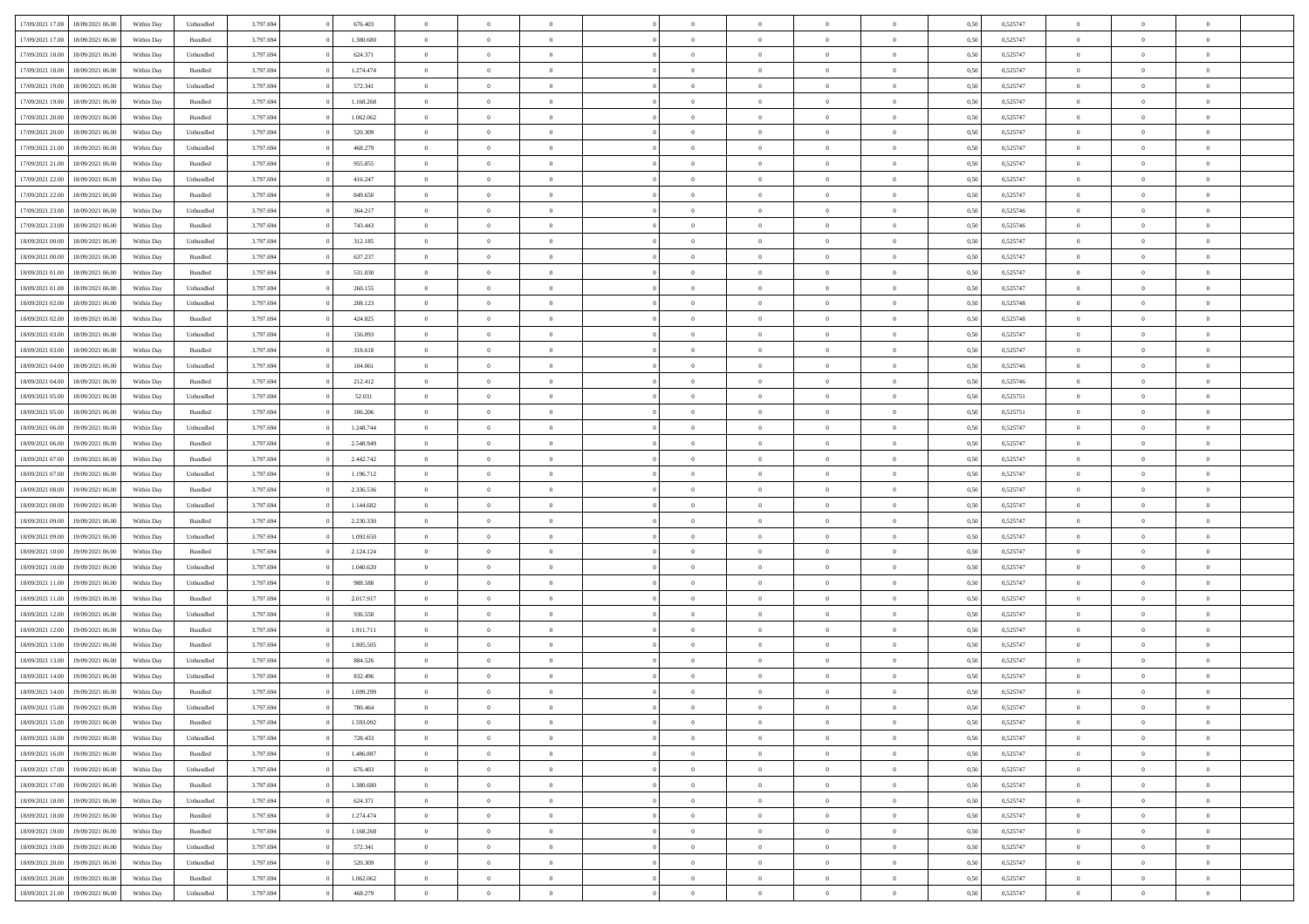| | | | | | | | | | | | | | | | | | | | | |
|---|---|---|---|---|---|---|---|---|---|---|---|---|---|---|---|---|---|---|---|---|
| 17/09/2021 17:00 | 18/09/2021 06:00 | Within Day | Unbundled | 3.797.694 | 0 | 676.403 | 0 | 0 | 0 | | 0 | 0 | 0 | 0 | 0,50 | 0,525747 | 0 | 0 | 0 | |
| 17/09/2021 17:00 | 18/09/2021 06:00 | Within Day | Bundled | 3.797.694 | 0 | 1.380.680 | 0 | 0 | 0 | | 0 | 0 | 0 | 0 | 0,50 | 0,525747 | 0 | 0 | 0 | |
| 17/09/2021 18:00 | 18/09/2021 06:00 | Within Day | Unbundled | 3.797.694 | 0 | 624.371 | 0 | 0 | 0 | | 0 | 0 | 0 | 0 | 0,50 | 0,525747 | 0 | 0 | 0 | |
| 17/09/2021 18:00 | 18/09/2021 06:00 | Within Day | Bundled | 3.797.694 | 0 | 1.274.474 | 0 | 0 | 0 | | 0 | 0 | 0 | 0 | 0,50 | 0,525747 | 0 | 0 | 0 | |
| 17/09/2021 19:00 | 18/09/2021 06:00 | Within Day | Unbundled | 3.797.694 | 0 | 572.341 | 0 | 0 | 0 | | 0 | 0 | 0 | 0 | 0,50 | 0,525747 | 0 | 0 | 0 | |
| 17/09/2021 19:00 | 18/09/2021 06:00 | Within Day | Bundled | 3.797.694 | 0 | 1.168.268 | 0 | 0 | 0 | | 0 | 0 | 0 | 0 | 0,50 | 0,525747 | 0 | 0 | 0 | |
| 17/09/2021 20:00 | 18/09/2021 06:00 | Within Day | Bundled | 3.797.694 | 0 | 1.062.062 | 0 | 0 | 0 | | 0 | 0 | 0 | 0 | 0,50 | 0,525747 | 0 | 0 | 0 | |
| 17/09/2021 20:00 | 18/09/2021 06:00 | Within Day | Unbundled | 3.797.694 | 0 | 520.309 | 0 | 0 | 0 | | 0 | 0 | 0 | 0 | 0,50 | 0,525747 | 0 | 0 | 0 | |
| 17/09/2021 21:00 | 18/09/2021 06:00 | Within Day | Unbundled | 3.797.694 | 0 | 468.279 | 0 | 0 | 0 | | 0 | 0 | 0 | 0 | 0,50 | 0,525747 | 0 | 0 | 0 | |
| 17/09/2021 21:00 | 18/09/2021 06:00 | Within Day | Bundled | 3.797.694 | 0 | 955.855 | 0 | 0 | 0 | | 0 | 0 | 0 | 0 | 0,50 | 0,525747 | 0 | 0 | 0 | |
| 17/09/2021 22:00 | 18/09/2021 06:00 | Within Day | Unbundled | 3.797.694 | 0 | 416.247 | 0 | 0 | 0 | | 0 | 0 | 0 | 0 | 0,50 | 0,525747 | 0 | 0 | 0 | |
| 17/09/2021 22:00 | 18/09/2021 06:00 | Within Day | Bundled | 3.797.694 | 0 | 849.650 | 0 | 0 | 0 | | 0 | 0 | 0 | 0 | 0,50 | 0,525747 | 0 | 0 | 0 | |
| 17/09/2021 23:00 | 18/09/2021 06:00 | Within Day | Unbundled | 3.797.694 | 0 | 364.217 | 0 | 0 | 0 | | 0 | 0 | 0 | 0 | 0,50 | 0,525746 | 0 | 0 | 0 | |
| 17/09/2021 23:00 | 18/09/2021 06:00 | Within Day | Bundled | 3.797.694 | 0 | 743.443 | 0 | 0 | 0 | | 0 | 0 | 0 | 0 | 0,50 | 0,525746 | 0 | 0 | 0 | |
| 18/09/2021 00:00 | 18/09/2021 06:00 | Within Day | Unbundled | 3.797.694 | 0 | 312.185 | 0 | 0 | 0 | | 0 | 0 | 0 | 0 | 0,50 | 0,525747 | 0 | 0 | 0 | |
| 18/09/2021 00:00 | 18/09/2021 06:00 | Within Day | Bundled | 3.797.694 | 0 | 637.237 | 0 | 0 | 0 | | 0 | 0 | 0 | 0 | 0,50 | 0,525747 | 0 | 0 | 0 | |
| 18/09/2021 01:00 | 18/09/2021 06:00 | Within Day | Bundled | 3.797.694 | 0 | 531.030 | 0 | 0 | 0 | | 0 | 0 | 0 | 0 | 0,50 | 0,525747 | 0 | 0 | 0 | |
| 18/09/2021 01:00 | 18/09/2021 06:00 | Within Day | Unbundled | 3.797.694 | 0 | 260.155 | 0 | 0 | 0 | | 0 | 0 | 0 | 0 | 0,50 | 0,525747 | 0 | 0 | 0 | |
| 18/09/2021 02:00 | 18/09/2021 06:00 | Within Day | Unbundled | 3.797.694 | 0 | 208.123 | 0 | 0 | 0 | | 0 | 0 | 0 | 0 | 0,50 | 0,525748 | 0 | 0 | 0 | |
| 18/09/2021 02:00 | 18/09/2021 06:00 | Within Day | Bundled | 3.797.694 | 0 | 424.825 | 0 | 0 | 0 | | 0 | 0 | 0 | 0 | 0,50 | 0,525748 | 0 | 0 | 0 | |
| 18/09/2021 03:00 | 18/09/2021 06:00 | Within Day | Unbundled | 3.797.694 | 0 | 156.093 | 0 | 0 | 0 | | 0 | 0 | 0 | 0 | 0,50 | 0,525747 | 0 | 0 | 0 | |
| 18/09/2021 03:00 | 18/09/2021 06:00 | Within Day | Bundled | 3.797.694 | 0 | 318.618 | 0 | 0 | 0 | | 0 | 0 | 0 | 0 | 0,50 | 0,525747 | 0 | 0 | 0 | |
| 18/09/2021 04:00 | 18/09/2021 06:00 | Within Day | Unbundled | 3.797.694 | 0 | 104.061 | 0 | 0 | 0 | | 0 | 0 | 0 | 0 | 0,50 | 0,525746 | 0 | 0 | 0 | |
| 18/09/2021 04:00 | 18/09/2021 06:00 | Within Day | Bundled | 3.797.694 | 0 | 212.412 | 0 | 0 | 0 | | 0 | 0 | 0 | 0 | 0,50 | 0,525746 | 0 | 0 | 0 | |
| 18/09/2021 05:00 | 18/09/2021 06:00 | Within Day | Unbundled | 3.797.694 | 0 | 52.031 | 0 | 0 | 0 | | 0 | 0 | 0 | 0 | 0,50 | 0,525751 | 0 | 0 | 0 | |
| 18/09/2021 05:00 | 18/09/2021 06:00 | Within Day | Bundled | 3.797.694 | 0 | 106.206 | 0 | 0 | 0 | | 0 | 0 | 0 | 0 | 0,50 | 0,525751 | 0 | 0 | 0 | |
| 18/09/2021 06:00 | 19/09/2021 06:00 | Within Day | Unbundled | 3.797.694 | 0 | 1.248.744 | 0 | 0 | 0 | | 0 | 0 | 0 | 0 | 0,50 | 0,525747 | 0 | 0 | 0 | |
| 18/09/2021 06:00 | 19/09/2021 06:00 | Within Day | Bundled | 3.797.694 | 0 | 2.548.949 | 0 | 0 | 0 | | 0 | 0 | 0 | 0 | 0,50 | 0,525747 | 0 | 0 | 0 | |
| 18/09/2021 07:00 | 19/09/2021 06:00 | Within Day | Bundled | 3.797.694 | 0 | 2.442.742 | 0 | 0 | 0 | | 0 | 0 | 0 | 0 | 0,50 | 0,525747 | 0 | 0 | 0 | |
| 18/09/2021 07:00 | 19/09/2021 06:00 | Within Day | Unbundled | 3.797.694 | 0 | 1.196.712 | 0 | 0 | 0 | | 0 | 0 | 0 | 0 | 0,50 | 0,525747 | 0 | 0 | 0 | |
| 18/09/2021 08:00 | 19/09/2021 06:00 | Within Day | Bundled | 3.797.694 | 0 | 2.336.536 | 0 | 0 | 0 | | 0 | 0 | 0 | 0 | 0,50 | 0,525747 | 0 | 0 | 0 | |
| 18/09/2021 08:00 | 19/09/2021 06:00 | Within Day | Unbundled | 3.797.694 | 0 | 1.144.682 | 0 | 0 | 0 | | 0 | 0 | 0 | 0 | 0,50 | 0,525747 | 0 | 0 | 0 | |
| 18/09/2021 09:00 | 19/09/2021 06:00 | Within Day | Bundled | 3.797.694 | 0 | 2.230.330 | 0 | 0 | 0 | | 0 | 0 | 0 | 0 | 0,50 | 0,525747 | 0 | 0 | 0 | |
| 18/09/2021 09:00 | 19/09/2021 06:00 | Within Day | Unbundled | 3.797.694 | 0 | 1.092.650 | 0 | 0 | 0 | | 0 | 0 | 0 | 0 | 0,50 | 0,525747 | 0 | 0 | 0 | |
| 18/09/2021 10:00 | 19/09/2021 06:00 | Within Day | Bundled | 3.797.694 | 0 | 2.124.124 | 0 | 0 | 0 | | 0 | 0 | 0 | 0 | 0,50 | 0,525747 | 0 | 0 | 0 | |
| 18/09/2021 10:00 | 19/09/2021 06:00 | Within Day | Unbundled | 3.797.694 | 0 | 1.040.620 | 0 | 0 | 0 | | 0 | 0 | 0 | 0 | 0,50 | 0,525747 | 0 | 0 | 0 | |
| 18/09/2021 11:00 | 19/09/2021 06:00 | Within Day | Unbundled | 3.797.694 | 0 | 988.588 | 0 | 0 | 0 | | 0 | 0 | 0 | 0 | 0,50 | 0,525747 | 0 | 0 | 0 | |
| 18/09/2021 11:00 | 19/09/2021 06:00 | Within Day | Bundled | 3.797.694 | 0 | 2.017.917 | 0 | 0 | 0 | | 0 | 0 | 0 | 0 | 0,50 | 0,525747 | 0 | 0 | 0 | |
| 18/09/2021 12:00 | 19/09/2021 06:00 | Within Day | Unbundled | 3.797.694 | 0 | 936.558 | 0 | 0 | 0 | | 0 | 0 | 0 | 0 | 0,50 | 0,525747 | 0 | 0 | 0 | |
| 18/09/2021 12:00 | 19/09/2021 06:00 | Within Day | Bundled | 3.797.694 | 0 | 1.911.711 | 0 | 0 | 0 | | 0 | 0 | 0 | 0 | 0,50 | 0,525747 | 0 | 0 | 0 | |
| 18/09/2021 13:00 | 19/09/2021 06:00 | Within Day | Bundled | 3.797.694 | 0 | 1.805.505 | 0 | 0 | 0 | | 0 | 0 | 0 | 0 | 0,50 | 0,525747 | 0 | 0 | 0 | |
| 18/09/2021 13:00 | 19/09/2021 06:00 | Within Day | Unbundled | 3.797.694 | 0 | 884.526 | 0 | 0 | 0 | | 0 | 0 | 0 | 0 | 0,50 | 0,525747 | 0 | 0 | 0 | |
| 18/09/2021 14:00 | 19/09/2021 06:00 | Within Day | Unbundled | 3.797.694 | 0 | 832.496 | 0 | 0 | 0 | | 0 | 0 | 0 | 0 | 0,50 | 0,525747 | 0 | 0 | 0 | |
| 18/09/2021 14:00 | 19/09/2021 06:00 | Within Day | Bundled | 3.797.694 | 0 | 1.699.299 | 0 | 0 | 0 | | 0 | 0 | 0 | 0 | 0,50 | 0,525747 | 0 | 0 | 0 | |
| 18/09/2021 15:00 | 19/09/2021 06:00 | Within Day | Unbundled | 3.797.694 | 0 | 780.464 | 0 | 0 | 0 | | 0 | 0 | 0 | 0 | 0,50 | 0,525747 | 0 | 0 | 0 | |
| 18/09/2021 15:00 | 19/09/2021 06:00 | Within Day | Bundled | 3.797.694 | 0 | 1.593.092 | 0 | 0 | 0 | | 0 | 0 | 0 | 0 | 0,50 | 0,525747 | 0 | 0 | 0 | |
| 18/09/2021 16:00 | 19/09/2021 06:00 | Within Day | Unbundled | 3.797.694 | 0 | 728.433 | 0 | 0 | 0 | | 0 | 0 | 0 | 0 | 0,50 | 0,525747 | 0 | 0 | 0 | |
| 18/09/2021 16:00 | 19/09/2021 06:00 | Within Day | Bundled | 3.797.694 | 0 | 1.486.887 | 0 | 0 | 0 | | 0 | 0 | 0 | 0 | 0,50 | 0,525747 | 0 | 0 | 0 | |
| 18/09/2021 17:00 | 19/09/2021 06:00 | Within Day | Unbundled | 3.797.694 | 0 | 676.403 | 0 | 0 | 0 | | 0 | 0 | 0 | 0 | 0,50 | 0,525747 | 0 | 0 | 0 | |
| 18/09/2021 17:00 | 19/09/2021 06:00 | Within Day | Bundled | 3.797.694 | 0 | 1.380.680 | 0 | 0 | 0 | | 0 | 0 | 0 | 0 | 0,50 | 0,525747 | 0 | 0 | 0 | |
| 18/09/2021 18:00 | 19/09/2021 06:00 | Within Day | Unbundled | 3.797.694 | 0 | 624.371 | 0 | 0 | 0 | | 0 | 0 | 0 | 0 | 0,50 | 0,525747 | 0 | 0 | 0 | |
| 18/09/2021 18:00 | 19/09/2021 06:00 | Within Day | Bundled | 3.797.694 | 0 | 1.274.474 | 0 | 0 | 0 | | 0 | 0 | 0 | 0 | 0,50 | 0,525747 | 0 | 0 | 0 | |
| 18/09/2021 19:00 | 19/09/2021 06:00 | Within Day | Bundled | 3.797.694 | 0 | 1.168.268 | 0 | 0 | 0 | | 0 | 0 | 0 | 0 | 0,50 | 0,525747 | 0 | 0 | 0 | |
| 18/09/2021 19:00 | 19/09/2021 06:00 | Within Day | Unbundled | 3.797.694 | 0 | 572.341 | 0 | 0 | 0 | | 0 | 0 | 0 | 0 | 0,50 | 0,525747 | 0 | 0 | 0 | |
| 18/09/2021 20:00 | 19/09/2021 06:00 | Within Day | Unbundled | 3.797.694 | 0 | 520.309 | 0 | 0 | 0 | | 0 | 0 | 0 | 0 | 0,50 | 0,525747 | 0 | 0 | 0 | |
| 18/09/2021 20:00 | 19/09/2021 06:00 | Within Day | Bundled | 3.797.694 | 0 | 1.062.062 | 0 | 0 | 0 | | 0 | 0 | 0 | 0 | 0,50 | 0,525747 | 0 | 0 | 0 | |
| 18/09/2021 21:00 | 19/09/2021 06:00 | Within Day | Unbundled | 3.797.694 | 0 | 468.279 | 0 | 0 | 0 | | 0 | 0 | 0 | 0 | 0,50 | 0,525747 | 0 | 0 | 0 | |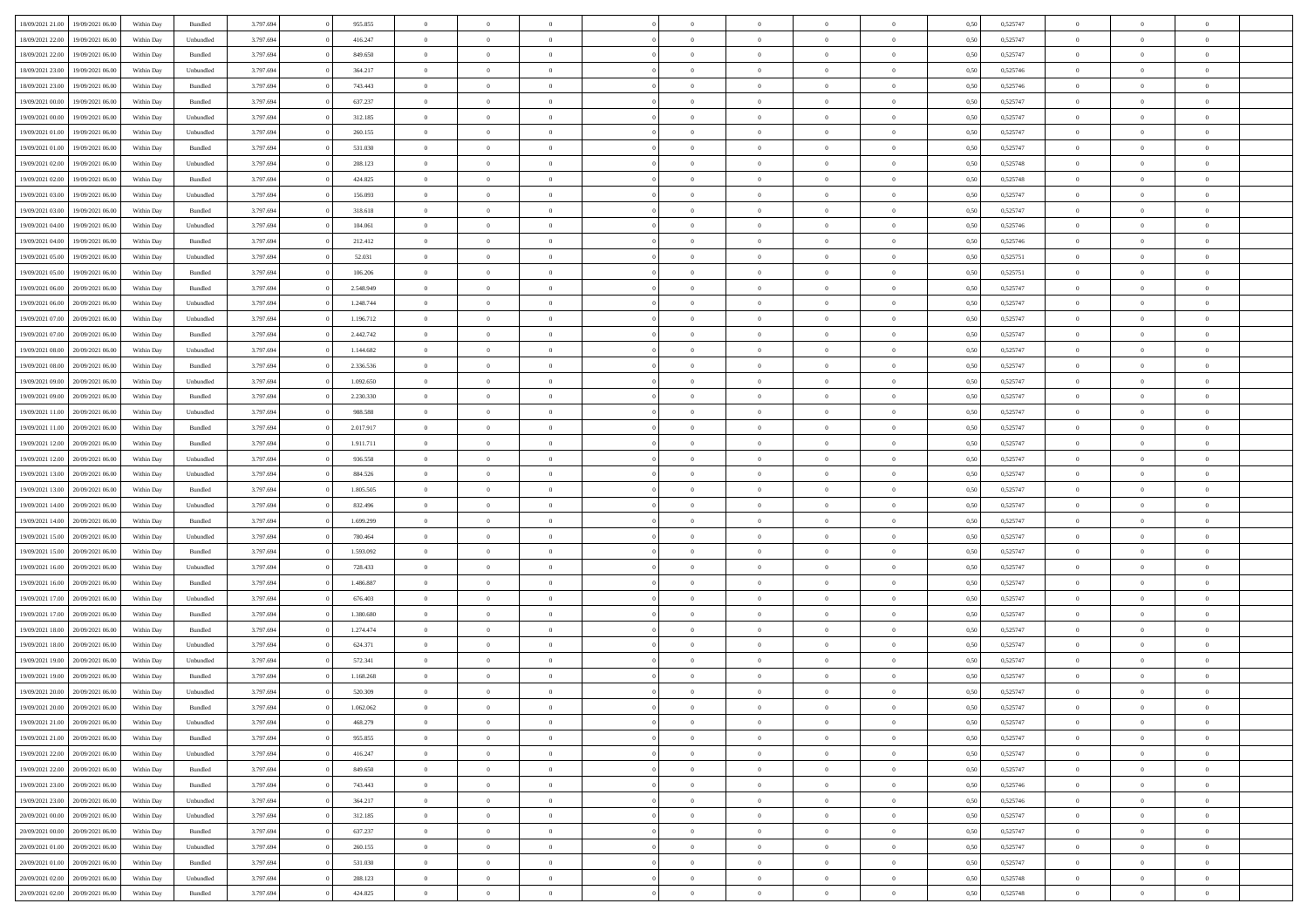| 18/09/2021 21:00 | 19/09/2021 06:00 | Within Day | Bundled | 3.797.694 | 0 | 955.855 | 0 | 0 | 0 | | 0 | 0 | 0 | 0 | 0,50 | 0,525747 | 0 | 0 | 0 | |
|---|---|---|---|---|---|---|---|---|---|---|---|---|---|---|---|---|---|---|---|---|
| 18/09/2021 22:00 | 19/09/2021 06:00 | Within Day | Unbundled | 3.797.694 | 0 | 416.247 | 0 | 0 | 0 | | 0 | 0 | 0 | 0 | 0,50 | 0,525747 | 0 | 0 | 0 | |
| 18/09/2021 22:00 | 19/09/2021 06:00 | Within Day | Bundled | 3.797.694 | 0 | 849.650 | 0 | 0 | 0 | | 0 | 0 | 0 | 0 | 0,50 | 0,525747 | 0 | 0 | 0 | |
| 18/09/2021 23:00 | 19/09/2021 06:00 | Within Day | Unbundled | 3.797.694 | 0 | 364.217 | 0 | 0 | 0 | | 0 | 0 | 0 | 0 | 0,50 | 0,525746 | 0 | 0 | 0 | |
| 18/09/2021 23:00 | 19/09/2021 06:00 | Within Day | Bundled | 3.797.694 | 0 | 743.443 | 0 | 0 | 0 | | 0 | 0 | 0 | 0 | 0,50 | 0,525746 | 0 | 0 | 0 | |
| 19/09/2021 00:00 | 19/09/2021 06:00 | Within Day | Bundled | 3.797.694 | 0 | 637.237 | 0 | 0 | 0 | | 0 | 0 | 0 | 0 | 0,50 | 0,525747 | 0 | 0 | 0 | |
| 19/09/2021 00:00 | 19/09/2021 06:00 | Within Day | Unbundled | 3.797.694 | 0 | 312.185 | 0 | 0 | 0 | | 0 | 0 | 0 | 0 | 0,50 | 0,525747 | 0 | 0 | 0 | |
| 19/09/2021 01:00 | 19/09/2021 06:00 | Within Day | Unbundled | 3.797.694 | 0 | 260.155 | 0 | 0 | 0 | | 0 | 0 | 0 | 0 | 0,50 | 0,525747 | 0 | 0 | 0 | |
| 19/09/2021 01:00 | 19/09/2021 06:00 | Within Day | Bundled | 3.797.694 | 0 | 531.030 | 0 | 0 | 0 | | 0 | 0 | 0 | 0 | 0,50 | 0,525747 | 0 | 0 | 0 | |
| 19/09/2021 02:00 | 19/09/2021 06:00 | Within Day | Unbundled | 3.797.694 | 0 | 208.123 | 0 | 0 | 0 | | 0 | 0 | 0 | 0 | 0,50 | 0,525748 | 0 | 0 | 0 | |
| 19/09/2021 02:00 | 19/09/2021 06:00 | Within Day | Bundled | 3.797.694 | 0 | 424.825 | 0 | 0 | 0 | | 0 | 0 | 0 | 0 | 0,50 | 0,525748 | 0 | 0 | 0 | |
| 19/09/2021 03:00 | 19/09/2021 06:00 | Within Day | Unbundled | 3.797.694 | 0 | 156.093 | 0 | 0 | 0 | | 0 | 0 | 0 | 0 | 0,50 | 0,525747 | 0 | 0 | 0 | |
| 19/09/2021 03:00 | 19/09/2021 06:00 | Within Day | Bundled | 3.797.694 | 0 | 318.618 | 0 | 0 | 0 | | 0 | 0 | 0 | 0 | 0,50 | 0,525747 | 0 | 0 | 0 | |
| 19/09/2021 04:00 | 19/09/2021 06:00 | Within Day | Unbundled | 3.797.694 | 0 | 104.061 | 0 | 0 | 0 | | 0 | 0 | 0 | 0 | 0,50 | 0,525746 | 0 | 0 | 0 | |
| 19/09/2021 04:00 | 19/09/2021 06:00 | Within Day | Bundled | 3.797.694 | 0 | 212.412 | 0 | 0 | 0 | | 0 | 0 | 0 | 0 | 0,50 | 0,525746 | 0 | 0 | 0 | |
| 19/09/2021 05:00 | 19/09/2021 06:00 | Within Day | Unbundled | 3.797.694 | 0 | 52.031 | 0 | 0 | 0 | | 0 | 0 | 0 | 0 | 0,50 | 0,525751 | 0 | 0 | 0 | |
| 19/09/2021 05:00 | 19/09/2021 06:00 | Within Day | Bundled | 3.797.694 | 0 | 106.206 | 0 | 0 | 0 | | 0 | 0 | 0 | 0 | 0,50 | 0,525751 | 0 | 0 | 0 | |
| 19/09/2021 06:00 | 20/09/2021 06:00 | Within Day | Bundled | 3.797.694 | 0 | 2.548.949 | 0 | 0 | 0 | | 0 | 0 | 0 | 0 | 0,50 | 0,525747 | 0 | 0 | 0 | |
| 19/09/2021 06:00 | 20/09/2021 06:00 | Within Day | Unbundled | 3.797.694 | 0 | 1.248.744 | 0 | 0 | 0 | | 0 | 0 | 0 | 0 | 0,50 | 0,525747 | 0 | 0 | 0 | |
| 19/09/2021 07:00 | 20/09/2021 06:00 | Within Day | Unbundled | 3.797.694 | 0 | 1.196.712 | 0 | 0 | 0 | | 0 | 0 | 0 | 0 | 0,50 | 0,525747 | 0 | 0 | 0 | |
| 19/09/2021 07:00 | 20/09/2021 06:00 | Within Day | Bundled | 3.797.694 | 0 | 2.442.742 | 0 | 0 | 0 | | 0 | 0 | 0 | 0 | 0,50 | 0,525747 | 0 | 0 | 0 | |
| 19/09/2021 08:00 | 20/09/2021 06:00 | Within Day | Unbundled | 3.797.694 | 0 | 1.144.682 | 0 | 0 | 0 | | 0 | 0 | 0 | 0 | 0,50 | 0,525747 | 0 | 0 | 0 | |
| 19/09/2021 08:00 | 20/09/2021 06:00 | Within Day | Bundled | 3.797.694 | 0 | 2.336.536 | 0 | 0 | 0 | | 0 | 0 | 0 | 0 | 0,50 | 0,525747 | 0 | 0 | 0 | |
| 19/09/2021 09:00 | 20/09/2021 06:00 | Within Day | Unbundled | 3.797.694 | 0 | 1.092.650 | 0 | 0 | 0 | | 0 | 0 | 0 | 0 | 0,50 | 0,525747 | 0 | 0 | 0 | |
| 19/09/2021 09:00 | 20/09/2021 06:00 | Within Day | Bundled | 3.797.694 | 0 | 2.230.330 | 0 | 0 | 0 | | 0 | 0 | 0 | 0 | 0,50 | 0,525747 | 0 | 0 | 0 | |
| 19/09/2021 11:00 | 20/09/2021 06:00 | Within Day | Unbundled | 3.797.694 | 0 | 988.588 | 0 | 0 | 0 | | 0 | 0 | 0 | 0 | 0,50 | 0,525747 | 0 | 0 | 0 | |
| 19/09/2021 11:00 | 20/09/2021 06:00 | Within Day | Bundled | 3.797.694 | 0 | 2.017.917 | 0 | 0 | 0 | | 0 | 0 | 0 | 0 | 0,50 | 0,525747 | 0 | 0 | 0 | |
| 19/09/2021 12:00 | 20/09/2021 06:00 | Within Day | Bundled | 3.797.694 | 0 | 1.911.711 | 0 | 0 | 0 | | 0 | 0 | 0 | 0 | 0,50 | 0,525747 | 0 | 0 | 0 | |
| 19/09/2021 12:00 | 20/09/2021 06:00 | Within Day | Unbundled | 3.797.694 | 0 | 936.558 | 0 | 0 | 0 | | 0 | 0 | 0 | 0 | 0,50 | 0,525747 | 0 | 0 | 0 | |
| 19/09/2021 13:00 | 20/09/2021 06:00 | Within Day | Unbundled | 3.797.694 | 0 | 884.526 | 0 | 0 | 0 | | 0 | 0 | 0 | 0 | 0,50 | 0,525747 | 0 | 0 | 0 | |
| 19/09/2021 13:00 | 20/09/2021 06:00 | Within Day | Bundled | 3.797.694 | 0 | 1.805.505 | 0 | 0 | 0 | | 0 | 0 | 0 | 0 | 0,50 | 0,525747 | 0 | 0 | 0 | |
| 19/09/2021 14:00 | 20/09/2021 06:00 | Within Day | Unbundled | 3.797.694 | 0 | 832.496 | 0 | 0 | 0 | | 0 | 0 | 0 | 0 | 0,50 | 0,525747 | 0 | 0 | 0 | |
| 19/09/2021 14:00 | 20/09/2021 06:00 | Within Day | Bundled | 3.797.694 | 0 | 1.699.299 | 0 | 0 | 0 | | 0 | 0 | 0 | 0 | 0,50 | 0,525747 | 0 | 0 | 0 | |
| 19/09/2021 15:00 | 20/09/2021 06:00 | Within Day | Unbundled | 3.797.694 | 0 | 780.464 | 0 | 0 | 0 | | 0 | 0 | 0 | 0 | 0,50 | 0,525747 | 0 | 0 | 0 | |
| 19/09/2021 15:00 | 20/09/2021 06:00 | Within Day | Bundled | 3.797.694 | 0 | 1.593.092 | 0 | 0 | 0 | | 0 | 0 | 0 | 0 | 0,50 | 0,525747 | 0 | 0 | 0 | |
| 19/09/2021 16:00 | 20/09/2021 06:00 | Within Day | Unbundled | 3.797.694 | 0 | 728.433 | 0 | 0 | 0 | | 0 | 0 | 0 | 0 | 0,50 | 0,525747 | 0 | 0 | 0 | |
| 19/09/2021 16:00 | 20/09/2021 06:00 | Within Day | Bundled | 3.797.694 | 0 | 1.486.887 | 0 | 0 | 0 | | 0 | 0 | 0 | 0 | 0,50 | 0,525747 | 0 | 0 | 0 | |
| 19/09/2021 17:00 | 20/09/2021 06:00 | Within Day | Unbundled | 3.797.694 | 0 | 676.403 | 0 | 0 | 0 | | 0 | 0 | 0 | 0 | 0,50 | 0,525747 | 0 | 0 | 0 | |
| 19/09/2021 17:00 | 20/09/2021 06:00 | Within Day | Bundled | 3.797.694 | 0 | 1.380.680 | 0 | 0 | 0 | | 0 | 0 | 0 | 0 | 0,50 | 0,525747 | 0 | 0 | 0 | |
| 19/09/2021 18:00 | 20/09/2021 06:00 | Within Day | Bundled | 3.797.694 | 0 | 1.274.474 | 0 | 0 | 0 | | 0 | 0 | 0 | 0 | 0,50 | 0,525747 | 0 | 0 | 0 | |
| 19/09/2021 18:00 | 20/09/2021 06:00 | Within Day | Unbundled | 3.797.694 | 0 | 624.371 | 0 | 0 | 0 | | 0 | 0 | 0 | 0 | 0,50 | 0,525747 | 0 | 0 | 0 | |
| 19/09/2021 19:00 | 20/09/2021 06:00 | Within Day | Unbundled | 3.797.694 | 0 | 572.341 | 0 | 0 | 0 | | 0 | 0 | 0 | 0 | 0,50 | 0,525747 | 0 | 0 | 0 | |
| 19/09/2021 19:00 | 20/09/2021 06:00 | Within Day | Bundled | 3.797.694 | 0 | 1.168.268 | 0 | 0 | 0 | | 0 | 0 | 0 | 0 | 0,50 | 0,525747 | 0 | 0 | 0 | |
| 19/09/2021 20:00 | 20/09/2021 06:00 | Within Day | Unbundled | 3.797.694 | 0 | 520.309 | 0 | 0 | 0 | | 0 | 0 | 0 | 0 | 0,50 | 0,525747 | 0 | 0 | 0 | |
| 19/09/2021 20:00 | 20/09/2021 06:00 | Within Day | Bundled | 3.797.694 | 0 | 1.062.062 | 0 | 0 | 0 | | 0 | 0 | 0 | 0 | 0,50 | 0,525747 | 0 | 0 | 0 | |
| 19/09/2021 21:00 | 20/09/2021 06:00 | Within Day | Unbundled | 3.797.694 | 0 | 468.279 | 0 | 0 | 0 | | 0 | 0 | 0 | 0 | 0,50 | 0,525747 | 0 | 0 | 0 | |
| 19/09/2021 21:00 | 20/09/2021 06:00 | Within Day | Bundled | 3.797.694 | 0 | 955.855 | 0 | 0 | 0 | | 0 | 0 | 0 | 0 | 0,50 | 0,525747 | 0 | 0 | 0 | |
| 19/09/2021 22:00 | 20/09/2021 06:00 | Within Day | Unbundled | 3.797.694 | 0 | 416.247 | 0 | 0 | 0 | | 0 | 0 | 0 | 0 | 0,50 | 0,525747 | 0 | 0 | 0 | |
| 19/09/2021 22:00 | 20/09/2021 06:00 | Within Day | Bundled | 3.797.694 | 0 | 849.650 | 0 | 0 | 0 | | 0 | 0 | 0 | 0 | 0,50 | 0,525747 | 0 | 0 | 0 | |
| 19/09/2021 23:00 | 20/09/2021 06:00 | Within Day | Bundled | 3.797.694 | 0 | 743.443 | 0 | 0 | 0 | | 0 | 0 | 0 | 0 | 0,50 | 0,525746 | 0 | 0 | 0 | |
| 19/09/2021 23:00 | 20/09/2021 06:00 | Within Day | Unbundled | 3.797.694 | 0 | 364.217 | 0 | 0 | 0 | | 0 | 0 | 0 | 0 | 0,50 | 0,525746 | 0 | 0 | 0 | |
| 20/09/2021 00:00 | 20/09/2021 06:00 | Within Day | Unbundled | 3.797.694 | 0 | 312.185 | 0 | 0 | 0 | | 0 | 0 | 0 | 0 | 0,50 | 0,525747 | 0 | 0 | 0 | |
| 20/09/2021 00:00 | 20/09/2021 06:00 | Within Day | Bundled | 3.797.694 | 0 | 637.237 | 0 | 0 | 0 | | 0 | 0 | 0 | 0 | 0,50 | 0,525747 | 0 | 0 | 0 | |
| 20/09/2021 01:00 | 20/09/2021 06:00 | Within Day | Unbundled | 3.797.694 | 0 | 260.155 | 0 | 0 | 0 | | 0 | 0 | 0 | 0 | 0,50 | 0,525747 | 0 | 0 | 0 | |
| 20/09/2021 01:00 | 20/09/2021 06:00 | Within Day | Bundled | 3.797.694 | 0 | 531.030 | 0 | 0 | 0 | | 0 | 0 | 0 | 0 | 0,50 | 0,525747 | 0 | 0 | 0 | |
| 20/09/2021 02:00 | 20/09/2021 06:00 | Within Day | Unbundled | 3.797.694 | 0 | 208.123 | 0 | 0 | 0 | | 0 | 0 | 0 | 0 | 0,50 | 0,525748 | 0 | 0 | 0 | |
| 20/09/2021 02:00 | 20/09/2021 06:00 | Within Day | Bundled | 3.797.694 | 0 | 424.825 | 0 | 0 | 0 | | 0 | 0 | 0 | 0 | 0,50 | 0,525748 | 0 | 0 | 0 | |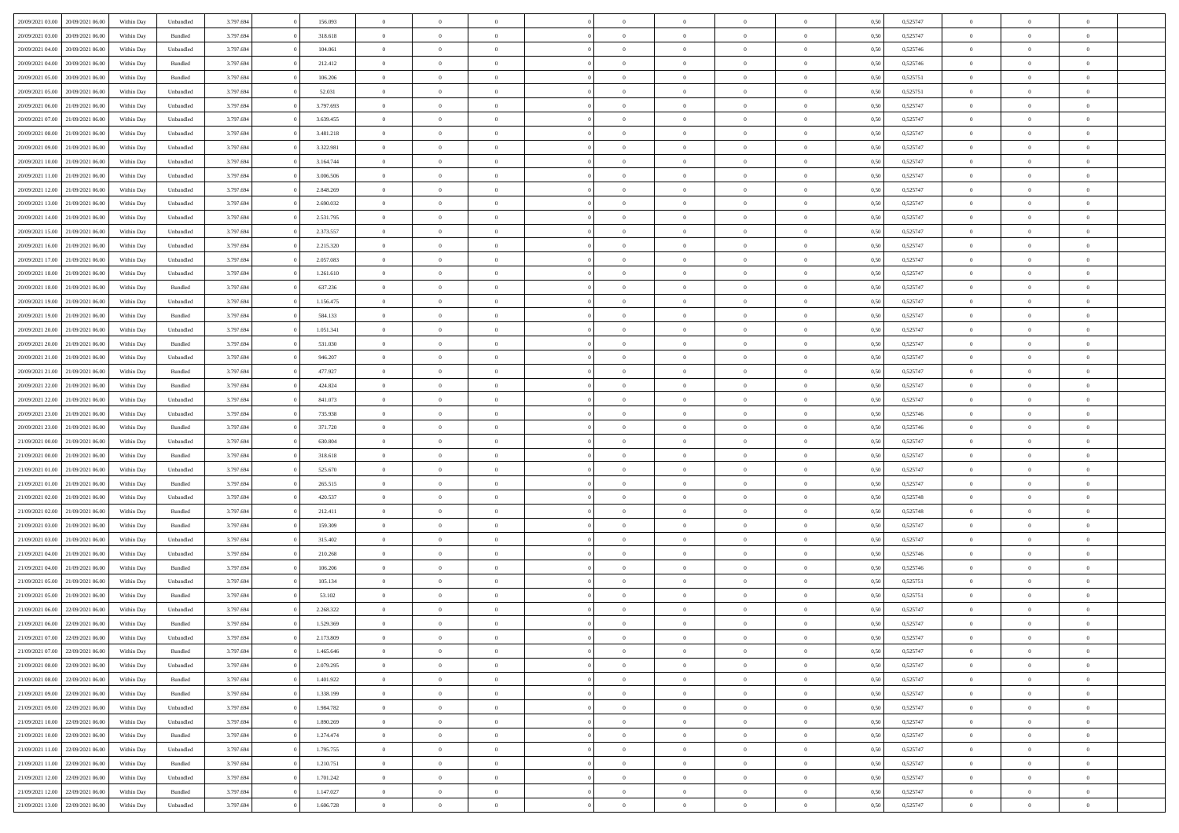| | | | | | | | | | | | | | | | | | | | | |
|---|---|---|---|---|---|---|---|---|---|---|---|---|---|---|---|---|---|---|---|---|
| 20/09/2021 03:00 | 20/09/2021 06:00 | Within Day | Unbundled | 3.797.694 | 0 | 156.093 | 0 | 0 | 0 | | 0 | 0 | 0 | 0 | 0,50 | 0,525747 | 0 | 0 | 0 | |
| 20/09/2021 03:00 | 20/09/2021 06:00 | Within Day | Bundled | 3.797.694 | 0 | 318.618 | 0 | 0 | 0 | | 0 | 0 | 0 | 0 | 0,50 | 0,525747 | 0 | 0 | 0 | |
| 20/09/2021 04:00 | 20/09/2021 06:00 | Within Day | Unbundled | 3.797.694 | 0 | 104.061 | 0 | 0 | 0 | | 0 | 0 | 0 | 0 | 0,50 | 0,525746 | 0 | 0 | 0 | |
| 20/09/2021 04:00 | 20/09/2021 06:00 | Within Day | Bundled | 3.797.694 | 0 | 212.412 | 0 | 0 | 0 | | 0 | 0 | 0 | 0 | 0,50 | 0,525746 | 0 | 0 | 0 | |
| 20/09/2021 05:00 | 20/09/2021 06:00 | Within Day | Bundled | 3.797.694 | 0 | 106.206 | 0 | 0 | 0 | | 0 | 0 | 0 | 0 | 0,50 | 0,525751 | 0 | 0 | 0 | |
| 20/09/2021 05:00 | 20/09/2021 06:00 | Within Day | Unbundled | 3.797.694 | 0 | 52.031 | 0 | 0 | 0 | | 0 | 0 | 0 | 0 | 0,50 | 0,525751 | 0 | 0 | 0 | |
| 20/09/2021 06:00 | 21/09/2021 06:00 | Within Day | Unbundled | 3.797.694 | 0 | 3.797.693 | 0 | 0 | 0 | | 0 | 0 | 0 | 0 | 0,50 | 0,525747 | 0 | 0 | 0 | |
| 20/09/2021 07:00 | 21/09/2021 06:00 | Within Day | Unbundled | 3.797.694 | 0 | 3.639.455 | 0 | 0 | 0 | | 0 | 0 | 0 | 0 | 0,50 | 0,525747 | 0 | 0 | 0 | |
| 20/09/2021 08:00 | 21/09/2021 06:00 | Within Day | Unbundled | 3.797.694 | 0 | 3.481.218 | 0 | 0 | 0 | | 0 | 0 | 0 | 0 | 0,50 | 0,525747 | 0 | 0 | 0 | |
| 20/09/2021 09:00 | 21/09/2021 06:00 | Within Day | Unbundled | 3.797.694 | 0 | 3.322.981 | 0 | 0 | 0 | | 0 | 0 | 0 | 0 | 0,50 | 0,525747 | 0 | 0 | 0 | |
| 20/09/2021 10:00 | 21/09/2021 06:00 | Within Day | Unbundled | 3.797.694 | 0 | 3.164.744 | 0 | 0 | 0 | | 0 | 0 | 0 | 0 | 0,50 | 0,525747 | 0 | 0 | 0 | |
| 20/09/2021 11:00 | 21/09/2021 06:00 | Within Day | Unbundled | 3.797.694 | 0 | 3.006.506 | 0 | 0 | 0 | | 0 | 0 | 0 | 0 | 0,50 | 0,525747 | 0 | 0 | 0 | |
| 20/09/2021 12:00 | 21/09/2021 06:00 | Within Day | Unbundled | 3.797.694 | 0 | 2.848.269 | 0 | 0 | 0 | | 0 | 0 | 0 | 0 | 0,50 | 0,525747 | 0 | 0 | 0 | |
| 20/09/2021 13:00 | 21/09/2021 06:00 | Within Day | Unbundled | 3.797.694 | 0 | 2.690.032 | 0 | 0 | 0 | | 0 | 0 | 0 | 0 | 0,50 | 0,525747 | 0 | 0 | 0 | |
| 20/09/2021 14:00 | 21/09/2021 06:00 | Within Day | Unbundled | 3.797.694 | 0 | 2.531.795 | 0 | 0 | 0 | | 0 | 0 | 0 | 0 | 0,50 | 0,525747 | 0 | 0 | 0 | |
| 20/09/2021 15:00 | 21/09/2021 06:00 | Within Day | Unbundled | 3.797.694 | 0 | 2.373.557 | 0 | 0 | 0 | | 0 | 0 | 0 | 0 | 0,50 | 0,525747 | 0 | 0 | 0 | |
| 20/09/2021 16:00 | 21/09/2021 06:00 | Within Day | Unbundled | 3.797.694 | 0 | 2.215.320 | 0 | 0 | 0 | | 0 | 0 | 0 | 0 | 0,50 | 0,525747 | 0 | 0 | 0 | |
| 20/09/2021 17:00 | 21/09/2021 06:00 | Within Day | Unbundled | 3.797.694 | 0 | 2.057.083 | 0 | 0 | 0 | | 0 | 0 | 0 | 0 | 0,50 | 0,525747 | 0 | 0 | 0 | |
| 20/09/2021 18:00 | 21/09/2021 06:00 | Within Day | Unbundled | 3.797.694 | 0 | 1.261.610 | 0 | 0 | 0 | | 0 | 0 | 0 | 0 | 0,50 | 0,525747 | 0 | 0 | 0 | |
| 20/09/2021 18:00 | 21/09/2021 06:00 | Within Day | Bundled | 3.797.694 | 0 | 637.236 | 0 | 0 | 0 | | 0 | 0 | 0 | 0 | 0,50 | 0,525747 | 0 | 0 | 0 | |
| 20/09/2021 19:00 | 21/09/2021 06:00 | Within Day | Unbundled | 3.797.694 | 0 | 1.156.475 | 0 | 0 | 0 | | 0 | 0 | 0 | 0 | 0,50 | 0,525747 | 0 | 0 | 0 | |
| 20/09/2021 19:00 | 21/09/2021 06:00 | Within Day | Bundled | 3.797.694 | 0 | 584.133 | 0 | 0 | 0 | | 0 | 0 | 0 | 0 | 0,50 | 0,525747 | 0 | 0 | 0 | |
| 20/09/2021 20:00 | 21/09/2021 06:00 | Within Day | Unbundled | 3.797.694 | 0 | 1.051.341 | 0 | 0 | 0 | | 0 | 0 | 0 | 0 | 0,50 | 0,525747 | 0 | 0 | 0 | |
| 20/09/2021 20:00 | 21/09/2021 06:00 | Within Day | Bundled | 3.797.694 | 0 | 531.030 | 0 | 0 | 0 | | 0 | 0 | 0 | 0 | 0,50 | 0,525747 | 0 | 0 | 0 | |
| 20/09/2021 21:00 | 21/09/2021 06:00 | Within Day | Unbundled | 3.797.694 | 0 | 946.207 | 0 | 0 | 0 | | 0 | 0 | 0 | 0 | 0,50 | 0,525747 | 0 | 0 | 0 | |
| 20/09/2021 21:00 | 21/09/2021 06:00 | Within Day | Bundled | 3.797.694 | 0 | 477.927 | 0 | 0 | 0 | | 0 | 0 | 0 | 0 | 0,50 | 0,525747 | 0 | 0 | 0 | |
| 20/09/2021 22:00 | 21/09/2021 06:00 | Within Day | Bundled | 3.797.694 | 0 | 424.824 | 0 | 0 | 0 | | 0 | 0 | 0 | 0 | 0,50 | 0,525747 | 0 | 0 | 0 | |
| 20/09/2021 22:00 | 21/09/2021 06:00 | Within Day | Unbundled | 3.797.694 | 0 | 841.073 | 0 | 0 | 0 | | 0 | 0 | 0 | 0 | 0,50 | 0,525747 | 0 | 0 | 0 | |
| 20/09/2021 23:00 | 21/09/2021 06:00 | Within Day | Unbundled | 3.797.694 | 0 | 735.938 | 0 | 0 | 0 | | 0 | 0 | 0 | 0 | 0,50 | 0,525746 | 0 | 0 | 0 | |
| 20/09/2021 23:00 | 21/09/2021 06:00 | Within Day | Bundled | 3.797.694 | 0 | 371.720 | 0 | 0 | 0 | | 0 | 0 | 0 | 0 | 0,50 | 0,525746 | 0 | 0 | 0 | |
| 21/09/2021 00:00 | 21/09/2021 06:00 | Within Day | Unbundled | 3.797.694 | 0 | 630.804 | 0 | 0 | 0 | | 0 | 0 | 0 | 0 | 0,50 | 0,525747 | 0 | 0 | 0 | |
| 21/09/2021 00:00 | 21/09/2021 06:00 | Within Day | Bundled | 3.797.694 | 0 | 318.618 | 0 | 0 | 0 | | 0 | 0 | 0 | 0 | 0,50 | 0,525747 | 0 | 0 | 0 | |
| 21/09/2021 01:00 | 21/09/2021 06:00 | Within Day | Unbundled | 3.797.694 | 0 | 525.670 | 0 | 0 | 0 | | 0 | 0 | 0 | 0 | 0,50 | 0,525747 | 0 | 0 | 0 | |
| 21/09/2021 01:00 | 21/09/2021 06:00 | Within Day | Bundled | 3.797.694 | 0 | 265.515 | 0 | 0 | 0 | | 0 | 0 | 0 | 0 | 0,50 | 0,525747 | 0 | 0 | 0 | |
| 21/09/2021 02:00 | 21/09/2021 06:00 | Within Day | Unbundled | 3.797.694 | 0 | 420.537 | 0 | 0 | 0 | | 0 | 0 | 0 | 0 | 0,50 | 0,525748 | 0 | 0 | 0 | |
| 21/09/2021 02:00 | 21/09/2021 06:00 | Within Day | Bundled | 3.797.694 | 0 | 212.411 | 0 | 0 | 0 | | 0 | 0 | 0 | 0 | 0,50 | 0,525748 | 0 | 0 | 0 | |
| 21/09/2021 03:00 | 21/09/2021 06:00 | Within Day | Bundled | 3.797.694 | 0 | 159.309 | 0 | 0 | 0 | | 0 | 0 | 0 | 0 | 0,50 | 0,525747 | 0 | 0 | 0 | |
| 21/09/2021 03:00 | 21/09/2021 06:00 | Within Day | Unbundled | 3.797.694 | 0 | 315.402 | 0 | 0 | 0 | | 0 | 0 | 0 | 0 | 0,50 | 0,525747 | 0 | 0 | 0 | |
| 21/09/2021 04:00 | 21/09/2021 06:00 | Within Day | Unbundled | 3.797.694 | 0 | 210.268 | 0 | 0 | 0 | | 0 | 0 | 0 | 0 | 0,50 | 0,525746 | 0 | 0 | 0 | |
| 21/09/2021 04:00 | 21/09/2021 06:00 | Within Day | Bundled | 3.797.694 | 0 | 106.206 | 0 | 0 | 0 | | 0 | 0 | 0 | 0 | 0,50 | 0,525746 | 0 | 0 | 0 | |
| 21/09/2021 05:00 | 21/09/2021 06:00 | Within Day | Unbundled | 3.797.694 | 0 | 105.134 | 0 | 0 | 0 | | 0 | 0 | 0 | 0 | 0,50 | 0,525751 | 0 | 0 | 0 | |
| 21/09/2021 05:00 | 21/09/2021 06:00 | Within Day | Bundled | 3.797.694 | 0 | 53.102 | 0 | 0 | 0 | | 0 | 0 | 0 | 0 | 0,50 | 0,525751 | 0 | 0 | 0 | |
| 21/09/2021 06:00 | 22/09/2021 06:00 | Within Day | Unbundled | 3.797.694 | 0 | 2.268.322 | 0 | 0 | 0 | | 0 | 0 | 0 | 0 | 0,50 | 0,525747 | 0 | 0 | 0 | |
| 21/09/2021 06:00 | 22/09/2021 06:00 | Within Day | Bundled | 3.797.694 | 0 | 1.529.369 | 0 | 0 | 0 | | 0 | 0 | 0 | 0 | 0,50 | 0,525747 | 0 | 0 | 0 | |
| 21/09/2021 07:00 | 22/09/2021 06:00 | Within Day | Unbundled | 3.797.694 | 0 | 2.173.809 | 0 | 0 | 0 | | 0 | 0 | 0 | 0 | 0,50 | 0,525747 | 0 | 0 | 0 | |
| 21/09/2021 07:00 | 22/09/2021 06:00 | Within Day | Bundled | 3.797.694 | 0 | 1.465.646 | 0 | 0 | 0 | | 0 | 0 | 0 | 0 | 0,50 | 0,525747 | 0 | 0 | 0 | |
| 21/09/2021 08:00 | 22/09/2021 06:00 | Within Day | Unbundled | 3.797.694 | 0 | 2.079.295 | 0 | 0 | 0 | | 0 | 0 | 0 | 0 | 0,50 | 0,525747 | 0 | 0 | 0 | |
| 21/09/2021 08:00 | 22/09/2021 06:00 | Within Day | Bundled | 3.797.694 | 0 | 1.401.922 | 0 | 0 | 0 | | 0 | 0 | 0 | 0 | 0,50 | 0,525747 | 0 | 0 | 0 | |
| 21/09/2021 09:00 | 22/09/2021 06:00 | Within Day | Bundled | 3.797.694 | 0 | 1.338.199 | 0 | 0 | 0 | | 0 | 0 | 0 | 0 | 0,50 | 0,525747 | 0 | 0 | 0 | |
| 21/09/2021 09:00 | 22/09/2021 06:00 | Within Day | Unbundled | 3.797.694 | 0 | 1.984.782 | 0 | 0 | 0 | | 0 | 0 | 0 | 0 | 0,50 | 0,525747 | 0 | 0 | 0 | |
| 21/09/2021 10:00 | 22/09/2021 06:00 | Within Day | Unbundled | 3.797.694 | 0 | 1.890.269 | 0 | 0 | 0 | | 0 | 0 | 0 | 0 | 0,50 | 0,525747 | 0 | 0 | 0 | |
| 21/09/2021 10:00 | 22/09/2021 06:00 | Within Day | Bundled | 3.797.694 | 0 | 1.274.474 | 0 | 0 | 0 | | 0 | 0 | 0 | 0 | 0,50 | 0,525747 | 0 | 0 | 0 | |
| 21/09/2021 11:00 | 22/09/2021 06:00 | Within Day | Unbundled | 3.797.694 | 0 | 1.795.755 | 0 | 0 | 0 | | 0 | 0 | 0 | 0 | 0,50 | 0,525747 | 0 | 0 | 0 | |
| 21/09/2021 11:00 | 22/09/2021 06:00 | Within Day | Bundled | 3.797.694 | 0 | 1.210.751 | 0 | 0 | 0 | | 0 | 0 | 0 | 0 | 0,50 | 0,525747 | 0 | 0 | 0 | |
| 21/09/2021 12:00 | 22/09/2021 06:00 | Within Day | Unbundled | 3.797.694 | 0 | 1.701.242 | 0 | 0 | 0 | | 0 | 0 | 0 | 0 | 0,50 | 0,525747 | 0 | 0 | 0 | |
| 21/09/2021 12:00 | 22/09/2021 06:00 | Within Day | Bundled | 3.797.694 | 0 | 1.147.027 | 0 | 0 | 0 | | 0 | 0 | 0 | 0 | 0,50 | 0,525747 | 0 | 0 | 0 | |
| 21/09/2021 13:00 | 22/09/2021 06:00 | Within Day | Unbundled | 3.797.694 | 0 | 1.606.728 | 0 | 0 | 0 | | 0 | 0 | 0 | 0 | 0,50 | 0,525747 | 0 | 0 | 0 | |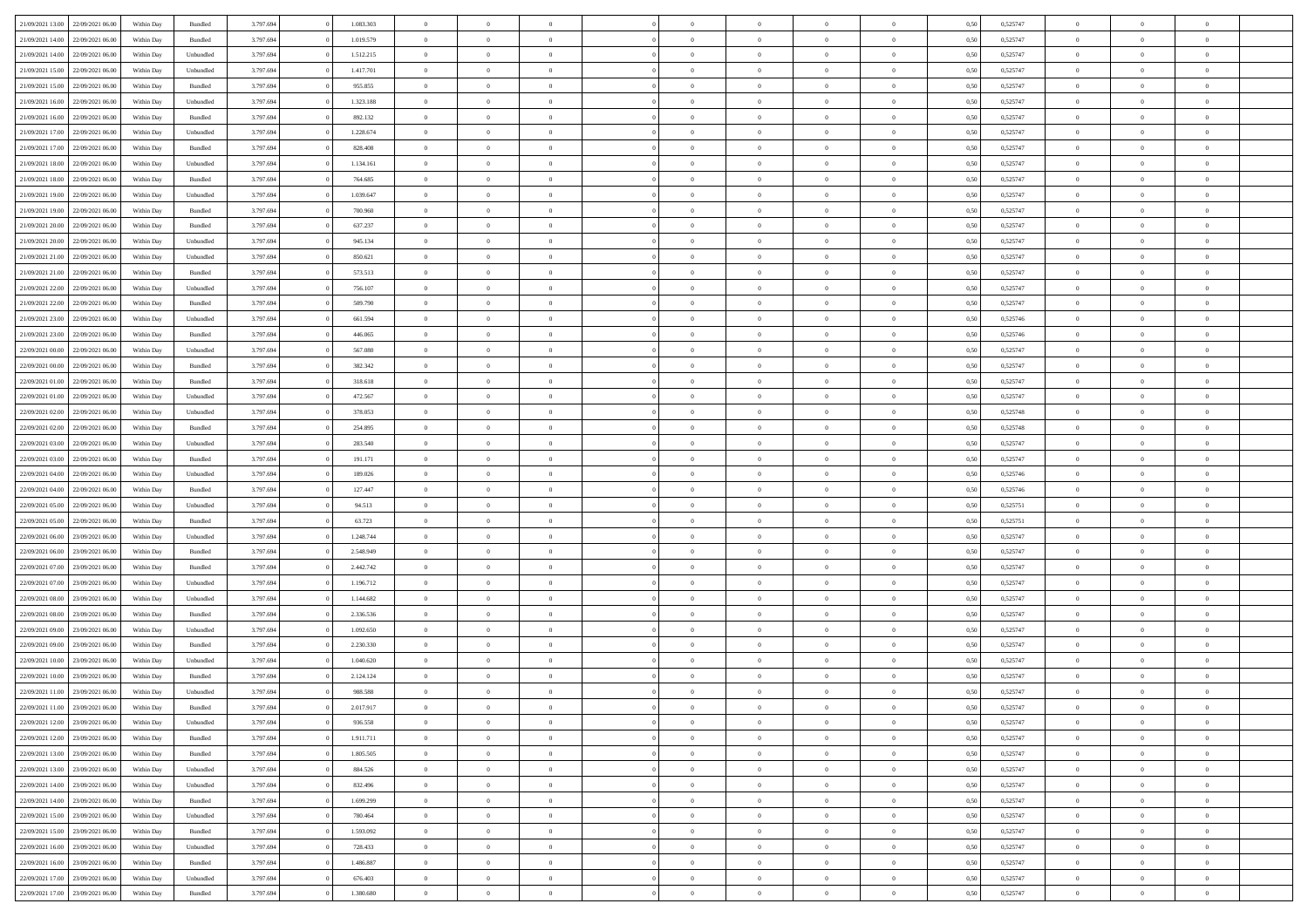| | | | | | | | | | | | | | | | | | | | | |
|---|---|---|---|---|---|---|---|---|---|---|---|---|---|---|---|---|---|---|---|---|
| 21/09/2021 13.00 | 22/09/2021 06.00 | Within Day | Bundled | 3.797.694 | 0 | 1.083.303 | 0 | 0 | 0 | | 0 | 0 | 0 | 0 | 0,50 | 0,525747 | 0 | 0 | 0 | |
| 21/09/2021 14.00 | 22/09/2021 06.00 | Within Day | Bundled | 3.797.694 | 0 | 1.019.579 | 0 | 0 | 0 | | 0 | 0 | 0 | 0 | 0,50 | 0,525747 | 0 | 0 | 0 | |
| 21/09/2021 14.00 | 22/09/2021 06.00 | Within Day | Unbundled | 3.797.694 | 0 | 1.512.215 | 0 | 0 | 0 | | 0 | 0 | 0 | 0 | 0,50 | 0,525747 | 0 | 0 | 0 | |
| 21/09/2021 15.00 | 22/09/2021 06.00 | Within Day | Unbundled | 3.797.694 | 0 | 1.417.701 | 0 | 0 | 0 | | 0 | 0 | 0 | 0 | 0,50 | 0,525747 | 0 | 0 | 0 | |
| 21/09/2021 15.00 | 22/09/2021 06.00 | Within Day | Bundled | 3.797.694 | 0 | 955.855 | 0 | 0 | 0 | | 0 | 0 | 0 | 0 | 0,50 | 0,525747 | 0 | 0 | 0 | |
| 21/09/2021 16.00 | 22/09/2021 06.00 | Within Day | Unbundled | 3.797.694 | 0 | 1.323.188 | 0 | 0 | 0 | | 0 | 0 | 0 | 0 | 0,50 | 0,525747 | 0 | 0 | 0 | |
| 21/09/2021 16.00 | 22/09/2021 06.00 | Within Day | Bundled | 3.797.694 | 0 | 892.132 | 0 | 0 | 0 | | 0 | 0 | 0 | 0 | 0,50 | 0,525747 | 0 | 0 | 0 | |
| 21/09/2021 17.00 | 22/09/2021 06.00 | Within Day | Unbundled | 3.797.694 | 0 | 1.228.674 | 0 | 0 | 0 | | 0 | 0 | 0 | 0 | 0,50 | 0,525747 | 0 | 0 | 0 | |
| 21/09/2021 17.00 | 22/09/2021 06.00 | Within Day | Bundled | 3.797.694 | 0 | 828.408 | 0 | 0 | 0 | | 0 | 0 | 0 | 0 | 0,50 | 0,525747 | 0 | 0 | 0 | |
| 21/09/2021 18.00 | 22/09/2021 06.00 | Within Day | Unbundled | 3.797.694 | 0 | 1.134.161 | 0 | 0 | 0 | | 0 | 0 | 0 | 0 | 0,50 | 0,525747 | 0 | 0 | 0 | |
| 21/09/2021 18.00 | 22/09/2021 06.00 | Within Day | Bundled | 3.797.694 | 0 | 764.685 | 0 | 0 | 0 | | 0 | 0 | 0 | 0 | 0,50 | 0,525747 | 0 | 0 | 0 | |
| 21/09/2021 19.00 | 22/09/2021 06.00 | Within Day | Unbundled | 3.797.694 | 0 | 1.039.647 | 0 | 0 | 0 | | 0 | 0 | 0 | 0 | 0,50 | 0,525747 | 0 | 0 | 0 | |
| 21/09/2021 19.00 | 22/09/2021 06.00 | Within Day | Bundled | 3.797.694 | 0 | 700.960 | 0 | 0 | 0 | | 0 | 0 | 0 | 0 | 0,50 | 0,525747 | 0 | 0 | 0 | |
| 21/09/2021 20.00 | 22/09/2021 06.00 | Within Day | Bundled | 3.797.694 | 0 | 637.237 | 0 | 0 | 0 | | 0 | 0 | 0 | 0 | 0,50 | 0,525747 | 0 | 0 | 0 | |
| 21/09/2021 20.00 | 22/09/2021 06.00 | Within Day | Unbundled | 3.797.694 | 0 | 945.134 | 0 | 0 | 0 | | 0 | 0 | 0 | 0 | 0,50 | 0,525747 | 0 | 0 | 0 | |
| 21/09/2021 21.00 | 22/09/2021 06.00 | Within Day | Unbundled | 3.797.694 | 0 | 850.621 | 0 | 0 | 0 | | 0 | 0 | 0 | 0 | 0,50 | 0,525747 | 0 | 0 | 0 | |
| 21/09/2021 21.00 | 22/09/2021 06.00 | Within Day | Bundled | 3.797.694 | 0 | 573.513 | 0 | 0 | 0 | | 0 | 0 | 0 | 0 | 0,50 | 0,525747 | 0 | 0 | 0 | |
| 21/09/2021 22.00 | 22/09/2021 06.00 | Within Day | Unbundled | 3.797.694 | 0 | 756.107 | 0 | 0 | 0 | | 0 | 0 | 0 | 0 | 0,50 | 0,525747 | 0 | 0 | 0 | |
| 21/09/2021 22.00 | 22/09/2021 06.00 | Within Day | Bundled | 3.797.694 | 0 | 509.790 | 0 | 0 | 0 | | 0 | 0 | 0 | 0 | 0,50 | 0,525747 | 0 | 0 | 0 | |
| 21/09/2021 23.00 | 22/09/2021 06.00 | Within Day | Unbundled | 3.797.694 | 0 | 661.594 | 0 | 0 | 0 | | 0 | 0 | 0 | 0 | 0,50 | 0,525746 | 0 | 0 | 0 | |
| 21/09/2021 23.00 | 22/09/2021 06.00 | Within Day | Bundled | 3.797.694 | 0 | 446.065 | 0 | 0 | 0 | | 0 | 0 | 0 | 0 | 0,50 | 0,525746 | 0 | 0 | 0 | |
| 22/09/2021 00.00 | 22/09/2021 06.00 | Within Day | Unbundled | 3.797.694 | 0 | 567.080 | 0 | 0 | 0 | | 0 | 0 | 0 | 0 | 0,50 | 0,525747 | 0 | 0 | 0 | |
| 22/09/2021 00.00 | 22/09/2021 06.00 | Within Day | Bundled | 3.797.694 | 0 | 382.342 | 0 | 0 | 0 | | 0 | 0 | 0 | 0 | 0,50 | 0,525747 | 0 | 0 | 0 | |
| 22/09/2021 01.00 | 22/09/2021 06.00 | Within Day | Bundled | 3.797.694 | 0 | 318.618 | 0 | 0 | 0 | | 0 | 0 | 0 | 0 | 0,50 | 0,525747 | 0 | 0 | 0 | |
| 22/09/2021 01.00 | 22/09/2021 06.00 | Within Day | Unbundled | 3.797.694 | 0 | 472.567 | 0 | 0 | 0 | | 0 | 0 | 0 | 0 | 0,50 | 0,525747 | 0 | 0 | 0 | |
| 22/09/2021 02.00 | 22/09/2021 06.00 | Within Day | Unbundled | 3.797.694 | 0 | 378.053 | 0 | 0 | 0 | | 0 | 0 | 0 | 0 | 0,50 | 0,525748 | 0 | 0 | 0 | |
| 22/09/2021 02.00 | 22/09/2021 06.00 | Within Day | Bundled | 3.797.694 | 0 | 254.895 | 0 | 0 | 0 | | 0 | 0 | 0 | 0 | 0,50 | 0,525748 | 0 | 0 | 0 | |
| 22/09/2021 03.00 | 22/09/2021 06.00 | Within Day | Unbundled | 3.797.694 | 0 | 283.540 | 0 | 0 | 0 | | 0 | 0 | 0 | 0 | 0,50 | 0,525747 | 0 | 0 | 0 | |
| 22/09/2021 03.00 | 22/09/2021 06.00 | Within Day | Bundled | 3.797.694 | 0 | 191.171 | 0 | 0 | 0 | | 0 | 0 | 0 | 0 | 0,50 | 0,525747 | 0 | 0 | 0 | |
| 22/09/2021 04.00 | 22/09/2021 06.00 | Within Day | Unbundled | 3.797.694 | 0 | 189.026 | 0 | 0 | 0 | | 0 | 0 | 0 | 0 | 0,50 | 0,525746 | 0 | 0 | 0 | |
| 22/09/2021 04.00 | 22/09/2021 06.00 | Within Day | Bundled | 3.797.694 | 0 | 127.447 | 0 | 0 | 0 | | 0 | 0 | 0 | 0 | 0,50 | 0,525746 | 0 | 0 | 0 | |
| 22/09/2021 05.00 | 22/09/2021 06.00 | Within Day | Unbundled | 3.797.694 | 0 | 94.513 | 0 | 0 | 0 | | 0 | 0 | 0 | 0 | 0,50 | 0,525751 | 0 | 0 | 0 | |
| 22/09/2021 05.00 | 22/09/2021 06.00 | Within Day | Bundled | 3.797.694 | 0 | 63.723 | 0 | 0 | 0 | | 0 | 0 | 0 | 0 | 0,50 | 0,525751 | 0 | 0 | 0 | |
| 22/09/2021 06.00 | 23/09/2021 06.00 | Within Day | Unbundled | 3.797.694 | 0 | 1.248.744 | 0 | 0 | 0 | | 0 | 0 | 0 | 0 | 0,50 | 0,525747 | 0 | 0 | 0 | |
| 22/09/2021 06.00 | 23/09/2021 06.00 | Within Day | Bundled | 3.797.694 | 0 | 2.548.949 | 0 | 0 | 0 | | 0 | 0 | 0 | 0 | 0,50 | 0,525747 | 0 | 0 | 0 | |
| 22/09/2021 07.00 | 23/09/2021 06.00 | Within Day | Bundled | 3.797.694 | 0 | 2.442.742 | 0 | 0 | 0 | | 0 | 0 | 0 | 0 | 0,50 | 0,525747 | 0 | 0 | 0 | |
| 22/09/2021 07.00 | 23/09/2021 06.00 | Within Day | Unbundled | 3.797.694 | 0 | 1.196.712 | 0 | 0 | 0 | | 0 | 0 | 0 | 0 | 0,50 | 0,525747 | 0 | 0 | 0 | |
| 22/09/2021 08.00 | 23/09/2021 06.00 | Within Day | Unbundled | 3.797.694 | 0 | 1.144.682 | 0 | 0 | 0 | | 0 | 0 | 0 | 0 | 0,50 | 0,525747 | 0 | 0 | 0 | |
| 22/09/2021 08.00 | 23/09/2021 06.00 | Within Day | Bundled | 3.797.694 | 0 | 2.336.536 | 0 | 0 | 0 | | 0 | 0 | 0 | 0 | 0,50 | 0,525747 | 0 | 0 | 0 | |
| 22/09/2021 09.00 | 23/09/2021 06.00 | Within Day | Unbundled | 3.797.694 | 0 | 1.092.650 | 0 | 0 | 0 | | 0 | 0 | 0 | 0 | 0,50 | 0,525747 | 0 | 0 | 0 | |
| 22/09/2021 09.00 | 23/09/2021 06.00 | Within Day | Bundled | 3.797.694 | 0 | 2.230.330 | 0 | 0 | 0 | | 0 | 0 | 0 | 0 | 0,50 | 0,525747 | 0 | 0 | 0 | |
| 22/09/2021 10.00 | 23/09/2021 06.00 | Within Day | Unbundled | 3.797.694 | 0 | 1.040.620 | 0 | 0 | 0 | | 0 | 0 | 0 | 0 | 0,50 | 0,525747 | 0 | 0 | 0 | |
| 22/09/2021 10.00 | 23/09/2021 06.00 | Within Day | Bundled | 3.797.694 | 0 | 2.124.124 | 0 | 0 | 0 | | 0 | 0 | 0 | 0 | 0,50 | 0,525747 | 0 | 0 | 0 | |
| 22/09/2021 11.00 | 23/09/2021 06.00 | Within Day | Unbundled | 3.797.694 | 0 | 988.588 | 0 | 0 | 0 | | 0 | 0 | 0 | 0 | 0,50 | 0,525747 | 0 | 0 | 0 | |
| 22/09/2021 11.00 | 23/09/2021 06.00 | Within Day | Bundled | 3.797.694 | 0 | 2.017.917 | 0 | 0 | 0 | | 0 | 0 | 0 | 0 | 0,50 | 0,525747 | 0 | 0 | 0 | |
| 22/09/2021 12.00 | 23/09/2021 06.00 | Within Day | Unbundled | 3.797.694 | 0 | 936.558 | 0 | 0 | 0 | | 0 | 0 | 0 | 0 | 0,50 | 0,525747 | 0 | 0 | 0 | |
| 22/09/2021 12.00 | 23/09/2021 06.00 | Within Day | Bundled | 3.797.694 | 0 | 1.911.711 | 0 | 0 | 0 | | 0 | 0 | 0 | 0 | 0,50 | 0,525747 | 0 | 0 | 0 | |
| 22/09/2021 13.00 | 23/09/2021 06.00 | Within Day | Bundled | 3.797.694 | 0 | 1.805.505 | 0 | 0 | 0 | | 0 | 0 | 0 | 0 | 0,50 | 0,525747 | 0 | 0 | 0 | |
| 22/09/2021 13.00 | 23/09/2021 06.00 | Within Day | Unbundled | 3.797.694 | 0 | 884.526 | 0 | 0 | 0 | | 0 | 0 | 0 | 0 | 0,50 | 0,525747 | 0 | 0 | 0 | |
| 22/09/2021 14.00 | 23/09/2021 06.00 | Within Day | Unbundled | 3.797.694 | 0 | 832.496 | 0 | 0 | 0 | | 0 | 0 | 0 | 0 | 0,50 | 0,525747 | 0 | 0 | 0 | |
| 22/09/2021 14.00 | 23/09/2021 06.00 | Within Day | Bundled | 3.797.694 | 0 | 1.699.299 | 0 | 0 | 0 | | 0 | 0 | 0 | 0 | 0,50 | 0,525747 | 0 | 0 | 0 | |
| 22/09/2021 15.00 | 23/09/2021 06.00 | Within Day | Unbundled | 3.797.694 | 0 | 780.464 | 0 | 0 | 0 | | 0 | 0 | 0 | 0 | 0,50 | 0,525747 | 0 | 0 | 0 | |
| 22/09/2021 15.00 | 23/09/2021 06.00 | Within Day | Bundled | 3.797.694 | 0 | 1.593.092 | 0 | 0 | 0 | | 0 | 0 | 0 | 0 | 0,50 | 0,525747 | 0 | 0 | 0 | |
| 22/09/2021 16.00 | 23/09/2021 06.00 | Within Day | Unbundled | 3.797.694 | 0 | 728.433 | 0 | 0 | 0 | | 0 | 0 | 0 | 0 | 0,50 | 0,525747 | 0 | 0 | 0 | |
| 22/09/2021 16.00 | 23/09/2021 06.00 | Within Day | Bundled | 3.797.694 | 0 | 1.486.887 | 0 | 0 | 0 | | 0 | 0 | 0 | 0 | 0,50 | 0,525747 | 0 | 0 | 0 | |
| 22/09/2021 17.00 | 23/09/2021 06.00 | Within Day | Unbundled | 3.797.694 | 0 | 676.403 | 0 | 0 | 0 | | 0 | 0 | 0 | 0 | 0,50 | 0,525747 | 0 | 0 | 0 | |
| 22/09/2021 17.00 | 23/09/2021 06.00 | Within Day | Bundled | 3.797.694 | 0 | 1.380.680 | 0 | 0 | 0 | | 0 | 0 | 0 | 0 | 0,50 | 0,525747 | 0 | 0 | 0 | |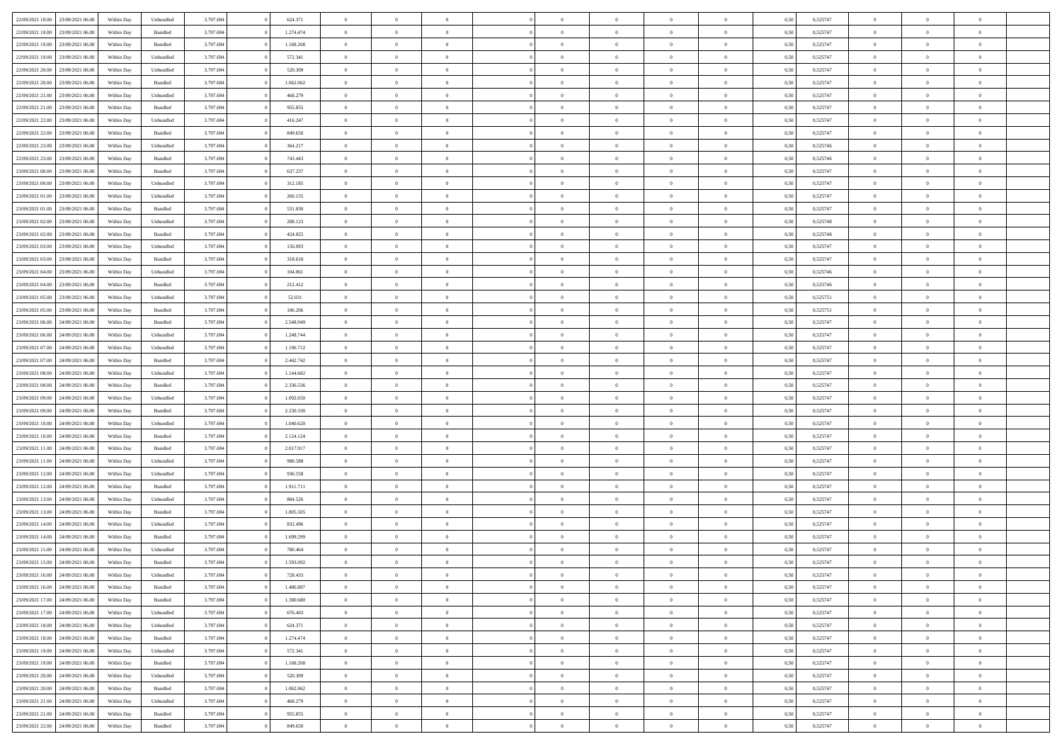| | | | | | | | | | | | | | | | | | | | | |
|---|---|---|---|---|---|---|---|---|---|---|---|---|---|---|---|---|---|---|---|---|
| 22/09/2021 18:00 | 23/09/2021 06:00 | Within Day | Unbundled | 3.797.694 | 0 | 624.371 | 0 | 0 | 0 | | 0 | 0 | 0 | 0 | 0,50 | 0,525747 | 0 | 0 | 0 | |
| 22/09/2021 18:00 | 23/09/2021 06:00 | Within Day | Bundled | 3.797.694 | 0 | 1.274.474 | 0 | 0 | 0 | | 0 | 0 | 0 | 0 | 0,50 | 0,525747 | 0 | 0 | 0 | |
| 22/09/2021 19:00 | 23/09/2021 06:00 | Within Day | Bundled | 3.797.694 | 0 | 1.168.268 | 0 | 0 | 0 | | 0 | 0 | 0 | 0 | 0,50 | 0,525747 | 0 | 0 | 0 | |
| 22/09/2021 19:00 | 23/09/2021 06:00 | Within Day | Unbundled | 3.797.694 | 0 | 572.341 | 0 | 0 | 0 | | 0 | 0 | 0 | 0 | 0,50 | 0,525747 | 0 | 0 | 0 | |
| 22/09/2021 20:00 | 23/09/2021 06:00 | Within Day | Unbundled | 3.797.694 | 0 | 520.309 | 0 | 0 | 0 | | 0 | 0 | 0 | 0 | 0,50 | 0,525747 | 0 | 0 | 0 | |
| 22/09/2021 20:00 | 23/09/2021 06:00 | Within Day | Bundled | 3.797.694 | 0 | 1.062.062 | 0 | 0 | 0 | | 0 | 0 | 0 | 0 | 0,50 | 0,525747 | 0 | 0 | 0 | |
| 22/09/2021 21:00 | 23/09/2021 06:00 | Within Day | Unbundled | 3.797.694 | 0 | 468.279 | 0 | 0 | 0 | | 0 | 0 | 0 | 0 | 0,50 | 0,525747 | 0 | 0 | 0 | |
| 22/09/2021 21:00 | 23/09/2021 06:00 | Within Day | Bundled | 3.797.694 | 0 | 955.855 | 0 | 0 | 0 | | 0 | 0 | 0 | 0 | 0,50 | 0,525747 | 0 | 0 | 0 | |
| 22/09/2021 22:00 | 23/09/2021 06:00 | Within Day | Unbundled | 3.797.694 | 0 | 416.247 | 0 | 0 | 0 | | 0 | 0 | 0 | 0 | 0,50 | 0,525747 | 0 | 0 | 0 | |
| 22/09/2021 22:00 | 23/09/2021 06:00 | Within Day | Bundled | 3.797.694 | 0 | 849.650 | 0 | 0 | 0 | | 0 | 0 | 0 | 0 | 0,50 | 0,525747 | 0 | 0 | 0 | |
| 22/09/2021 23:00 | 23/09/2021 06:00 | Within Day | Unbundled | 3.797.694 | 0 | 364.217 | 0 | 0 | 0 | | 0 | 0 | 0 | 0 | 0,50 | 0,525746 | 0 | 0 | 0 | |
| 22/09/2021 23:00 | 23/09/2021 06:00 | Within Day | Bundled | 3.797.694 | 0 | 743.443 | 0 | 0 | 0 | | 0 | 0 | 0 | 0 | 0,50 | 0,525746 | 0 | 0 | 0 | |
| 23/09/2021 00:00 | 23/09/2021 06:00 | Within Day | Bundled | 3.797.694 | 0 | 637.237 | 0 | 0 | 0 | | 0 | 0 | 0 | 0 | 0,50 | 0,525747 | 0 | 0 | 0 | |
| 23/09/2021 00:00 | 23/09/2021 06:00 | Within Day | Unbundled | 3.797.694 | 0 | 312.185 | 0 | 0 | 0 | | 0 | 0 | 0 | 0 | 0,50 | 0,525747 | 0 | 0 | 0 | |
| 23/09/2021 01:00 | 23/09/2021 06:00 | Within Day | Unbundled | 3.797.694 | 0 | 260.155 | 0 | 0 | 0 | | 0 | 0 | 0 | 0 | 0,50 | 0,525747 | 0 | 0 | 0 | |
| 23/09/2021 01:00 | 23/09/2021 06:00 | Within Day | Bundled | 3.797.694 | 0 | 531.030 | 0 | 0 | 0 | | 0 | 0 | 0 | 0 | 0,50 | 0,525747 | 0 | 0 | 0 | |
| 23/09/2021 02:00 | 23/09/2021 06:00 | Within Day | Unbundled | 3.797.694 | 0 | 208.123 | 0 | 0 | 0 | | 0 | 0 | 0 | 0 | 0,50 | 0,525748 | 0 | 0 | 0 | |
| 23/09/2021 02:00 | 23/09/2021 06:00 | Within Day | Bundled | 3.797.694 | 0 | 424.825 | 0 | 0 | 0 | | 0 | 0 | 0 | 0 | 0,50 | 0,525748 | 0 | 0 | 0 | |
| 23/09/2021 03:00 | 23/09/2021 06:00 | Within Day | Unbundled | 3.797.694 | 0 | 156.093 | 0 | 0 | 0 | | 0 | 0 | 0 | 0 | 0,50 | 0,525747 | 0 | 0 | 0 | |
| 23/09/2021 03:00 | 23/09/2021 06:00 | Within Day | Bundled | 3.797.694 | 0 | 318.618 | 0 | 0 | 0 | | 0 | 0 | 0 | 0 | 0,50 | 0,525747 | 0 | 0 | 0 | |
| 23/09/2021 04:00 | 23/09/2021 06:00 | Within Day | Unbundled | 3.797.694 | 0 | 104.061 | 0 | 0 | 0 | | 0 | 0 | 0 | 0 | 0,50 | 0,525746 | 0 | 0 | 0 | |
| 23/09/2021 04:00 | 23/09/2021 06:00 | Within Day | Bundled | 3.797.694 | 0 | 212.412 | 0 | 0 | 0 | | 0 | 0 | 0 | 0 | 0,50 | 0,525746 | 0 | 0 | 0 | |
| 23/09/2021 05:00 | 23/09/2021 06:00 | Within Day | Unbundled | 3.797.694 | 0 | 52.031 | 0 | 0 | 0 | | 0 | 0 | 0 | 0 | 0,50 | 0,525751 | 0 | 0 | 0 | |
| 23/09/2021 05:00 | 23/09/2021 06:00 | Within Day | Bundled | 3.797.694 | 0 | 106.206 | 0 | 0 | 0 | | 0 | 0 | 0 | 0 | 0,50 | 0,525751 | 0 | 0 | 0 | |
| 23/09/2021 06:00 | 24/09/2021 06:00 | Within Day | Bundled | 3.797.694 | 0 | 2.548.949 | 0 | 0 | 0 | | 0 | 0 | 0 | 0 | 0,50 | 0,525747 | 0 | 0 | 0 | |
| 23/09/2021 06:00 | 24/09/2021 06:00 | Within Day | Unbundled | 3.797.694 | 0 | 1.248.744 | 0 | 0 | 0 | | 0 | 0 | 0 | 0 | 0,50 | 0,525747 | 0 | 0 | 0 | |
| 23/09/2021 07:00 | 24/09/2021 06:00 | Within Day | Unbundled | 3.797.694 | 0 | 1.196.712 | 0 | 0 | 0 | | 0 | 0 | 0 | 0 | 0,50 | 0,525747 | 0 | 0 | 0 | |
| 23/09/2021 07:00 | 24/09/2021 06:00 | Within Day | Bundled | 3.797.694 | 0 | 2.442.742 | 0 | 0 | 0 | | 0 | 0 | 0 | 0 | 0,50 | 0,525747 | 0 | 0 | 0 | |
| 23/09/2021 08:00 | 24/09/2021 06:00 | Within Day | Unbundled | 3.797.694 | 0 | 1.144.682 | 0 | 0 | 0 | | 0 | 0 | 0 | 0 | 0,50 | 0,525747 | 0 | 0 | 0 | |
| 23/09/2021 08:00 | 24/09/2021 06:00 | Within Day | Bundled | 3.797.694 | 0 | 2.336.536 | 0 | 0 | 0 | | 0 | 0 | 0 | 0 | 0,50 | 0,525747 | 0 | 0 | 0 | |
| 23/09/2021 09:00 | 24/09/2021 06:00 | Within Day | Unbundled | 3.797.694 | 0 | 1.092.650 | 0 | 0 | 0 | | 0 | 0 | 0 | 0 | 0,50 | 0,525747 | 0 | 0 | 0 | |
| 23/09/2021 09:00 | 24/09/2021 06:00 | Within Day | Bundled | 3.797.694 | 0 | 2.230.330 | 0 | 0 | 0 | | 0 | 0 | 0 | 0 | 0,50 | 0,525747 | 0 | 0 | 0 | |
| 23/09/2021 10:00 | 24/09/2021 06:00 | Within Day | Unbundled | 3.797.694 | 0 | 1.040.620 | 0 | 0 | 0 | | 0 | 0 | 0 | 0 | 0,50 | 0,525747 | 0 | 0 | 0 | |
| 23/09/2021 10:00 | 24/09/2021 06:00 | Within Day | Bundled | 3.797.694 | 0 | 2.124.124 | 0 | 0 | 0 | | 0 | 0 | 0 | 0 | 0,50 | 0,525747 | 0 | 0 | 0 | |
| 23/09/2021 11:00 | 24/09/2021 06:00 | Within Day | Bundled | 3.797.694 | 0 | 2.017.917 | 0 | 0 | 0 | | 0 | 0 | 0 | 0 | 0,50 | 0,525747 | 0 | 0 | 0 | |
| 23/09/2021 11:00 | 24/09/2021 06:00 | Within Day | Unbundled | 3.797.694 | 0 | 988.588 | 0 | 0 | 0 | | 0 | 0 | 0 | 0 | 0,50 | 0,525747 | 0 | 0 | 0 | |
| 23/09/2021 12:00 | 24/09/2021 06:00 | Within Day | Unbundled | 3.797.694 | 0 | 936.558 | 0 | 0 | 0 | | 0 | 0 | 0 | 0 | 0,50 | 0,525747 | 0 | 0 | 0 | |
| 23/09/2021 12:00 | 24/09/2021 06:00 | Within Day | Bundled | 3.797.694 | 0 | 1.911.711 | 0 | 0 | 0 | | 0 | 0 | 0 | 0 | 0,50 | 0,525747 | 0 | 0 | 0 | |
| 23/09/2021 13:00 | 24/09/2021 06:00 | Within Day | Unbundled | 3.797.694 | 0 | 884.526 | 0 | 0 | 0 | | 0 | 0 | 0 | 0 | 0,50 | 0,525747 | 0 | 0 | 0 | |
| 23/09/2021 13:00 | 24/09/2021 06:00 | Within Day | Bundled | 3.797.694 | 0 | 1.805.505 | 0 | 0 | 0 | | 0 | 0 | 0 | 0 | 0,50 | 0,525747 | 0 | 0 | 0 | |
| 23/09/2021 14:00 | 24/09/2021 06:00 | Within Day | Unbundled | 3.797.694 | 0 | 832.496 | 0 | 0 | 0 | | 0 | 0 | 0 | 0 | 0,50 | 0,525747 | 0 | 0 | 0 | |
| 23/09/2021 14:00 | 24/09/2021 06:00 | Within Day | Bundled | 3.797.694 | 0 | 1.699.299 | 0 | 0 | 0 | | 0 | 0 | 0 | 0 | 0,50 | 0,525747 | 0 | 0 | 0 | |
| 23/09/2021 15:00 | 24/09/2021 06:00 | Within Day | Unbundled | 3.797.694 | 0 | 780.464 | 0 | 0 | 0 | | 0 | 0 | 0 | 0 | 0,50 | 0,525747 | 0 | 0 | 0 | |
| 23/09/2021 15:00 | 24/09/2021 06:00 | Within Day | Bundled | 3.797.694 | 0 | 1.593.092 | 0 | 0 | 0 | | 0 | 0 | 0 | 0 | 0,50 | 0,525747 | 0 | 0 | 0 | |
| 23/09/2021 16:00 | 24/09/2021 06:00 | Within Day | Unbundled | 3.797.694 | 0 | 728.433 | 0 | 0 | 0 | | 0 | 0 | 0 | 0 | 0,50 | 0,525747 | 0 | 0 | 0 | |
| 23/09/2021 16:00 | 24/09/2021 06:00 | Within Day | Bundled | 3.797.694 | 0 | 1.486.887 | 0 | 0 | 0 | | 0 | 0 | 0 | 0 | 0,50 | 0,525747 | 0 | 0 | 0 | |
| 23/09/2021 17:00 | 24/09/2021 06:00 | Within Day | Bundled | 3.797.694 | 0 | 1.380.680 | 0 | 0 | 0 | | 0 | 0 | 0 | 0 | 0,50 | 0,525747 | 0 | 0 | 0 | |
| 23/09/2021 17:00 | 24/09/2021 06:00 | Within Day | Unbundled | 3.797.694 | 0 | 676.403 | 0 | 0 | 0 | | 0 | 0 | 0 | 0 | 0,50 | 0,525747 | 0 | 0 | 0 | |
| 23/09/2021 18:00 | 24/09/2021 06:00 | Within Day | Unbundled | 3.797.694 | 0 | 624.371 | 0 | 0 | 0 | | 0 | 0 | 0 | 0 | 0,50 | 0,525747 | 0 | 0 | 0 | |
| 23/09/2021 18:00 | 24/09/2021 06:00 | Within Day | Bundled | 3.797.694 | 0 | 1.274.474 | 0 | 0 | 0 | | 0 | 0 | 0 | 0 | 0,50 | 0,525747 | 0 | 0 | 0 | |
| 23/09/2021 19:00 | 24/09/2021 06:00 | Within Day | Unbundled | 3.797.694 | 0 | 572.341 | 0 | 0 | 0 | | 0 | 0 | 0 | 0 | 0,50 | 0,525747 | 0 | 0 | 0 | |
| 23/09/2021 19:00 | 24/09/2021 06:00 | Within Day | Bundled | 3.797.694 | 0 | 1.168.268 | 0 | 0 | 0 | | 0 | 0 | 0 | 0 | 0,50 | 0,525747 | 0 | 0 | 0 | |
| 23/09/2021 20:00 | 24/09/2021 06:00 | Within Day | Unbundled | 3.797.694 | 0 | 520.309 | 0 | 0 | 0 | | 0 | 0 | 0 | 0 | 0,50 | 0,525747 | 0 | 0 | 0 | |
| 23/09/2021 20:00 | 24/09/2021 06:00 | Within Day | Bundled | 3.797.694 | 0 | 1.062.062 | 0 | 0 | 0 | | 0 | 0 | 0 | 0 | 0,50 | 0,525747 | 0 | 0 | 0 | |
| 23/09/2021 21:00 | 24/09/2021 06:00 | Within Day | Unbundled | 3.797.694 | 0 | 468.279 | 0 | 0 | 0 | | 0 | 0 | 0 | 0 | 0,50 | 0,525747 | 0 | 0 | 0 | |
| 23/09/2021 21:00 | 24/09/2021 06:00 | Within Day | Bundled | 3.797.694 | 0 | 955.855 | 0 | 0 | 0 | | 0 | 0 | 0 | 0 | 0,50 | 0,525747 | 0 | 0 | 0 | |
| 23/09/2021 22:00 | 24/09/2021 06:00 | Within Day | Bundled | 3.797.694 | 0 | 849.650 | 0 | 0 | 0 | | 0 | 0 | 0 | 0 | 0,50 | 0,525747 | 0 | 0 | 0 | |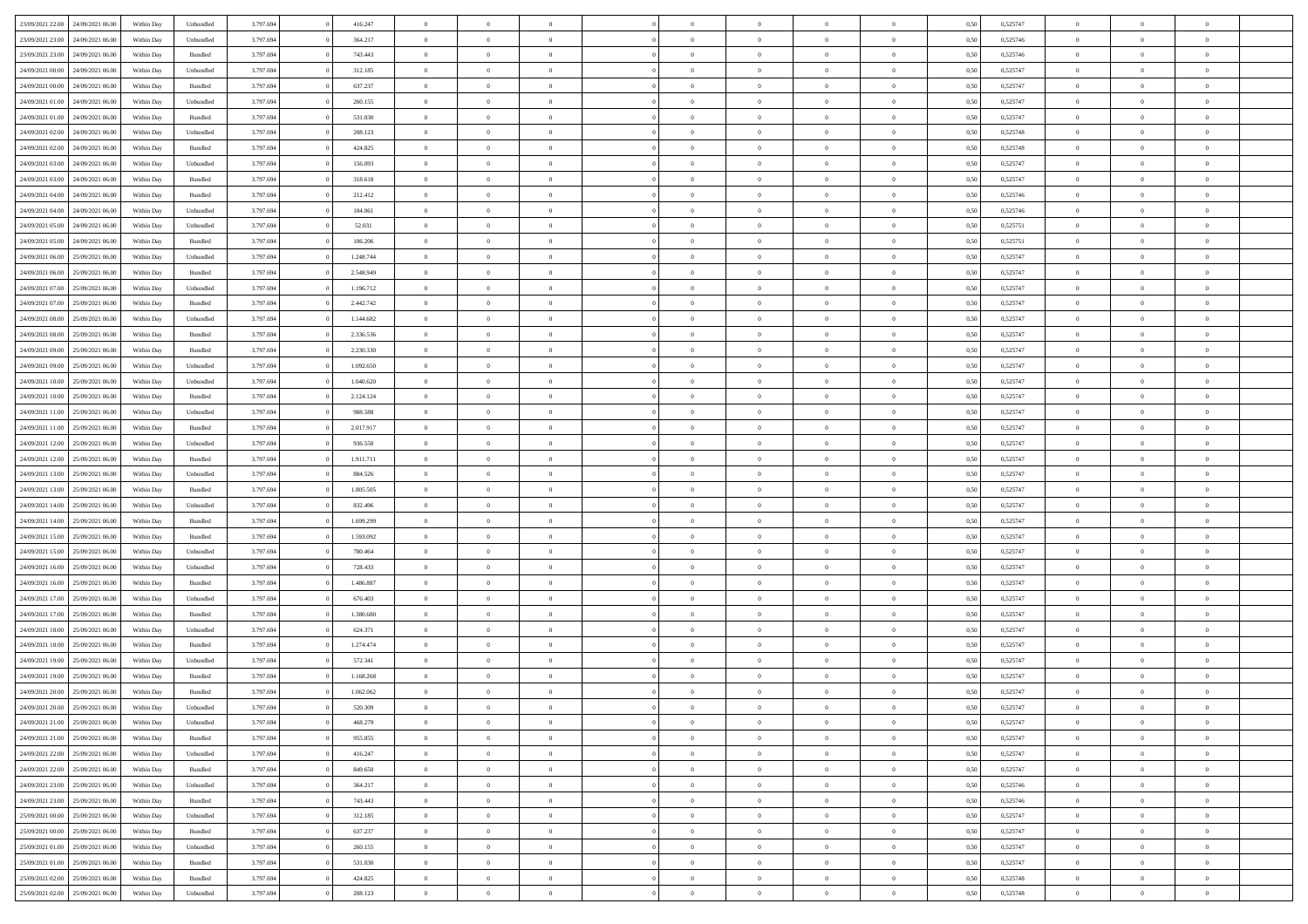| | | | | | | | | | | | | | | | | | | | | |
|---|---|---|---|---|---|---|---|---|---|---|---|---|---|---|---|---|---|---|---|---|
| 23/09/2021 22:00 | 24/09/2021 06:00 | Within Day | Unbundled | 3.797.694 | 0 | 416.247 | 0 | 0 | 0 | | 0 | 0 | 0 | 0 | 0,50 | 0,525747 | 0 | 0 | 0 | |
| 23/09/2021 23:00 | 24/09/2021 06:00 | Within Day | Unbundled | 3.797.694 | 0 | 364.217 | 0 | 0 | 0 | | 0 | 0 | 0 | 0 | 0,50 | 0,525746 | 0 | 0 | 0 | |
| 23/09/2021 23:00 | 24/09/2021 06:00 | Within Day | Bundled | 3.797.694 | 0 | 743.443 | 0 | 0 | 0 | | 0 | 0 | 0 | 0 | 0,50 | 0,525746 | 0 | 0 | 0 | |
| 24/09/2021 00:00 | 24/09/2021 06:00 | Within Day | Unbundled | 3.797.694 | 0 | 312.185 | 0 | 0 | 0 | | 0 | 0 | 0 | 0 | 0,50 | 0,525747 | 0 | 0 | 0 | |
| 24/09/2021 00:00 | 24/09/2021 06:00 | Within Day | Bundled | 3.797.694 | 0 | 637.237 | 0 | 0 | 0 | | 0 | 0 | 0 | 0 | 0,50 | 0,525747 | 0 | 0 | 0 | |
| 24/09/2021 01:00 | 24/09/2021 06:00 | Within Day | Unbundled | 3.797.694 | 0 | 260.155 | 0 | 0 | 0 | | 0 | 0 | 0 | 0 | 0,50 | 0,525747 | 0 | 0 | 0 | |
| 24/09/2021 01:00 | 24/09/2021 06:00 | Within Day | Bundled | 3.797.694 | 0 | 531.030 | 0 | 0 | 0 | | 0 | 0 | 0 | 0 | 0,50 | 0,525747 | 0 | 0 | 0 | |
| 24/09/2021 02:00 | 24/09/2021 06:00 | Within Day | Unbundled | 3.797.694 | 0 | 208.123 | 0 | 0 | 0 | | 0 | 0 | 0 | 0 | 0,50 | 0,525748 | 0 | 0 | 0 | |
| 24/09/2021 02:00 | 24/09/2021 06:00 | Within Day | Bundled | 3.797.694 | 0 | 424.825 | 0 | 0 | 0 | | 0 | 0 | 0 | 0 | 0,50 | 0,525748 | 0 | 0 | 0 | |
| 24/09/2021 03:00 | 24/09/2021 06:00 | Within Day | Unbundled | 3.797.694 | 0 | 156.093 | 0 | 0 | 0 | | 0 | 0 | 0 | 0 | 0,50 | 0,525747 | 0 | 0 | 0 | |
| 24/09/2021 03:00 | 24/09/2021 06:00 | Within Day | Bundled | 3.797.694 | 0 | 318.618 | 0 | 0 | 0 | | 0 | 0 | 0 | 0 | 0,50 | 0,525747 | 0 | 0 | 0 | |
| 24/09/2021 04:00 | 24/09/2021 06:00 | Within Day | Bundled | 3.797.694 | 0 | 212.412 | 0 | 0 | 0 | | 0 | 0 | 0 | 0 | 0,50 | 0,525746 | 0 | 0 | 0 | |
| 24/09/2021 04:00 | 24/09/2021 06:00 | Within Day | Unbundled | 3.797.694 | 0 | 104.061 | 0 | 0 | 0 | | 0 | 0 | 0 | 0 | 0,50 | 0,525746 | 0 | 0 | 0 | |
| 24/09/2021 05:00 | 24/09/2021 06:00 | Within Day | Unbundled | 3.797.694 | 0 | 52.031 | 0 | 0 | 0 | | 0 | 0 | 0 | 0 | 0,50 | 0,525751 | 0 | 0 | 0 | |
| 24/09/2021 05:00 | 24/09/2021 06:00 | Within Day | Bundled | 3.797.694 | 0 | 106.206 | 0 | 0 | 0 | | 0 | 0 | 0 | 0 | 0,50 | 0,525751 | 0 | 0 | 0 | |
| 24/09/2021 06:00 | 25/09/2021 06:00 | Within Day | Unbundled | 3.797.694 | 0 | 1.248.744 | 0 | 0 | 0 | | 0 | 0 | 0 | 0 | 0,50 | 0,525747 | 0 | 0 | 0 | |
| 24/09/2021 06:00 | 25/09/2021 06:00 | Within Day | Bundled | 3.797.694 | 0 | 2.548.949 | 0 | 0 | 0 | | 0 | 0 | 0 | 0 | 0,50 | 0,525747 | 0 | 0 | 0 | |
| 24/09/2021 07:00 | 25/09/2021 06:00 | Within Day | Unbundled | 3.797.694 | 0 | 1.196.712 | 0 | 0 | 0 | | 0 | 0 | 0 | 0 | 0,50 | 0,525747 | 0 | 0 | 0 | |
| 24/09/2021 07:00 | 25/09/2021 06:00 | Within Day | Bundled | 3.797.694 | 0 | 2.442.742 | 0 | 0 | 0 | | 0 | 0 | 0 | 0 | 0,50 | 0,525747 | 0 | 0 | 0 | |
| 24/09/2021 08:00 | 25/09/2021 06:00 | Within Day | Unbundled | 3.797.694 | 0 | 1.144.682 | 0 | 0 | 0 | | 0 | 0 | 0 | 0 | 0,50 | 0,525747 | 0 | 0 | 0 | |
| 24/09/2021 08:00 | 25/09/2021 06:00 | Within Day | Bundled | 3.797.694 | 0 | 2.336.536 | 0 | 0 | 0 | | 0 | 0 | 0 | 0 | 0,50 | 0,525747 | 0 | 0 | 0 | |
| 24/09/2021 09:00 | 25/09/2021 06:00 | Within Day | Bundled | 3.797.694 | 0 | 2.230.330 | 0 | 0 | 0 | | 0 | 0 | 0 | 0 | 0,50 | 0,525747 | 0 | 0 | 0 | |
| 24/09/2021 09:00 | 25/09/2021 06:00 | Within Day | Unbundled | 3.797.694 | 0 | 1.092.650 | 0 | 0 | 0 | | 0 | 0 | 0 | 0 | 0,50 | 0,525747 | 0 | 0 | 0 | |
| 24/09/2021 10:00 | 25/09/2021 06:00 | Within Day | Unbundled | 3.797.694 | 0 | 1.040.620 | 0 | 0 | 0 | | 0 | 0 | 0 | 0 | 0,50 | 0,525747 | 0 | 0 | 0 | |
| 24/09/2021 10:00 | 25/09/2021 06:00 | Within Day | Bundled | 3.797.694 | 0 | 2.124.124 | 0 | 0 | 0 | | 0 | 0 | 0 | 0 | 0,50 | 0,525747 | 0 | 0 | 0 | |
| 24/09/2021 11:00 | 25/09/2021 06:00 | Within Day | Unbundled | 3.797.694 | 0 | 988.588 | 0 | 0 | 0 | | 0 | 0 | 0 | 0 | 0,50 | 0,525747 | 0 | 0 | 0 | |
| 24/09/2021 11:00 | 25/09/2021 06:00 | Within Day | Bundled | 3.797.694 | 0 | 2.017.917 | 0 | 0 | 0 | | 0 | 0 | 0 | 0 | 0,50 | 0,525747 | 0 | 0 | 0 | |
| 24/09/2021 12:00 | 25/09/2021 06:00 | Within Day | Unbundled | 3.797.694 | 0 | 936.558 | 0 | 0 | 0 | | 0 | 0 | 0 | 0 | 0,50 | 0,525747 | 0 | 0 | 0 | |
| 24/09/2021 12:00 | 25/09/2021 06:00 | Within Day | Bundled | 3.797.694 | 0 | 1.911.711 | 0 | 0 | 0 | | 0 | 0 | 0 | 0 | 0,50 | 0,525747 | 0 | 0 | 0 | |
| 24/09/2021 13:00 | 25/09/2021 06:00 | Within Day | Unbundled | 3.797.694 | 0 | 884.526 | 0 | 0 | 0 | | 0 | 0 | 0 | 0 | 0,50 | 0,525747 | 0 | 0 | 0 | |
| 24/09/2021 13:00 | 25/09/2021 06:00 | Within Day | Bundled | 3.797.694 | 0 | 1.805.505 | 0 | 0 | 0 | | 0 | 0 | 0 | 0 | 0,50 | 0,525747 | 0 | 0 | 0 | |
| 24/09/2021 14:00 | 25/09/2021 06:00 | Within Day | Unbundled | 3.797.694 | 0 | 832.496 | 0 | 0 | 0 | | 0 | 0 | 0 | 0 | 0,50 | 0,525747 | 0 | 0 | 0 | |
| 24/09/2021 14:00 | 25/09/2021 06:00 | Within Day | Bundled | 3.797.694 | 0 | 1.699.299 | 0 | 0 | 0 | | 0 | 0 | 0 | 0 | 0,50 | 0,525747 | 0 | 0 | 0 | |
| 24/09/2021 15:00 | 25/09/2021 06:00 | Within Day | Bundled | 3.797.694 | 0 | 1.593.092 | 0 | 0 | 0 | | 0 | 0 | 0 | 0 | 0,50 | 0,525747 | 0 | 0 | 0 | |
| 24/09/2021 15:00 | 25/09/2021 06:00 | Within Day | Unbundled | 3.797.694 | 0 | 780.464 | 0 | 0 | 0 | | 0 | 0 | 0 | 0 | 0,50 | 0,525747 | 0 | 0 | 0 | |
| 24/09/2021 16:00 | 25/09/2021 06:00 | Within Day | Unbundled | 3.797.694 | 0 | 728.433 | 0 | 0 | 0 | | 0 | 0 | 0 | 0 | 0,50 | 0,525747 | 0 | 0 | 0 | |
| 24/09/2021 16:00 | 25/09/2021 06:00 | Within Day | Bundled | 3.797.694 | 0 | 1.486.887 | 0 | 0 | 0 | | 0 | 0 | 0 | 0 | 0,50 | 0,525747 | 0 | 0 | 0 | |
| 24/09/2021 17:00 | 25/09/2021 06:00 | Within Day | Unbundled | 3.797.694 | 0 | 676.403 | 0 | 0 | 0 | | 0 | 0 | 0 | 0 | 0,50 | 0,525747 | 0 | 0 | 0 | |
| 24/09/2021 17:00 | 25/09/2021 06:00 | Within Day | Bundled | 3.797.694 | 0 | 1.380.680 | 0 | 0 | 0 | | 0 | 0 | 0 | 0 | 0,50 | 0,525747 | 0 | 0 | 0 | |
| 24/09/2021 18:00 | 25/09/2021 06:00 | Within Day | Unbundled | 3.797.694 | 0 | 624.371 | 0 | 0 | 0 | | 0 | 0 | 0 | 0 | 0,50 | 0,525747 | 0 | 0 | 0 | |
| 24/09/2021 18:00 | 25/09/2021 06:00 | Within Day | Bundled | 3.797.694 | 0 | 1.274.474 | 0 | 0 | 0 | | 0 | 0 | 0 | 0 | 0,50 | 0,525747 | 0 | 0 | 0 | |
| 24/09/2021 19:00 | 25/09/2021 06:00 | Within Day | Unbundled | 3.797.694 | 0 | 572.341 | 0 | 0 | 0 | | 0 | 0 | 0 | 0 | 0,50 | 0,525747 | 0 | 0 | 0 | |
| 24/09/2021 19:00 | 25/09/2021 06:00 | Within Day | Bundled | 3.797.694 | 0 | 1.168.268 | 0 | 0 | 0 | | 0 | 0 | 0 | 0 | 0,50 | 0,525747 | 0 | 0 | 0 | |
| 24/09/2021 20:00 | 25/09/2021 06:00 | Within Day | Bundled | 3.797.694 | 0 | 1.062.062 | 0 | 0 | 0 | | 0 | 0 | 0 | 0 | 0,50 | 0,525747 | 0 | 0 | 0 | |
| 24/09/2021 20:00 | 25/09/2021 06:00 | Within Day | Unbundled | 3.797.694 | 0 | 520.309 | 0 | 0 | 0 | | 0 | 0 | 0 | 0 | 0,50 | 0,525747 | 0 | 0 | 0 | |
| 24/09/2021 21:00 | 25/09/2021 06:00 | Within Day | Unbundled | 3.797.694 | 0 | 468.279 | 0 | 0 | 0 | | 0 | 0 | 0 | 0 | 0,50 | 0,525747 | 0 | 0 | 0 | |
| 24/09/2021 21:00 | 25/09/2021 06:00 | Within Day | Bundled | 3.797.694 | 0 | 955.855 | 0 | 0 | 0 | | 0 | 0 | 0 | 0 | 0,50 | 0,525747 | 0 | 0 | 0 | |
| 24/09/2021 22:00 | 25/09/2021 06:00 | Within Day | Unbundled | 3.797.694 | 0 | 416.247 | 0 | 0 | 0 | | 0 | 0 | 0 | 0 | 0,50 | 0,525747 | 0 | 0 | 0 | |
| 24/09/2021 22:00 | 25/09/2021 06:00 | Within Day | Bundled | 3.797.694 | 0 | 849.650 | 0 | 0 | 0 | | 0 | 0 | 0 | 0 | 0,50 | 0,525747 | 0 | 0 | 0 | |
| 24/09/2021 23:00 | 25/09/2021 06:00 | Within Day | Unbundled | 3.797.694 | 0 | 364.217 | 0 | 0 | 0 | | 0 | 0 | 0 | 0 | 0,50 | 0,525746 | 0 | 0 | 0 | |
| 24/09/2021 23:00 | 25/09/2021 06:00 | Within Day | Bundled | 3.797.694 | 0 | 743.443 | 0 | 0 | 0 | | 0 | 0 | 0 | 0 | 0,50 | 0,525746 | 0 | 0 | 0 | |
| 25/09/2021 00:00 | 25/09/2021 06:00 | Within Day | Unbundled | 3.797.694 | 0 | 312.185 | 0 | 0 | 0 | | 0 | 0 | 0 | 0 | 0,50 | 0,525747 | 0 | 0 | 0 | |
| 25/09/2021 00:00 | 25/09/2021 06:00 | Within Day | Bundled | 3.797.694 | 0 | 637.237 | 0 | 0 | 0 | | 0 | 0 | 0 | 0 | 0,50 | 0,525747 | 0 | 0 | 0 | |
| 25/09/2021 01:00 | 25/09/2021 06:00 | Within Day | Unbundled | 3.797.694 | 0 | 260.155 | 0 | 0 | 0 | | 0 | 0 | 0 | 0 | 0,50 | 0,525747 | 0 | 0 | 0 | |
| 25/09/2021 01:00 | 25/09/2021 06:00 | Within Day | Bundled | 3.797.694 | 0 | 531.030 | 0 | 0 | 0 | | 0 | 0 | 0 | 0 | 0,50 | 0,525747 | 0 | 0 | 0 | |
| 25/09/2021 02:00 | 25/09/2021 06:00 | Within Day | Bundled | 3.797.694 | 0 | 424.825 | 0 | 0 | 0 | | 0 | 0 | 0 | 0 | 0,50 | 0,525748 | 0 | 0 | 0 | |
| 25/09/2021 02:00 | 25/09/2021 06:00 | Within Day | Unbundled | 3.797.694 | 0 | 208.123 | 0 | 0 | 0 | | 0 | 0 | 0 | 0 | 0,50 | 0,525748 | 0 | 0 | 0 | |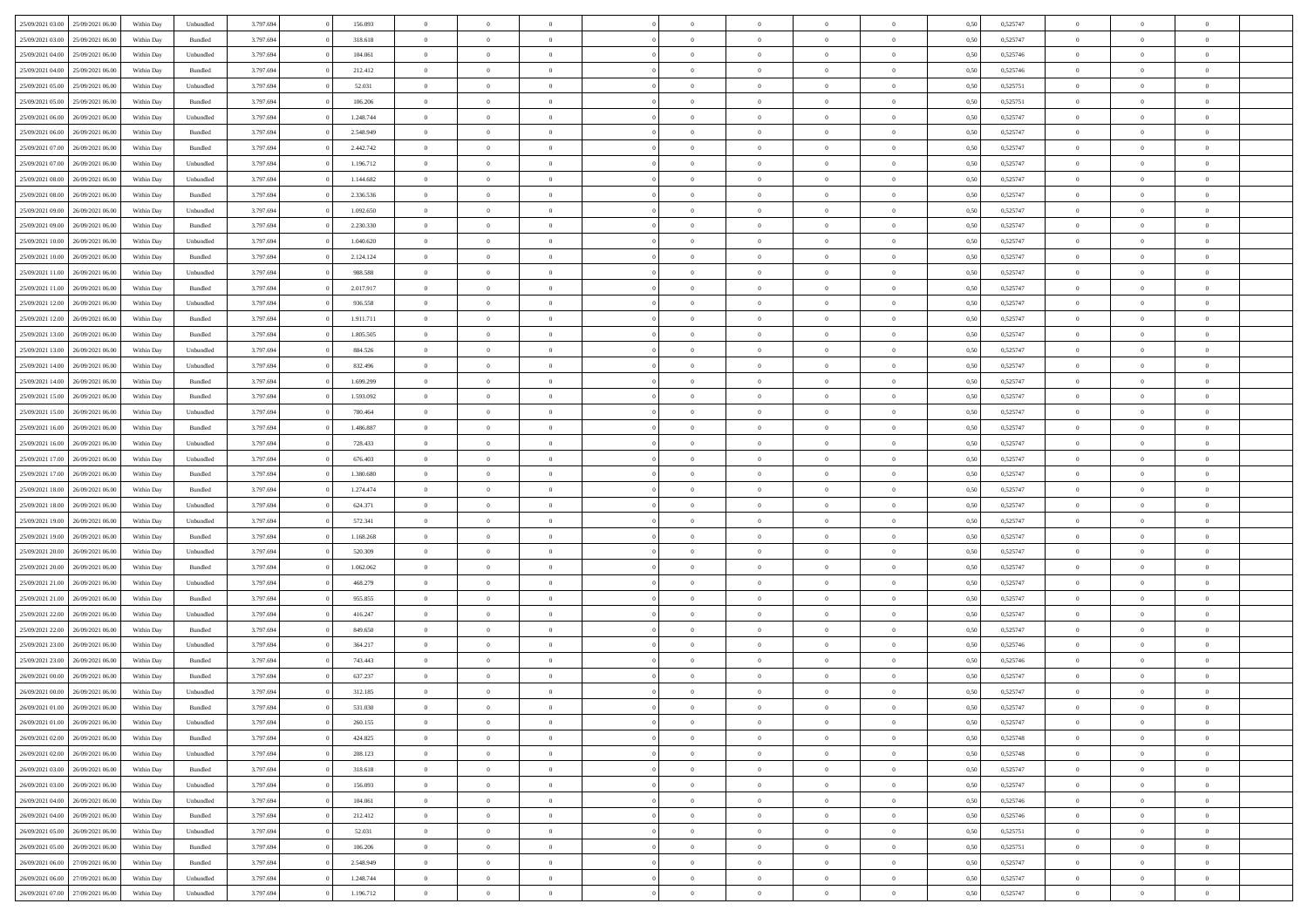| | | | | | | | | | | | | | | | | | | | | |
|---|---|---|---|---|---|---|---|---|---|---|---|---|---|---|---|---|---|---|---|---|
| 25/09/2021 03:00 | 25/09/2021 06:00 | Within Day | Unbundled | 3.797.694 | 0 | 156.093 | 0 | 0 | 0 | | 0 | 0 | 0 | 0 | 0,50 | 0,525747 | 0 | 0 | 0 | |
| 25/09/2021 03:00 | 25/09/2021 06:00 | Within Day | Bundled | 3.797.694 | 0 | 318.618 | 0 | 0 | 0 | | 0 | 0 | 0 | 0 | 0,50 | 0,525747 | 0 | 0 | 0 | |
| 25/09/2021 04:00 | 25/09/2021 06:00 | Within Day | Unbundled | 3.797.694 | 0 | 104.061 | 0 | 0 | 0 | | 0 | 0 | 0 | 0 | 0,50 | 0,525746 | 0 | 0 | 0 | |
| 25/09/2021 04:00 | 25/09/2021 06:00 | Within Day | Bundled | 3.797.694 | 0 | 212.412 | 0 | 0 | 0 | | 0 | 0 | 0 | 0 | 0,50 | 0,525746 | 0 | 0 | 0 | |
| 25/09/2021 05:00 | 25/09/2021 06:00 | Within Day | Unbundled | 3.797.694 | 0 | 52.031 | 0 | 0 | 0 | | 0 | 0 | 0 | 0 | 0,50 | 0,525751 | 0 | 0 | 0 | |
| 25/09/2021 05:00 | 25/09/2021 06:00 | Within Day | Bundled | 3.797.694 | 0 | 106.206 | 0 | 0 | 0 | | 0 | 0 | 0 | 0 | 0,50 | 0,525751 | 0 | 0 | 0 | |
| 25/09/2021 06:00 | 26/09/2021 06:00 | Within Day | Unbundled | 3.797.694 | 0 | 1.248.744 | 0 | 0 | 0 | | 0 | 0 | 0 | 0 | 0,50 | 0,525747 | 0 | 0 | 0 | |
| 25/09/2021 06:00 | 26/09/2021 06:00 | Within Day | Bundled | 3.797.694 | 0 | 2.548.949 | 0 | 0 | 0 | | 0 | 0 | 0 | 0 | 0,50 | 0,525747 | 0 | 0 | 0 | |
| 25/09/2021 07:00 | 26/09/2021 06:00 | Within Day | Bundled | 3.797.694 | 0 | 2.442.742 | 0 | 0 | 0 | | 0 | 0 | 0 | 0 | 0,50 | 0,525747 | 0 | 0 | 0 | |
| 25/09/2021 07:00 | 26/09/2021 06:00 | Within Day | Unbundled | 3.797.694 | 0 | 1.196.712 | 0 | 0 | 0 | | 0 | 0 | 0 | 0 | 0,50 | 0,525747 | 0 | 0 | 0 | |
| 25/09/2021 08:00 | 26/09/2021 06:00 | Within Day | Unbundled | 3.797.694 | 0 | 1.144.682 | 0 | 0 | 0 | | 0 | 0 | 0 | 0 | 0,50 | 0,525747 | 0 | 0 | 0 | |
| 25/09/2021 08:00 | 26/09/2021 06:00 | Within Day | Bundled | 3.797.694 | 0 | 2.336.536 | 0 | 0 | 0 | | 0 | 0 | 0 | 0 | 0,50 | 0,525747 | 0 | 0 | 0 | |
| 25/09/2021 09:00 | 26/09/2021 06:00 | Within Day | Unbundled | 3.797.694 | 0 | 1.092.650 | 0 | 0 | 0 | | 0 | 0 | 0 | 0 | 0,50 | 0,525747 | 0 | 0 | 0 | |
| 25/09/2021 09:00 | 26/09/2021 06:00 | Within Day | Bundled | 3.797.694 | 0 | 2.230.330 | 0 | 0 | 0 | | 0 | 0 | 0 | 0 | 0,50 | 0,525747 | 0 | 0 | 0 | |
| 25/09/2021 10:00 | 26/09/2021 06:00 | Within Day | Unbundled | 3.797.694 | 0 | 1.040.620 | 0 | 0 | 0 | | 0 | 0 | 0 | 0 | 0,50 | 0,525747 | 0 | 0 | 0 | |
| 25/09/2021 10:00 | 26/09/2021 06:00 | Within Day | Bundled | 3.797.694 | 0 | 2.124.124 | 0 | 0 | 0 | | 0 | 0 | 0 | 0 | 0,50 | 0,525747 | 0 | 0 | 0 | |
| 25/09/2021 11:00 | 26/09/2021 06:00 | Within Day | Unbundled | 3.797.694 | 0 | 988.588 | 0 | 0 | 0 | | 0 | 0 | 0 | 0 | 0,50 | 0,525747 | 0 | 0 | 0 | |
| 25/09/2021 11:00 | 26/09/2021 06:00 | Within Day | Bundled | 3.797.694 | 0 | 2.017.917 | 0 | 0 | 0 | | 0 | 0 | 0 | 0 | 0,50 | 0,525747 | 0 | 0 | 0 | |
| 25/09/2021 12:00 | 26/09/2021 06:00 | Within Day | Unbundled | 3.797.694 | 0 | 936.558 | 0 | 0 | 0 | | 0 | 0 | 0 | 0 | 0,50 | 0,525747 | 0 | 0 | 0 | |
| 25/09/2021 12:00 | 26/09/2021 06:00 | Within Day | Bundled | 3.797.694 | 0 | 1.911.711 | 0 | 0 | 0 | | 0 | 0 | 0 | 0 | 0,50 | 0,525747 | 0 | 0 | 0 | |
| 25/09/2021 13:00 | 26/09/2021 06:00 | Within Day | Bundled | 3.797.694 | 0 | 1.805.505 | 0 | 0 | 0 | | 0 | 0 | 0 | 0 | 0,50 | 0,525747 | 0 | 0 | 0 | |
| 25/09/2021 13:00 | 26/09/2021 06:00 | Within Day | Unbundled | 3.797.694 | 0 | 884.526 | 0 | 0 | 0 | | 0 | 0 | 0 | 0 | 0,50 | 0,525747 | 0 | 0 | 0 | |
| 25/09/2021 14:00 | 26/09/2021 06:00 | Within Day | Unbundled | 3.797.694 | 0 | 832.496 | 0 | 0 | 0 | | 0 | 0 | 0 | 0 | 0,50 | 0,525747 | 0 | 0 | 0 | |
| 25/09/2021 14:00 | 26/09/2021 06:00 | Within Day | Bundled | 3.797.694 | 0 | 1.699.299 | 0 | 0 | 0 | | 0 | 0 | 0 | 0 | 0,50 | 0,525747 | 0 | 0 | 0 | |
| 25/09/2021 15:00 | 26/09/2021 06:00 | Within Day | Bundled | 3.797.694 | 0 | 1.593.092 | 0 | 0 | 0 | | 0 | 0 | 0 | 0 | 0,50 | 0,525747 | 0 | 0 | 0 | |
| 25/09/2021 15:00 | 26/09/2021 06:00 | Within Day | Unbundled | 3.797.694 | 0 | 780.464 | 0 | 0 | 0 | | 0 | 0 | 0 | 0 | 0,50 | 0,525747 | 0 | 0 | 0 | |
| 25/09/2021 16:00 | 26/09/2021 06:00 | Within Day | Bundled | 3.797.694 | 0 | 1.486.887 | 0 | 0 | 0 | | 0 | 0 | 0 | 0 | 0,50 | 0,525747 | 0 | 0 | 0 | |
| 25/09/2021 16:00 | 26/09/2021 06:00 | Within Day | Unbundled | 3.797.694 | 0 | 728.433 | 0 | 0 | 0 | | 0 | 0 | 0 | 0 | 0,50 | 0,525747 | 0 | 0 | 0 | |
| 25/09/2021 17:00 | 26/09/2021 06:00 | Within Day | Unbundled | 3.797.694 | 0 | 676.403 | 0 | 0 | 0 | | 0 | 0 | 0 | 0 | 0,50 | 0,525747 | 0 | 0 | 0 | |
| 25/09/2021 17:00 | 26/09/2021 06:00 | Within Day | Bundled | 3.797.694 | 0 | 1.380.680 | 0 | 0 | 0 | | 0 | 0 | 0 | 0 | 0,50 | 0,525747 | 0 | 0 | 0 | |
| 25/09/2021 18:00 | 26/09/2021 06:00 | Within Day | Bundled | 3.797.694 | 0 | 1.274.474 | 0 | 0 | 0 | | 0 | 0 | 0 | 0 | 0,50 | 0,525747 | 0 | 0 | 0 | |
| 25/09/2021 18:00 | 26/09/2021 06:00 | Within Day | Unbundled | 3.797.694 | 0 | 624.371 | 0 | 0 | 0 | | 0 | 0 | 0 | 0 | 0,50 | 0,525747 | 0 | 0 | 0 | |
| 25/09/2021 19:00 | 26/09/2021 06:00 | Within Day | Unbundled | 3.797.694 | 0 | 572.341 | 0 | 0 | 0 | | 0 | 0 | 0 | 0 | 0,50 | 0,525747 | 0 | 0 | 0 | |
| 25/09/2021 19:00 | 26/09/2021 06:00 | Within Day | Bundled | 3.797.694 | 0 | 1.168.268 | 0 | 0 | 0 | | 0 | 0 | 0 | 0 | 0,50 | 0,525747 | 0 | 0 | 0 | |
| 25/09/2021 20:00 | 26/09/2021 06:00 | Within Day | Unbundled | 3.797.694 | 0 | 520.309 | 0 | 0 | 0 | | 0 | 0 | 0 | 0 | 0,50 | 0,525747 | 0 | 0 | 0 | |
| 25/09/2021 20:00 | 26/09/2021 06:00 | Within Day | Bundled | 3.797.694 | 0 | 1.062.062 | 0 | 0 | 0 | | 0 | 0 | 0 | 0 | 0,50 | 0,525747 | 0 | 0 | 0 | |
| 25/09/2021 21:00 | 26/09/2021 06:00 | Within Day | Unbundled | 3.797.694 | 0 | 468.279 | 0 | 0 | 0 | | 0 | 0 | 0 | 0 | 0,50 | 0,525747 | 0 | 0 | 0 | |
| 25/09/2021 21:00 | 26/09/2021 06:00 | Within Day | Bundled | 3.797.694 | 0 | 955.855 | 0 | 0 | 0 | | 0 | 0 | 0 | 0 | 0,50 | 0,525747 | 0 | 0 | 0 | |
| 25/09/2021 22:00 | 26/09/2021 06:00 | Within Day | Unbundled | 3.797.694 | 0 | 416.247 | 0 | 0 | 0 | | 0 | 0 | 0 | 0 | 0,50 | 0,525747 | 0 | 0 | 0 | |
| 25/09/2021 22:00 | 26/09/2021 06:00 | Within Day | Bundled | 3.797.694 | 0 | 849.650 | 0 | 0 | 0 | | 0 | 0 | 0 | 0 | 0,50 | 0,525747 | 0 | 0 | 0 | |
| 25/09/2021 23:00 | 26/09/2021 06:00 | Within Day | Unbundled | 3.797.694 | 0 | 364.217 | 0 | 0 | 0 | | 0 | 0 | 0 | 0 | 0,50 | 0,525746 | 0 | 0 | 0 | |
| 25/09/2021 23:00 | 26/09/2021 06:00 | Within Day | Bundled | 3.797.694 | 0 | 743.443 | 0 | 0 | 0 | | 0 | 0 | 0 | 0 | 0,50 | 0,525746 | 0 | 0 | 0 | |
| 26/09/2021 00:00 | 26/09/2021 06:00 | Within Day | Bundled | 3.797.694 | 0 | 637.237 | 0 | 0 | 0 | | 0 | 0 | 0 | 0 | 0,50 | 0,525747 | 0 | 0 | 0 | |
| 26/09/2021 00:00 | 26/09/2021 06:00 | Within Day | Unbundled | 3.797.694 | 0 | 312.185 | 0 | 0 | 0 | | 0 | 0 | 0 | 0 | 0,50 | 0,525747 | 0 | 0 | 0 | |
| 26/09/2021 01:00 | 26/09/2021 06:00 | Within Day | Bundled | 3.797.694 | 0 | 531.030 | 0 | 0 | 0 | | 0 | 0 | 0 | 0 | 0,50 | 0,525747 | 0 | 0 | 0 | |
| 26/09/2021 01:00 | 26/09/2021 06:00 | Within Day | Unbundled | 3.797.694 | 0 | 260.155 | 0 | 0 | 0 | | 0 | 0 | 0 | 0 | 0,50 | 0,525747 | 0 | 0 | 0 | |
| 26/09/2021 02:00 | 26/09/2021 06:00 | Within Day | Bundled | 3.797.694 | 0 | 424.825 | 0 | 0 | 0 | | 0 | 0 | 0 | 0 | 0,50 | 0,525748 | 0 | 0 | 0 | |
| 26/09/2021 02:00 | 26/09/2021 06:00 | Within Day | Unbundled | 3.797.694 | 0 | 208.123 | 0 | 0 | 0 | | 0 | 0 | 0 | 0 | 0,50 | 0,525748 | 0 | 0 | 0 | |
| 26/09/2021 03:00 | 26/09/2021 06:00 | Within Day | Bundled | 3.797.694 | 0 | 318.618 | 0 | 0 | 0 | | 0 | 0 | 0 | 0 | 0,50 | 0,525747 | 0 | 0 | 0 | |
| 26/09/2021 03:00 | 26/09/2021 06:00 | Within Day | Unbundled | 3.797.694 | 0 | 156.093 | 0 | 0 | 0 | | 0 | 0 | 0 | 0 | 0,50 | 0,525747 | 0 | 0 | 0 | |
| 26/09/2021 04:00 | 26/09/2021 06:00 | Within Day | Unbundled | 3.797.694 | 0 | 104.061 | 0 | 0 | 0 | | 0 | 0 | 0 | 0 | 0,50 | 0,525746 | 0 | 0 | 0 | |
| 26/09/2021 04:00 | 26/09/2021 06:00 | Within Day | Bundled | 3.797.694 | 0 | 212.412 | 0 | 0 | 0 | | 0 | 0 | 0 | 0 | 0,50 | 0,525746 | 0 | 0 | 0 | |
| 26/09/2021 05:00 | 26/09/2021 06:00 | Within Day | Unbundled | 3.797.694 | 0 | 52.031 | 0 | 0 | 0 | | 0 | 0 | 0 | 0 | 0,50 | 0,525751 | 0 | 0 | 0 | |
| 26/09/2021 05:00 | 26/09/2021 06:00 | Within Day | Bundled | 3.797.694 | 0 | 106.206 | 0 | 0 | 0 | | 0 | 0 | 0 | 0 | 0,50 | 0,525751 | 0 | 0 | 0 | |
| 26/09/2021 06:00 | 27/09/2021 06:00 | Within Day | Bundled | 3.797.694 | 0 | 2.548.949 | 0 | 0 | 0 | | 0 | 0 | 0 | 0 | 0,50 | 0,525747 | 0 | 0 | 0 | |
| 26/09/2021 06:00 | 27/09/2021 06:00 | Within Day | Unbundled | 3.797.694 | 0 | 1.248.744 | 0 | 0 | 0 | | 0 | 0 | 0 | 0 | 0,50 | 0,525747 | 0 | 0 | 0 | |
| 26/09/2021 07:00 | 27/09/2021 06:00 | Within Day | Unbundled | 3.797.694 | 0 | 1.196.712 | 0 | 0 | 0 | | 0 | 0 | 0 | 0 | 0,50 | 0,525747 | 0 | 0 | 0 | |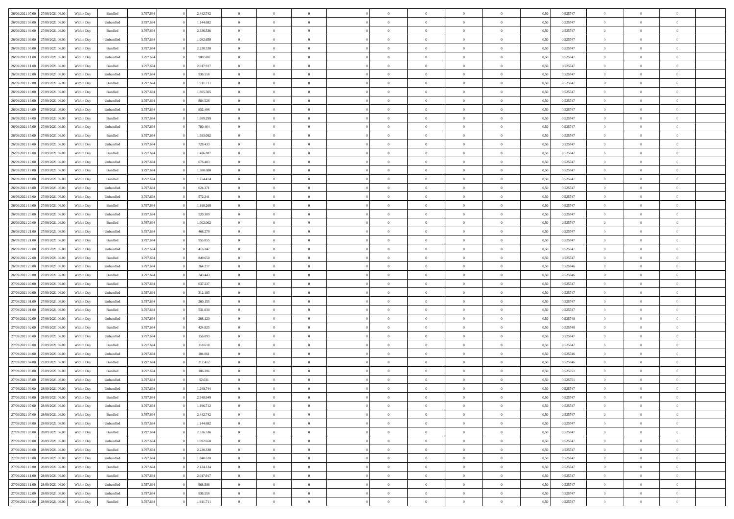| | | | | | | | | | | | | | | | | | | | | |
|---|---|---|---|---|---|---|---|---|---|---|---|---|---|---|---|---|---|---|---|---|
| 26/09/2021 07:00 | 27/09/2021 06:00 | Within Day | Bundled | 3.797.694 | 0 | 2.442.742 | 0 | 0 | 0 | | 0 | 0 | 0 | 0 | 0,50 | 0,525747 | 0 | 0 | 0 | |
| 26/09/2021 08:00 | 27/09/2021 06:00 | Within Day | Unbundled | 3.797.694 | 0 | 1.144.682 | 0 | 0 | 0 | | 0 | 0 | 0 | 0 | 0,50 | 0,525747 | 0 | 0 | 0 | |
| 26/09/2021 08:00 | 27/09/2021 06:00 | Within Day | Bundled | 3.797.694 | 0 | 2.336.536 | 0 | 0 | 0 | | 0 | 0 | 0 | 0 | 0,50 | 0,525747 | 0 | 0 | 0 | |
| 26/09/2021 09:00 | 27/09/2021 06:00 | Within Day | Unbundled | 3.797.694 | 0 | 1.092.650 | 0 | 0 | 0 | | 0 | 0 | 0 | 0 | 0,50 | 0,525747 | 0 | 0 | 0 | |
| 26/09/2021 09:00 | 27/09/2021 06:00 | Within Day | Bundled | 3.797.694 | 0 | 2.230.330 | 0 | 0 | 0 | | 0 | 0 | 0 | 0 | 0,50 | 0,525747 | 0 | 0 | 0 | |
| 26/09/2021 11:00 | 27/09/2021 06:00 | Within Day | Unbundled | 3.797.694 | 0 | 988.588 | 0 | 0 | 0 | | 0 | 0 | 0 | 0 | 0,50 | 0,525747 | 0 | 0 | 0 | |
| 26/09/2021 11:00 | 27/09/2021 06:00 | Within Day | Bundled | 3.797.694 | 0 | 2.017.917 | 0 | 0 | 0 | | 0 | 0 | 0 | 0 | 0,50 | 0,525747 | 0 | 0 | 0 | |
| 26/09/2021 12:00 | 27/09/2021 06:00 | Within Day | Unbundled | 3.797.694 | 0 | 936.558 | 0 | 0 | 0 | | 0 | 0 | 0 | 0 | 0,50 | 0,525747 | 0 | 0 | 0 | |
| 26/09/2021 12:00 | 27/09/2021 06:00 | Within Day | Bundled | 3.797.694 | 0 | 1.911.711 | 0 | 0 | 0 | | 0 | 0 | 0 | 0 | 0,50 | 0,525747 | 0 | 0 | 0 | |
| 26/09/2021 13:00 | 27/09/2021 06:00 | Within Day | Bundled | 3.797.694 | 0 | 1.805.505 | 0 | 0 | 0 | | 0 | 0 | 0 | 0 | 0,50 | 0,525747 | 0 | 0 | 0 | |
| 26/09/2021 13:00 | 27/09/2021 06:00 | Within Day | Unbundled | 3.797.694 | 0 | 884.526 | 0 | 0 | 0 | | 0 | 0 | 0 | 0 | 0,50 | 0,525747 | 0 | 0 | 0 | |
| 26/09/2021 14:00 | 27/09/2021 06:00 | Within Day | Unbundled | 3.797.694 | 0 | 832.496 | 0 | 0 | 0 | | 0 | 0 | 0 | 0 | 0,50 | 0,525747 | 0 | 0 | 0 | |
| 26/09/2021 14:00 | 27/09/2021 06:00 | Within Day | Bundled | 3.797.694 | 0 | 1.699.299 | 0 | 0 | 0 | | 0 | 0 | 0 | 0 | 0,50 | 0,525747 | 0 | 0 | 0 | |
| 26/09/2021 15:00 | 27/09/2021 06:00 | Within Day | Unbundled | 3.797.694 | 0 | 780.464 | 0 | 0 | 0 | | 0 | 0 | 0 | 0 | 0,50 | 0,525747 | 0 | 0 | 0 | |
| 26/09/2021 15:00 | 27/09/2021 06:00 | Within Day | Bundled | 3.797.694 | 0 | 1.593.092 | 0 | 0 | 0 | | 0 | 0 | 0 | 0 | 0,50 | 0,525747 | 0 | 0 | 0 | |
| 26/09/2021 16:00 | 27/09/2021 06:00 | Within Day | Unbundled | 3.797.694 | 0 | 728.433 | 0 | 0 | 0 | | 0 | 0 | 0 | 0 | 0,50 | 0,525747 | 0 | 0 | 0 | |
| 26/09/2021 16:00 | 27/09/2021 06:00 | Within Day | Bundled | 3.797.694 | 0 | 1.486.887 | 0 | 0 | 0 | | 0 | 0 | 0 | 0 | 0,50 | 0,525747 | 0 | 0 | 0 | |
| 26/09/2021 17:00 | 27/09/2021 06:00 | Within Day | Unbundled | 3.797.694 | 0 | 676.403 | 0 | 0 | 0 | | 0 | 0 | 0 | 0 | 0,50 | 0,525747 | 0 | 0 | 0 | |
| 26/09/2021 17:00 | 27/09/2021 06:00 | Within Day | Bundled | 3.797.694 | 0 | 1.380.680 | 0 | 0 | 0 | | 0 | 0 | 0 | 0 | 0,50 | 0,525747 | 0 | 0 | 0 | |
| 26/09/2021 18:00 | 27/09/2021 06:00 | Within Day | Bundled | 3.797.694 | 0 | 1.274.474 | 0 | 0 | 0 | | 0 | 0 | 0 | 0 | 0,50 | 0,525747 | 0 | 0 | 0 | |
| 26/09/2021 18:00 | 27/09/2021 06:00 | Within Day | Unbundled | 3.797.694 | 0 | 624.371 | 0 | 0 | 0 | | 0 | 0 | 0 | 0 | 0,50 | 0,525747 | 0 | 0 | 0 | |
| 26/09/2021 19:00 | 27/09/2021 06:00 | Within Day | Unbundled | 3.797.694 | 0 | 572.341 | 0 | 0 | 0 | | 0 | 0 | 0 | 0 | 0,50 | 0,525747 | 0 | 0 | 0 | |
| 26/09/2021 19:00 | 27/09/2021 06:00 | Within Day | Bundled | 3.797.694 | 0 | 1.168.268 | 0 | 0 | 0 | | 0 | 0 | 0 | 0 | 0,50 | 0,525747 | 0 | 0 | 0 | |
| 26/09/2021 20:00 | 27/09/2021 06:00 | Within Day | Unbundled | 3.797.694 | 0 | 520.309 | 0 | 0 | 0 | | 0 | 0 | 0 | 0 | 0,50 | 0,525747 | 0 | 0 | 0 | |
| 26/09/2021 20:00 | 27/09/2021 06:00 | Within Day | Bundled | 3.797.694 | 0 | 1.062.062 | 0 | 0 | 0 | | 0 | 0 | 0 | 0 | 0,50 | 0,525747 | 0 | 0 | 0 | |
| 26/09/2021 21:00 | 27/09/2021 06:00 | Within Day | Unbundled | 3.797.694 | 0 | 468.279 | 0 | 0 | 0 | | 0 | 0 | 0 | 0 | 0,50 | 0,525747 | 0 | 0 | 0 | |
| 26/09/2021 21:00 | 27/09/2021 06:00 | Within Day | Bundled | 3.797.694 | 0 | 955.855 | 0 | 0 | 0 | | 0 | 0 | 0 | 0 | 0,50 | 0,525747 | 0 | 0 | 0 | |
| 26/09/2021 22:00 | 27/09/2021 06:00 | Within Day | Unbundled | 3.797.694 | 0 | 416.247 | 0 | 0 | 0 | | 0 | 0 | 0 | 0 | 0,50 | 0,525747 | 0 | 0 | 0 | |
| 26/09/2021 22:00 | 27/09/2021 06:00 | Within Day | Bundled | 3.797.694 | 0 | 849.650 | 0 | 0 | 0 | | 0 | 0 | 0 | 0 | 0,50 | 0,525747 | 0 | 0 | 0 | |
| 26/09/2021 23:00 | 27/09/2021 06:00 | Within Day | Unbundled | 3.797.694 | 0 | 364.217 | 0 | 0 | 0 | | 0 | 0 | 0 | 0 | 0,50 | 0,525746 | 0 | 0 | 0 | |
| 26/09/2021 23:00 | 27/09/2021 06:00 | Within Day | Bundled | 3.797.694 | 0 | 743.443 | 0 | 0 | 0 | | 0 | 0 | 0 | 0 | 0,50 | 0,525746 | 0 | 0 | 0 | |
| 27/09/2021 00:00 | 27/09/2021 06:00 | Within Day | Bundled | 3.797.694 | 0 | 637.237 | 0 | 0 | 0 | | 0 | 0 | 0 | 0 | 0,50 | 0,525747 | 0 | 0 | 0 | |
| 27/09/2021 00:00 | 27/09/2021 06:00 | Within Day | Unbundled | 3.797.694 | 0 | 312.185 | 0 | 0 | 0 | | 0 | 0 | 0 | 0 | 0,50 | 0,525747 | 0 | 0 | 0 | |
| 27/09/2021 01:00 | 27/09/2021 06:00 | Within Day | Unbundled | 3.797.694 | 0 | 260.155 | 0 | 0 | 0 | | 0 | 0 | 0 | 0 | 0,50 | 0,525747 | 0 | 0 | 0 | |
| 27/09/2021 01:00 | 27/09/2021 06:00 | Within Day | Bundled | 3.797.694 | 0 | 531.030 | 0 | 0 | 0 | | 0 | 0 | 0 | 0 | 0,50 | 0,525747 | 0 | 0 | 0 | |
| 27/09/2021 02:00 | 27/09/2021 06:00 | Within Day | Unbundled | 3.797.694 | 0 | 208.123 | 0 | 0 | 0 | | 0 | 0 | 0 | 0 | 0,50 | 0,525748 | 0 | 0 | 0 | |
| 27/09/2021 02:00 | 27/09/2021 06:00 | Within Day | Bundled | 3.797.694 | 0 | 424.825 | 0 | 0 | 0 | | 0 | 0 | 0 | 0 | 0,50 | 0,525748 | 0 | 0 | 0 | |
| 27/09/2021 03:00 | 27/09/2021 06:00 | Within Day | Unbundled | 3.797.694 | 0 | 156.093 | 0 | 0 | 0 | | 0 | 0 | 0 | 0 | 0,50 | 0,525747 | 0 | 0 | 0 | |
| 27/09/2021 03:00 | 27/09/2021 06:00 | Within Day | Bundled | 3.797.694 | 0 | 318.618 | 0 | 0 | 0 | | 0 | 0 | 0 | 0 | 0,50 | 0,525747 | 0 | 0 | 0 | |
| 27/09/2021 04:00 | 27/09/2021 06:00 | Within Day | Unbundled | 3.797.694 | 0 | 104.061 | 0 | 0 | 0 | | 0 | 0 | 0 | 0 | 0,50 | 0,525746 | 0 | 0 | 0 | |
| 27/09/2021 04:00 | 27/09/2021 06:00 | Within Day | Bundled | 3.797.694 | 0 | 212.412 | 0 | 0 | 0 | | 0 | 0 | 0 | 0 | 0,50 | 0,525746 | 0 | 0 | 0 | |
| 27/09/2021 05:00 | 27/09/2021 06:00 | Within Day | Bundled | 3.797.694 | 0 | 106.206 | 0 | 0 | 0 | | 0 | 0 | 0 | 0 | 0,50 | 0,525751 | 0 | 0 | 0 | |
| 27/09/2021 05:00 | 27/09/2021 06:00 | Within Day | Unbundled | 3.797.694 | 0 | 52.031 | 0 | 0 | 0 | | 0 | 0 | 0 | 0 | 0,50 | 0,525751 | 0 | 0 | 0 | |
| 27/09/2021 06:00 | 28/09/2021 06:00 | Within Day | Unbundled | 3.797.694 | 0 | 1.248.744 | 0 | 0 | 0 | | 0 | 0 | 0 | 0 | 0,50 | 0,525747 | 0 | 0 | 0 | |
| 27/09/2021 06:00 | 28/09/2021 06:00 | Within Day | Bundled | 3.797.694 | 0 | 2.548.949 | 0 | 0 | 0 | | 0 | 0 | 0 | 0 | 0,50 | 0,525747 | 0 | 0 | 0 | |
| 27/09/2021 07:00 | 28/09/2021 06:00 | Within Day | Unbundled | 3.797.694 | 0 | 1.196.712 | 0 | 0 | 0 | | 0 | 0 | 0 | 0 | 0,50 | 0,525747 | 0 | 0 | 0 | |
| 27/09/2021 07:00 | 28/09/2021 06:00 | Within Day | Bundled | 3.797.694 | 0 | 2.442.742 | 0 | 0 | 0 | | 0 | 0 | 0 | 0 | 0,50 | 0,525747 | 0 | 0 | 0 | |
| 27/09/2021 08:00 | 28/09/2021 06:00 | Within Day | Unbundled | 3.797.694 | 0 | 1.144.682 | 0 | 0 | 0 | | 0 | 0 | 0 | 0 | 0,50 | 0,525747 | 0 | 0 | 0 | |
| 27/09/2021 08:00 | 28/09/2021 06:00 | Within Day | Bundled | 3.797.694 | 0 | 2.336.536 | 0 | 0 | 0 | | 0 | 0 | 0 | 0 | 0,50 | 0,525747 | 0 | 0 | 0 | |
| 27/09/2021 09:00 | 28/09/2021 06:00 | Within Day | Unbundled | 3.797.694 | 0 | 1.092.650 | 0 | 0 | 0 | | 0 | 0 | 0 | 0 | 0,50 | 0,525747 | 0 | 0 | 0 | |
| 27/09/2021 09:00 | 28/09/2021 06:00 | Within Day | Bundled | 3.797.694 | 0 | 2.230.330 | 0 | 0 | 0 | | 0 | 0 | 0 | 0 | 0,50 | 0,525747 | 0 | 0 | 0 | |
| 27/09/2021 10:00 | 28/09/2021 06:00 | Within Day | Unbundled | 3.797.694 | 0 | 1.040.620 | 0 | 0 | 0 | | 0 | 0 | 0 | 0 | 0,50 | 0,525747 | 0 | 0 | 0 | |
| 27/09/2021 10:00 | 28/09/2021 06:00 | Within Day | Bundled | 3.797.694 | 0 | 2.124.124 | 0 | 0 | 0 | | 0 | 0 | 0 | 0 | 0,50 | 0,525747 | 0 | 0 | 0 | |
| 27/09/2021 11:00 | 28/09/2021 06:00 | Within Day | Bundled | 3.797.694 | 0 | 2.017.917 | 0 | 0 | 0 | | 0 | 0 | 0 | 0 | 0,50 | 0,525747 | 0 | 0 | 0 | |
| 27/09/2021 11:00 | 28/09/2021 06:00 | Within Day | Unbundled | 3.797.694 | 0 | 988.588 | 0 | 0 | 0 | | 0 | 0 | 0 | 0 | 0,50 | 0,525747 | 0 | 0 | 0 | |
| 27/09/2021 12:00 | 28/09/2021 06:00 | Within Day | Unbundled | 3.797.694 | 0 | 936.558 | 0 | 0 | 0 | | 0 | 0 | 0 | 0 | 0,50 | 0,525747 | 0 | 0 | 0 | |
| 27/09/2021 12:00 | 28/09/2021 06:00 | Within Day | Bundled | 3.797.694 | 0 | 1.911.711 | 0 | 0 | 0 | | 0 | 0 | 0 | 0 | 0,50 | 0,525747 | 0 | 0 | 0 | |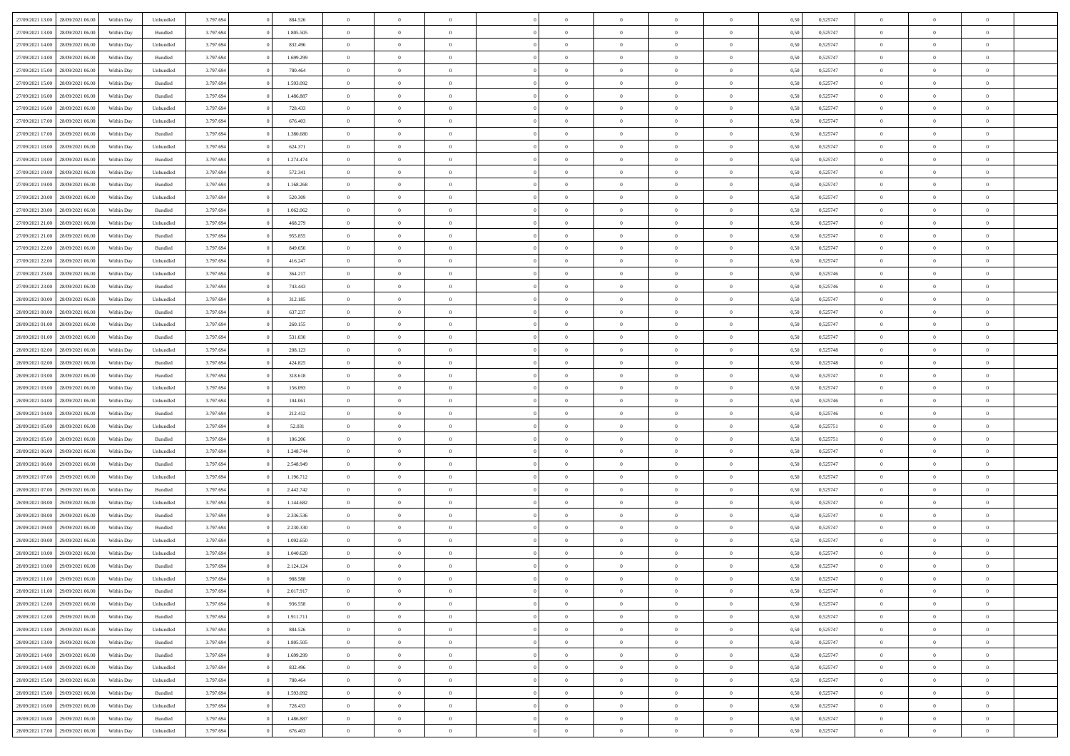| | | | | | | | | | | | | | | | | | | | | |
|---|---|---|---|---|---|---|---|---|---|---|---|---|---|---|---|---|---|---|---|---|
| 27/09/2021 13:00 | 28/09/2021 06:00 | Within Day | Unbundled | 3.797.694 | 0 | 884.526 | 0 | 0 | 0 | | 0 | 0 | 0 | 0 | 0,50 | 0,525747 | 0 | 0 | 0 | |
| 27/09/2021 13:00 | 28/09/2021 06:00 | Within Day | Bundled | 3.797.694 | 0 | 1.805.505 | 0 | 0 | 0 | | 0 | 0 | 0 | 0 | 0,50 | 0,525747 | 0 | 0 | 0 | |
| 27/09/2021 14:00 | 28/09/2021 06:00 | Within Day | Unbundled | 3.797.694 | 0 | 832.496 | 0 | 0 | 0 | | 0 | 0 | 0 | 0 | 0,50 | 0,525747 | 0 | 0 | 0 | |
| 27/09/2021 14:00 | 28/09/2021 06:00 | Within Day | Bundled | 3.797.694 | 0 | 1.699.299 | 0 | 0 | 0 | | 0 | 0 | 0 | 0 | 0,50 | 0,525747 | 0 | 0 | 0 | |
| 27/09/2021 15:00 | 28/09/2021 06:00 | Within Day | Unbundled | 3.797.694 | 0 | 780.464 | 0 | 0 | 0 | | 0 | 0 | 0 | 0 | 0,50 | 0,525747 | 0 | 0 | 0 | |
| 27/09/2021 15:00 | 28/09/2021 06:00 | Within Day | Bundled | 3.797.694 | 0 | 1.593.092 | 0 | 0 | 0 | | 0 | 0 | 0 | 0 | 0,50 | 0,525747 | 0 | 0 | 0 | |
| 27/09/2021 16:00 | 28/09/2021 06:00 | Within Day | Bundled | 3.797.694 | 0 | 1.486.887 | 0 | 0 | 0 | | 0 | 0 | 0 | 0 | 0,50 | 0,525747 | 0 | 0 | 0 | |
| 27/09/2021 16:00 | 28/09/2021 06:00 | Within Day | Unbundled | 3.797.694 | 0 | 728.433 | 0 | 0 | 0 | | 0 | 0 | 0 | 0 | 0,50 | 0,525747 | 0 | 0 | 0 | |
| 27/09/2021 17:00 | 28/09/2021 06:00 | Within Day | Unbundled | 3.797.694 | 0 | 676.403 | 0 | 0 | 0 | | 0 | 0 | 0 | 0 | 0,50 | 0,525747 | 0 | 0 | 0 | |
| 27/09/2021 17:00 | 28/09/2021 06:00 | Within Day | Bundled | 3.797.694 | 0 | 1.380.680 | 0 | 0 | 0 | | 0 | 0 | 0 | 0 | 0,50 | 0,525747 | 0 | 0 | 0 | |
| 27/09/2021 18:00 | 28/09/2021 06:00 | Within Day | Unbundled | 3.797.694 | 0 | 624.371 | 0 | 0 | 0 | | 0 | 0 | 0 | 0 | 0,50 | 0,525747 | 0 | 0 | 0 | |
| 27/09/2021 18:00 | 28/09/2021 06:00 | Within Day | Bundled | 3.797.694 | 0 | 1.274.474 | 0 | 0 | 0 | | 0 | 0 | 0 | 0 | 0,50 | 0,525747 | 0 | 0 | 0 | |
| 27/09/2021 19:00 | 28/09/2021 06:00 | Within Day | Unbundled | 3.797.694 | 0 | 572.341 | 0 | 0 | 0 | | 0 | 0 | 0 | 0 | 0,50 | 0,525747 | 0 | 0 | 0 | |
| 27/09/2021 19:00 | 28/09/2021 06:00 | Within Day | Bundled | 3.797.694 | 0 | 1.168.268 | 0 | 0 | 0 | | 0 | 0 | 0 | 0 | 0,50 | 0,525747 | 0 | 0 | 0 | |
| 27/09/2021 20:00 | 28/09/2021 06:00 | Within Day | Unbundled | 3.797.694 | 0 | 520.309 | 0 | 0 | 0 | | 0 | 0 | 0 | 0 | 0,50 | 0,525747 | 0 | 0 | 0 | |
| 27/09/2021 20:00 | 28/09/2021 06:00 | Within Day | Bundled | 3.797.694 | 0 | 1.062.062 | 0 | 0 | 0 | | 0 | 0 | 0 | 0 | 0,50 | 0,525747 | 0 | 0 | 0 | |
| 27/09/2021 21:00 | 28/09/2021 06:00 | Within Day | Unbundled | 3.797.694 | 0 | 468.279 | 0 | 0 | 0 | | 0 | 0 | 0 | 0 | 0,50 | 0,525747 | 0 | 0 | 0 | |
| 27/09/2021 21:00 | 28/09/2021 06:00 | Within Day | Bundled | 3.797.694 | 0 | 955.855 | 0 | 0 | 0 | | 0 | 0 | 0 | 0 | 0,50 | 0,525747 | 0 | 0 | 0 | |
| 27/09/2021 22:00 | 28/09/2021 06:00 | Within Day | Bundled | 3.797.694 | 0 | 849.650 | 0 | 0 | 0 | | 0 | 0 | 0 | 0 | 0,50 | 0,525747 | 0 | 0 | 0 | |
| 27/09/2021 22:00 | 28/09/2021 06:00 | Within Day | Unbundled | 3.797.694 | 0 | 416.247 | 0 | 0 | 0 | | 0 | 0 | 0 | 0 | 0,50 | 0,525747 | 0 | 0 | 0 | |
| 27/09/2021 23:00 | 28/09/2021 06:00 | Within Day | Unbundled | 3.797.694 | 0 | 364.217 | 0 | 0 | 0 | | 0 | 0 | 0 | 0 | 0,50 | 0,525746 | 0 | 0 | 0 | |
| 27/09/2021 23:00 | 28/09/2021 06:00 | Within Day | Bundled | 3.797.694 | 0 | 743.443 | 0 | 0 | 0 | | 0 | 0 | 0 | 0 | 0,50 | 0,525746 | 0 | 0 | 0 | |
| 28/09/2021 00:00 | 28/09/2021 06:00 | Within Day | Unbundled | 3.797.694 | 0 | 312.185 | 0 | 0 | 0 | | 0 | 0 | 0 | 0 | 0,50 | 0,525747 | 0 | 0 | 0 | |
| 28/09/2021 00:00 | 28/09/2021 06:00 | Within Day | Bundled | 3.797.694 | 0 | 637.237 | 0 | 0 | 0 | | 0 | 0 | 0 | 0 | 0,50 | 0,525747 | 0 | 0 | 0 | |
| 28/09/2021 01:00 | 28/09/2021 06:00 | Within Day | Unbundled | 3.797.694 | 0 | 260.155 | 0 | 0 | 0 | | 0 | 0 | 0 | 0 | 0,50 | 0,525747 | 0 | 0 | 0 | |
| 28/09/2021 01:00 | 28/09/2021 06:00 | Within Day | Bundled | 3.797.694 | 0 | 531.030 | 0 | 0 | 0 | | 0 | 0 | 0 | 0 | 0,50 | 0,525747 | 0 | 0 | 0 | |
| 28/09/2021 02:00 | 28/09/2021 06:00 | Within Day | Unbundled | 3.797.694 | 0 | 208.123 | 0 | 0 | 0 | | 0 | 0 | 0 | 0 | 0,50 | 0,525748 | 0 | 0 | 0 | |
| 28/09/2021 02:00 | 28/09/2021 06:00 | Within Day | Bundled | 3.797.694 | 0 | 424.825 | 0 | 0 | 0 | | 0 | 0 | 0 | 0 | 0,50 | 0,525748 | 0 | 0 | 0 | |
| 28/09/2021 03:00 | 28/09/2021 06:00 | Within Day | Bundled | 3.797.694 | 0 | 318.618 | 0 | 0 | 0 | | 0 | 0 | 0 | 0 | 0,50 | 0,525747 | 0 | 0 | 0 | |
| 28/09/2021 03:00 | 28/09/2021 06:00 | Within Day | Unbundled | 3.797.694 | 0 | 156.093 | 0 | 0 | 0 | | 0 | 0 | 0 | 0 | 0,50 | 0,525747 | 0 | 0 | 0 | |
| 28/09/2021 04:00 | 28/09/2021 06:00 | Within Day | Unbundled | 3.797.694 | 0 | 104.061 | 0 | 0 | 0 | | 0 | 0 | 0 | 0 | 0,50 | 0,525746 | 0 | 0 | 0 | |
| 28/09/2021 04:00 | 28/09/2021 06:00 | Within Day | Bundled | 3.797.694 | 0 | 212.412 | 0 | 0 | 0 | | 0 | 0 | 0 | 0 | 0,50 | 0,525746 | 0 | 0 | 0 | |
| 28/09/2021 05:00 | 28/09/2021 06:00 | Within Day | Unbundled | 3.797.694 | 0 | 52.031 | 0 | 0 | 0 | | 0 | 0 | 0 | 0 | 0,50 | 0,525751 | 0 | 0 | 0 | |
| 28/09/2021 05:00 | 28/09/2021 06:00 | Within Day | Bundled | 3.797.694 | 0 | 106.206 | 0 | 0 | 0 | | 0 | 0 | 0 | 0 | 0,50 | 0,525751 | 0 | 0 | 0 | |
| 28/09/2021 06:00 | 29/09/2021 06:00 | Within Day | Unbundled | 3.797.694 | 0 | 1.248.744 | 0 | 0 | 0 | | 0 | 0 | 0 | 0 | 0,50 | 0,525747 | 0 | 0 | 0 | |
| 28/09/2021 06:00 | 29/09/2021 06:00 | Within Day | Bundled | 3.797.694 | 0 | 2.548.949 | 0 | 0 | 0 | | 0 | 0 | 0 | 0 | 0,50 | 0,525747 | 0 | 0 | 0 | |
| 28/09/2021 07:00 | 29/09/2021 06:00 | Within Day | Unbundled | 3.797.694 | 0 | 1.196.712 | 0 | 0 | 0 | | 0 | 0 | 0 | 0 | 0,50 | 0,525747 | 0 | 0 | 0 | |
| 28/09/2021 07:00 | 29/09/2021 06:00 | Within Day | Bundled | 3.797.694 | 0 | 2.442.742 | 0 | 0 | 0 | | 0 | 0 | 0 | 0 | 0,50 | 0,525747 | 0 | 0 | 0 | |
| 28/09/2021 08:00 | 29/09/2021 06:00 | Within Day | Unbundled | 3.797.694 | 0 | 1.144.682 | 0 | 0 | 0 | | 0 | 0 | 0 | 0 | 0,50 | 0,525747 | 0 | 0 | 0 | |
| 28/09/2021 08:00 | 29/09/2021 06:00 | Within Day | Bundled | 3.797.694 | 0 | 2.336.536 | 0 | 0 | 0 | | 0 | 0 | 0 | 0 | 0,50 | 0,525747 | 0 | 0 | 0 | |
| 28/09/2021 09:00 | 29/09/2021 06:00 | Within Day | Bundled | 3.797.694 | 0 | 2.230.330 | 0 | 0 | 0 | | 0 | 0 | 0 | 0 | 0,50 | 0,525747 | 0 | 0 | 0 | |
| 28/09/2021 09:00 | 29/09/2021 06:00 | Within Day | Unbundled | 3.797.694 | 0 | 1.092.650 | 0 | 0 | 0 | | 0 | 0 | 0 | 0 | 0,50 | 0,525747 | 0 | 0 | 0 | |
| 28/09/2021 10:00 | 29/09/2021 06:00 | Within Day | Unbundled | 3.797.694 | 0 | 1.040.620 | 0 | 0 | 0 | | 0 | 0 | 0 | 0 | 0,50 | 0,525747 | 0 | 0 | 0 | |
| 28/09/2021 10:00 | 29/09/2021 06:00 | Within Day | Bundled | 3.797.694 | 0 | 2.124.124 | 0 | 0 | 0 | | 0 | 0 | 0 | 0 | 0,50 | 0,525747 | 0 | 0 | 0 | |
| 28/09/2021 11:00 | 29/09/2021 06:00 | Within Day | Unbundled | 3.797.694 | 0 | 988.588 | 0 | 0 | 0 | | 0 | 0 | 0 | 0 | 0,50 | 0,525747 | 0 | 0 | 0 | |
| 28/09/2021 11:00 | 29/09/2021 06:00 | Within Day | Bundled | 3.797.694 | 0 | 2.017.917 | 0 | 0 | 0 | | 0 | 0 | 0 | 0 | 0,50 | 0,525747 | 0 | 0 | 0 | |
| 28/09/2021 12:00 | 29/09/2021 06:00 | Within Day | Unbundled | 3.797.694 | 0 | 936.558 | 0 | 0 | 0 | | 0 | 0 | 0 | 0 | 0,50 | 0,525747 | 0 | 0 | 0 | |
| 28/09/2021 12:00 | 29/09/2021 06:00 | Within Day | Bundled | 3.797.694 | 0 | 1.911.711 | 0 | 0 | 0 | | 0 | 0 | 0 | 0 | 0,50 | 0,525747 | 0 | 0 | 0 | |
| 28/09/2021 13:00 | 29/09/2021 06:00 | Within Day | Unbundled | 3.797.694 | 0 | 884.526 | 0 | 0 | 0 | | 0 | 0 | 0 | 0 | 0,50 | 0,525747 | 0 | 0 | 0 | |
| 28/09/2021 13:00 | 29/09/2021 06:00 | Within Day | Bundled | 3.797.694 | 0 | 1.805.505 | 0 | 0 | 0 | | 0 | 0 | 0 | 0 | 0,50 | 0,525747 | 0 | 0 | 0 | |
| 28/09/2021 14:00 | 29/09/2021 06:00 | Within Day | Bundled | 3.797.694 | 0 | 1.699.299 | 0 | 0 | 0 | | 0 | 0 | 0 | 0 | 0,50 | 0,525747 | 0 | 0 | 0 | |
| 28/09/2021 14:00 | 29/09/2021 06:00 | Within Day | Unbundled | 3.797.694 | 0 | 832.496 | 0 | 0 | 0 | | 0 | 0 | 0 | 0 | 0,50 | 0,525747 | 0 | 0 | 0 | |
| 28/09/2021 15:00 | 29/09/2021 06:00 | Within Day | Unbundled | 3.797.694 | 0 | 780.464 | 0 | 0 | 0 | | 0 | 0 | 0 | 0 | 0,50 | 0,525747 | 0 | 0 | 0 | |
| 28/09/2021 15:00 | 29/09/2021 06:00 | Within Day | Bundled | 3.797.694 | 0 | 1.593.092 | 0 | 0 | 0 | | 0 | 0 | 0 | 0 | 0,50 | 0,525747 | 0 | 0 | 0 | |
| 28/09/2021 16:00 | 29/09/2021 06:00 | Within Day | Unbundled | 3.797.694 | 0 | 728.433 | 0 | 0 | 0 | | 0 | 0 | 0 | 0 | 0,50 | 0,525747 | 0 | 0 | 0 | |
| 28/09/2021 16:00 | 29/09/2021 06:00 | Within Day | Bundled | 3.797.694 | 0 | 1.486.887 | 0 | 0 | 0 | | 0 | 0 | 0 | 0 | 0,50 | 0,525747 | 0 | 0 | 0 | |
| 28/09/2021 17:00 | 29/09/2021 06:00 | Within Day | Unbundled | 3.797.694 | 0 | 676.403 | 0 | 0 | 0 | | 0 | 0 | 0 | 0 | 0,50 | 0,525747 | 0 | 0 | 0 | |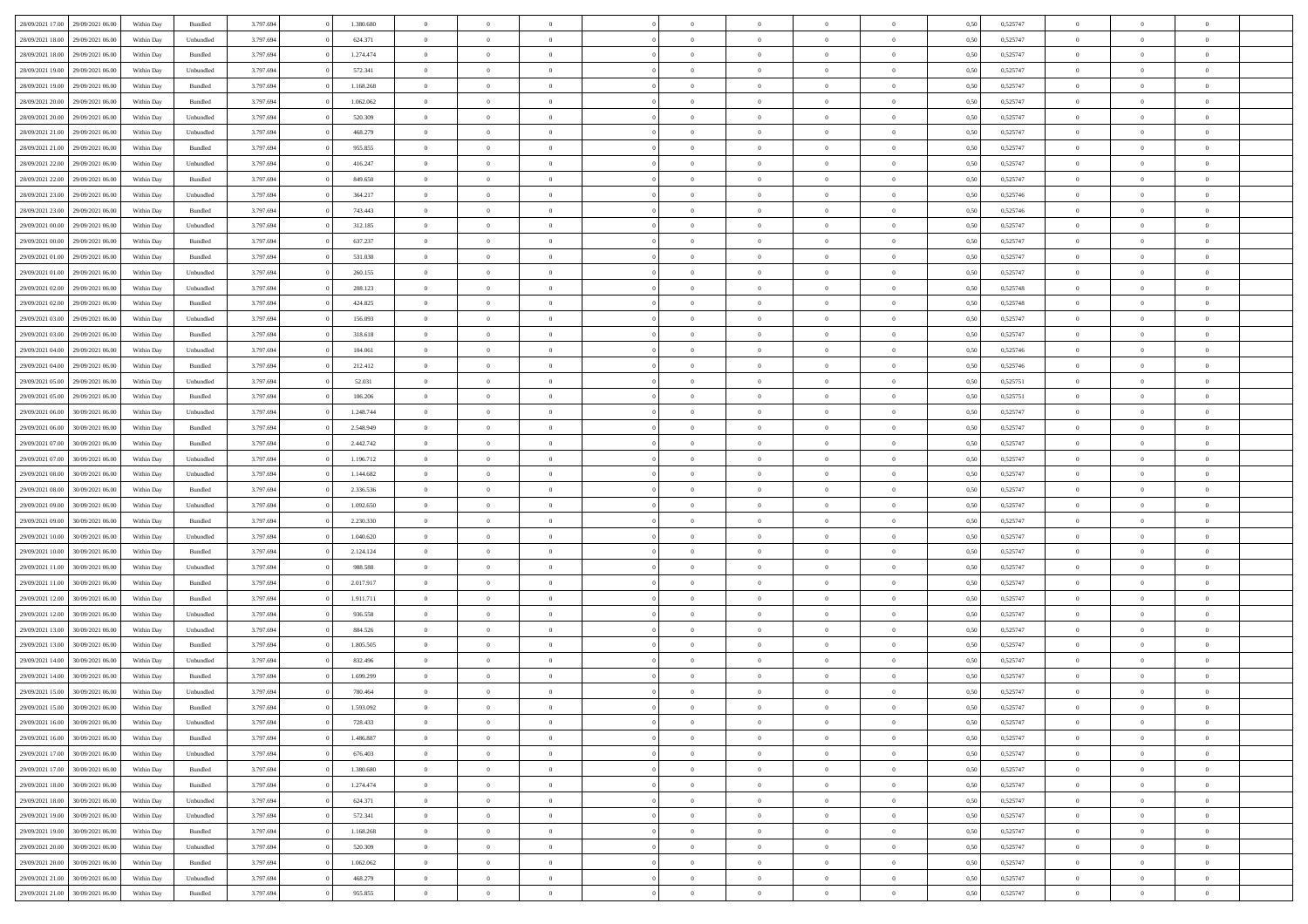| | | | | | | | | | | | | | | | | | | | | |
|---|---|---|---|---|---|---|---|---|---|---|---|---|---|---|---|---|---|---|---|---|
| 28/09/2021 17:00 | 29/09/2021 06:00 | Within Day | Bundled | 3.797.694 | 0 | 1.380.680 | 0 | 0 | 0 | | 0 | 0 | 0 | 0 | 0,50 | 0,525747 | 0 | 0 | 0 | |
| 28/09/2021 18:00 | 29/09/2021 06:00 | Within Day | Unbundled | 3.797.694 | 0 | 624.371 | 0 | 0 | 0 | | 0 | 0 | 0 | 0 | 0,50 | 0,525747 | 0 | 0 | 0 | |
| 28/09/2021 18:00 | 29/09/2021 06:00 | Within Day | Bundled | 3.797.694 | 0 | 1.274.474 | 0 | 0 | 0 | | 0 | 0 | 0 | 0 | 0,50 | 0,525747 | 0 | 0 | 0 | |
| 28/09/2021 19:00 | 29/09/2021 06:00 | Within Day | Unbundled | 3.797.694 | 0 | 572.341 | 0 | 0 | 0 | | 0 | 0 | 0 | 0 | 0,50 | 0,525747 | 0 | 0 | 0 | |
| 28/09/2021 19:00 | 29/09/2021 06:00 | Within Day | Bundled | 3.797.694 | 0 | 1.168.268 | 0 | 0 | 0 | | 0 | 0 | 0 | 0 | 0,50 | 0,525747 | 0 | 0 | 0 | |
| 28/09/2021 20:00 | 29/09/2021 06:00 | Within Day | Bundled | 3.797.694 | 0 | 1.062.062 | 0 | 0 | 0 | | 0 | 0 | 0 | 0 | 0,50 | 0,525747 | 0 | 0 | 0 | |
| 28/09/2021 20:00 | 29/09/2021 06:00 | Within Day | Unbundled | 3.797.694 | 0 | 520.309 | 0 | 0 | 0 | | 0 | 0 | 0 | 0 | 0,50 | 0,525747 | 0 | 0 | 0 | |
| 28/09/2021 21:00 | 29/09/2021 06:00 | Within Day | Unbundled | 3.797.694 | 0 | 468.279 | 0 | 0 | 0 | | 0 | 0 | 0 | 0 | 0,50 | 0,525747 | 0 | 0 | 0 | |
| 28/09/2021 21:00 | 29/09/2021 06:00 | Within Day | Bundled | 3.797.694 | 0 | 955.855 | 0 | 0 | 0 | | 0 | 0 | 0 | 0 | 0,50 | 0,525747 | 0 | 0 | 0 | |
| 28/09/2021 22:00 | 29/09/2021 06:00 | Within Day | Unbundled | 3.797.694 | 0 | 416.247 | 0 | 0 | 0 | | 0 | 0 | 0 | 0 | 0,50 | 0,525747 | 0 | 0 | 0 | |
| 28/09/2021 22:00 | 29/09/2021 06:00 | Within Day | Bundled | 3.797.694 | 0 | 849.650 | 0 | 0 | 0 | | 0 | 0 | 0 | 0 | 0,50 | 0,525747 | 0 | 0 | 0 | |
| 28/09/2021 23:00 | 29/09/2021 06:00 | Within Day | Unbundled | 3.797.694 | 0 | 364.217 | 0 | 0 | 0 | | 0 | 0 | 0 | 0 | 0,50 | 0,525746 | 0 | 0 | 0 | |
| 28/09/2021 23:00 | 29/09/2021 06:00 | Within Day | Bundled | 3.797.694 | 0 | 743.443 | 0 | 0 | 0 | | 0 | 0 | 0 | 0 | 0,50 | 0,525746 | 0 | 0 | 0 | |
| 29/09/2021 00:00 | 29/09/2021 06:00 | Within Day | Unbundled | 3.797.694 | 0 | 312.185 | 0 | 0 | 0 | | 0 | 0 | 0 | 0 | 0,50 | 0,525747 | 0 | 0 | 0 | |
| 29/09/2021 00:00 | 29/09/2021 06:00 | Within Day | Bundled | 3.797.694 | 0 | 637.237 | 0 | 0 | 0 | | 0 | 0 | 0 | 0 | 0,50 | 0,525747 | 0 | 0 | 0 | |
| 29/09/2021 01:00 | 29/09/2021 06:00 | Within Day | Bundled | 3.797.694 | 0 | 531.030 | 0 | 0 | 0 | | 0 | 0 | 0 | 0 | 0,50 | 0,525747 | 0 | 0 | 0 | |
| 29/09/2021 01:00 | 29/09/2021 06:00 | Within Day | Unbundled | 3.797.694 | 0 | 260.155 | 0 | 0 | 0 | | 0 | 0 | 0 | 0 | 0,50 | 0,525747 | 0 | 0 | 0 | |
| 29/09/2021 02:00 | 29/09/2021 06:00 | Within Day | Unbundled | 3.797.694 | 0 | 208.123 | 0 | 0 | 0 | | 0 | 0 | 0 | 0 | 0,50 | 0,525748 | 0 | 0 | 0 | |
| 29/09/2021 02:00 | 29/09/2021 06:00 | Within Day | Bundled | 3.797.694 | 0 | 424.825 | 0 | 0 | 0 | | 0 | 0 | 0 | 0 | 0,50 | 0,525748 | 0 | 0 | 0 | |
| 29/09/2021 03:00 | 29/09/2021 06:00 | Within Day | Unbundled | 3.797.694 | 0 | 156.093 | 0 | 0 | 0 | | 0 | 0 | 0 | 0 | 0,50 | 0,525747 | 0 | 0 | 0 | |
| 29/09/2021 03:00 | 29/09/2021 06:00 | Within Day | Bundled | 3.797.694 | 0 | 318.618 | 0 | 0 | 0 | | 0 | 0 | 0 | 0 | 0,50 | 0,525747 | 0 | 0 | 0 | |
| 29/09/2021 04:00 | 29/09/2021 06:00 | Within Day | Unbundled | 3.797.694 | 0 | 104.061 | 0 | 0 | 0 | | 0 | 0 | 0 | 0 | 0,50 | 0,525746 | 0 | 0 | 0 | |
| 29/09/2021 04:00 | 29/09/2021 06:00 | Within Day | Bundled | 3.797.694 | 0 | 212.412 | 0 | 0 | 0 | | 0 | 0 | 0 | 0 | 0,50 | 0,525746 | 0 | 0 | 0 | |
| 29/09/2021 05:00 | 29/09/2021 06:00 | Within Day | Unbundled | 3.797.694 | 0 | 52.031 | 0 | 0 | 0 | | 0 | 0 | 0 | 0 | 0,50 | 0,525751 | 0 | 0 | 0 | |
| 29/09/2021 05:00 | 29/09/2021 06:00 | Within Day | Bundled | 3.797.694 | 0 | 106.206 | 0 | 0 | 0 | | 0 | 0 | 0 | 0 | 0,50 | 0,525751 | 0 | 0 | 0 | |
| 29/09/2021 06:00 | 30/09/2021 06:00 | Within Day | Unbundled | 3.797.694 | 0 | 1.248.744 | 0 | 0 | 0 | | 0 | 0 | 0 | 0 | 0,50 | 0,525747 | 0 | 0 | 0 | |
| 29/09/2021 06:00 | 30/09/2021 06:00 | Within Day | Bundled | 3.797.694 | 0 | 2.548.949 | 0 | 0 | 0 | | 0 | 0 | 0 | 0 | 0,50 | 0,525747 | 0 | 0 | 0 | |
| 29/09/2021 07:00 | 30/09/2021 06:00 | Within Day | Bundled | 3.797.694 | 0 | 2.442.742 | 0 | 0 | 0 | | 0 | 0 | 0 | 0 | 0,50 | 0,525747 | 0 | 0 | 0 | |
| 29/09/2021 07:00 | 30/09/2021 06:00 | Within Day | Unbundled | 3.797.694 | 0 | 1.196.712 | 0 | 0 | 0 | | 0 | 0 | 0 | 0 | 0,50 | 0,525747 | 0 | 0 | 0 | |
| 29/09/2021 08:00 | 30/09/2021 06:00 | Within Day | Unbundled | 3.797.694 | 0 | 1.144.682 | 0 | 0 | 0 | | 0 | 0 | 0 | 0 | 0,50 | 0,525747 | 0 | 0 | 0 | |
| 29/09/2021 08:00 | 30/09/2021 06:00 | Within Day | Bundled | 3.797.694 | 0 | 2.336.536 | 0 | 0 | 0 | | 0 | 0 | 0 | 0 | 0,50 | 0,525747 | 0 | 0 | 0 | |
| 29/09/2021 09:00 | 30/09/2021 06:00 | Within Day | Unbundled | 3.797.694 | 0 | 1.092.650 | 0 | 0 | 0 | | 0 | 0 | 0 | 0 | 0,50 | 0,525747 | 0 | 0 | 0 | |
| 29/09/2021 09:00 | 30/09/2021 06:00 | Within Day | Bundled | 3.797.694 | 0 | 2.230.330 | 0 | 0 | 0 | | 0 | 0 | 0 | 0 | 0,50 | 0,525747 | 0 | 0 | 0 | |
| 29/09/2021 10:00 | 30/09/2021 06:00 | Within Day | Unbundled | 3.797.694 | 0 | 1.040.620 | 0 | 0 | 0 | | 0 | 0 | 0 | 0 | 0,50 | 0,525747 | 0 | 0 | 0 | |
| 29/09/2021 10:00 | 30/09/2021 06:00 | Within Day | Bundled | 3.797.694 | 0 | 2.124.124 | 0 | 0 | 0 | | 0 | 0 | 0 | 0 | 0,50 | 0,525747 | 0 | 0 | 0 | |
| 29/09/2021 11:00 | 30/09/2021 06:00 | Within Day | Unbundled | 3.797.694 | 0 | 988.588 | 0 | 0 | 0 | | 0 | 0 | 0 | 0 | 0,50 | 0,525747 | 0 | 0 | 0 | |
| 29/09/2021 11:00 | 30/09/2021 06:00 | Within Day | Bundled | 3.797.694 | 0 | 2.017.917 | 0 | 0 | 0 | | 0 | 0 | 0 | 0 | 0,50 | 0,525747 | 0 | 0 | 0 | |
| 29/09/2021 12:00 | 30/09/2021 06:00 | Within Day | Bundled | 3.797.694 | 0 | 1.911.711 | 0 | 0 | 0 | | 0 | 0 | 0 | 0 | 0,50 | 0,525747 | 0 | 0 | 0 | |
| 29/09/2021 12:00 | 30/09/2021 06:00 | Within Day | Unbundled | 3.797.694 | 0 | 936.558 | 0 | 0 | 0 | | 0 | 0 | 0 | 0 | 0,50 | 0,525747 | 0 | 0 | 0 | |
| 29/09/2021 13:00 | 30/09/2021 06:00 | Within Day | Unbundled | 3.797.694 | 0 | 884.526 | 0 | 0 | 0 | | 0 | 0 | 0 | 0 | 0,50 | 0,525747 | 0 | 0 | 0 | |
| 29/09/2021 13:00 | 30/09/2021 06:00 | Within Day | Bundled | 3.797.694 | 0 | 1.805.505 | 0 | 0 | 0 | | 0 | 0 | 0 | 0 | 0,50 | 0,525747 | 0 | 0 | 0 | |
| 29/09/2021 14:00 | 30/09/2021 06:00 | Within Day | Unbundled | 3.797.694 | 0 | 832.496 | 0 | 0 | 0 | | 0 | 0 | 0 | 0 | 0,50 | 0,525747 | 0 | 0 | 0 | |
| 29/09/2021 14:00 | 30/09/2021 06:00 | Within Day | Bundled | 3.797.694 | 0 | 1.699.299 | 0 | 0 | 0 | | 0 | 0 | 0 | 0 | 0,50 | 0,525747 | 0 | 0 | 0 | |
| 29/09/2021 15:00 | 30/09/2021 06:00 | Within Day | Unbundled | 3.797.694 | 0 | 780.464 | 0 | 0 | 0 | | 0 | 0 | 0 | 0 | 0,50 | 0,525747 | 0 | 0 | 0 | |
| 29/09/2021 15:00 | 30/09/2021 06:00 | Within Day | Bundled | 3.797.694 | 0 | 1.593.092 | 0 | 0 | 0 | | 0 | 0 | 0 | 0 | 0,50 | 0,525747 | 0 | 0 | 0 | |
| 29/09/2021 16:00 | 30/09/2021 06:00 | Within Day | Unbundled | 3.797.694 | 0 | 728.433 | 0 | 0 | 0 | | 0 | 0 | 0 | 0 | 0,50 | 0,525747 | 0 | 0 | 0 | |
| 29/09/2021 16:00 | 30/09/2021 06:00 | Within Day | Bundled | 3.797.694 | 0 | 1.486.887 | 0 | 0 | 0 | | 0 | 0 | 0 | 0 | 0,50 | 0,525747 | 0 | 0 | 0 | |
| 29/09/2021 17:00 | 30/09/2021 06:00 | Within Day | Unbundled | 3.797.694 | 0 | 676.403 | 0 | 0 | 0 | | 0 | 0 | 0 | 0 | 0,50 | 0,525747 | 0 | 0 | 0 | |
| 29/09/2021 17:00 | 30/09/2021 06:00 | Within Day | Bundled | 3.797.694 | 0 | 1.380.680 | 0 | 0 | 0 | | 0 | 0 | 0 | 0 | 0,50 | 0,525747 | 0 | 0 | 0 | |
| 29/09/2021 18:00 | 30/09/2021 06:00 | Within Day | Bundled | 3.797.694 | 0 | 1.274.474 | 0 | 0 | 0 | | 0 | 0 | 0 | 0 | 0,50 | 0,525747 | 0 | 0 | 0 | |
| 29/09/2021 18:00 | 30/09/2021 06:00 | Within Day | Unbundled | 3.797.694 | 0 | 624.371 | 0 | 0 | 0 | | 0 | 0 | 0 | 0 | 0,50 | 0,525747 | 0 | 0 | 0 | |
| 29/09/2021 19:00 | 30/09/2021 06:00 | Within Day | Unbundled | 3.797.694 | 0 | 572.341 | 0 | 0 | 0 | | 0 | 0 | 0 | 0 | 0,50 | 0,525747 | 0 | 0 | 0 | |
| 29/09/2021 19:00 | 30/09/2021 06:00 | Within Day | Bundled | 3.797.694 | 0 | 1.168.268 | 0 | 0 | 0 | | 0 | 0 | 0 | 0 | 0,50 | 0,525747 | 0 | 0 | 0 | |
| 29/09/2021 20:00 | 30/09/2021 06:00 | Within Day | Unbundled | 3.797.694 | 0 | 520.309 | 0 | 0 | 0 | | 0 | 0 | 0 | 0 | 0,50 | 0,525747 | 0 | 0 | 0 | |
| 29/09/2021 20:00 | 30/09/2021 06:00 | Within Day | Bundled | 3.797.694 | 0 | 1.062.062 | 0 | 0 | 0 | | 0 | 0 | 0 | 0 | 0,50 | 0,525747 | 0 | 0 | 0 | |
| 29/09/2021 21:00 | 30/09/2021 06:00 | Within Day | Unbundled | 3.797.694 | 0 | 468.279 | 0 | 0 | 0 | | 0 | 0 | 0 | 0 | 0,50 | 0,525747 | 0 | 0 | 0 | |
| 29/09/2021 21:00 | 30/09/2021 06:00 | Within Day | Bundled | 3.797.694 | 0 | 955.855 | 0 | 0 | 0 | | 0 | 0 | 0 | 0 | 0,50 | 0,525747 | 0 | 0 | 0 | |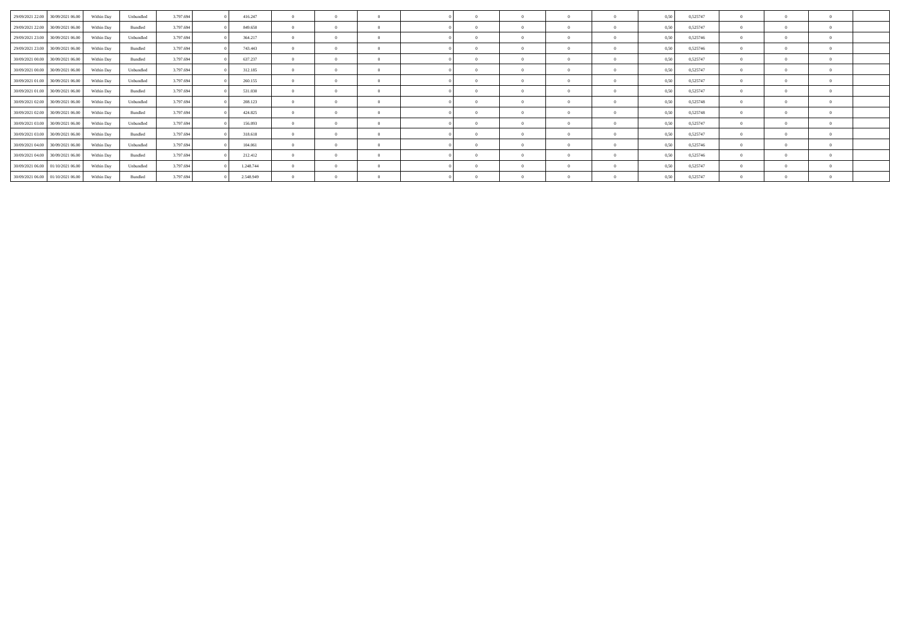| | | | | | | | | | | | | | | | | | | | | |
|---|---|---|---|---|---|---|---|---|---|---|---|---|---|---|---|---|---|---|---|---|
| 29/09/2021 22.00 | 30/09/2021 06.00 | Within Day | Unbundled | 3.797.694 | 0 | 416.247 | 0 | 0 | 0 | 0 | 0 | 0 | 0 | 0 | 0,50 | 0,525747 | 0 | 0 | 0 | |
| 29/09/2021 22.00 | 30/09/2021 06.00 | Within Day | Bundled | 3.797.694 | 0 | 849.650 | 0 | 0 | 0 | 0 | 0 | 0 | 0 | 0 | 0,50 | 0,525747 | 0 | 0 | 0 | |
| 29/09/2021 23.00 | 30/09/2021 06.00 | Within Day | Unbundled | 3.797.694 | 0 | 364.217 | 0 | 0 | 0 | 0 | 0 | 0 | 0 | 0 | 0,50 | 0,525746 | 0 | 0 | 0 | |
| 29/09/2021 23.00 | 30/09/2021 06.00 | Within Day | Bundled | 3.797.694 | 0 | 743.443 | 0 | 0 | 0 | 0 | 0 | 0 | 0 | 0 | 0,50 | 0,525746 | 0 | 0 | 0 | |
| 30/09/2021 00.00 | 30/09/2021 06.00 | Within Day | Bundled | 3.797.694 | 0 | 637.237 | 0 | 0 | 0 | 0 | 0 | 0 | 0 | 0 | 0,50 | 0,525747 | 0 | 0 | 0 | |
| 30/09/2021 00.00 | 30/09/2021 06.00 | Within Day | Unbundled | 3.797.694 | 0 | 312.185 | 0 | 0 | 0 | 0 | 0 | 0 | 0 | 0 | 0,50 | 0,525747 | 0 | 0 | 0 | |
| 30/09/2021 01.00 | 30/09/2021 06.00 | Within Day | Unbundled | 3.797.694 | 0 | 260.155 | 0 | 0 | 0 | 0 | 0 | 0 | 0 | 0 | 0,50 | 0,525747 | 0 | 0 | 0 | |
| 30/09/2021 01.00 | 30/09/2021 06.00 | Within Day | Bundled | 3.797.694 | 0 | 531.030 | 0 | 0 | 0 | 0 | 0 | 0 | 0 | 0 | 0,50 | 0,525747 | 0 | 0 | 0 | |
| 30/09/2021 02.00 | 30/09/2021 06.00 | Within Day | Unbundled | 3.797.694 | 0 | 208.123 | 0 | 0 | 0 | 0 | 0 | 0 | 0 | 0 | 0,50 | 0,525748 | 0 | 0 | 0 | |
| 30/09/2021 02.00 | 30/09/2021 06.00 | Within Day | Bundled | 3.797.694 | 0 | 424.825 | 0 | 0 | 0 | 0 | 0 | 0 | 0 | 0 | 0,50 | 0,525748 | 0 | 0 | 0 | |
| 30/09/2021 03.00 | 30/09/2021 06.00 | Within Day | Unbundled | 3.797.694 | 0 | 156.093 | 0 | 0 | 0 | 0 | 0 | 0 | 0 | 0 | 0,50 | 0,525747 | 0 | 0 | 0 | |
| 30/09/2021 03.00 | 30/09/2021 06.00 | Within Day | Bundled | 3.797.694 | 0 | 318.618 | 0 | 0 | 0 | 0 | 0 | 0 | 0 | 0 | 0,50 | 0,525747 | 0 | 0 | 0 | |
| 30/09/2021 04.00 | 30/09/2021 06.00 | Within Day | Unbundled | 3.797.694 | 0 | 104.061 | 0 | 0 | 0 | 0 | 0 | 0 | 0 | 0 | 0,50 | 0,525746 | 0 | 0 | 0 | |
| 30/09/2021 04.00 | 30/09/2021 06.00 | Within Day | Bundled | 3.797.694 | 0 | 212.412 | 0 | 0 | 0 | 0 | 0 | 0 | 0 | 0 | 0,50 | 0,525746 | 0 | 0 | 0 | |
| 30/09/2021 06.00 | 01/10/2021 06.00 | Within Day | Unbundled | 3.797.694 | 0 | 1.248.744 | 0 | 0 | 0 | 0 | 0 | 0 | 0 | 0 | 0,50 | 0,525747 | 0 | 0 | 0 | |
| 30/09/2021 06.00 | 01/10/2021 06.00 | Within Day | Bundled | 3.797.694 | 0 | 2.548.949 | 0 | 0 | 0 | 0 | 0 | 0 | 0 | 0 | 0,50 | 0,525747 | 0 | 0 | 0 | |